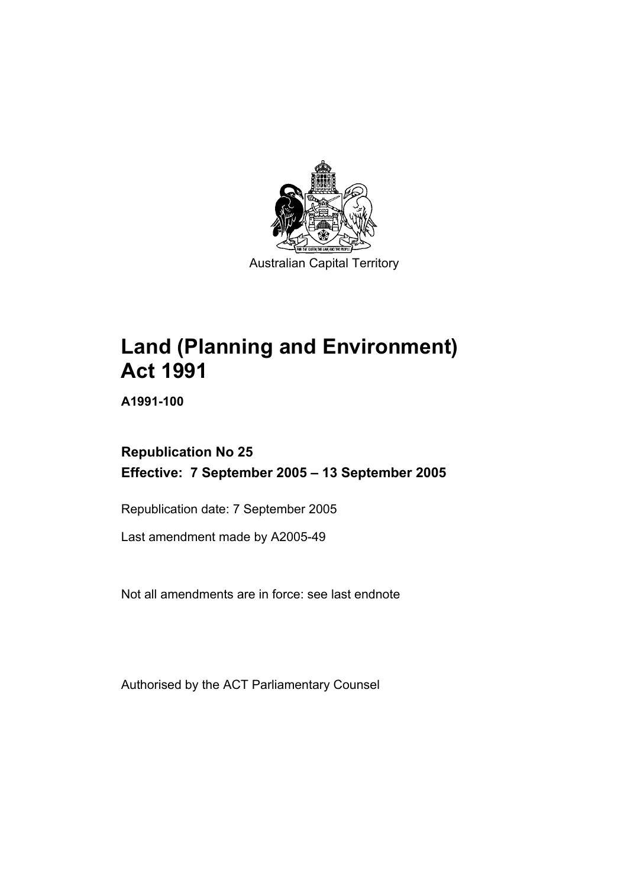Australian Capital Territory

# Land (Planning and Environment) Act 1991

**A1991-100**

**Republication No 25**
**Effective: 7 September 2005 – 13 September 2005**

Republication date: 7 September 2005

Last amendment made by A2005-49

Not all amendments are in force: see last endnote

Authorised by the ACT Parliamentary Counsel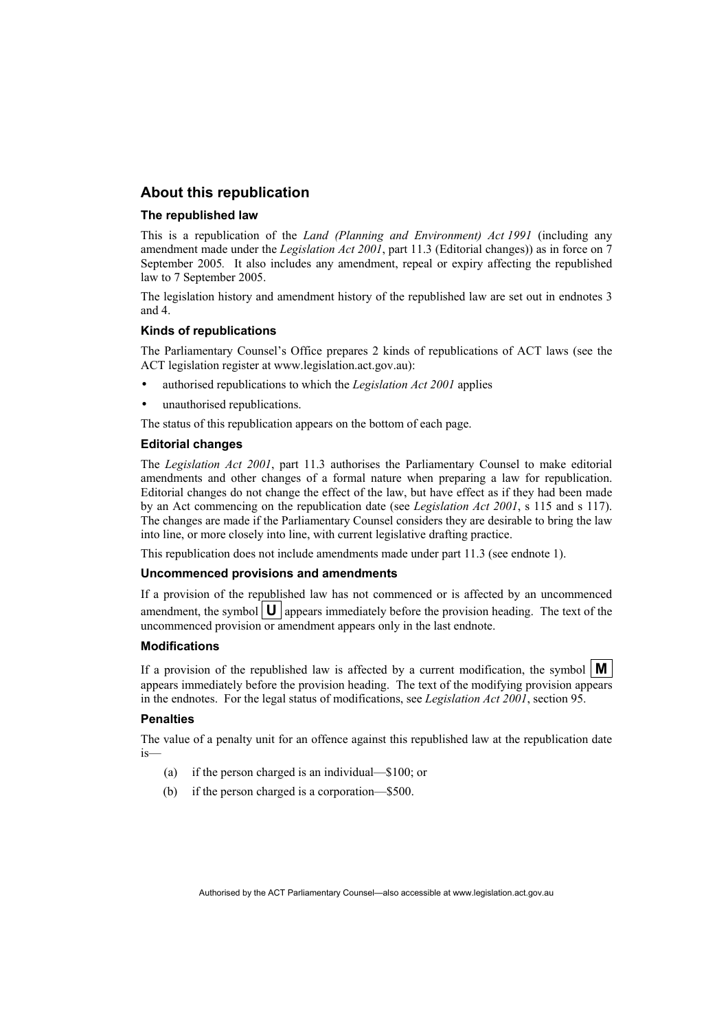## About this republication

### The republished law

This is a republication of the *Land (Planning and Environment) Act 1991* (including any amendment made under the *Legislation Act 2001*, part 11.3 (Editorial changes)) as in force on 7 September 2005*.* It also includes any amendment, repeal or expiry affecting the republished law to 7 September 2005.

The legislation history and amendment history of the republished law are set out in endnotes 3 and 4.

### Kinds of republications

The Parliamentary Counsel's Office prepares 2 kinds of republications of ACT laws (see the ACT legislation register at www.legislation.act.gov.au):

- authorised republications to which the *Legislation Act 2001* applies
- unauthorised republications.

The status of this republication appears on the bottom of each page.

### Editorial changes

The *Legislation Act 2001*, part 11.3 authorises the Parliamentary Counsel to make editorial amendments and other changes of a formal nature when preparing a law for republication. Editorial changes do not change the effect of the law, but have effect as if they had been made by an Act commencing on the republication date (see *Legislation Act 2001*, s 115 and s 117). The changes are made if the Parliamentary Counsel considers they are desirable to bring the law into line, or more closely into line, with current legislative drafting practice.

This republication does not include amendments made under part 11.3 (see endnote 1).

### Uncommenced provisions and amendments

If a provision of the republished law has not commenced or is affected by an uncommenced amendment, the symbol **U** appears immediately before the provision heading. The text of the uncommenced provision or amendment appears only in the last endnote.

### Modifications

If a provision of the republished law is affected by a current modification, the symbol **M** appears immediately before the provision heading. The text of the modifying provision appears in the endnotes. For the legal status of modifications, see *Legislation Act 2001*, section 95.

### Penalties

The value of a penalty unit for an offence against this republished law at the republication date is—

(a) if the person charged is an individual—$100; or

(b) if the person charged is a corporation—$500.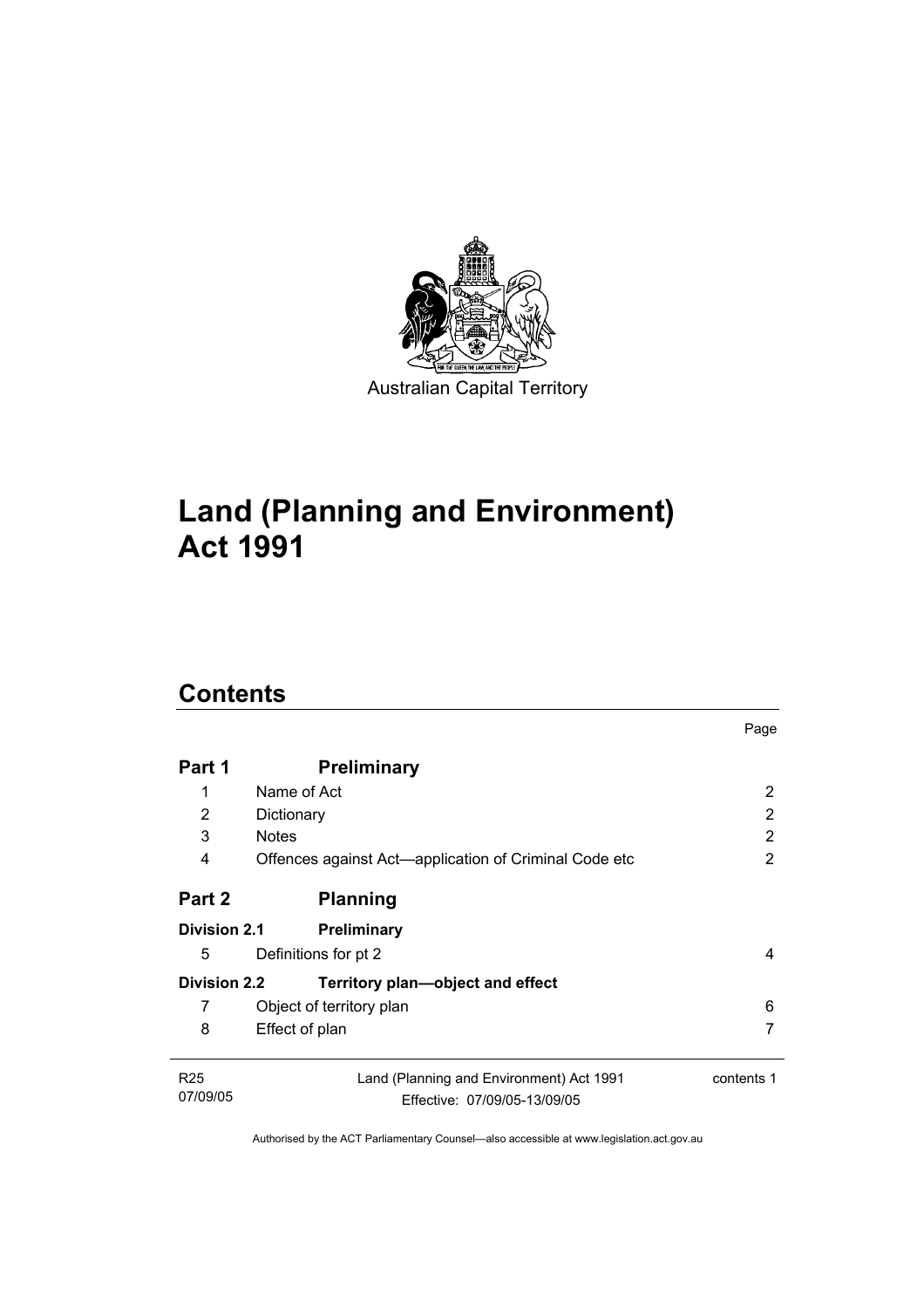Australian Capital Territory

# Land (Planning and Environment) Act 1991

## Contents

| | | Page |
|---|---|---|
| **Part 1** | **Preliminary** | |
| 1 | Name of Act | 2 |
| 2 | Dictionary | 2 |
| 3 | Notes | 2 |
| 4 | Offences against Act—application of Criminal Code etc | 2 |
| **Part 2** | **Planning** | |
| **Division 2.1** | **Preliminary** | |
| 5 | Definitions for pt 2 | 4 |
| **Division 2.2** | **Territory plan—object and effect** | |
| 7 | Object of territory plan | 6 |
| 8 | Effect of plan | 7 |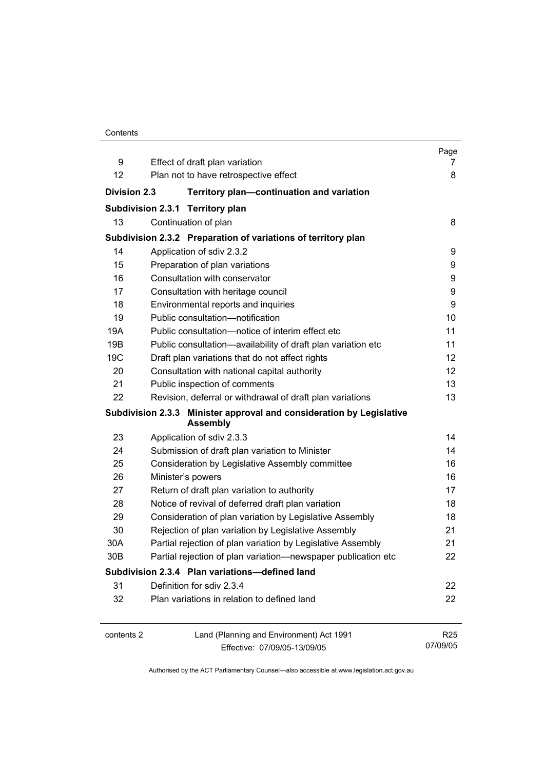| | | Page |
|---|---|---|
| 9 | Effect of draft plan variation | 7 |
| 12 | Plan not to have retrospective effect | 8 |
| **Division 2.3** | **Territory plan—continuation and variation** | |
| **Subdivision 2.3.1** | **Territory plan** | |
| 13 | Continuation of plan | 8 |
| **Subdivision 2.3.2** | **Preparation of variations of territory plan** | |
| 14 | Application of sdiv 2.3.2 | 9 |
| 15 | Preparation of plan variations | 9 |
| 16 | Consultation with conservator | 9 |
| 17 | Consultation with heritage council | 9 |
| 18 | Environmental reports and inquiries | 9 |
| 19 | Public consultation—notification | 10 |
| 19A | Public consultation—notice of interim effect etc | 11 |
| 19B | Public consultation—availability of draft plan variation etc | 11 |
| 19C | Draft plan variations that do not affect rights | 12 |
| 20 | Consultation with national capital authority | 12 |
| 21 | Public inspection of comments | 13 |
| 22 | Revision, deferral or withdrawal of draft plan variations | 13 |
| **Subdivision 2.3.3** | **Minister approval and consideration by Legislative Assembly** | |
| 23 | Application of sdiv 2.3.3 | 14 |
| 24 | Submission of draft plan variation to Minister | 14 |
| 25 | Consideration by Legislative Assembly committee | 16 |
| 26 | Minister's powers | 16 |
| 27 | Return of draft plan variation to authority | 17 |
| 28 | Notice of revival of deferred draft plan variation | 18 |
| 29 | Consideration of plan variation by Legislative Assembly | 18 |
| 30 | Rejection of plan variation by Legislative Assembly | 21 |
| 30A | Partial rejection of plan variation by Legislative Assembly | 21 |
| 30B | Partial rejection of plan variation—newspaper publication etc | 22 |
| **Subdivision 2.3.4** | **Plan variations—defined land** | |
| 31 | Definition for sdiv 2.3.4 | 22 |
| 32 | Plan variations in relation to defined land | 22 |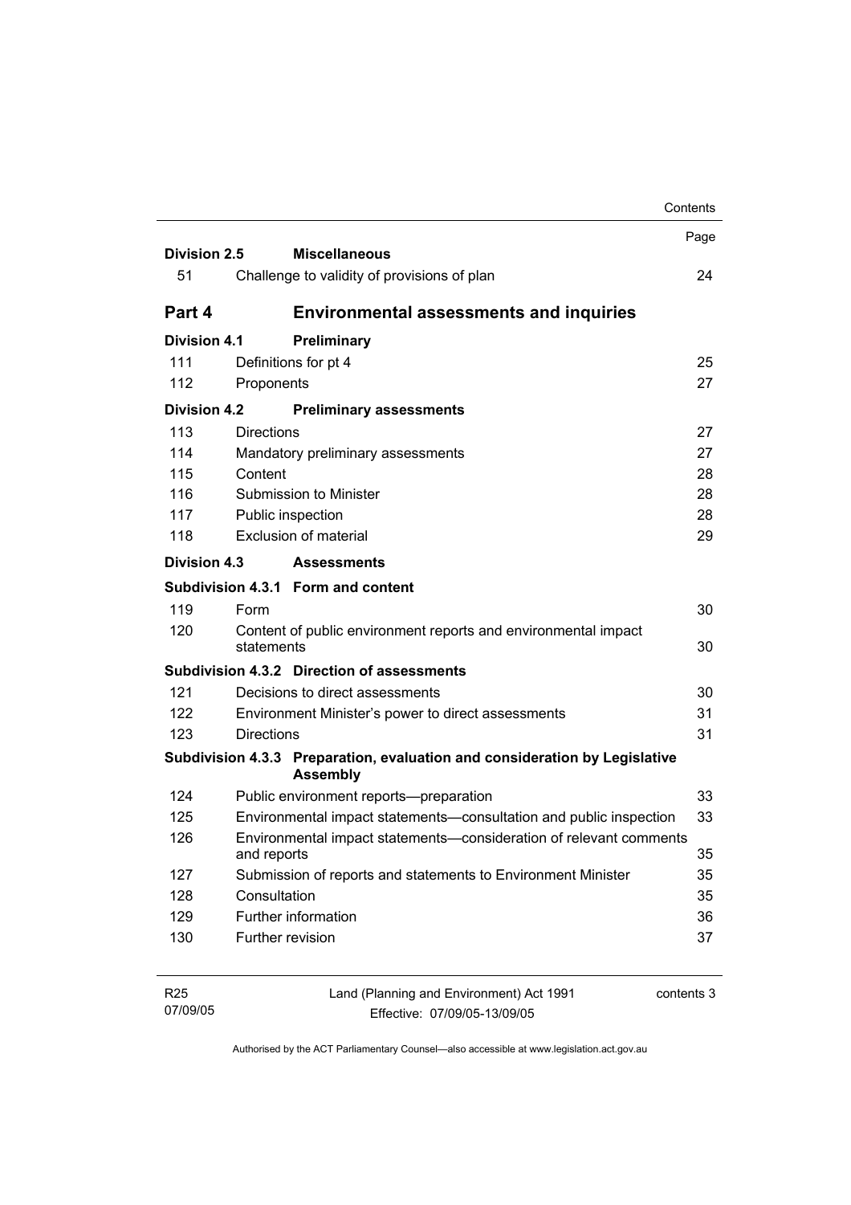| | | Page |
|---|---|---|
| **Division 2.5** | **Miscellaneous** | |
| 51 | Challenge to validity of provisions of plan | 24 |
| **Part 4** | **Environmental assessments and inquiries** | |
| **Division 4.1** | **Preliminary** | |
| 111 | Definitions for pt 4 | 25 |
| 112 | Proponents | 27 |
| **Division 4.2** | **Preliminary assessments** | |
| 113 | Directions | 27 |
| 114 | Mandatory preliminary assessments | 27 |
| 115 | Content | 28 |
| 116 | Submission to Minister | 28 |
| 117 | Public inspection | 28 |
| 118 | Exclusion of material | 29 |
| **Division 4.3** | **Assessments** | |
| **Subdivision 4.3.1** | **Form and content** | |
| 119 | Form | 30 |
| 120 | Content of public environment reports and environmental impact statements | 30 |
| **Subdivision 4.3.2** | **Direction of assessments** | |
| 121 | Decisions to direct assessments | 30 |
| 122 | Environment Minister's power to direct assessments | 31 |
| 123 | Directions | 31 |
| **Subdivision 4.3.3** | **Preparation, evaluation and consideration by Legislative Assembly** | |
| 124 | Public environment reports—preparation | 33 |
| 125 | Environmental impact statements—consultation and public inspection | 33 |
| 126 | Environmental impact statements—consideration of relevant comments and reports | 35 |
| 127 | Submission of reports and statements to Environment Minister | 35 |
| 128 | Consultation | 35 |
| 129 | Further information | 36 |
| 130 | Further revision | 37 |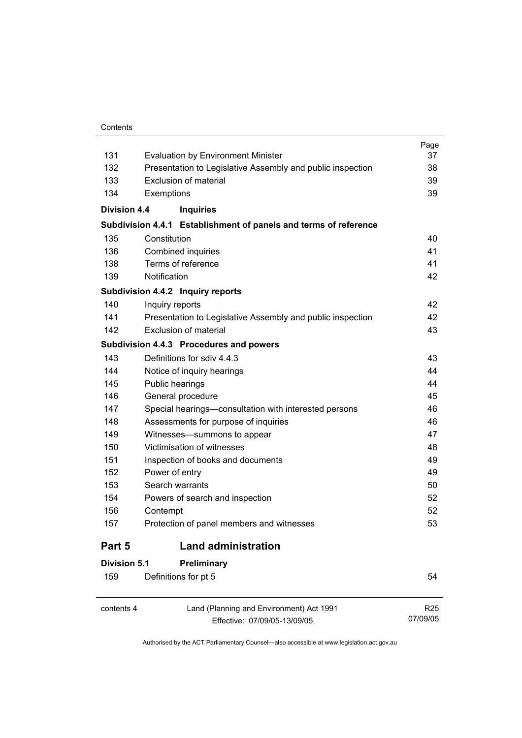| | | Page |
|---|---|---|
| 131 | Evaluation by Environment Minister | 37 |
| 132 | Presentation to Legislative Assembly and public inspection | 38 |
| 133 | Exclusion of material | 39 |
| 134 | Exemptions | 39 |
| **Division 4.4** | **Inquiries** | |
| **Subdivision 4.4.1** | **Establishment of panels and terms of reference** | |
| 135 | Constitution | 40 |
| 136 | Combined inquiries | 41 |
| 138 | Terms of reference | 41 |
| 139 | Notification | 42 |
| **Subdivision 4.4.2** | **Inquiry reports** | |
| 140 | Inquiry reports | 42 |
| 141 | Presentation to Legislative Assembly and public inspection | 42 |
| 142 | Exclusion of material | 43 |
| **Subdivision 4.4.3** | **Procedures and powers** | |
| 143 | Definitions for sdiv 4.4.3 | 43 |
| 144 | Notice of inquiry hearings | 44 |
| 145 | Public hearings | 44 |
| 146 | General procedure | 45 |
| 147 | Special hearings—consultation with interested persons | 46 |
| 148 | Assessments for purpose of inquiries | 46 |
| 149 | Witnesses—summons to appear | 47 |
| 150 | Victimisation of witnesses | 48 |
| 151 | Inspection of books and documents | 49 |
| 152 | Power of entry | 49 |
| 153 | Search warrants | 50 |
| 154 | Powers of search and inspection | 52 |
| 156 | Contempt | 52 |
| 157 | Protection of panel members and witnesses | 53 |
| **Part 5** | **Land administration** | |
| **Division 5.1** | **Preliminary** | |
| 159 | Definitions for pt 5 | 54 |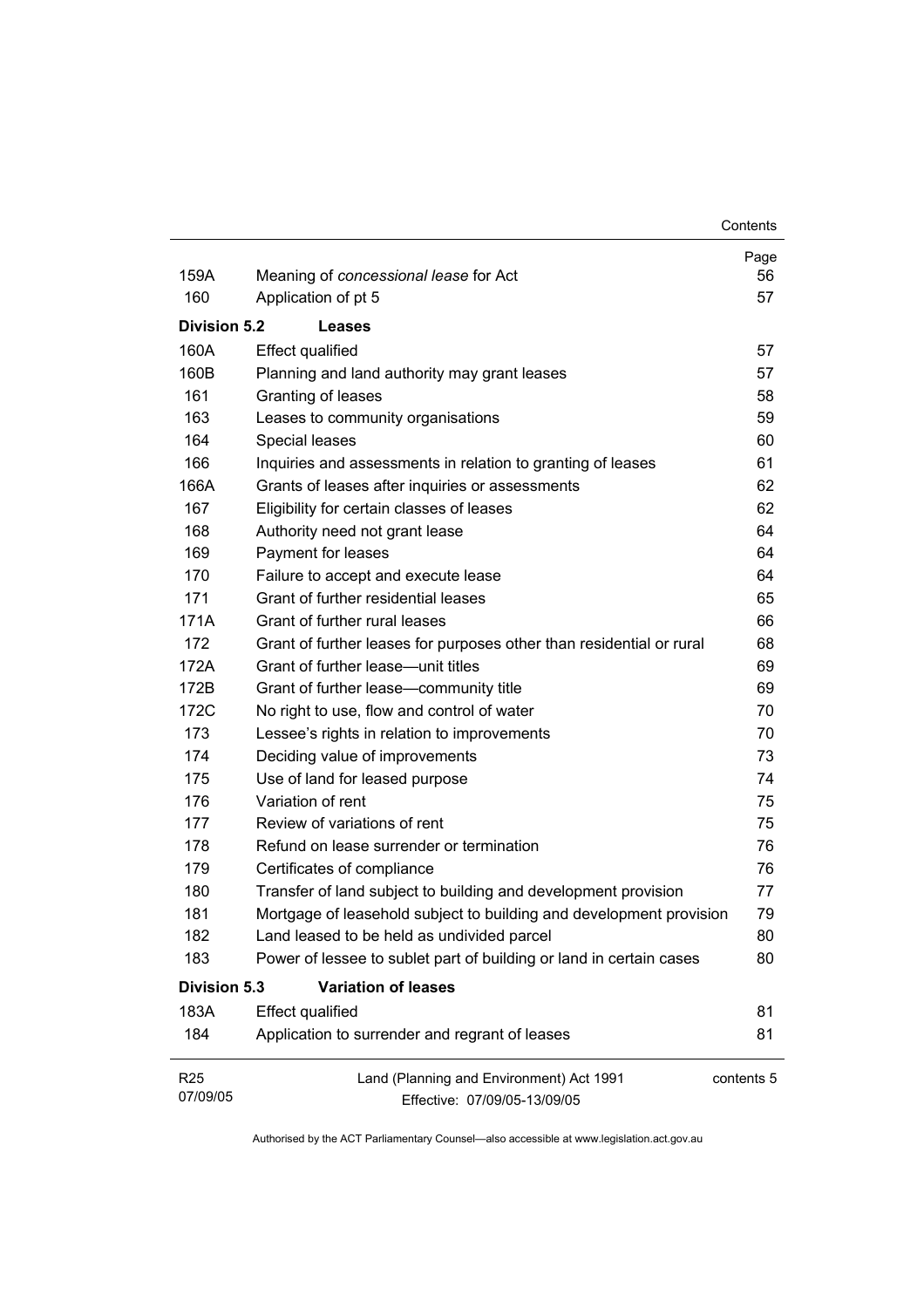| | | Page |
|---|---|---|
| 159A | Meaning of *concessional lease* for Act | 56 |
| 160 | Application of pt 5 | 57 |
| **Division 5.2** | **Leases** | |
| 160A | Effect qualified | 57 |
| 160B | Planning and land authority may grant leases | 57 |
| 161 | Granting of leases | 58 |
| 163 | Leases to community organisations | 59 |
| 164 | Special leases | 60 |
| 166 | Inquiries and assessments in relation to granting of leases | 61 |
| 166A | Grants of leases after inquiries or assessments | 62 |
| 167 | Eligibility for certain classes of leases | 62 |
| 168 | Authority need not grant lease | 64 |
| 169 | Payment for leases | 64 |
| 170 | Failure to accept and execute lease | 64 |
| 171 | Grant of further residential leases | 65 |
| 171A | Grant of further rural leases | 66 |
| 172 | Grant of further leases for purposes other than residential or rural | 68 |
| 172A | Grant of further lease—unit titles | 69 |
| 172B | Grant of further lease—community title | 69 |
| 172C | No right to use, flow and control of water | 70 |
| 173 | Lessee's rights in relation to improvements | 70 |
| 174 | Deciding value of improvements | 73 |
| 175 | Use of land for leased purpose | 74 |
| 176 | Variation of rent | 75 |
| 177 | Review of variations of rent | 75 |
| 178 | Refund on lease surrender or termination | 76 |
| 179 | Certificates of compliance | 76 |
| 180 | Transfer of land subject to building and development provision | 77 |
| 181 | Mortgage of leasehold subject to building and development provision | 79 |
| 182 | Land leased to be held as undivided parcel | 80 |
| 183 | Power of lessee to sublet part of building or land in certain cases | 80 |
| **Division 5.3** | **Variation of leases** | |
| 183A | Effect qualified | 81 |
| 184 | Application to surrender and regrant of leases | 81 |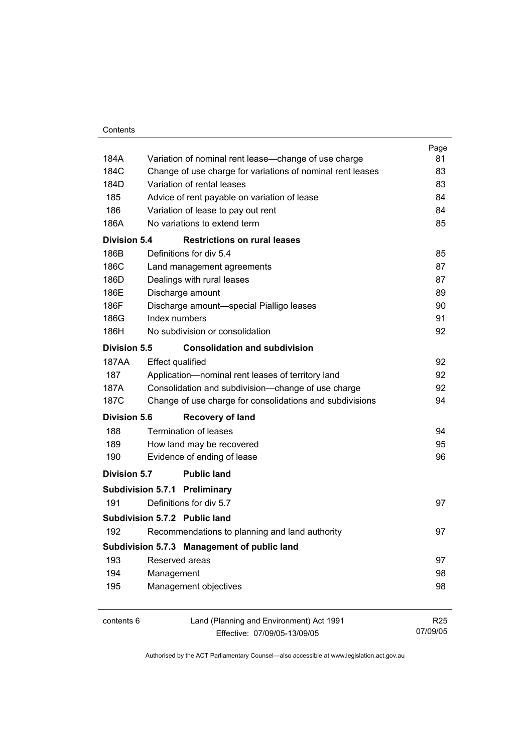| | | Page |
|---|---|---|
| 184A | Variation of nominal rent lease—change of use charge | 81 |
| 184C | Change of use charge for variations of nominal rent leases | 83 |
| 184D | Variation of rental leases | 83 |
| 185 | Advice of rent payable on variation of lease | 84 |
| 186 | Variation of lease to pay out rent | 84 |
| 186A | No variations to extend term | 85 |
| **Division 5.4** | **Restrictions on rural leases** | |
| 186B | Definitions for div 5.4 | 85 |
| 186C | Land management agreements | 87 |
| 186D | Dealings with rural leases | 87 |
| 186E | Discharge amount | 89 |
| 186F | Discharge amount—special Pialligo leases | 90 |
| 186G | Index numbers | 91 |
| 186H | No subdivision or consolidation | 92 |
| **Division 5.5** | **Consolidation and subdivision** | |
| 187AA | Effect qualified | 92 |
| 187 | Application—nominal rent leases of territory land | 92 |
| 187A | Consolidation and subdivision—change of use charge | 92 |
| 187C | Change of use charge for consolidations and subdivisions | 94 |
| **Division 5.6** | **Recovery of land** | |
| 188 | Termination of leases | 94 |
| 189 | How land may be recovered | 95 |
| 190 | Evidence of ending of lease | 96 |
| **Division 5.7** | **Public land** | |
| **Subdivision 5.7.1** | **Preliminary** | |
| 191 | Definitions for div 5.7 | 97 |
| **Subdivision 5.7.2** | **Public land** | |
| 192 | Recommendations to planning and land authority | 97 |
| **Subdivision 5.7.3** | **Management of public land** | |
| 193 | Reserved areas | 97 |
| 194 | Management | 98 |
| 195 | Management objectives | 98 |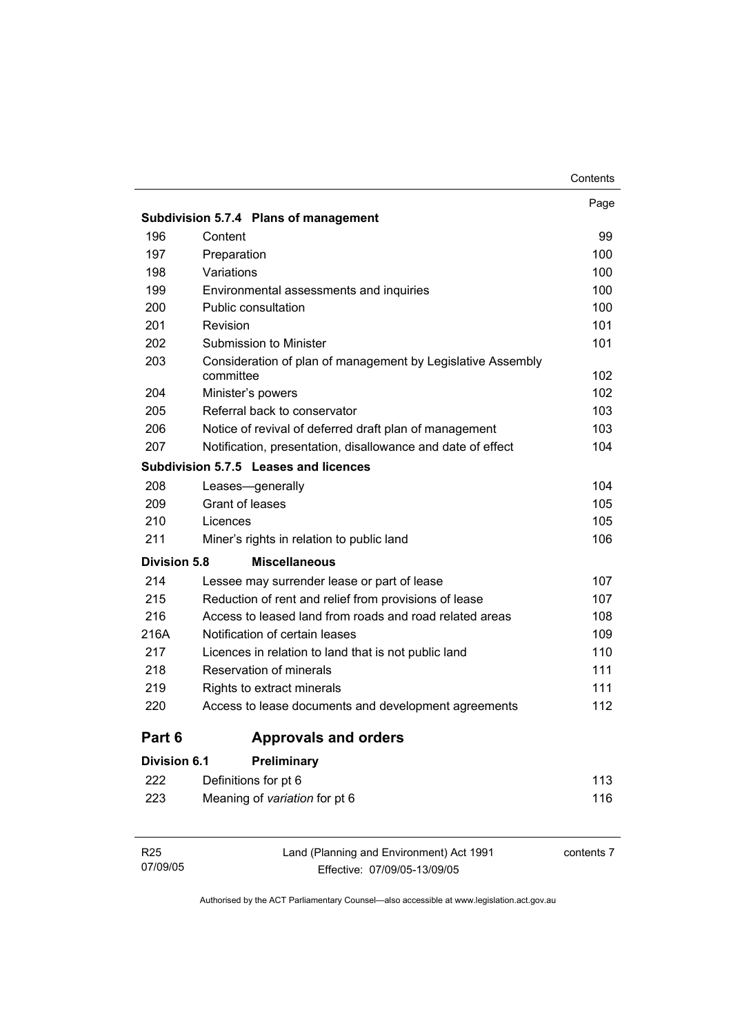| | | Page |
|---|---|---|
| **Subdivision 5.7.4** | **Plans of management** | |
| 196 | Content | 99 |
| 197 | Preparation | 100 |
| 198 | Variations | 100 |
| 199 | Environmental assessments and inquiries | 100 |
| 200 | Public consultation | 100 |
| 201 | Revision | 101 |
| 202 | Submission to Minister | 101 |
| 203 | Consideration of plan of management by Legislative Assembly committee | 102 |
| 204 | Minister's powers | 102 |
| 205 | Referral back to conservator | 103 |
| 206 | Notice of revival of deferred draft plan of management | 103 |
| 207 | Notification, presentation, disallowance and date of effect | 104 |
| **Subdivision 5.7.5** | **Leases and licences** | |
| 208 | Leases—generally | 104 |
| 209 | Grant of leases | 105 |
| 210 | Licences | 105 |
| 211 | Miner's rights in relation to public land | 106 |
| **Division 5.8** | **Miscellaneous** | |
| 214 | Lessee may surrender lease or part of lease | 107 |
| 215 | Reduction of rent and relief from provisions of lease | 107 |
| 216 | Access to leased land from roads and road related areas | 108 |
| 216A | Notification of certain leases | 109 |
| 217 | Licences in relation to land that is not public land | 110 |
| 218 | Reservation of minerals | 111 |
| 219 | Rights to extract minerals | 111 |
| 220 | Access to lease documents and development agreements | 112 |

## Part 6 Approvals and orders

| | | |
|---|---|---|
| **Division 6.1** | **Preliminary** | |
| 222 | Definitions for pt 6 | 113 |
| 223 | Meaning of *variation* for pt 6 | 116 |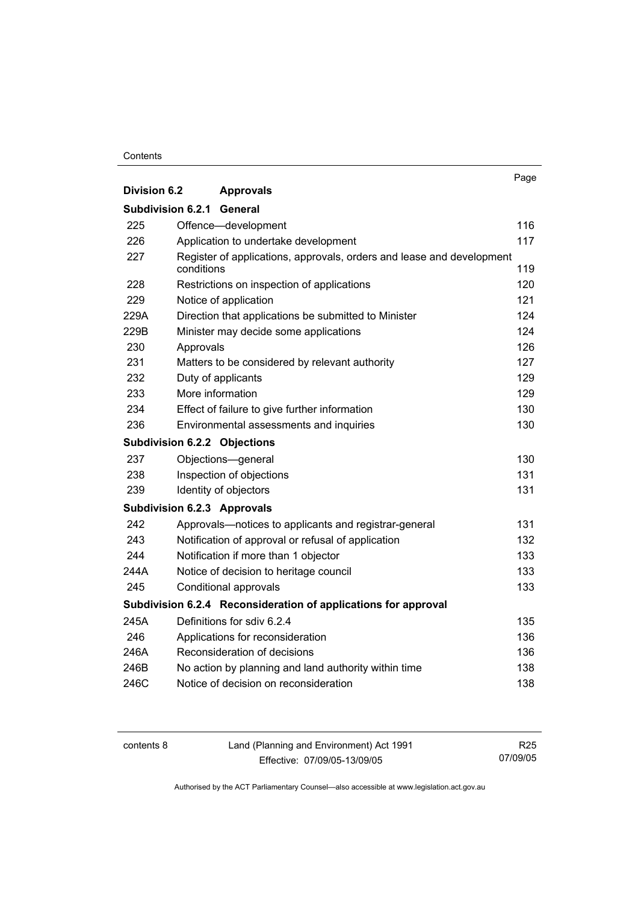| | | Page |
|---|---|---|
| **Division 6.2** | **Approvals** | |
| **Subdivision 6.2.1** | **General** | |
| 225 | Offence—development | 116 |
| 226 | Application to undertake development | 117 |
| 227 | Register of applications, approvals, orders and lease and development conditions | 119 |
| 228 | Restrictions on inspection of applications | 120 |
| 229 | Notice of application | 121 |
| 229A | Direction that applications be submitted to Minister | 124 |
| 229B | Minister may decide some applications | 124 |
| 230 | Approvals | 126 |
| 231 | Matters to be considered by relevant authority | 127 |
| 232 | Duty of applicants | 129 |
| 233 | More information | 129 |
| 234 | Effect of failure to give further information | 130 |
| 236 | Environmental assessments and inquiries | 130 |
| **Subdivision 6.2.2** | **Objections** | |
| 237 | Objections—general | 130 |
| 238 | Inspection of objections | 131 |
| 239 | Identity of objectors | 131 |
| **Subdivision 6.2.3** | **Approvals** | |
| 242 | Approvals—notices to applicants and registrar-general | 131 |
| 243 | Notification of approval or refusal of application | 132 |
| 244 | Notification if more than 1 objector | 133 |
| 244A | Notice of decision to heritage council | 133 |
| 245 | Conditional approvals | 133 |
| **Subdivision 6.2.4** | **Reconsideration of applications for approval** | |
| 245A | Definitions for sdiv 6.2.4 | 135 |
| 246 | Applications for reconsideration | 136 |
| 246A | Reconsideration of decisions | 136 |
| 246B | No action by planning and land authority within time | 138 |
| 246C | Notice of decision on reconsideration | 138 |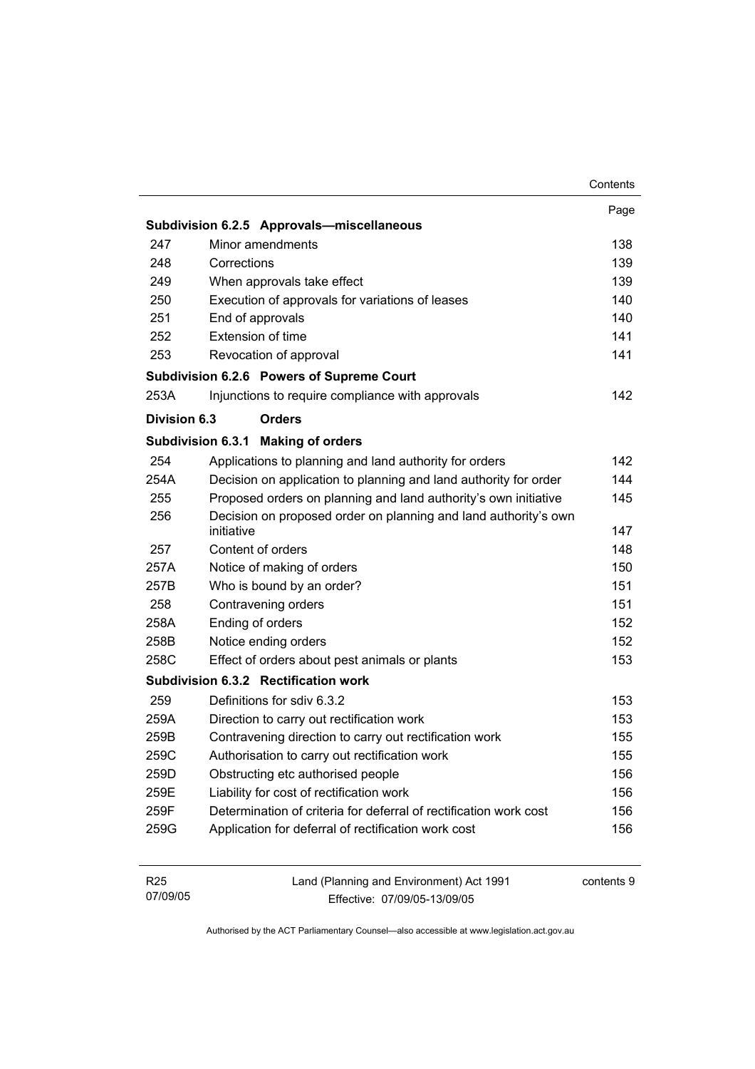| | | Page |
|---|---|---|
| **Subdivision 6.2.5** | **Approvals—miscellaneous** | |
| 247 | Minor amendments | 138 |
| 248 | Corrections | 139 |
| 249 | When approvals take effect | 139 |
| 250 | Execution of approvals for variations of leases | 140 |
| 251 | End of approvals | 140 |
| 252 | Extension of time | 141 |
| 253 | Revocation of approval | 141 |
| **Subdivision 6.2.6** | **Powers of Supreme Court** | |
| 253A | Injunctions to require compliance with approvals | 142 |
| **Division 6.3** | **Orders** | |
| **Subdivision 6.3.1** | **Making of orders** | |
| 254 | Applications to planning and land authority for orders | 142 |
| 254A | Decision on application to planning and land authority for order | 144 |
| 255 | Proposed orders on planning and land authority's own initiative | 145 |
| 256 | Decision on proposed order on planning and land authority's own initiative | 147 |
| 257 | Content of orders | 148 |
| 257A | Notice of making of orders | 150 |
| 257B | Who is bound by an order? | 151 |
| 258 | Contravening orders | 151 |
| 258A | Ending of orders | 152 |
| 258B | Notice ending orders | 152 |
| 258C | Effect of orders about pest animals or plants | 153 |
| **Subdivision 6.3.2** | **Rectification work** | |
| 259 | Definitions for sdiv 6.3.2 | 153 |
| 259A | Direction to carry out rectification work | 153 |
| 259B | Contravening direction to carry out rectification work | 155 |
| 259C | Authorisation to carry out rectification work | 155 |
| 259D | Obstructing etc authorised people | 156 |
| 259E | Liability for cost of rectification work | 156 |
| 259F | Determination of criteria for deferral of rectification work cost | 156 |
| 259G | Application for deferral of rectification work cost | 156 |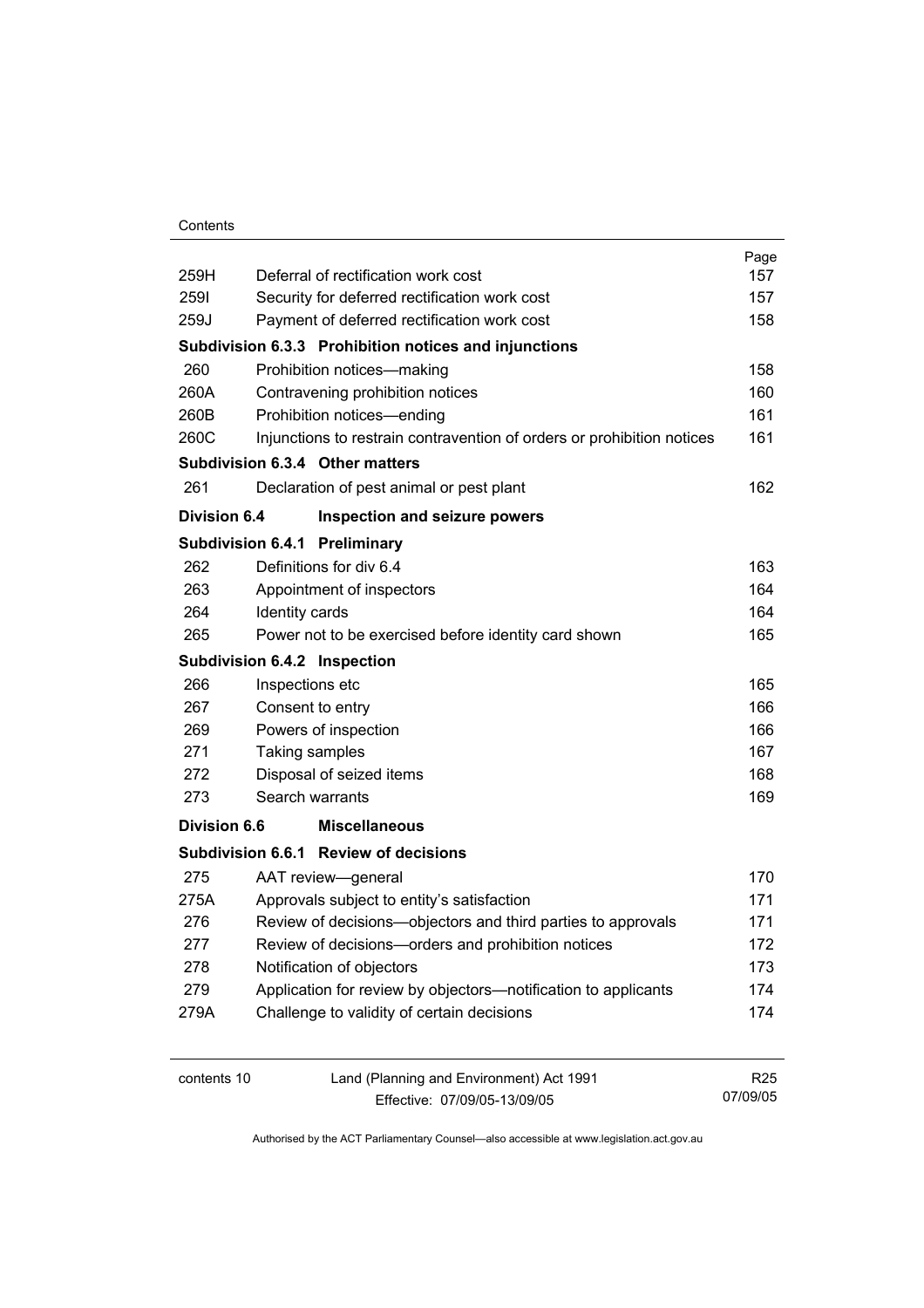| | | Page |
|---|---|---|
| 259H | Deferral of rectification work cost | 157 |
| 259I | Security for deferred rectification work cost | 157 |
| 259J | Payment of deferred rectification work cost | 158 |
| **Subdivision 6.3.3** | **Prohibition notices and injunctions** | |
| 260 | Prohibition notices—making | 158 |
| 260A | Contravening prohibition notices | 160 |
| 260B | Prohibition notices—ending | 161 |
| 260C | Injunctions to restrain contravention of orders or prohibition notices | 161 |
| **Subdivision 6.3.4** | **Other matters** | |
| 261 | Declaration of pest animal or pest plant | 162 |
| **Division 6.4** | **Inspection and seizure powers** | |
| **Subdivision 6.4.1** | **Preliminary** | |
| 262 | Definitions for div 6.4 | 163 |
| 263 | Appointment of inspectors | 164 |
| 264 | Identity cards | 164 |
| 265 | Power not to be exercised before identity card shown | 165 |
| **Subdivision 6.4.2** | **Inspection** | |
| 266 | Inspections etc | 165 |
| 267 | Consent to entry | 166 |
| 269 | Powers of inspection | 166 |
| 271 | Taking samples | 167 |
| 272 | Disposal of seized items | 168 |
| 273 | Search warrants | 169 |
| **Division 6.6** | **Miscellaneous** | |
| **Subdivision 6.6.1** | **Review of decisions** | |
| 275 | AAT review—general | 170 |
| 275A | Approvals subject to entity's satisfaction | 171 |
| 276 | Review of decisions—objectors and third parties to approvals | 171 |
| 277 | Review of decisions—orders and prohibition notices | 172 |
| 278 | Notification of objectors | 173 |
| 279 | Application for review by objectors—notification to applicants | 174 |
| 279A | Challenge to validity of certain decisions | 174 |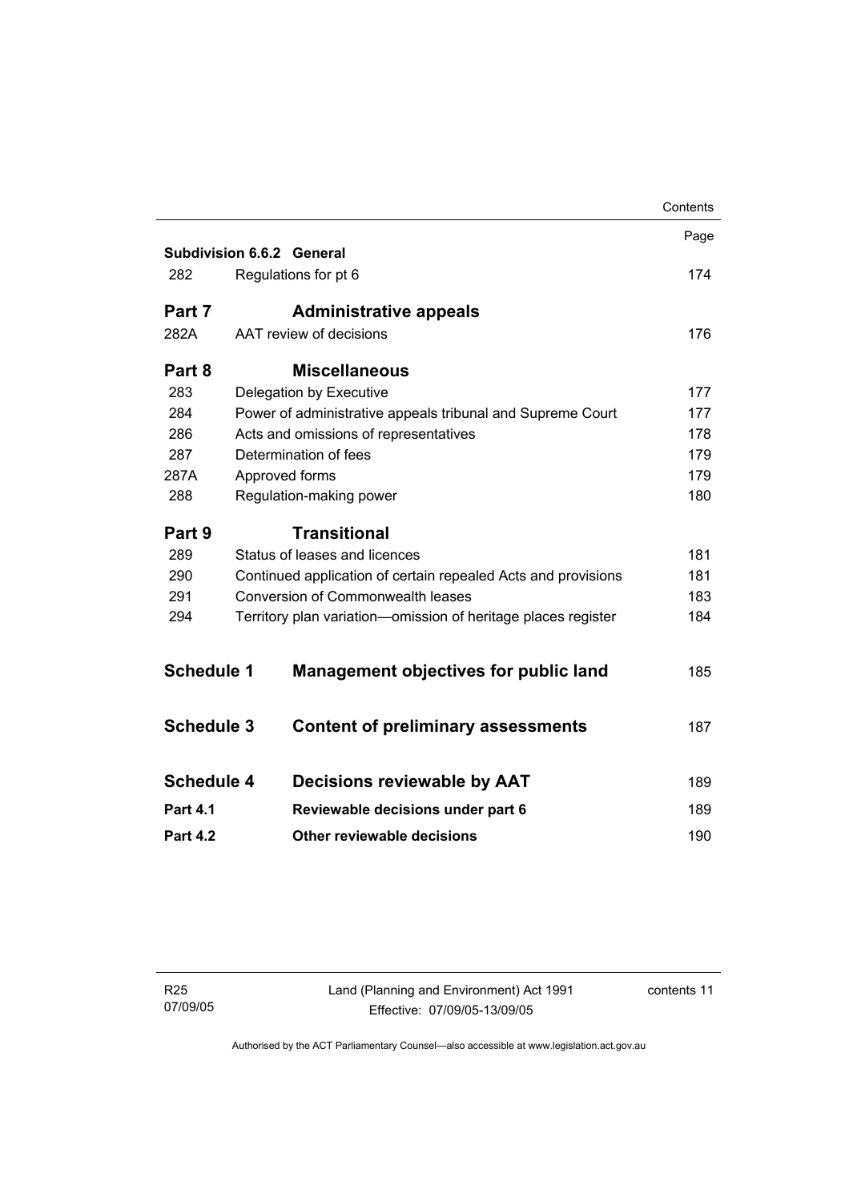| | | Page |
|---|---|---|
| **Subdivision 6.6.2** | **General** | |
| 282 | Regulations for pt 6 | 174 |
| **Part 7** | **Administrative appeals** | |
| 282A | AAT review of decisions | 176 |
| **Part 8** | **Miscellaneous** | |
| 283 | Delegation by Executive | 177 |
| 284 | Power of administrative appeals tribunal and Supreme Court | 177 |
| 286 | Acts and omissions of representatives | 178 |
| 287 | Determination of fees | 179 |
| 287A | Approved forms | 179 |
| 288 | Regulation-making power | 180 |
| **Part 9** | **Transitional** | |
| 289 | Status of leases and licences | 181 |
| 290 | Continued application of certain repealed Acts and provisions | 181 |
| 291 | Conversion of Commonwealth leases | 183 |
| 294 | Territory plan variation—omission of heritage places register | 184 |
| **Schedule 1** | **Management objectives for public land** | 185 |
| **Schedule 3** | **Content of preliminary assessments** | 187 |
| **Schedule 4** | **Decisions reviewable by AAT** | 189 |
| **Part 4.1** | **Reviewable decisions under part 6** | 189 |
| **Part 4.2** | **Other reviewable decisions** | 190 |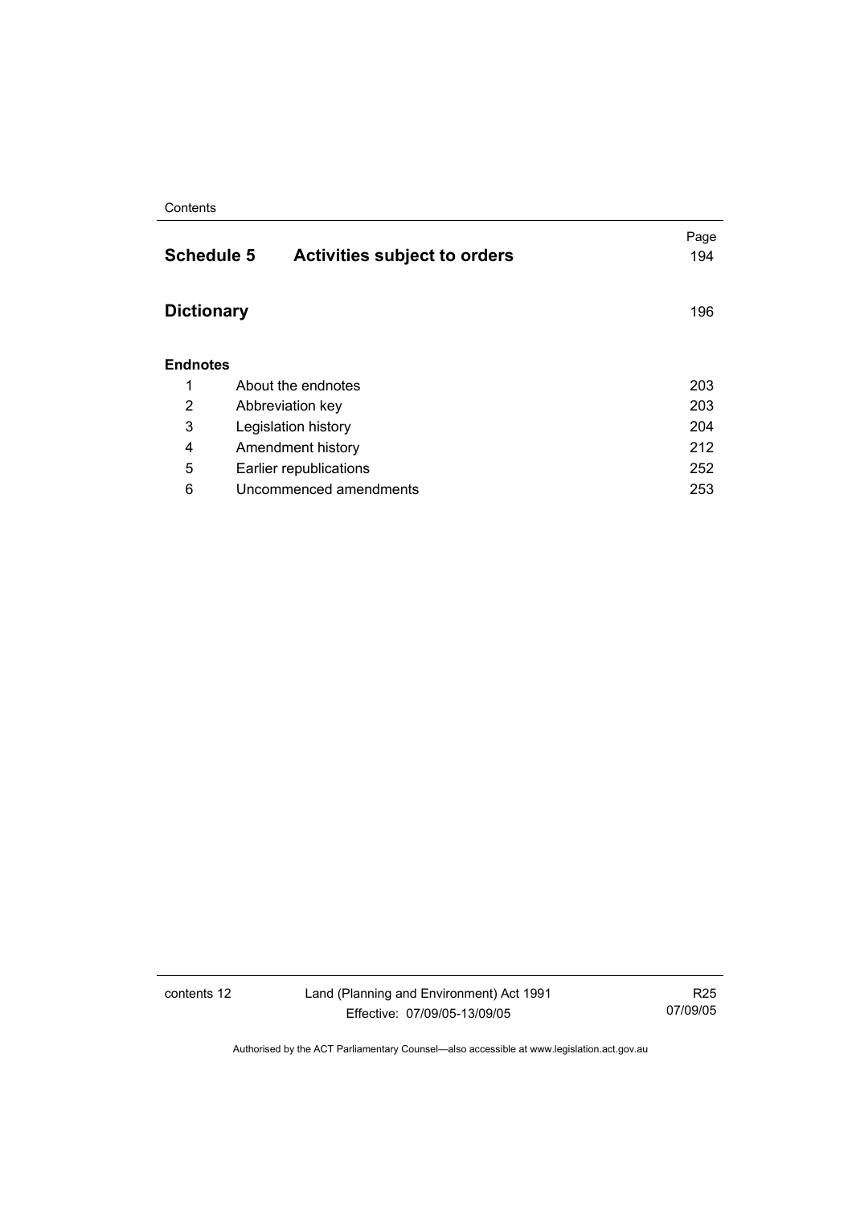| | | Page |
|---|---|---|
| **Schedule 5** | **Activities subject to orders** | 194 |
| **Dictionary** | | 196 |
| **Endnotes** | | |
| 1 | About the endnotes | 203 |
| 2 | Abbreviation key | 203 |
| 3 | Legislation history | 204 |
| 4 | Amendment history | 212 |
| 5 | Earlier republications | 252 |
| 6 | Uncommenced amendments | 253 |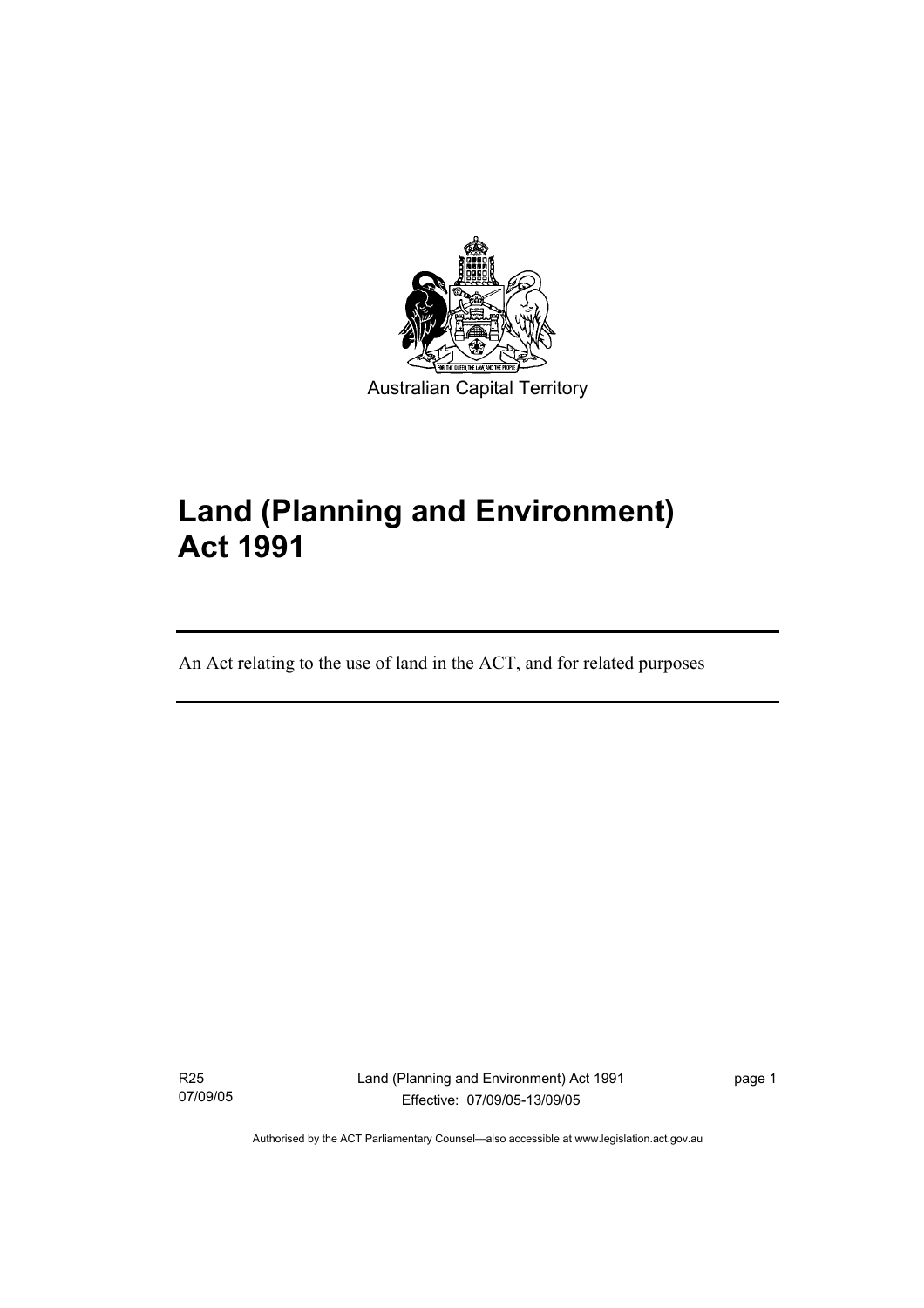Australian Capital Territory

# Land (Planning and Environment) Act 1991

An Act relating to the use of land in the ACT, and for related purposes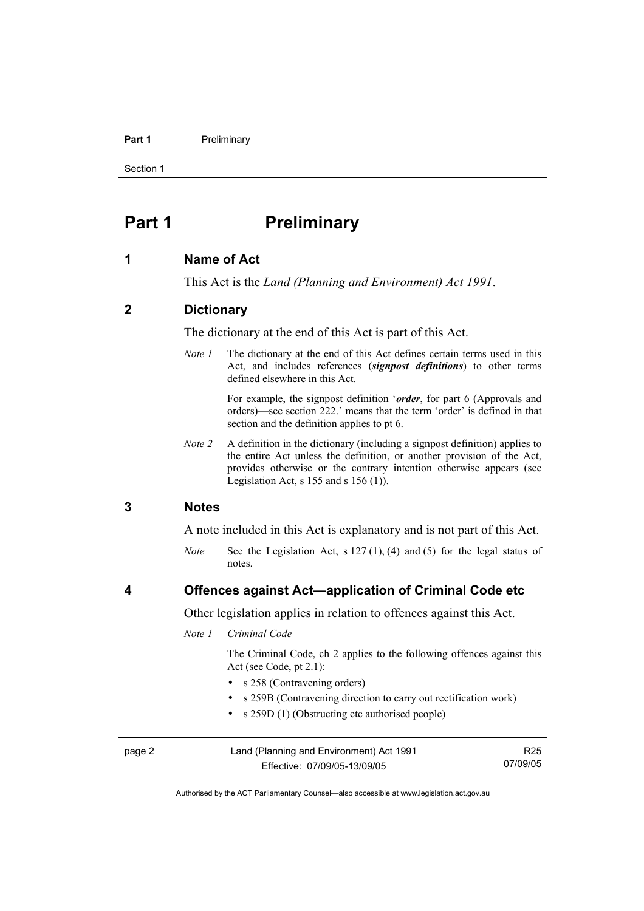# Part 1 Preliminary

## 1 Name of Act

This Act is the *Land (Planning and Environment) Act 1991*.

## 2 Dictionary

The dictionary at the end of this Act is part of this Act.

*Note 1* The dictionary at the end of this Act defines certain terms used in this Act, and includes references (***signpost definitions***) to other terms defined elsewhere in this Act.

For example, the signpost definition '***order***, for part 6 (Approvals and orders)—see section 222.' means that the term 'order' is defined in that section and the definition applies to pt 6.

*Note 2* A definition in the dictionary (including a signpost definition) applies to the entire Act unless the definition, or another provision of the Act, provides otherwise or the contrary intention otherwise appears (see Legislation Act, s 155 and s 156 (1)).

## 3 Notes

A note included in this Act is explanatory and is not part of this Act.

*Note* See the Legislation Act, s 127 (1), (4) and (5) for the legal status of notes.

## 4 Offences against Act—application of Criminal Code etc

Other legislation applies in relation to offences against this Act.

*Note 1* *Criminal Code*

The Criminal Code, ch 2 applies to the following offences against this Act (see Code, pt 2.1):

- s 258 (Contravening orders)
- s 259B (Contravening direction to carry out rectification work)
- s 259D (1) (Obstructing etc authorised people)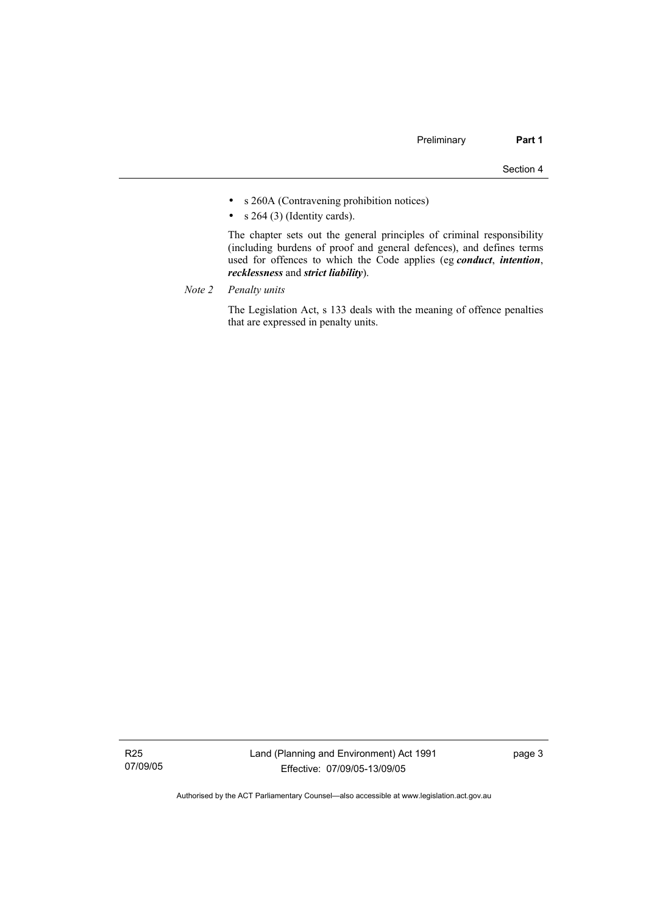- s 260A (Contravening prohibition notices)
- s 264 (3) (Identity cards).

The chapter sets out the general principles of criminal responsibility (including burdens of proof and general defences), and defines terms used for offences to which the Code applies (eg ***conduct***, ***intention***, ***recklessness*** and ***strict liability***).

*Note 2 Penalty units*

The Legislation Act, s 133 deals with the meaning of offence penalties that are expressed in penalty units.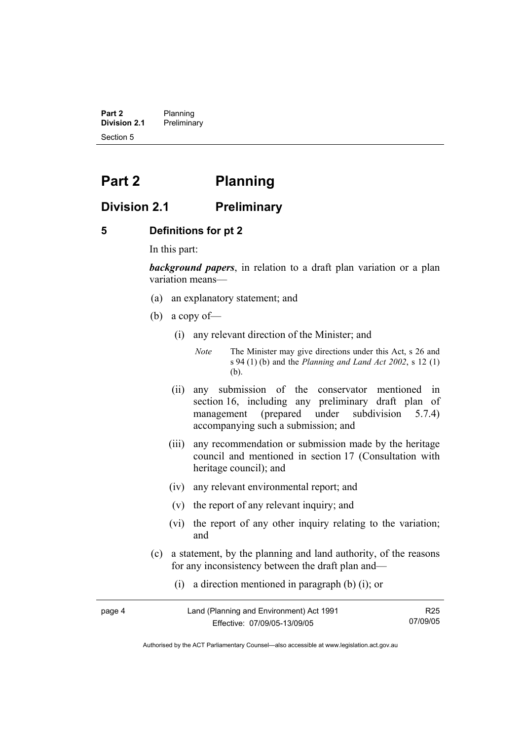# Part 2 Planning

## Division 2.1 Preliminary

### 5 Definitions for pt 2

In this part:

***background papers***, in relation to a draft plan variation or a plan variation means—

(a) an explanatory statement; and

(b) a copy of—

(i) any relevant direction of the Minister; and

*Note* The Minister may give directions under this Act, s 26 and s 94 (1) (b) and the *Planning and Land Act 2002*, s 12 (1) (b).

(ii) any submission of the conservator mentioned in section 16, including any preliminary draft plan of management (prepared under subdivision 5.7.4) accompanying such a submission; and

(iii) any recommendation or submission made by the heritage council and mentioned in section 17 (Consultation with heritage council); and

(iv) any relevant environmental report; and

(v) the report of any relevant inquiry; and

(vi) the report of any other inquiry relating to the variation; and

(c) a statement, by the planning and land authority, of the reasons for any inconsistency between the draft plan and—

(i) a direction mentioned in paragraph (b) (i); or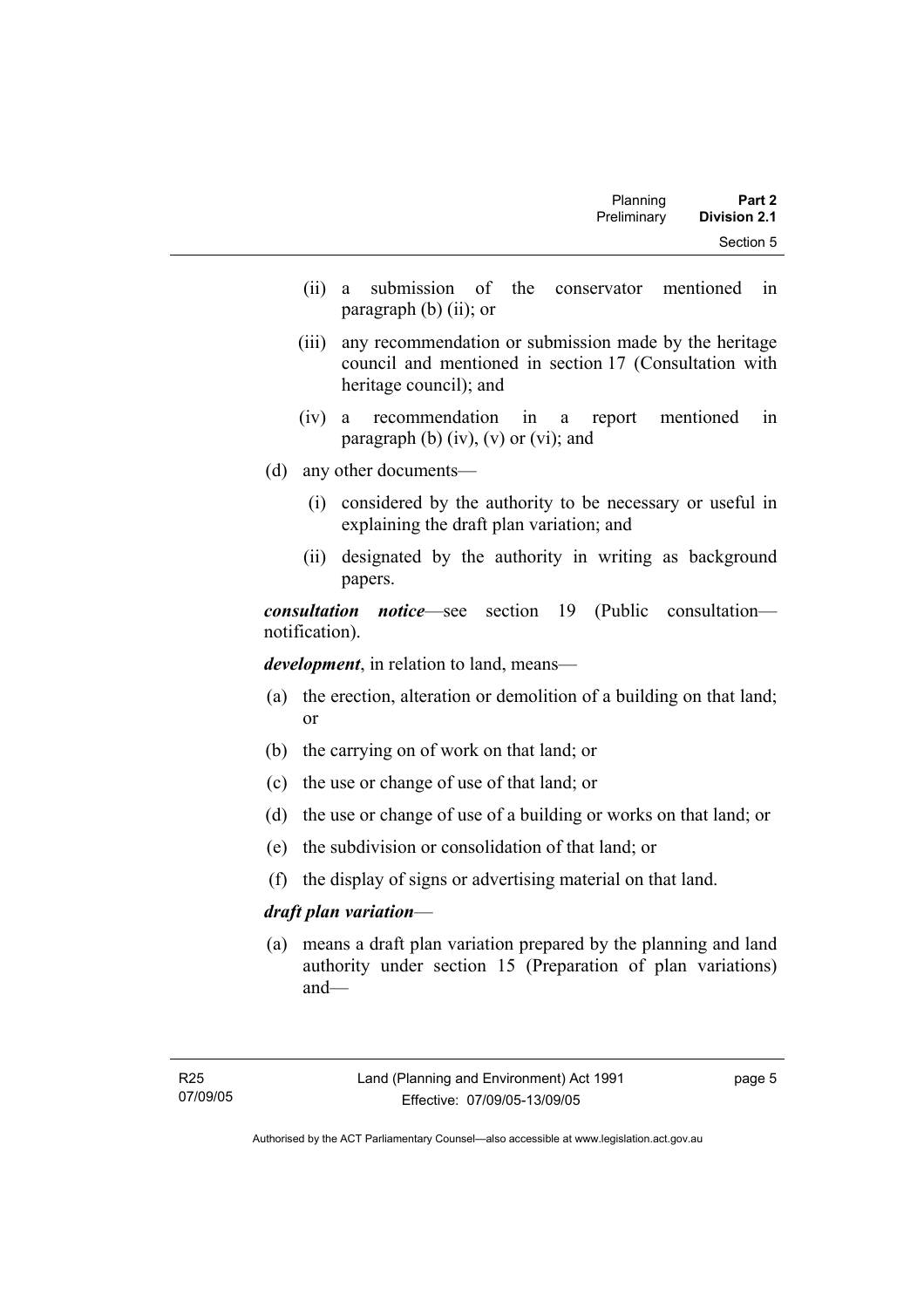(ii) a submission of the conservator mentioned in paragraph (b) (ii); or

(iii) any recommendation or submission made by the heritage council and mentioned in section 17 (Consultation with heritage council); and

(iv) a recommendation in a report mentioned in paragraph (b) (iv), (v) or (vi); and

(d) any other documents—

(i) considered by the authority to be necessary or useful in explaining the draft plan variation; and

(ii) designated by the authority in writing as background papers.

***consultation notice***—see section 19 (Public consultation—notification).

***development***, in relation to land, means—

(a) the erection, alteration or demolition of a building on that land; or

(b) the carrying on of work on that land; or

(c) the use or change of use of that land; or

(d) the use or change of use of a building or works on that land; or

(e) the subdivision or consolidation of that land; or

(f) the display of signs or advertising material on that land.

***draft plan variation***—

(a) means a draft plan variation prepared by the planning and land authority under section 15 (Preparation of plan variations) and—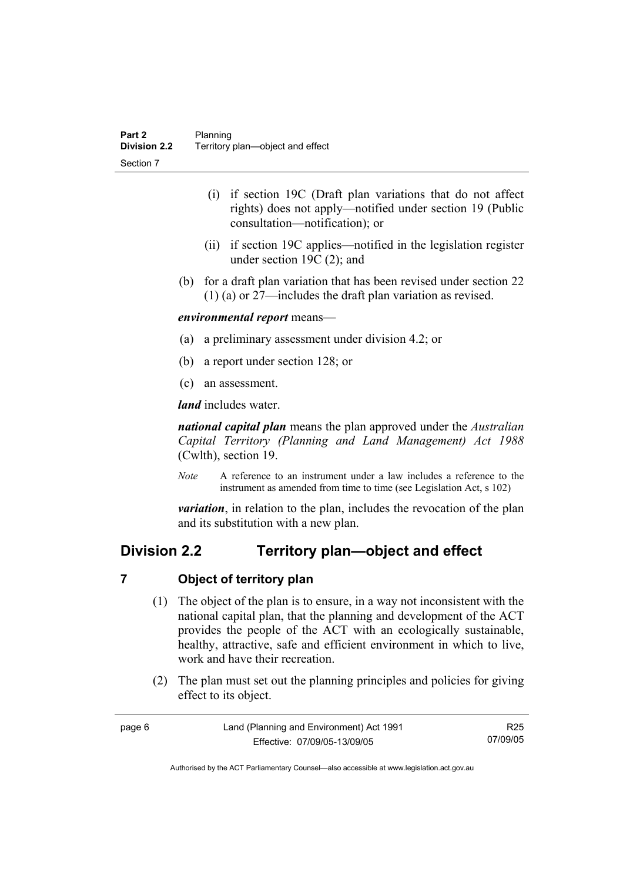(i) if section 19C (Draft plan variations that do not affect rights) does not apply—notified under section 19 (Public consultation—notification); or

(ii) if section 19C applies—notified in the legislation register under section 19C (2); and

(b) for a draft plan variation that has been revised under section 22 (1) (a) or 27—includes the draft plan variation as revised.

***environmental report*** means—

(a) a preliminary assessment under division 4.2; or

(b) a report under section 128; or

(c) an assessment.

***land*** includes water.

***national capital plan*** means the plan approved under the *Australian Capital Territory (Planning and Land Management) Act 1988* (Cwlth), section 19.

*Note* A reference to an instrument under a law includes a reference to the instrument as amended from time to time (see Legislation Act, s 102)

***variation***, in relation to the plan, includes the revocation of the plan and its substitution with a new plan.

## Division 2.2 Territory plan—object and effect

### 7 Object of territory plan

(1) The object of the plan is to ensure, in a way not inconsistent with the national capital plan, that the planning and development of the ACT provides the people of the ACT with an ecologically sustainable, healthy, attractive, safe and efficient environment in which to live, work and have their recreation.

(2) The plan must set out the planning principles and policies for giving effect to its object.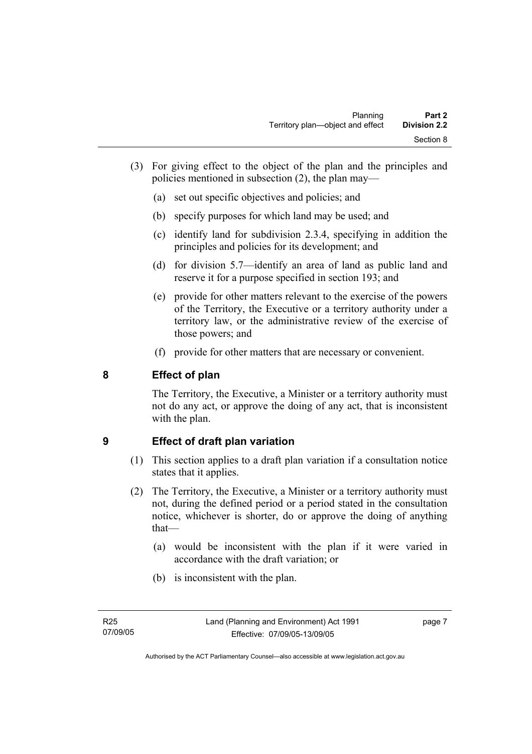(3) For giving effect to the object of the plan and the principles and policies mentioned in subsection (2), the plan may—

(a) set out specific objectives and policies; and

(b) specify purposes for which land may be used; and

(c) identify land for subdivision 2.3.4, specifying in addition the principles and policies for its development; and

(d) for division 5.7—identify an area of land as public land and reserve it for a purpose specified in section 193; and

(e) provide for other matters relevant to the exercise of the powers of the Territory, the Executive or a territory authority under a territory law, or the administrative review of the exercise of those powers; and

(f) provide for other matters that are necessary or convenient.

## 8 Effect of plan

The Territory, the Executive, a Minister or a territory authority must not do any act, or approve the doing of any act, that is inconsistent with the plan.

## 9 Effect of draft plan variation

(1) This section applies to a draft plan variation if a consultation notice states that it applies.

(2) The Territory, the Executive, a Minister or a territory authority must not, during the defined period or a period stated in the consultation notice, whichever is shorter, do or approve the doing of anything that—

(a) would be inconsistent with the plan if it were varied in accordance with the draft variation; or

(b) is inconsistent with the plan.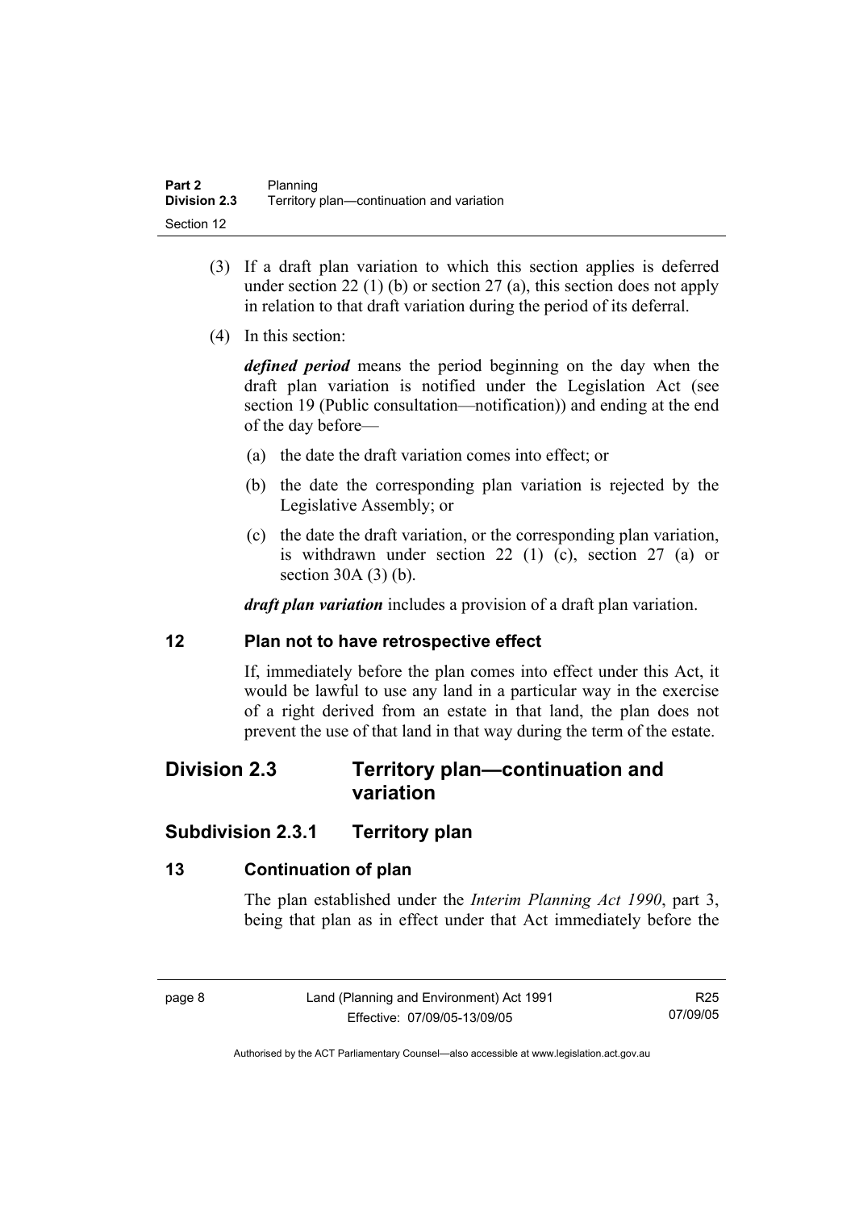(3) If a draft plan variation to which this section applies is deferred under section 22 (1) (b) or section 27 (a), this section does not apply in relation to that draft variation during the period of its deferral.

(4) In this section:

***defined period*** means the period beginning on the day when the draft plan variation is notified under the Legislation Act (see section 19 (Public consultation—notification)) and ending at the end of the day before—

(a) the date the draft variation comes into effect; or

(b) the date the corresponding plan variation is rejected by the Legislative Assembly; or

(c) the date the draft variation, or the corresponding plan variation, is withdrawn under section 22 (1) (c), section 27 (a) or section 30A (3) (b).

***draft plan variation*** includes a provision of a draft plan variation.

### 12 Plan not to have retrospective effect

If, immediately before the plan comes into effect under this Act, it would be lawful to use any land in a particular way in the exercise of a right derived from an estate in that land, the plan does not prevent the use of that land in that way during the term of the estate.

## Division 2.3 Territory plan—continuation and variation

## Subdivision 2.3.1 Territory plan

### 13 Continuation of plan

The plan established under the *Interim Planning Act 1990*, part 3, being that plan as in effect under that Act immediately before the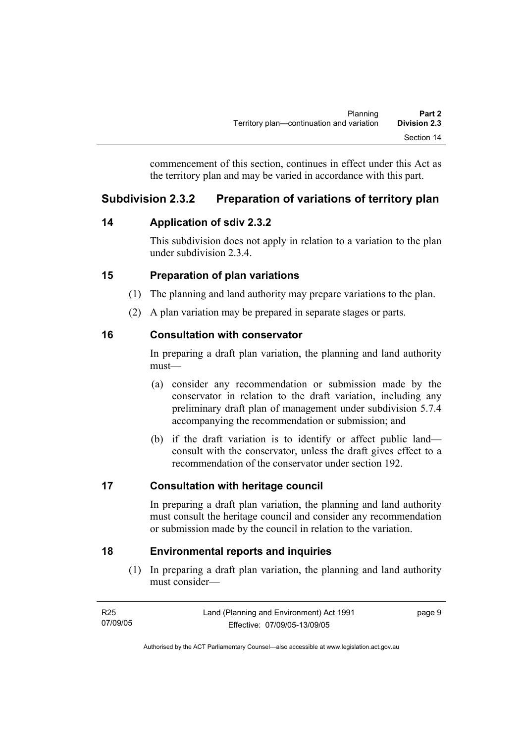commencement of this section, continues in effect under this Act as the territory plan and may be varied in accordance with this part.

## Subdivision 2.3.2 Preparation of variations of territory plan

### 14 Application of sdiv 2.3.2

This subdivision does not apply in relation to a variation to the plan under subdivision 2.3.4.

### 15 Preparation of plan variations

(1) The planning and land authority may prepare variations to the plan.

(2) A plan variation may be prepared in separate stages or parts.

### 16 Consultation with conservator

In preparing a draft plan variation, the planning and land authority must—

(a) consider any recommendation or submission made by the conservator in relation to the draft variation, including any preliminary draft plan of management under subdivision 5.7.4 accompanying the recommendation or submission; and

(b) if the draft variation is to identify or affect public land—consult with the conservator, unless the draft gives effect to a recommendation of the conservator under section 192.

### 17 Consultation with heritage council

In preparing a draft plan variation, the planning and land authority must consult the heritage council and consider any recommendation or submission made by the council in relation to the variation.

### 18 Environmental reports and inquiries

(1) In preparing a draft plan variation, the planning and land authority must consider—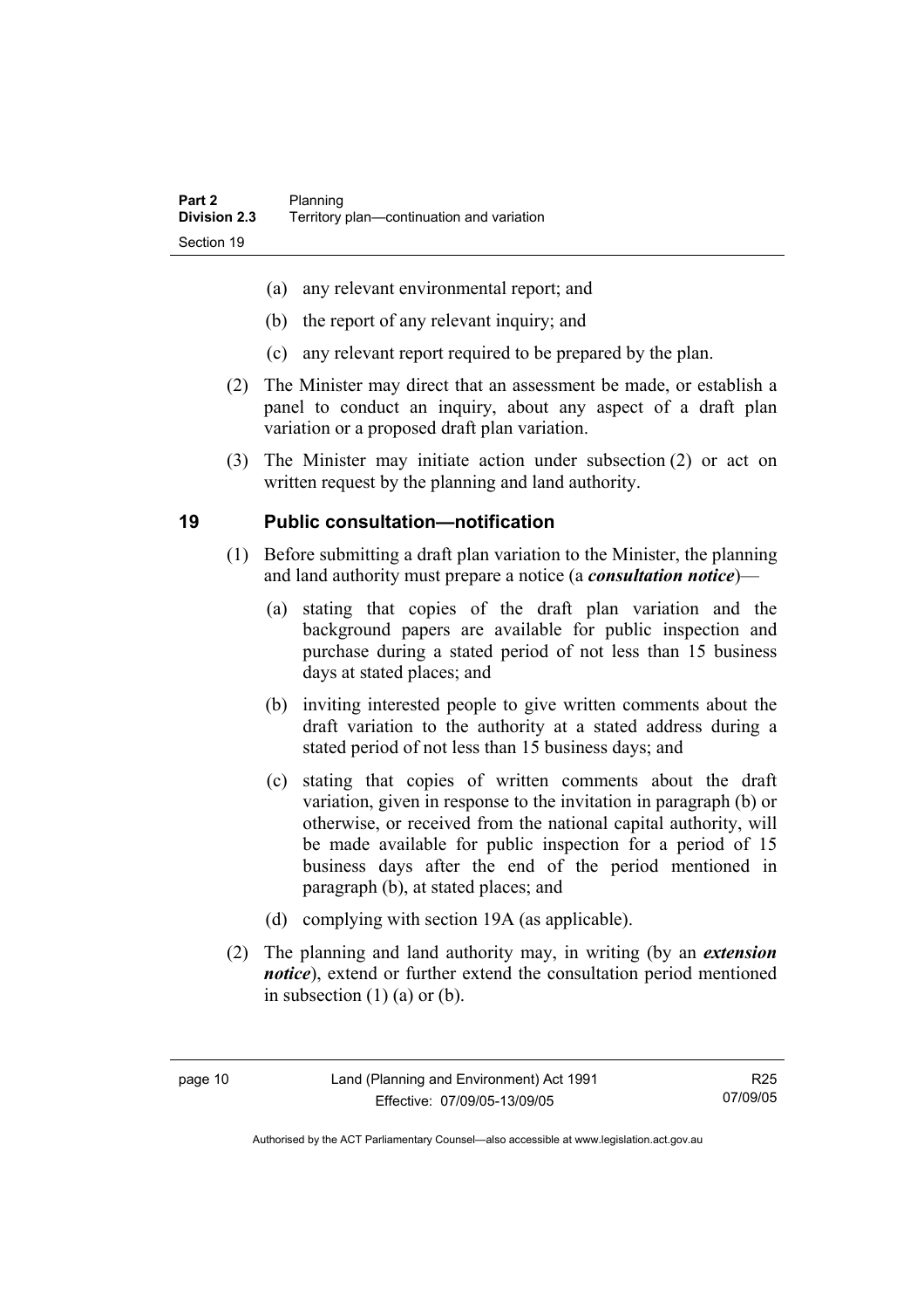(a) any relevant environmental report; and

(b) the report of any relevant inquiry; and

(c) any relevant report required to be prepared by the plan.

(2) The Minister may direct that an assessment be made, or establish a panel to conduct an inquiry, about any aspect of a draft plan variation or a proposed draft plan variation.

(3) The Minister may initiate action under subsection (2) or act on written request by the planning and land authority.

## 19 Public consultation—notification

(1) Before submitting a draft plan variation to the Minister, the planning and land authority must prepare a notice (a ***consultation notice***)—

(a) stating that copies of the draft plan variation and the background papers are available for public inspection and purchase during a stated period of not less than 15 business days at stated places; and

(b) inviting interested people to give written comments about the draft variation to the authority at a stated address during a stated period of not less than 15 business days; and

(c) stating that copies of written comments about the draft variation, given in response to the invitation in paragraph (b) or otherwise, or received from the national capital authority, will be made available for public inspection for a period of 15 business days after the end of the period mentioned in paragraph (b), at stated places; and

(d) complying with section 19A (as applicable).

(2) The planning and land authority may, in writing (by an ***extension notice***), extend or further extend the consultation period mentioned in subsection (1) (a) or (b).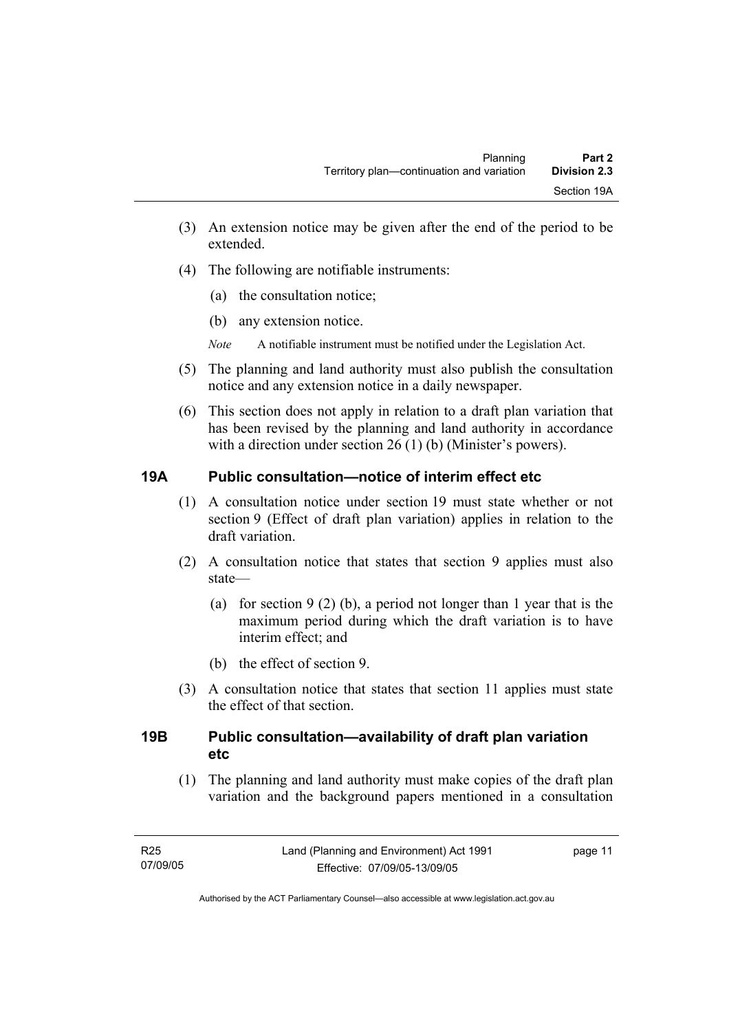(3) An extension notice may be given after the end of the period to be extended.

(4) The following are notifiable instruments:

(a) the consultation notice;

(b) any extension notice.

*Note* A notifiable instrument must be notified under the Legislation Act.

(5) The planning and land authority must also publish the consultation notice and any extension notice in a daily newspaper.

(6) This section does not apply in relation to a draft plan variation that has been revised by the planning and land authority in accordance with a direction under section 26 (1) (b) (Minister's powers).

## 19A Public consultation—notice of interim effect etc

(1) A consultation notice under section 19 must state whether or not section 9 (Effect of draft plan variation) applies in relation to the draft variation.

(2) A consultation notice that states that section 9 applies must also state—

(a) for section 9 (2) (b), a period not longer than 1 year that is the maximum period during which the draft variation is to have interim effect; and

(b) the effect of section 9.

(3) A consultation notice that states that section 11 applies must state the effect of that section.

## 19B Public consultation—availability of draft plan variation etc

(1) The planning and land authority must make copies of the draft plan variation and the background papers mentioned in a consultation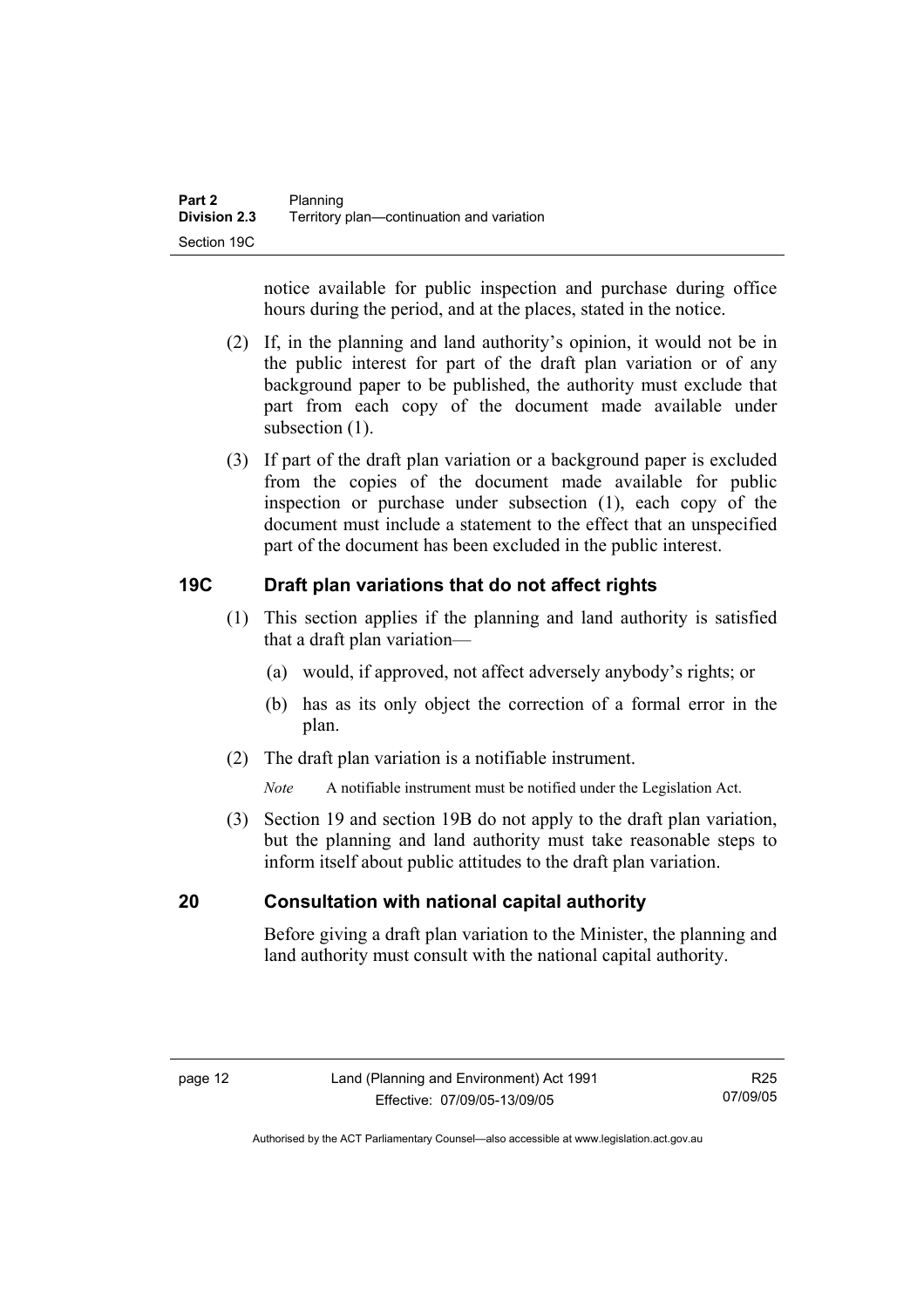notice available for public inspection and purchase during office hours during the period, and at the places, stated in the notice.

(2) If, in the planning and land authority's opinion, it would not be in the public interest for part of the draft plan variation or of any background paper to be published, the authority must exclude that part from each copy of the document made available under subsection (1).

(3) If part of the draft plan variation or a background paper is excluded from the copies of the document made available for public inspection or purchase under subsection (1), each copy of the document must include a statement to the effect that an unspecified part of the document has been excluded in the public interest.

## 19C Draft plan variations that do not affect rights

(1) This section applies if the planning and land authority is satisfied that a draft plan variation—

(a) would, if approved, not affect adversely anybody's rights; or

(b) has as its only object the correction of a formal error in the plan.

(2) The draft plan variation is a notifiable instrument.

*Note* A notifiable instrument must be notified under the Legislation Act.

(3) Section 19 and section 19B do not apply to the draft plan variation, but the planning and land authority must take reasonable steps to inform itself about public attitudes to the draft plan variation.

## 20 Consultation with national capital authority

Before giving a draft plan variation to the Minister, the planning and land authority must consult with the national capital authority.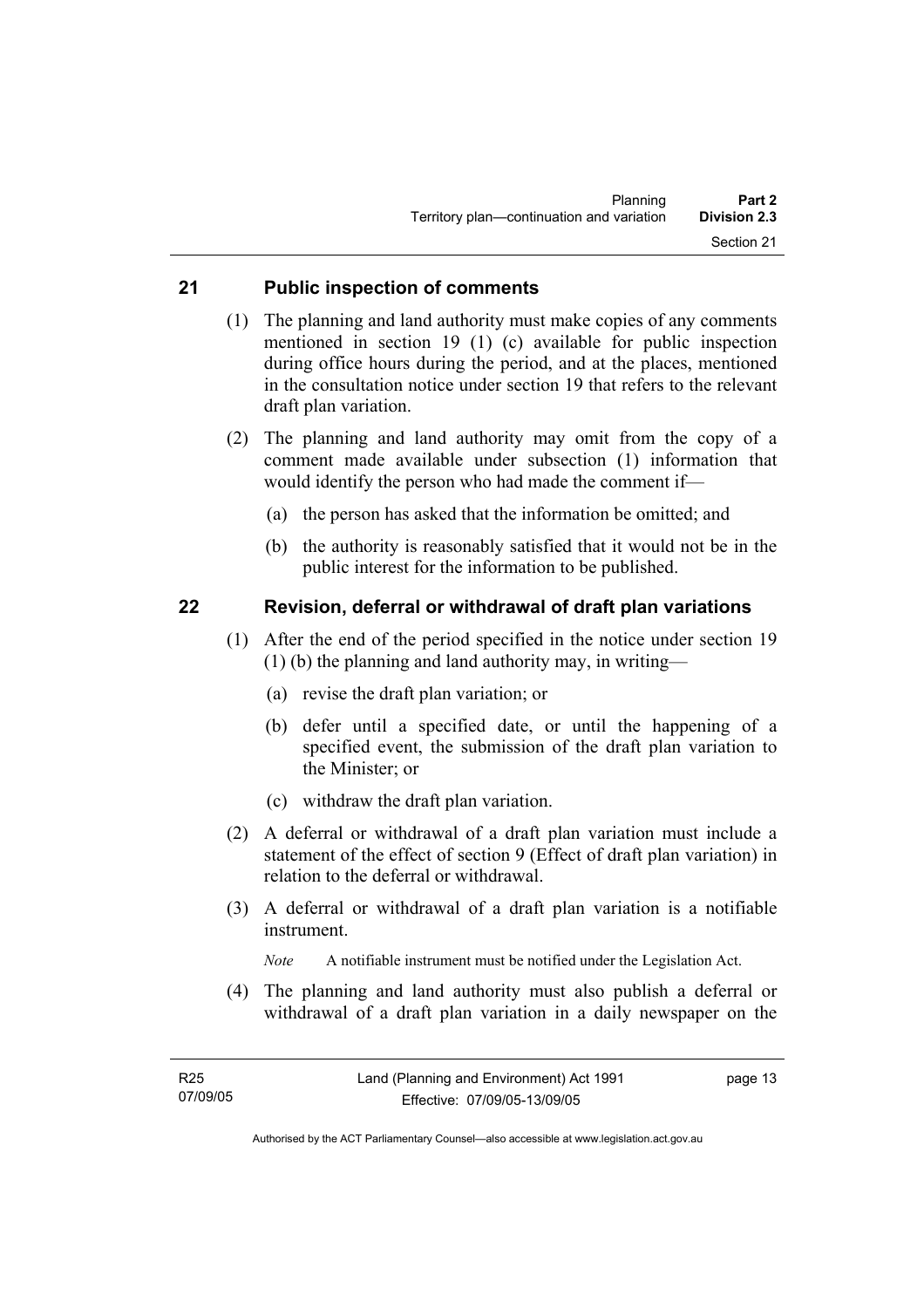## 21 Public inspection of comments

(1) The planning and land authority must make copies of any comments mentioned in section 19 (1) (c) available for public inspection during office hours during the period, and at the places, mentioned in the consultation notice under section 19 that refers to the relevant draft plan variation.

(2) The planning and land authority may omit from the copy of a comment made available under subsection (1) information that would identify the person who had made the comment if—

(a) the person has asked that the information be omitted; and

(b) the authority is reasonably satisfied that it would not be in the public interest for the information to be published.

## 22 Revision, deferral or withdrawal of draft plan variations

(1) After the end of the period specified in the notice under section 19 (1) (b) the planning and land authority may, in writing—

(a) revise the draft plan variation; or

(b) defer until a specified date, or until the happening of a specified event, the submission of the draft plan variation to the Minister; or

(c) withdraw the draft plan variation.

(2) A deferral or withdrawal of a draft plan variation must include a statement of the effect of section 9 (Effect of draft plan variation) in relation to the deferral or withdrawal.

(3) A deferral or withdrawal of a draft plan variation is a notifiable instrument.

*Note* A notifiable instrument must be notified under the Legislation Act.

(4) The planning and land authority must also publish a deferral or withdrawal of a draft plan variation in a daily newspaper on the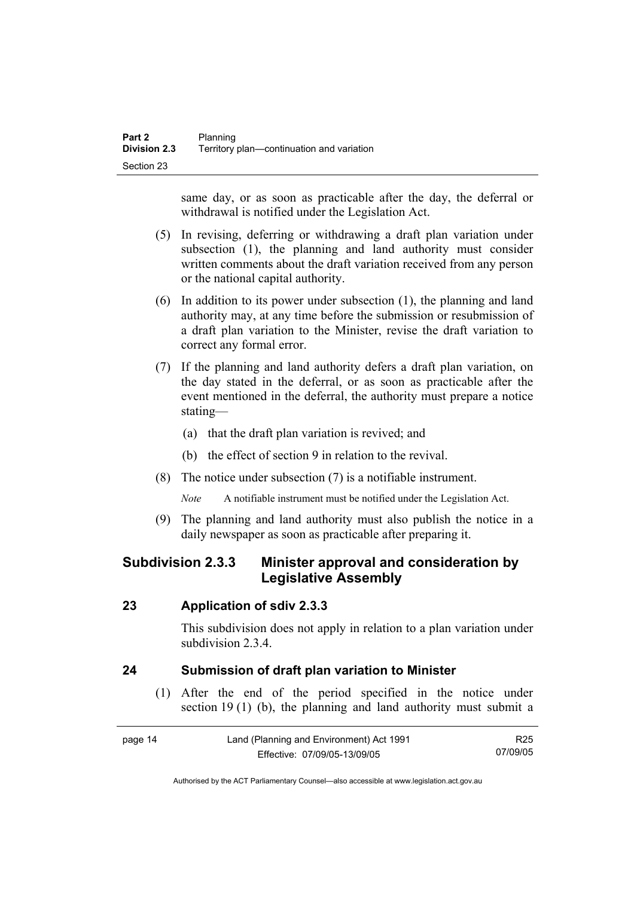same day, or as soon as practicable after the day, the deferral or withdrawal is notified under the Legislation Act.

(5) In revising, deferring or withdrawing a draft plan variation under subsection (1), the planning and land authority must consider written comments about the draft variation received from any person or the national capital authority.

(6) In addition to its power under subsection (1), the planning and land authority may, at any time before the submission or resubmission of a draft plan variation to the Minister, revise the draft variation to correct any formal error.

(7) If the planning and land authority defers a draft plan variation, on the day stated in the deferral, or as soon as practicable after the event mentioned in the deferral, the authority must prepare a notice stating—

(a) that the draft plan variation is revived; and

(b) the effect of section 9 in relation to the revival.

(8) The notice under subsection (7) is a notifiable instrument.

*Note* A notifiable instrument must be notified under the Legislation Act.

(9) The planning and land authority must also publish the notice in a daily newspaper as soon as practicable after preparing it.

## Subdivision 2.3.3 Minister approval and consideration by Legislative Assembly

### 23 Application of sdiv 2.3.3

This subdivision does not apply in relation to a plan variation under subdivision 2.3.4.

### 24 Submission of draft plan variation to Minister

(1) After the end of the period specified in the notice under section 19 (1) (b), the planning and land authority must submit a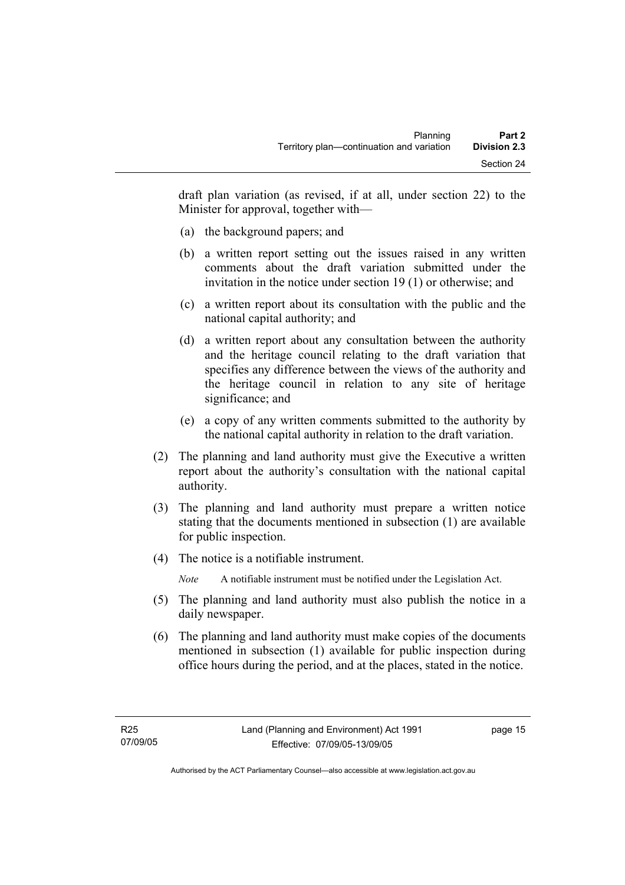draft plan variation (as revised, if at all, under section 22) to the Minister for approval, together with—

(a) the background papers; and

(b) a written report setting out the issues raised in any written comments about the draft variation submitted under the invitation in the notice under section 19 (1) or otherwise; and

(c) a written report about its consultation with the public and the national capital authority; and

(d) a written report about any consultation between the authority and the heritage council relating to the draft variation that specifies any difference between the views of the authority and the heritage council in relation to any site of heritage significance; and

(e) a copy of any written comments submitted to the authority by the national capital authority in relation to the draft variation.

(2) The planning and land authority must give the Executive a written report about the authority's consultation with the national capital authority.

(3) The planning and land authority must prepare a written notice stating that the documents mentioned in subsection (1) are available for public inspection.

(4) The notice is a notifiable instrument.

*Note* A notifiable instrument must be notified under the Legislation Act.

(5) The planning and land authority must also publish the notice in a daily newspaper.

(6) The planning and land authority must make copies of the documents mentioned in subsection (1) available for public inspection during office hours during the period, and at the places, stated in the notice.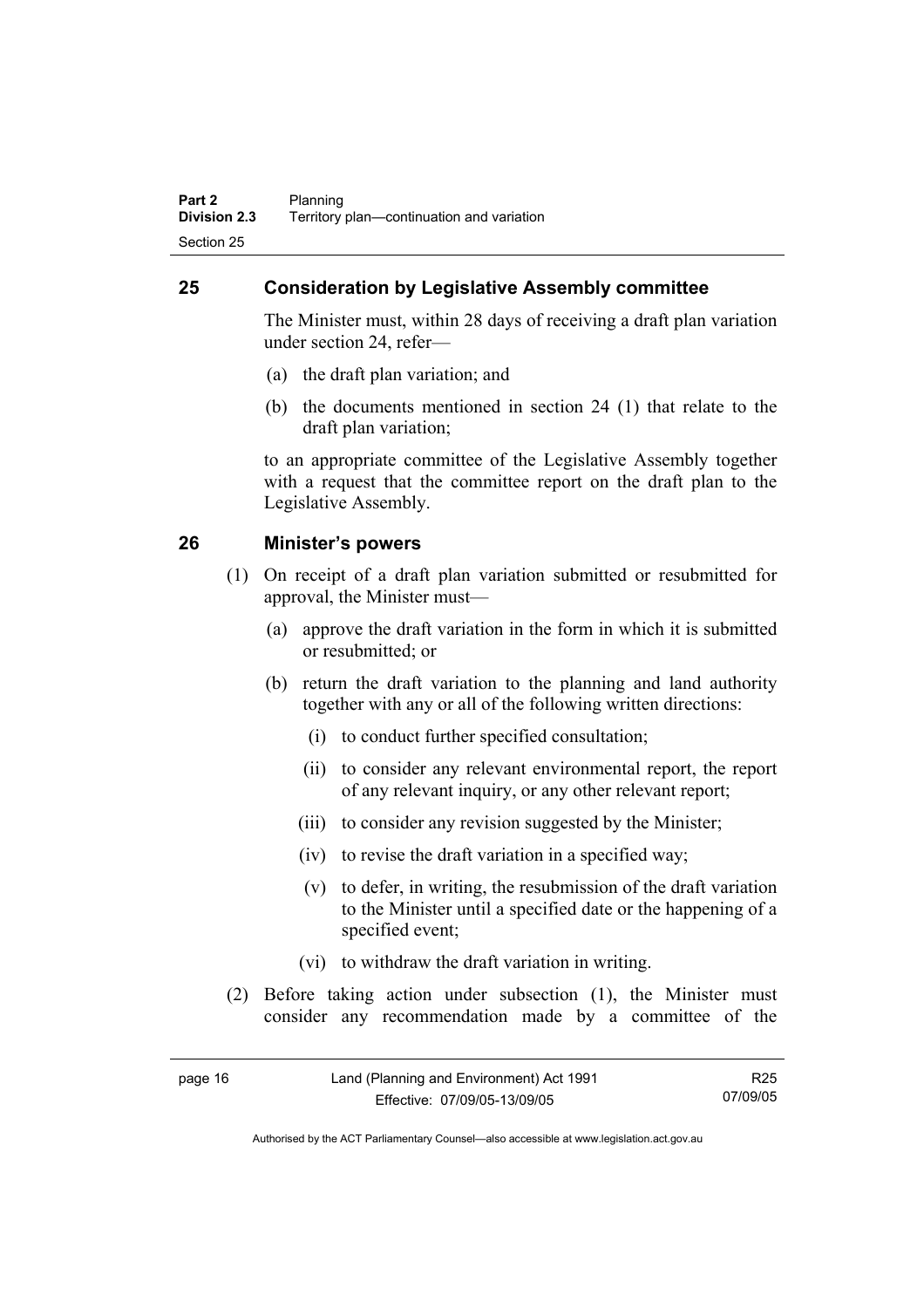## 25 Consideration by Legislative Assembly committee

The Minister must, within 28 days of receiving a draft plan variation under section 24, refer—

(a) the draft plan variation; and

(b) the documents mentioned in section 24 (1) that relate to the draft plan variation;

to an appropriate committee of the Legislative Assembly together with a request that the committee report on the draft plan to the Legislative Assembly.

## 26 Minister's powers

(1) On receipt of a draft plan variation submitted or resubmitted for approval, the Minister must—

(a) approve the draft variation in the form in which it is submitted or resubmitted; or

(b) return the draft variation to the planning and land authority together with any or all of the following written directions:

(i) to conduct further specified consultation;

(ii) to consider any relevant environmental report, the report of any relevant inquiry, or any other relevant report;

(iii) to consider any revision suggested by the Minister;

(iv) to revise the draft variation in a specified way;

(v) to defer, in writing, the resubmission of the draft variation to the Minister until a specified date or the happening of a specified event;

(vi) to withdraw the draft variation in writing.

(2) Before taking action under subsection (1), the Minister must consider any recommendation made by a committee of the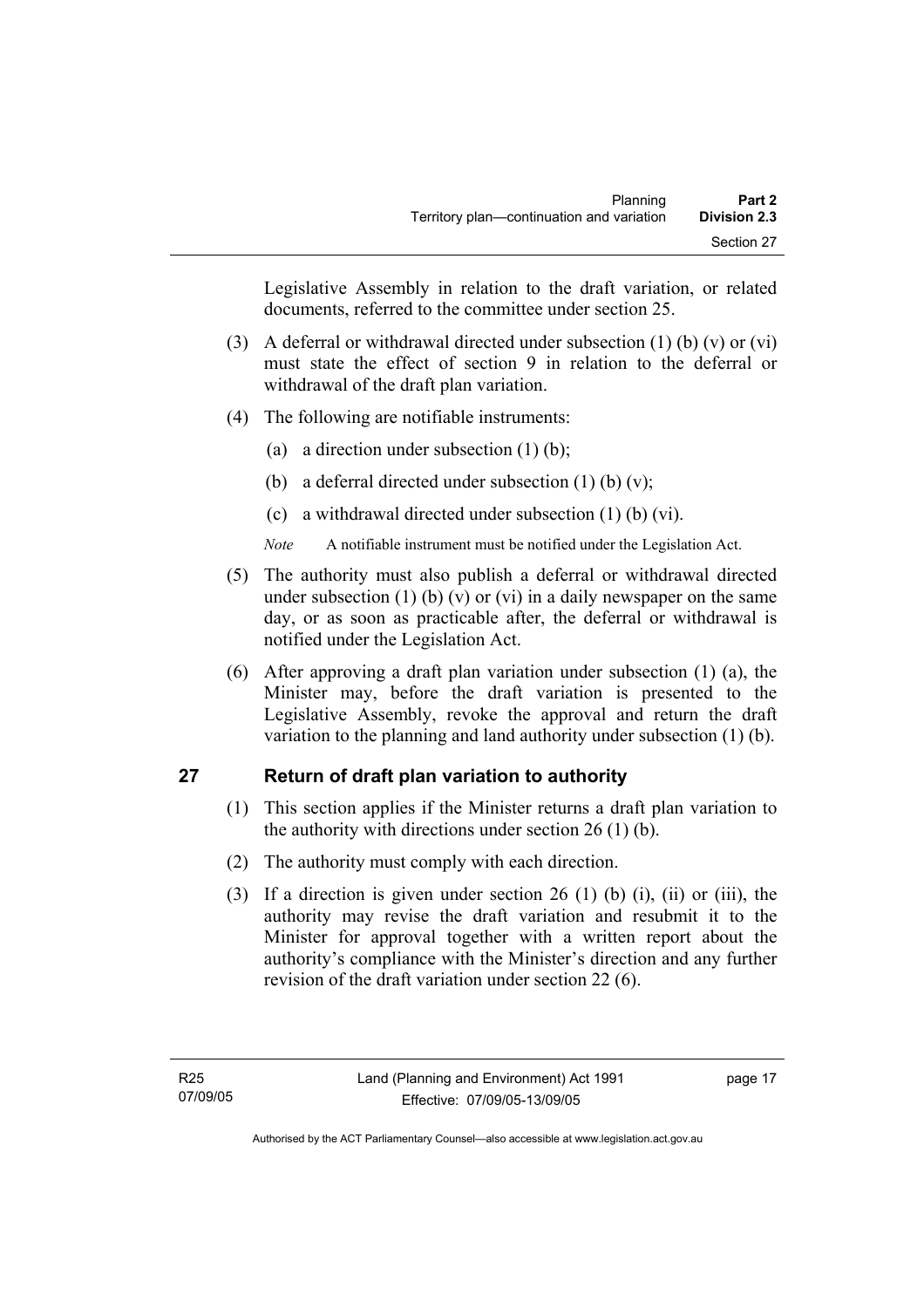Legislative Assembly in relation to the draft variation, or related documents, referred to the committee under section 25.

(3) A deferral or withdrawal directed under subsection (1) (b) (v) or (vi) must state the effect of section 9 in relation to the deferral or withdrawal of the draft plan variation.

(4) The following are notifiable instruments:

(a) a direction under subsection (1) (b);

(b) a deferral directed under subsection (1) (b) (v);

(c) a withdrawal directed under subsection (1) (b) (vi).

*Note* A notifiable instrument must be notified under the Legislation Act.

(5) The authority must also publish a deferral or withdrawal directed under subsection (1) (b) (v) or (vi) in a daily newspaper on the same day, or as soon as practicable after, the deferral or withdrawal is notified under the Legislation Act.

(6) After approving a draft plan variation under subsection (1) (a), the Minister may, before the draft variation is presented to the Legislative Assembly, revoke the approval and return the draft variation to the planning and land authority under subsection (1) (b).

## 27 Return of draft plan variation to authority

(1) This section applies if the Minister returns a draft plan variation to the authority with directions under section 26 (1) (b).

(2) The authority must comply with each direction.

(3) If a direction is given under section 26 (1) (b) (i), (ii) or (iii), the authority may revise the draft variation and resubmit it to the Minister for approval together with a written report about the authority's compliance with the Minister's direction and any further revision of the draft variation under section 22 (6).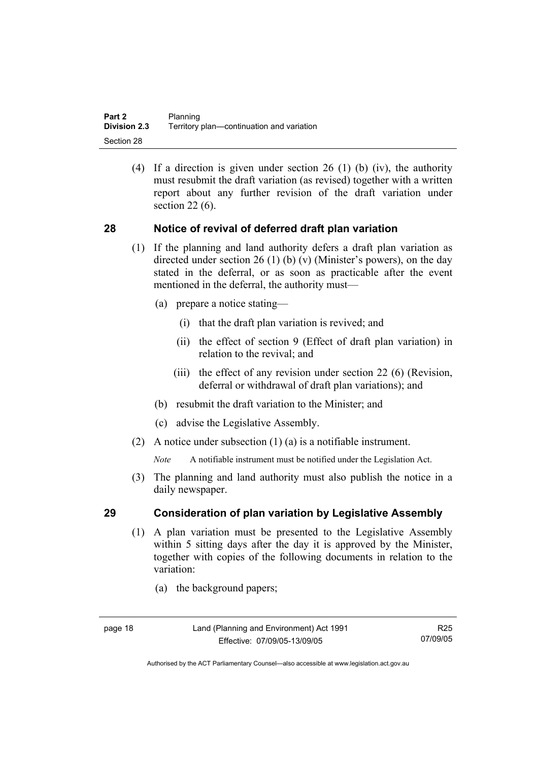(4) If a direction is given under section 26 (1) (b) (iv), the authority must resubmit the draft variation (as revised) together with a written report about any further revision of the draft variation under section 22 (6).

## 28 Notice of revival of deferred draft plan variation

(1) If the planning and land authority defers a draft plan variation as directed under section 26 (1) (b) (v) (Minister's powers), on the day stated in the deferral, or as soon as practicable after the event mentioned in the deferral, the authority must—

- (a) prepare a notice stating—
  - (i) that the draft plan variation is revived; and
  - (ii) the effect of section 9 (Effect of draft plan variation) in relation to the revival; and
  - (iii) the effect of any revision under section 22 (6) (Revision, deferral or withdrawal of draft plan variations); and
- (b) resubmit the draft variation to the Minister; and
- (c) advise the Legislative Assembly.

(2) A notice under subsection (1) (a) is a notifiable instrument.

*Note* A notifiable instrument must be notified under the Legislation Act.

(3) The planning and land authority must also publish the notice in a daily newspaper.

## 29 Consideration of plan variation by Legislative Assembly

(1) A plan variation must be presented to the Legislative Assembly within 5 sitting days after the day it is approved by the Minister, together with copies of the following documents in relation to the variation:

- (a) the background papers;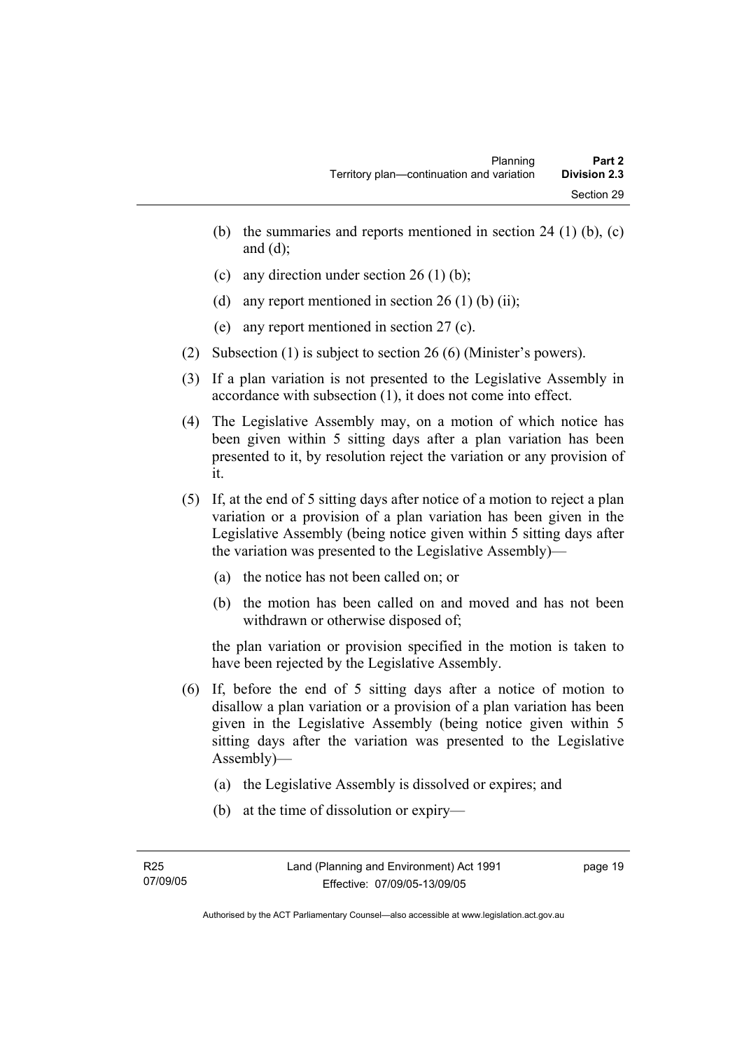(b) the summaries and reports mentioned in section 24 (1) (b), (c) and (d);

(c) any direction under section 26 (1) (b);

(d) any report mentioned in section 26 (1) (b) (ii);

(e) any report mentioned in section 27 (c).

(2) Subsection (1) is subject to section 26 (6) (Minister's powers).

(3) If a plan variation is not presented to the Legislative Assembly in accordance with subsection (1), it does not come into effect.

(4) The Legislative Assembly may, on a motion of which notice has been given within 5 sitting days after a plan variation has been presented to it, by resolution reject the variation or any provision of it.

(5) If, at the end of 5 sitting days after notice of a motion to reject a plan variation or a provision of a plan variation has been given in the Legislative Assembly (being notice given within 5 sitting days after the variation was presented to the Legislative Assembly)—

(a) the notice has not been called on; or

(b) the motion has been called on and moved and has not been withdrawn or otherwise disposed of;

the plan variation or provision specified in the motion is taken to have been rejected by the Legislative Assembly.

(6) If, before the end of 5 sitting days after a notice of motion to disallow a plan variation or a provision of a plan variation has been given in the Legislative Assembly (being notice given within 5 sitting days after the variation was presented to the Legislative Assembly)—

(a) the Legislative Assembly is dissolved or expires; and

(b) at the time of dissolution or expiry—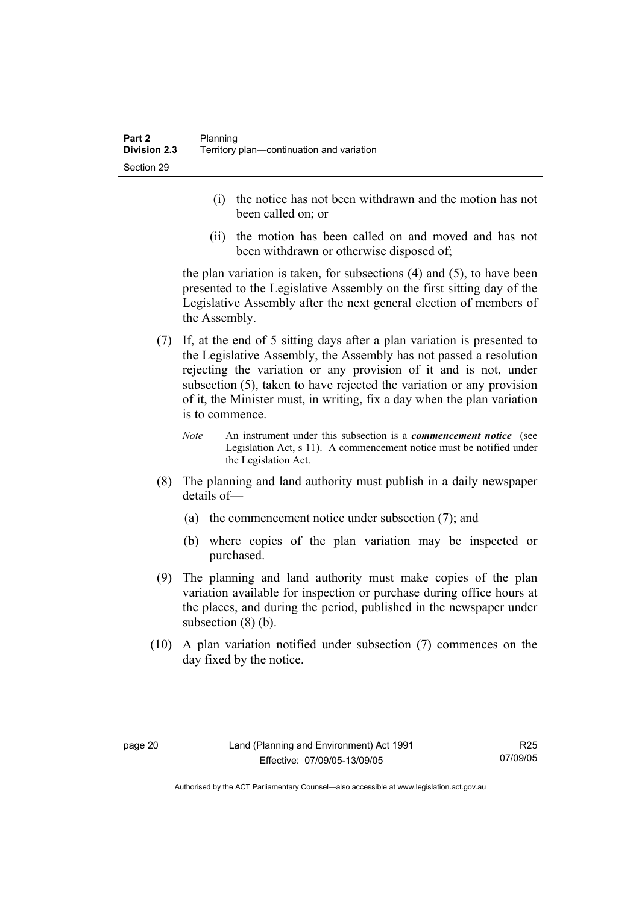(i) the notice has not been withdrawn and the motion has not been called on; or

(ii) the motion has been called on and moved and has not been withdrawn or otherwise disposed of;

the plan variation is taken, for subsections (4) and (5), to have been presented to the Legislative Assembly on the first sitting day of the Legislative Assembly after the next general election of members of the Assembly.

(7) If, at the end of 5 sitting days after a plan variation is presented to the Legislative Assembly, the Assembly has not passed a resolution rejecting the variation or any provision of it and is not, under subsection (5), taken to have rejected the variation or any provision of it, the Minister must, in writing, fix a day when the plan variation is to commence.

*Note* An instrument under this subsection is a ***commencement notice*** (see Legislation Act, s 11). A commencement notice must be notified under the Legislation Act.

(8) The planning and land authority must publish in a daily newspaper details of—

(a) the commencement notice under subsection (7); and

(b) where copies of the plan variation may be inspected or purchased.

(9) The planning and land authority must make copies of the plan variation available for inspection or purchase during office hours at the places, and during the period, published in the newspaper under subsection (8) (b).

(10) A plan variation notified under subsection (7) commences on the day fixed by the notice.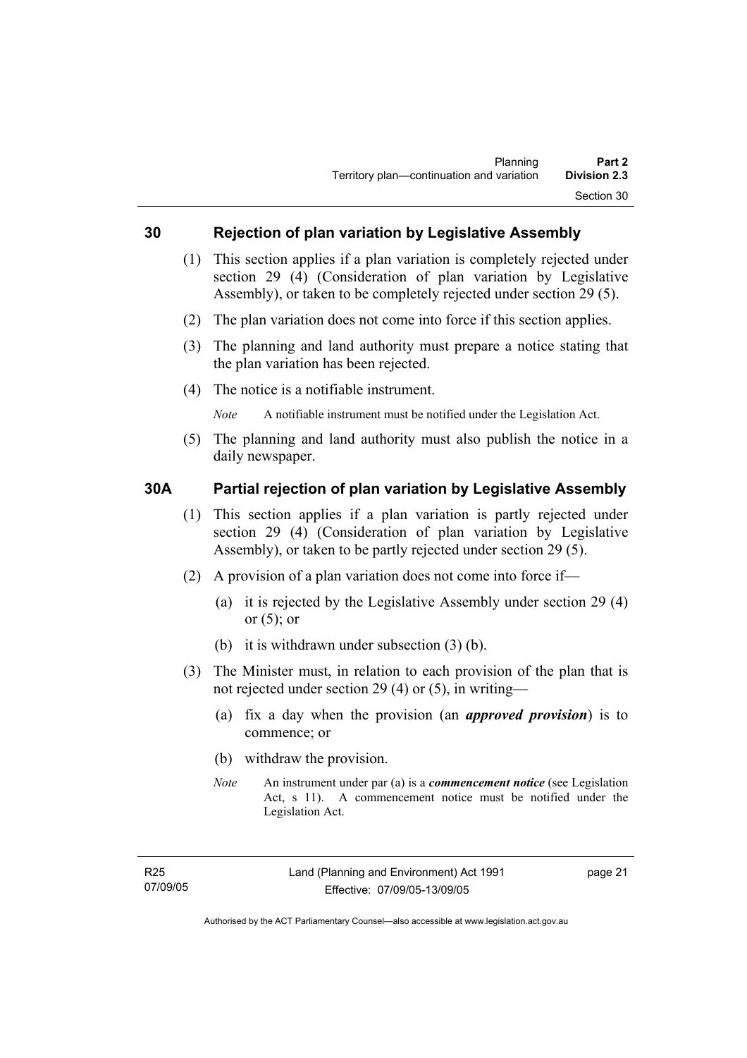## 30 Rejection of plan variation by Legislative Assembly

(1) This section applies if a plan variation is completely rejected under section 29 (4) (Consideration of plan variation by Legislative Assembly), or taken to be completely rejected under section 29 (5).

(2) The plan variation does not come into force if this section applies.

(3) The planning and land authority must prepare a notice stating that the plan variation has been rejected.

(4) The notice is a notifiable instrument.

*Note* A notifiable instrument must be notified under the Legislation Act.

(5) The planning and land authority must also publish the notice in a daily newspaper.

## 30A Partial rejection of plan variation by Legislative Assembly

(1) This section applies if a plan variation is partly rejected under section 29 (4) (Consideration of plan variation by Legislative Assembly), or taken to be partly rejected under section 29 (5).

(2) A provision of a plan variation does not come into force if—

(a) it is rejected by the Legislative Assembly under section 29 (4) or (5); or

(b) it is withdrawn under subsection (3) (b).

(3) The Minister must, in relation to each provision of the plan that is not rejected under section 29 (4) or (5), in writing—

(a) fix a day when the provision (an ***approved provision***) is to commence; or

(b) withdraw the provision.

*Note* An instrument under par (a) is a ***commencement notice*** (see Legislation Act, s 11). A commencement notice must be notified under the Legislation Act.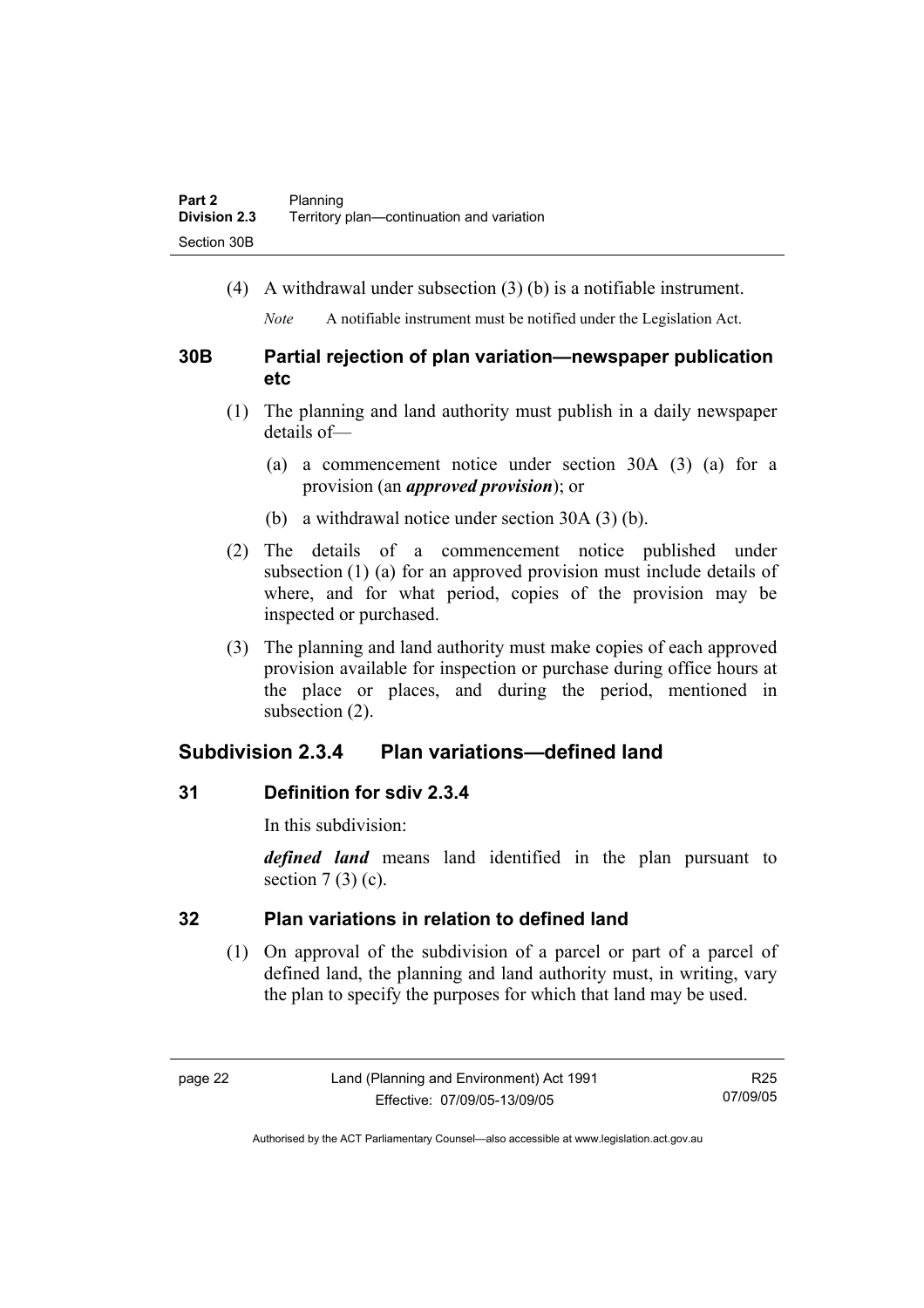(4) A withdrawal under subsection (3) (b) is a notifiable instrument.

*Note* A notifiable instrument must be notified under the Legislation Act.

### 30B Partial rejection of plan variation—newspaper publication etc

(1) The planning and land authority must publish in a daily newspaper details of—

(a) a commencement notice under section 30A (3) (a) for a provision (an ***approved provision***); or

(b) a withdrawal notice under section 30A (3) (b).

(2) The details of a commencement notice published under subsection (1) (a) for an approved provision must include details of where, and for what period, copies of the provision may be inspected or purchased.

(3) The planning and land authority must make copies of each approved provision available for inspection or purchase during office hours at the place or places, and during the period, mentioned in subsection (2).

## Subdivision 2.3.4 Plan variations—defined land

### 31 Definition for sdiv 2.3.4

In this subdivision:

***defined land*** means land identified in the plan pursuant to section 7 (3) (c).

### 32 Plan variations in relation to defined land

(1) On approval of the subdivision of a parcel or part of a parcel of defined land, the planning and land authority must, in writing, vary the plan to specify the purposes for which that land may be used.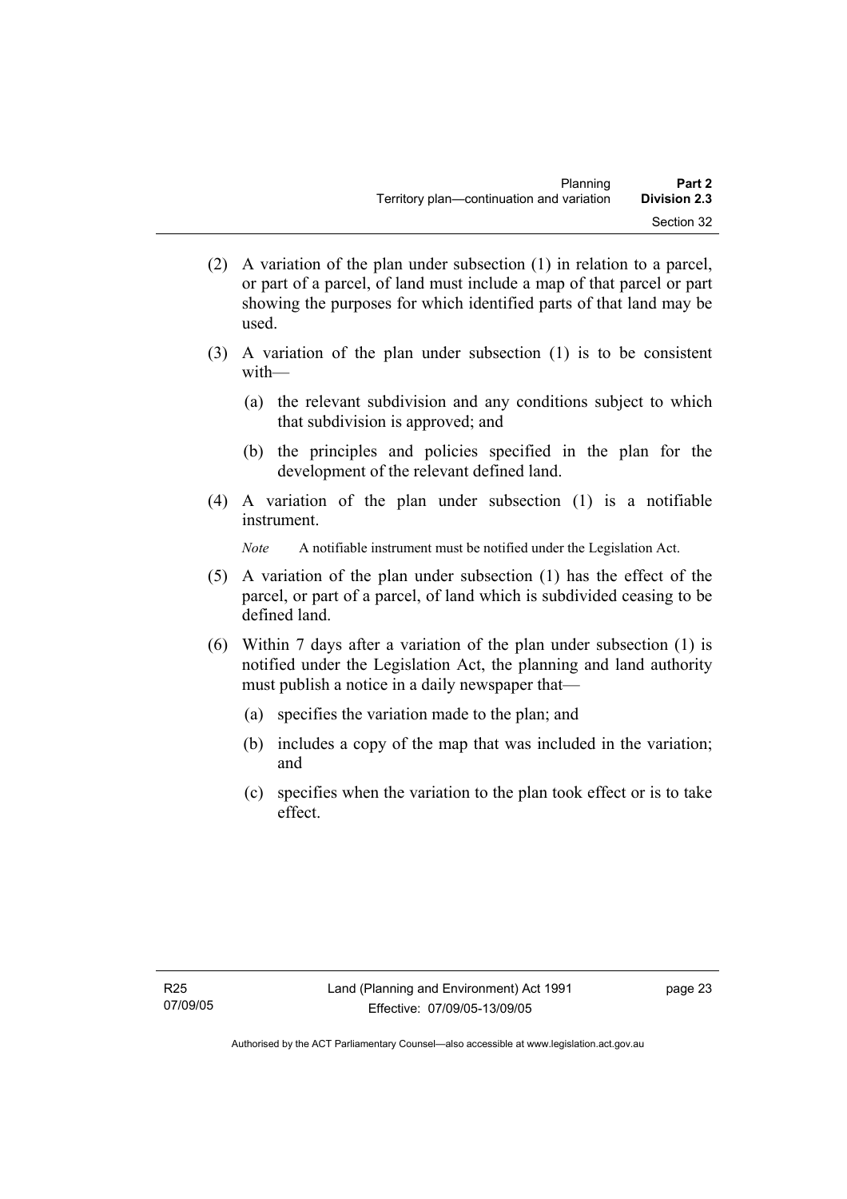(2) A variation of the plan under subsection (1) in relation to a parcel, or part of a parcel, of land must include a map of that parcel or part showing the purposes for which identified parts of that land may be used.

(3) A variation of the plan under subsection (1) is to be consistent with—

  (a) the relevant subdivision and any conditions subject to which that subdivision is approved; and

  (b) the principles and policies specified in the plan for the development of the relevant defined land.

(4) A variation of the plan under subsection (1) is a notifiable instrument.

*Note* A notifiable instrument must be notified under the Legislation Act.

(5) A variation of the plan under subsection (1) has the effect of the parcel, or part of a parcel, of land which is subdivided ceasing to be defined land.

(6) Within 7 days after a variation of the plan under subsection (1) is notified under the Legislation Act, the planning and land authority must publish a notice in a daily newspaper that—

  (a) specifies the variation made to the plan; and

  (b) includes a copy of the map that was included in the variation; and

  (c) specifies when the variation to the plan took effect or is to take effect.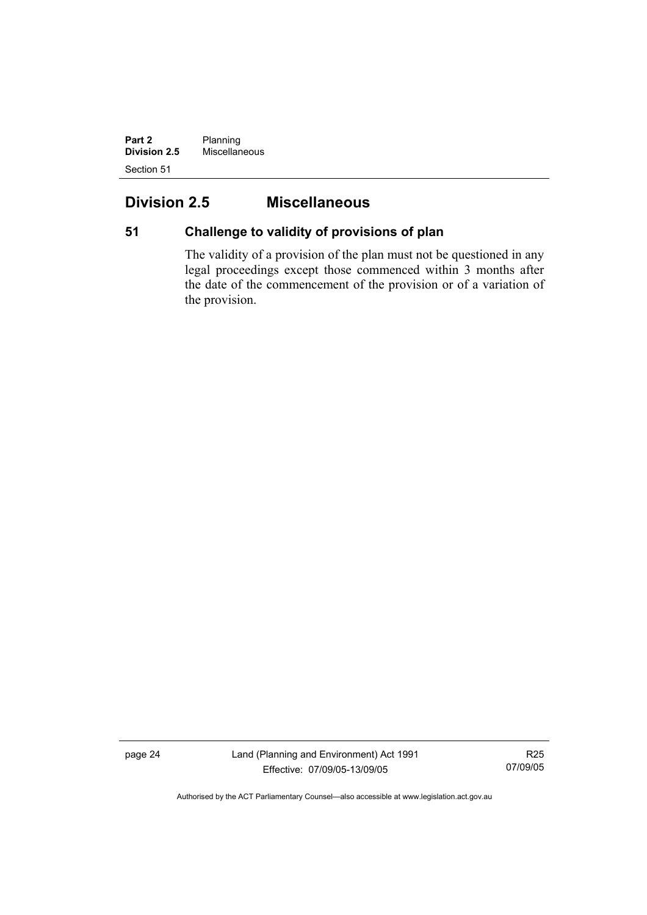## Division 2.5 Miscellaneous

### 51 Challenge to validity of provisions of plan

The validity of a provision of the plan must not be questioned in any legal proceedings except those commenced within 3 months after the date of the commencement of the provision or of a variation of the provision.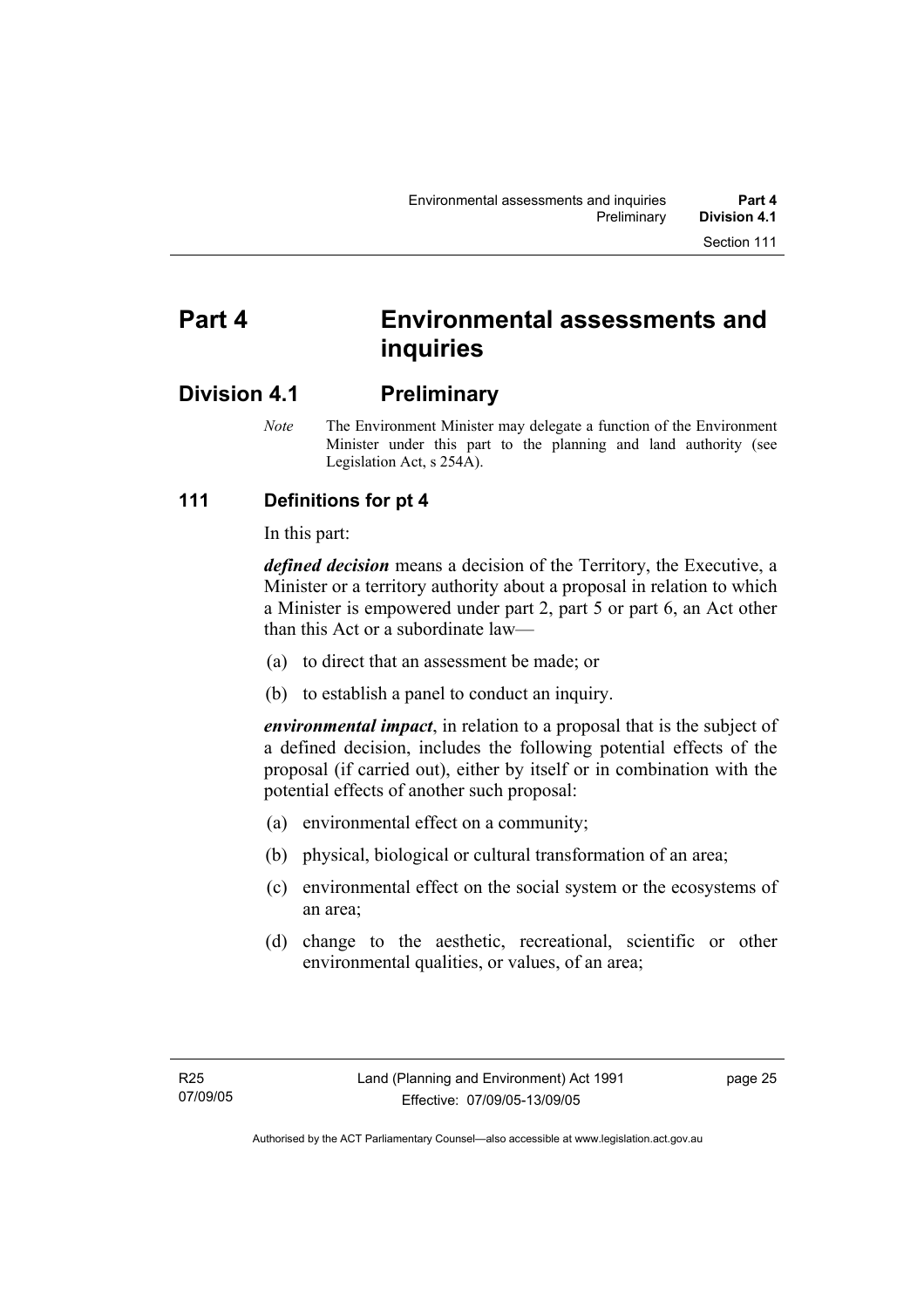# Part 4 Environmental assessments and inquiries

## Division 4.1 Preliminary

*Note* The Environment Minister may delegate a function of the Environment Minister under this part to the planning and land authority (see Legislation Act, s 254A).

### 111 Definitions for pt 4

In this part:

***defined decision*** means a decision of the Territory, the Executive, a Minister or a territory authority about a proposal in relation to which a Minister is empowered under part 2, part 5 or part 6, an Act other than this Act or a subordinate law—

(a) to direct that an assessment be made; or

(b) to establish a panel to conduct an inquiry.

***environmental impact***, in relation to a proposal that is the subject of a defined decision, includes the following potential effects of the proposal (if carried out), either by itself or in combination with the potential effects of another such proposal:

(a) environmental effect on a community;

(b) physical, biological or cultural transformation of an area;

(c) environmental effect on the social system or the ecosystems of an area;

(d) change to the aesthetic, recreational, scientific or other environmental qualities, or values, of an area;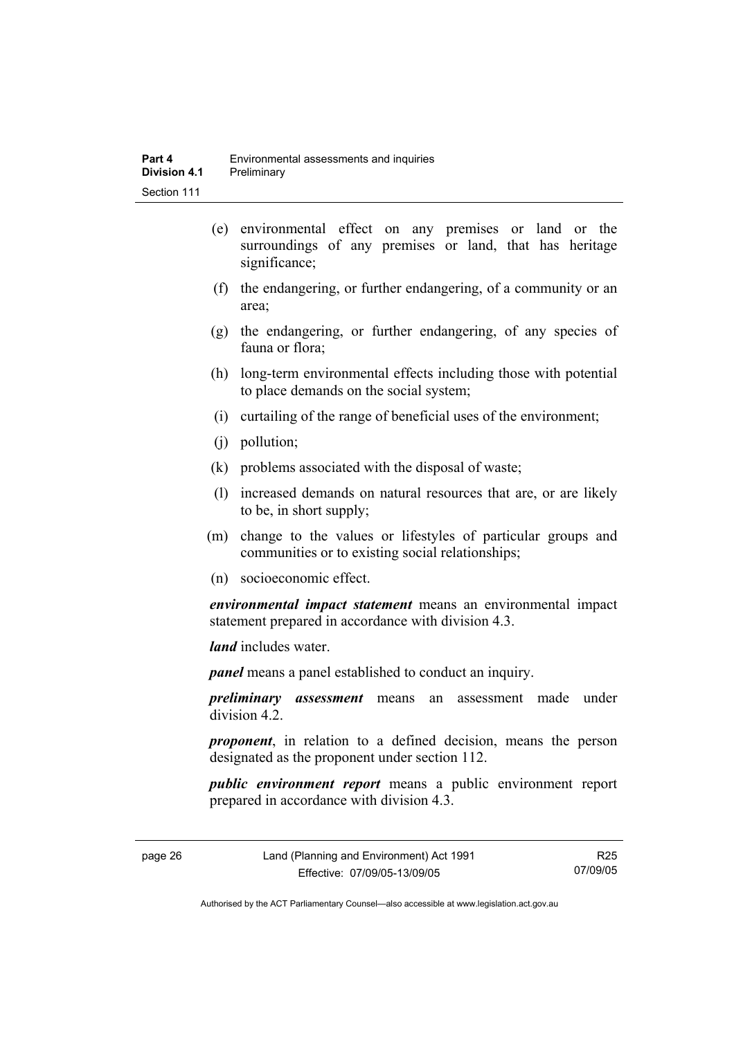(e) environmental effect on any premises or land or the surroundings of any premises or land, that has heritage significance;

(f) the endangering, or further endangering, of a community or an area;

(g) the endangering, or further endangering, of any species of fauna or flora;

(h) long-term environmental effects including those with potential to place demands on the social system;

(i) curtailing of the range of beneficial uses of the environment;

(j) pollution;

(k) problems associated with the disposal of waste;

(l) increased demands on natural resources that are, or are likely to be, in short supply;

(m) change to the values or lifestyles of particular groups and communities or to existing social relationships;

(n) socioeconomic effect.

***environmental impact statement*** means an environmental impact statement prepared in accordance with division 4.3.

***land*** includes water.

***panel*** means a panel established to conduct an inquiry.

***preliminary assessment*** means an assessment made under division 4.2.

***proponent***, in relation to a defined decision, means the person designated as the proponent under section 112.

***public environment report*** means a public environment report prepared in accordance with division 4.3.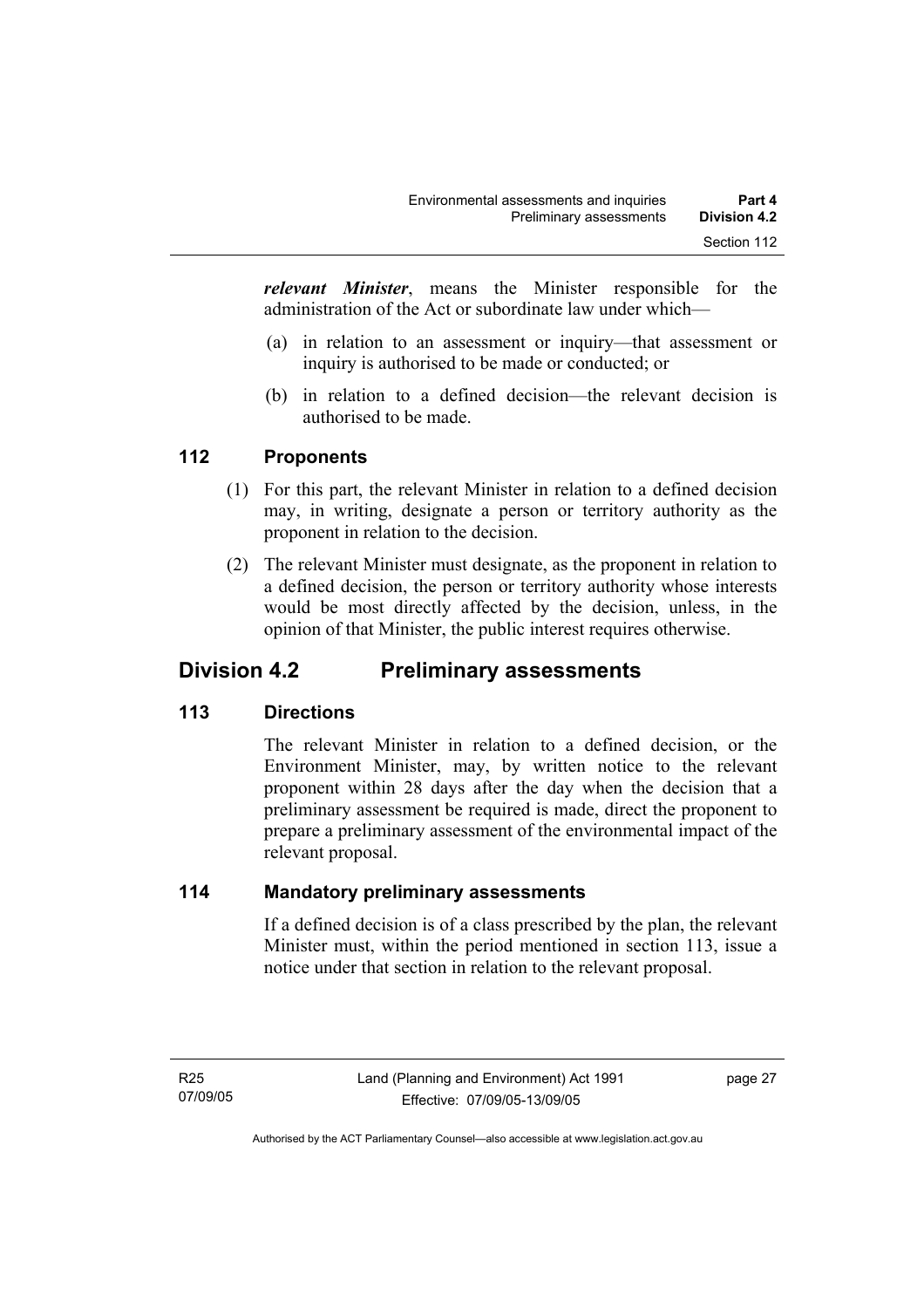***relevant Minister***, means the Minister responsible for the administration of the Act or subordinate law under which—

(a) in relation to an assessment or inquiry—that assessment or inquiry is authorised to be made or conducted; or

(b) in relation to a defined decision—the relevant decision is authorised to be made.

### 112 Proponents

(1) For this part, the relevant Minister in relation to a defined decision may, in writing, designate a person or territory authority as the proponent in relation to the decision.

(2) The relevant Minister must designate, as the proponent in relation to a defined decision, the person or territory authority whose interests would be most directly affected by the decision, unless, in the opinion of that Minister, the public interest requires otherwise.

## Division 4.2 Preliminary assessments

### 113 Directions

The relevant Minister in relation to a defined decision, or the Environment Minister, may, by written notice to the relevant proponent within 28 days after the day when the decision that a preliminary assessment be required is made, direct the proponent to prepare a preliminary assessment of the environmental impact of the relevant proposal.

### 114 Mandatory preliminary assessments

If a defined decision is of a class prescribed by the plan, the relevant Minister must, within the period mentioned in section 113, issue a notice under that section in relation to the relevant proposal.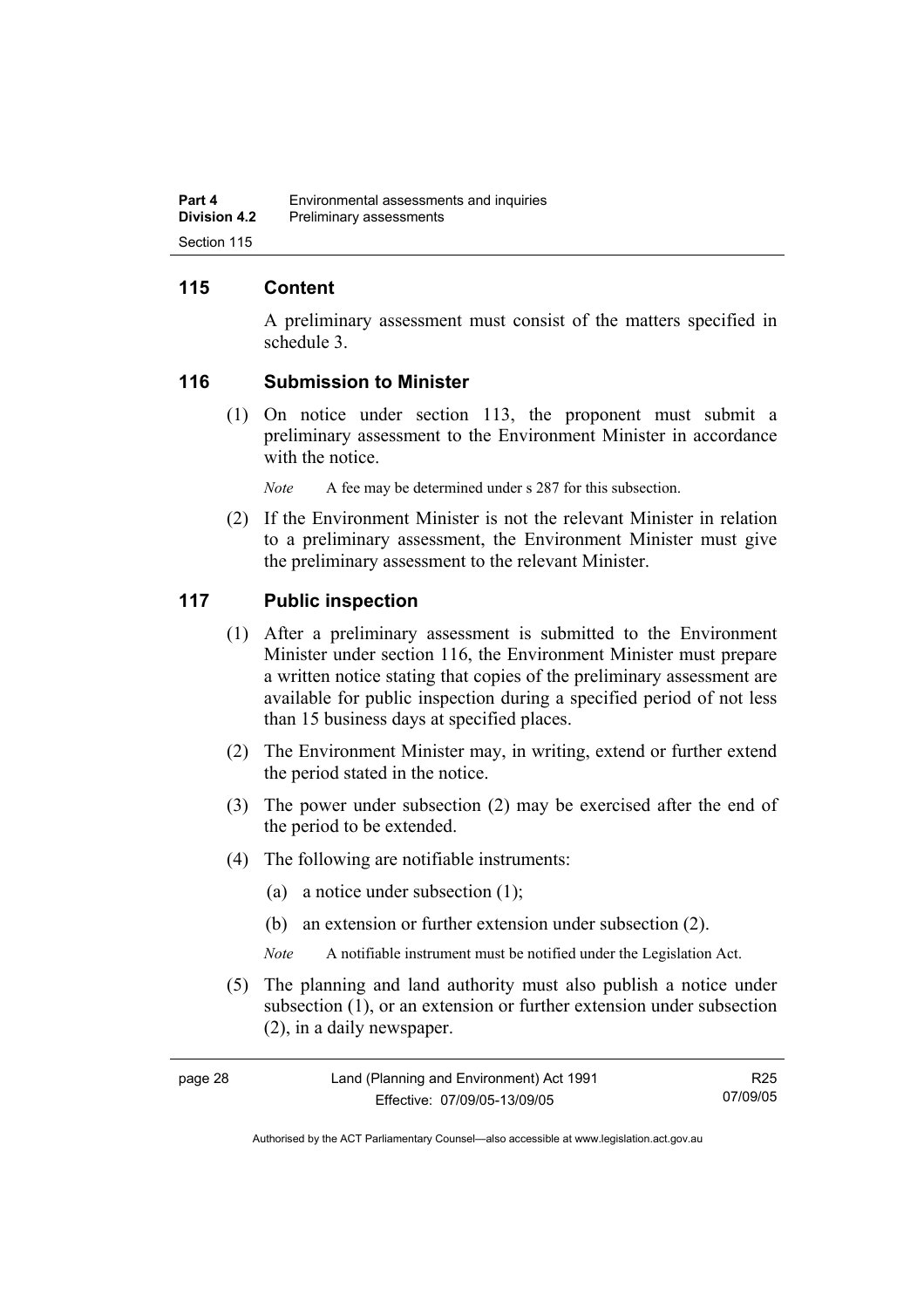## 115 Content

A preliminary assessment must consist of the matters specified in schedule 3.

## 116 Submission to Minister

(1) On notice under section 113, the proponent must submit a preliminary assessment to the Environment Minister in accordance with the notice.

*Note* A fee may be determined under s 287 for this subsection.

(2) If the Environment Minister is not the relevant Minister in relation to a preliminary assessment, the Environment Minister must give the preliminary assessment to the relevant Minister.

## 117 Public inspection

(1) After a preliminary assessment is submitted to the Environment Minister under section 116, the Environment Minister must prepare a written notice stating that copies of the preliminary assessment are available for public inspection during a specified period of not less than 15 business days at specified places.

(2) The Environment Minister may, in writing, extend or further extend the period stated in the notice.

(3) The power under subsection (2) may be exercised after the end of the period to be extended.

(4) The following are notifiable instruments:

(a) a notice under subsection (1);

(b) an extension or further extension under subsection (2).

*Note* A notifiable instrument must be notified under the Legislation Act.

(5) The planning and land authority must also publish a notice under subsection (1), or an extension or further extension under subsection (2), in a daily newspaper.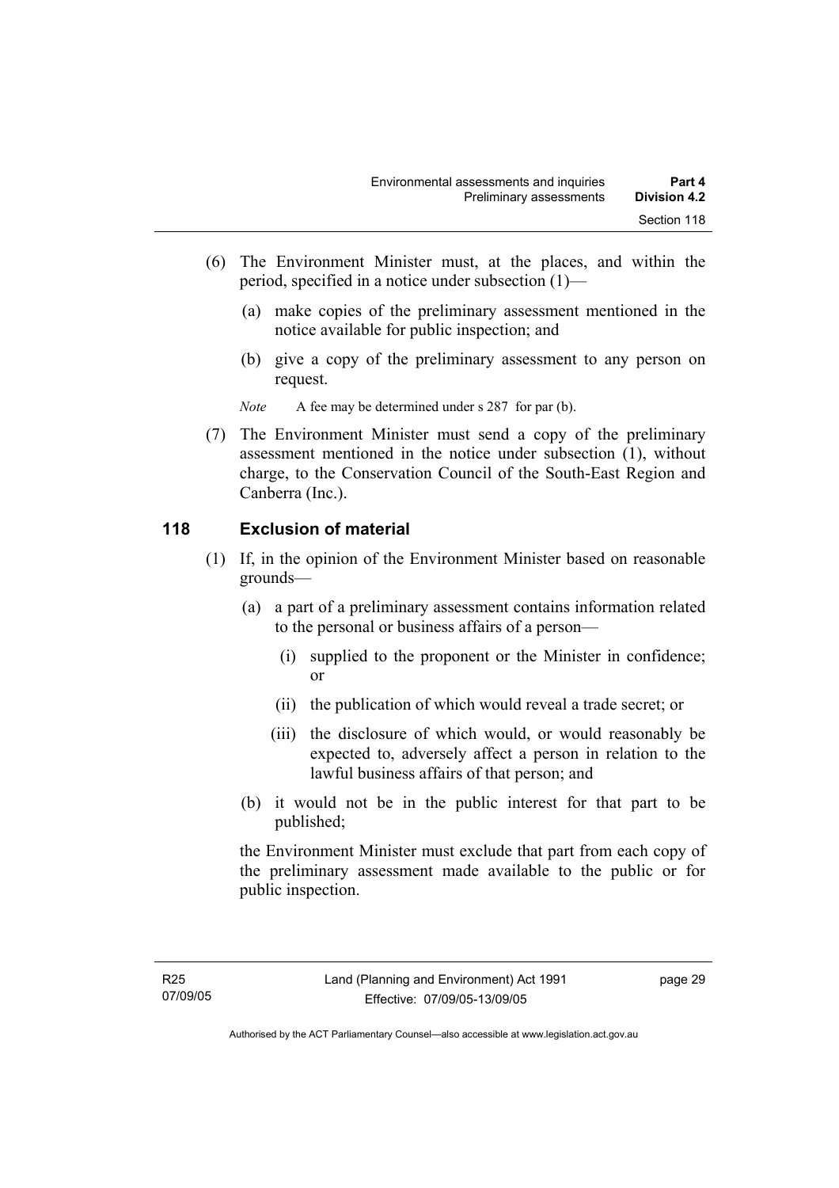(6) The Environment Minister must, at the places, and within the period, specified in a notice under subsection (1)—

(a) make copies of the preliminary assessment mentioned in the notice available for public inspection; and

(b) give a copy of the preliminary assessment to any person on request.

*Note* A fee may be determined under s 287 for par (b).

(7) The Environment Minister must send a copy of the preliminary assessment mentioned in the notice under subsection (1), without charge, to the Conservation Council of the South-East Region and Canberra (Inc.).

## 118 Exclusion of material

(1) If, in the opinion of the Environment Minister based on reasonable grounds—

(a) a part of a preliminary assessment contains information related to the personal or business affairs of a person—

(i) supplied to the proponent or the Minister in confidence; or

(ii) the publication of which would reveal a trade secret; or

(iii) the disclosure of which would, or would reasonably be expected to, adversely affect a person in relation to the lawful business affairs of that person; and

(b) it would not be in the public interest for that part to be published;

the Environment Minister must exclude that part from each copy of the preliminary assessment made available to the public or for public inspection.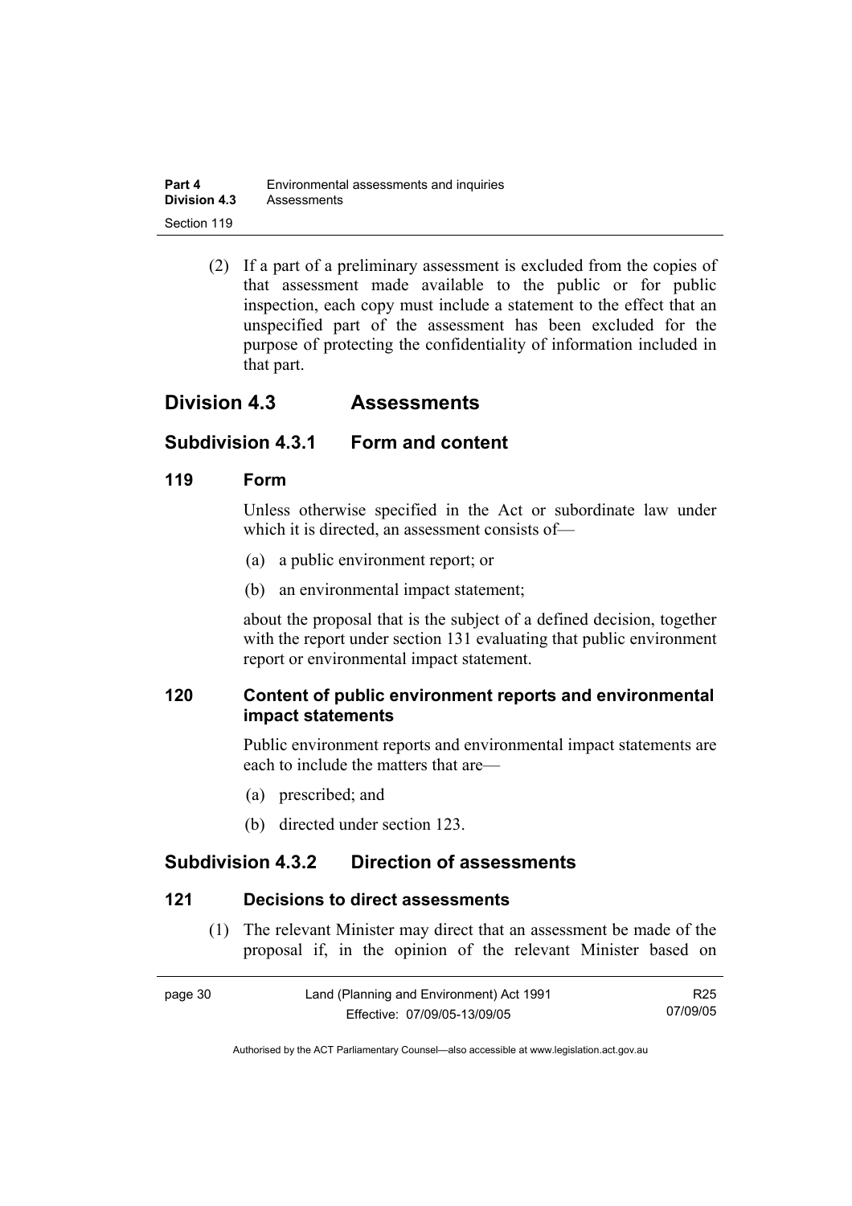(2) If a part of a preliminary assessment is excluded from the copies of that assessment made available to the public or for public inspection, each copy must include a statement to the effect that an unspecified part of the assessment has been excluded for the purpose of protecting the confidentiality of information included in that part.

## Division 4.3 Assessments

### Subdivision 4.3.1 Form and content

#### 119 Form

Unless otherwise specified in the Act or subordinate law under which it is directed, an assessment consists of—

(a) a public environment report; or

(b) an environmental impact statement;

about the proposal that is the subject of a defined decision, together with the report under section 131 evaluating that public environment report or environmental impact statement.

#### 120 Content of public environment reports and environmental impact statements

Public environment reports and environmental impact statements are each to include the matters that are—

(a) prescribed; and

(b) directed under section 123.

### Subdivision 4.3.2 Direction of assessments

#### 121 Decisions to direct assessments

(1) The relevant Minister may direct that an assessment be made of the proposal if, in the opinion of the relevant Minister based on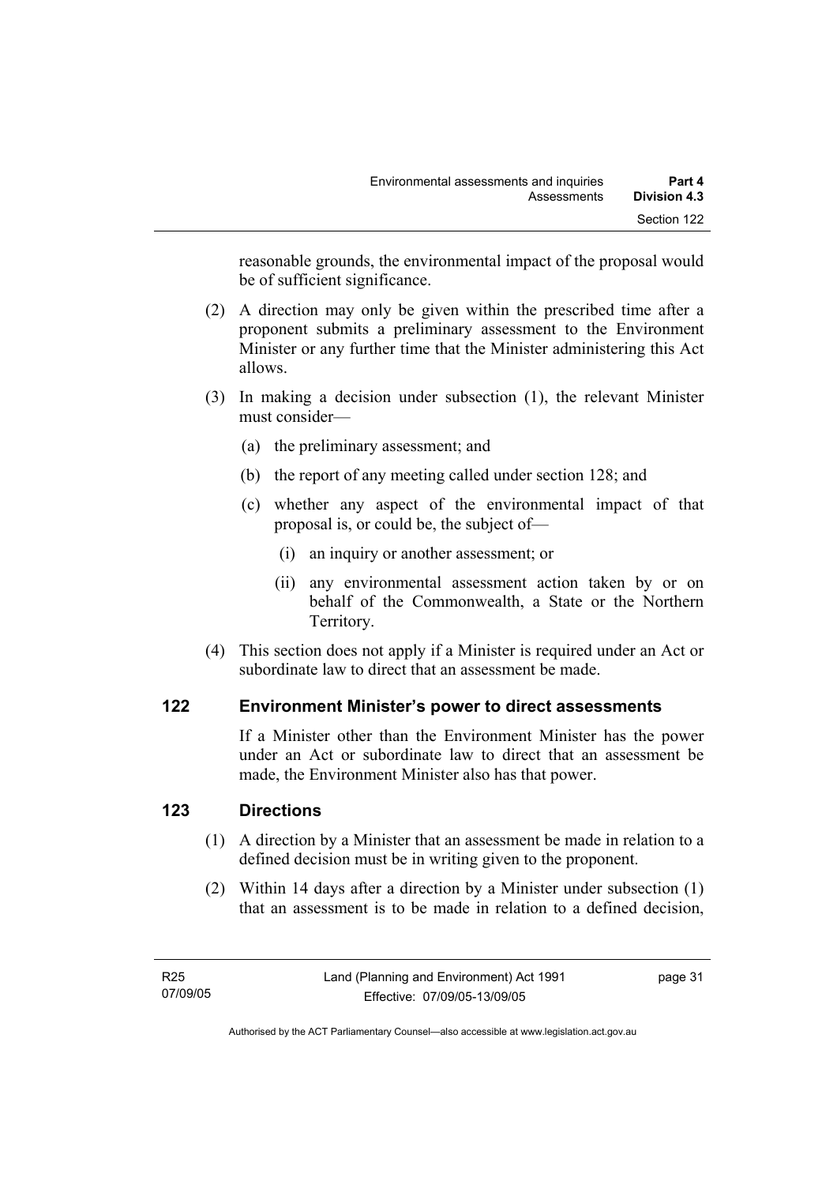reasonable grounds, the environmental impact of the proposal would be of sufficient significance.

(2) A direction may only be given within the prescribed time after a proponent submits a preliminary assessment to the Environment Minister or any further time that the Minister administering this Act allows.

(3) In making a decision under subsection (1), the relevant Minister must consider—

(a) the preliminary assessment; and

(b) the report of any meeting called under section 128; and

(c) whether any aspect of the environmental impact of that proposal is, or could be, the subject of—

(i) an inquiry or another assessment; or

(ii) any environmental assessment action taken by or on behalf of the Commonwealth, a State or the Northern Territory.

(4) This section does not apply if a Minister is required under an Act or subordinate law to direct that an assessment be made.

## 122 Environment Minister's power to direct assessments

If a Minister other than the Environment Minister has the power under an Act or subordinate law to direct that an assessment be made, the Environment Minister also has that power.

## 123 Directions

(1) A direction by a Minister that an assessment be made in relation to a defined decision must be in writing given to the proponent.

(2) Within 14 days after a direction by a Minister under subsection (1) that an assessment is to be made in relation to a defined decision,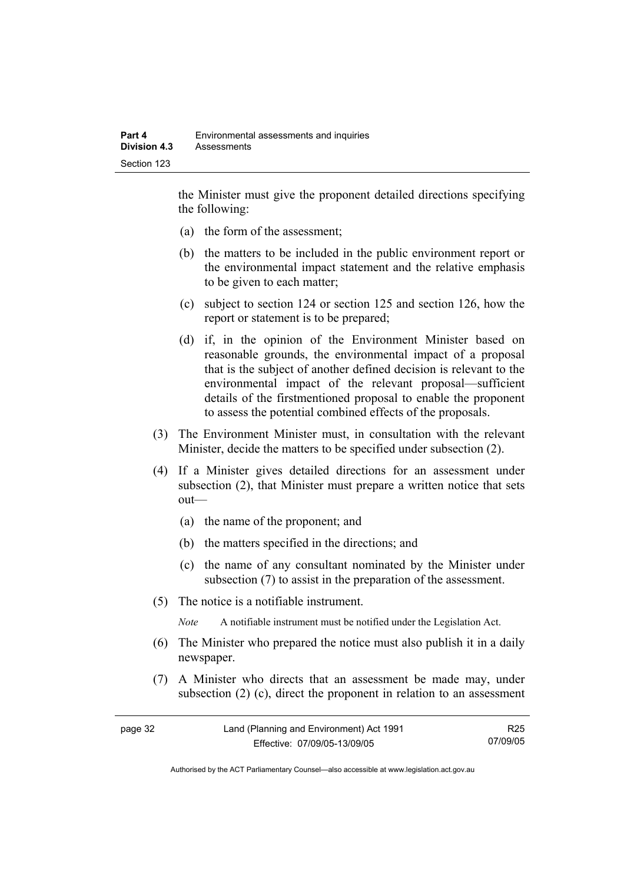the Minister must give the proponent detailed directions specifying the following:

(a) the form of the assessment;

(b) the matters to be included in the public environment report or the environmental impact statement and the relative emphasis to be given to each matter;

(c) subject to section 124 or section 125 and section 126, how the report or statement is to be prepared;

(d) if, in the opinion of the Environment Minister based on reasonable grounds, the environmental impact of a proposal that is the subject of another defined decision is relevant to the environmental impact of the relevant proposal—sufficient details of the firstmentioned proposal to enable the proponent to assess the potential combined effects of the proposals.

(3) The Environment Minister must, in consultation with the relevant Minister, decide the matters to be specified under subsection (2).

(4) If a Minister gives detailed directions for an assessment under subsection (2), that Minister must prepare a written notice that sets out—

(a) the name of the proponent; and

(b) the matters specified in the directions; and

(c) the name of any consultant nominated by the Minister under subsection (7) to assist in the preparation of the assessment.

(5) The notice is a notifiable instrument.

*Note* A notifiable instrument must be notified under the Legislation Act.

(6) The Minister who prepared the notice must also publish it in a daily newspaper.

(7) A Minister who directs that an assessment be made may, under subsection (2) (c), direct the proponent in relation to an assessment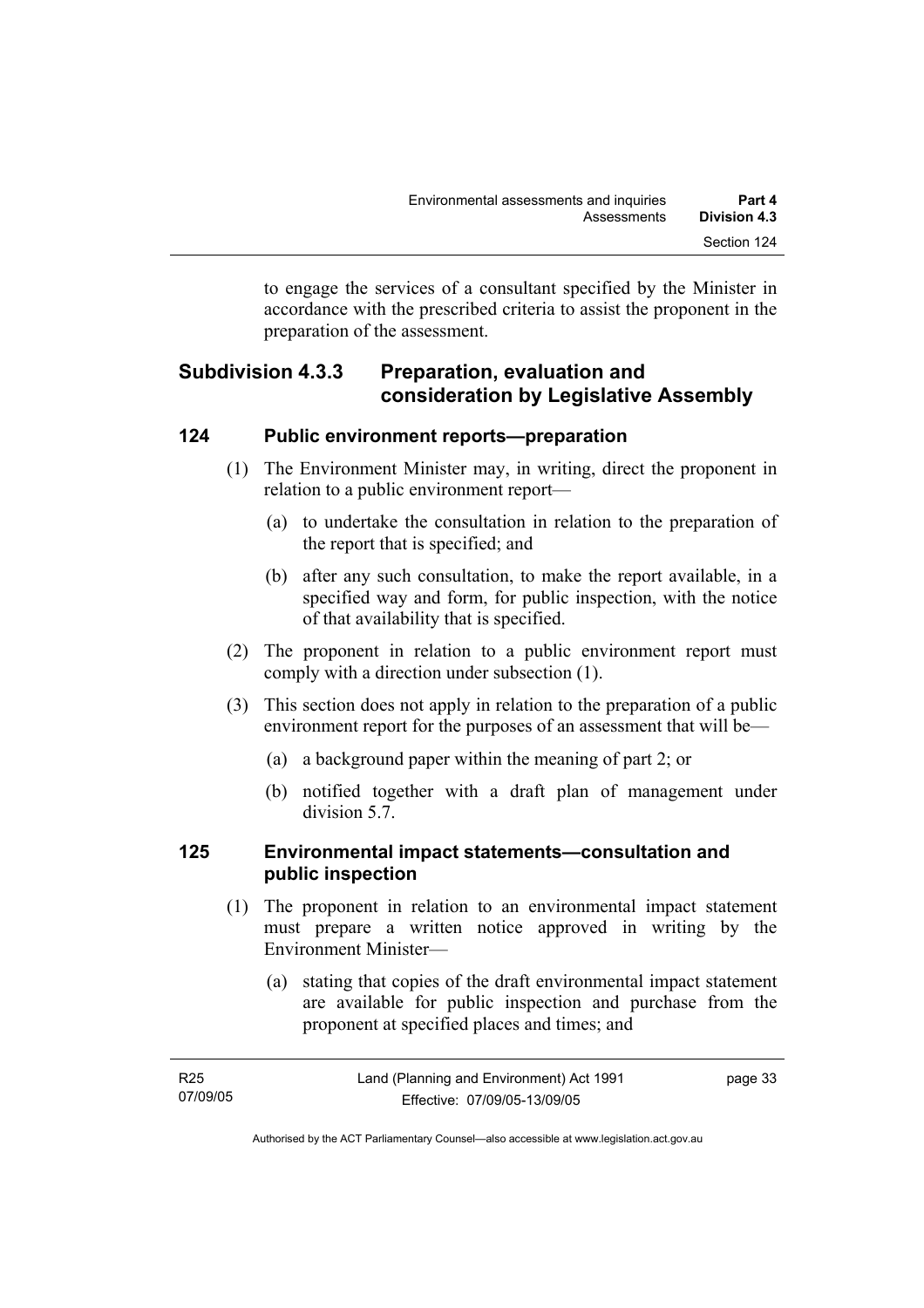to engage the services of a consultant specified by the Minister in accordance with the prescribed criteria to assist the proponent in the preparation of the assessment.

## Subdivision 4.3.3 Preparation, evaluation and consideration by Legislative Assembly

### 124 Public environment reports—preparation

(1) The Environment Minister may, in writing, direct the proponent in relation to a public environment report—

(a) to undertake the consultation in relation to the preparation of the report that is specified; and

(b) after any such consultation, to make the report available, in a specified way and form, for public inspection, with the notice of that availability that is specified.

(2) The proponent in relation to a public environment report must comply with a direction under subsection (1).

(3) This section does not apply in relation to the preparation of a public environment report for the purposes of an assessment that will be—

(a) a background paper within the meaning of part 2; or

(b) notified together with a draft plan of management under division 5.7.

### 125 Environmental impact statements—consultation and public inspection

(1) The proponent in relation to an environmental impact statement must prepare a written notice approved in writing by the Environment Minister—

(a) stating that copies of the draft environmental impact statement are available for public inspection and purchase from the proponent at specified places and times; and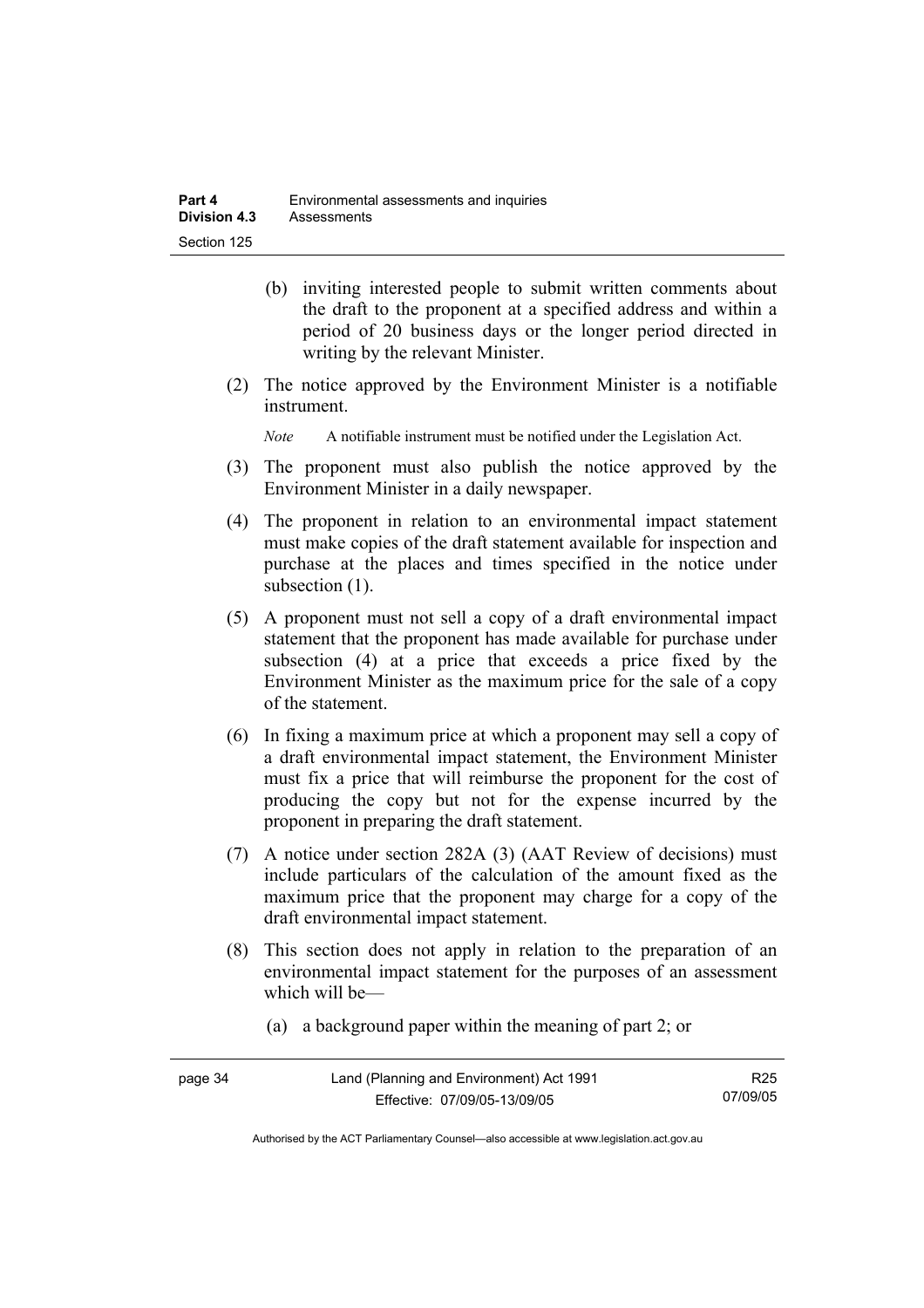(b) inviting interested people to submit written comments about the draft to the proponent at a specified address and within a period of 20 business days or the longer period directed in writing by the relevant Minister.

(2) The notice approved by the Environment Minister is a notifiable instrument.

*Note* A notifiable instrument must be notified under the Legislation Act.

(3) The proponent must also publish the notice approved by the Environment Minister in a daily newspaper.

(4) The proponent in relation to an environmental impact statement must make copies of the draft statement available for inspection and purchase at the places and times specified in the notice under subsection (1).

(5) A proponent must not sell a copy of a draft environmental impact statement that the proponent has made available for purchase under subsection (4) at a price that exceeds a price fixed by the Environment Minister as the maximum price for the sale of a copy of the statement.

(6) In fixing a maximum price at which a proponent may sell a copy of a draft environmental impact statement, the Environment Minister must fix a price that will reimburse the proponent for the cost of producing the copy but not for the expense incurred by the proponent in preparing the draft statement.

(7) A notice under section 282A (3) (AAT Review of decisions) must include particulars of the calculation of the amount fixed as the maximum price that the proponent may charge for a copy of the draft environmental impact statement.

(8) This section does not apply in relation to the preparation of an environmental impact statement for the purposes of an assessment which will be—

(a) a background paper within the meaning of part 2; or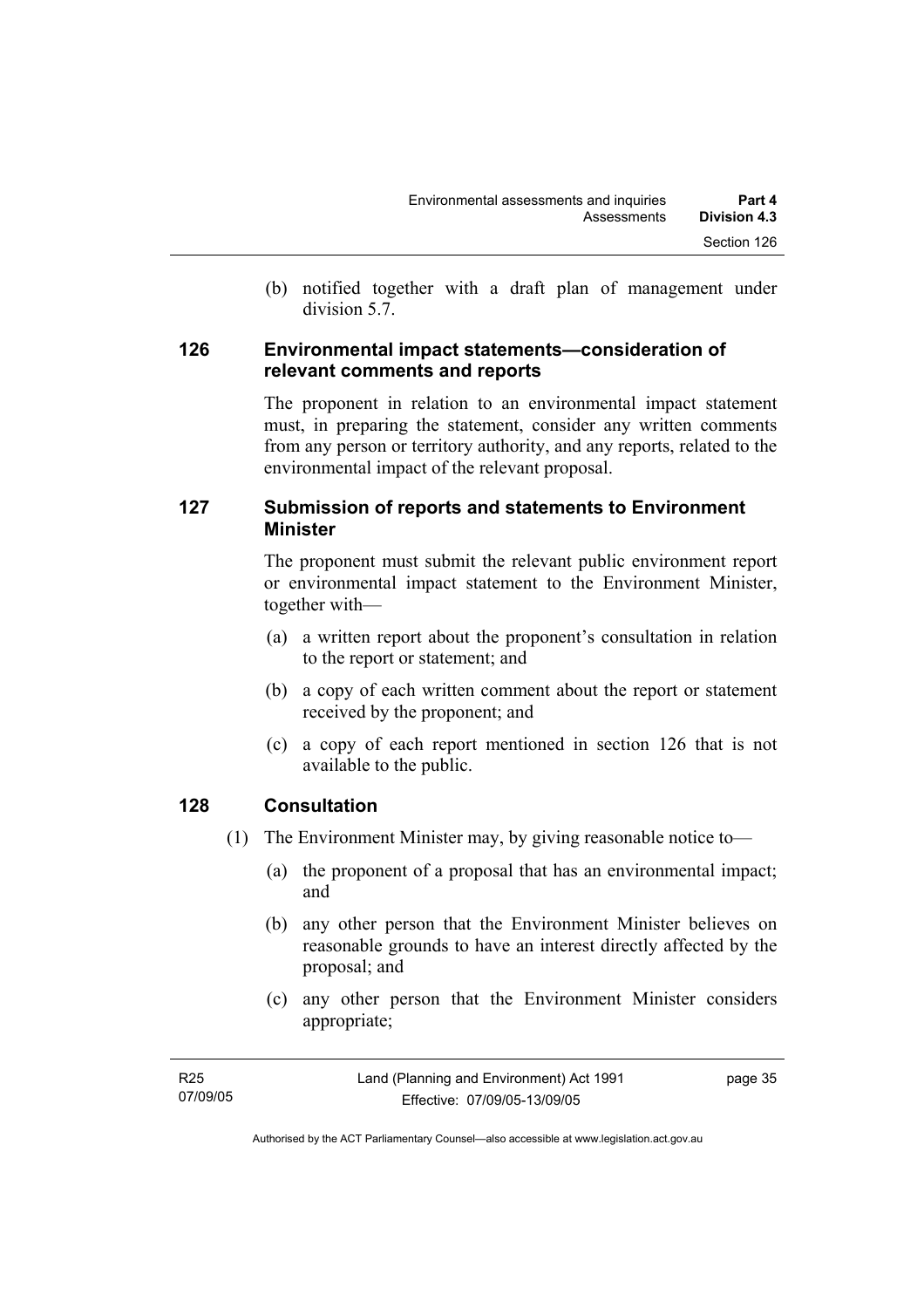(b) notified together with a draft plan of management under division 5.7.

## 126 Environmental impact statements—consideration of relevant comments and reports

The proponent in relation to an environmental impact statement must, in preparing the statement, consider any written comments from any person or territory authority, and any reports, related to the environmental impact of the relevant proposal.

## 127 Submission of reports and statements to Environment Minister

The proponent must submit the relevant public environment report or environmental impact statement to the Environment Minister, together with—

(a) a written report about the proponent's consultation in relation to the report or statement; and

(b) a copy of each written comment about the report or statement received by the proponent; and

(c) a copy of each report mentioned in section 126 that is not available to the public.

## 128 Consultation

(1) The Environment Minister may, by giving reasonable notice to—

(a) the proponent of a proposal that has an environmental impact; and

(b) any other person that the Environment Minister believes on reasonable grounds to have an interest directly affected by the proposal; and

(c) any other person that the Environment Minister considers appropriate;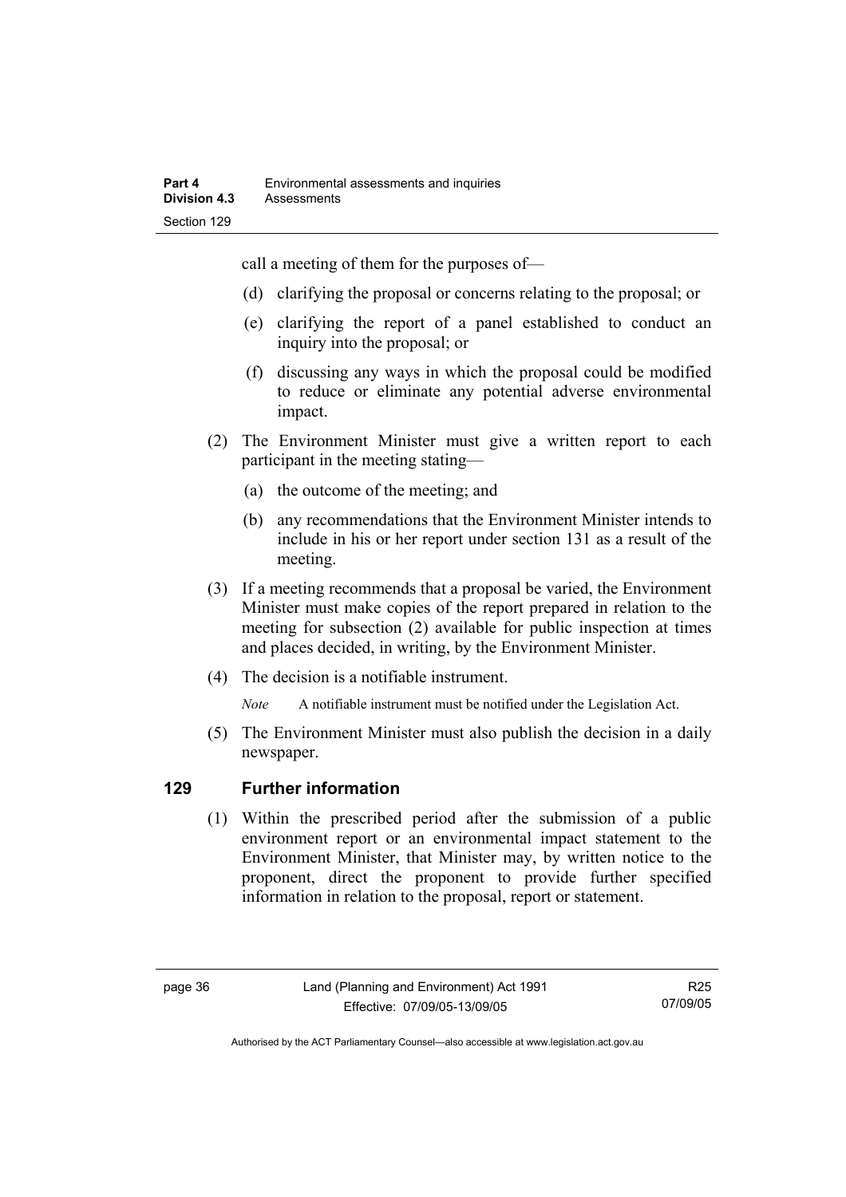call a meeting of them for the purposes of—

(d) clarifying the proposal or concerns relating to the proposal; or

(e) clarifying the report of a panel established to conduct an inquiry into the proposal; or

(f) discussing any ways in which the proposal could be modified to reduce or eliminate any potential adverse environmental impact.

(2) The Environment Minister must give a written report to each participant in the meeting stating—

(a) the outcome of the meeting; and

(b) any recommendations that the Environment Minister intends to include in his or her report under section 131 as a result of the meeting.

(3) If a meeting recommends that a proposal be varied, the Environment Minister must make copies of the report prepared in relation to the meeting for subsection (2) available for public inspection at times and places decided, in writing, by the Environment Minister.

(4) The decision is a notifiable instrument.

*Note* A notifiable instrument must be notified under the Legislation Act.

(5) The Environment Minister must also publish the decision in a daily newspaper.

## 129 Further information

(1) Within the prescribed period after the submission of a public environment report or an environmental impact statement to the Environment Minister, that Minister may, by written notice to the proponent, direct the proponent to provide further specified information in relation to the proposal, report or statement.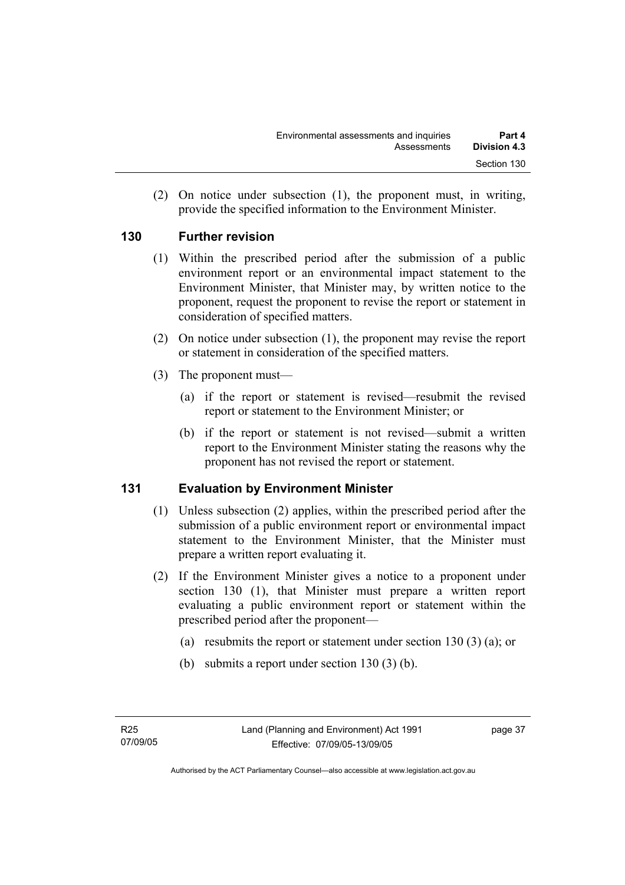(2) On notice under subsection (1), the proponent must, in writing, provide the specified information to the Environment Minister.

## 130 Further revision

(1) Within the prescribed period after the submission of a public environment report or an environmental impact statement to the Environment Minister, that Minister may, by written notice to the proponent, request the proponent to revise the report or statement in consideration of specified matters.

(2) On notice under subsection (1), the proponent may revise the report or statement in consideration of the specified matters.

(3) The proponent must—

(a) if the report or statement is revised—resubmit the revised report or statement to the Environment Minister; or

(b) if the report or statement is not revised—submit a written report to the Environment Minister stating the reasons why the proponent has not revised the report or statement.

## 131 Evaluation by Environment Minister

(1) Unless subsection (2) applies, within the prescribed period after the submission of a public environment report or environmental impact statement to the Environment Minister, that the Minister must prepare a written report evaluating it.

(2) If the Environment Minister gives a notice to a proponent under section 130 (1), that Minister must prepare a written report evaluating a public environment report or statement within the prescribed period after the proponent—

(a) resubmits the report or statement under section 130 (3) (a); or

(b) submits a report under section 130 (3) (b).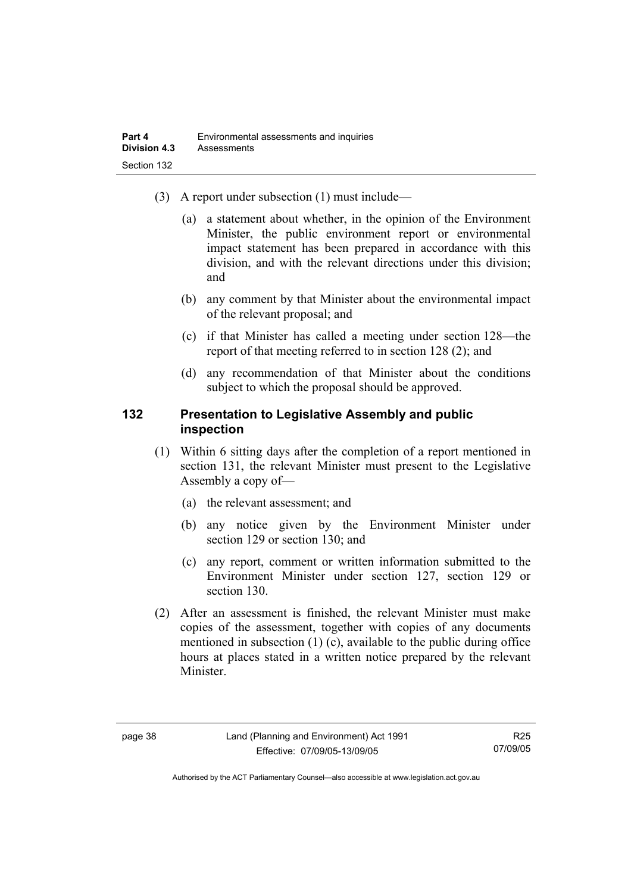(3) A report under subsection (1) must include—

(a) a statement about whether, in the opinion of the Environment Minister, the public environment report or environmental impact statement has been prepared in accordance with this division, and with the relevant directions under this division; and

(b) any comment by that Minister about the environmental impact of the relevant proposal; and

(c) if that Minister has called a meeting under section 128—the report of that meeting referred to in section 128 (2); and

(d) any recommendation of that Minister about the conditions subject to which the proposal should be approved.

## 132 Presentation to Legislative Assembly and public inspection

(1) Within 6 sitting days after the completion of a report mentioned in section 131, the relevant Minister must present to the Legislative Assembly a copy of—

(a) the relevant assessment; and

(b) any notice given by the Environment Minister under section 129 or section 130; and

(c) any report, comment or written information submitted to the Environment Minister under section 127, section 129 or section 130.

(2) After an assessment is finished, the relevant Minister must make copies of the assessment, together with copies of any documents mentioned in subsection (1) (c), available to the public during office hours at places stated in a written notice prepared by the relevant Minister.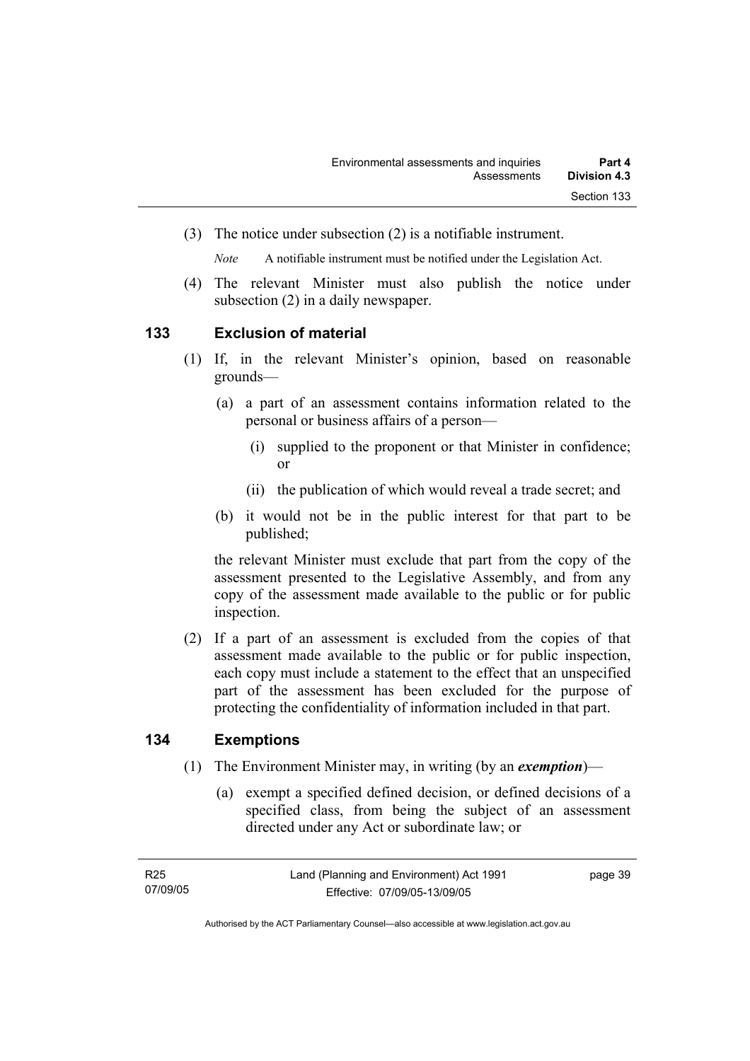(3) The notice under subsection (2) is a notifiable instrument.

*Note* A notifiable instrument must be notified under the Legislation Act.

(4) The relevant Minister must also publish the notice under subsection (2) in a daily newspaper.

### 133 Exclusion of material

(1) If, in the relevant Minister's opinion, based on reasonable grounds—

(a) a part of an assessment contains information related to the personal or business affairs of a person—

(i) supplied to the proponent or that Minister in confidence; or

(ii) the publication of which would reveal a trade secret; and

(b) it would not be in the public interest for that part to be published;

the relevant Minister must exclude that part from the copy of the assessment presented to the Legislative Assembly, and from any copy of the assessment made available to the public or for public inspection.

(2) If a part of an assessment is excluded from the copies of that assessment made available to the public or for public inspection, each copy must include a statement to the effect that an unspecified part of the assessment has been excluded for the purpose of protecting the confidentiality of information included in that part.

### 134 Exemptions

(1) The Environment Minister may, in writing (by an ***exemption***)—

(a) exempt a specified defined decision, or defined decisions of a specified class, from being the subject of an assessment directed under any Act or subordinate law; or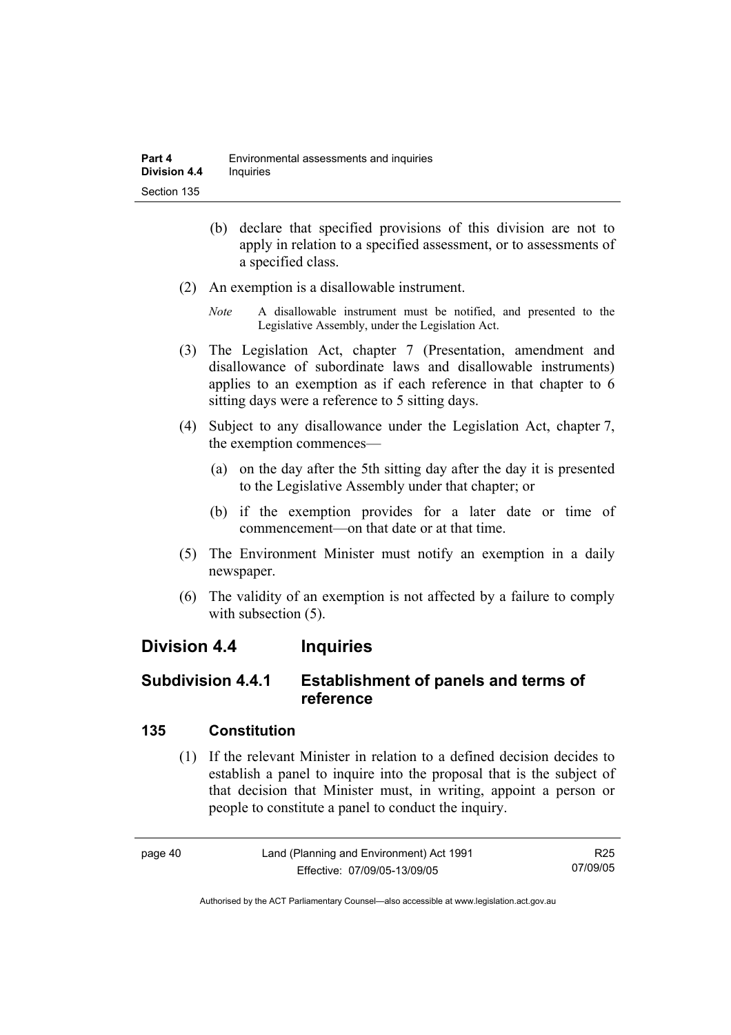(b) declare that specified provisions of this division are not to apply in relation to a specified assessment, or to assessments of a specified class.

(2) An exemption is a disallowable instrument.

*Note* A disallowable instrument must be notified, and presented to the Legislative Assembly, under the Legislation Act.

(3) The Legislation Act, chapter 7 (Presentation, amendment and disallowance of subordinate laws and disallowable instruments) applies to an exemption as if each reference in that chapter to 6 sitting days were a reference to 5 sitting days.

(4) Subject to any disallowance under the Legislation Act, chapter 7, the exemption commences—

(a) on the day after the 5th sitting day after the day it is presented to the Legislative Assembly under that chapter; or

(b) if the exemption provides for a later date or time of commencement—on that date or at that time.

(5) The Environment Minister must notify an exemption in a daily newspaper.

(6) The validity of an exemption is not affected by a failure to comply with subsection (5).

## Division 4.4 Inquiries

### Subdivision 4.4.1 Establishment of panels and terms of reference

#### 135 Constitution

(1) If the relevant Minister in relation to a defined decision decides to establish a panel to inquire into the proposal that is the subject of that decision that Minister must, in writing, appoint a person or people to constitute a panel to conduct the inquiry.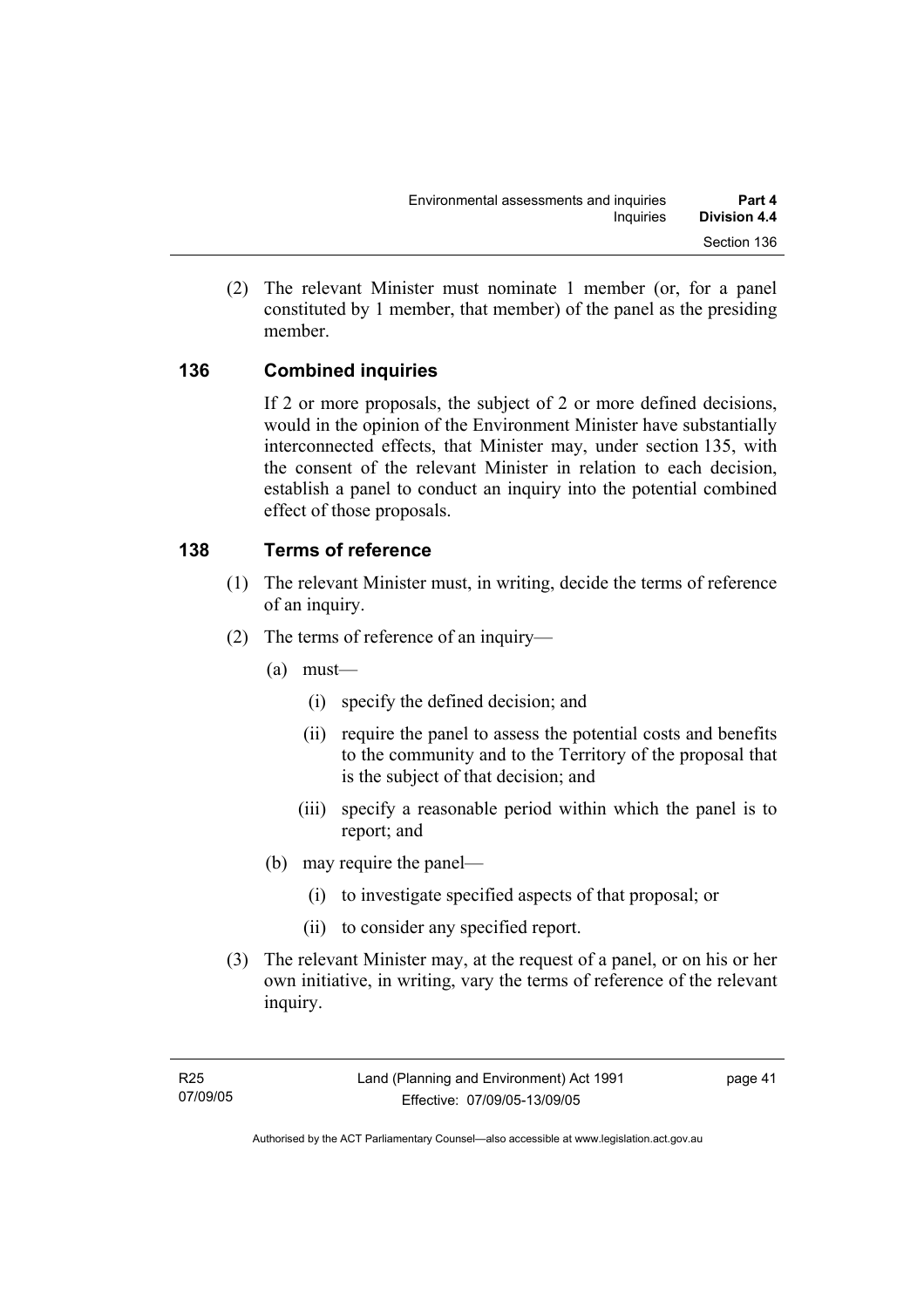(2) The relevant Minister must nominate 1 member (or, for a panel constituted by 1 member, that member) of the panel as the presiding member.

### 136 Combined inquiries

If 2 or more proposals, the subject of 2 or more defined decisions, would in the opinion of the Environment Minister have substantially interconnected effects, that Minister may, under section 135, with the consent of the relevant Minister in relation to each decision, establish a panel to conduct an inquiry into the potential combined effect of those proposals.

### 138 Terms of reference

(1) The relevant Minister must, in writing, decide the terms of reference of an inquiry.

(2) The terms of reference of an inquiry—

(a) must—

(i) specify the defined decision; and

(ii) require the panel to assess the potential costs and benefits to the community and to the Territory of the proposal that is the subject of that decision; and

(iii) specify a reasonable period within which the panel is to report; and

(b) may require the panel—

(i) to investigate specified aspects of that proposal; or

(ii) to consider any specified report.

(3) The relevant Minister may, at the request of a panel, or on his or her own initiative, in writing, vary the terms of reference of the relevant inquiry.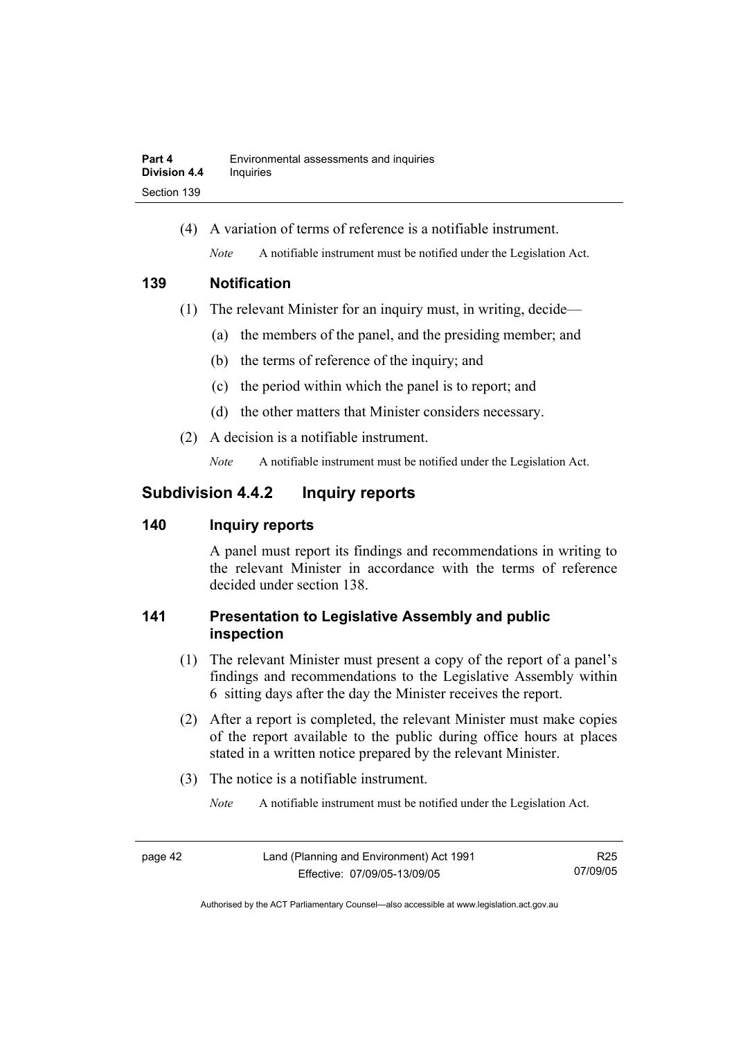(4) A variation of terms of reference is a notifiable instrument.

*Note* A notifiable instrument must be notified under the Legislation Act.

### 139 Notification

(1) The relevant Minister for an inquiry must, in writing, decide—

(a) the members of the panel, and the presiding member; and

(b) the terms of reference of the inquiry; and

(c) the period within which the panel is to report; and

(d) the other matters that Minister considers necessary.

(2) A decision is a notifiable instrument.

*Note* A notifiable instrument must be notified under the Legislation Act.

## Subdivision 4.4.2 Inquiry reports

### 140 Inquiry reports

A panel must report its findings and recommendations in writing to the relevant Minister in accordance with the terms of reference decided under section 138.

### 141 Presentation to Legislative Assembly and public inspection

(1) The relevant Minister must present a copy of the report of a panel's findings and recommendations to the Legislative Assembly within 6 sitting days after the day the Minister receives the report.

(2) After a report is completed, the relevant Minister must make copies of the report available to the public during office hours at places stated in a written notice prepared by the relevant Minister.

(3) The notice is a notifiable instrument.

*Note* A notifiable instrument must be notified under the Legislation Act.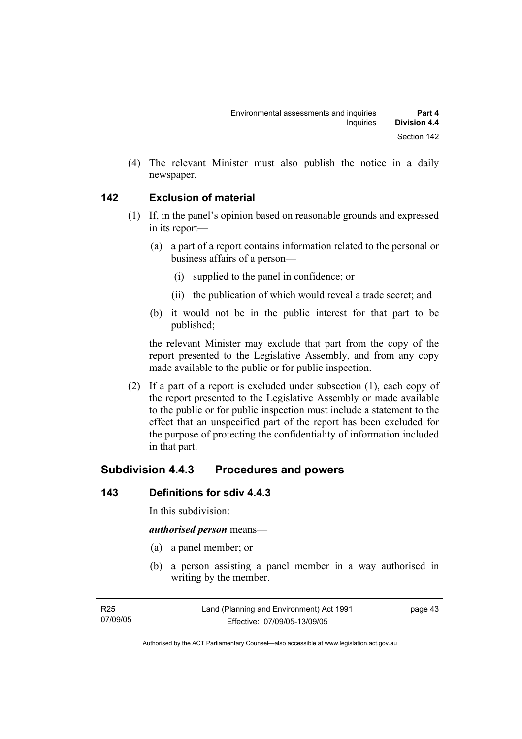(4) The relevant Minister must also publish the notice in a daily newspaper.

### 142 Exclusion of material

(1) If, in the panel's opinion based on reasonable grounds and expressed in its report—

(a) a part of a report contains information related to the personal or business affairs of a person—

(i) supplied to the panel in confidence; or

(ii) the publication of which would reveal a trade secret; and

(b) it would not be in the public interest for that part to be published;

the relevant Minister may exclude that part from the copy of the report presented to the Legislative Assembly, and from any copy made available to the public or for public inspection.

(2) If a part of a report is excluded under subsection (1), each copy of the report presented to the Legislative Assembly or made available to the public or for public inspection must include a statement to the effect that an unspecified part of the report has been excluded for the purpose of protecting the confidentiality of information included in that part.

## Subdivision 4.4.3 Procedures and powers

### 143 Definitions for sdiv 4.4.3

In this subdivision:

***authorised person*** means—

(a) a panel member; or

(b) a person assisting a panel member in a way authorised in writing by the member.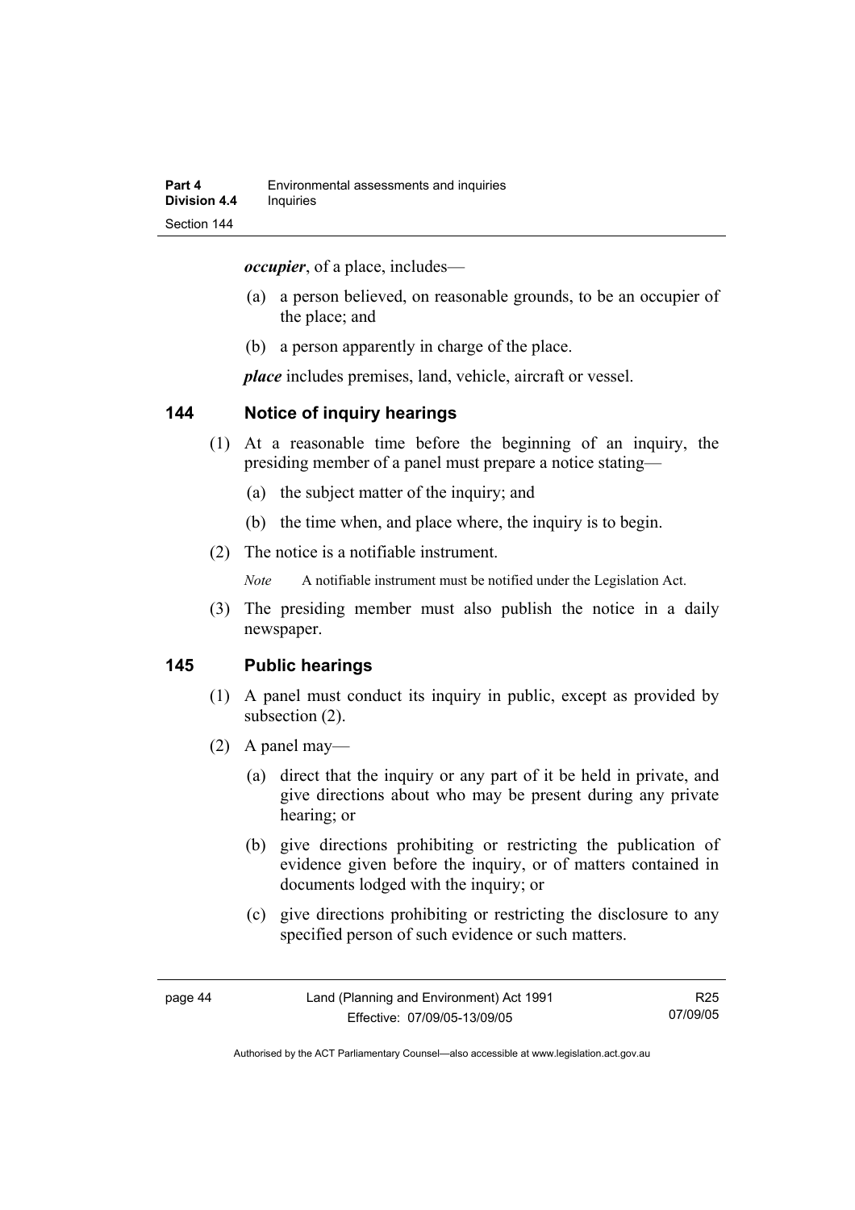***occupier***, of a place, includes—

(a) a person believed, on reasonable grounds, to be an occupier of the place; and

(b) a person apparently in charge of the place.

***place*** includes premises, land, vehicle, aircraft or vessel.

## 144 Notice of inquiry hearings

(1) At a reasonable time before the beginning of an inquiry, the presiding member of a panel must prepare a notice stating—

(a) the subject matter of the inquiry; and

(b) the time when, and place where, the inquiry is to begin.

(2) The notice is a notifiable instrument.

*Note* A notifiable instrument must be notified under the Legislation Act.

(3) The presiding member must also publish the notice in a daily newspaper.

## 145 Public hearings

(1) A panel must conduct its inquiry in public, except as provided by subsection (2).

(2) A panel may—

(a) direct that the inquiry or any part of it be held in private, and give directions about who may be present during any private hearing; or

(b) give directions prohibiting or restricting the publication of evidence given before the inquiry, or of matters contained in documents lodged with the inquiry; or

(c) give directions prohibiting or restricting the disclosure to any specified person of such evidence or such matters.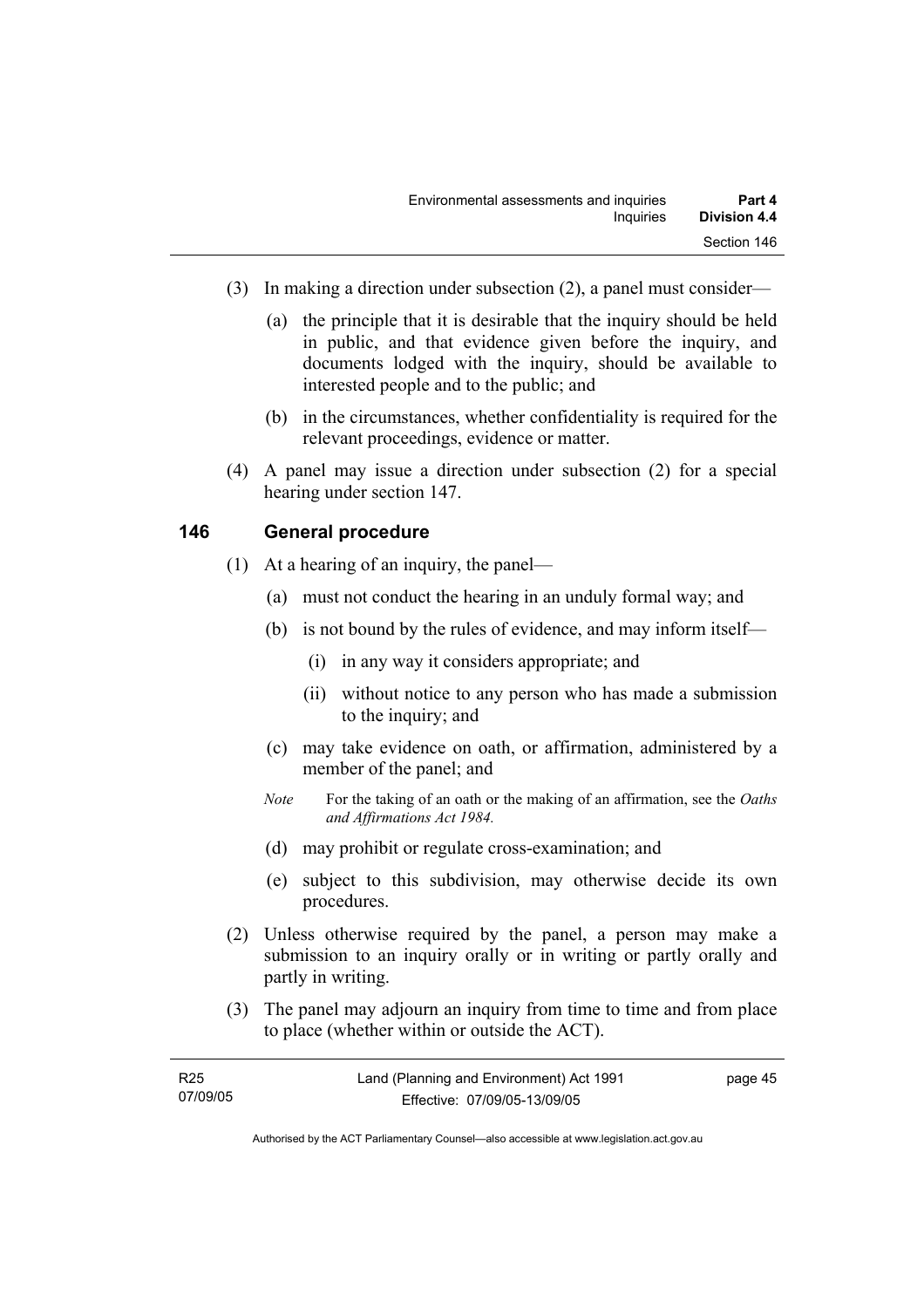(3) In making a direction under subsection (2), a panel must consider—

(a) the principle that it is desirable that the inquiry should be held in public, and that evidence given before the inquiry, and documents lodged with the inquiry, should be available to interested people and to the public; and

(b) in the circumstances, whether confidentiality is required for the relevant proceedings, evidence or matter.

(4) A panel may issue a direction under subsection (2) for a special hearing under section 147.

## 146 General procedure

(1) At a hearing of an inquiry, the panel—

(a) must not conduct the hearing in an unduly formal way; and

(b) is not bound by the rules of evidence, and may inform itself—

(i) in any way it considers appropriate; and

(ii) without notice to any person who has made a submission to the inquiry; and

(c) may take evidence on oath, or affirmation, administered by a member of the panel; and

*Note* For the taking of an oath or the making of an affirmation, see the *Oaths and Affirmations Act 1984.*

(d) may prohibit or regulate cross-examination; and

(e) subject to this subdivision, may otherwise decide its own procedures.

(2) Unless otherwise required by the panel, a person may make a submission to an inquiry orally or in writing or partly orally and partly in writing.

(3) The panel may adjourn an inquiry from time to time and from place to place (whether within or outside the ACT).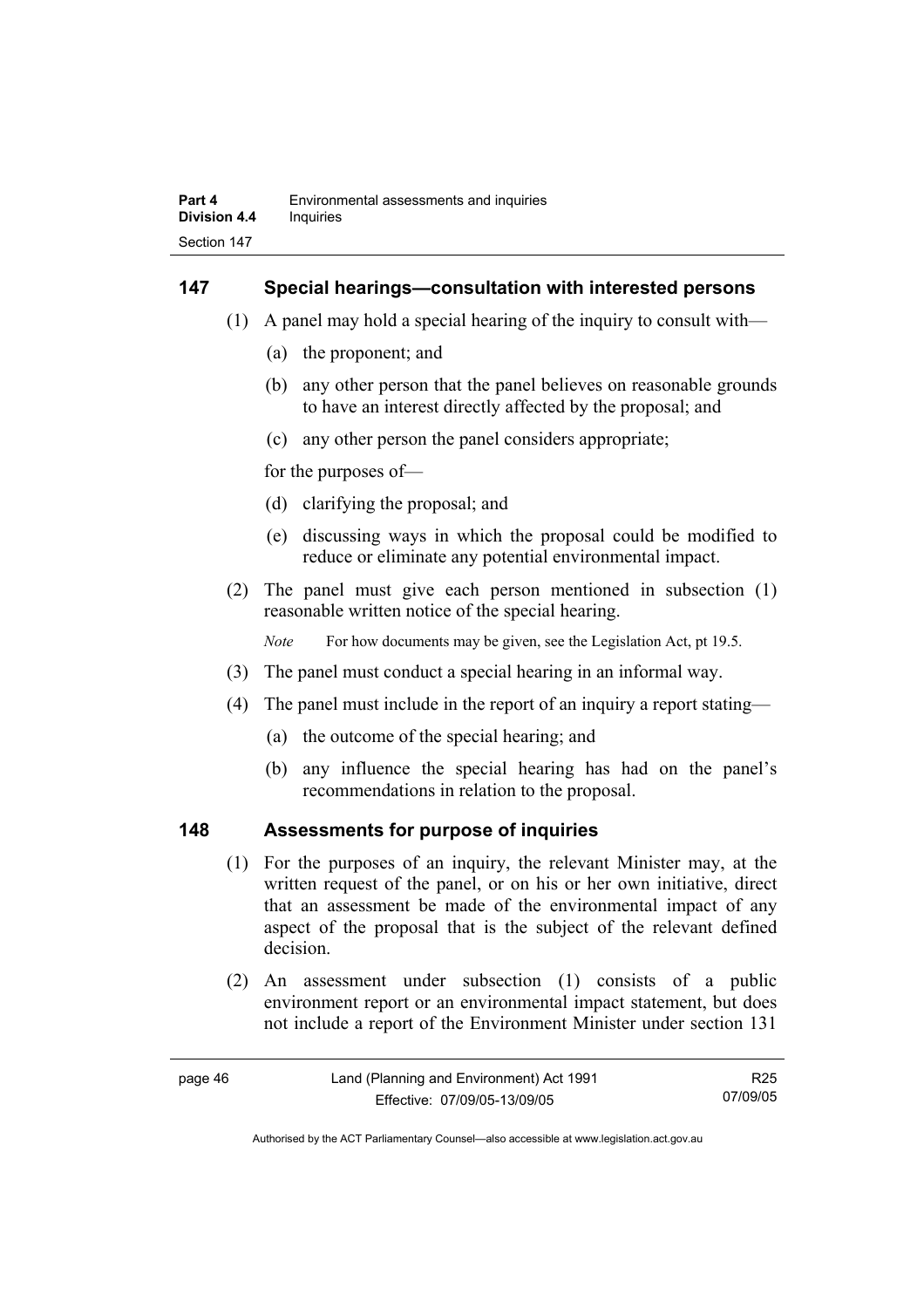## 147 Special hearings—consultation with interested persons

(1) A panel may hold a special hearing of the inquiry to consult with—

(a) the proponent; and

(b) any other person that the panel believes on reasonable grounds to have an interest directly affected by the proposal; and

(c) any other person the panel considers appropriate;

for the purposes of—

(d) clarifying the proposal; and

(e) discussing ways in which the proposal could be modified to reduce or eliminate any potential environmental impact.

(2) The panel must give each person mentioned in subsection (1) reasonable written notice of the special hearing.

*Note* For how documents may be given, see the Legislation Act, pt 19.5.

(3) The panel must conduct a special hearing in an informal way.

(4) The panel must include in the report of an inquiry a report stating—

(a) the outcome of the special hearing; and

(b) any influence the special hearing has had on the panel's recommendations in relation to the proposal.

## 148 Assessments for purpose of inquiries

(1) For the purposes of an inquiry, the relevant Minister may, at the written request of the panel, or on his or her own initiative, direct that an assessment be made of the environmental impact of any aspect of the proposal that is the subject of the relevant defined decision.

(2) An assessment under subsection (1) consists of a public environment report or an environmental impact statement, but does not include a report of the Environment Minister under section 131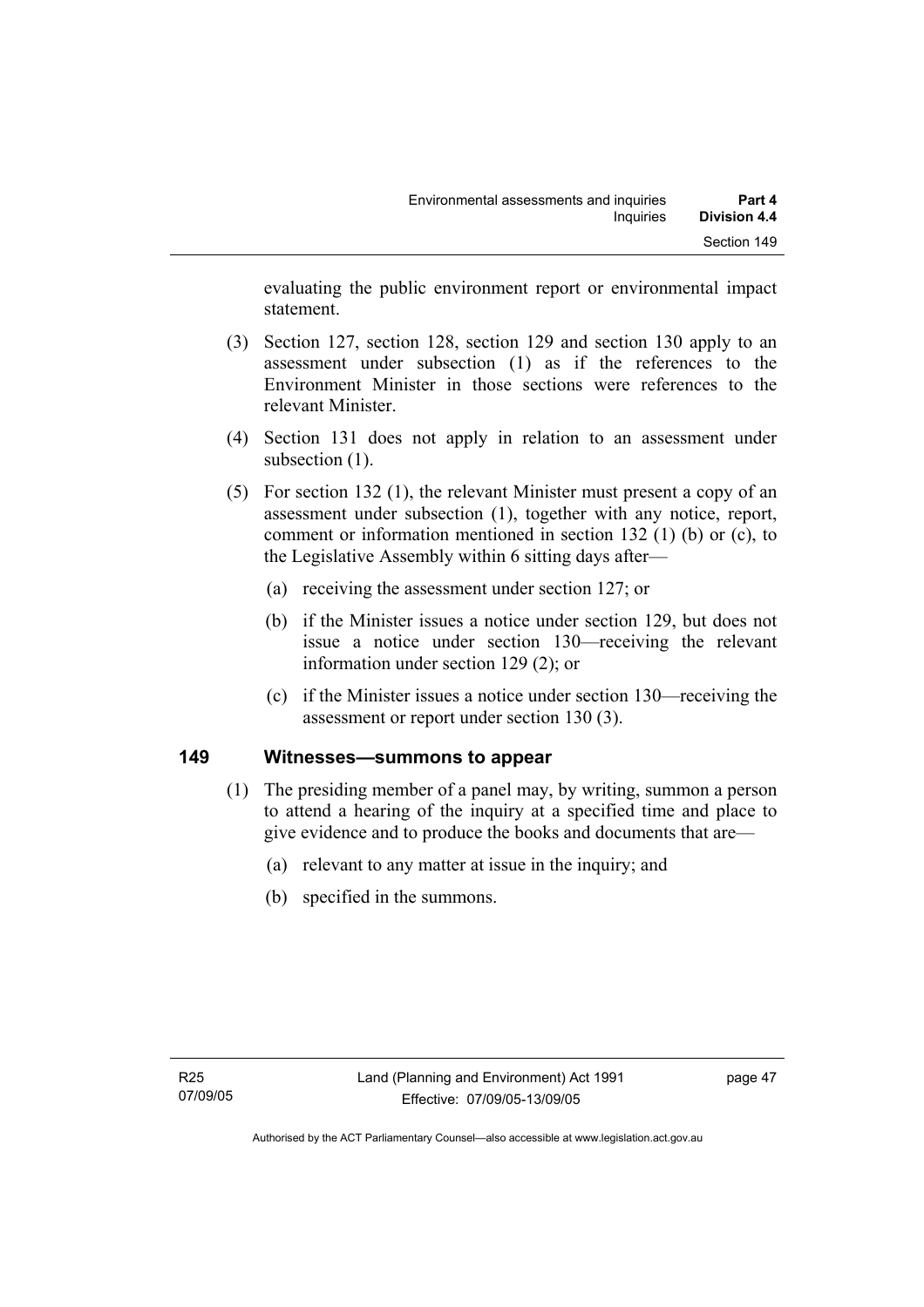evaluating the public environment report or environmental impact statement.

(3) Section 127, section 128, section 129 and section 130 apply to an assessment under subsection (1) as if the references to the Environment Minister in those sections were references to the relevant Minister.

(4) Section 131 does not apply in relation to an assessment under subsection (1).

(5) For section 132 (1), the relevant Minister must present a copy of an assessment under subsection (1), together with any notice, report, comment or information mentioned in section 132 (1) (b) or (c), to the Legislative Assembly within 6 sitting days after—

(a) receiving the assessment under section 127; or

(b) if the Minister issues a notice under section 129, but does not issue a notice under section 130—receiving the relevant information under section 129 (2); or

(c) if the Minister issues a notice under section 130—receiving the assessment or report under section 130 (3).

## 149 Witnesses—summons to appear

(1) The presiding member of a panel may, by writing, summon a person to attend a hearing of the inquiry at a specified time and place to give evidence and to produce the books and documents that are—

(a) relevant to any matter at issue in the inquiry; and

(b) specified in the summons.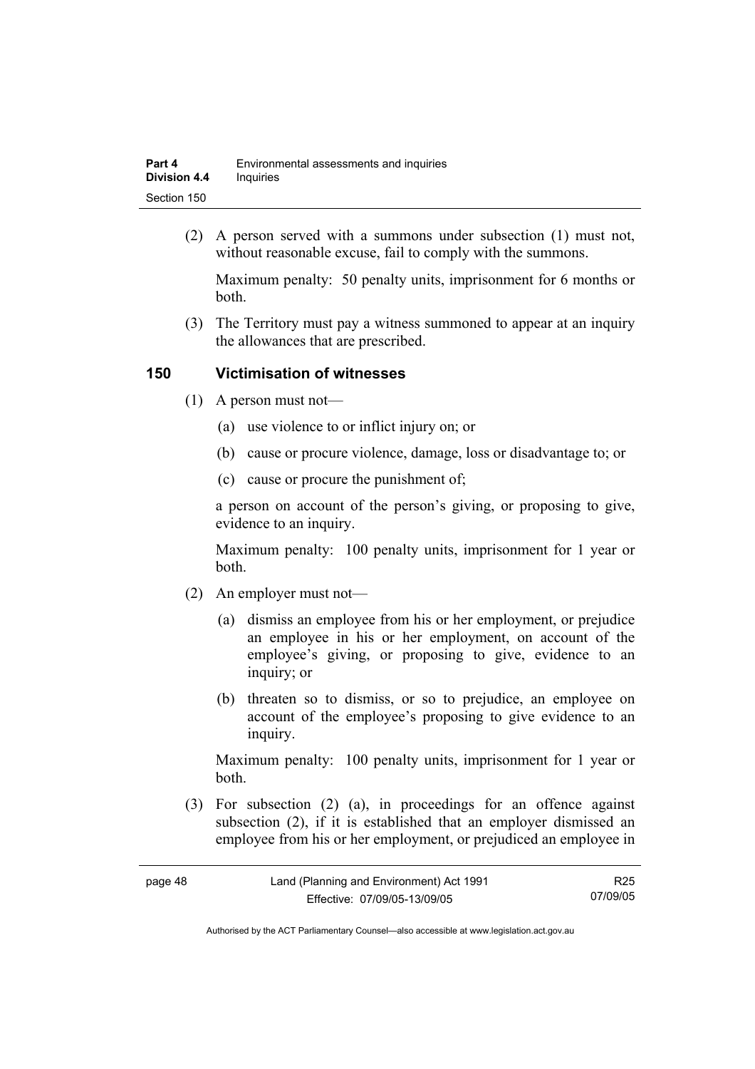(2) A person served with a summons under subsection (1) must not, without reasonable excuse, fail to comply with the summons.

Maximum penalty: 50 penalty units, imprisonment for 6 months or both.

(3) The Territory must pay a witness summoned to appear at an inquiry the allowances that are prescribed.

### 150 Victimisation of witnesses

(1) A person must not—

(a) use violence to or inflict injury on; or

(b) cause or procure violence, damage, loss or disadvantage to; or

(c) cause or procure the punishment of;

a person on account of the person's giving, or proposing to give, evidence to an inquiry.

Maximum penalty: 100 penalty units, imprisonment for 1 year or both.

(2) An employer must not—

(a) dismiss an employee from his or her employment, or prejudice an employee in his or her employment, on account of the employee's giving, or proposing to give, evidence to an inquiry; or

(b) threaten so to dismiss, or so to prejudice, an employee on account of the employee's proposing to give evidence to an inquiry.

Maximum penalty: 100 penalty units, imprisonment for 1 year or both.

(3) For subsection (2) (a), in proceedings for an offence against subsection (2), if it is established that an employer dismissed an employee from his or her employment, or prejudiced an employee in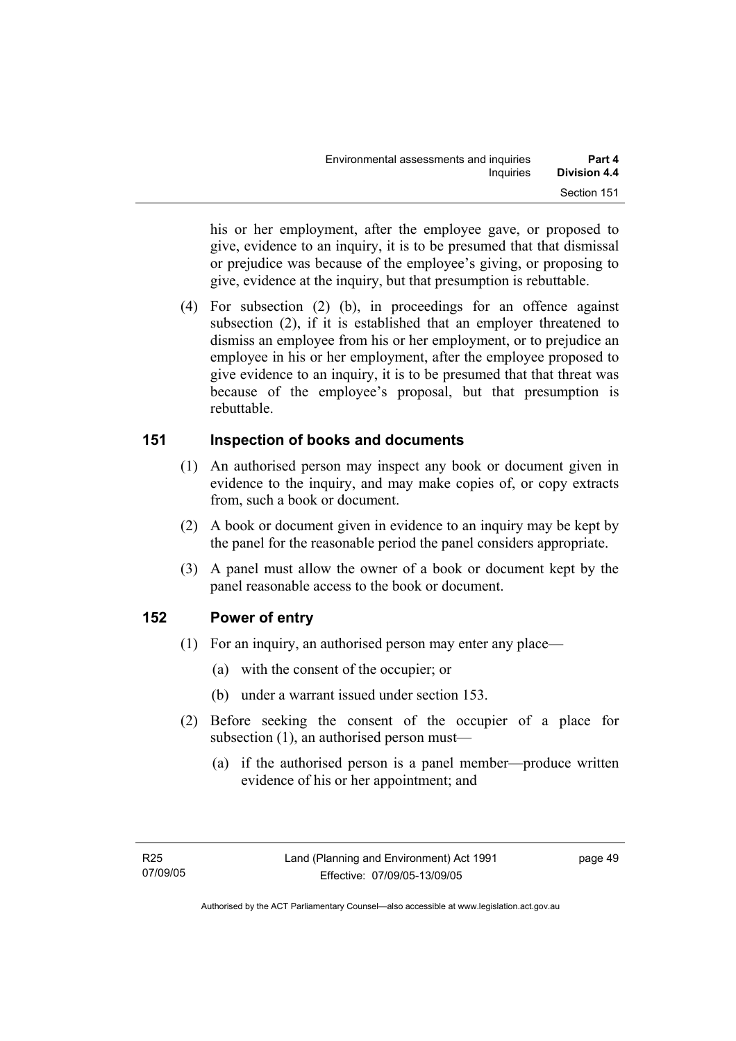his or her employment, after the employee gave, or proposed to give, evidence to an inquiry, it is to be presumed that that dismissal or prejudice was because of the employee's giving, or proposing to give, evidence at the inquiry, but that presumption is rebuttable.

(4) For subsection (2) (b), in proceedings for an offence against subsection (2), if it is established that an employer threatened to dismiss an employee from his or her employment, or to prejudice an employee in his or her employment, after the employee proposed to give evidence to an inquiry, it is to be presumed that that threat was because of the employee's proposal, but that presumption is rebuttable.

## 151 Inspection of books and documents

(1) An authorised person may inspect any book or document given in evidence to the inquiry, and may make copies of, or copy extracts from, such a book or document.

(2) A book or document given in evidence to an inquiry may be kept by the panel for the reasonable period the panel considers appropriate.

(3) A panel must allow the owner of a book or document kept by the panel reasonable access to the book or document.

## 152 Power of entry

(1) For an inquiry, an authorised person may enter any place—

(a) with the consent of the occupier; or

(b) under a warrant issued under section 153.

(2) Before seeking the consent of the occupier of a place for subsection (1), an authorised person must—

(a) if the authorised person is a panel member—produce written evidence of his or her appointment; and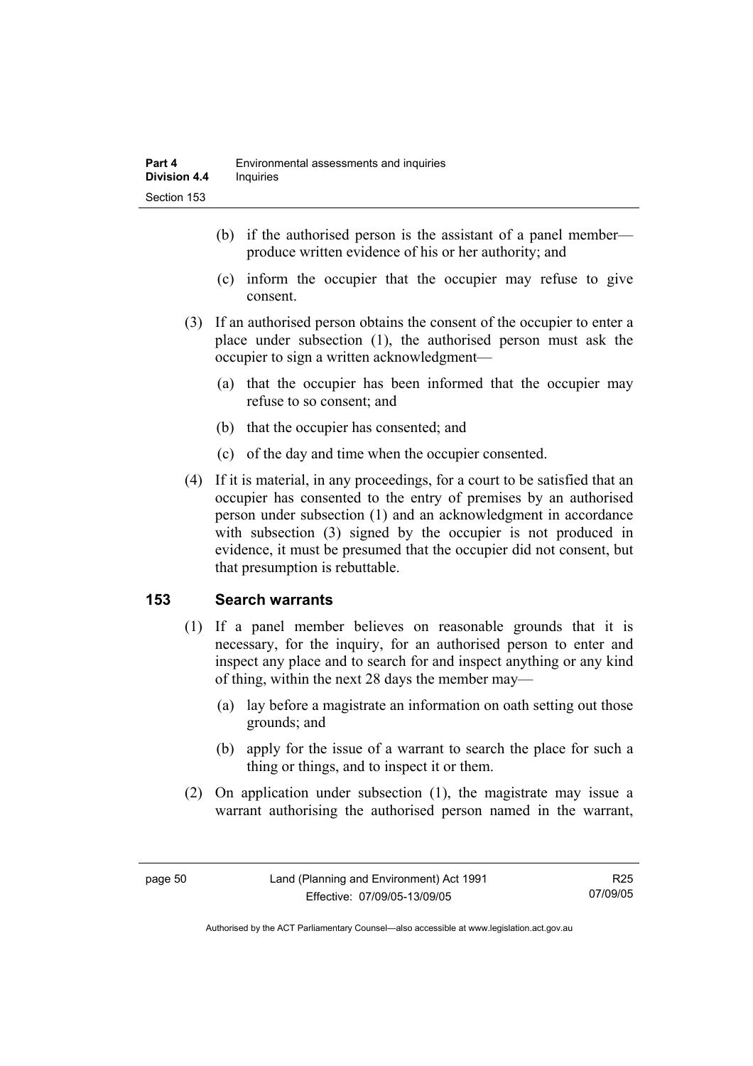(b) if the authorised person is the assistant of a panel member—produce written evidence of his or her authority; and

(c) inform the occupier that the occupier may refuse to give consent.

(3) If an authorised person obtains the consent of the occupier to enter a place under subsection (1), the authorised person must ask the occupier to sign a written acknowledgment—

(a) that the occupier has been informed that the occupier may refuse to so consent; and

(b) that the occupier has consented; and

(c) of the day and time when the occupier consented.

(4) If it is material, in any proceedings, for a court to be satisfied that an occupier has consented to the entry of premises by an authorised person under subsection (1) and an acknowledgment in accordance with subsection (3) signed by the occupier is not produced in evidence, it must be presumed that the occupier did not consent, but that presumption is rebuttable.

## 153 Search warrants

(1) If a panel member believes on reasonable grounds that it is necessary, for the inquiry, for an authorised person to enter and inspect any place and to search for and inspect anything or any kind of thing, within the next 28 days the member may—

(a) lay before a magistrate an information on oath setting out those grounds; and

(b) apply for the issue of a warrant to search the place for such a thing or things, and to inspect it or them.

(2) On application under subsection (1), the magistrate may issue a warrant authorising the authorised person named in the warrant,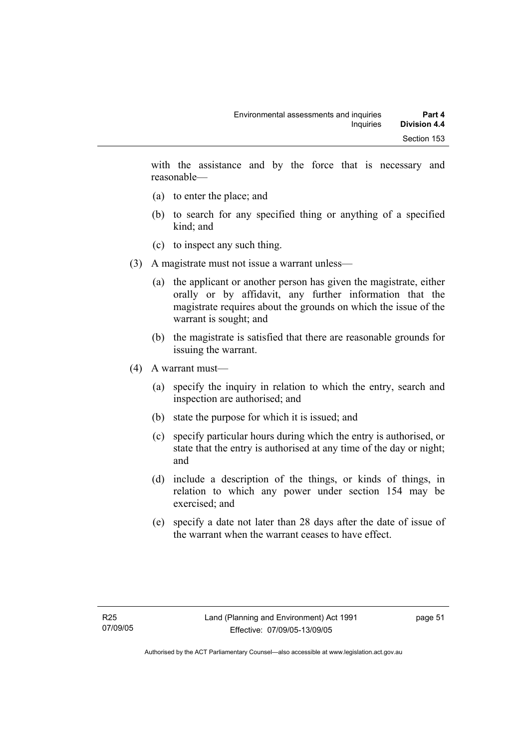with the assistance and by the force that is necessary and reasonable—

(a) to enter the place; and

(b) to search for any specified thing or anything of a specified kind; and

(c) to inspect any such thing.

(3) A magistrate must not issue a warrant unless—

(a) the applicant or another person has given the magistrate, either orally or by affidavit, any further information that the magistrate requires about the grounds on which the issue of the warrant is sought; and

(b) the magistrate is satisfied that there are reasonable grounds for issuing the warrant.

(4) A warrant must—

(a) specify the inquiry in relation to which the entry, search and inspection are authorised; and

(b) state the purpose for which it is issued; and

(c) specify particular hours during which the entry is authorised, or state that the entry is authorised at any time of the day or night; and

(d) include a description of the things, or kinds of things, in relation to which any power under section 154 may be exercised; and

(e) specify a date not later than 28 days after the date of issue of the warrant when the warrant ceases to have effect.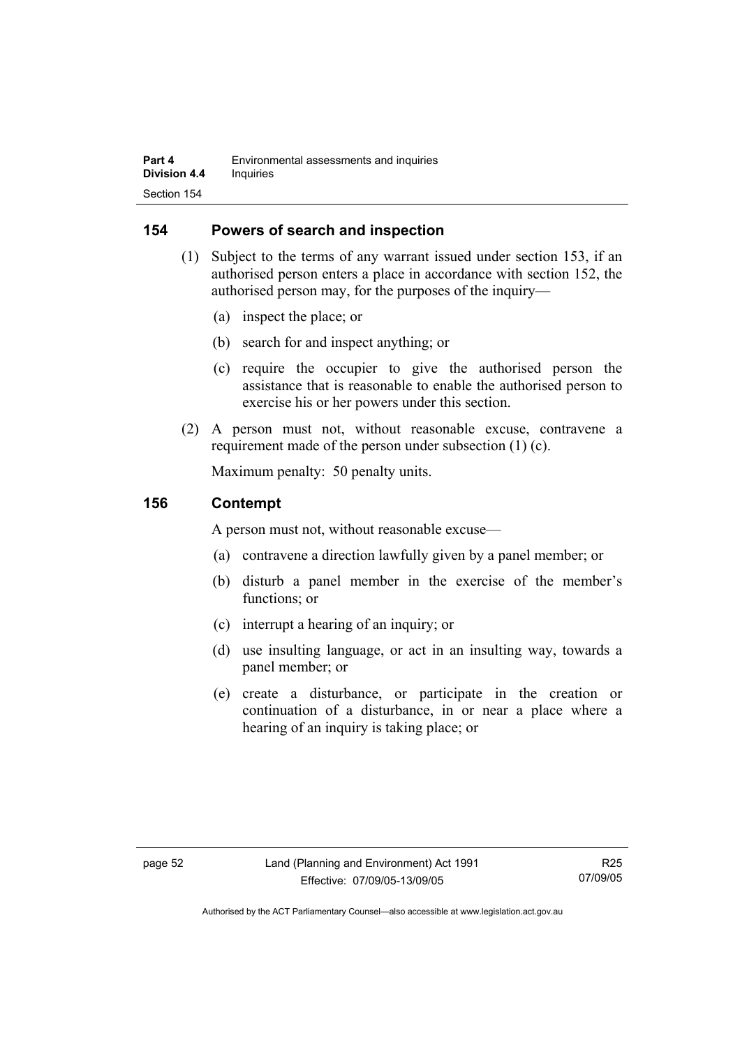## 154 Powers of search and inspection

(1) Subject to the terms of any warrant issued under section 153, if an authorised person enters a place in accordance with section 152, the authorised person may, for the purposes of the inquiry—

(a) inspect the place; or

(b) search for and inspect anything; or

(c) require the occupier to give the authorised person the assistance that is reasonable to enable the authorised person to exercise his or her powers under this section.

(2) A person must not, without reasonable excuse, contravene a requirement made of the person under subsection (1) (c).

Maximum penalty: 50 penalty units.

## 156 Contempt

A person must not, without reasonable excuse—

(a) contravene a direction lawfully given by a panel member; or

(b) disturb a panel member in the exercise of the member's functions; or

(c) interrupt a hearing of an inquiry; or

(d) use insulting language, or act in an insulting way, towards a panel member; or

(e) create a disturbance, or participate in the creation or continuation of a disturbance, in or near a place where a hearing of an inquiry is taking place; or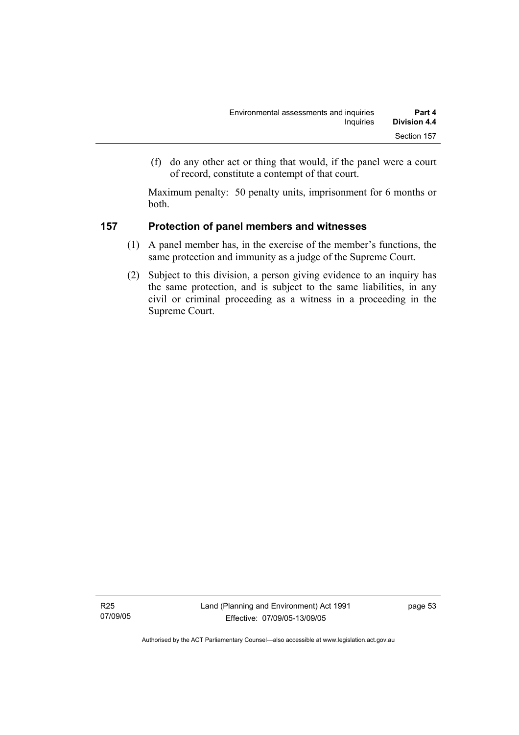(f) do any other act or thing that would, if the panel were a court of record, constitute a contempt of that court.

Maximum penalty: 50 penalty units, imprisonment for 6 months or both.

### 157 Protection of panel members and witnesses

(1) A panel member has, in the exercise of the member's functions, the same protection and immunity as a judge of the Supreme Court.

(2) Subject to this division, a person giving evidence to an inquiry has the same protection, and is subject to the same liabilities, in any civil or criminal proceeding as a witness in a proceeding in the Supreme Court.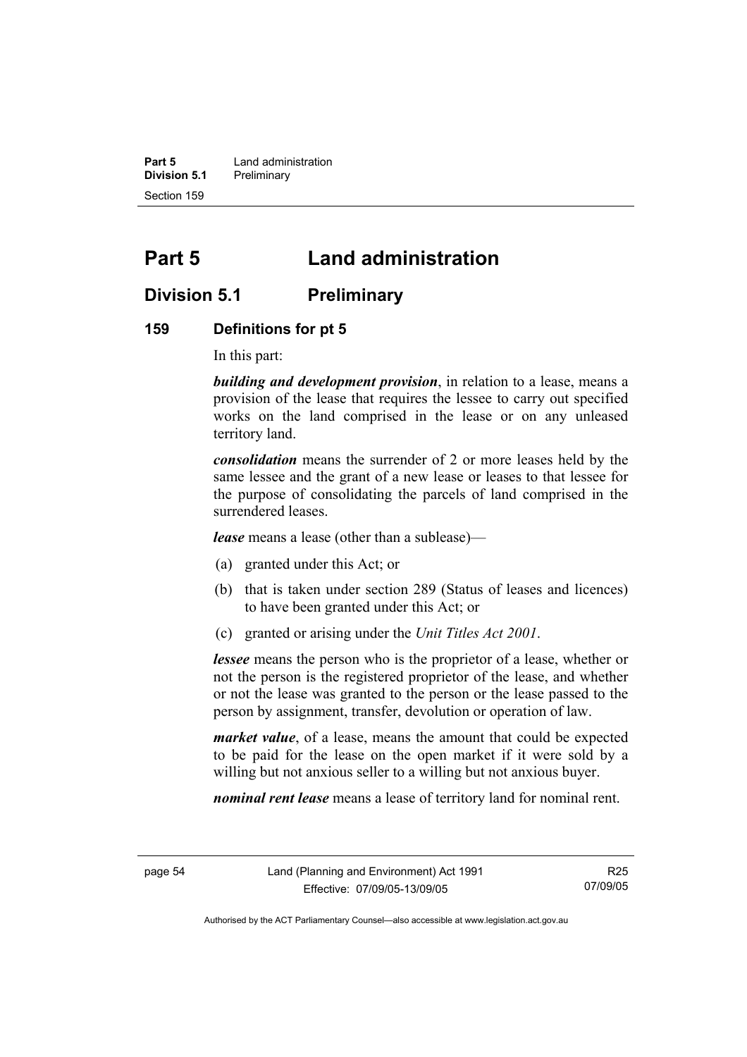# Part 5 Land administration

## Division 5.1 Preliminary

### 159 Definitions for pt 5

In this part:

***building and development provision***, in relation to a lease, means a provision of the lease that requires the lessee to carry out specified works on the land comprised in the lease or on any unleased territory land.

***consolidation*** means the surrender of 2 or more leases held by the same lessee and the grant of a new lease or leases to that lessee for the purpose of consolidating the parcels of land comprised in the surrendered leases.

***lease*** means a lease (other than a sublease)—

(a) granted under this Act; or

(b) that is taken under section 289 (Status of leases and licences) to have been granted under this Act; or

(c) granted or arising under the *Unit Titles Act 2001*.

***lessee*** means the person who is the proprietor of a lease, whether or not the person is the registered proprietor of the lease, and whether or not the lease was granted to the person or the lease passed to the person by assignment, transfer, devolution or operation of law.

***market value***, of a lease, means the amount that could be expected to be paid for the lease on the open market if it were sold by a willing but not anxious seller to a willing but not anxious buyer.

***nominal rent lease*** means a lease of territory land for nominal rent.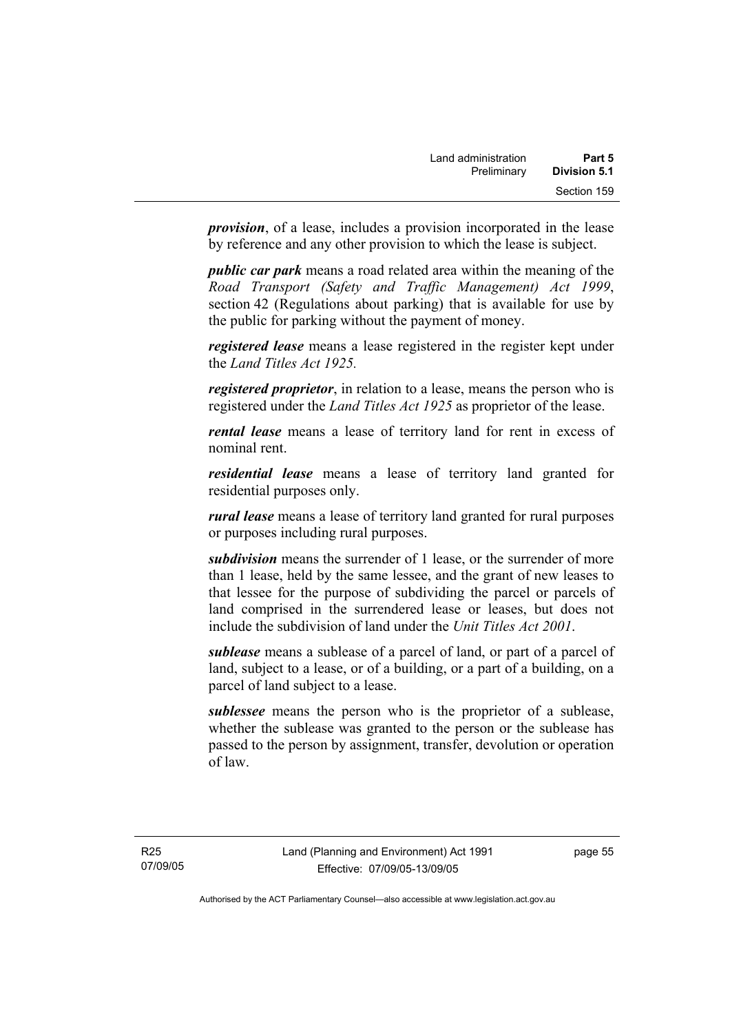***provision***, of a lease, includes a provision incorporated in the lease by reference and any other provision to which the lease is subject.

***public car park*** means a road related area within the meaning of the *Road Transport (Safety and Traffic Management) Act 1999*, section 42 (Regulations about parking) that is available for use by the public for parking without the payment of money.

***registered lease*** means a lease registered in the register kept under the *Land Titles Act 1925.*

***registered proprietor***, in relation to a lease, means the person who is registered under the *Land Titles Act 1925* as proprietor of the lease.

***rental lease*** means a lease of territory land for rent in excess of nominal rent.

***residential lease*** means a lease of territory land granted for residential purposes only.

***rural lease*** means a lease of territory land granted for rural purposes or purposes including rural purposes.

***subdivision*** means the surrender of 1 lease, or the surrender of more than 1 lease, held by the same lessee, and the grant of new leases to that lessee for the purpose of subdividing the parcel or parcels of land comprised in the surrendered lease or leases, but does not include the subdivision of land under the *Unit Titles Act 2001*.

***sublease*** means a sublease of a parcel of land, or part of a parcel of land, subject to a lease, or of a building, or a part of a building, on a parcel of land subject to a lease.

***sublessee*** means the person who is the proprietor of a sublease, whether the sublease was granted to the person or the sublease has passed to the person by assignment, transfer, devolution or operation of law.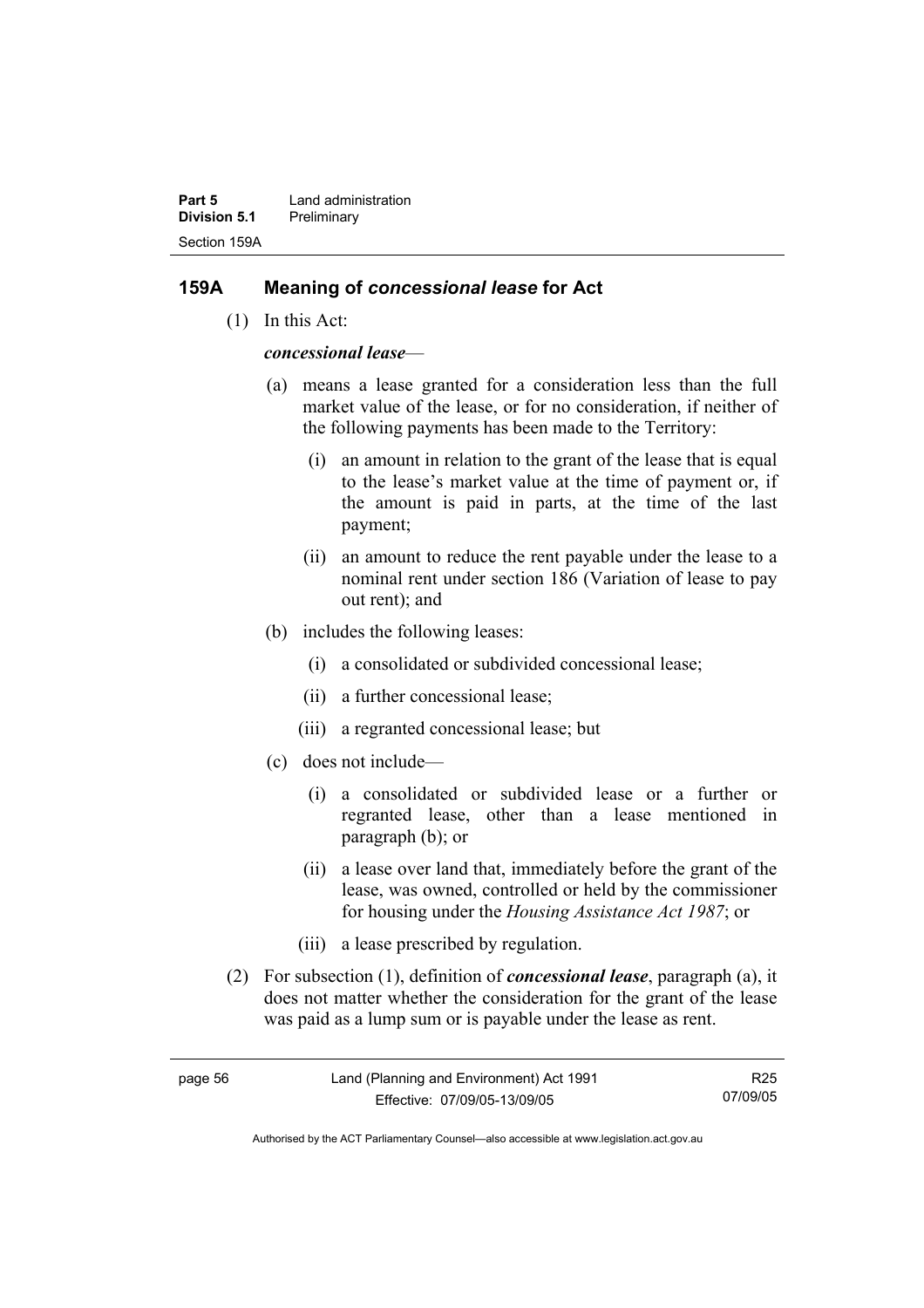## 159A Meaning of *concessional lease* for Act

(1) In this Act:

***concessional lease***—

(a) means a lease granted for a consideration less than the full market value of the lease, or for no consideration, if neither of the following payments has been made to the Territory:

(i) an amount in relation to the grant of the lease that is equal to the lease's market value at the time of payment or, if the amount is paid in parts, at the time of the last payment;

(ii) an amount to reduce the rent payable under the lease to a nominal rent under section 186 (Variation of lease to pay out rent); and

(b) includes the following leases:

(i) a consolidated or subdivided concessional lease;

(ii) a further concessional lease;

(iii) a regranted concessional lease; but

(c) does not include—

(i) a consolidated or subdivided lease or a further or regranted lease, other than a lease mentioned in paragraph (b); or

(ii) a lease over land that, immediately before the grant of the lease, was owned, controlled or held by the commissioner for housing under the *Housing Assistance Act 1987*; or

(iii) a lease prescribed by regulation.

(2) For subsection (1), definition of ***concessional lease***, paragraph (a), it does not matter whether the consideration for the grant of the lease was paid as a lump sum or is payable under the lease as rent.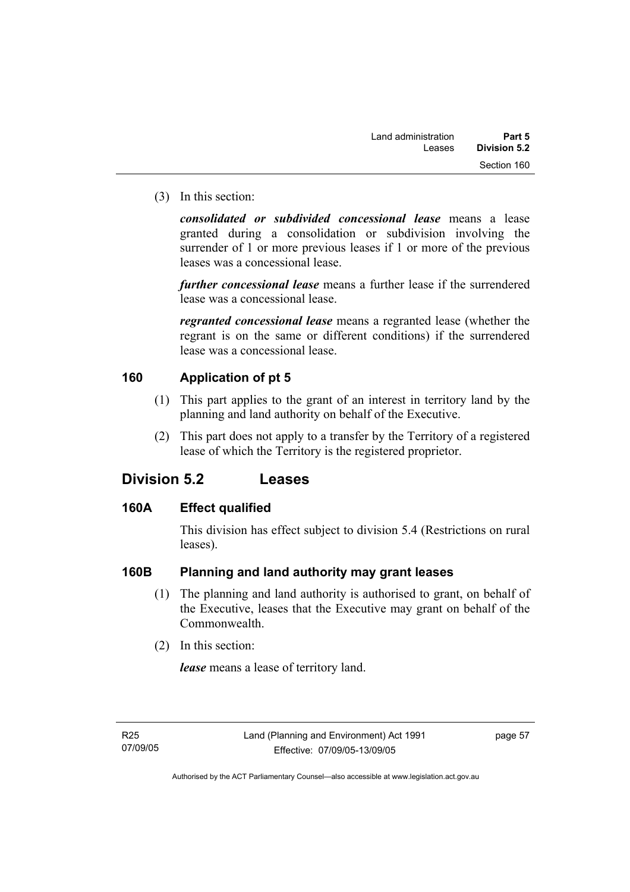(3) In this section:

***consolidated or subdivided concessional lease*** means a lease granted during a consolidation or subdivision involving the surrender of 1 or more previous leases if 1 or more of the previous leases was a concessional lease.

***further concessional lease*** means a further lease if the surrendered lease was a concessional lease.

***regranted concessional lease*** means a regranted lease (whether the regrant is on the same or different conditions) if the surrendered lease was a concessional lease.

### 160 Application of pt 5

(1) This part applies to the grant of an interest in territory land by the planning and land authority on behalf of the Executive.

(2) This part does not apply to a transfer by the Territory of a registered lease of which the Territory is the registered proprietor.

## Division 5.2 Leases

### 160A Effect qualified

This division has effect subject to division 5.4 (Restrictions on rural leases).

### 160B Planning and land authority may grant leases

(1) The planning and land authority is authorised to grant, on behalf of the Executive, leases that the Executive may grant on behalf of the Commonwealth.

(2) In this section:

***lease*** means a lease of territory land.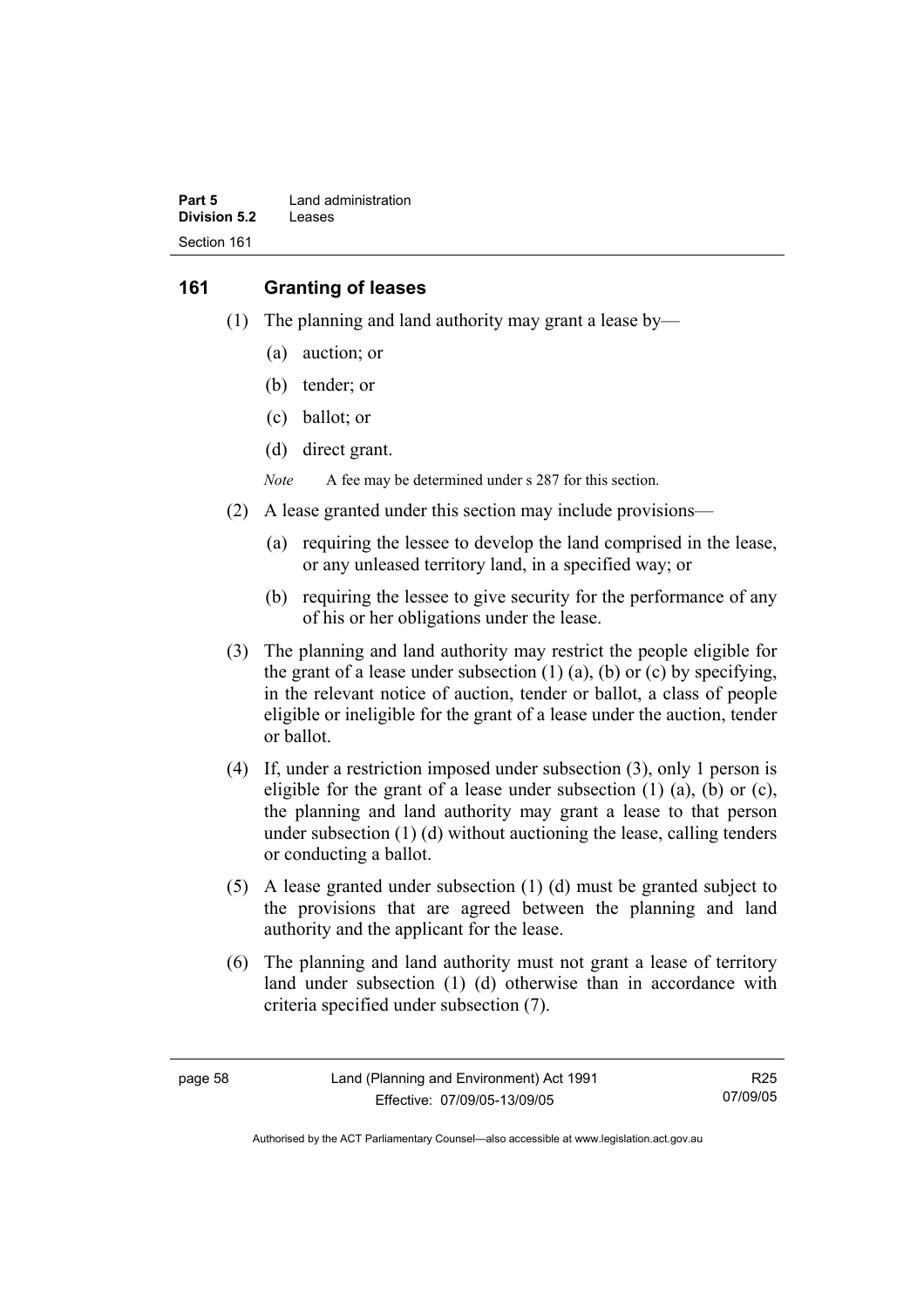## 161 Granting of leases

(1) The planning and land authority may grant a lease by—

(a) auction; or

(b) tender; or

(c) ballot; or

(d) direct grant.

*Note* A fee may be determined under s 287 for this section.

(2) A lease granted under this section may include provisions—

(a) requiring the lessee to develop the land comprised in the lease, or any unleased territory land, in a specified way; or

(b) requiring the lessee to give security for the performance of any of his or her obligations under the lease.

(3) The planning and land authority may restrict the people eligible for the grant of a lease under subsection (1) (a), (b) or (c) by specifying, in the relevant notice of auction, tender or ballot, a class of people eligible or ineligible for the grant of a lease under the auction, tender or ballot.

(4) If, under a restriction imposed under subsection (3), only 1 person is eligible for the grant of a lease under subsection (1) (a), (b) or (c), the planning and land authority may grant a lease to that person under subsection (1) (d) without auctioning the lease, calling tenders or conducting a ballot.

(5) A lease granted under subsection (1) (d) must be granted subject to the provisions that are agreed between the planning and land authority and the applicant for the lease.

(6) The planning and land authority must not grant a lease of territory land under subsection (1) (d) otherwise than in accordance with criteria specified under subsection (7).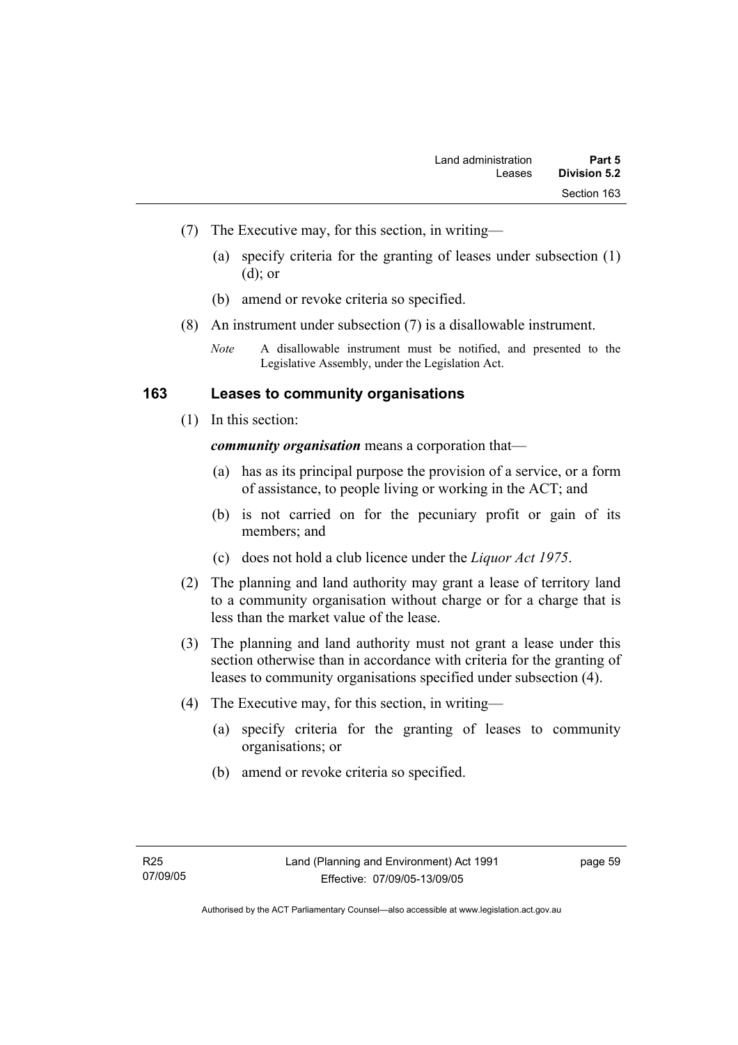(7) The Executive may, for this section, in writing—

(a) specify criteria for the granting of leases under subsection (1) (d); or

(b) amend or revoke criteria so specified.

(8) An instrument under subsection (7) is a disallowable instrument.

*Note* A disallowable instrument must be notified, and presented to the Legislative Assembly, under the Legislation Act.

## 163 Leases to community organisations

(1) In this section:

***community organisation*** means a corporation that—

(a) has as its principal purpose the provision of a service, or a form of assistance, to people living or working in the ACT; and

(b) is not carried on for the pecuniary profit or gain of its members; and

(c) does not hold a club licence under the *Liquor Act 1975*.

(2) The planning and land authority may grant a lease of territory land to a community organisation without charge or for a charge that is less than the market value of the lease.

(3) The planning and land authority must not grant a lease under this section otherwise than in accordance with criteria for the granting of leases to community organisations specified under subsection (4).

(4) The Executive may, for this section, in writing—

(a) specify criteria for the granting of leases to community organisations; or

(b) amend or revoke criteria so specified.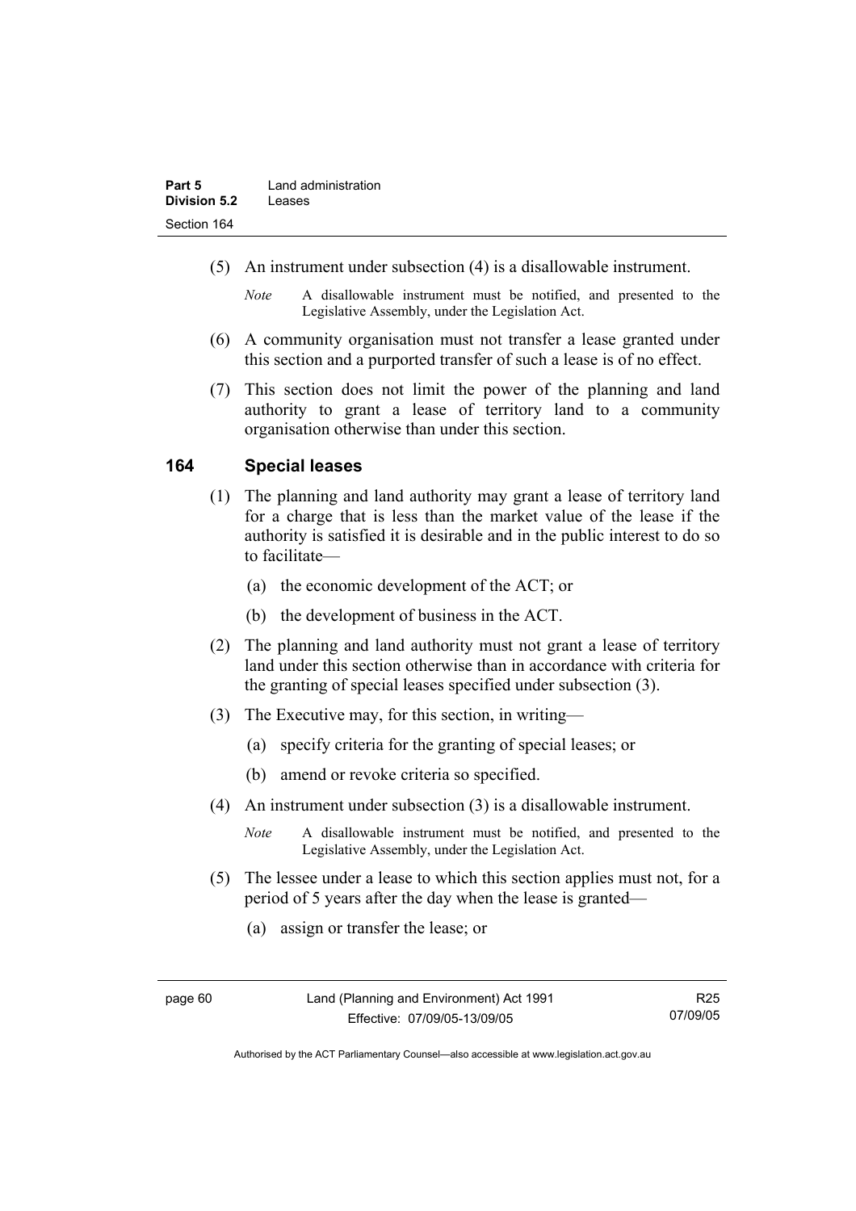(5) An instrument under subsection (4) is a disallowable instrument.

*Note* A disallowable instrument must be notified, and presented to the Legislative Assembly, under the Legislation Act.

(6) A community organisation must not transfer a lease granted under this section and a purported transfer of such a lease is of no effect.

(7) This section does not limit the power of the planning and land authority to grant a lease of territory land to a community organisation otherwise than under this section.

## 164 Special leases

(1) The planning and land authority may grant a lease of territory land for a charge that is less than the market value of the lease if the authority is satisfied it is desirable and in the public interest to do so to facilitate—

(a) the economic development of the ACT; or

(b) the development of business in the ACT.

(2) The planning and land authority must not grant a lease of territory land under this section otherwise than in accordance with criteria for the granting of special leases specified under subsection (3).

(3) The Executive may, for this section, in writing—

(a) specify criteria for the granting of special leases; or

(b) amend or revoke criteria so specified.

(4) An instrument under subsection (3) is a disallowable instrument.

*Note* A disallowable instrument must be notified, and presented to the Legislative Assembly, under the Legislation Act.

(5) The lessee under a lease to which this section applies must not, for a period of 5 years after the day when the lease is granted—

(a) assign or transfer the lease; or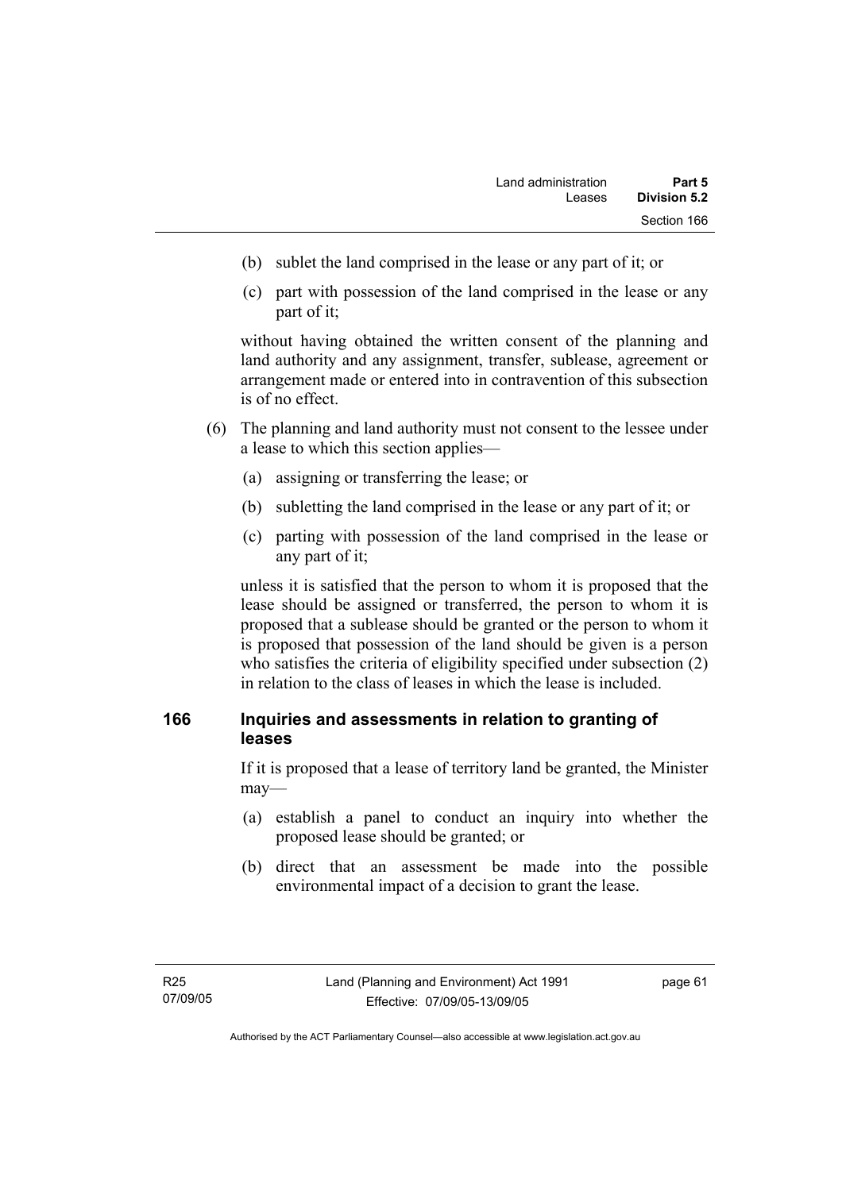(b) sublet the land comprised in the lease or any part of it; or

(c) part with possession of the land comprised in the lease or any part of it;

without having obtained the written consent of the planning and land authority and any assignment, transfer, sublease, agreement or arrangement made or entered into in contravention of this subsection is of no effect.

(6) The planning and land authority must not consent to the lessee under a lease to which this section applies—

(a) assigning or transferring the lease; or

(b) subletting the land comprised in the lease or any part of it; or

(c) parting with possession of the land comprised in the lease or any part of it;

unless it is satisfied that the person to whom it is proposed that the lease should be assigned or transferred, the person to whom it is proposed that a sublease should be granted or the person to whom it is proposed that possession of the land should be given is a person who satisfies the criteria of eligibility specified under subsection (2) in relation to the class of leases in which the lease is included.

## 166 Inquiries and assessments in relation to granting of leases

If it is proposed that a lease of territory land be granted, the Minister may—

(a) establish a panel to conduct an inquiry into whether the proposed lease should be granted; or

(b) direct that an assessment be made into the possible environmental impact of a decision to grant the lease.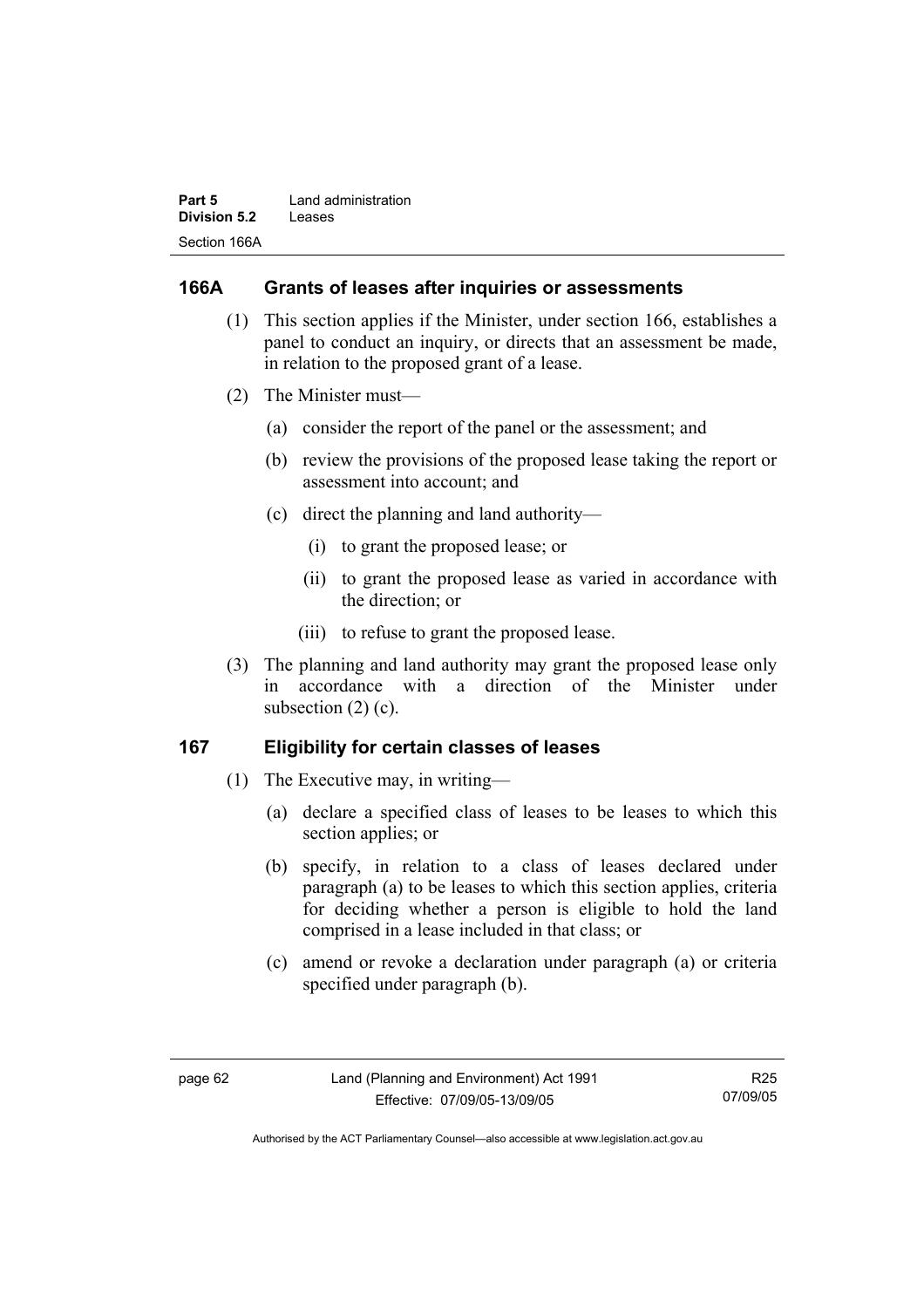## 166A Grants of leases after inquiries or assessments

(1) This section applies if the Minister, under section 166, establishes a panel to conduct an inquiry, or directs that an assessment be made, in relation to the proposed grant of a lease.

(2) The Minister must—

(a) consider the report of the panel or the assessment; and

(b) review the provisions of the proposed lease taking the report or assessment into account; and

(c) direct the planning and land authority—

(i) to grant the proposed lease; or

(ii) to grant the proposed lease as varied in accordance with the direction; or

(iii) to refuse to grant the proposed lease.

(3) The planning and land authority may grant the proposed lease only in accordance with a direction of the Minister under subsection (2) (c).

## 167 Eligibility for certain classes of leases

(1) The Executive may, in writing—

(a) declare a specified class of leases to be leases to which this section applies; or

(b) specify, in relation to a class of leases declared under paragraph (a) to be leases to which this section applies, criteria for deciding whether a person is eligible to hold the land comprised in a lease included in that class; or

(c) amend or revoke a declaration under paragraph (a) or criteria specified under paragraph (b).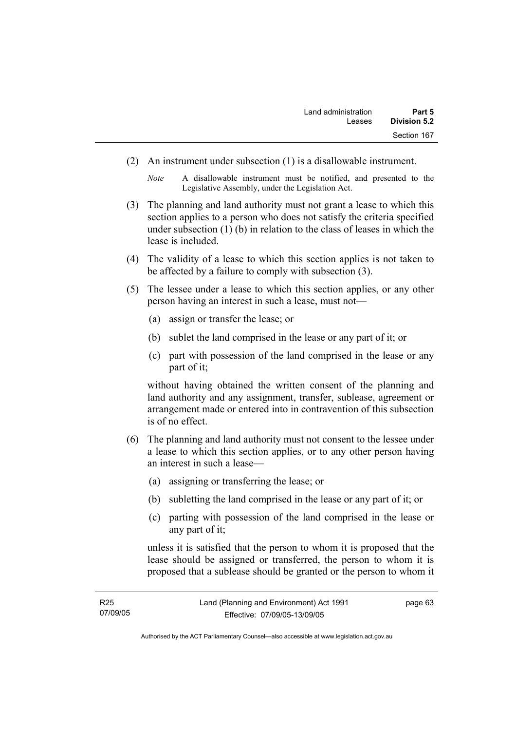(2) An instrument under subsection (1) is a disallowable instrument.

*Note* A disallowable instrument must be notified, and presented to the Legislative Assembly, under the Legislation Act.

(3) The planning and land authority must not grant a lease to which this section applies to a person who does not satisfy the criteria specified under subsection (1) (b) in relation to the class of leases in which the lease is included.

(4) The validity of a lease to which this section applies is not taken to be affected by a failure to comply with subsection (3).

(5) The lessee under a lease to which this section applies, or any other person having an interest in such a lease, must not—

(a) assign or transfer the lease; or

(b) sublet the land comprised in the lease or any part of it; or

(c) part with possession of the land comprised in the lease or any part of it;

without having obtained the written consent of the planning and land authority and any assignment, transfer, sublease, agreement or arrangement made or entered into in contravention of this subsection is of no effect.

(6) The planning and land authority must not consent to the lessee under a lease to which this section applies, or to any other person having an interest in such a lease—

(a) assigning or transferring the lease; or

(b) subletting the land comprised in the lease or any part of it; or

(c) parting with possession of the land comprised in the lease or any part of it;

unless it is satisfied that the person to whom it is proposed that the lease should be assigned or transferred, the person to whom it is proposed that a sublease should be granted or the person to whom it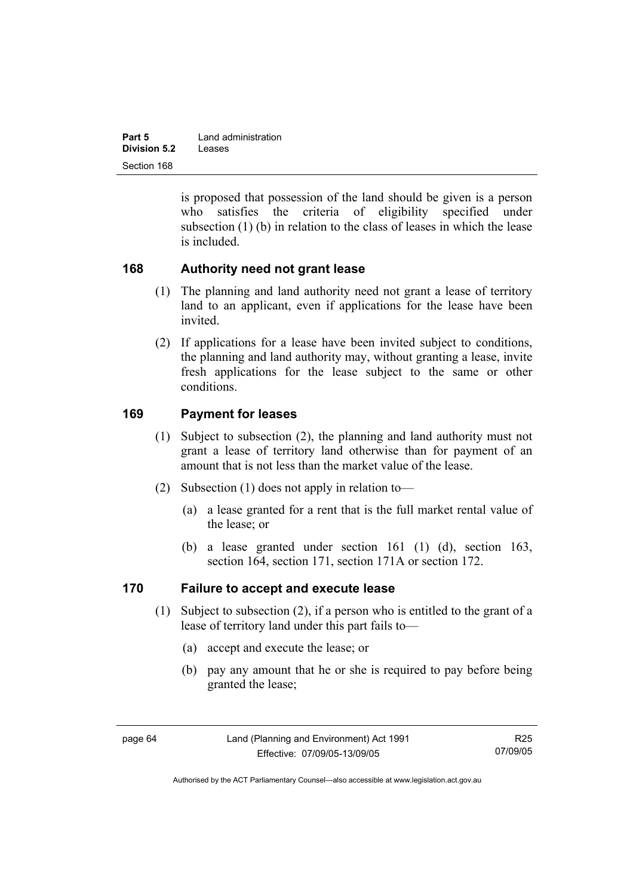is proposed that possession of the land should be given is a person who satisfies the criteria of eligibility specified under subsection (1) (b) in relation to the class of leases in which the lease is included.

## 168 Authority need not grant lease

(1) The planning and land authority need not grant a lease of territory land to an applicant, even if applications for the lease have been invited.

(2) If applications for a lease have been invited subject to conditions, the planning and land authority may, without granting a lease, invite fresh applications for the lease subject to the same or other conditions.

## 169 Payment for leases

(1) Subject to subsection (2), the planning and land authority must not grant a lease of territory land otherwise than for payment of an amount that is not less than the market value of the lease.

(2) Subsection (1) does not apply in relation to—

(a) a lease granted for a rent that is the full market rental value of the lease; or

(b) a lease granted under section 161 (1) (d), section 163, section 164, section 171, section 171A or section 172.

## 170 Failure to accept and execute lease

(1) Subject to subsection (2), if a person who is entitled to the grant of a lease of territory land under this part fails to—

(a) accept and execute the lease; or

(b) pay any amount that he or she is required to pay before being granted the lease;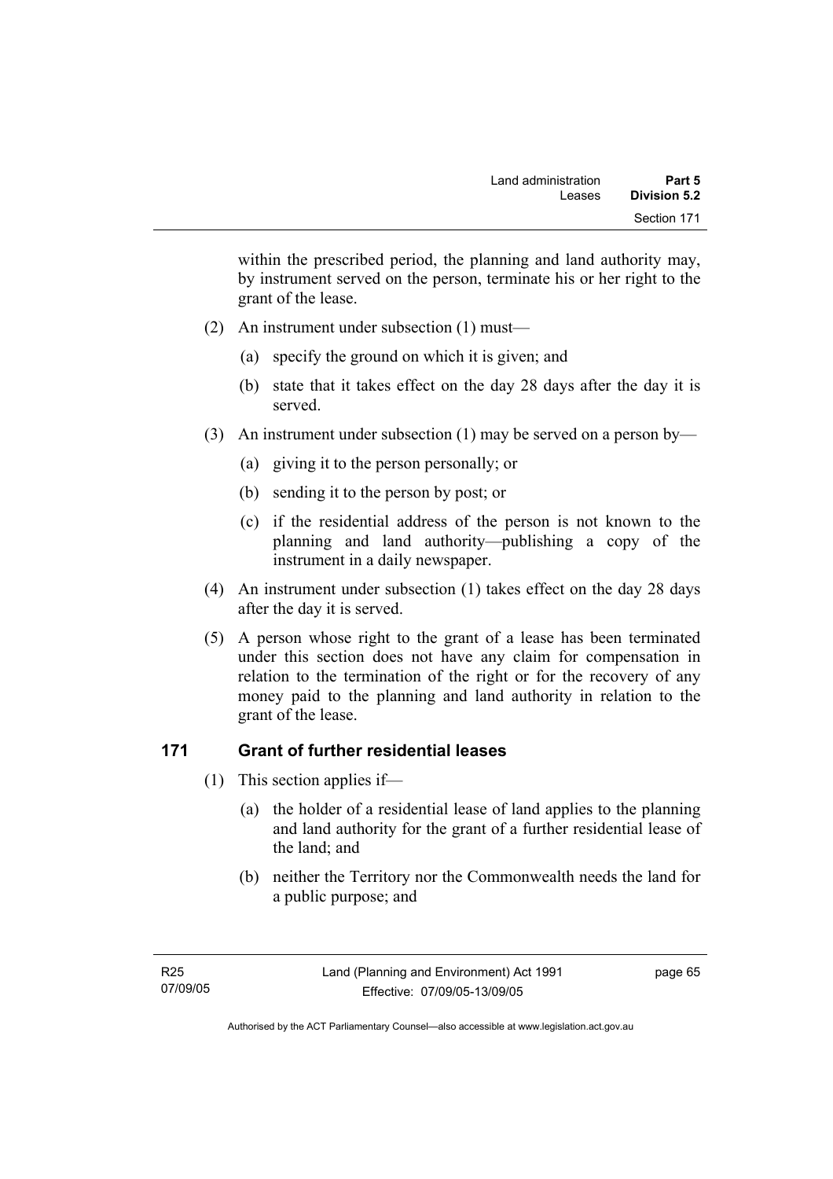within the prescribed period, the planning and land authority may, by instrument served on the person, terminate his or her right to the grant of the lease.

(2) An instrument under subsection (1) must—

(a) specify the ground on which it is given; and

(b) state that it takes effect on the day 28 days after the day it is served.

(3) An instrument under subsection (1) may be served on a person by—

(a) giving it to the person personally; or

(b) sending it to the person by post; or

(c) if the residential address of the person is not known to the planning and land authority—publishing a copy of the instrument in a daily newspaper.

(4) An instrument under subsection (1) takes effect on the day 28 days after the day it is served.

(5) A person whose right to the grant of a lease has been terminated under this section does not have any claim for compensation in relation to the termination of the right or for the recovery of any money paid to the planning and land authority in relation to the grant of the lease.

## 171 Grant of further residential leases

(1) This section applies if—

(a) the holder of a residential lease of land applies to the planning and land authority for the grant of a further residential lease of the land; and

(b) neither the Territory nor the Commonwealth needs the land for a public purpose; and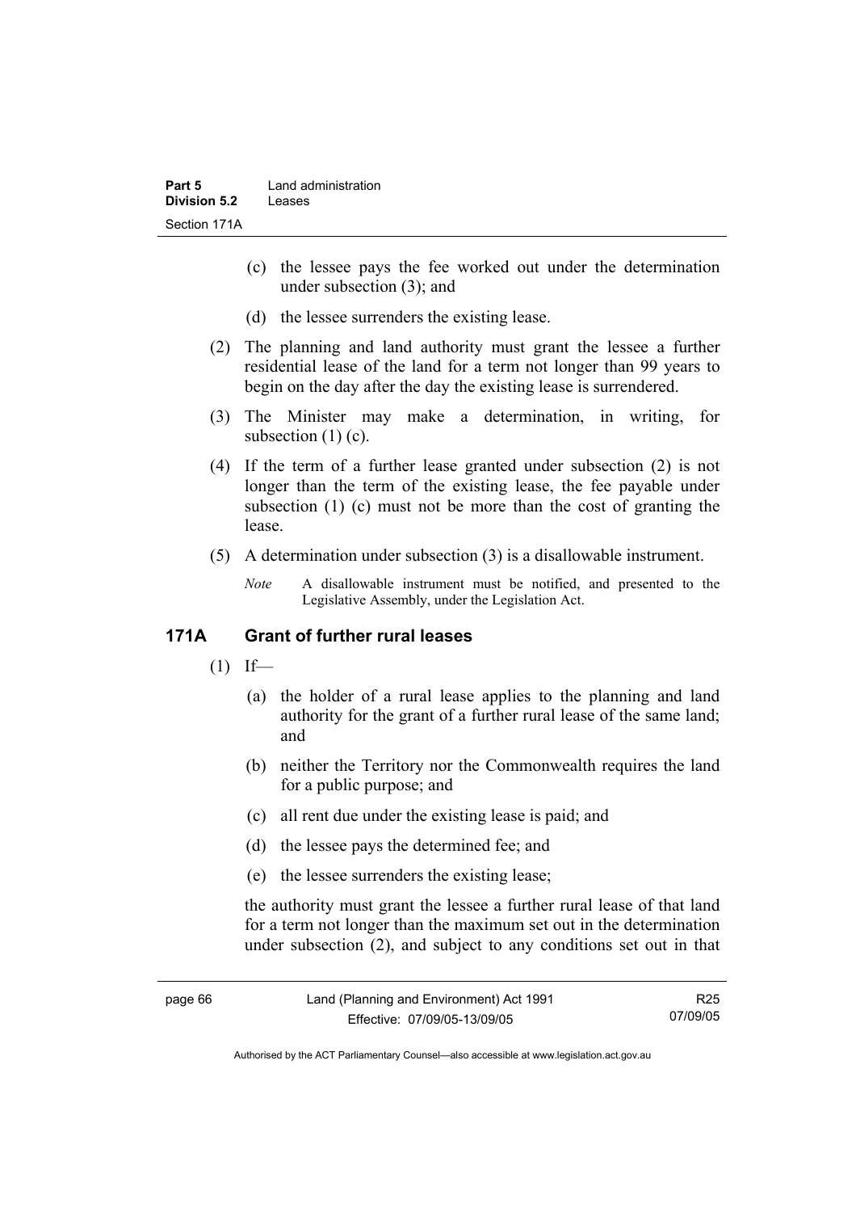(c) the lessee pays the fee worked out under the determination under subsection (3); and

(d) the lessee surrenders the existing lease.

(2) The planning and land authority must grant the lessee a further residential lease of the land for a term not longer than 99 years to begin on the day after the day the existing lease is surrendered.

(3) The Minister may make a determination, in writing, for subsection (1) (c).

(4) If the term of a further lease granted under subsection (2) is not longer than the term of the existing lease, the fee payable under subsection (1) (c) must not be more than the cost of granting the lease.

(5) A determination under subsection (3) is a disallowable instrument.

*Note* A disallowable instrument must be notified, and presented to the Legislative Assembly, under the Legislation Act.

## 171A Grant of further rural leases

(1) If—

(a) the holder of a rural lease applies to the planning and land authority for the grant of a further rural lease of the same land; and

(b) neither the Territory nor the Commonwealth requires the land for a public purpose; and

(c) all rent due under the existing lease is paid; and

(d) the lessee pays the determined fee; and

(e) the lessee surrenders the existing lease;

the authority must grant the lessee a further rural lease of that land for a term not longer than the maximum set out in the determination under subsection (2), and subject to any conditions set out in that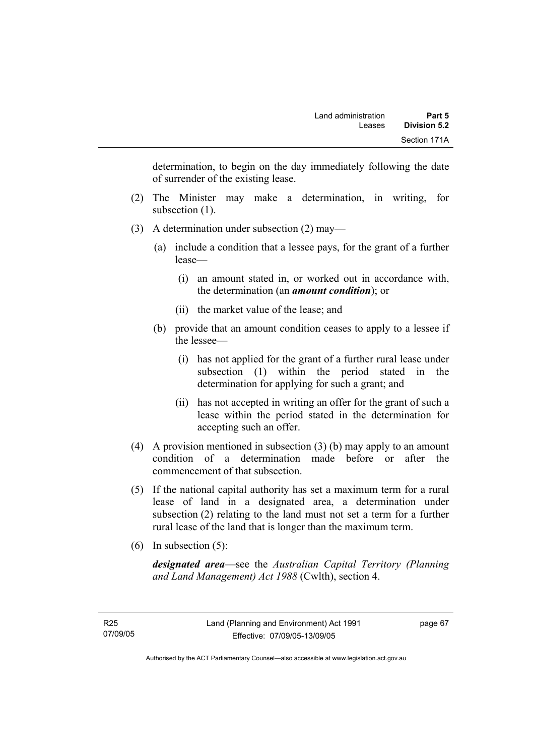determination, to begin on the day immediately following the date of surrender of the existing lease.

(2) The Minister may make a determination, in writing, for subsection (1).

(3) A determination under subsection (2) may—

(a) include a condition that a lessee pays, for the grant of a further lease—

(i) an amount stated in, or worked out in accordance with, the determination (an ***amount condition***); or

(ii) the market value of the lease; and

(b) provide that an amount condition ceases to apply to a lessee if the lessee—

(i) has not applied for the grant of a further rural lease under subsection (1) within the period stated in the determination for applying for such a grant; and

(ii) has not accepted in writing an offer for the grant of such a lease within the period stated in the determination for accepting such an offer.

(4) A provision mentioned in subsection (3) (b) may apply to an amount condition of a determination made before or after the commencement of that subsection.

(5) If the national capital authority has set a maximum term for a rural lease of land in a designated area, a determination under subsection (2) relating to the land must not set a term for a further rural lease of the land that is longer than the maximum term.

(6) In subsection (5):

***designated area***—see the *Australian Capital Territory (Planning and Land Management) Act 1988* (Cwlth), section 4.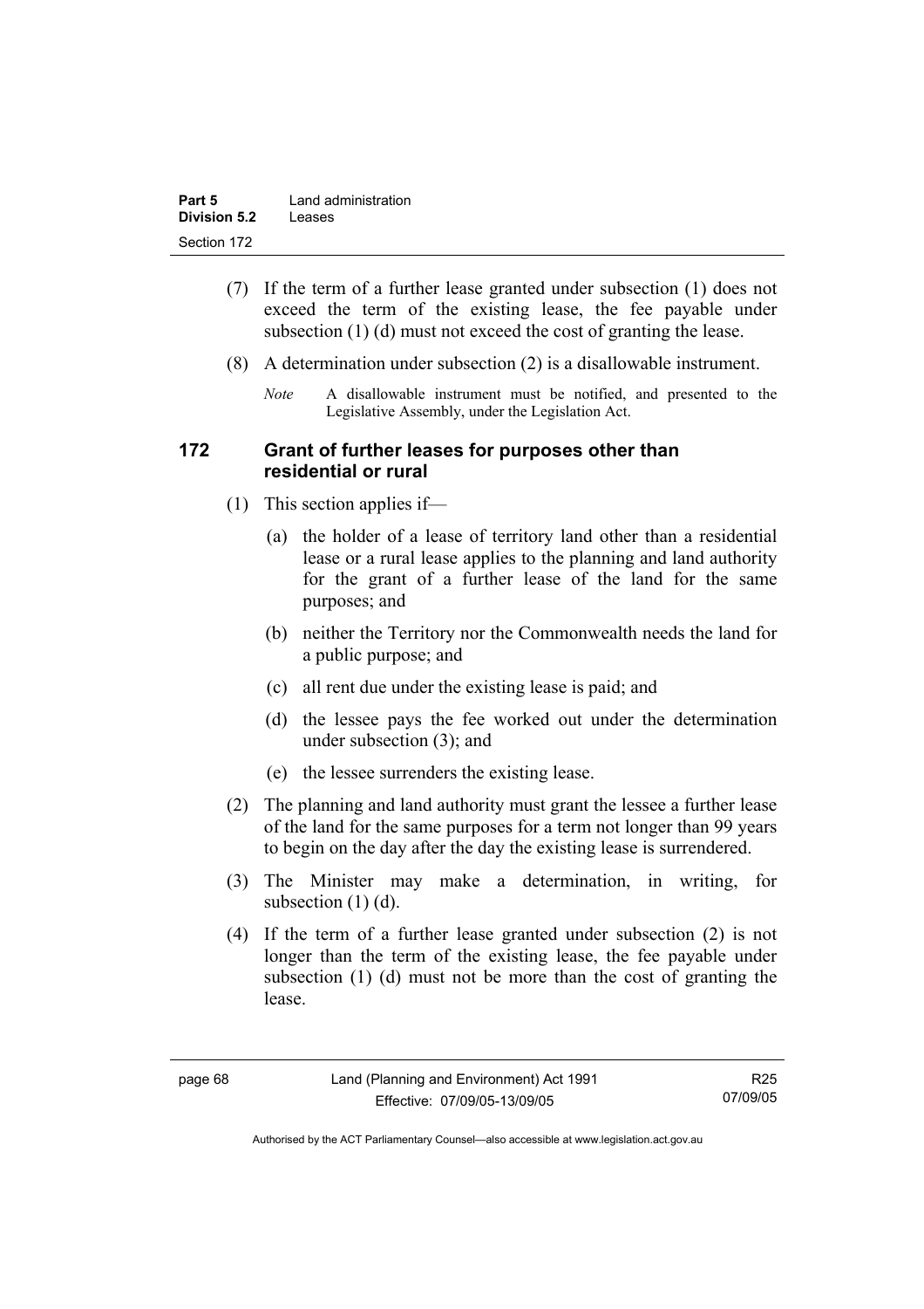(7) If the term of a further lease granted under subsection (1) does not exceed the term of the existing lease, the fee payable under subsection (1) (d) must not exceed the cost of granting the lease.

(8) A determination under subsection (2) is a disallowable instrument.

*Note* A disallowable instrument must be notified, and presented to the Legislative Assembly, under the Legislation Act.

## 172 Grant of further leases for purposes other than residential or rural

(1) This section applies if—

(a) the holder of a lease of territory land other than a residential lease or a rural lease applies to the planning and land authority for the grant of a further lease of the land for the same purposes; and

(b) neither the Territory nor the Commonwealth needs the land for a public purpose; and

(c) all rent due under the existing lease is paid; and

(d) the lessee pays the fee worked out under the determination under subsection (3); and

(e) the lessee surrenders the existing lease.

(2) The planning and land authority must grant the lessee a further lease of the land for the same purposes for a term not longer than 99 years to begin on the day after the day the existing lease is surrendered.

(3) The Minister may make a determination, in writing, for subsection (1) (d).

(4) If the term of a further lease granted under subsection (2) is not longer than the term of the existing lease, the fee payable under subsection (1) (d) must not be more than the cost of granting the lease.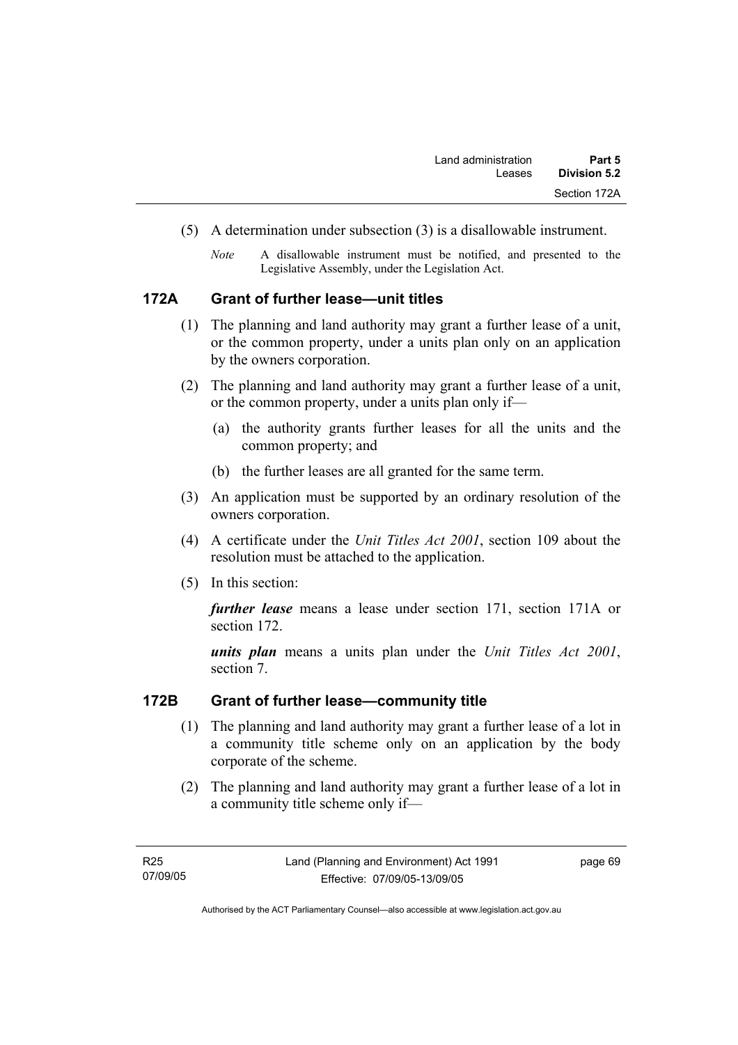(5) A determination under subsection (3) is a disallowable instrument.

*Note* A disallowable instrument must be notified, and presented to the Legislative Assembly, under the Legislation Act.

## 172A Grant of further lease—unit titles

(1) The planning and land authority may grant a further lease of a unit, or the common property, under a units plan only on an application by the owners corporation.

(2) The planning and land authority may grant a further lease of a unit, or the common property, under a units plan only if—

(a) the authority grants further leases for all the units and the common property; and

(b) the further leases are all granted for the same term.

(3) An application must be supported by an ordinary resolution of the owners corporation.

(4) A certificate under the *Unit Titles Act 2001*, section 109 about the resolution must be attached to the application.

(5) In this section:

***further lease*** means a lease under section 171, section 171A or section 172.

***units plan*** means a units plan under the *Unit Titles Act 2001*, section 7.

## 172B Grant of further lease—community title

(1) The planning and land authority may grant a further lease of a lot in a community title scheme only on an application by the body corporate of the scheme.

(2) The planning and land authority may grant a further lease of a lot in a community title scheme only if—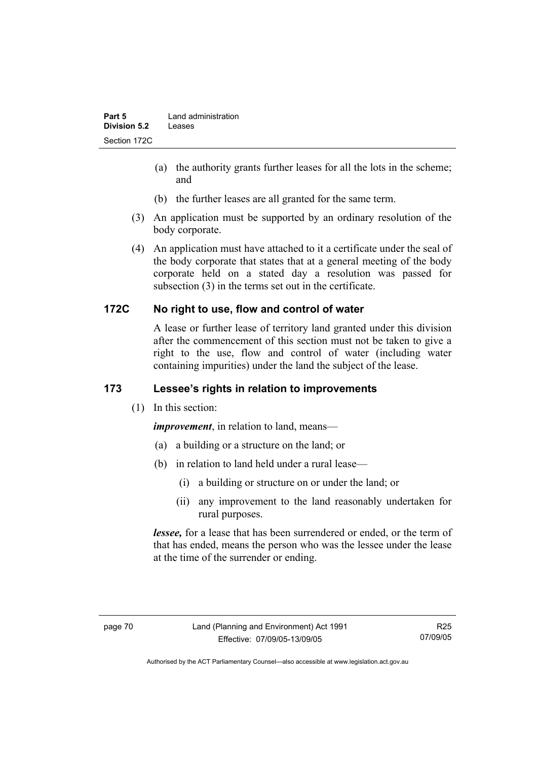(a) the authority grants further leases for all the lots in the scheme; and

(b) the further leases are all granted for the same term.

(3) An application must be supported by an ordinary resolution of the body corporate.

(4) An application must have attached to it a certificate under the seal of the body corporate that states that at a general meeting of the body corporate held on a stated day a resolution was passed for subsection (3) in the terms set out in the certificate.

## 172C No right to use, flow and control of water

A lease or further lease of territory land granted under this division after the commencement of this section must not be taken to give a right to the use, flow and control of water (including water containing impurities) under the land the subject of the lease.

## 173 Lessee's rights in relation to improvements

(1) In this section:

***improvement***, in relation to land, means—

(a) a building or a structure on the land; or

(b) in relation to land held under a rural lease—

(i) a building or structure on or under the land; or

(ii) any improvement to the land reasonably undertaken for rural purposes.

***lessee,*** for a lease that has been surrendered or ended, or the term of that has ended, means the person who was the lessee under the lease at the time of the surrender or ending.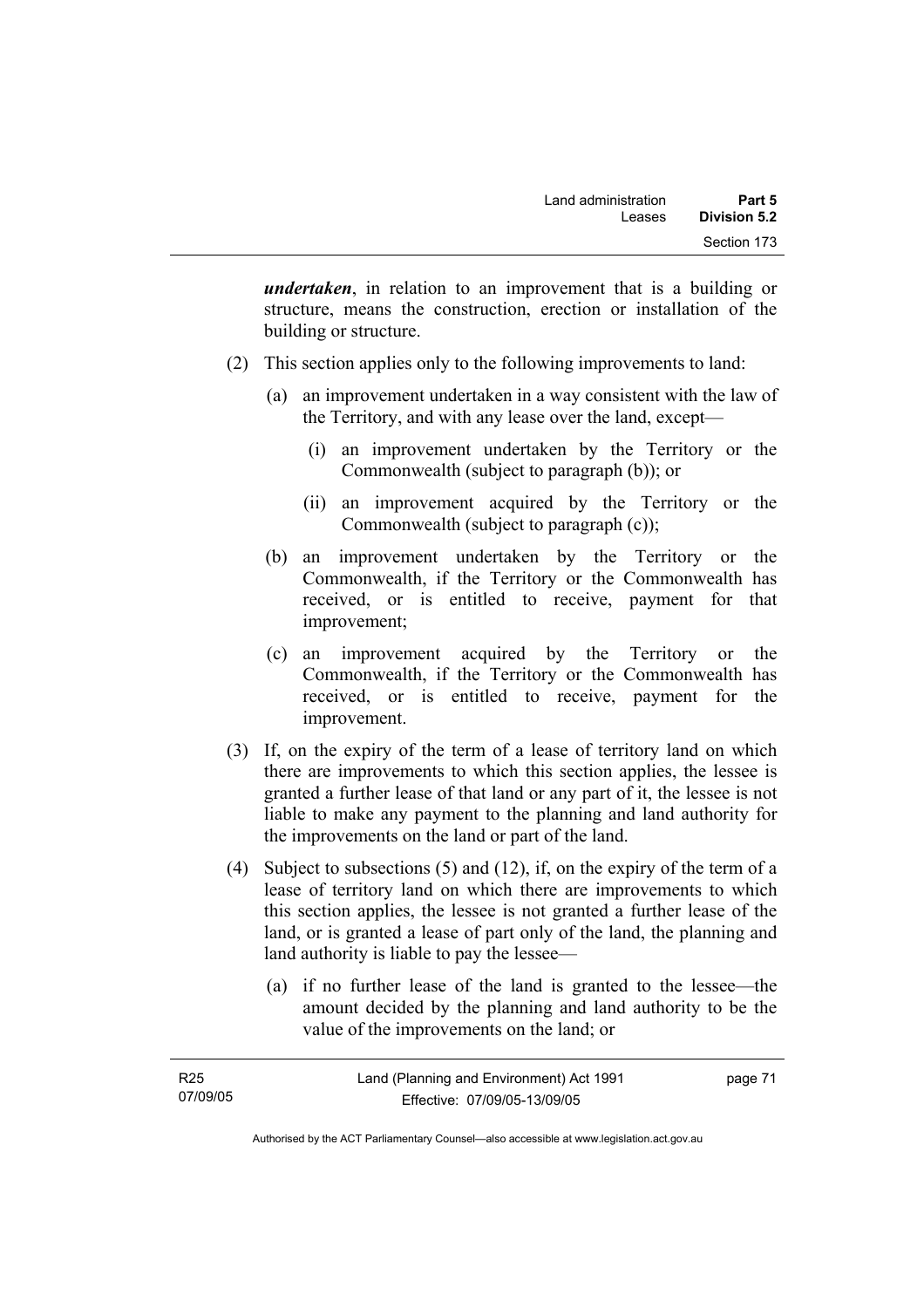***undertaken***, in relation to an improvement that is a building or structure, means the construction, erection or installation of the building or structure.

(2) This section applies only to the following improvements to land:

(a) an improvement undertaken in a way consistent with the law of the Territory, and with any lease over the land, except—

(i) an improvement undertaken by the Territory or the Commonwealth (subject to paragraph (b)); or

(ii) an improvement acquired by the Territory or the Commonwealth (subject to paragraph (c));

(b) an improvement undertaken by the Territory or the Commonwealth, if the Territory or the Commonwealth has received, or is entitled to receive, payment for that improvement;

(c) an improvement acquired by the Territory or the Commonwealth, if the Territory or the Commonwealth has received, or is entitled to receive, payment for the improvement.

(3) If, on the expiry of the term of a lease of territory land on which there are improvements to which this section applies, the lessee is granted a further lease of that land or any part of it, the lessee is not liable to make any payment to the planning and land authority for the improvements on the land or part of the land.

(4) Subject to subsections (5) and (12), if, on the expiry of the term of a lease of territory land on which there are improvements to which this section applies, the lessee is not granted a further lease of the land, or is granted a lease of part only of the land, the planning and land authority is liable to pay the lessee—

(a) if no further lease of the land is granted to the lessee—the amount decided by the planning and land authority to be the value of the improvements on the land; or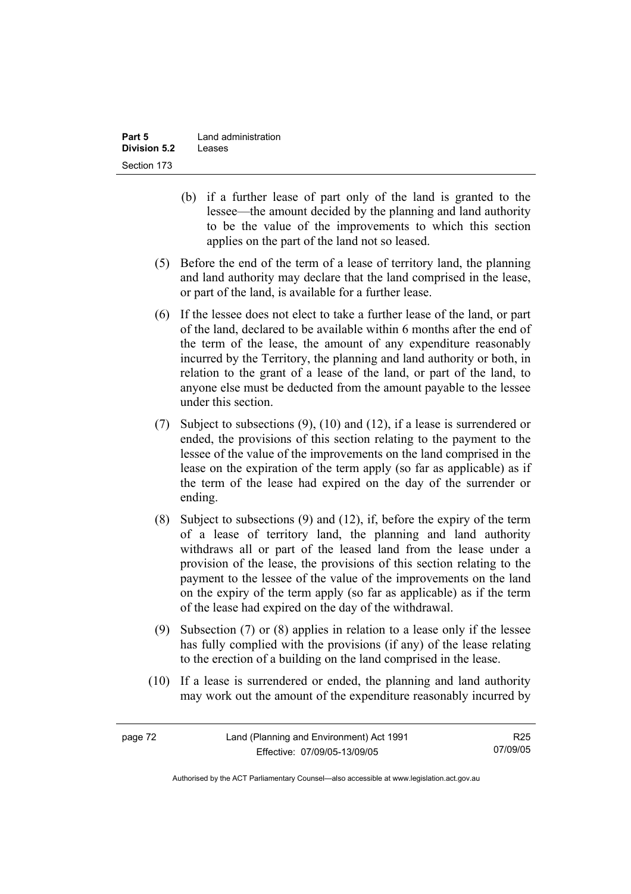(b) if a further lease of part only of the land is granted to the lessee—the amount decided by the planning and land authority to be the value of the improvements to which this section applies on the part of the land not so leased.

(5) Before the end of the term of a lease of territory land, the planning and land authority may declare that the land comprised in the lease, or part of the land, is available for a further lease.

(6) If the lessee does not elect to take a further lease of the land, or part of the land, declared to be available within 6 months after the end of the term of the lease, the amount of any expenditure reasonably incurred by the Territory, the planning and land authority or both, in relation to the grant of a lease of the land, or part of the land, to anyone else must be deducted from the amount payable to the lessee under this section.

(7) Subject to subsections (9), (10) and (12), if a lease is surrendered or ended, the provisions of this section relating to the payment to the lessee of the value of the improvements on the land comprised in the lease on the expiration of the term apply (so far as applicable) as if the term of the lease had expired on the day of the surrender or ending.

(8) Subject to subsections (9) and (12), if, before the expiry of the term of a lease of territory land, the planning and land authority withdraws all or part of the leased land from the lease under a provision of the lease, the provisions of this section relating to the payment to the lessee of the value of the improvements on the land on the expiry of the term apply (so far as applicable) as if the term of the lease had expired on the day of the withdrawal.

(9) Subsection (7) or (8) applies in relation to a lease only if the lessee has fully complied with the provisions (if any) of the lease relating to the erection of a building on the land comprised in the lease.

(10) If a lease is surrendered or ended, the planning and land authority may work out the amount of the expenditure reasonably incurred by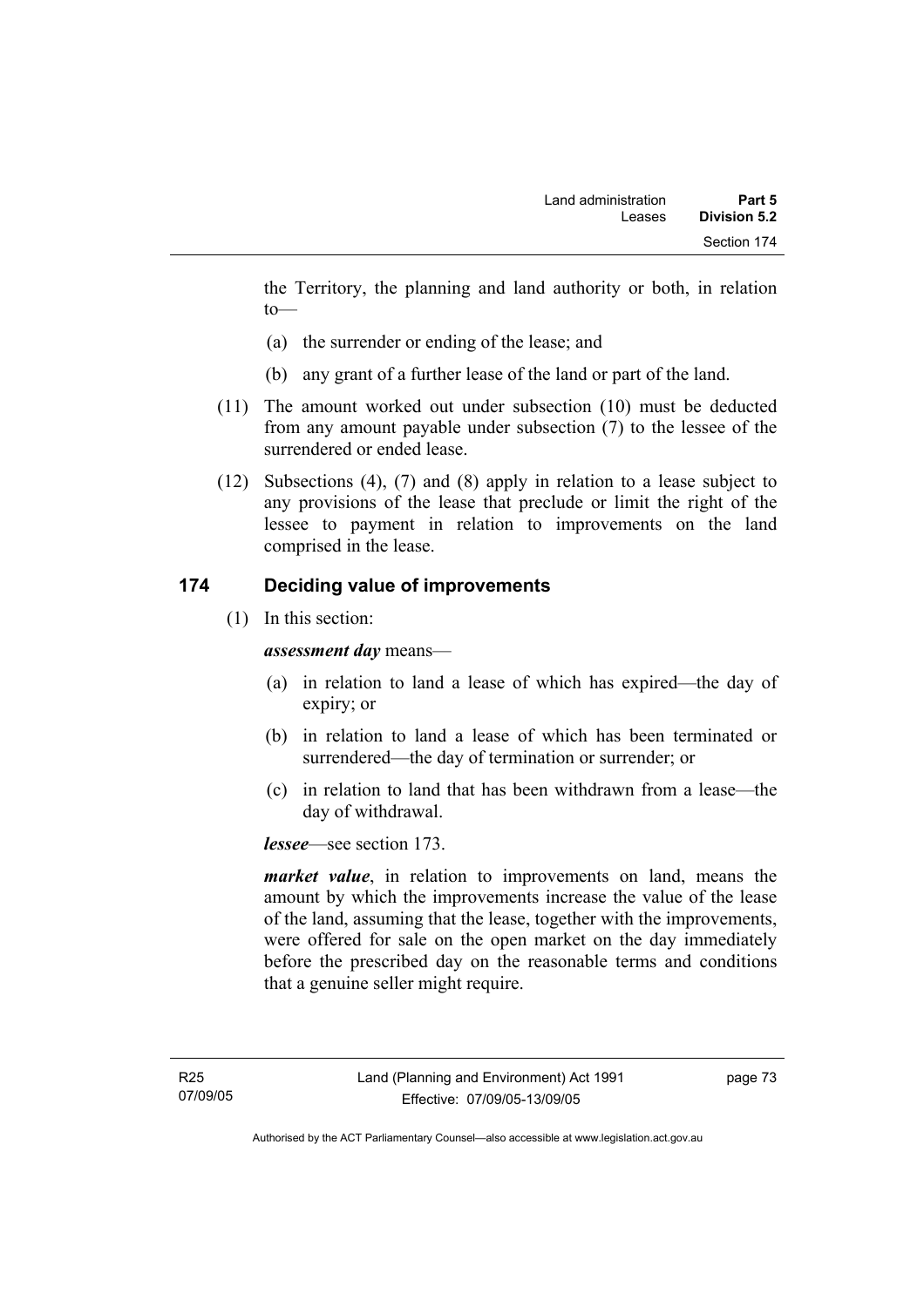the Territory, the planning and land authority or both, in relation to—

(a) the surrender or ending of the lease; and

(b) any grant of a further lease of the land or part of the land.

(11) The amount worked out under subsection (10) must be deducted from any amount payable under subsection (7) to the lessee of the surrendered or ended lease.

(12) Subsections (4), (7) and (8) apply in relation to a lease subject to any provisions of the lease that preclude or limit the right of the lessee to payment in relation to improvements on the land comprised in the lease.

## 174 Deciding value of improvements

(1) In this section:

***assessment day*** means—

(a) in relation to land a lease of which has expired—the day of expiry; or

(b) in relation to land a lease of which has been terminated or surrendered—the day of termination or surrender; or

(c) in relation to land that has been withdrawn from a lease—the day of withdrawal.

***lessee***—see section 173.

***market value***, in relation to improvements on land, means the amount by which the improvements increase the value of the lease of the land, assuming that the lease, together with the improvements, were offered for sale on the open market on the day immediately before the prescribed day on the reasonable terms and conditions that a genuine seller might require.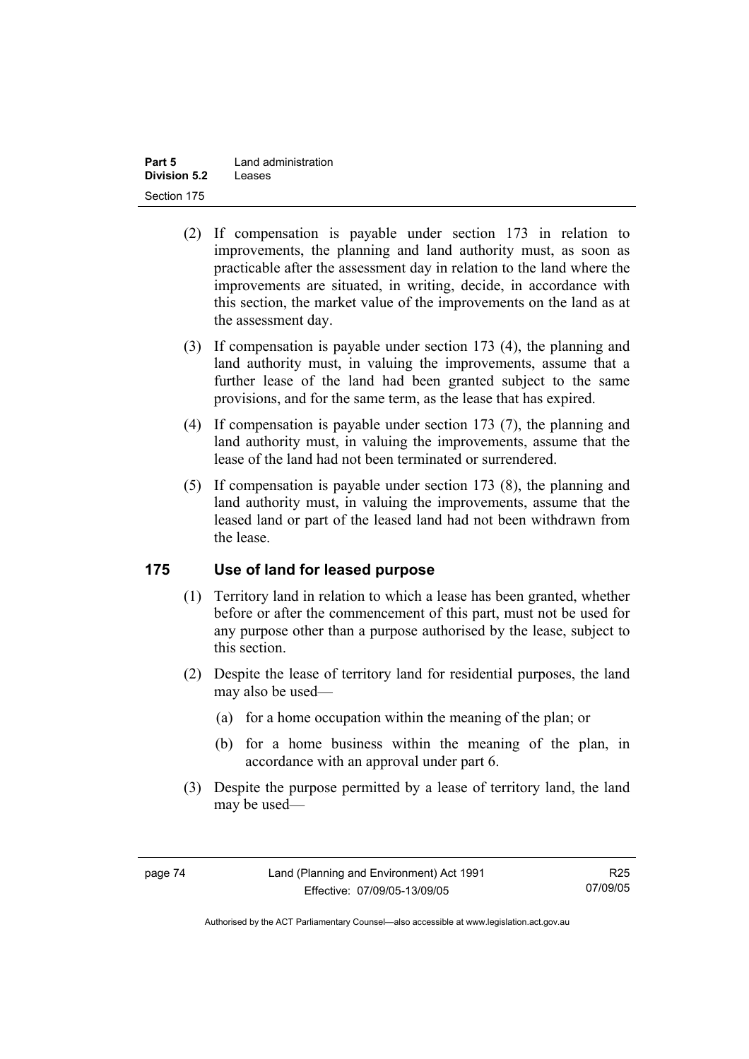(2) If compensation is payable under section 173 in relation to improvements, the planning and land authority must, as soon as practicable after the assessment day in relation to the land where the improvements are situated, in writing, decide, in accordance with this section, the market value of the improvements on the land as at the assessment day.

(3) If compensation is payable under section 173 (4), the planning and land authority must, in valuing the improvements, assume that a further lease of the land had been granted subject to the same provisions, and for the same term, as the lease that has expired.

(4) If compensation is payable under section 173 (7), the planning and land authority must, in valuing the improvements, assume that the lease of the land had not been terminated or surrendered.

(5) If compensation is payable under section 173 (8), the planning and land authority must, in valuing the improvements, assume that the leased land or part of the leased land had not been withdrawn from the lease.

## 175 Use of land for leased purpose

(1) Territory land in relation to which a lease has been granted, whether before or after the commencement of this part, must not be used for any purpose other than a purpose authorised by the lease, subject to this section.

(2) Despite the lease of territory land for residential purposes, the land may also be used—

(a) for a home occupation within the meaning of the plan; or

(b) for a home business within the meaning of the plan, in accordance with an approval under part 6.

(3) Despite the purpose permitted by a lease of territory land, the land may be used—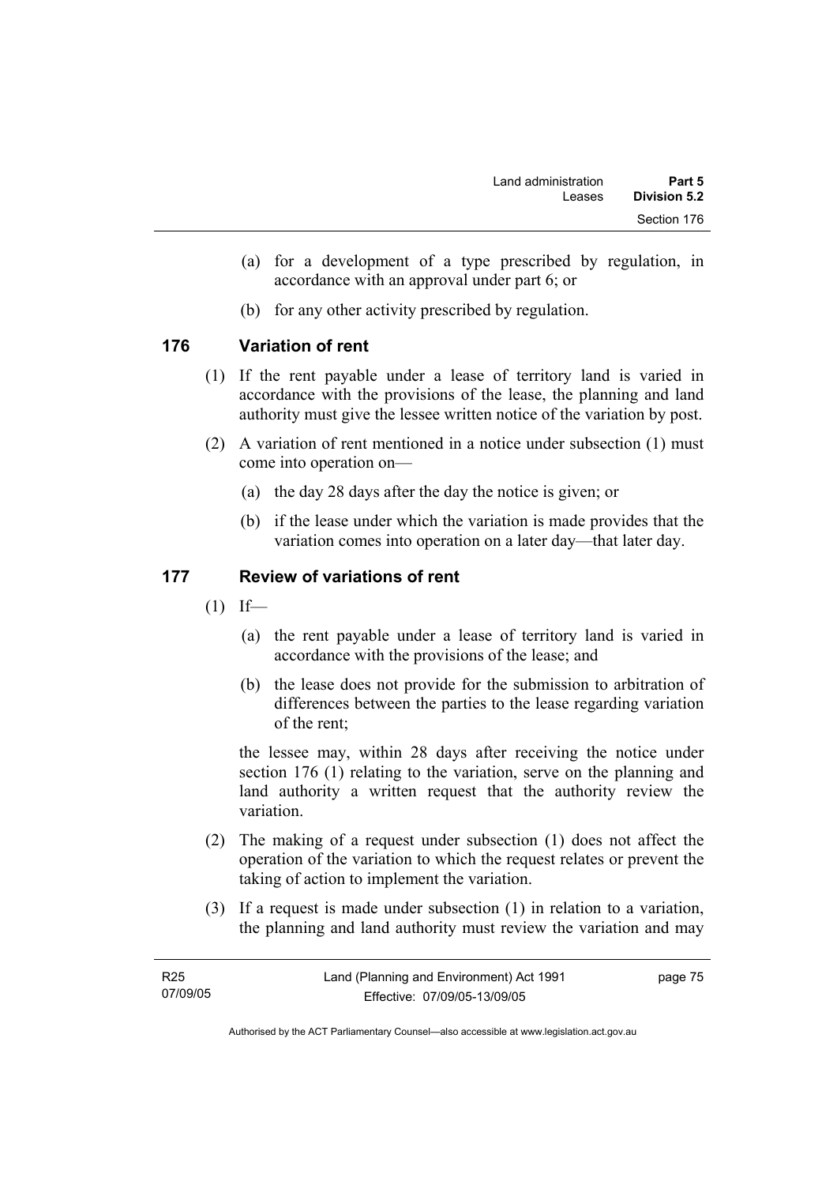(a) for a development of a type prescribed by regulation, in accordance with an approval under part 6; or

(b) for any other activity prescribed by regulation.

## 176 Variation of rent

(1) If the rent payable under a lease of territory land is varied in accordance with the provisions of the lease, the planning and land authority must give the lessee written notice of the variation by post.

(2) A variation of rent mentioned in a notice under subsection (1) must come into operation on—

(a) the day 28 days after the day the notice is given; or

(b) if the lease under which the variation is made provides that the variation comes into operation on a later day—that later day.

## 177 Review of variations of rent

(1) If—

(a) the rent payable under a lease of territory land is varied in accordance with the provisions of the lease; and

(b) the lease does not provide for the submission to arbitration of differences between the parties to the lease regarding variation of the rent;

the lessee may, within 28 days after receiving the notice under section 176 (1) relating to the variation, serve on the planning and land authority a written request that the authority review the variation.

(2) The making of a request under subsection (1) does not affect the operation of the variation to which the request relates or prevent the taking of action to implement the variation.

(3) If a request is made under subsection (1) in relation to a variation, the planning and land authority must review the variation and may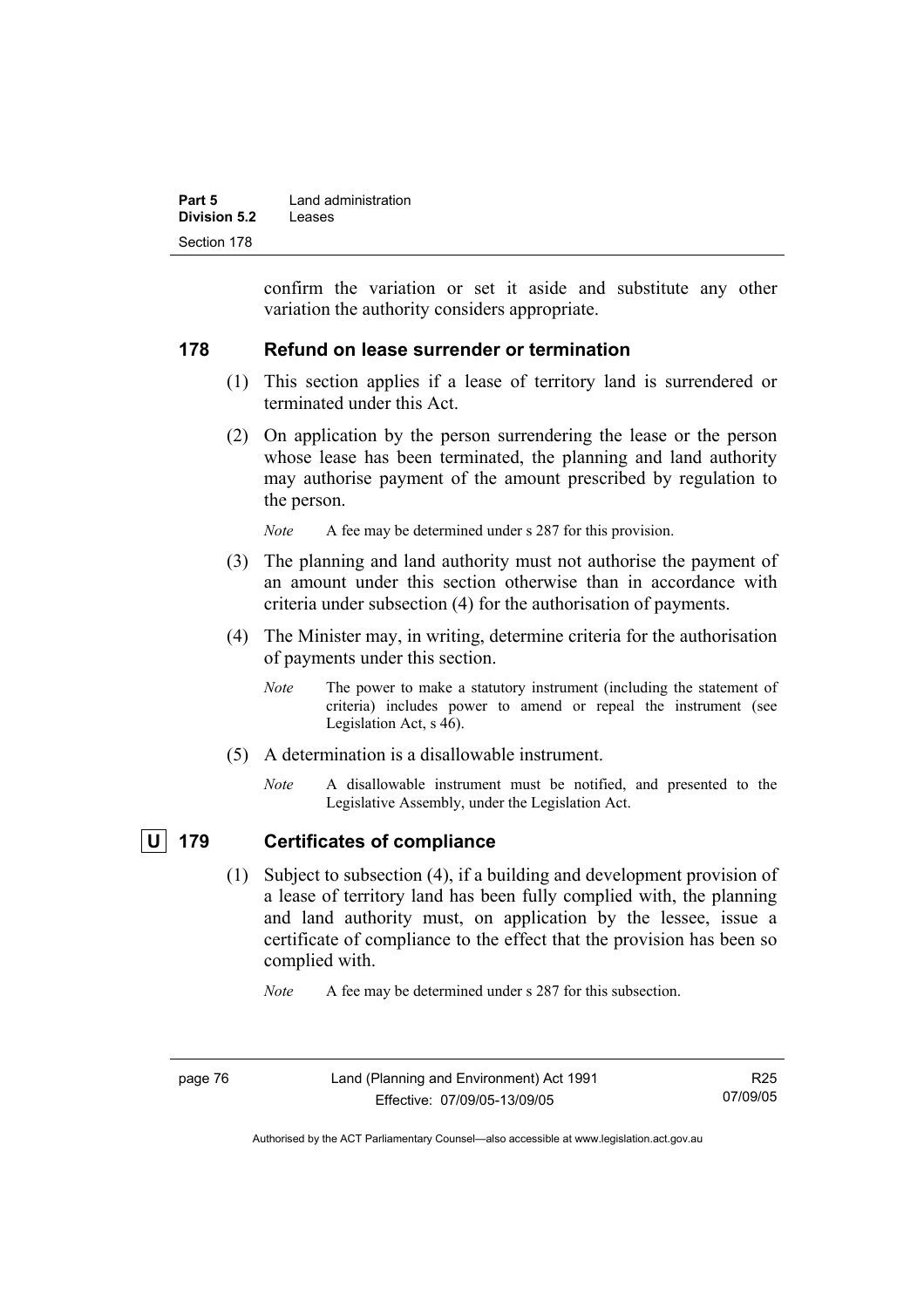confirm the variation or set it aside and substitute any other variation the authority considers appropriate.

## 178 Refund on lease surrender or termination

(1) This section applies if a lease of territory land is surrendered or terminated under this Act.

(2) On application by the person surrendering the lease or the person whose lease has been terminated, the planning and land authority may authorise payment of the amount prescribed by regulation to the person.

*Note* A fee may be determined under s 287 for this provision.

(3) The planning and land authority must not authorise the payment of an amount under this section otherwise than in accordance with criteria under subsection (4) for the authorisation of payments.

(4) The Minister may, in writing, determine criteria for the authorisation of payments under this section.

*Note* The power to make a statutory instrument (including the statement of criteria) includes power to amend or repeal the instrument (see Legislation Act, s 46).

(5) A determination is a disallowable instrument.

*Note* A disallowable instrument must be notified, and presented to the Legislative Assembly, under the Legislation Act.

## U 179 Certificates of compliance

(1) Subject to subsection (4), if a building and development provision of a lease of territory land has been fully complied with, the planning and land authority must, on application by the lessee, issue a certificate of compliance to the effect that the provision has been so complied with.

*Note* A fee may be determined under s 287 for this subsection.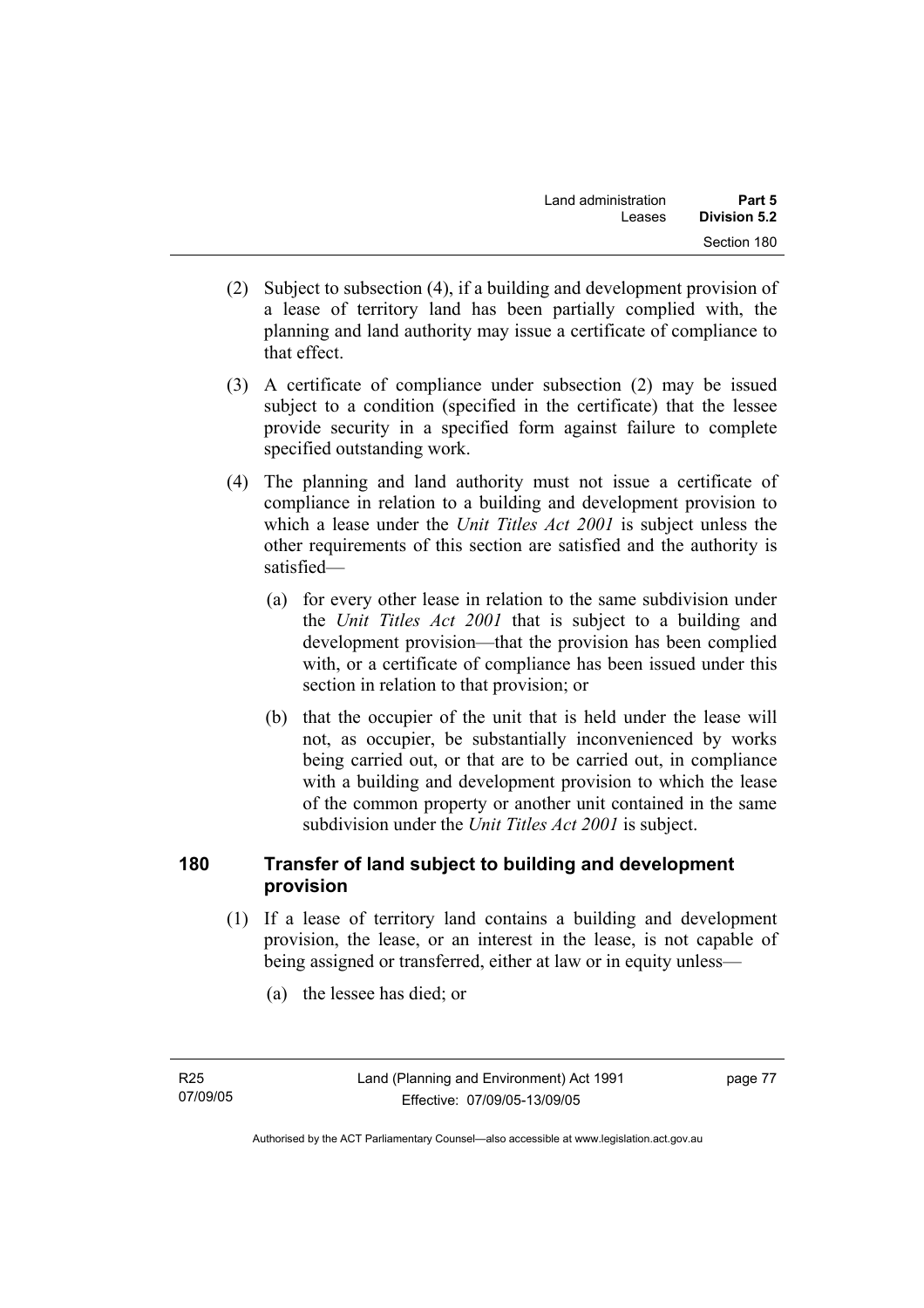(2) Subject to subsection (4), if a building and development provision of a lease of territory land has been partially complied with, the planning and land authority may issue a certificate of compliance to that effect.

(3) A certificate of compliance under subsection (2) may be issued subject to a condition (specified in the certificate) that the lessee provide security in a specified form against failure to complete specified outstanding work.

(4) The planning and land authority must not issue a certificate of compliance in relation to a building and development provision to which a lease under the *Unit Titles Act 2001* is subject unless the other requirements of this section are satisfied and the authority is satisfied—

(a) for every other lease in relation to the same subdivision under the *Unit Titles Act 2001* that is subject to a building and development provision—that the provision has been complied with, or a certificate of compliance has been issued under this section in relation to that provision; or

(b) that the occupier of the unit that is held under the lease will not, as occupier, be substantially inconvenienced by works being carried out, or that are to be carried out, in compliance with a building and development provision to which the lease of the common property or another unit contained in the same subdivision under the *Unit Titles Act 2001* is subject.

## 180 Transfer of land subject to building and development provision

(1) If a lease of territory land contains a building and development provision, the lease, or an interest in the lease, is not capable of being assigned or transferred, either at law or in equity unless—

(a) the lessee has died; or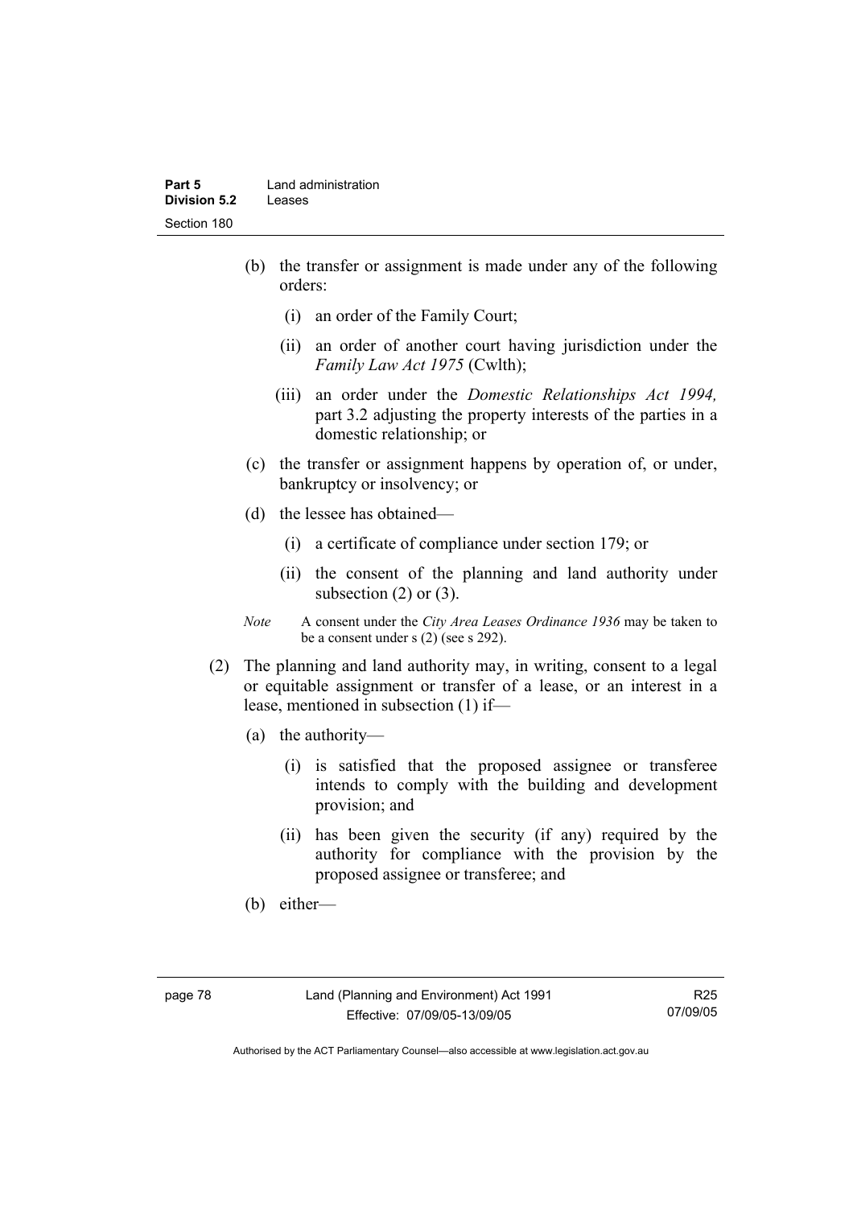(b) the transfer or assignment is made under any of the following orders:

(i) an order of the Family Court;

(ii) an order of another court having jurisdiction under the *Family Law Act 1975* (Cwlth);

(iii) an order under the *Domestic Relationships Act 1994,* part 3.2 adjusting the property interests of the parties in a domestic relationship; or

(c) the transfer or assignment happens by operation of, or under, bankruptcy or insolvency; or

(d) the lessee has obtained—

(i) a certificate of compliance under section 179; or

(ii) the consent of the planning and land authority under subsection (2) or (3).

*Note* A consent under the *City Area Leases Ordinance 1936* may be taken to be a consent under s (2) (see s 292).

(2) The planning and land authority may, in writing, consent to a legal or equitable assignment or transfer of a lease, or an interest in a lease, mentioned in subsection (1) if—

(a) the authority—

(i) is satisfied that the proposed assignee or transferee intends to comply with the building and development provision; and

(ii) has been given the security (if any) required by the authority for compliance with the provision by the proposed assignee or transferee; and

(b) either—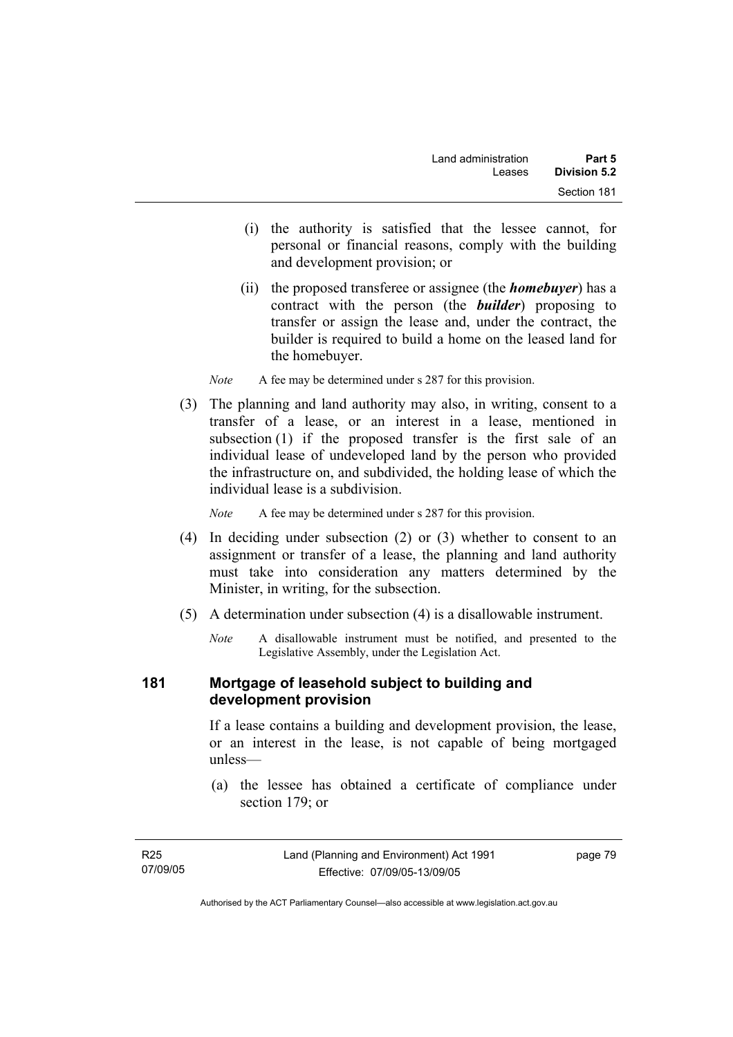(i) the authority is satisfied that the lessee cannot, for personal or financial reasons, comply with the building and development provision; or

(ii) the proposed transferee or assignee (the ***homebuyer***) has a contract with the person (the ***builder***) proposing to transfer or assign the lease and, under the contract, the builder is required to build a home on the leased land for the homebuyer.

*Note* A fee may be determined under s 287 for this provision.

(3) The planning and land authority may also, in writing, consent to a transfer of a lease, or an interest in a lease, mentioned in subsection (1) if the proposed transfer is the first sale of an individual lease of undeveloped land by the person who provided the infrastructure on, and subdivided, the holding lease of which the individual lease is a subdivision.

*Note* A fee may be determined under s 287 for this provision.

(4) In deciding under subsection (2) or (3) whether to consent to an assignment or transfer of a lease, the planning and land authority must take into consideration any matters determined by the Minister, in writing, for the subsection.

(5) A determination under subsection (4) is a disallowable instrument.

*Note* A disallowable instrument must be notified, and presented to the Legislative Assembly, under the Legislation Act.

## 181 Mortgage of leasehold subject to building and development provision

If a lease contains a building and development provision, the lease, or an interest in the lease, is not capable of being mortgaged unless—

(a) the lessee has obtained a certificate of compliance under section 179; or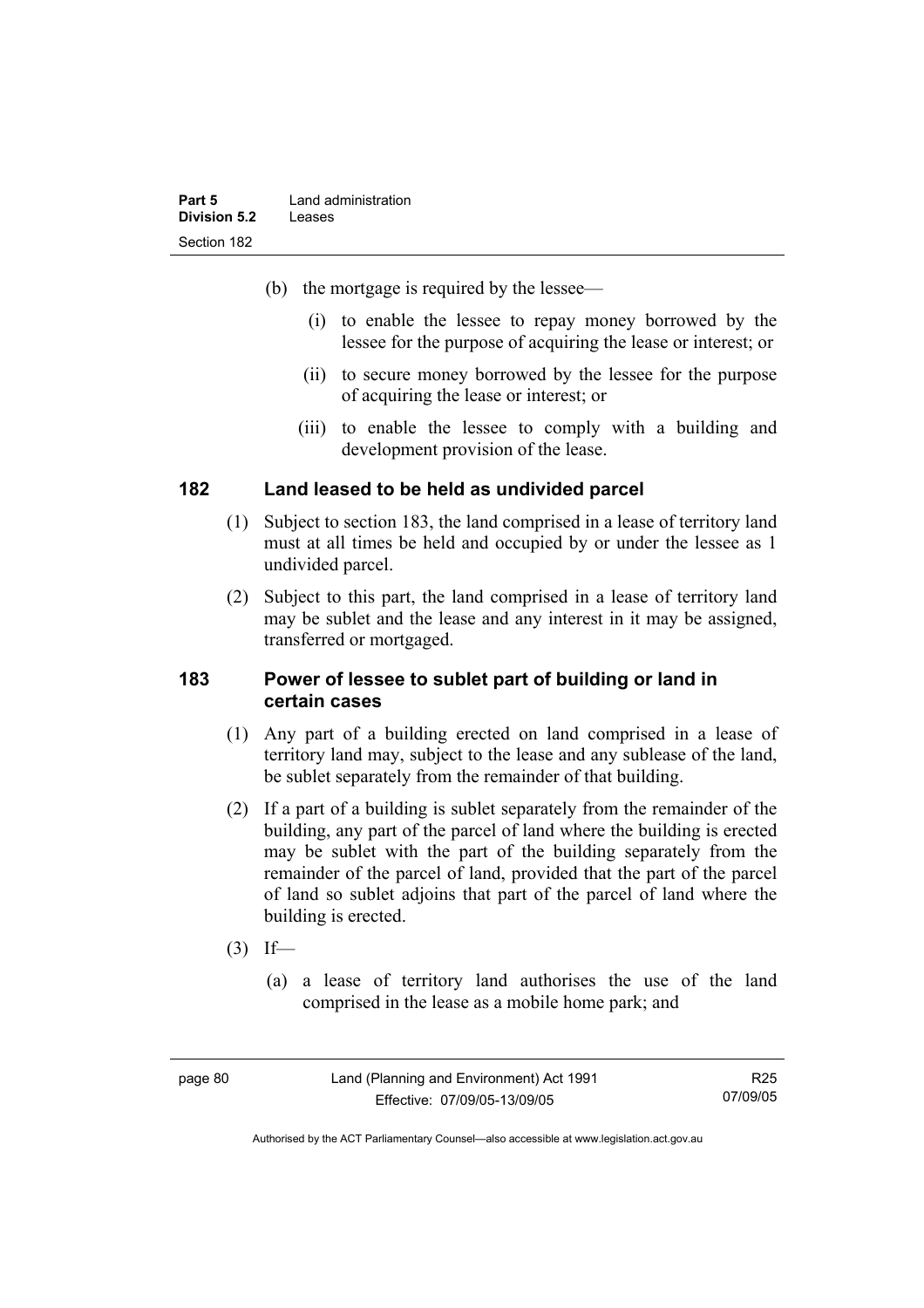(b) the mortgage is required by the lessee—

(i) to enable the lessee to repay money borrowed by the lessee for the purpose of acquiring the lease or interest; or

(ii) to secure money borrowed by the lessee for the purpose of acquiring the lease or interest; or

(iii) to enable the lessee to comply with a building and development provision of the lease.

## 182 Land leased to be held as undivided parcel

(1) Subject to section 183, the land comprised in a lease of territory land must at all times be held and occupied by or under the lessee as 1 undivided parcel.

(2) Subject to this part, the land comprised in a lease of territory land may be sublet and the lease and any interest in it may be assigned, transferred or mortgaged.

## 183 Power of lessee to sublet part of building or land in certain cases

(1) Any part of a building erected on land comprised in a lease of territory land may, subject to the lease and any sublease of the land, be sublet separately from the remainder of that building.

(2) If a part of a building is sublet separately from the remainder of the building, any part of the parcel of land where the building is erected may be sublet with the part of the building separately from the remainder of the parcel of land, provided that the part of the parcel of land so sublet adjoins that part of the parcel of land where the building is erected.

(3) If—

(a) a lease of territory land authorises the use of the land comprised in the lease as a mobile home park; and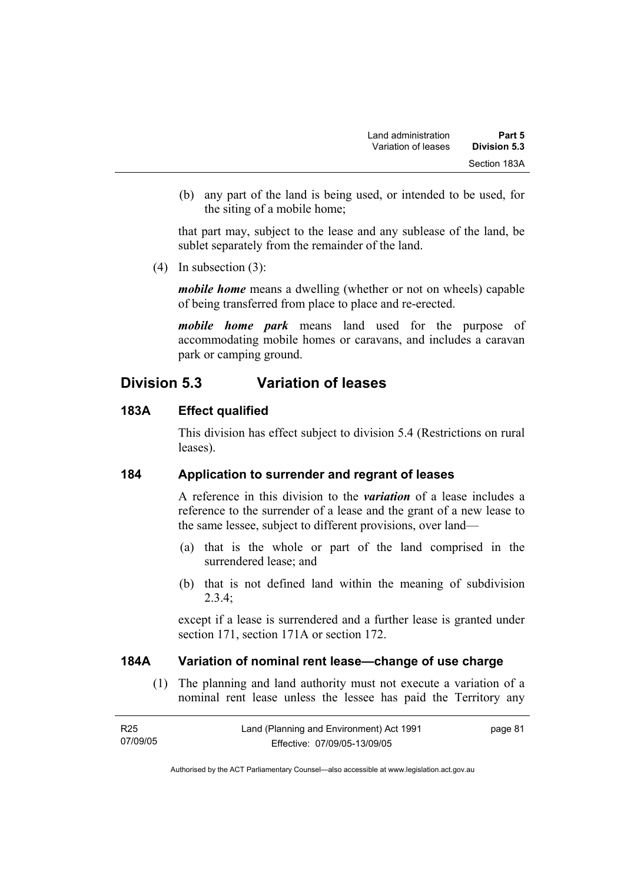(b) any part of the land is being used, or intended to be used, for the siting of a mobile home;

that part may, subject to the lease and any sublease of the land, be sublet separately from the remainder of the land.

(4) In subsection (3):

***mobile home*** means a dwelling (whether or not on wheels) capable of being transferred from place to place and re-erected.

***mobile home park*** means land used for the purpose of accommodating mobile homes or caravans, and includes a caravan park or camping ground.

## Division 5.3 Variation of leases

### 183A Effect qualified

This division has effect subject to division 5.4 (Restrictions on rural leases).

### 184 Application to surrender and regrant of leases

A reference in this division to the ***variation*** of a lease includes a reference to the surrender of a lease and the grant of a new lease to the same lessee, subject to different provisions, over land—

(a) that is the whole or part of the land comprised in the surrendered lease; and

(b) that is not defined land within the meaning of subdivision 2.3.4;

except if a lease is surrendered and a further lease is granted under section 171, section 171A or section 172.

### 184A Variation of nominal rent lease—change of use charge

(1) The planning and land authority must not execute a variation of a nominal rent lease unless the lessee has paid the Territory any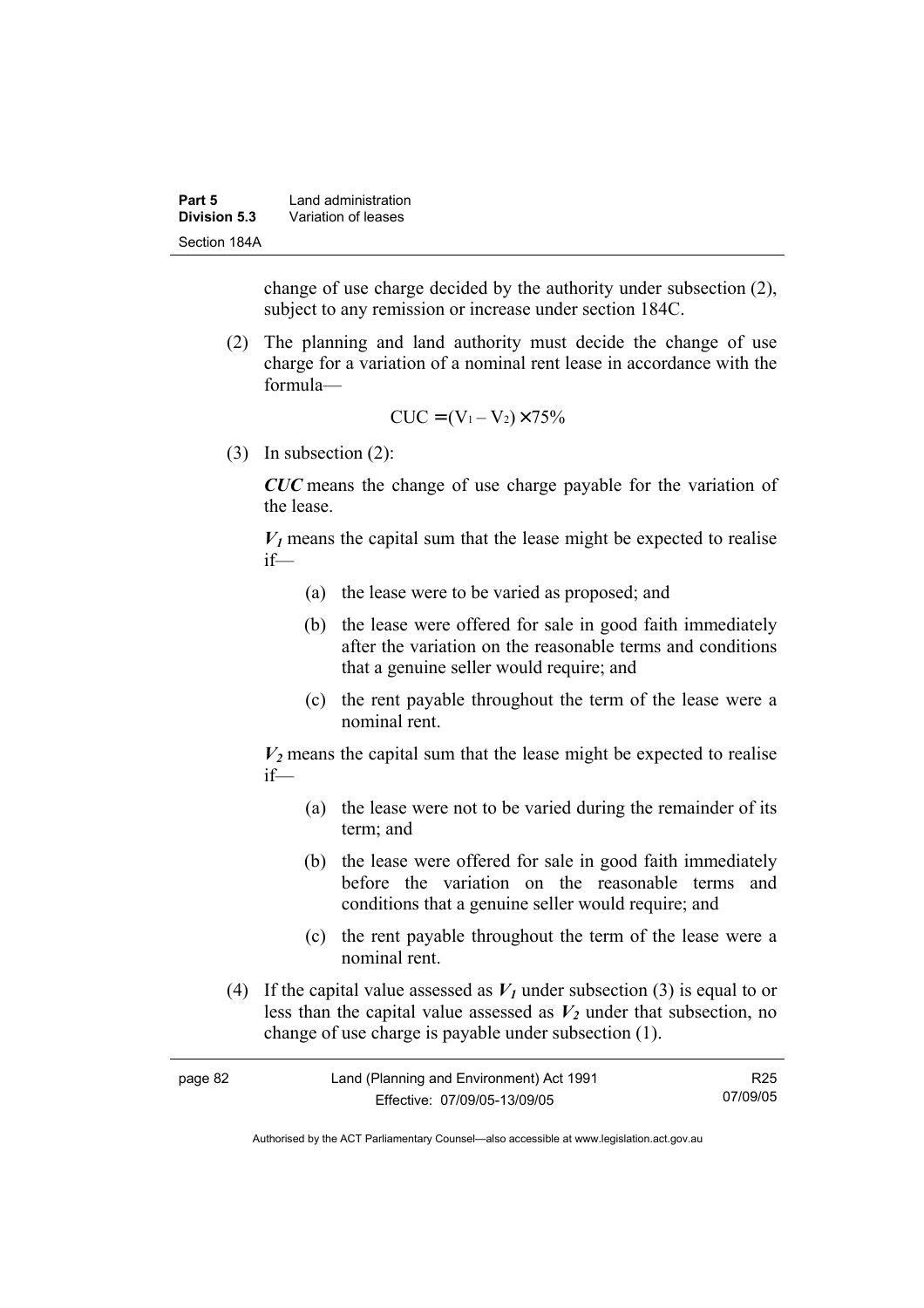change of use charge decided by the authority under subsection (2), subject to any remission or increase under section 184C.

(2) The planning and land authority must decide the change of use charge for a variation of a nominal rent lease in accordance with the formula—

$$CUC = (V_1 - V_2) \times 75\%$$

(3) In subsection (2):

***CUC*** means the change of use charge payable for the variation of the lease.

$\boldsymbol{V_1}$ means the capital sum that the lease might be expected to realise if—

(a) the lease were to be varied as proposed; and

(b) the lease were offered for sale in good faith immediately after the variation on the reasonable terms and conditions that a genuine seller would require; and

(c) the rent payable throughout the term of the lease were a nominal rent.

$\boldsymbol{V_2}$ means the capital sum that the lease might be expected to realise if—

(a) the lease were not to be varied during the remainder of its term; and

(b) the lease were offered for sale in good faith immediately before the variation on the reasonable terms and conditions that a genuine seller would require; and

(c) the rent payable throughout the term of the lease were a nominal rent.

(4) If the capital value assessed as $\boldsymbol{V_1}$ under subsection (3) is equal to or less than the capital value assessed as $\boldsymbol{V_2}$ under that subsection, no change of use charge is payable under subsection (1).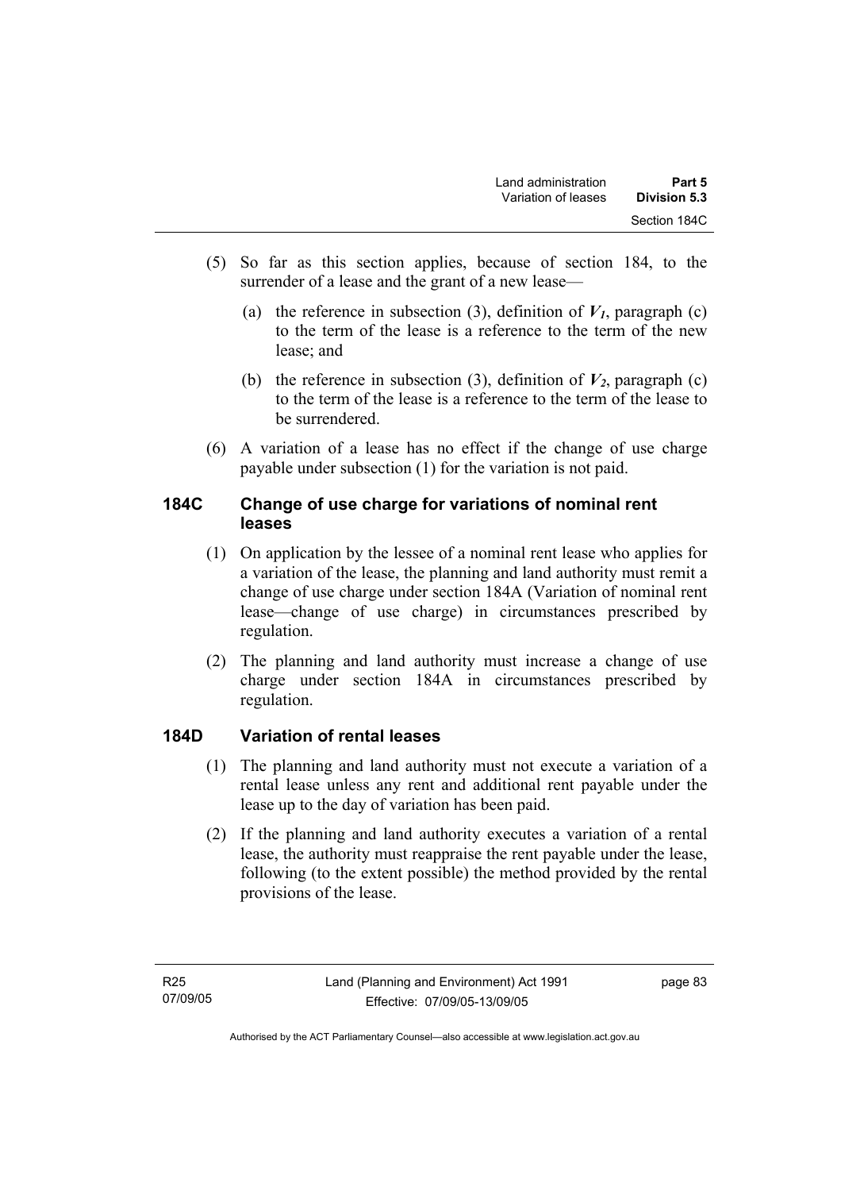(5) So far as this section applies, because of section 184, to the surrender of a lease and the grant of a new lease—

(a) the reference in subsection (3), definition of $V_1$, paragraph (c) to the term of the lease is a reference to the term of the new lease; and

(b) the reference in subsection (3), definition of $V_2$, paragraph (c) to the term of the lease is a reference to the term of the lease to be surrendered.

(6) A variation of a lease has no effect if the change of use charge payable under subsection (1) for the variation is not paid.

## 184C Change of use charge for variations of nominal rent leases

(1) On application by the lessee of a nominal rent lease who applies for a variation of the lease, the planning and land authority must remit a change of use charge under section 184A (Variation of nominal rent lease—change of use charge) in circumstances prescribed by regulation.

(2) The planning and land authority must increase a change of use charge under section 184A in circumstances prescribed by regulation.

## 184D Variation of rental leases

(1) The planning and land authority must not execute a variation of a rental lease unless any rent and additional rent payable under the lease up to the day of variation has been paid.

(2) If the planning and land authority executes a variation of a rental lease, the authority must reappraise the rent payable under the lease, following (to the extent possible) the method provided by the rental provisions of the lease.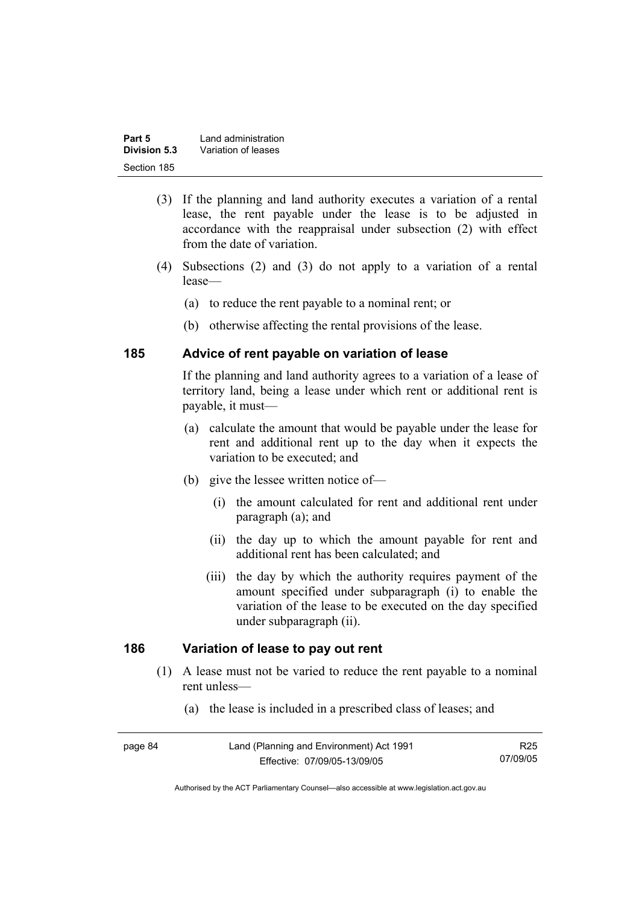(3) If the planning and land authority executes a variation of a rental lease, the rent payable under the lease is to be adjusted in accordance with the reappraisal under subsection (2) with effect from the date of variation.

(4) Subsections (2) and (3) do not apply to a variation of a rental lease—

(a) to reduce the rent payable to a nominal rent; or

(b) otherwise affecting the rental provisions of the lease.

## 185 Advice of rent payable on variation of lease

If the planning and land authority agrees to a variation of a lease of territory land, being a lease under which rent or additional rent is payable, it must—

(a) calculate the amount that would be payable under the lease for rent and additional rent up to the day when it expects the variation to be executed; and

(b) give the lessee written notice of—

(i) the amount calculated for rent and additional rent under paragraph (a); and

(ii) the day up to which the amount payable for rent and additional rent has been calculated; and

(iii) the day by which the authority requires payment of the amount specified under subparagraph (i) to enable the variation of the lease to be executed on the day specified under subparagraph (ii).

## 186 Variation of lease to pay out rent

(1) A lease must not be varied to reduce the rent payable to a nominal rent unless—

(a) the lease is included in a prescribed class of leases; and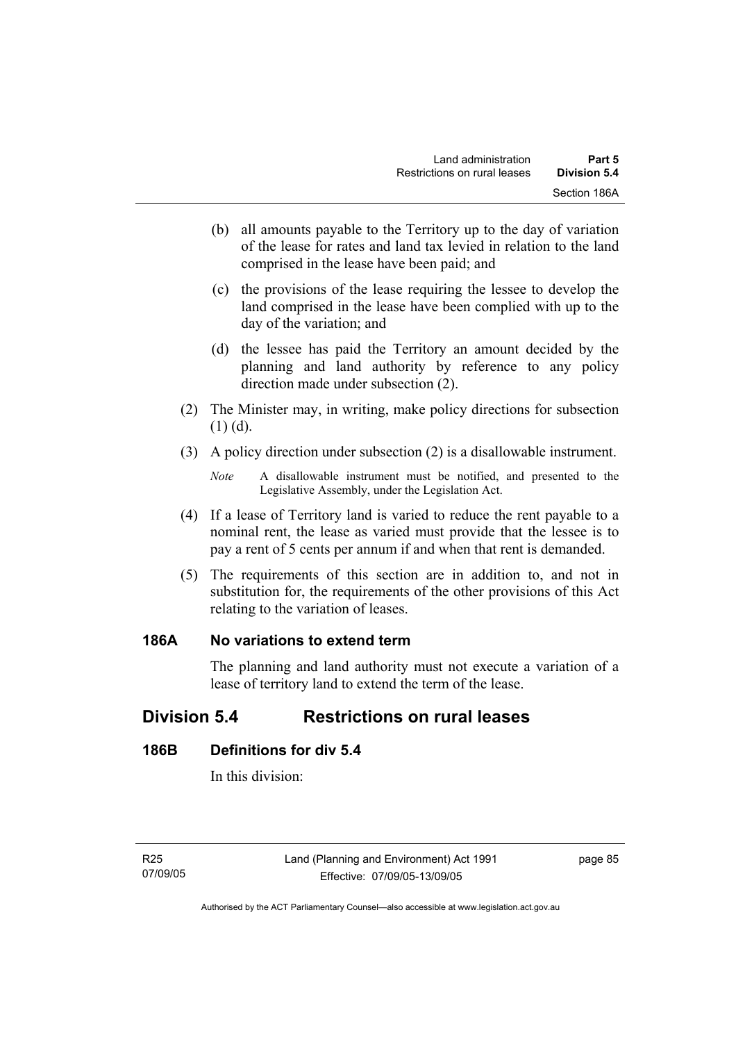(b) all amounts payable to the Territory up to the day of variation of the lease for rates and land tax levied in relation to the land comprised in the lease have been paid; and

(c) the provisions of the lease requiring the lessee to develop the land comprised in the lease have been complied with up to the day of the variation; and

(d) the lessee has paid the Territory an amount decided by the planning and land authority by reference to any policy direction made under subsection (2).

(2) The Minister may, in writing, make policy directions for subsection (1) (d).

(3) A policy direction under subsection (2) is a disallowable instrument.

*Note* A disallowable instrument must be notified, and presented to the Legislative Assembly, under the Legislation Act.

(4) If a lease of Territory land is varied to reduce the rent payable to a nominal rent, the lease as varied must provide that the lessee is to pay a rent of 5 cents per annum if and when that rent is demanded.

(5) The requirements of this section are in addition to, and not in substitution for, the requirements of the other provisions of this Act relating to the variation of leases.

### 186A No variations to extend term

The planning and land authority must not execute a variation of a lease of territory land to extend the term of the lease.

## Division 5.4 Restrictions on rural leases

### 186B Definitions for div 5.4

In this division: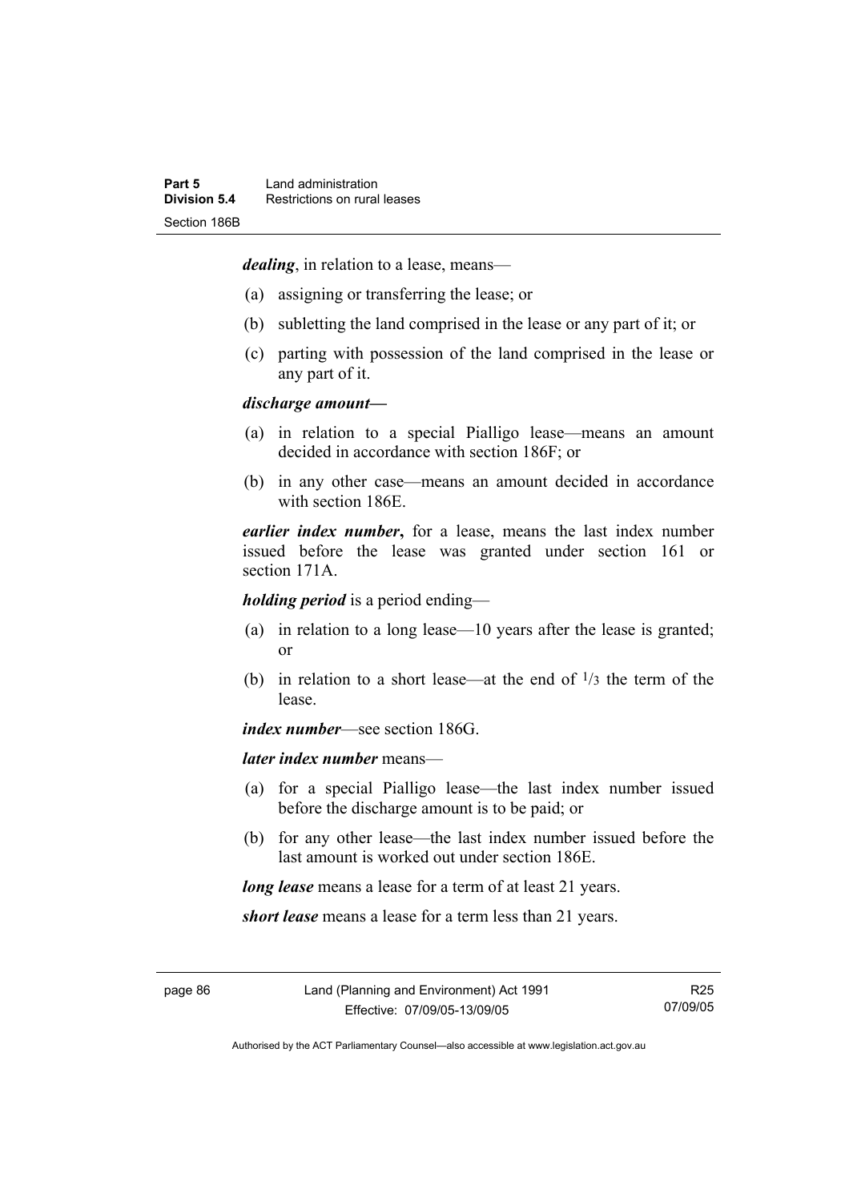***dealing***, in relation to a lease, means—

(a) assigning or transferring the lease; or

(b) subletting the land comprised in the lease or any part of it; or

(c) parting with possession of the land comprised in the lease or any part of it.

***discharge amount—***

(a) in relation to a special Pialligo lease—means an amount decided in accordance with section 186F; or

(b) in any other case—means an amount decided in accordance with section 186E.

***earlier index number*****,** for a lease, means the last index number issued before the lease was granted under section 161 or section 171A.

***holding period*** is a period ending—

(a) in relation to a long lease—10 years after the lease is granted; or

(b) in relation to a short lease—at the end of $^{1}/_{3}$ the term of the lease.

***index number***—see section 186G.

***later index number*** means—

(a) for a special Pialligo lease—the last index number issued before the discharge amount is to be paid; or

(b) for any other lease—the last index number issued before the last amount is worked out under section 186E.

***long lease*** means a lease for a term of at least 21 years.

***short lease*** means a lease for a term less than 21 years.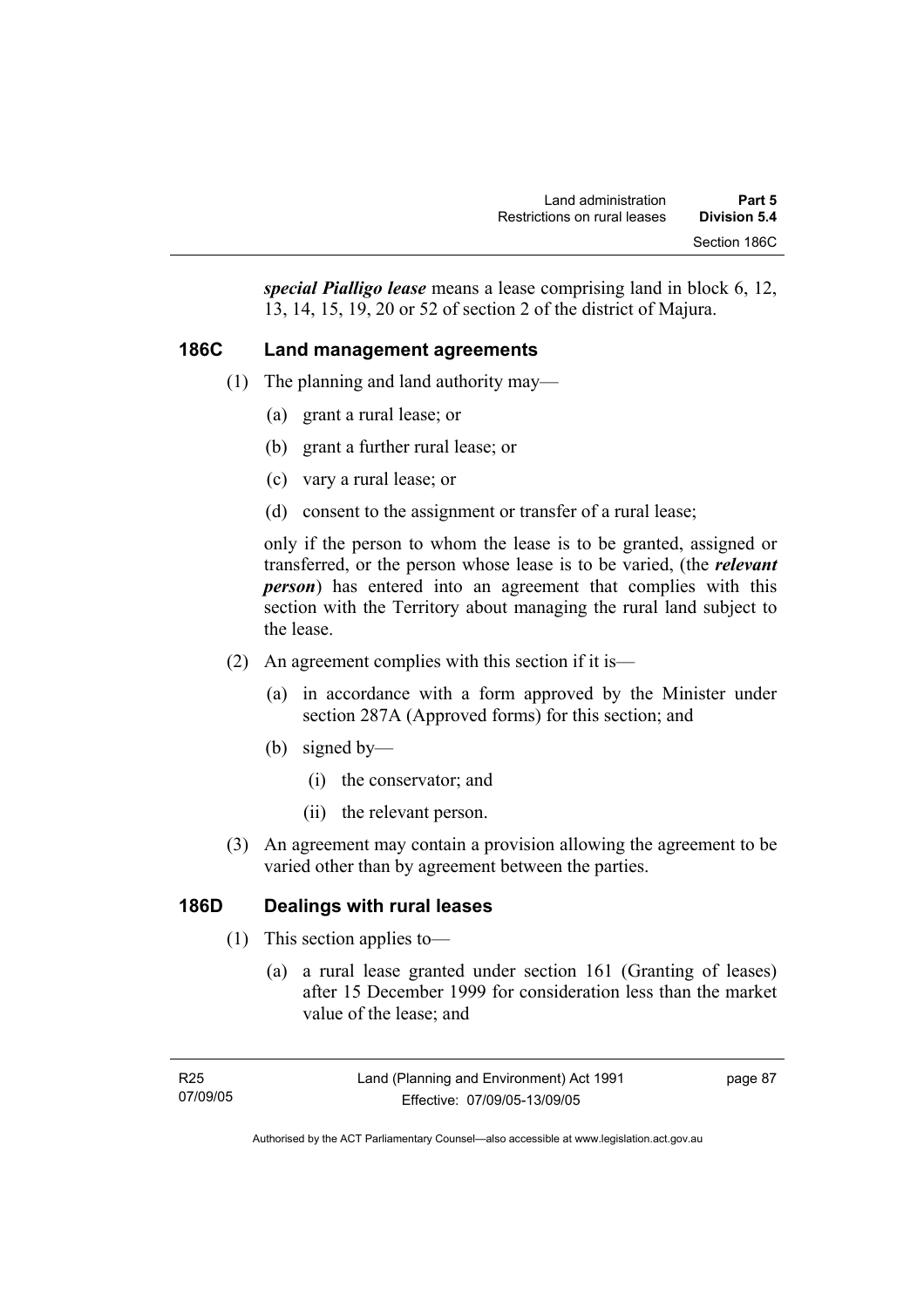***special Pialligo lease*** means a lease comprising land in block 6, 12, 13, 14, 15, 19, 20 or 52 of section 2 of the district of Majura.

### 186C Land management agreements

(1) The planning and land authority may—

- (a) grant a rural lease; or
- (b) grant a further rural lease; or
- (c) vary a rural lease; or
- (d) consent to the assignment or transfer of a rural lease;

only if the person to whom the lease is to be granted, assigned or transferred, or the person whose lease is to be varied, (the ***relevant person***) has entered into an agreement that complies with this section with the Territory about managing the rural land subject to the lease.

(2) An agreement complies with this section if it is—

- (a) in accordance with a form approved by the Minister under section 287A (Approved forms) for this section; and
- (b) signed by—
  - (i) the conservator; and
  - (ii) the relevant person.

(3) An agreement may contain a provision allowing the agreement to be varied other than by agreement between the parties.

### 186D Dealings with rural leases

(1) This section applies to—

- (a) a rural lease granted under section 161 (Granting of leases) after 15 December 1999 for consideration less than the market value of the lease; and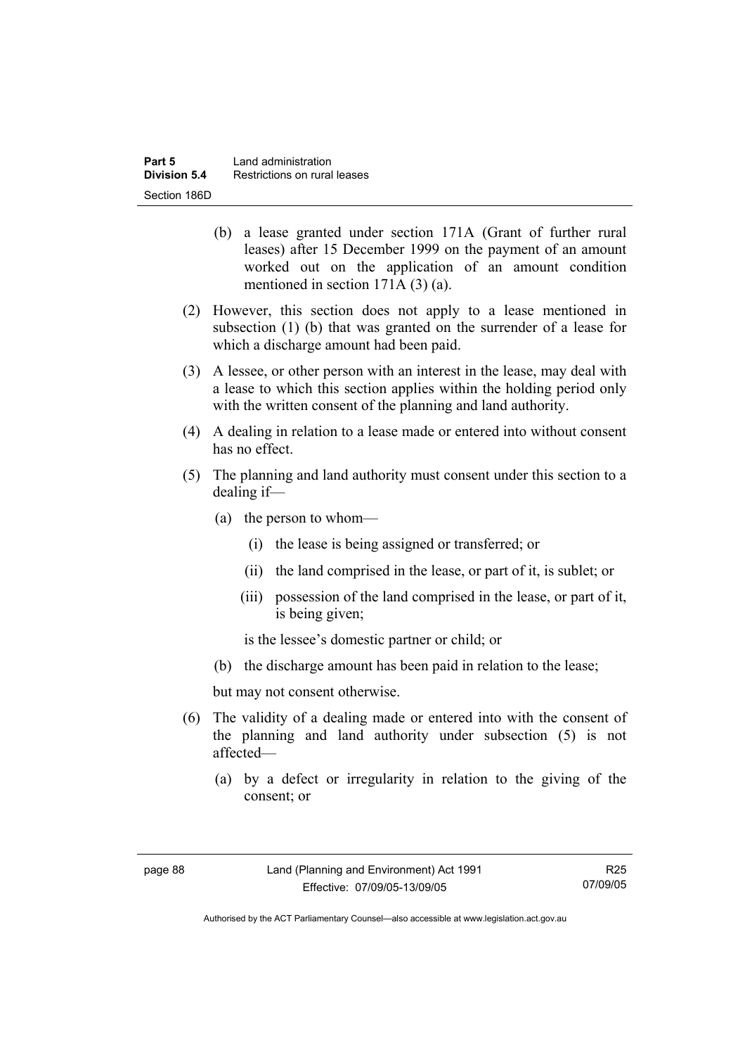(b) a lease granted under section 171A (Grant of further rural leases) after 15 December 1999 on the payment of an amount worked out on the application of an amount condition mentioned in section 171A (3) (a).

(2) However, this section does not apply to a lease mentioned in subsection (1) (b) that was granted on the surrender of a lease for which a discharge amount had been paid.

(3) A lessee, or other person with an interest in the lease, may deal with a lease to which this section applies within the holding period only with the written consent of the planning and land authority.

(4) A dealing in relation to a lease made or entered into without consent has no effect.

(5) The planning and land authority must consent under this section to a dealing if—

(a) the person to whom—

(i) the lease is being assigned or transferred; or

(ii) the land comprised in the lease, or part of it, is sublet; or

(iii) possession of the land comprised in the lease, or part of it, is being given;

is the lessee's domestic partner or child; or

(b) the discharge amount has been paid in relation to the lease;

but may not consent otherwise.

(6) The validity of a dealing made or entered into with the consent of the planning and land authority under subsection (5) is not affected—

(a) by a defect or irregularity in relation to the giving of the consent; or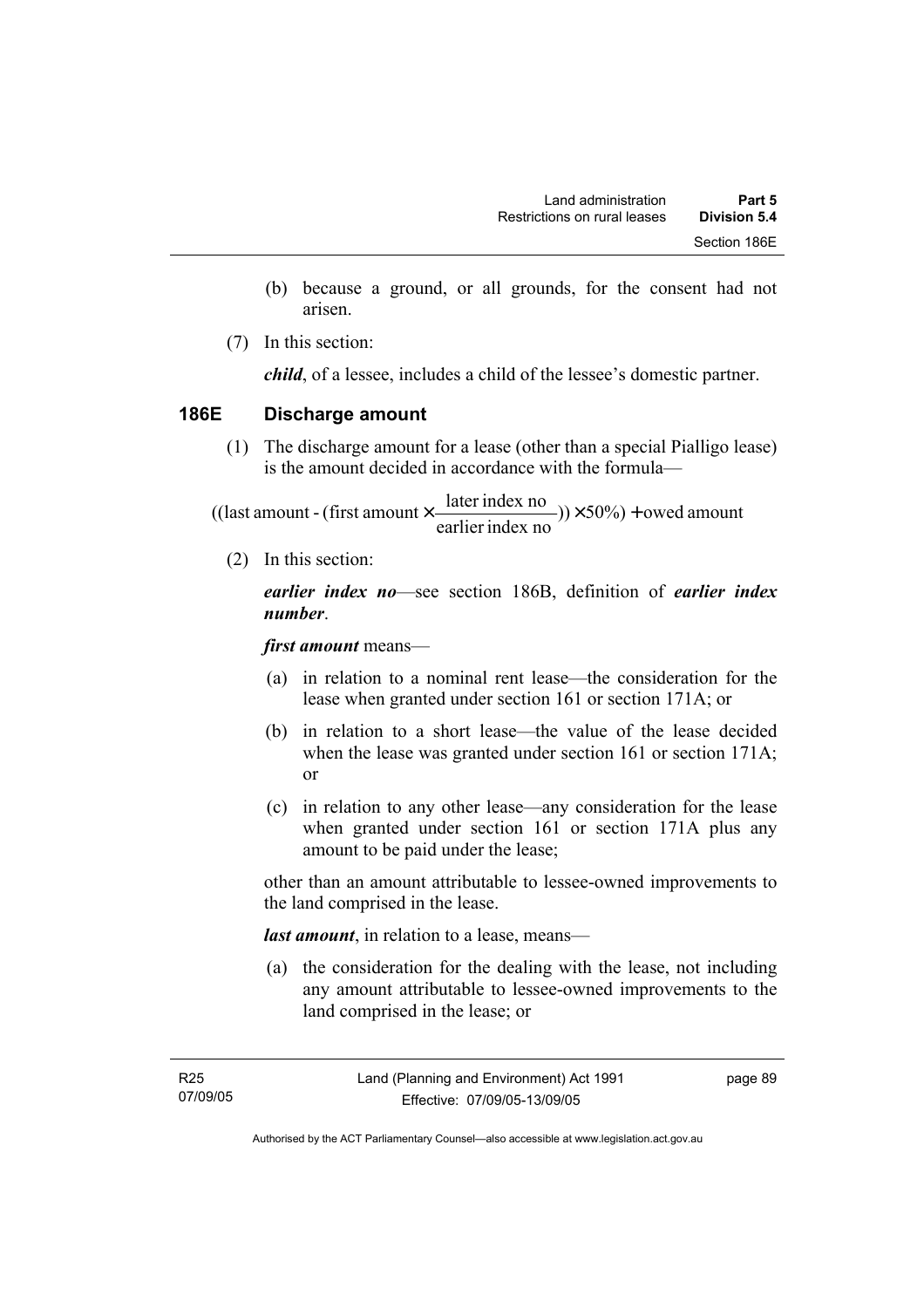(b) because a ground, or all grounds, for the consent had not arisen.

(7) In this section:

***child***, of a lessee, includes a child of the lessee's domestic partner.

### 186E Discharge amount

(1) The discharge amount for a lease (other than a special Pialligo lease) is the amount decided in accordance with the formula—

$$((\text{last amount} - (\text{first amount} \times \frac{\text{later index no}}{\text{earlier index no}})) \times 50\%) + \text{owed amount}$$

(2) In this section:

***earlier index no***—see section 186B, definition of ***earlier index number***.

***first amount*** means—

(a) in relation to a nominal rent lease—the consideration for the lease when granted under section 161 or section 171A; or

(b) in relation to a short lease—the value of the lease decided when the lease was granted under section 161 or section 171A; or

(c) in relation to any other lease—any consideration for the lease when granted under section 161 or section 171A plus any amount to be paid under the lease;

other than an amount attributable to lessee-owned improvements to the land comprised in the lease.

***last amount***, in relation to a lease, means—

(a) the consideration for the dealing with the lease, not including any amount attributable to lessee-owned improvements to the land comprised in the lease; or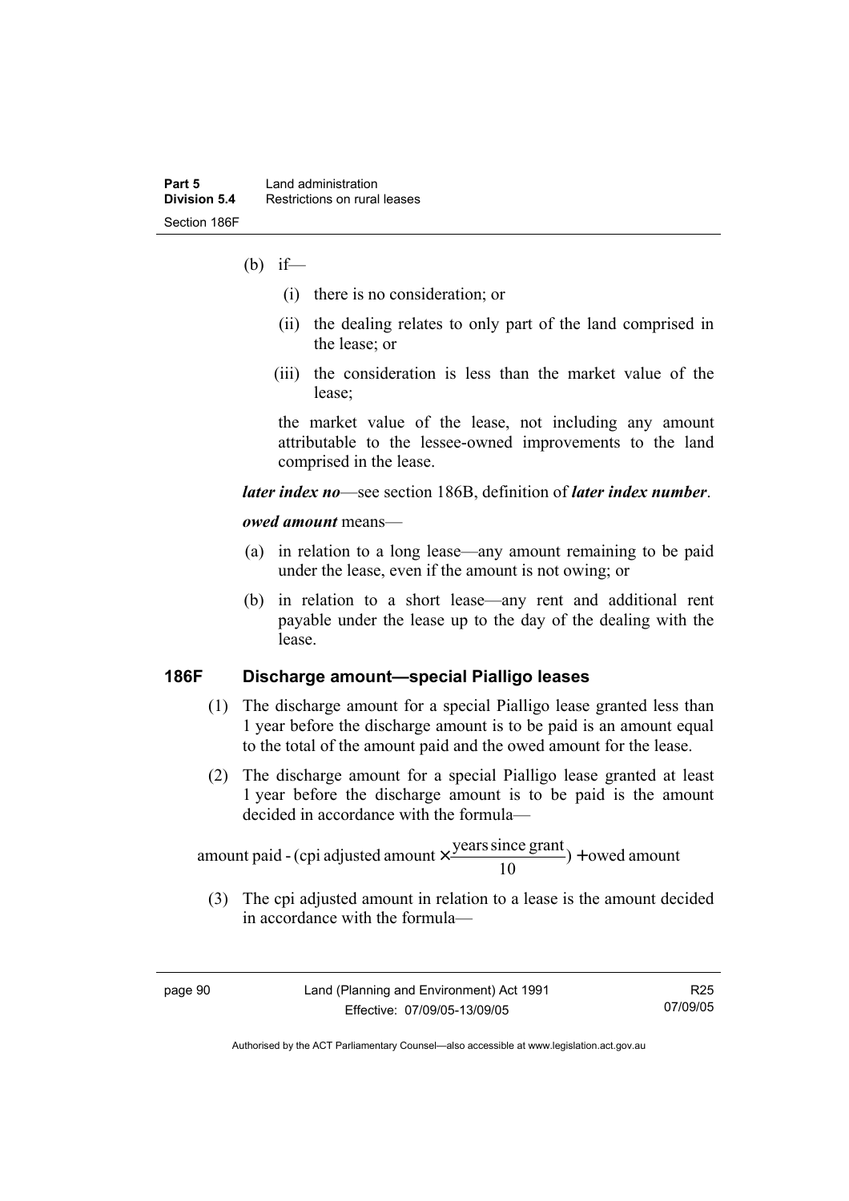(b) if—

   (i) there is no consideration; or

   (ii) the dealing relates to only part of the land comprised in the lease; or

   (iii) the consideration is less than the market value of the lease;

   the market value of the lease, not including any amount attributable to the lessee-owned improvements to the land comprised in the lease.

***later index no***—see section 186B, definition of ***later index number***.

***owed amount*** means—

(a) in relation to a long lease—any amount remaining to be paid under the lease, even if the amount is not owing; or

(b) in relation to a short lease—any rent and additional rent payable under the lease up to the day of the dealing with the lease.

### 186F Discharge amount—special Pialligo leases

(1) The discharge amount for a special Pialligo lease granted less than 1 year before the discharge amount is to be paid is an amount equal to the total of the amount paid and the owed amount for the lease.

(2) The discharge amount for a special Pialligo lease granted at least 1 year before the discharge amount is to be paid is the amount decided in accordance with the formula—

$$\text{amount paid} - (\text{cpi adjusted amount} \times \frac{\text{years since grant}}{10}) + \text{owed amount}$$

(3) The cpi adjusted amount in relation to a lease is the amount decided in accordance with the formula—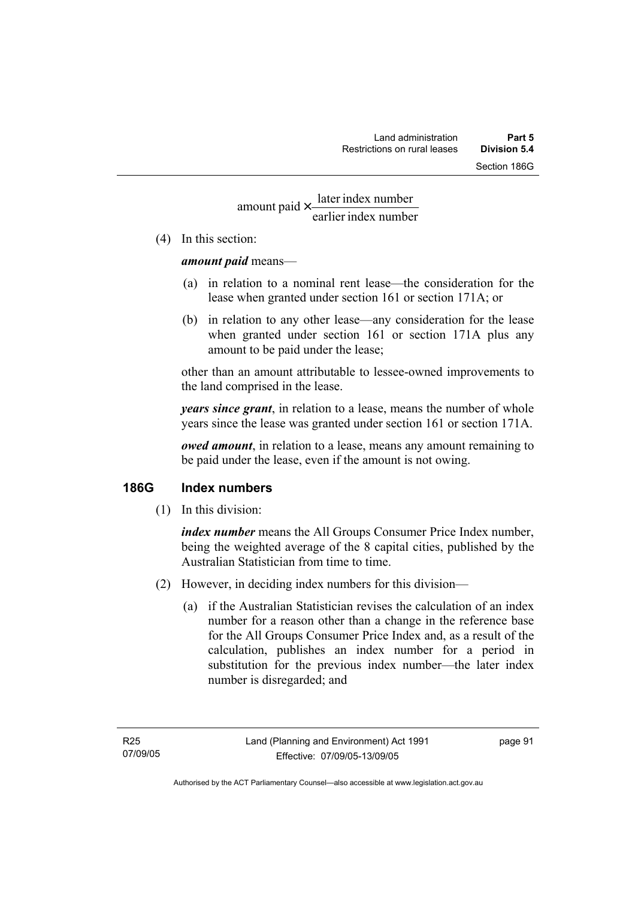$$\text{amount paid} \times \frac{\text{later index number}}{\text{earlier index number}}$$

(4) In this section:

***amount paid*** means—

(a) in relation to a nominal rent lease—the consideration for the lease when granted under section 161 or section 171A; or

(b) in relation to any other lease—any consideration for the lease when granted under section 161 or section 171A plus any amount to be paid under the lease;

other than an amount attributable to lessee-owned improvements to the land comprised in the lease.

***years since grant***, in relation to a lease, means the number of whole years since the lease was granted under section 161 or section 171A.

***owed amount***, in relation to a lease, means any amount remaining to be paid under the lease, even if the amount is not owing.

## 186G Index numbers

(1) In this division:

***index number*** means the All Groups Consumer Price Index number, being the weighted average of the 8 capital cities, published by the Australian Statistician from time to time.

(2) However, in deciding index numbers for this division—

(a) if the Australian Statistician revises the calculation of an index number for a reason other than a change in the reference base for the All Groups Consumer Price Index and, as a result of the calculation, publishes an index number for a period in substitution for the previous index number—the later index number is disregarded; and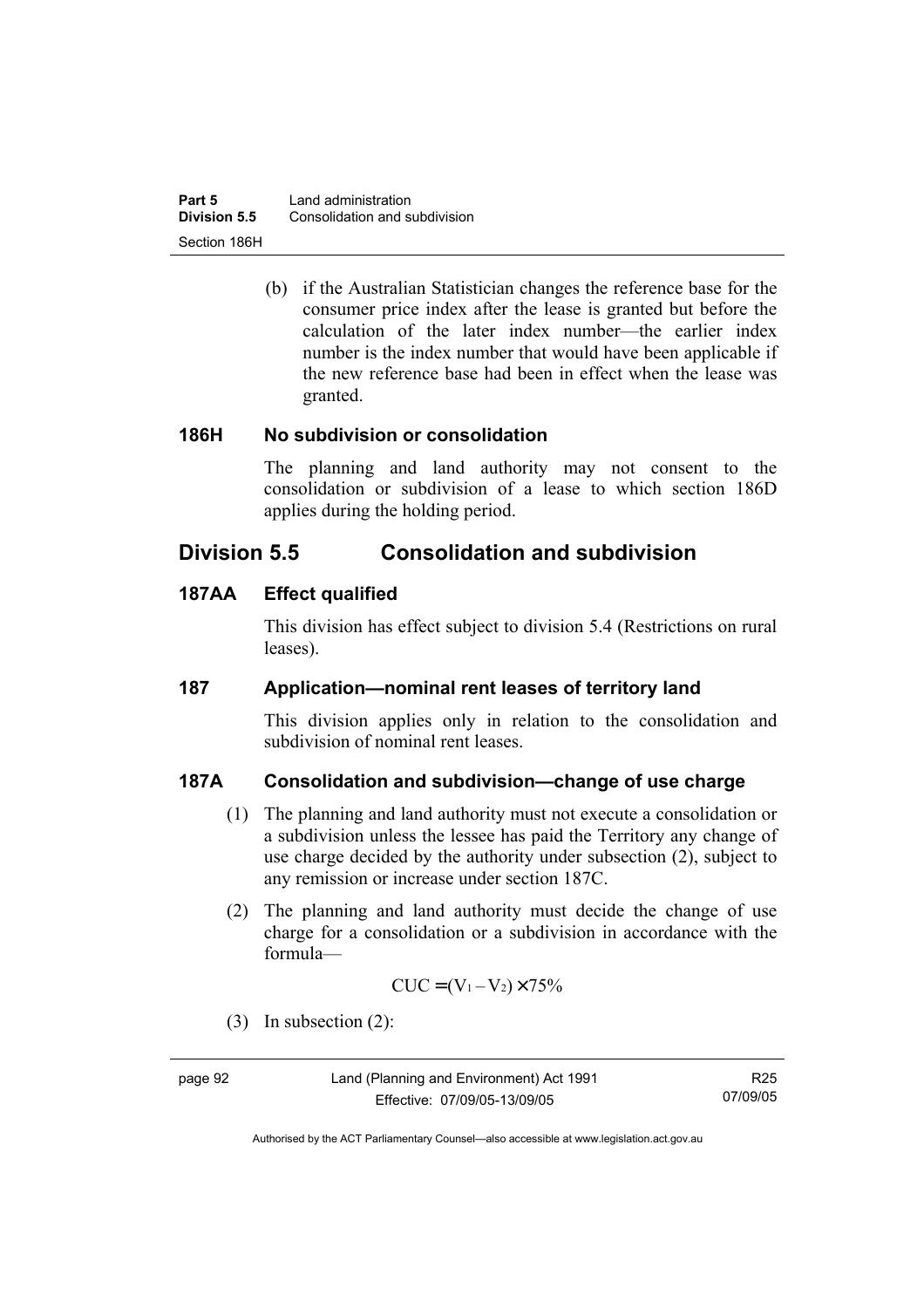(b) if the Australian Statistician changes the reference base for the consumer price index after the lease is granted but before the calculation of the later index number—the earlier index number is the index number that would have been applicable if the new reference base had been in effect when the lease was granted.

### 186H No subdivision or consolidation

The planning and land authority may not consent to the consolidation or subdivision of a lease to which section 186D applies during the holding period.

## Division 5.5 Consolidation and subdivision

### 187AA Effect qualified

This division has effect subject to division 5.4 (Restrictions on rural leases).

### 187 Application—nominal rent leases of territory land

This division applies only in relation to the consolidation and subdivision of nominal rent leases.

### 187A Consolidation and subdivision—change of use charge

(1) The planning and land authority must not execute a consolidation or a subdivision unless the lessee has paid the Territory any change of use charge decided by the authority under subsection (2), subject to any remission or increase under section 187C.

(2) The planning and land authority must decide the change of use charge for a consolidation or a subdivision in accordance with the formula—

$$CUC = (V_1 - V_2) \times 75\%$$

(3) In subsection (2):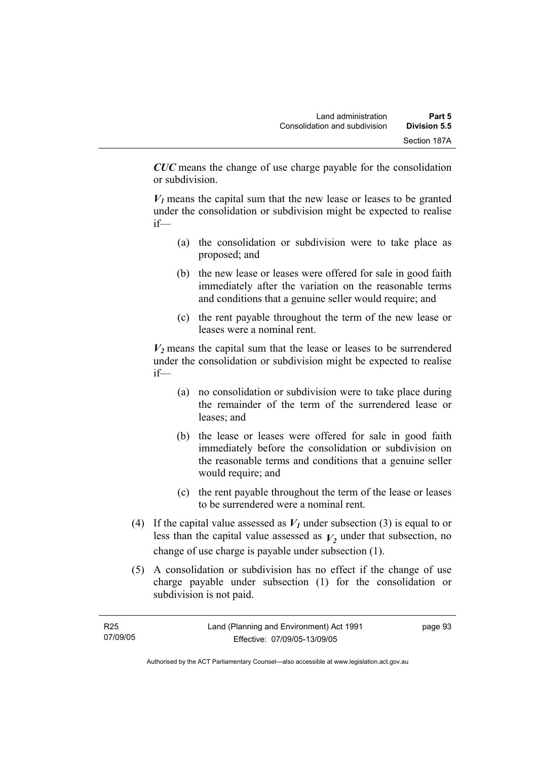***CUC*** means the change of use charge payable for the consolidation or subdivision.

$V_1$ means the capital sum that the new lease or leases to be granted under the consolidation or subdivision might be expected to realise if—

(a) the consolidation or subdivision were to take place as proposed; and

(b) the new lease or leases were offered for sale in good faith immediately after the variation on the reasonable terms and conditions that a genuine seller would require; and

(c) the rent payable throughout the term of the new lease or leases were a nominal rent.

$V_2$ means the capital sum that the lease or leases to be surrendered under the consolidation or subdivision might be expected to realise if—

(a) no consolidation or subdivision were to take place during the remainder of the term of the surrendered lease or leases; and

(b) the lease or leases were offered for sale in good faith immediately before the consolidation or subdivision on the reasonable terms and conditions that a genuine seller would require; and

(c) the rent payable throughout the term of the lease or leases to be surrendered were a nominal rent.

(4) If the capital value assessed as $V_1$ under subsection (3) is equal to or less than the capital value assessed as $V_2$ under that subsection, no change of use charge is payable under subsection (1).

(5) A consolidation or subdivision has no effect if the change of use charge payable under subsection (1) for the consolidation or subdivision is not paid.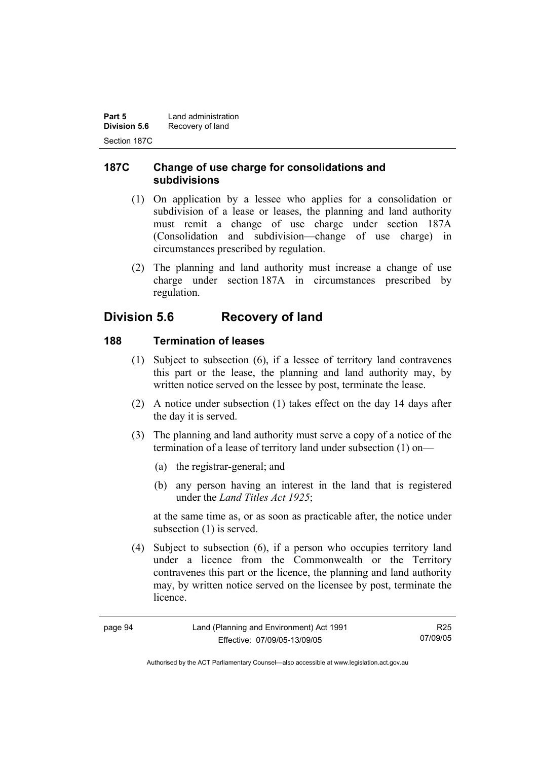### 187C Change of use charge for consolidations and subdivisions

(1) On application by a lessee who applies for a consolidation or subdivision of a lease or leases, the planning and land authority must remit a change of use charge under section 187A (Consolidation and subdivision—change of use charge) in circumstances prescribed by regulation.

(2) The planning and land authority must increase a change of use charge under section 187A in circumstances prescribed by regulation.

## Division 5.6 Recovery of land

### 188 Termination of leases

(1) Subject to subsection (6), if a lessee of territory land contravenes this part or the lease, the planning and land authority may, by written notice served on the lessee by post, terminate the lease.

(2) A notice under subsection (1) takes effect on the day 14 days after the day it is served.

(3) The planning and land authority must serve a copy of a notice of the termination of a lease of territory land under subsection (1) on—

(a) the registrar-general; and

(b) any person having an interest in the land that is registered under the *Land Titles Act 1925*;

at the same time as, or as soon as practicable after, the notice under subsection (1) is served.

(4) Subject to subsection (6), if a person who occupies territory land under a licence from the Commonwealth or the Territory contravenes this part or the licence, the planning and land authority may, by written notice served on the licensee by post, terminate the licence.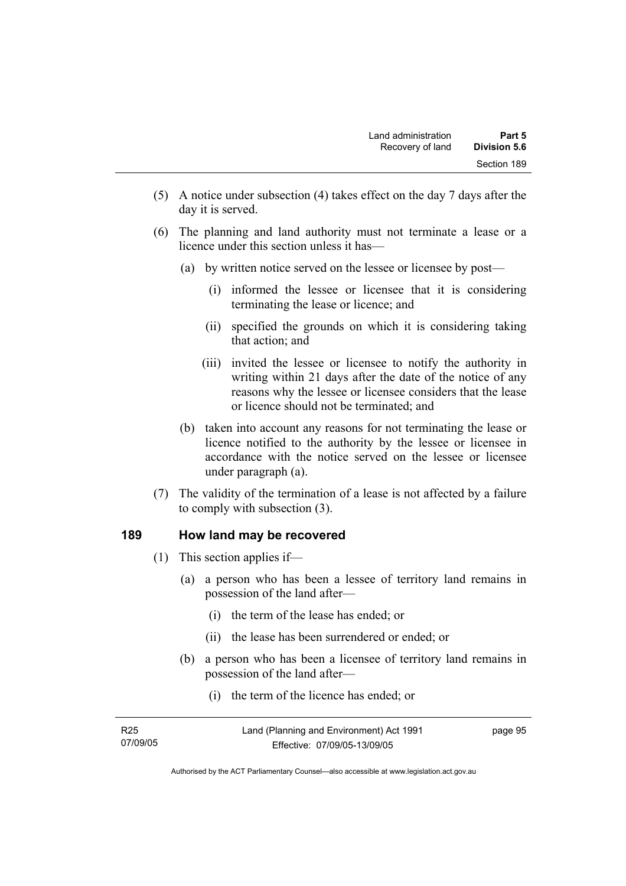(5) A notice under subsection (4) takes effect on the day 7 days after the day it is served.

(6) The planning and land authority must not terminate a lease or a licence under this section unless it has—

(a) by written notice served on the lessee or licensee by post—

(i) informed the lessee or licensee that it is considering terminating the lease or licence; and

(ii) specified the grounds on which it is considering taking that action; and

(iii) invited the lessee or licensee to notify the authority in writing within 21 days after the date of the notice of any reasons why the lessee or licensee considers that the lease or licence should not be terminated; and

(b) taken into account any reasons for not terminating the lease or licence notified to the authority by the lessee or licensee in accordance with the notice served on the lessee or licensee under paragraph (a).

(7) The validity of the termination of a lease is not affected by a failure to comply with subsection (3).

## 189 How land may be recovered

(1) This section applies if—

(a) a person who has been a lessee of territory land remains in possession of the land after—

(i) the term of the lease has ended; or

(ii) the lease has been surrendered or ended; or

(b) a person who has been a licensee of territory land remains in possession of the land after—

(i) the term of the licence has ended; or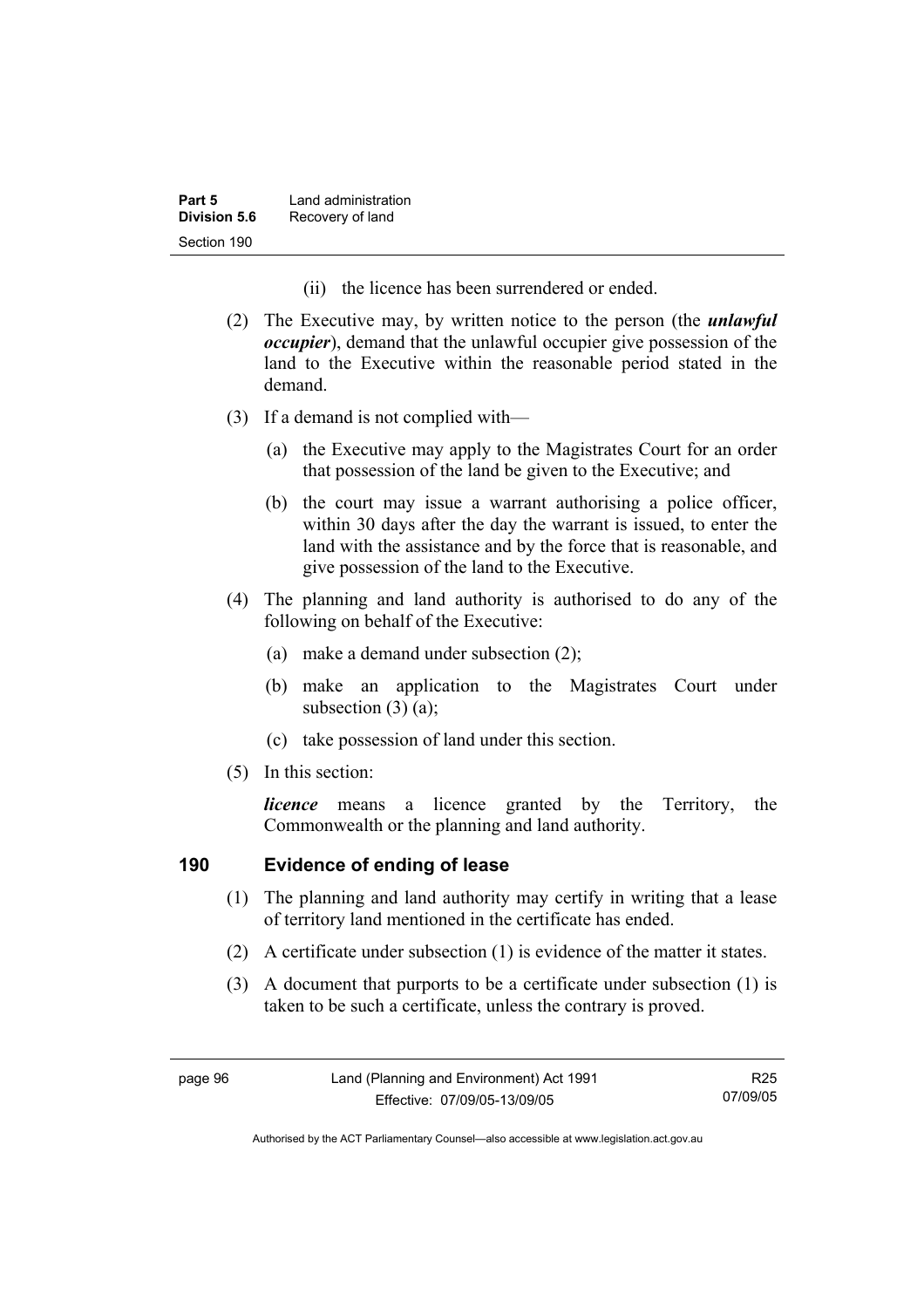(ii) the licence has been surrendered or ended.

(2) The Executive may, by written notice to the person (the ***unlawful occupier***), demand that the unlawful occupier give possession of the land to the Executive within the reasonable period stated in the demand.

(3) If a demand is not complied with—

(a) the Executive may apply to the Magistrates Court for an order that possession of the land be given to the Executive; and

(b) the court may issue a warrant authorising a police officer, within 30 days after the day the warrant is issued, to enter the land with the assistance and by the force that is reasonable, and give possession of the land to the Executive.

(4) The planning and land authority is authorised to do any of the following on behalf of the Executive:

(a) make a demand under subsection (2);

(b) make an application to the Magistrates Court under subsection (3) (a);

(c) take possession of land under this section.

(5) In this section:

***licence*** means a licence granted by the Territory, the Commonwealth or the planning and land authority.

## 190 Evidence of ending of lease

(1) The planning and land authority may certify in writing that a lease of territory land mentioned in the certificate has ended.

(2) A certificate under subsection (1) is evidence of the matter it states.

(3) A document that purports to be a certificate under subsection (1) is taken to be such a certificate, unless the contrary is proved.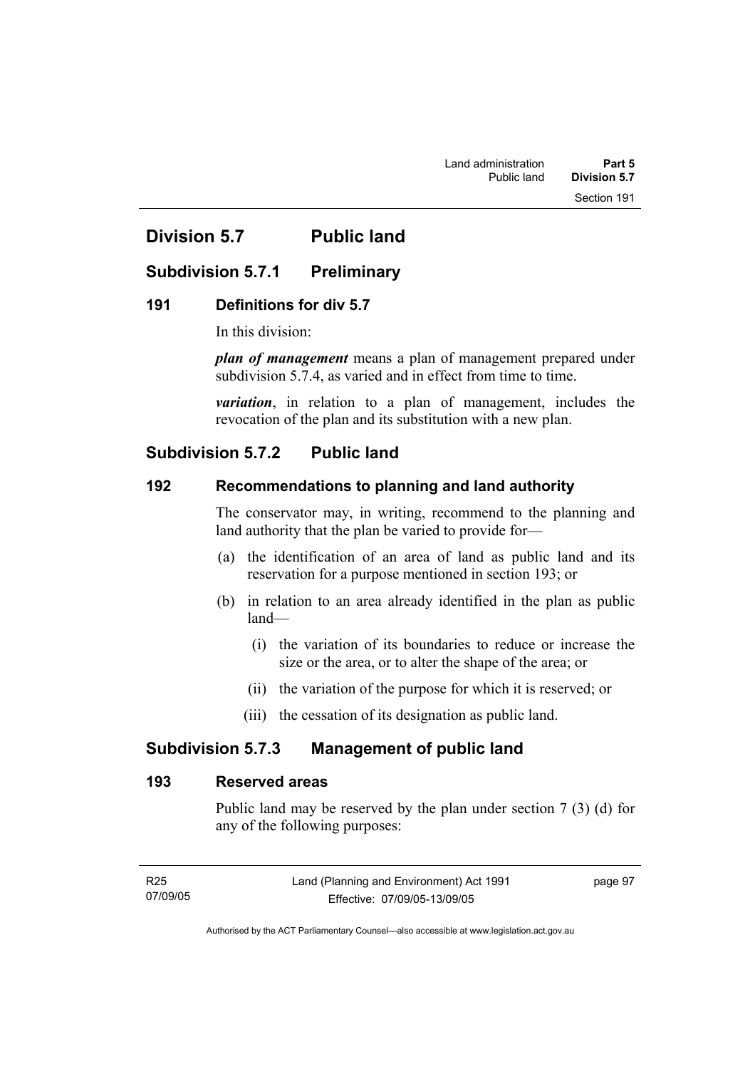# Division 5.7 Public land

## Subdivision 5.7.1 Preliminary

### 191 Definitions for div 5.7

In this division:

***plan of management*** means a plan of management prepared under subdivision 5.7.4, as varied and in effect from time to time.

***variation***, in relation to a plan of management, includes the revocation of the plan and its substitution with a new plan.

## Subdivision 5.7.2 Public land

### 192 Recommendations to planning and land authority

The conservator may, in writing, recommend to the planning and land authority that the plan be varied to provide for—

(a) the identification of an area of land as public land and its reservation for a purpose mentioned in section 193; or

(b) in relation to an area already identified in the plan as public land—

  (i) the variation of its boundaries to reduce or increase the size or the area, or to alter the shape of the area; or

  (ii) the variation of the purpose for which it is reserved; or

  (iii) the cessation of its designation as public land.

## Subdivision 5.7.3 Management of public land

### 193 Reserved areas

Public land may be reserved by the plan under section 7 (3) (d) for any of the following purposes: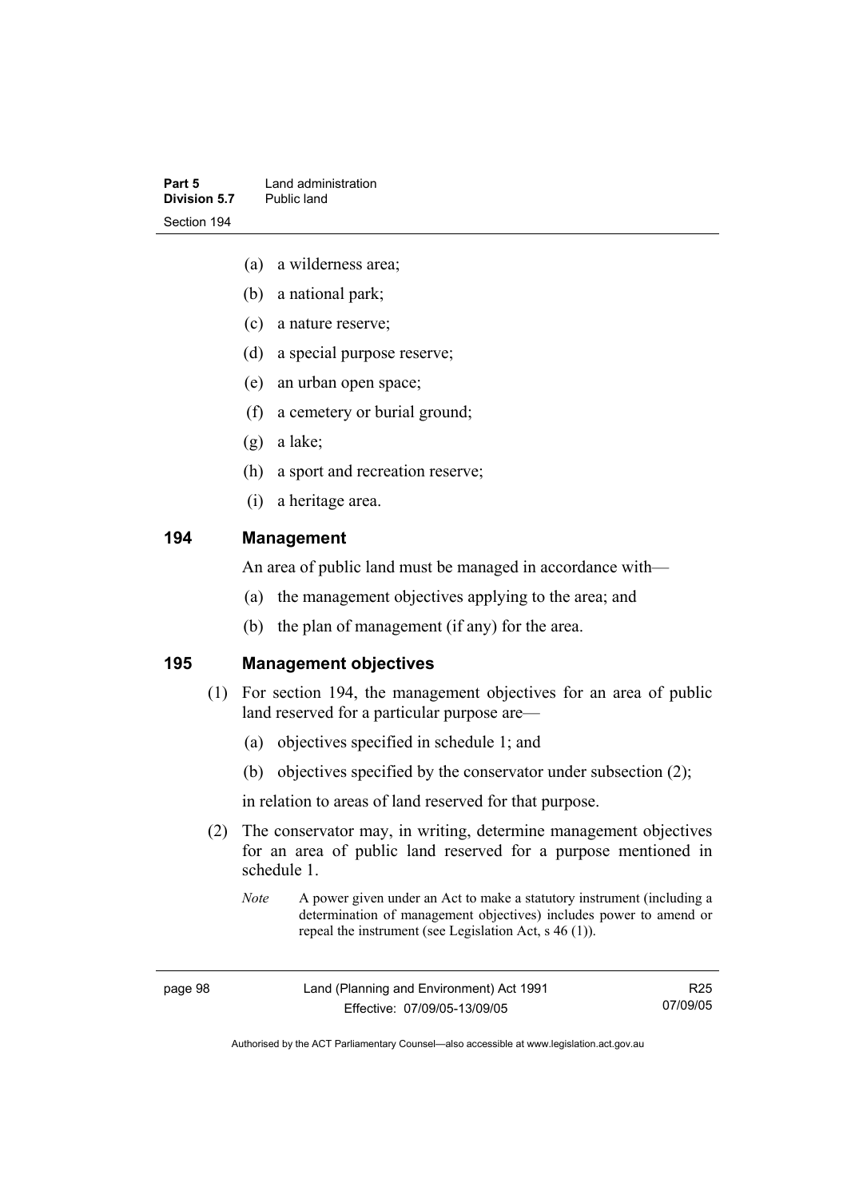(a) a wilderness area;

(b) a national park;

(c) a nature reserve;

(d) a special purpose reserve;

(e) an urban open space;

(f) a cemetery or burial ground;

(g) a lake;

(h) a sport and recreation reserve;

(i) a heritage area.

## 194 Management

An area of public land must be managed in accordance with—

(a) the management objectives applying to the area; and

(b) the plan of management (if any) for the area.

## 195 Management objectives

(1) For section 194, the management objectives for an area of public land reserved for a particular purpose are—

(a) objectives specified in schedule 1; and

(b) objectives specified by the conservator under subsection (2);

in relation to areas of land reserved for that purpose.

(2) The conservator may, in writing, determine management objectives for an area of public land reserved for a purpose mentioned in schedule 1.

*Note* A power given under an Act to make a statutory instrument (including a determination of management objectives) includes power to amend or repeal the instrument (see Legislation Act, s 46 (1)).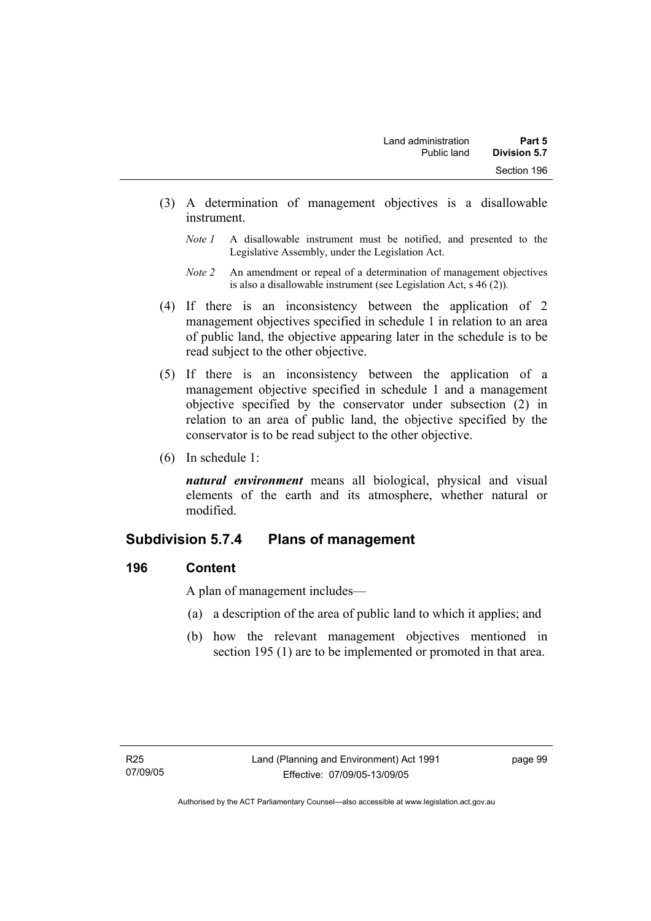(3) A determination of management objectives is a disallowable instrument.

*Note 1* A disallowable instrument must be notified, and presented to the Legislative Assembly, under the Legislation Act.

*Note 2* An amendment or repeal of a determination of management objectives is also a disallowable instrument (see Legislation Act, s 46 (2)).

(4) If there is an inconsistency between the application of 2 management objectives specified in schedule 1 in relation to an area of public land, the objective appearing later in the schedule is to be read subject to the other objective.

(5) If there is an inconsistency between the application of a management objective specified in schedule 1 and a management objective specified by the conservator under subsection (2) in relation to an area of public land, the objective specified by the conservator is to be read subject to the other objective.

(6) In schedule 1:

***natural environment*** means all biological, physical and visual elements of the earth and its atmosphere, whether natural or modified.

## Subdivision 5.7.4 Plans of management

### 196 Content

A plan of management includes—

(a) a description of the area of public land to which it applies; and

(b) how the relevant management objectives mentioned in section 195 (1) are to be implemented or promoted in that area.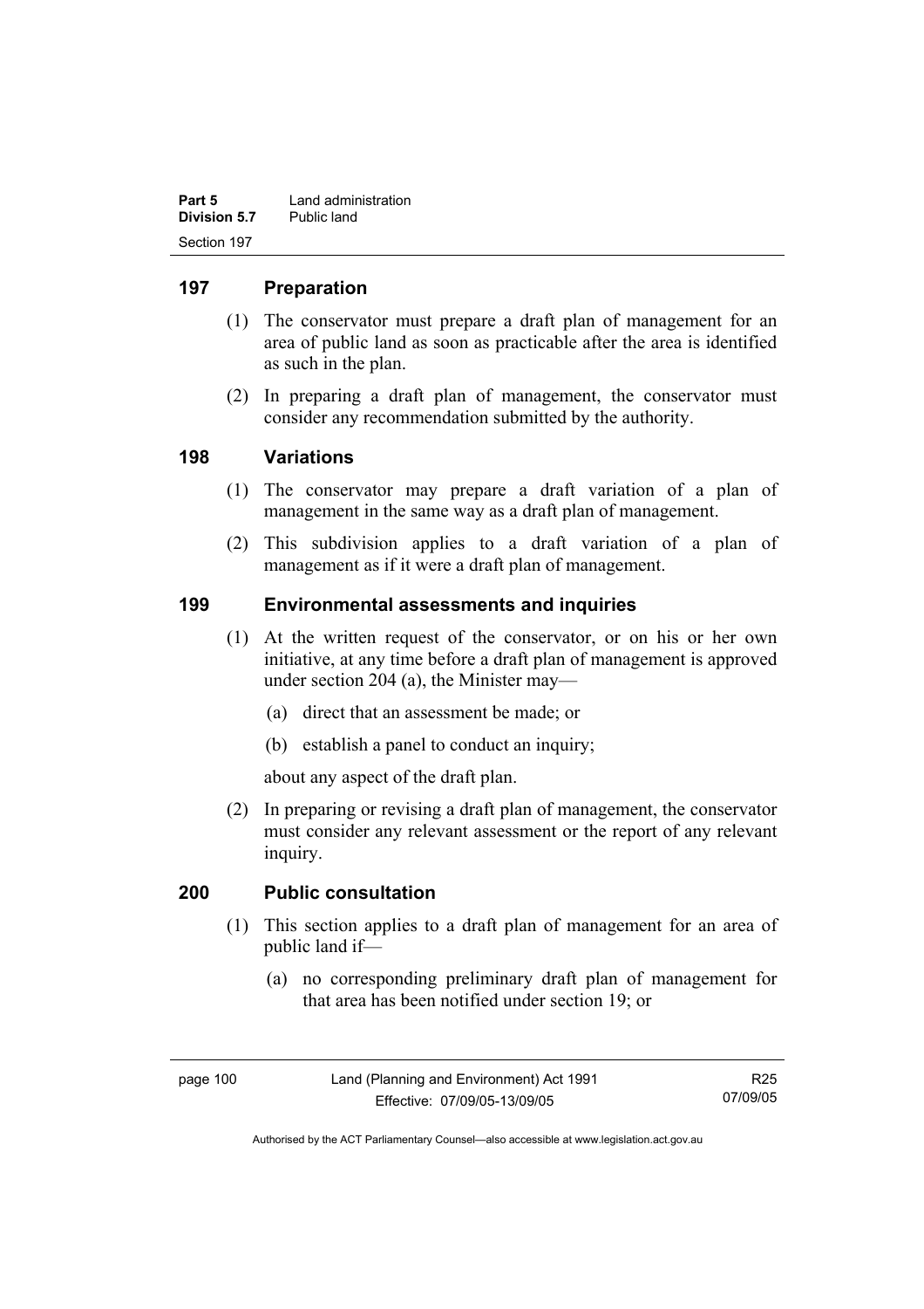## 197 Preparation

(1) The conservator must prepare a draft plan of management for an area of public land as soon as practicable after the area is identified as such in the plan.

(2) In preparing a draft plan of management, the conservator must consider any recommendation submitted by the authority.

## 198 Variations

(1) The conservator may prepare a draft variation of a plan of management in the same way as a draft plan of management.

(2) This subdivision applies to a draft variation of a plan of management as if it were a draft plan of management.

## 199 Environmental assessments and inquiries

(1) At the written request of the conservator, or on his or her own initiative, at any time before a draft plan of management is approved under section 204 (a), the Minister may—

(a) direct that an assessment be made; or

(b) establish a panel to conduct an inquiry;

about any aspect of the draft plan.

(2) In preparing or revising a draft plan of management, the conservator must consider any relevant assessment or the report of any relevant inquiry.

## 200 Public consultation

(1) This section applies to a draft plan of management for an area of public land if—

(a) no corresponding preliminary draft plan of management for that area has been notified under section 19; or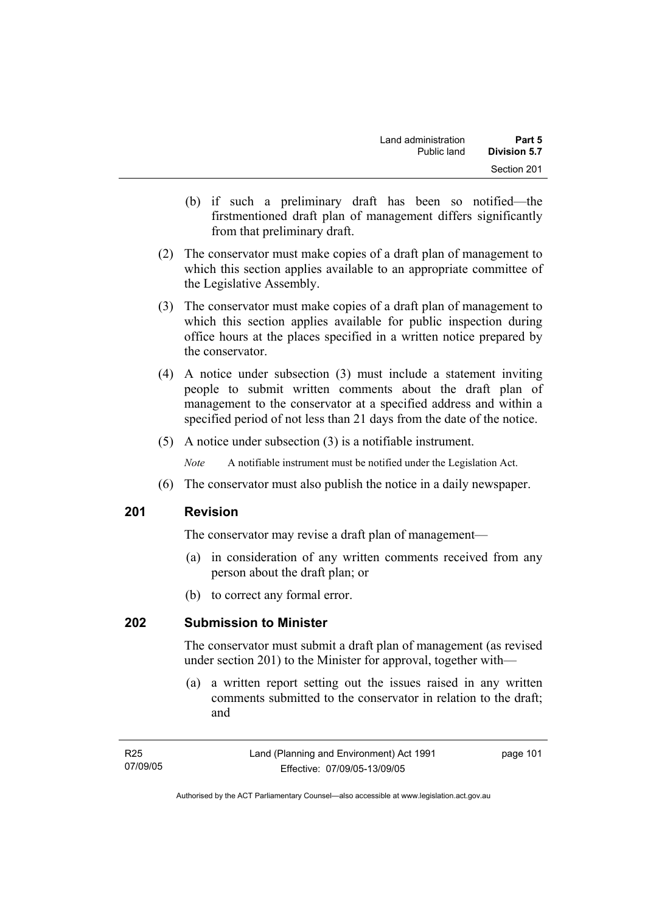(b) if such a preliminary draft has been so notified—the firstmentioned draft plan of management differs significantly from that preliminary draft.

(2) The conservator must make copies of a draft plan of management to which this section applies available to an appropriate committee of the Legislative Assembly.

(3) The conservator must make copies of a draft plan of management to which this section applies available for public inspection during office hours at the places specified in a written notice prepared by the conservator.

(4) A notice under subsection (3) must include a statement inviting people to submit written comments about the draft plan of management to the conservator at a specified address and within a specified period of not less than 21 days from the date of the notice.

(5) A notice under subsection (3) is a notifiable instrument.

*Note* A notifiable instrument must be notified under the Legislation Act.

(6) The conservator must also publish the notice in a daily newspaper.

## 201 Revision

The conservator may revise a draft plan of management—

(a) in consideration of any written comments received from any person about the draft plan; or

(b) to correct any formal error.

## 202 Submission to Minister

The conservator must submit a draft plan of management (as revised under section 201) to the Minister for approval, together with—

(a) a written report setting out the issues raised in any written comments submitted to the conservator in relation to the draft; and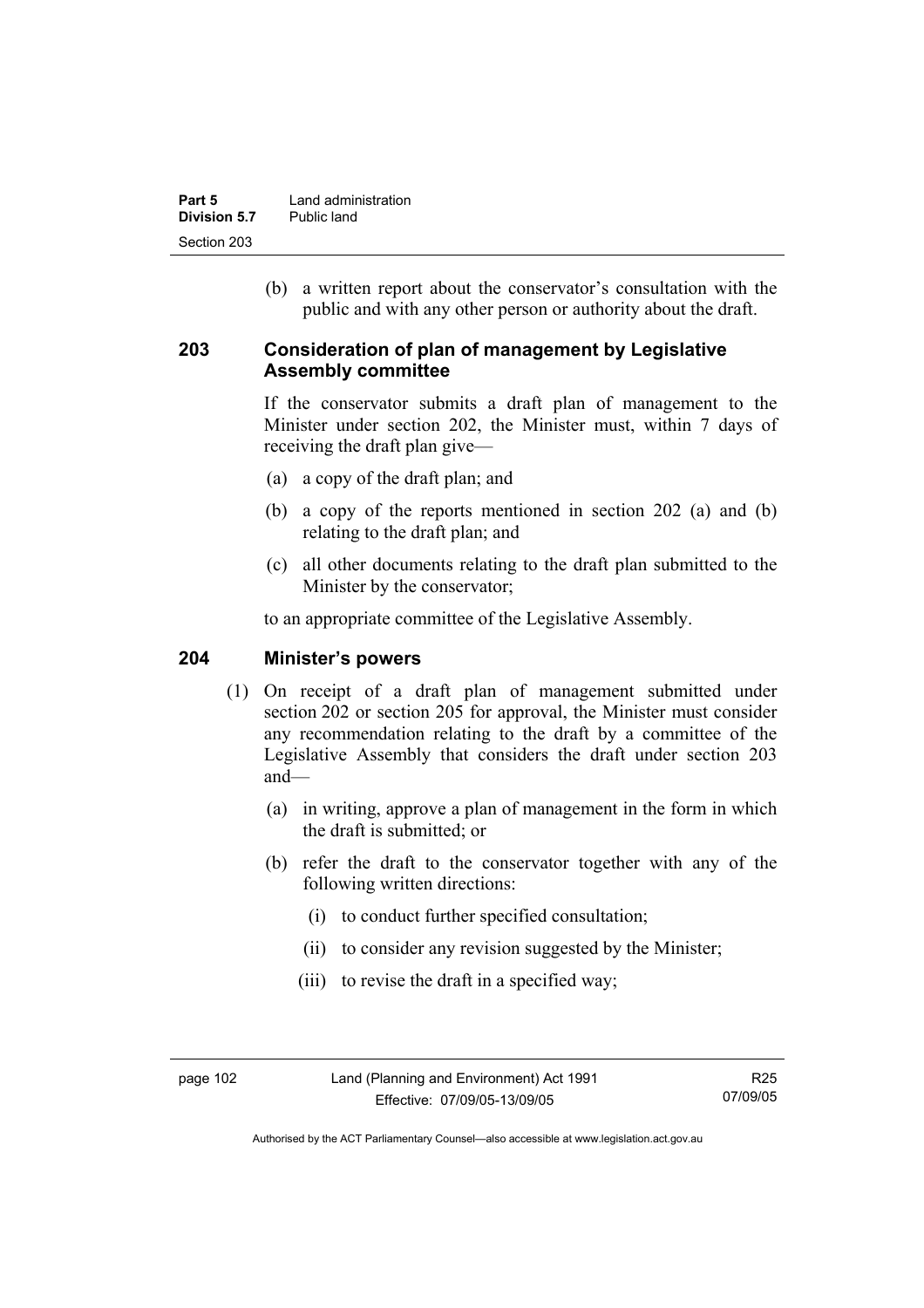(b) a written report about the conservator's consultation with the public and with any other person or authority about the draft.

### 203 Consideration of plan of management by Legislative Assembly committee

If the conservator submits a draft plan of management to the Minister under section 202, the Minister must, within 7 days of receiving the draft plan give—

(a) a copy of the draft plan; and

(b) a copy of the reports mentioned in section 202 (a) and (b) relating to the draft plan; and

(c) all other documents relating to the draft plan submitted to the Minister by the conservator;

to an appropriate committee of the Legislative Assembly.

### 204 Minister's powers

(1) On receipt of a draft plan of management submitted under section 202 or section 205 for approval, the Minister must consider any recommendation relating to the draft by a committee of the Legislative Assembly that considers the draft under section 203 and—

(a) in writing, approve a plan of management in the form in which the draft is submitted; or

(b) refer the draft to the conservator together with any of the following written directions:

(i) to conduct further specified consultation;

(ii) to consider any revision suggested by the Minister;

(iii) to revise the draft in a specified way;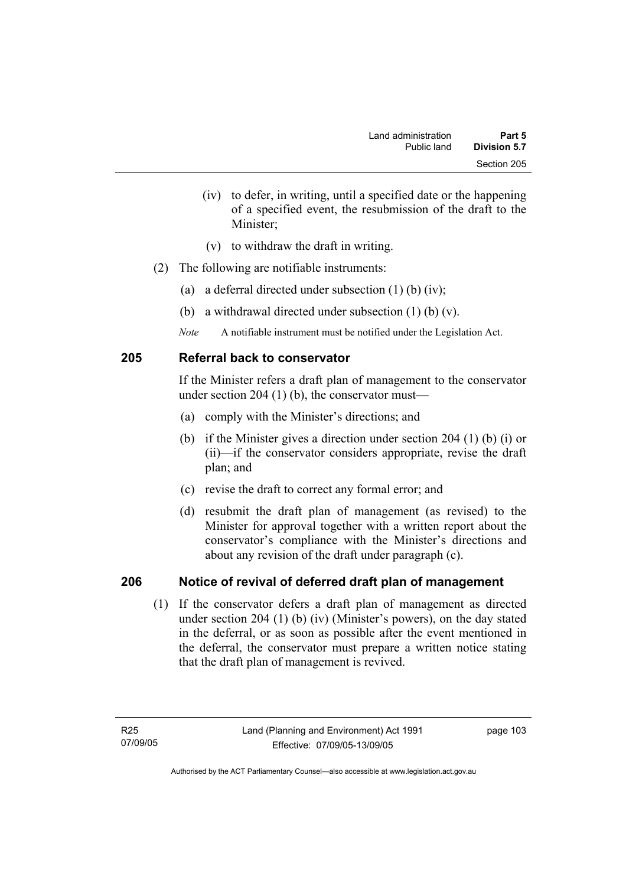(iv) to defer, in writing, until a specified date or the happening of a specified event, the resubmission of the draft to the Minister;

(v) to withdraw the draft in writing.

(2) The following are notifiable instruments:

(a) a deferral directed under subsection (1) (b) (iv);

(b) a withdrawal directed under subsection (1) (b) (v).

*Note* A notifiable instrument must be notified under the Legislation Act.

## 205 Referral back to conservator

If the Minister refers a draft plan of management to the conservator under section 204 (1) (b), the conservator must—

(a) comply with the Minister's directions; and

(b) if the Minister gives a direction under section 204 (1) (b) (i) or (ii)—if the conservator considers appropriate, revise the draft plan; and

(c) revise the draft to correct any formal error; and

(d) resubmit the draft plan of management (as revised) to the Minister for approval together with a written report about the conservator's compliance with the Minister's directions and about any revision of the draft under paragraph (c).

## 206 Notice of revival of deferred draft plan of management

(1) If the conservator defers a draft plan of management as directed under section 204 (1) (b) (iv) (Minister's powers), on the day stated in the deferral, or as soon as possible after the event mentioned in the deferral, the conservator must prepare a written notice stating that the draft plan of management is revived.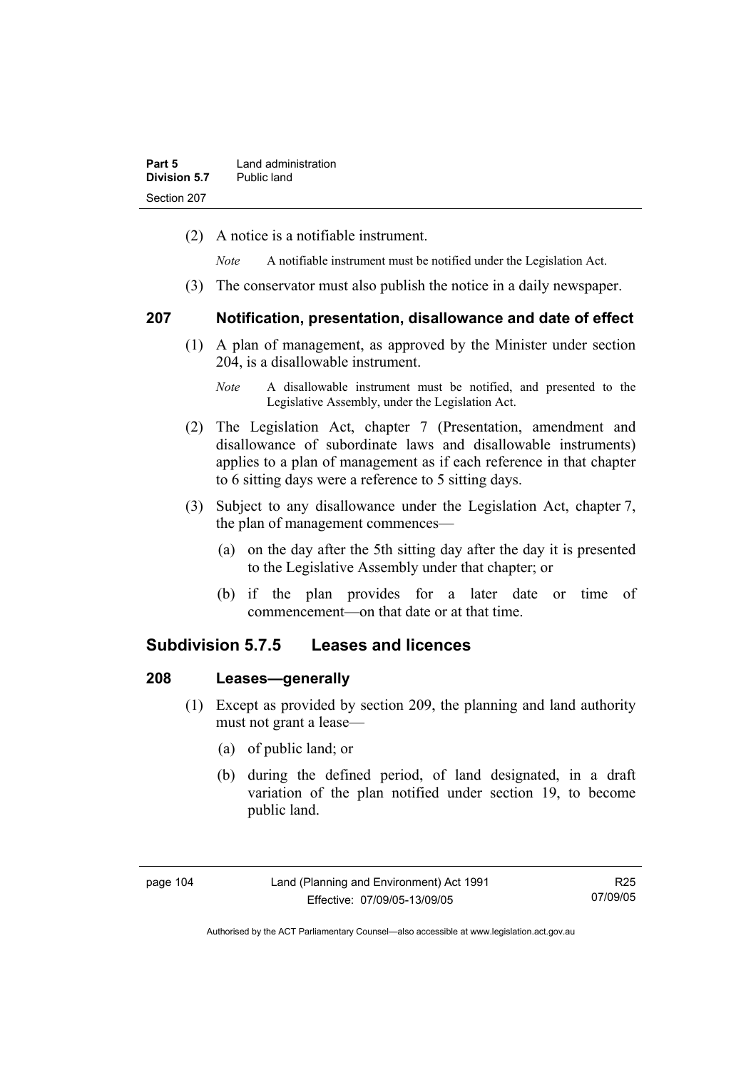(2) A notice is a notifiable instrument.

*Note* A notifiable instrument must be notified under the Legislation Act.

(3) The conservator must also publish the notice in a daily newspaper.

### 207 Notification, presentation, disallowance and date of effect

(1) A plan of management, as approved by the Minister under section 204, is a disallowable instrument.

*Note* A disallowable instrument must be notified, and presented to the Legislative Assembly, under the Legislation Act.

(2) The Legislation Act, chapter 7 (Presentation, amendment and disallowance of subordinate laws and disallowable instruments) applies to a plan of management as if each reference in that chapter to 6 sitting days were a reference to 5 sitting days.

(3) Subject to any disallowance under the Legislation Act, chapter 7, the plan of management commences—

(a) on the day after the 5th sitting day after the day it is presented to the Legislative Assembly under that chapter; or

(b) if the plan provides for a later date or time of commencement—on that date or at that time.

## Subdivision 5.7.5 Leases and licences

### 208 Leases—generally

(1) Except as provided by section 209, the planning and land authority must not grant a lease—

(a) of public land; or

(b) during the defined period, of land designated, in a draft variation of the plan notified under section 19, to become public land.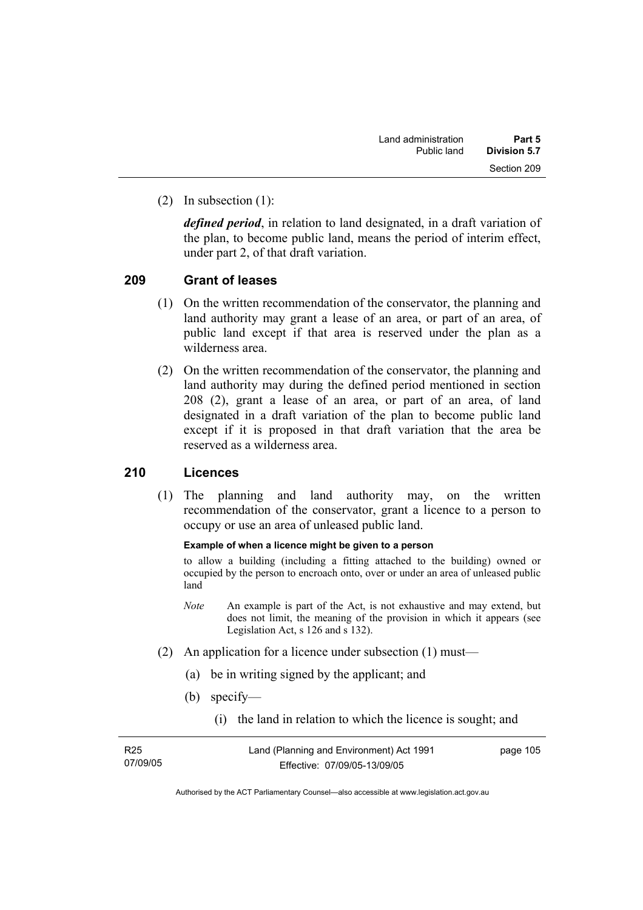(2) In subsection (1):

***defined period***, in relation to land designated, in a draft variation of the plan, to become public land, means the period of interim effect, under part 2, of that draft variation.

## 209 Grant of leases

(1) On the written recommendation of the conservator, the planning and land authority may grant a lease of an area, or part of an area, of public land except if that area is reserved under the plan as a wilderness area.

(2) On the written recommendation of the conservator, the planning and land authority may during the defined period mentioned in section 208 (2), grant a lease of an area, or part of an area, of land designated in a draft variation of the plan to become public land except if it is proposed in that draft variation that the area be reserved as a wilderness area.

## 210 Licences

(1) The planning and land authority may, on the written recommendation of the conservator, grant a licence to a person to occupy or use an area of unleased public land.

**Example of when a licence might be given to a person**

to allow a building (including a fitting attached to the building) owned or occupied by the person to encroach onto, over or under an area of unleased public land

*Note* An example is part of the Act, is not exhaustive and may extend, but does not limit, the meaning of the provision in which it appears (see Legislation Act, s 126 and s 132).

(2) An application for a licence under subsection (1) must—

(a) be in writing signed by the applicant; and

(b) specify—

(i) the land in relation to which the licence is sought; and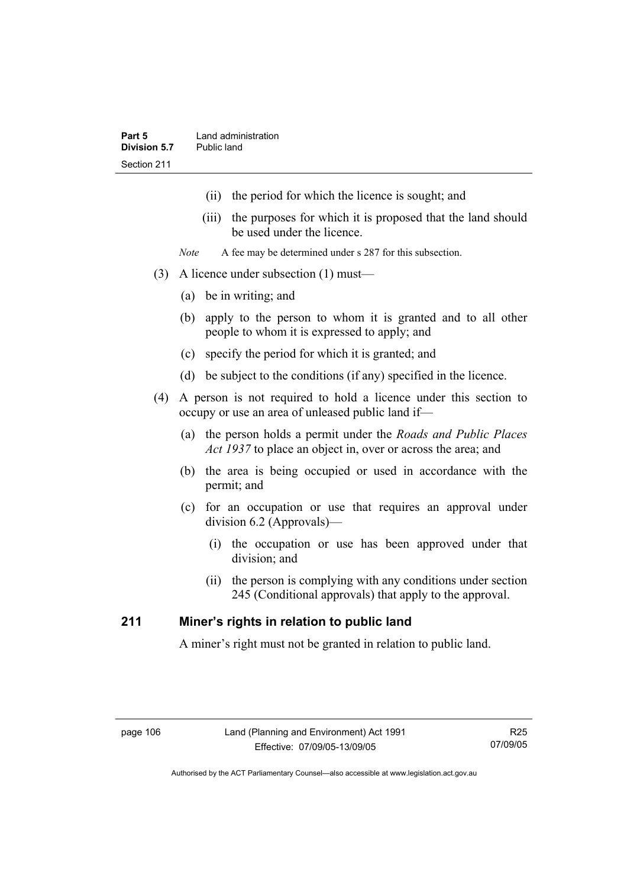(ii) the period for which the licence is sought; and

(iii) the purposes for which it is proposed that the land should be used under the licence.

*Note* A fee may be determined under s 287 for this subsection.

(3) A licence under subsection (1) must—

(a) be in writing; and

(b) apply to the person to whom it is granted and to all other people to whom it is expressed to apply; and

(c) specify the period for which it is granted; and

(d) be subject to the conditions (if any) specified in the licence.

(4) A person is not required to hold a licence under this section to occupy or use an area of unleased public land if—

(a) the person holds a permit under the *Roads and Public Places Act 1937* to place an object in, over or across the area; and

(b) the area is being occupied or used in accordance with the permit; and

(c) for an occupation or use that requires an approval under division 6.2 (Approvals)—

(i) the occupation or use has been approved under that division; and

(ii) the person is complying with any conditions under section 245 (Conditional approvals) that apply to the approval.

## 211 Miner's rights in relation to public land

A miner's right must not be granted in relation to public land.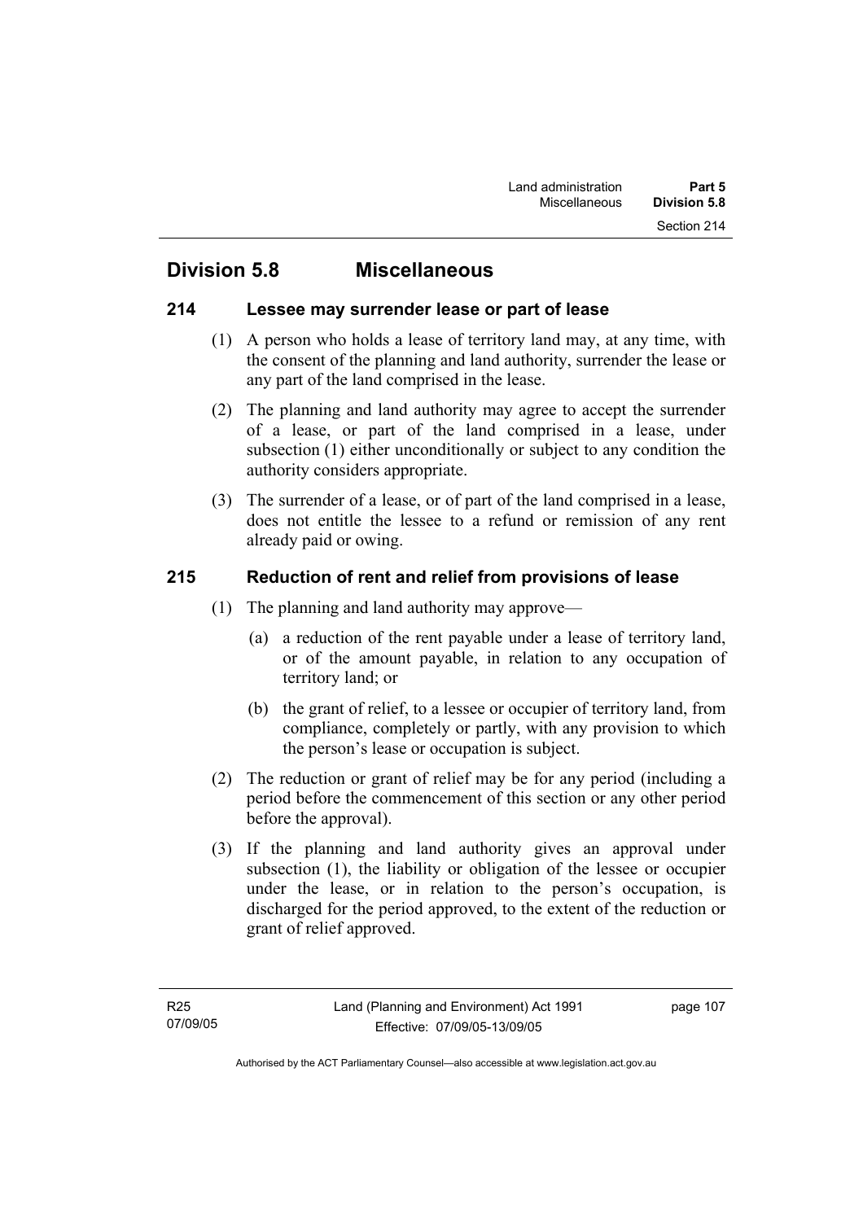## Division 5.8 Miscellaneous

### 214 Lessee may surrender lease or part of lease

(1) A person who holds a lease of territory land may, at any time, with the consent of the planning and land authority, surrender the lease or any part of the land comprised in the lease.

(2) The planning and land authority may agree to accept the surrender of a lease, or part of the land comprised in a lease, under subsection (1) either unconditionally or subject to any condition the authority considers appropriate.

(3) The surrender of a lease, or of part of the land comprised in a lease, does not entitle the lessee to a refund or remission of any rent already paid or owing.

### 215 Reduction of rent and relief from provisions of lease

(1) The planning and land authority may approve—

(a) a reduction of the rent payable under a lease of territory land, or of the amount payable, in relation to any occupation of territory land; or

(b) the grant of relief, to a lessee or occupier of territory land, from compliance, completely or partly, with any provision to which the person's lease or occupation is subject.

(2) The reduction or grant of relief may be for any period (including a period before the commencement of this section or any other period before the approval).

(3) If the planning and land authority gives an approval under subsection (1), the liability or obligation of the lessee or occupier under the lease, or in relation to the person's occupation, is discharged for the period approved, to the extent of the reduction or grant of relief approved.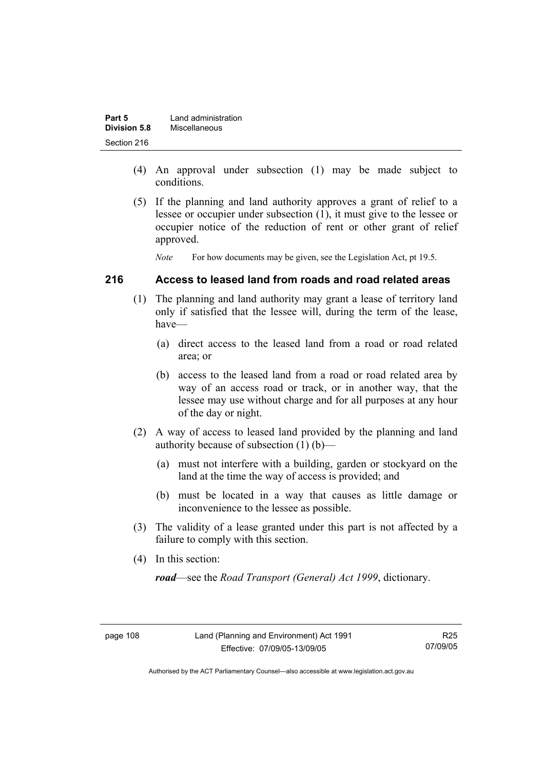(4) An approval under subsection (1) may be made subject to conditions.

(5) If the planning and land authority approves a grant of relief to a lessee or occupier under subsection (1), it must give to the lessee or occupier notice of the reduction of rent or other grant of relief approved.

*Note* For how documents may be given, see the Legislation Act, pt 19.5.

## 216 Access to leased land from roads and road related areas

(1) The planning and land authority may grant a lease of territory land only if satisfied that the lessee will, during the term of the lease, have—

(a) direct access to the leased land from a road or road related area; or

(b) access to the leased land from a road or road related area by way of an access road or track, or in another way, that the lessee may use without charge and for all purposes at any hour of the day or night.

(2) A way of access to leased land provided by the planning and land authority because of subsection (1) (b)—

(a) must not interfere with a building, garden or stockyard on the land at the time the way of access is provided; and

(b) must be located in a way that causes as little damage or inconvenience to the lessee as possible.

(3) The validity of a lease granted under this part is not affected by a failure to comply with this section.

(4) In this section:

***road***—see the *Road Transport (General) Act 1999*, dictionary.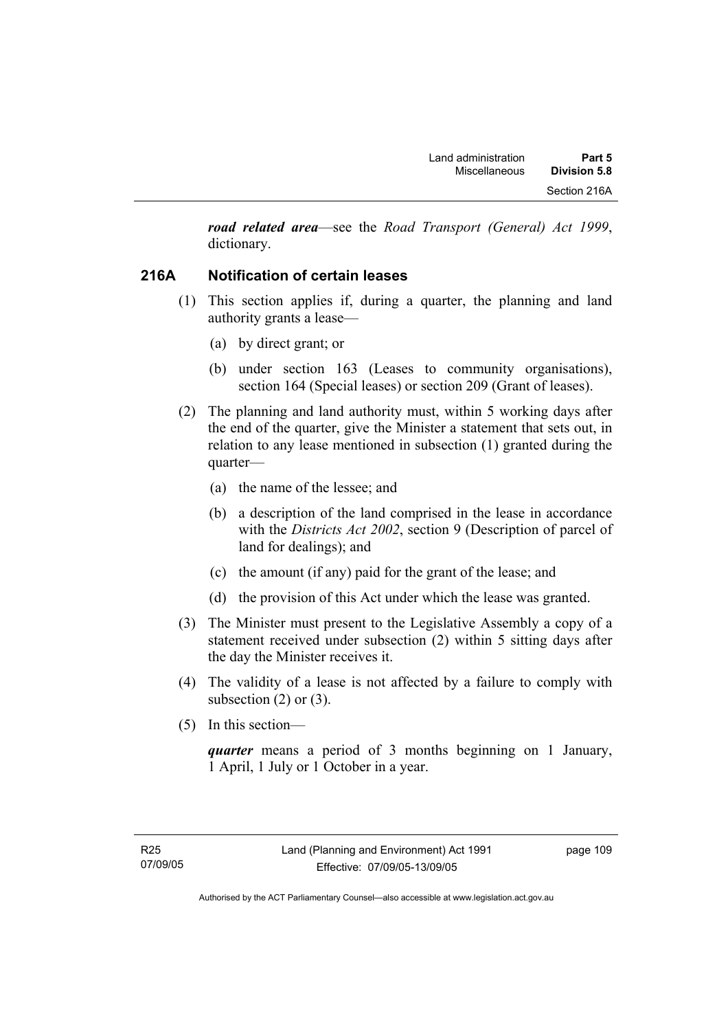***road related area***—see the *Road Transport (General) Act 1999*, dictionary.

## 216A Notification of certain leases

(1) This section applies if, during a quarter, the planning and land authority grants a lease—

(a) by direct grant; or

(b) under section 163 (Leases to community organisations), section 164 (Special leases) or section 209 (Grant of leases).

(2) The planning and land authority must, within 5 working days after the end of the quarter, give the Minister a statement that sets out, in relation to any lease mentioned in subsection (1) granted during the quarter—

(a) the name of the lessee; and

(b) a description of the land comprised in the lease in accordance with the *Districts Act 2002*, section 9 (Description of parcel of land for dealings); and

(c) the amount (if any) paid for the grant of the lease; and

(d) the provision of this Act under which the lease was granted.

(3) The Minister must present to the Legislative Assembly a copy of a statement received under subsection (2) within 5 sitting days after the day the Minister receives it.

(4) The validity of a lease is not affected by a failure to comply with subsection (2) or (3).

(5) In this section—

***quarter*** means a period of 3 months beginning on 1 January, 1 April, 1 July or 1 October in a year.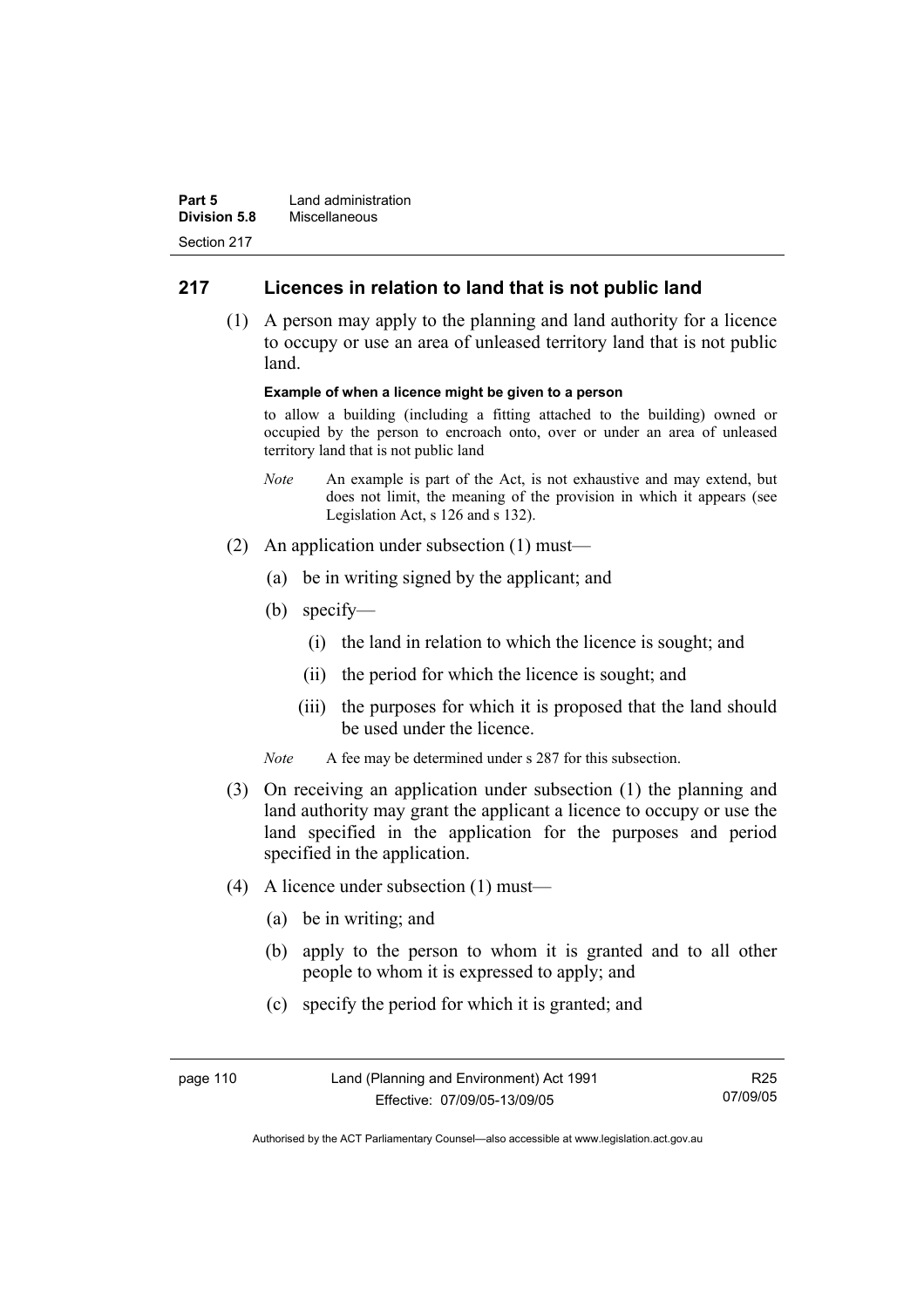## 217 Licences in relation to land that is not public land

(1) A person may apply to the planning and land authority for a licence to occupy or use an area of unleased territory land that is not public land.

**Example of when a licence might be given to a person**

to allow a building (including a fitting attached to the building) owned or occupied by the person to encroach onto, over or under an area of unleased territory land that is not public land

*Note* An example is part of the Act, is not exhaustive and may extend, but does not limit, the meaning of the provision in which it appears (see Legislation Act, s 126 and s 132).

(2) An application under subsection (1) must—

(a) be in writing signed by the applicant; and

(b) specify—

(i) the land in relation to which the licence is sought; and

(ii) the period for which the licence is sought; and

(iii) the purposes for which it is proposed that the land should be used under the licence.

*Note* A fee may be determined under s 287 for this subsection.

(3) On receiving an application under subsection (1) the planning and land authority may grant the applicant a licence to occupy or use the land specified in the application for the purposes and period specified in the application.

(4) A licence under subsection (1) must—

(a) be in writing; and

(b) apply to the person to whom it is granted and to all other people to whom it is expressed to apply; and

(c) specify the period for which it is granted; and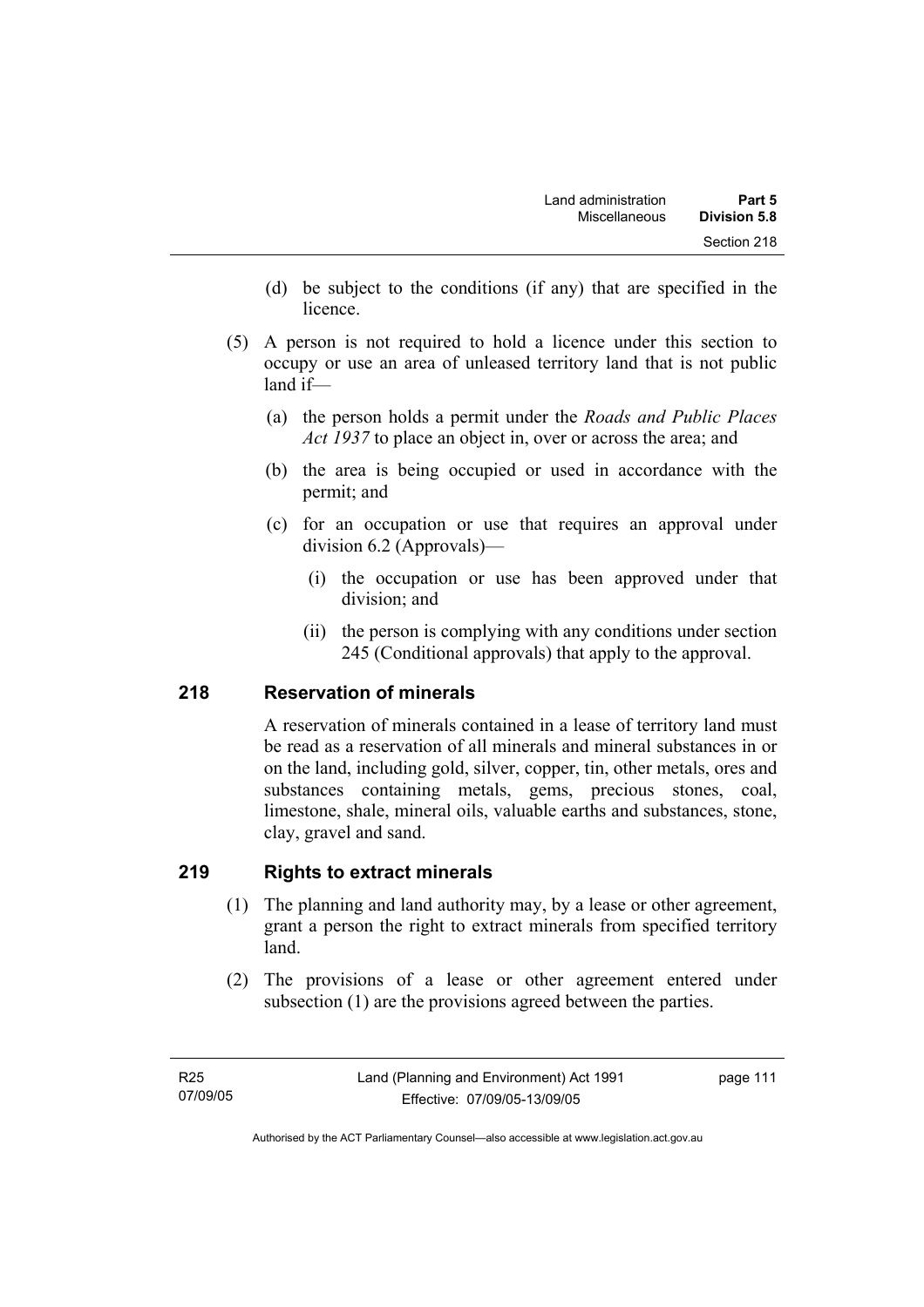(d) be subject to the conditions (if any) that are specified in the licence.

(5) A person is not required to hold a licence under this section to occupy or use an area of unleased territory land that is not public land if—

(a) the person holds a permit under the *Roads and Public Places Act 1937* to place an object in, over or across the area; and

(b) the area is being occupied or used in accordance with the permit; and

(c) for an occupation or use that requires an approval under division 6.2 (Approvals)—

(i) the occupation or use has been approved under that division; and

(ii) the person is complying with any conditions under section 245 (Conditional approvals) that apply to the approval.

## 218 Reservation of minerals

A reservation of minerals contained in a lease of territory land must be read as a reservation of all minerals and mineral substances in or on the land, including gold, silver, copper, tin, other metals, ores and substances containing metals, gems, precious stones, coal, limestone, shale, mineral oils, valuable earths and substances, stone, clay, gravel and sand.

## 219 Rights to extract minerals

(1) The planning and land authority may, by a lease or other agreement, grant a person the right to extract minerals from specified territory land.

(2) The provisions of a lease or other agreement entered under subsection (1) are the provisions agreed between the parties.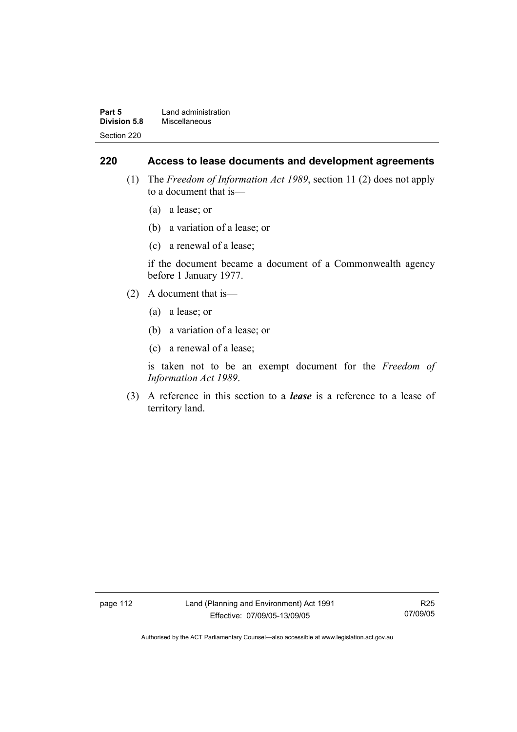## 220 Access to lease documents and development agreements

(1) The *Freedom of Information Act 1989*, section 11 (2) does not apply to a document that is—

(a) a lease; or

(b) a variation of a lease; or

(c) a renewal of a lease;

if the document became a document of a Commonwealth agency before 1 January 1977.

(2) A document that is—

(a) a lease; or

(b) a variation of a lease; or

(c) a renewal of a lease;

is taken not to be an exempt document for the *Freedom of Information Act 1989*.

(3) A reference in this section to a ***lease*** is a reference to a lease of territory land.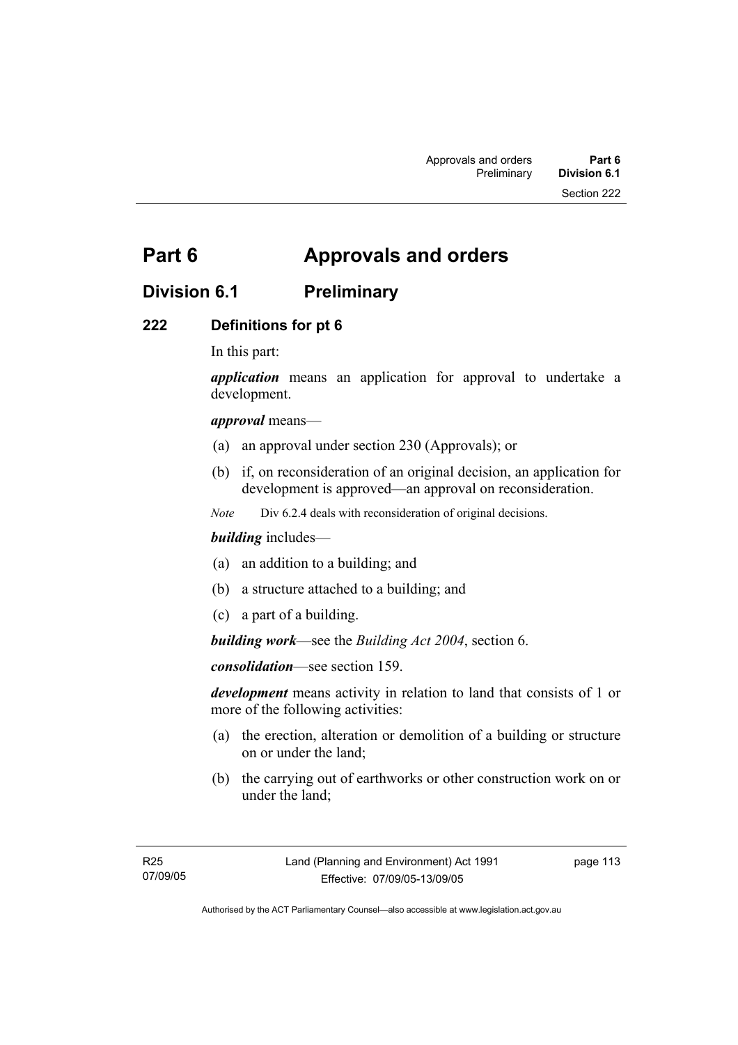# Part 6 Approvals and orders

## Division 6.1 Preliminary

### 222 Definitions for pt 6

In this part:

***application*** means an application for approval to undertake a development.

***approval*** means—

(a) an approval under section 230 (Approvals); or

(b) if, on reconsideration of an original decision, an application for development is approved—an approval on reconsideration.

*Note* Div 6.2.4 deals with reconsideration of original decisions.

***building*** includes—

(a) an addition to a building; and

(b) a structure attached to a building; and

(c) a part of a building.

***building work***—see the *Building Act 2004*, section 6.

***consolidation***—see section 159.

***development*** means activity in relation to land that consists of 1 or more of the following activities:

(a) the erection, alteration or demolition of a building or structure on or under the land;

(b) the carrying out of earthworks or other construction work on or under the land;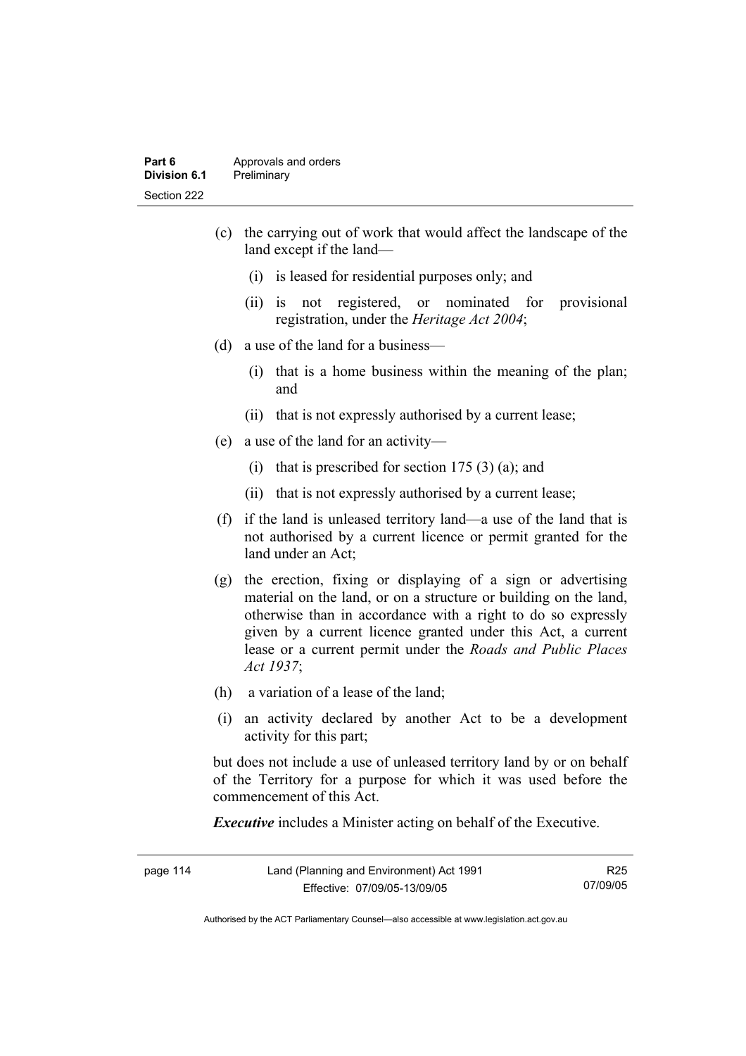(c) the carrying out of work that would affect the landscape of the land except if the land—

  (i) is leased for residential purposes only; and

  (ii) is not registered, or nominated for provisional registration, under the *Heritage Act 2004*;

(d) a use of the land for a business—

  (i) that is a home business within the meaning of the plan; and

  (ii) that is not expressly authorised by a current lease;

(e) a use of the land for an activity—

  (i) that is prescribed for section 175 (3) (a); and

  (ii) that is not expressly authorised by a current lease;

(f) if the land is unleased territory land—a use of the land that is not authorised by a current licence or permit granted for the land under an Act;

(g) the erection, fixing or displaying of a sign or advertising material on the land, or on a structure or building on the land, otherwise than in accordance with a right to do so expressly given by a current licence granted under this Act, a current lease or a current permit under the *Roads and Public Places Act 1937*;

(h) a variation of a lease of the land;

(i) an activity declared by another Act to be a development activity for this part;

but does not include a use of unleased territory land by or on behalf of the Territory for a purpose for which it was used before the commencement of this Act.

***Executive*** includes a Minister acting on behalf of the Executive.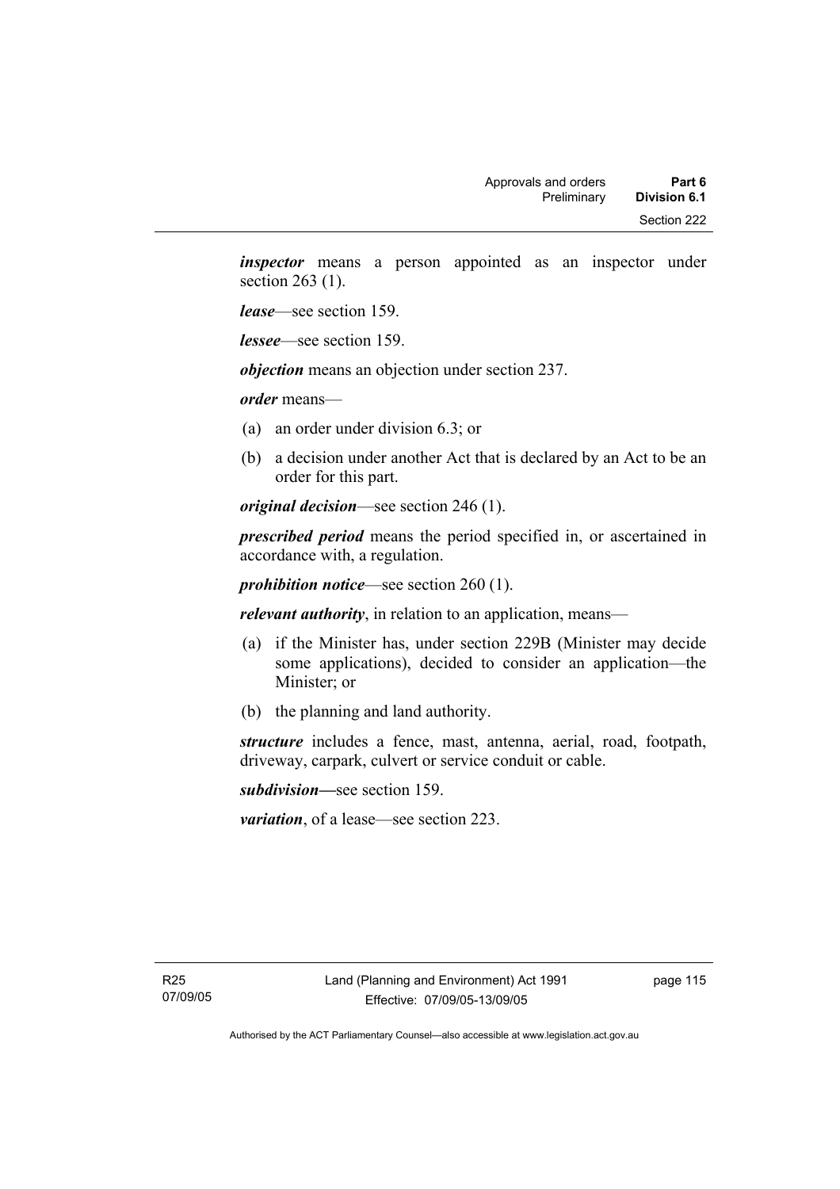***inspector*** means a person appointed as an inspector under section 263 (1).

***lease***—see section 159.

***lessee***—see section 159.

***objection*** means an objection under section 237.

***order*** means—

(a) an order under division 6.3; or

(b) a decision under another Act that is declared by an Act to be an order for this part.

***original decision***—see section 246 (1).

***prescribed period*** means the period specified in, or ascertained in accordance with, a regulation.

***prohibition notice***—see section 260 (1).

***relevant authority***, in relation to an application, means—

(a) if the Minister has, under section 229B (Minister may decide some applications), decided to consider an application—the Minister; or

(b) the planning and land authority.

***structure*** includes a fence, mast, antenna, aerial, road, footpath, driveway, carpark, culvert or service conduit or cable.

***subdivision—***see section 159.

***variation***, of a lease—see section 223.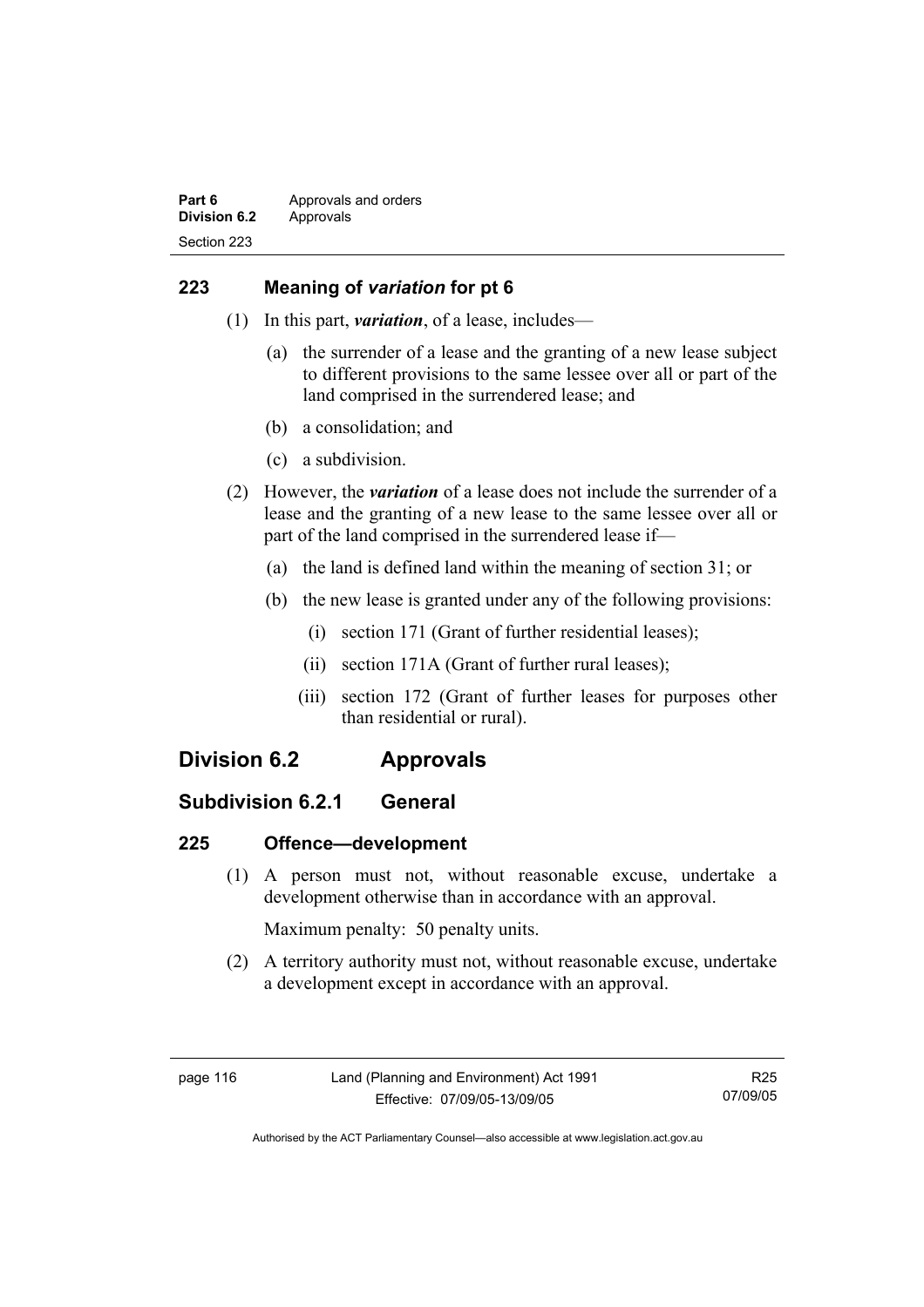## 223 Meaning of *variation* for pt 6

(1) In this part, ***variation***, of a lease, includes—

(a) the surrender of a lease and the granting of a new lease subject to different provisions to the same lessee over all or part of the land comprised in the surrendered lease; and

(b) a consolidation; and

(c) a subdivision.

(2) However, the ***variation*** of a lease does not include the surrender of a lease and the granting of a new lease to the same lessee over all or part of the land comprised in the surrendered lease if—

(a) the land is defined land within the meaning of section 31; or

(b) the new lease is granted under any of the following provisions:

(i) section 171 (Grant of further residential leases);

(ii) section 171A (Grant of further rural leases);

(iii) section 172 (Grant of further leases for purposes other than residential or rural).

# Division 6.2 Approvals

## Subdivision 6.2.1 General

## 225 Offence—development

(1) A person must not, without reasonable excuse, undertake a development otherwise than in accordance with an approval.

Maximum penalty: 50 penalty units.

(2) A territory authority must not, without reasonable excuse, undertake a development except in accordance with an approval.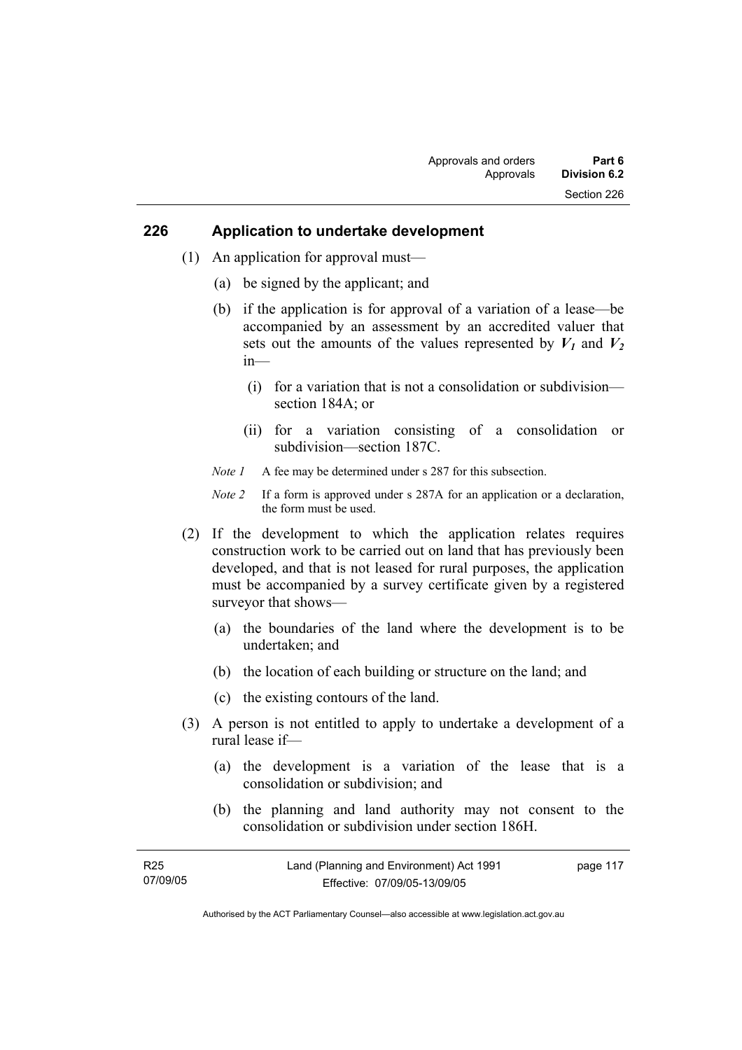## 226 Application to undertake development

(1) An application for approval must—

(a) be signed by the applicant; and

(b) if the application is for approval of a variation of a lease—be accompanied by an assessment by an accredited valuer that sets out the amounts of the values represented by $V_1$ and $V_2$ in—

(i) for a variation that is not a consolidation or subdivision—section 184A; or

(ii) for a variation consisting of a consolidation or subdivision—section 187C.

*Note 1* A fee may be determined under s 287 for this subsection.

*Note 2* If a form is approved under s 287A for an application or a declaration, the form must be used.

(2) If the development to which the application relates requires construction work to be carried out on land that has previously been developed, and that is not leased for rural purposes, the application must be accompanied by a survey certificate given by a registered surveyor that shows—

(a) the boundaries of the land where the development is to be undertaken; and

(b) the location of each building or structure on the land; and

(c) the existing contours of the land.

(3) A person is not entitled to apply to undertake a development of a rural lease if—

(a) the development is a variation of the lease that is a consolidation or subdivision; and

(b) the planning and land authority may not consent to the consolidation or subdivision under section 186H.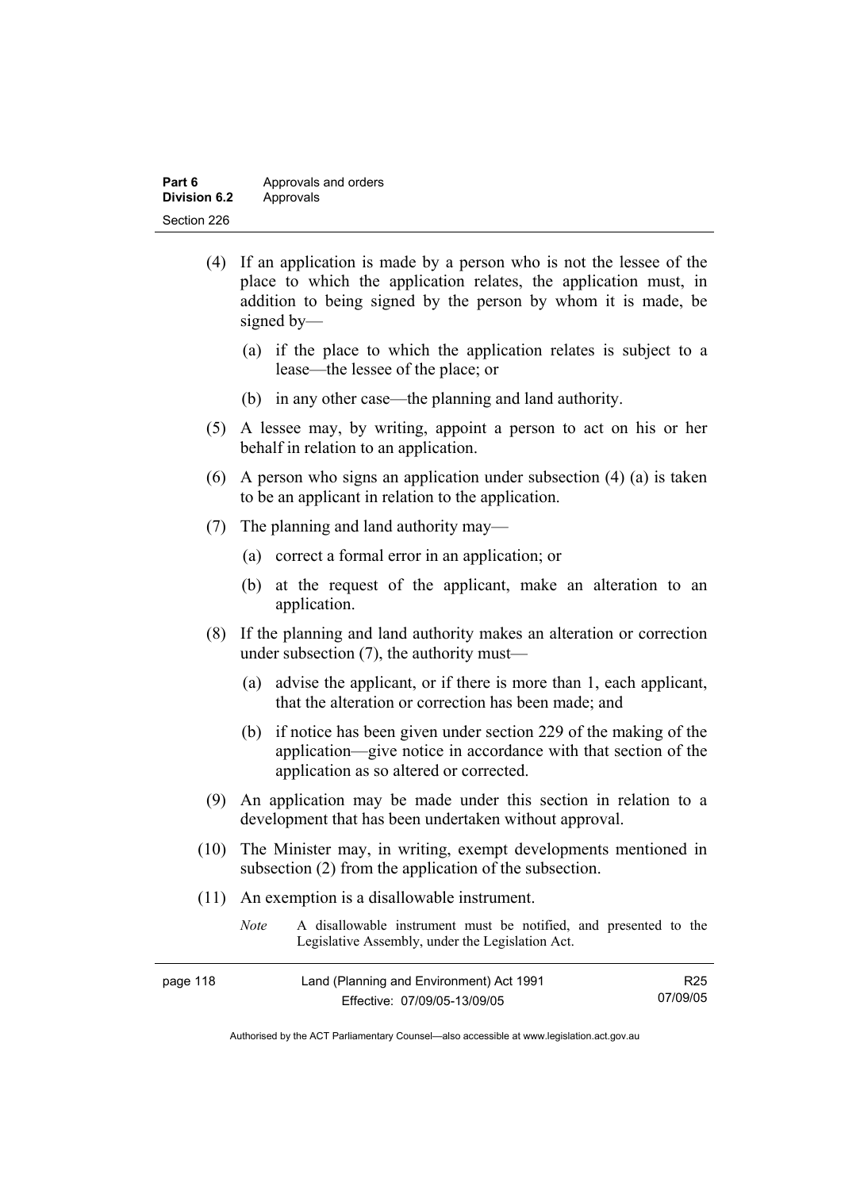(4) If an application is made by a person who is not the lessee of the place to which the application relates, the application must, in addition to being signed by the person by whom it is made, be signed by—

(a) if the place to which the application relates is subject to a lease—the lessee of the place; or

(b) in any other case—the planning and land authority.

(5) A lessee may, by writing, appoint a person to act on his or her behalf in relation to an application.

(6) A person who signs an application under subsection (4) (a) is taken to be an applicant in relation to the application.

(7) The planning and land authority may—

(a) correct a formal error in an application; or

(b) at the request of the applicant, make an alteration to an application.

(8) If the planning and land authority makes an alteration or correction under subsection (7), the authority must—

(a) advise the applicant, or if there is more than 1, each applicant, that the alteration or correction has been made; and

(b) if notice has been given under section 229 of the making of the application—give notice in accordance with that section of the application as so altered or corrected.

(9) An application may be made under this section in relation to a development that has been undertaken without approval.

(10) The Minister may, in writing, exempt developments mentioned in subsection (2) from the application of the subsection.

(11) An exemption is a disallowable instrument.

*Note* A disallowable instrument must be notified, and presented to the Legislative Assembly, under the Legislation Act.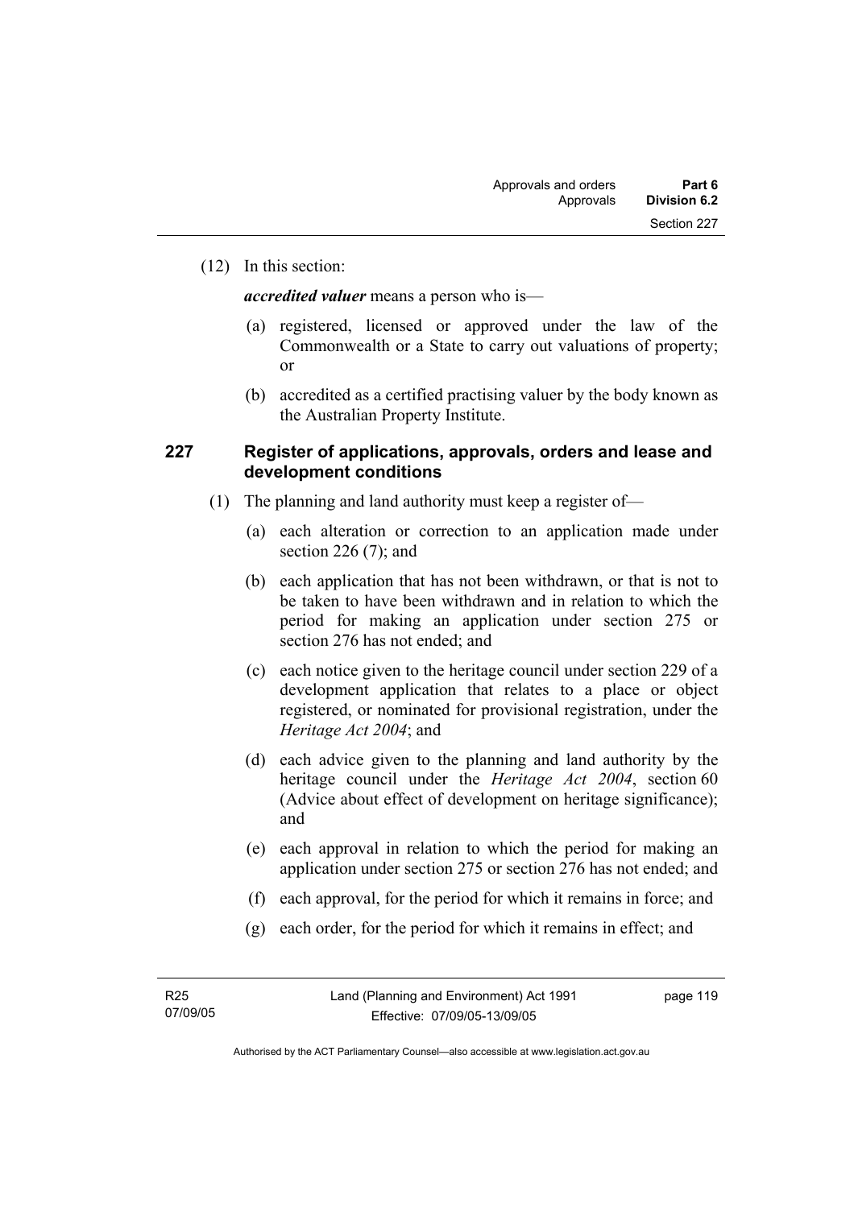(12) In this section:

***accredited valuer*** means a person who is—

(a) registered, licensed or approved under the law of the Commonwealth or a State to carry out valuations of property; or

(b) accredited as a certified practising valuer by the body known as the Australian Property Institute.

## 227 Register of applications, approvals, orders and lease and development conditions

(1) The planning and land authority must keep a register of—

(a) each alteration or correction to an application made under section 226 (7); and

(b) each application that has not been withdrawn, or that is not to be taken to have been withdrawn and in relation to which the period for making an application under section 275 or section 276 has not ended; and

(c) each notice given to the heritage council under section 229 of a development application that relates to a place or object registered, or nominated for provisional registration, under the *Heritage Act 2004*; and

(d) each advice given to the planning and land authority by the heritage council under the *Heritage Act 2004*, section 60 (Advice about effect of development on heritage significance); and

(e) each approval in relation to which the period for making an application under section 275 or section 276 has not ended; and

(f) each approval, for the period for which it remains in force; and

(g) each order, for the period for which it remains in effect; and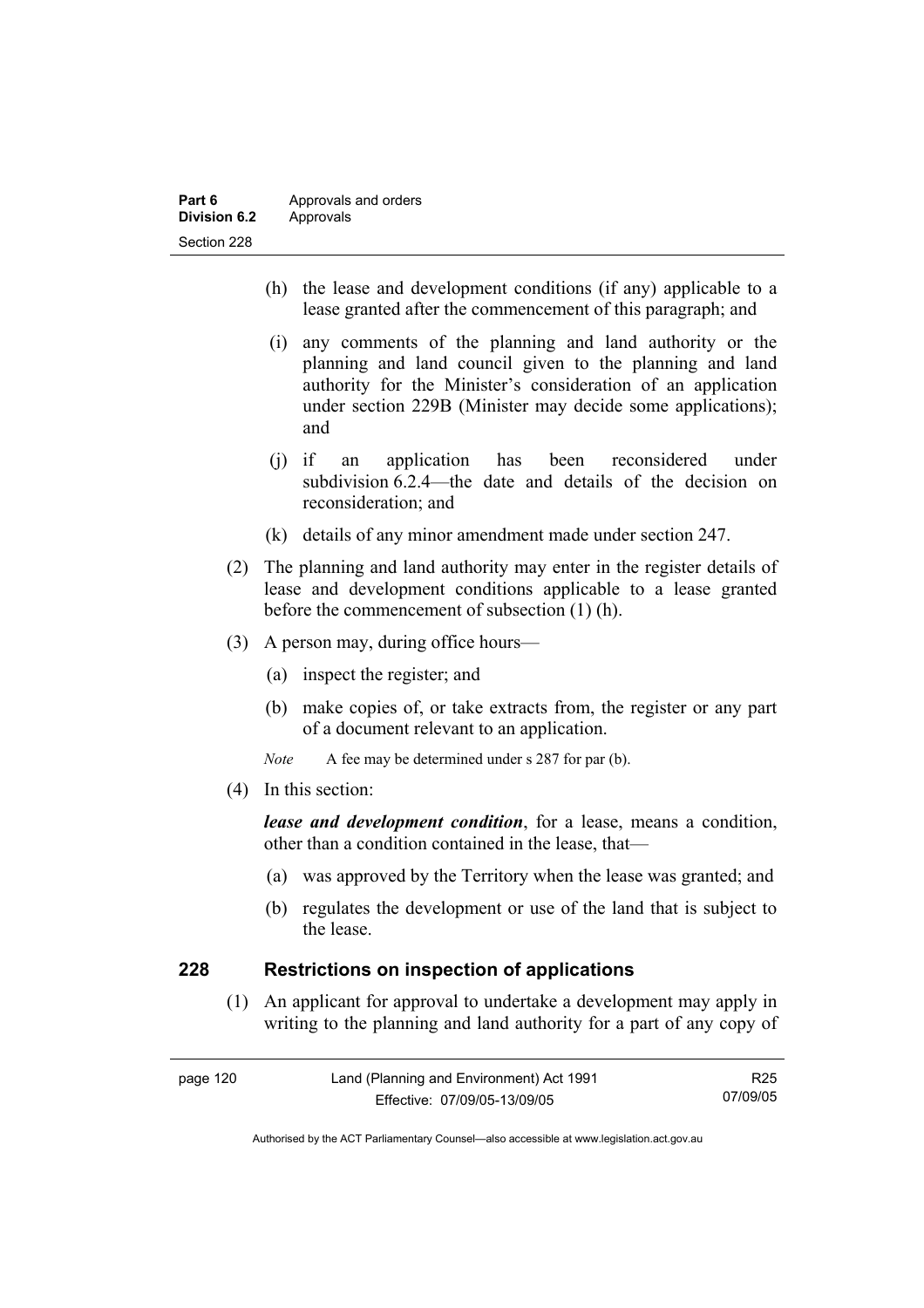(h) the lease and development conditions (if any) applicable to a lease granted after the commencement of this paragraph; and

(i) any comments of the planning and land authority or the planning and land council given to the planning and land authority for the Minister's consideration of an application under section 229B (Minister may decide some applications); and

(j) if an application has been reconsidered under subdivision 6.2.4—the date and details of the decision on reconsideration; and

(k) details of any minor amendment made under section 247.

(2) The planning and land authority may enter in the register details of lease and development conditions applicable to a lease granted before the commencement of subsection (1) (h).

(3) A person may, during office hours—

(a) inspect the register; and

(b) make copies of, or take extracts from, the register or any part of a document relevant to an application.

*Note* A fee may be determined under s 287 for par (b).

(4) In this section:

***lease and development condition***, for a lease, means a condition, other than a condition contained in the lease, that—

(a) was approved by the Territory when the lease was granted; and

(b) regulates the development or use of the land that is subject to the lease.

## 228 Restrictions on inspection of applications

(1) An applicant for approval to undertake a development may apply in writing to the planning and land authority for a part of any copy of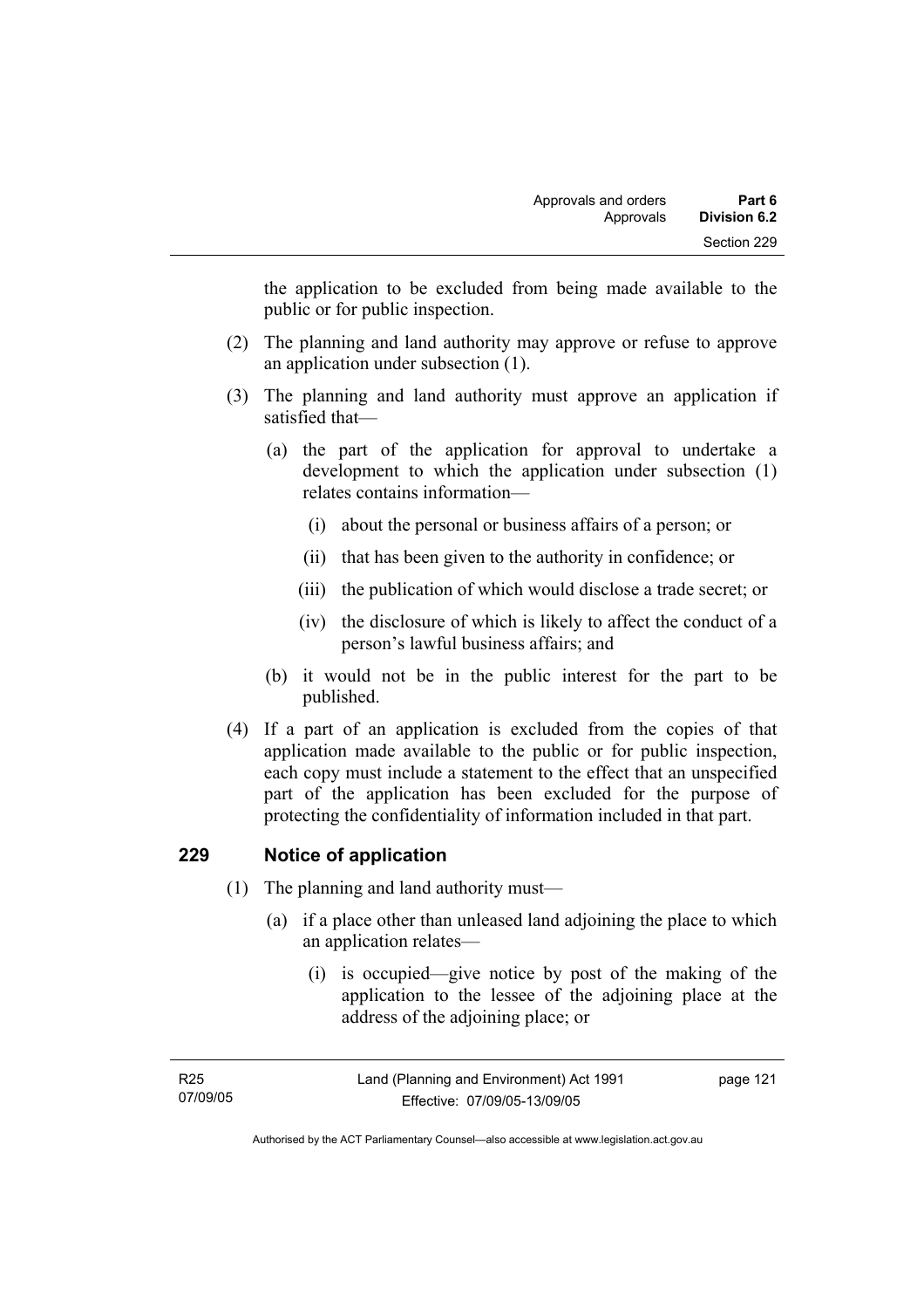the application to be excluded from being made available to the public or for public inspection.

(2) The planning and land authority may approve or refuse to approve an application under subsection (1).

(3) The planning and land authority must approve an application if satisfied that—

(a) the part of the application for approval to undertake a development to which the application under subsection (1) relates contains information—

(i) about the personal or business affairs of a person; or

(ii) that has been given to the authority in confidence; or

(iii) the publication of which would disclose a trade secret; or

(iv) the disclosure of which is likely to affect the conduct of a person's lawful business affairs; and

(b) it would not be in the public interest for the part to be published.

(4) If a part of an application is excluded from the copies of that application made available to the public or for public inspection, each copy must include a statement to the effect that an unspecified part of the application has been excluded for the purpose of protecting the confidentiality of information included in that part.

## 229 Notice of application

(1) The planning and land authority must—

(a) if a place other than unleased land adjoining the place to which an application relates—

(i) is occupied—give notice by post of the making of the application to the lessee of the adjoining place at the address of the adjoining place; or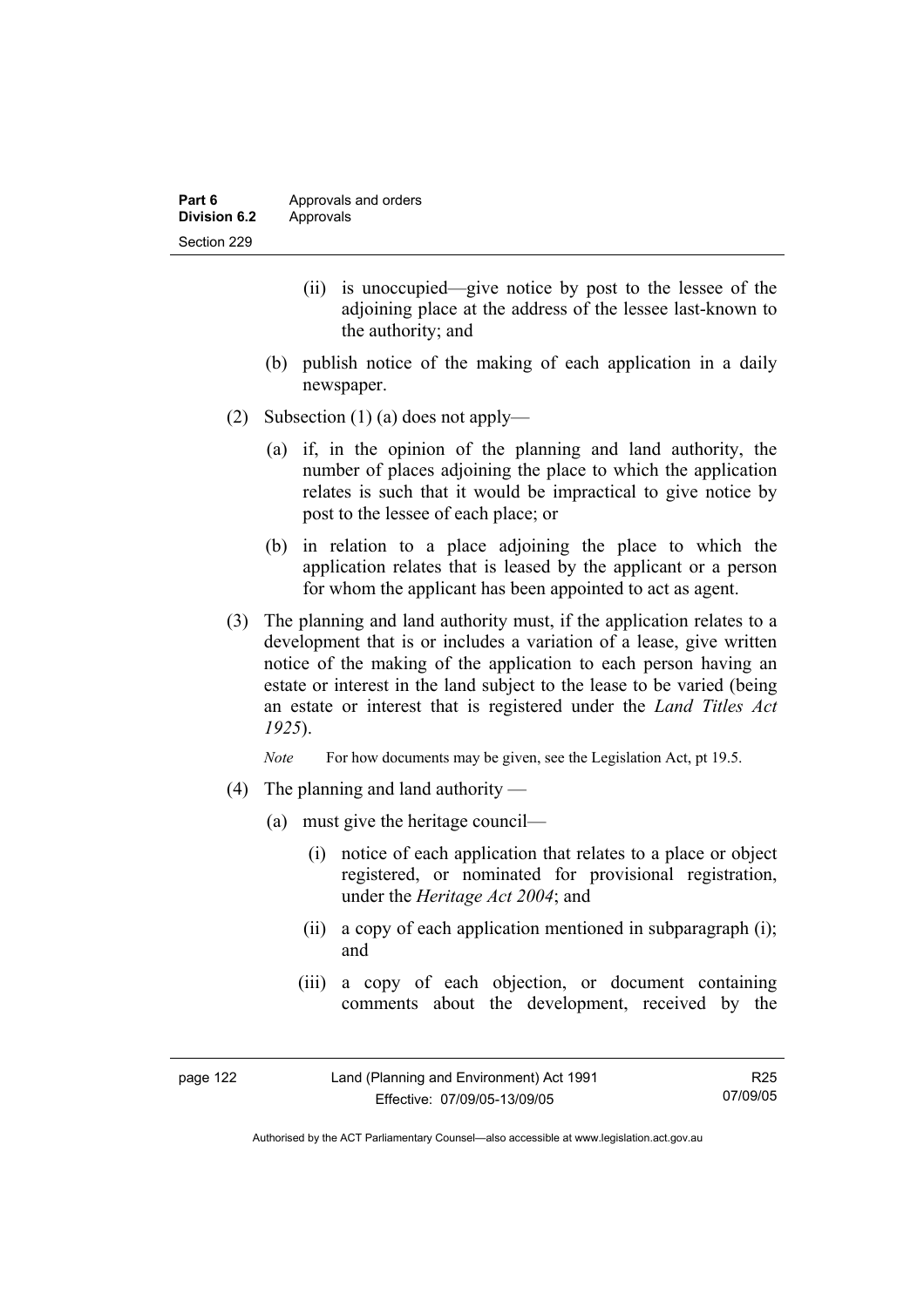(ii) is unoccupied—give notice by post to the lessee of the adjoining place at the address of the lessee last-known to the authority; and

(b) publish notice of the making of each application in a daily newspaper.

(2) Subsection (1) (a) does not apply—

(a) if, in the opinion of the planning and land authority, the number of places adjoining the place to which the application relates is such that it would be impractical to give notice by post to the lessee of each place; or

(b) in relation to a place adjoining the place to which the application relates that is leased by the applicant or a person for whom the applicant has been appointed to act as agent.

(3) The planning and land authority must, if the application relates to a development that is or includes a variation of a lease, give written notice of the making of the application to each person having an estate or interest in the land subject to the lease to be varied (being an estate or interest that is registered under the *Land Titles Act 1925*).

*Note* For how documents may be given, see the Legislation Act, pt 19.5.

(4) The planning and land authority —

(a) must give the heritage council—

(i) notice of each application that relates to a place or object registered, or nominated for provisional registration, under the *Heritage Act 2004*; and

(ii) a copy of each application mentioned in subparagraph (i); and

(iii) a copy of each objection, or document containing comments about the development, received by the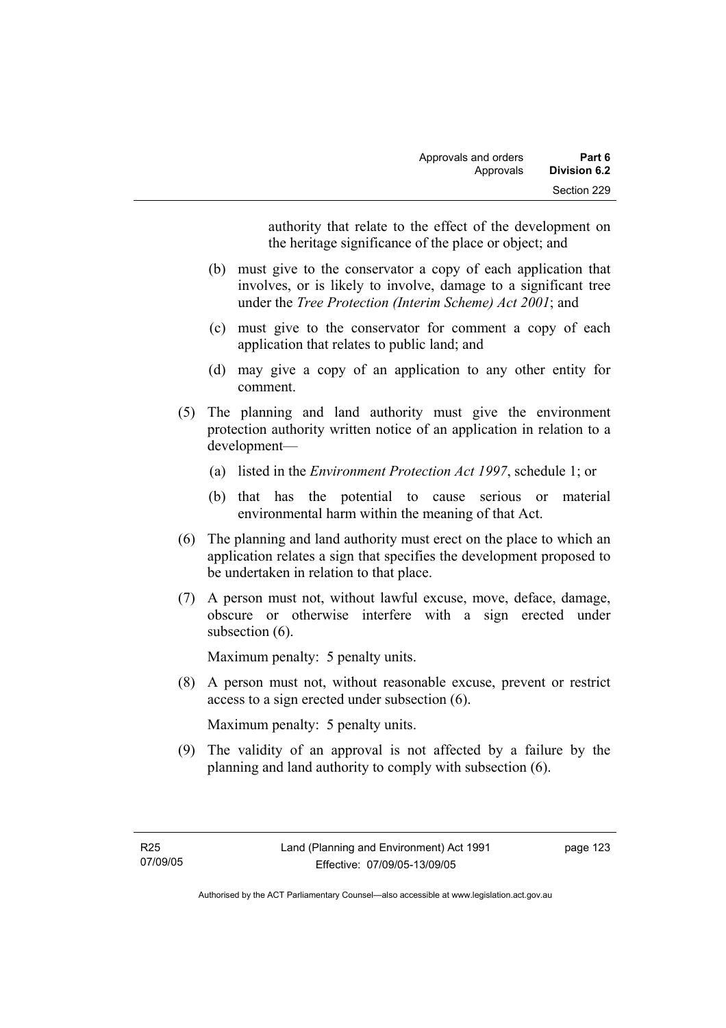authority that relate to the effect of the development on the heritage significance of the place or object; and

(b) must give to the conservator a copy of each application that involves, or is likely to involve, damage to a significant tree under the *Tree Protection (Interim Scheme) Act 2001*; and

(c) must give to the conservator for comment a copy of each application that relates to public land; and

(d) may give a copy of an application to any other entity for comment.

(5) The planning and land authority must give the environment protection authority written notice of an application in relation to a development—

(a) listed in the *Environment Protection Act 1997*, schedule 1; or

(b) that has the potential to cause serious or material environmental harm within the meaning of that Act.

(6) The planning and land authority must erect on the place to which an application relates a sign that specifies the development proposed to be undertaken in relation to that place.

(7) A person must not, without lawful excuse, move, deface, damage, obscure or otherwise interfere with a sign erected under subsection (6).

Maximum penalty: 5 penalty units.

(8) A person must not, without reasonable excuse, prevent or restrict access to a sign erected under subsection (6).

Maximum penalty: 5 penalty units.

(9) The validity of an approval is not affected by a failure by the planning and land authority to comply with subsection (6).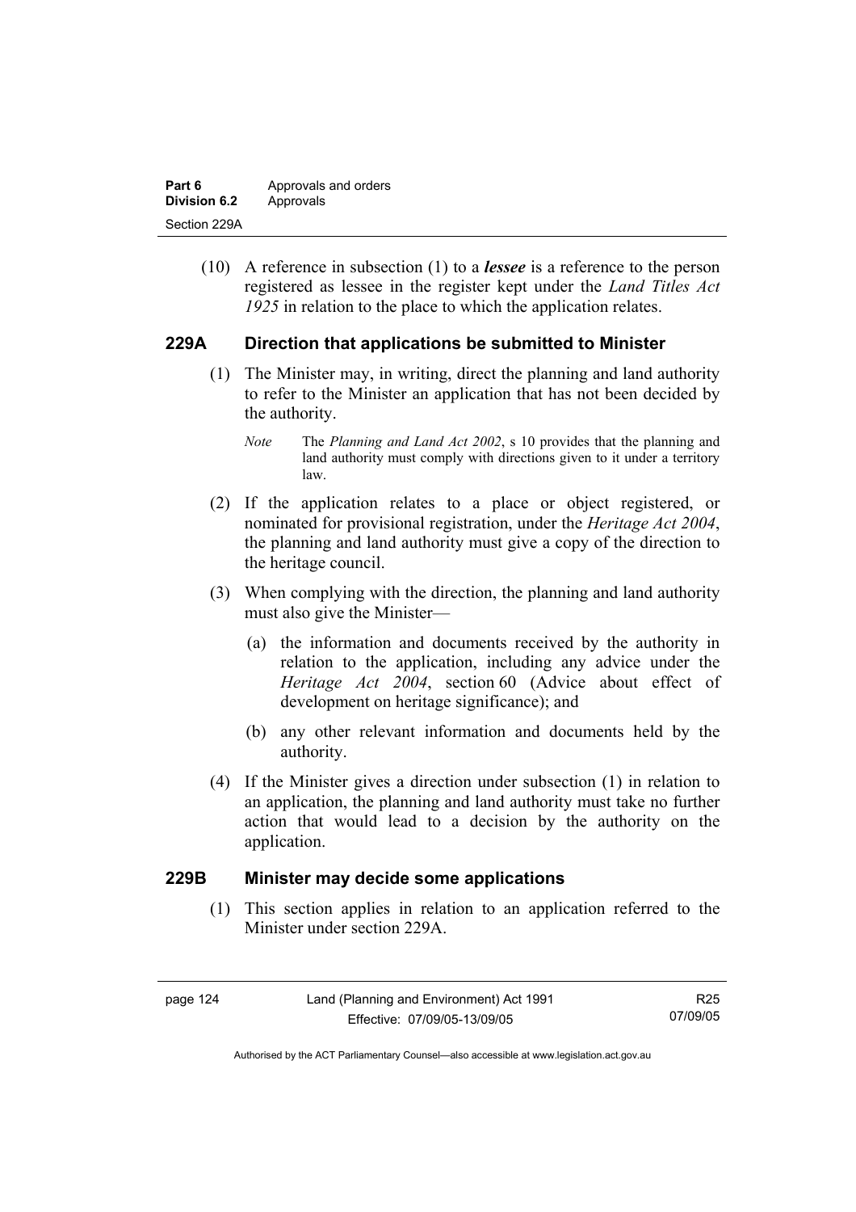(10) A reference in subsection (1) to a ***lessee*** is a reference to the person registered as lessee in the register kept under the *Land Titles Act 1925* in relation to the place to which the application relates.

## 229A Direction that applications be submitted to Minister

(1) The Minister may, in writing, direct the planning and land authority to refer to the Minister an application that has not been decided by the authority.

*Note* The *Planning and Land Act 2002*, s 10 provides that the planning and land authority must comply with directions given to it under a territory law.

(2) If the application relates to a place or object registered, or nominated for provisional registration, under the *Heritage Act 2004*, the planning and land authority must give a copy of the direction to the heritage council.

(3) When complying with the direction, the planning and land authority must also give the Minister—

(a) the information and documents received by the authority in relation to the application, including any advice under the *Heritage Act 2004*, section 60 (Advice about effect of development on heritage significance); and

(b) any other relevant information and documents held by the authority.

(4) If the Minister gives a direction under subsection (1) in relation to an application, the planning and land authority must take no further action that would lead to a decision by the authority on the application.

## 229B Minister may decide some applications

(1) This section applies in relation to an application referred to the Minister under section 229A.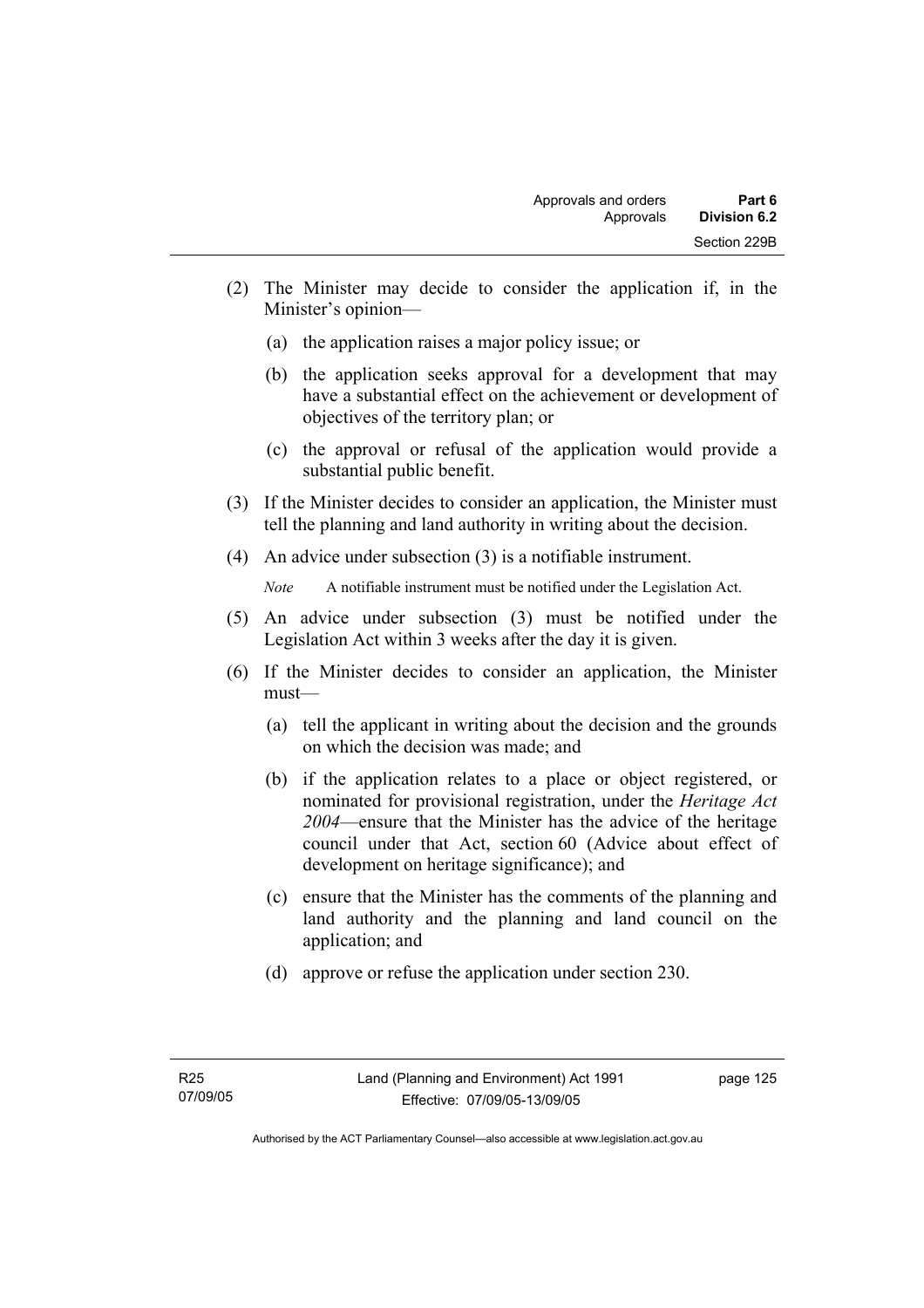(2) The Minister may decide to consider the application if, in the Minister's opinion—

(a) the application raises a major policy issue; or

(b) the application seeks approval for a development that may have a substantial effect on the achievement or development of objectives of the territory plan; or

(c) the approval or refusal of the application would provide a substantial public benefit.

(3) If the Minister decides to consider an application, the Minister must tell the planning and land authority in writing about the decision.

(4) An advice under subsection (3) is a notifiable instrument.

*Note* A notifiable instrument must be notified under the Legislation Act.

(5) An advice under subsection (3) must be notified under the Legislation Act within 3 weeks after the day it is given.

(6) If the Minister decides to consider an application, the Minister must—

(a) tell the applicant in writing about the decision and the grounds on which the decision was made; and

(b) if the application relates to a place or object registered, or nominated for provisional registration, under the *Heritage Act 2004*—ensure that the Minister has the advice of the heritage council under that Act, section 60 (Advice about effect of development on heritage significance); and

(c) ensure that the Minister has the comments of the planning and land authority and the planning and land council on the application; and

(d) approve or refuse the application under section 230.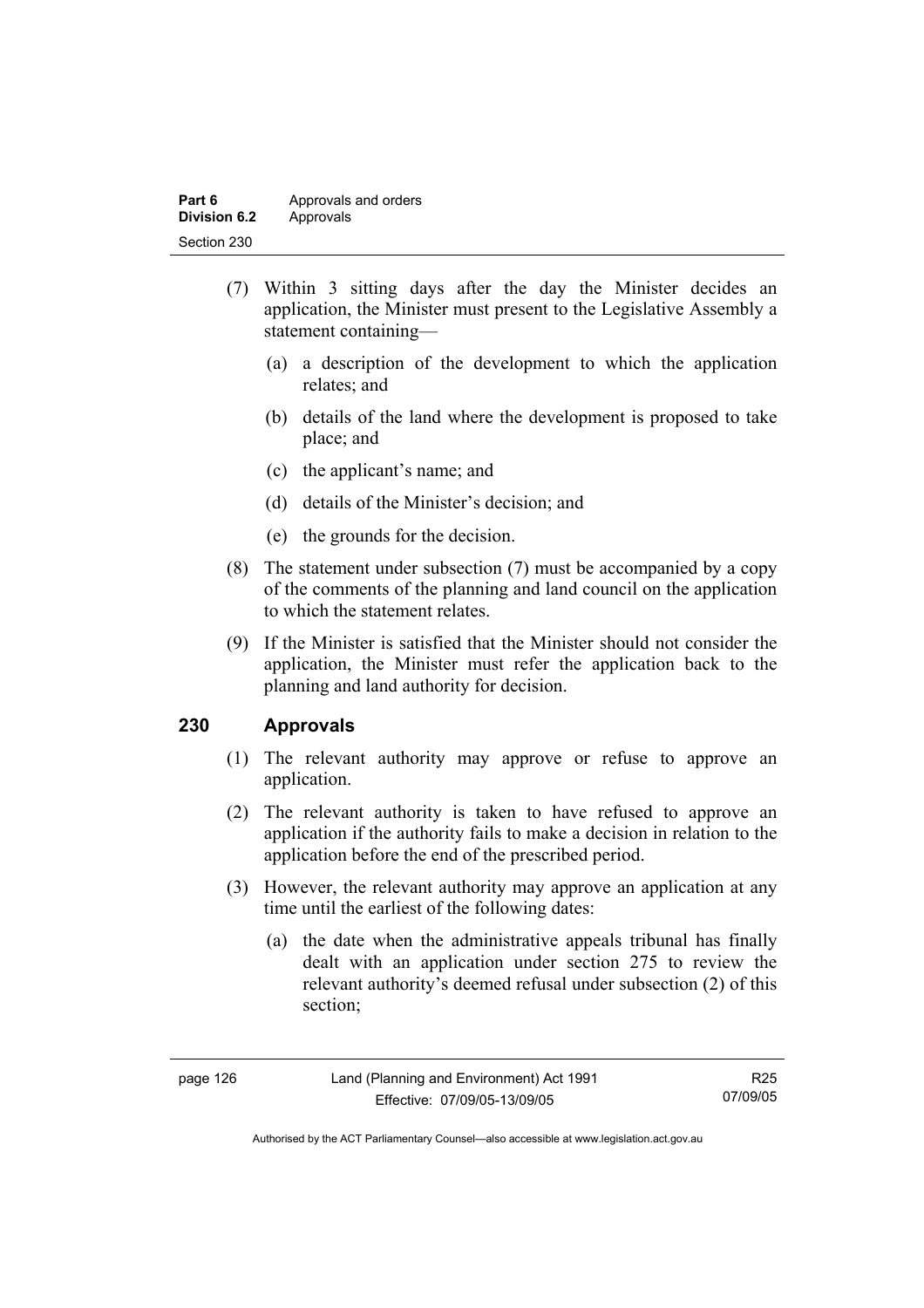(7) Within 3 sitting days after the day the Minister decides an application, the Minister must present to the Legislative Assembly a statement containing—

  (a) a description of the development to which the application relates; and

  (b) details of the land where the development is proposed to take place; and

  (c) the applicant's name; and

  (d) details of the Minister's decision; and

  (e) the grounds for the decision.

(8) The statement under subsection (7) must be accompanied by a copy of the comments of the planning and land council on the application to which the statement relates.

(9) If the Minister is satisfied that the Minister should not consider the application, the Minister must refer the application back to the planning and land authority for decision.

## 230 Approvals

(1) The relevant authority may approve or refuse to approve an application.

(2) The relevant authority is taken to have refused to approve an application if the authority fails to make a decision in relation to the application before the end of the prescribed period.

(3) However, the relevant authority may approve an application at any time until the earliest of the following dates:

  (a) the date when the administrative appeals tribunal has finally dealt with an application under section 275 to review the relevant authority's deemed refusal under subsection (2) of this section;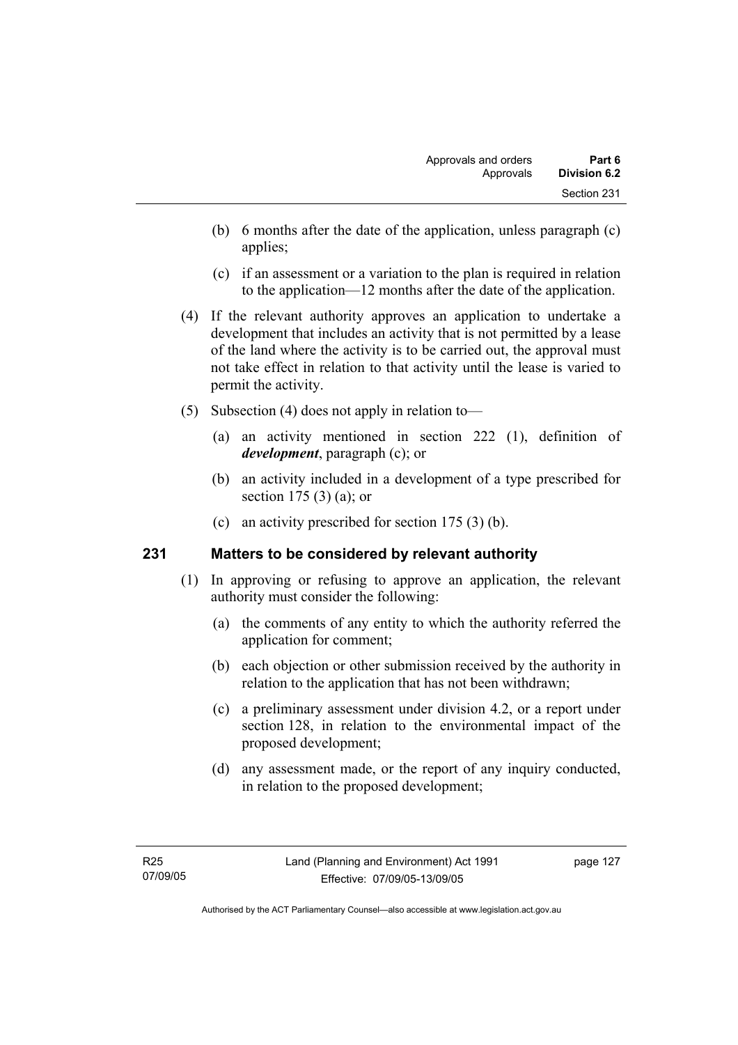(b) 6 months after the date of the application, unless paragraph (c) applies;

(c) if an assessment or a variation to the plan is required in relation to the application—12 months after the date of the application.

(4) If the relevant authority approves an application to undertake a development that includes an activity that is not permitted by a lease of the land where the activity is to be carried out, the approval must not take effect in relation to that activity until the lease is varied to permit the activity.

(5) Subsection (4) does not apply in relation to—

(a) an activity mentioned in section 222 (1), definition of ***development***, paragraph (c); or

(b) an activity included in a development of a type prescribed for section 175 (3) (a); or

(c) an activity prescribed for section 175 (3) (b).

## 231 Matters to be considered by relevant authority

(1) In approving or refusing to approve an application, the relevant authority must consider the following:

(a) the comments of any entity to which the authority referred the application for comment;

(b) each objection or other submission received by the authority in relation to the application that has not been withdrawn;

(c) a preliminary assessment under division 4.2, or a report under section 128, in relation to the environmental impact of the proposed development;

(d) any assessment made, or the report of any inquiry conducted, in relation to the proposed development;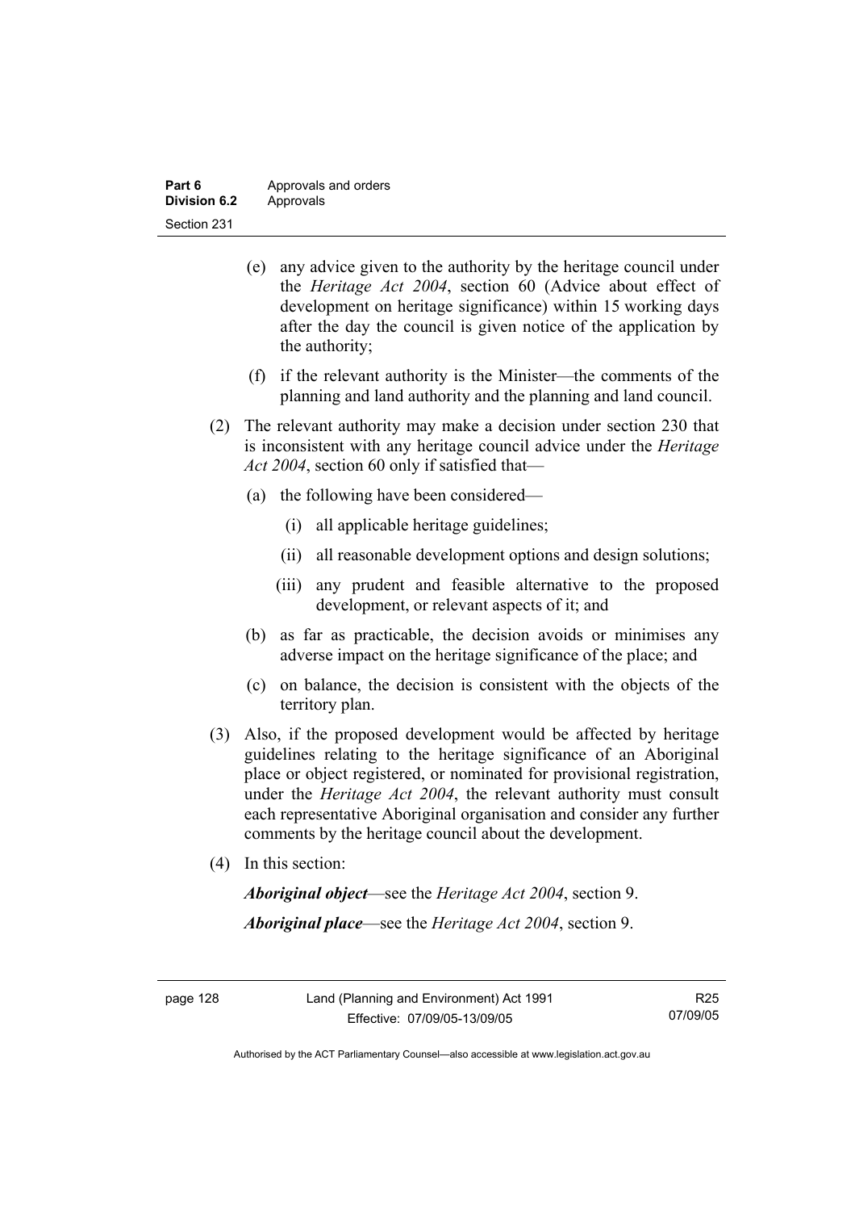(e) any advice given to the authority by the heritage council under the *Heritage Act 2004*, section 60 (Advice about effect of development on heritage significance) within 15 working days after the day the council is given notice of the application by the authority;

(f) if the relevant authority is the Minister—the comments of the planning and land authority and the planning and land council.

(2) The relevant authority may make a decision under section 230 that is inconsistent with any heritage council advice under the *Heritage Act 2004*, section 60 only if satisfied that—

(a) the following have been considered—

(i) all applicable heritage guidelines;

(ii) all reasonable development options and design solutions;

(iii) any prudent and feasible alternative to the proposed development, or relevant aspects of it; and

(b) as far as practicable, the decision avoids or minimises any adverse impact on the heritage significance of the place; and

(c) on balance, the decision is consistent with the objects of the territory plan.

(3) Also, if the proposed development would be affected by heritage guidelines relating to the heritage significance of an Aboriginal place or object registered, or nominated for provisional registration, under the *Heritage Act 2004*, the relevant authority must consult each representative Aboriginal organisation and consider any further comments by the heritage council about the development.

(4) In this section:

***Aboriginal object***—see the *Heritage Act 2004*, section 9.

***Aboriginal place***—see the *Heritage Act 2004*, section 9.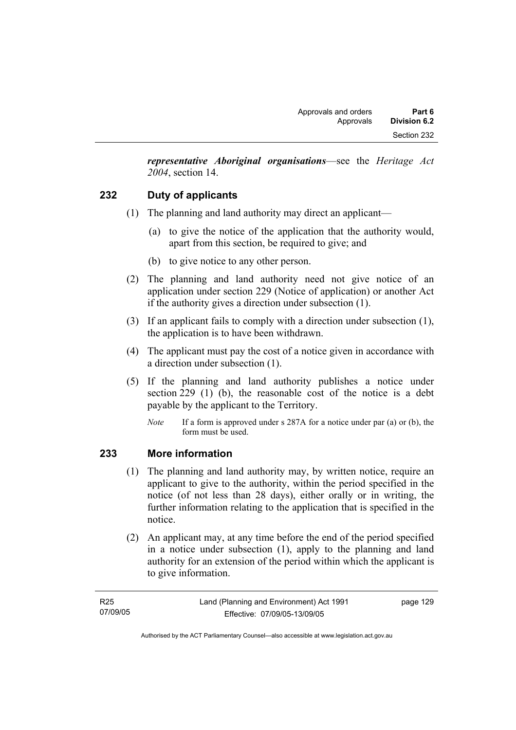***representative Aboriginal organisations***—see the *Heritage Act 2004*, section 14.

## 232 Duty of applicants

(1) The planning and land authority may direct an applicant—

(a) to give the notice of the application that the authority would, apart from this section, be required to give; and

(b) to give notice to any other person.

(2) The planning and land authority need not give notice of an application under section 229 (Notice of application) or another Act if the authority gives a direction under subsection (1).

(3) If an applicant fails to comply with a direction under subsection (1), the application is to have been withdrawn.

(4) The applicant must pay the cost of a notice given in accordance with a direction under subsection (1).

(5) If the planning and land authority publishes a notice under section 229 (1) (b), the reasonable cost of the notice is a debt payable by the applicant to the Territory.

*Note* If a form is approved under s 287A for a notice under par (a) or (b), the form must be used.

## 233 More information

(1) The planning and land authority may, by written notice, require an applicant to give to the authority, within the period specified in the notice (of not less than 28 days), either orally or in writing, the further information relating to the application that is specified in the notice.

(2) An applicant may, at any time before the end of the period specified in a notice under subsection (1), apply to the planning and land authority for an extension of the period within which the applicant is to give information.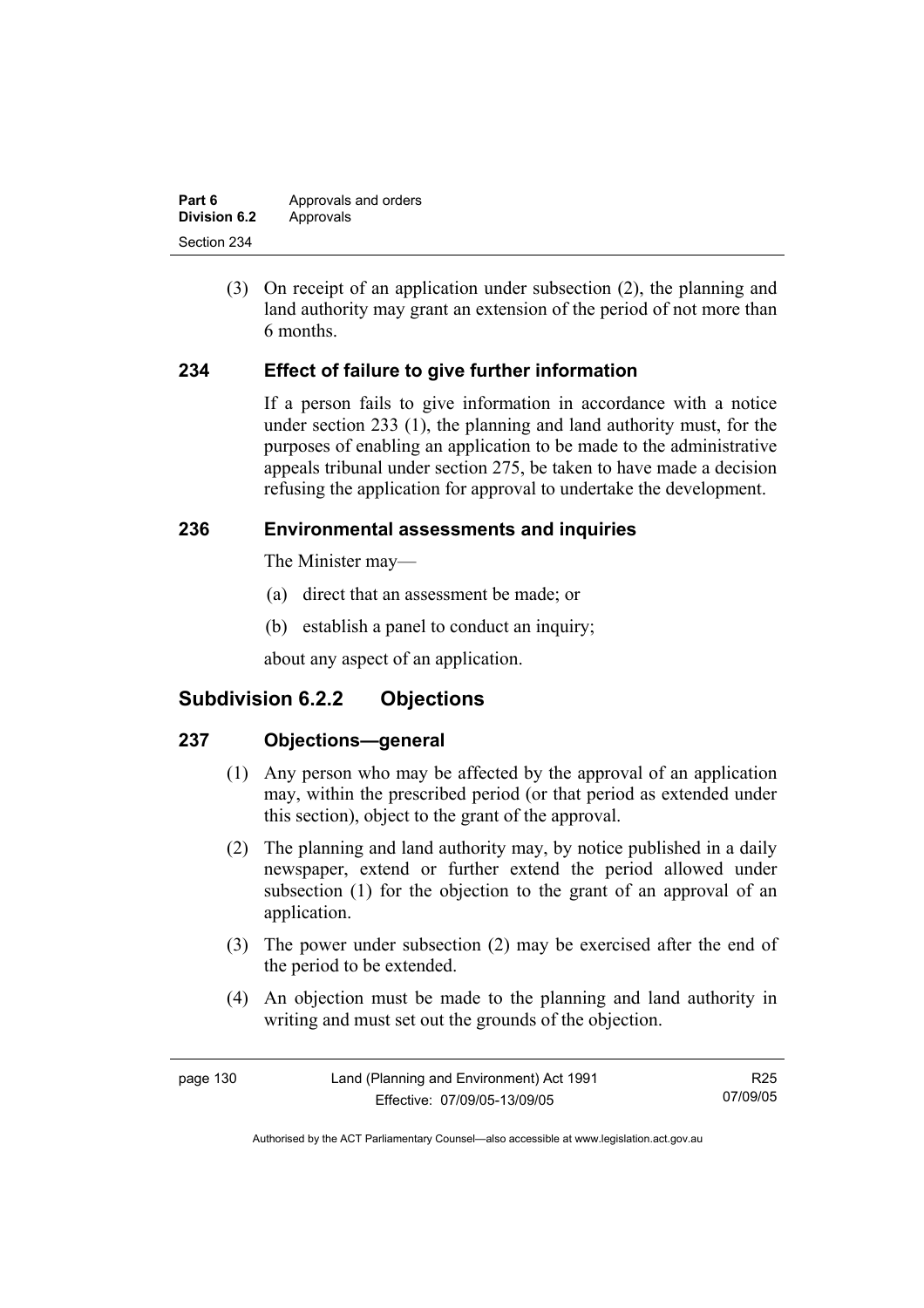(3) On receipt of an application under subsection (2), the planning and land authority may grant an extension of the period of not more than 6 months.

## 234 Effect of failure to give further information

If a person fails to give information in accordance with a notice under section 233 (1), the planning and land authority must, for the purposes of enabling an application to be made to the administrative appeals tribunal under section 275, be taken to have made a decision refusing the application for approval to undertake the development.

## 236 Environmental assessments and inquiries

The Minister may—

(a) direct that an assessment be made; or

(b) establish a panel to conduct an inquiry;

about any aspect of an application.

# Subdivision 6.2.2 Objections

## 237 Objections—general

(1) Any person who may be affected by the approval of an application may, within the prescribed period (or that period as extended under this section), object to the grant of the approval.

(2) The planning and land authority may, by notice published in a daily newspaper, extend or further extend the period allowed under subsection (1) for the objection to the grant of an approval of an application.

(3) The power under subsection (2) may be exercised after the end of the period to be extended.

(4) An objection must be made to the planning and land authority in writing and must set out the grounds of the objection.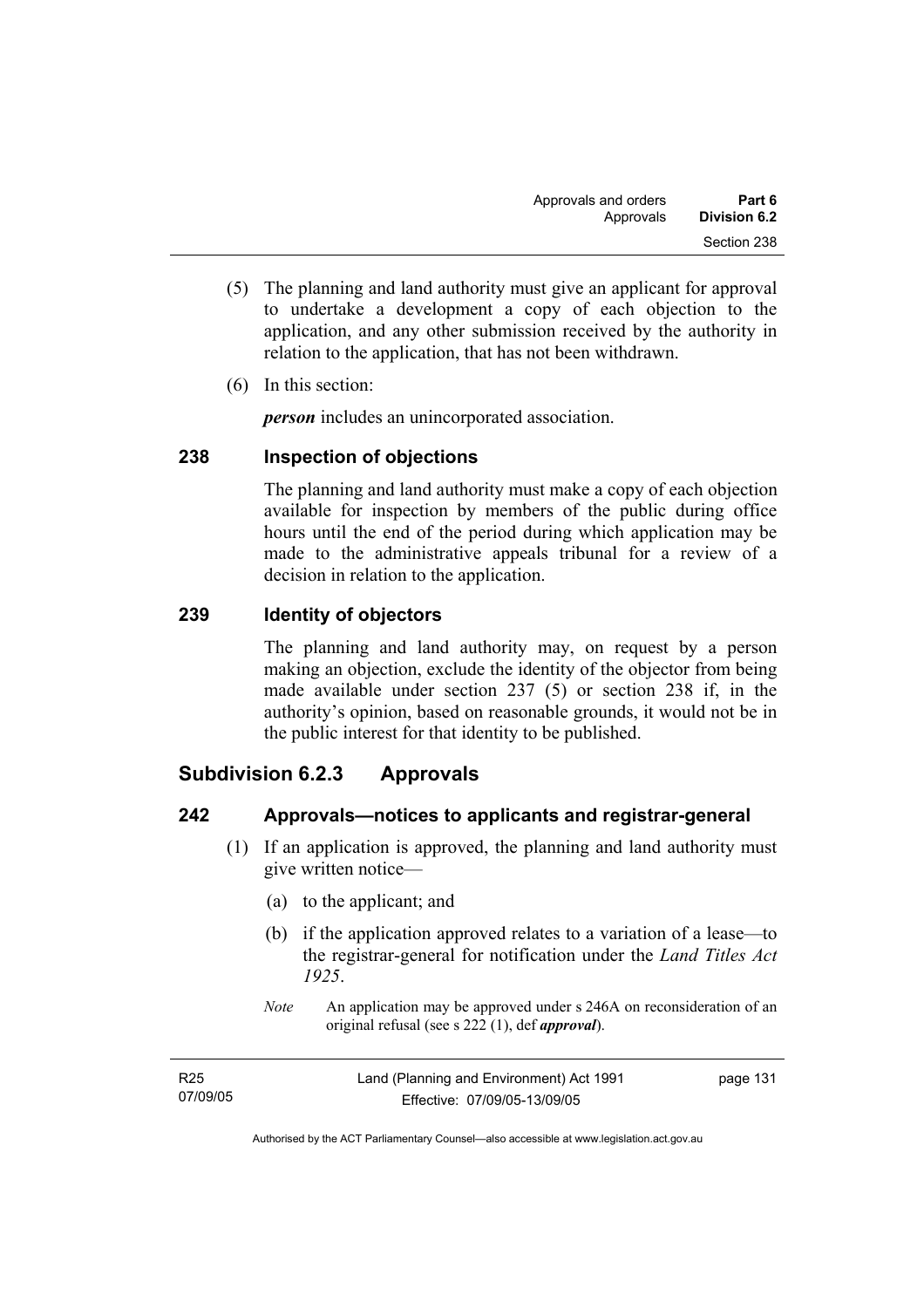(5) The planning and land authority must give an applicant for approval to undertake a development a copy of each objection to the application, and any other submission received by the authority in relation to the application, that has not been withdrawn.

(6) In this section:

***person*** includes an unincorporated association.

### 238 Inspection of objections

The planning and land authority must make a copy of each objection available for inspection by members of the public during office hours until the end of the period during which application may be made to the administrative appeals tribunal for a review of a decision in relation to the application.

### 239 Identity of objectors

The planning and land authority may, on request by a person making an objection, exclude the identity of the objector from being made available under section 237 (5) or section 238 if, in the authority's opinion, based on reasonable grounds, it would not be in the public interest for that identity to be published.

## Subdivision 6.2.3 Approvals

### 242 Approvals—notices to applicants and registrar-general

(1) If an application is approved, the planning and land authority must give written notice—

(a) to the applicant; and

(b) if the application approved relates to a variation of a lease—to the registrar-general for notification under the *Land Titles Act 1925*.

*Note* An application may be approved under s 246A on reconsideration of an original refusal (see s 222 (1), def ***approval***).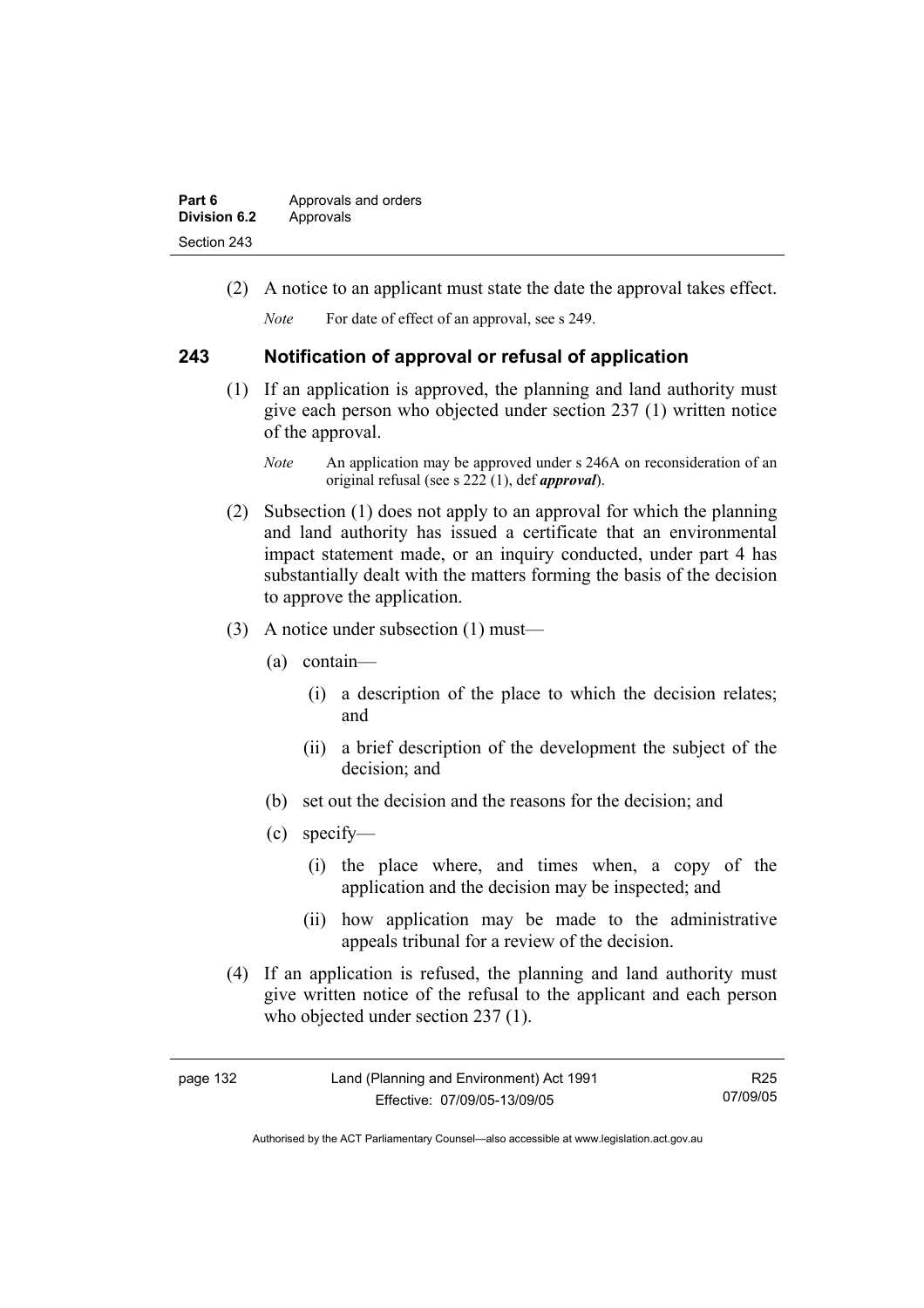(2) A notice to an applicant must state the date the approval takes effect.

*Note* For date of effect of an approval, see s 249.

## 243 Notification of approval or refusal of application

(1) If an application is approved, the planning and land authority must give each person who objected under section 237 (1) written notice of the approval.

*Note* An application may be approved under s 246A on reconsideration of an original refusal (see s 222 (1), def ***approval***).

(2) Subsection (1) does not apply to an approval for which the planning and land authority has issued a certificate that an environmental impact statement made, or an inquiry conducted, under part 4 has substantially dealt with the matters forming the basis of the decision to approve the application.

(3) A notice under subsection (1) must—

(a) contain—

(i) a description of the place to which the decision relates; and

(ii) a brief description of the development the subject of the decision; and

(b) set out the decision and the reasons for the decision; and

(c) specify—

(i) the place where, and times when, a copy of the application and the decision may be inspected; and

(ii) how application may be made to the administrative appeals tribunal for a review of the decision.

(4) If an application is refused, the planning and land authority must give written notice of the refusal to the applicant and each person who objected under section 237 (1).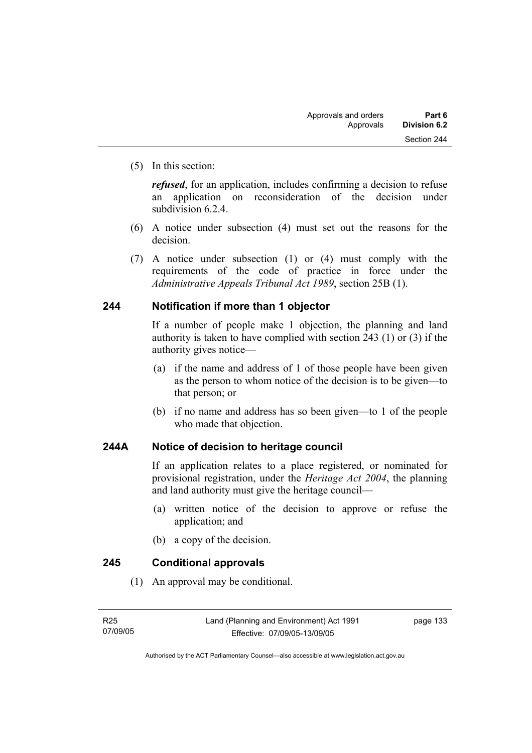(5) In this section:

***refused***, for an application, includes confirming a decision to refuse an application on reconsideration of the decision under subdivision 6.2.4.

(6) A notice under subsection (4) must set out the reasons for the decision.

(7) A notice under subsection (1) or (4) must comply with the requirements of the code of practice in force under the *Administrative Appeals Tribunal Act 1989*, section 25B (1).

## 244 Notification if more than 1 objector

If a number of people make 1 objection, the planning and land authority is taken to have complied with section 243 (1) or (3) if the authority gives notice—

(a) if the name and address of 1 of those people have been given as the person to whom notice of the decision is to be given—to that person; or

(b) if no name and address has so been given—to 1 of the people who made that objection.

## 244A Notice of decision to heritage council

If an application relates to a place registered, or nominated for provisional registration, under the *Heritage Act 2004*, the planning and land authority must give the heritage council—

(a) written notice of the decision to approve or refuse the application; and

(b) a copy of the decision.

## 245 Conditional approvals

(1) An approval may be conditional.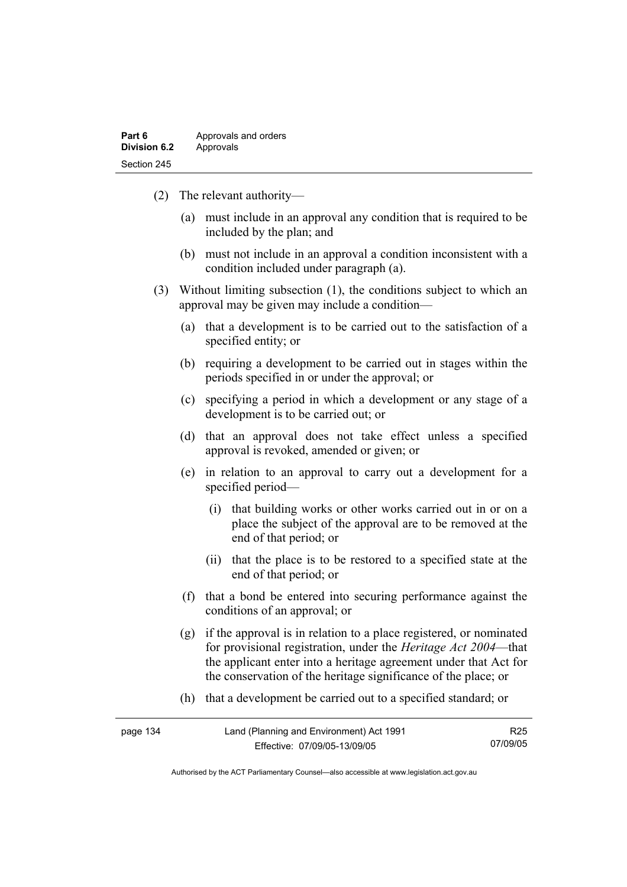(2) The relevant authority—

(a) must include in an approval any condition that is required to be included by the plan; and

(b) must not include in an approval a condition inconsistent with a condition included under paragraph (a).

(3) Without limiting subsection (1), the conditions subject to which an approval may be given may include a condition—

(a) that a development is to be carried out to the satisfaction of a specified entity; or

(b) requiring a development to be carried out in stages within the periods specified in or under the approval; or

(c) specifying a period in which a development or any stage of a development is to be carried out; or

(d) that an approval does not take effect unless a specified approval is revoked, amended or given; or

(e) in relation to an approval to carry out a development for a specified period—

(i) that building works or other works carried out in or on a place the subject of the approval are to be removed at the end of that period; or

(ii) that the place is to be restored to a specified state at the end of that period; or

(f) that a bond be entered into securing performance against the conditions of an approval; or

(g) if the approval is in relation to a place registered, or nominated for provisional registration, under the *Heritage Act 2004*—that the applicant enter into a heritage agreement under that Act for the conservation of the heritage significance of the place; or

(h) that a development be carried out to a specified standard; or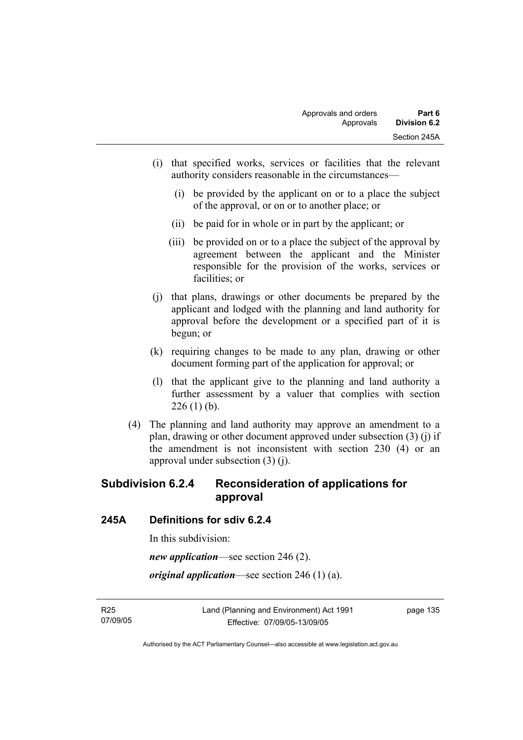(i) that specified works, services or facilities that the relevant authority considers reasonable in the circumstances—

  (i) be provided by the applicant on or to a place the subject of the approval, or on or to another place; or

  (ii) be paid for in whole or in part by the applicant; or

  (iii) be provided on or to a place the subject of the approval by agreement between the applicant and the Minister responsible for the provision of the works, services or facilities; or

(j) that plans, drawings or other documents be prepared by the applicant and lodged with the planning and land authority for approval before the development or a specified part of it is begun; or

(k) requiring changes to be made to any plan, drawing or other document forming part of the application for approval; or

(l) that the applicant give to the planning and land authority a further assessment by a valuer that complies with section 226 (1) (b).

(4) The planning and land authority may approve an amendment to a plan, drawing or other document approved under subsection (3) (j) if the amendment is not inconsistent with section 230 (4) or an approval under subsection (3) (j).

## Subdivision 6.2.4 Reconsideration of applications for approval

### 245A Definitions for sdiv 6.2.4

In this subdivision:

***new application***—see section 246 (2).

***original application***—see section 246 (1) (a).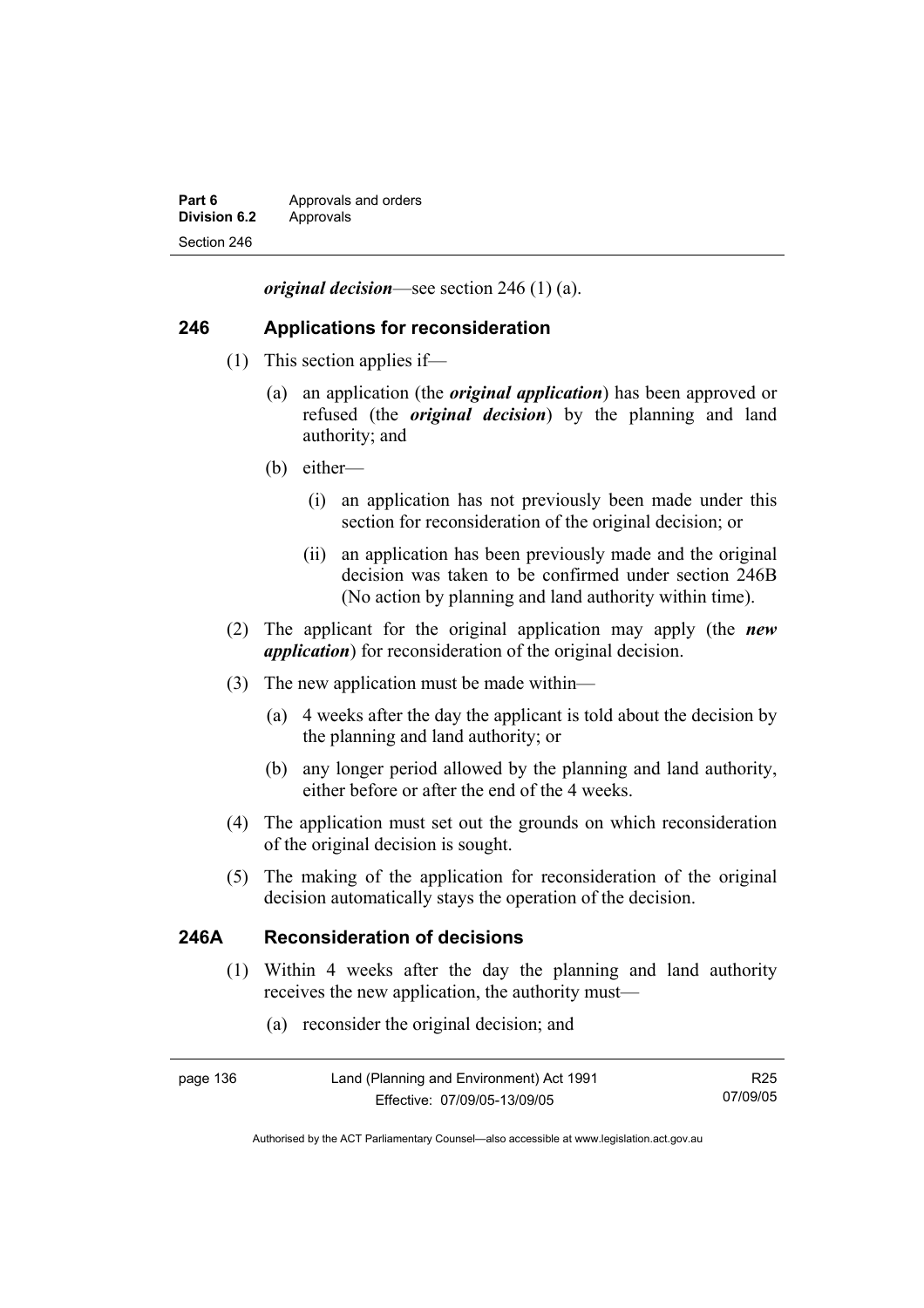***original decision***—see section 246 (1) (a).

## 246 Applications for reconsideration

(1) This section applies if—

(a) an application (the ***original application***) has been approved or refused (the ***original decision***) by the planning and land authority; and

(b) either—

(i) an application has not previously been made under this section for reconsideration of the original decision; or

(ii) an application has been previously made and the original decision was taken to be confirmed under section 246B (No action by planning and land authority within time).

(2) The applicant for the original application may apply (the ***new application***) for reconsideration of the original decision.

(3) The new application must be made within—

(a) 4 weeks after the day the applicant is told about the decision by the planning and land authority; or

(b) any longer period allowed by the planning and land authority, either before or after the end of the 4 weeks.

(4) The application must set out the grounds on which reconsideration of the original decision is sought.

(5) The making of the application for reconsideration of the original decision automatically stays the operation of the decision.

## 246A Reconsideration of decisions

(1) Within 4 weeks after the day the planning and land authority receives the new application, the authority must—

(a) reconsider the original decision; and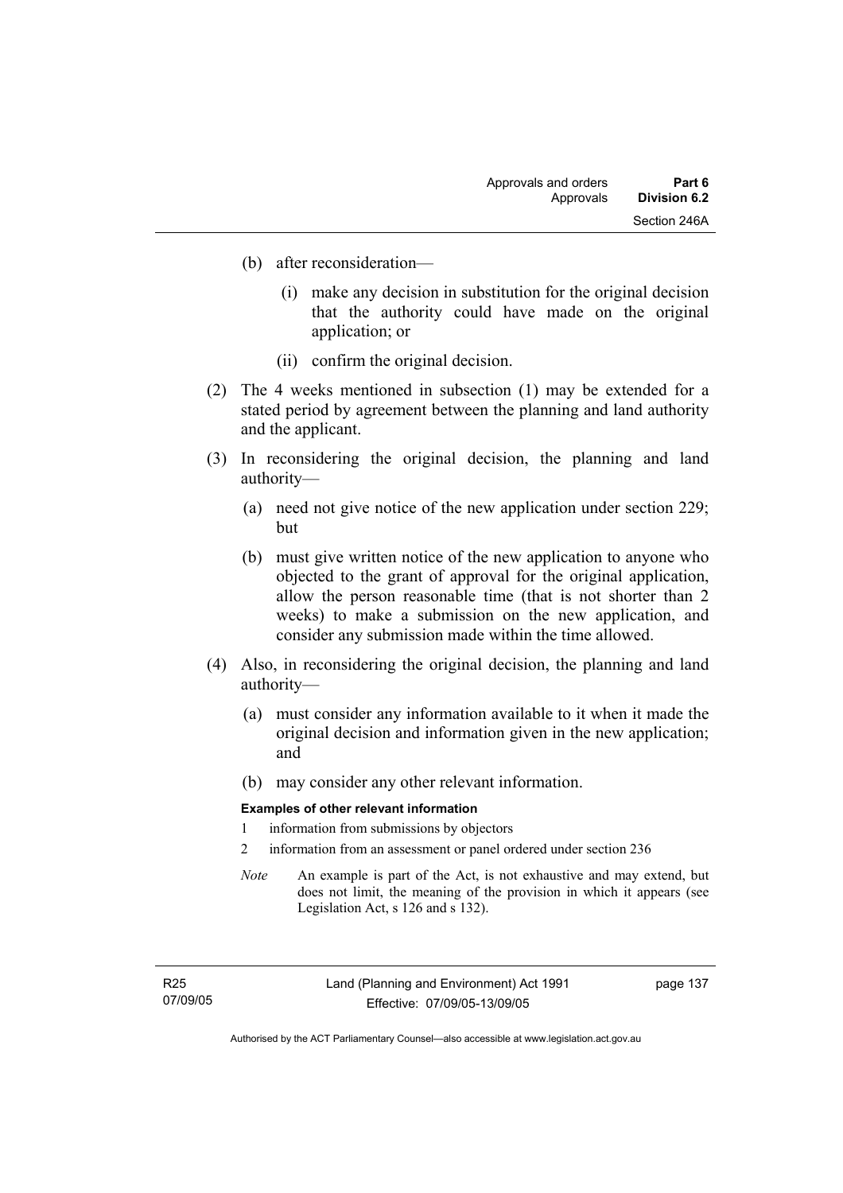(b) after reconsideration—

  (i) make any decision in substitution for the original decision that the authority could have made on the original application; or

  (ii) confirm the original decision.

(2) The 4 weeks mentioned in subsection (1) may be extended for a stated period by agreement between the planning and land authority and the applicant.

(3) In reconsidering the original decision, the planning and land authority—

  (a) need not give notice of the new application under section 229; but

  (b) must give written notice of the new application to anyone who objected to the grant of approval for the original application, allow the person reasonable time (that is not shorter than 2 weeks) to make a submission on the new application, and consider any submission made within the time allowed.

(4) Also, in reconsidering the original decision, the planning and land authority—

  (a) must consider any information available to it when it made the original decision and information given in the new application; and

  (b) may consider any other relevant information.

**Examples of other relevant information**

1 information from submissions by objectors

2 information from an assessment or panel ordered under section 236

*Note* An example is part of the Act, is not exhaustive and may extend, but does not limit, the meaning of the provision in which it appears (see Legislation Act, s 126 and s 132).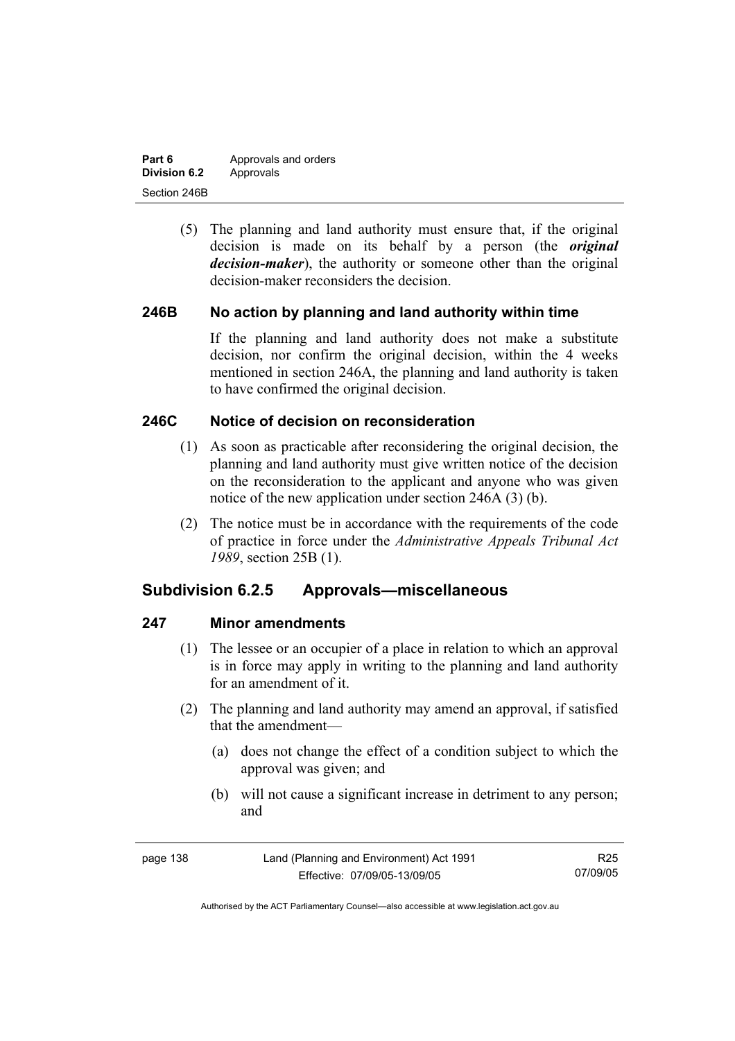(5) The planning and land authority must ensure that, if the original decision is made on its behalf by a person (the ***original decision-maker***), the authority or someone other than the original decision-maker reconsiders the decision.

### 246B No action by planning and land authority within time

If the planning and land authority does not make a substitute decision, nor confirm the original decision, within the 4 weeks mentioned in section 246A, the planning and land authority is taken to have confirmed the original decision.

### 246C Notice of decision on reconsideration

(1) As soon as practicable after reconsidering the original decision, the planning and land authority must give written notice of the decision on the reconsideration to the applicant and anyone who was given notice of the new application under section 246A (3) (b).

(2) The notice must be in accordance with the requirements of the code of practice in force under the *Administrative Appeals Tribunal Act 1989*, section 25B (1).

## Subdivision 6.2.5 Approvals—miscellaneous

### 247 Minor amendments

(1) The lessee or an occupier of a place in relation to which an approval is in force may apply in writing to the planning and land authority for an amendment of it.

(2) The planning and land authority may amend an approval, if satisfied that the amendment—

(a) does not change the effect of a condition subject to which the approval was given; and

(b) will not cause a significant increase in detriment to any person; and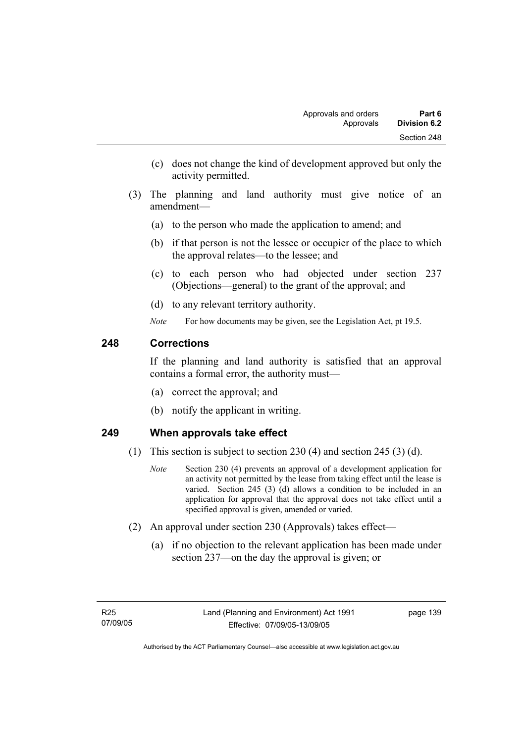(c) does not change the kind of development approved but only the activity permitted.

(3) The planning and land authority must give notice of an amendment—

(a) to the person who made the application to amend; and

(b) if that person is not the lessee or occupier of the place to which the approval relates—to the lessee; and

(c) to each person who had objected under section 237 (Objections—general) to the grant of the approval; and

(d) to any relevant territory authority.

*Note* For how documents may be given, see the Legislation Act, pt 19.5.

## 248 Corrections

If the planning and land authority is satisfied that an approval contains a formal error, the authority must—

(a) correct the approval; and

(b) notify the applicant in writing.

## 249 When approvals take effect

(1) This section is subject to section 230 (4) and section 245 (3) (d).

*Note* Section 230 (4) prevents an approval of a development application for an activity not permitted by the lease from taking effect until the lease is varied. Section 245 (3) (d) allows a condition to be included in an application for approval that the approval does not take effect until a specified approval is given, amended or varied.

(2) An approval under section 230 (Approvals) takes effect—

(a) if no objection to the relevant application has been made under section 237—on the day the approval is given; or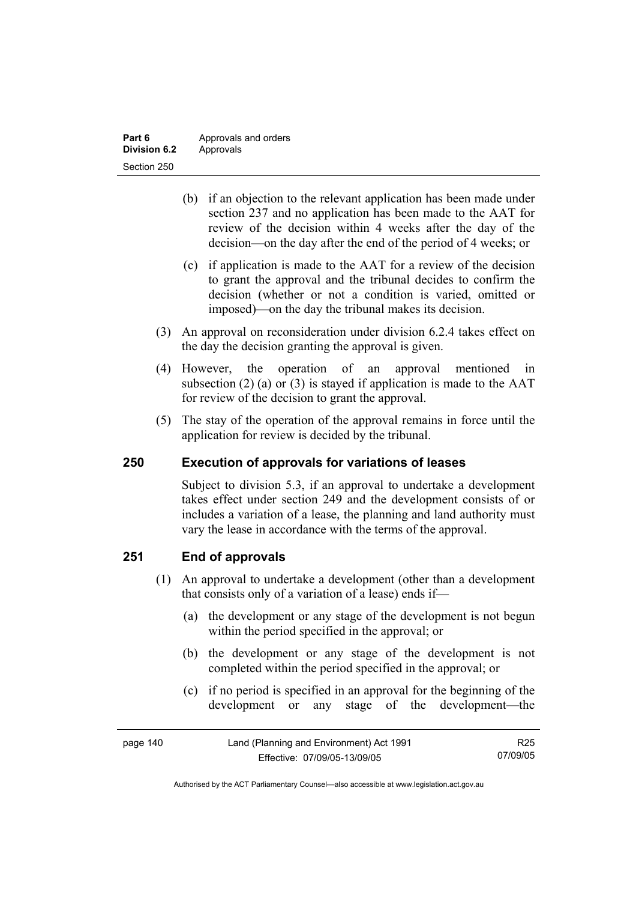(b) if an objection to the relevant application has been made under section 237 and no application has been made to the AAT for review of the decision within 4 weeks after the day of the decision—on the day after the end of the period of 4 weeks; or

(c) if application is made to the AAT for a review of the decision to grant the approval and the tribunal decides to confirm the decision (whether or not a condition is varied, omitted or imposed)—on the day the tribunal makes its decision.

(3) An approval on reconsideration under division 6.2.4 takes effect on the day the decision granting the approval is given.

(4) However, the operation of an approval mentioned in subsection (2) (a) or (3) is stayed if application is made to the AAT for review of the decision to grant the approval.

(5) The stay of the operation of the approval remains in force until the application for review is decided by the tribunal.

## 250 Execution of approvals for variations of leases

Subject to division 5.3, if an approval to undertake a development takes effect under section 249 and the development consists of or includes a variation of a lease, the planning and land authority must vary the lease in accordance with the terms of the approval.

## 251 End of approvals

(1) An approval to undertake a development (other than a development that consists only of a variation of a lease) ends if—

(a) the development or any stage of the development is not begun within the period specified in the approval; or

(b) the development or any stage of the development is not completed within the period specified in the approval; or

(c) if no period is specified in an approval for the beginning of the development or any stage of the development—the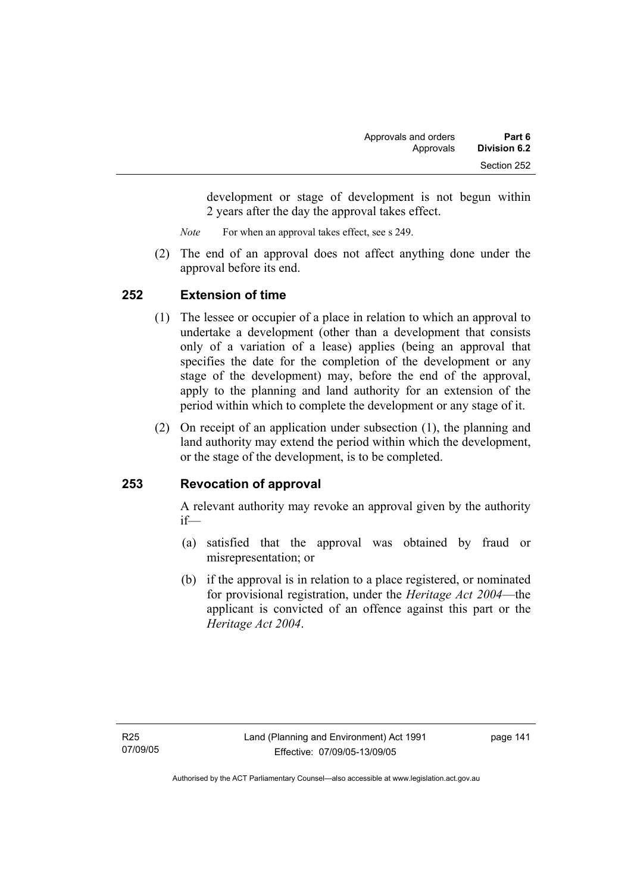development or stage of development is not begun within 2 years after the day the approval takes effect.

*Note* For when an approval takes effect, see s 249.

(2) The end of an approval does not affect anything done under the approval before its end.

## 252 Extension of time

(1) The lessee or occupier of a place in relation to which an approval to undertake a development (other than a development that consists only of a variation of a lease) applies (being an approval that specifies the date for the completion of the development or any stage of the development) may, before the end of the approval, apply to the planning and land authority for an extension of the period within which to complete the development or any stage of it.

(2) On receipt of an application under subsection (1), the planning and land authority may extend the period within which the development, or the stage of the development, is to be completed.

## 253 Revocation of approval

A relevant authority may revoke an approval given by the authority if—

(a) satisfied that the approval was obtained by fraud or misrepresentation; or

(b) if the approval is in relation to a place registered, or nominated for provisional registration, under the *Heritage Act 2004*—the applicant is convicted of an offence against this part or the *Heritage Act 2004*.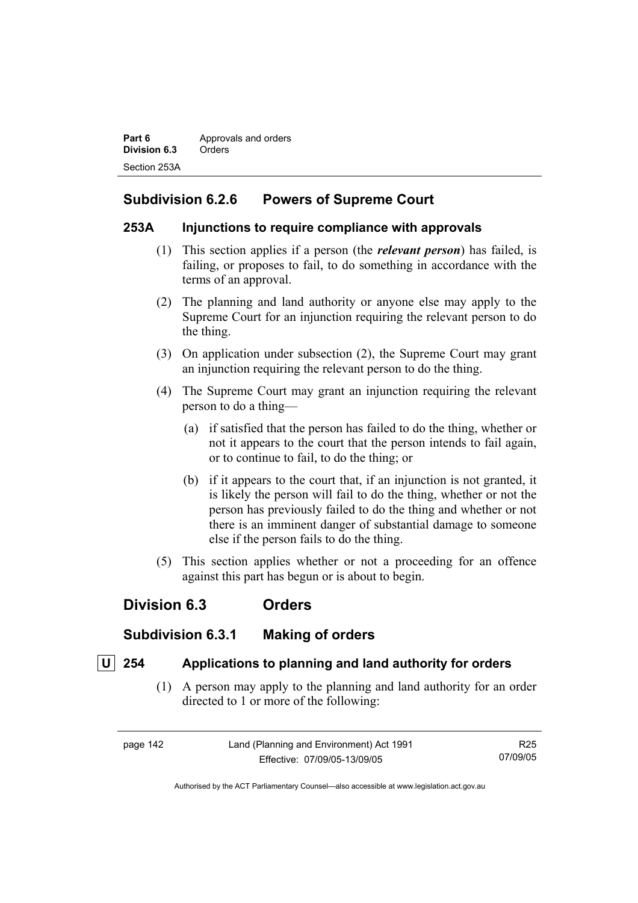### Subdivision 6.2.6 Powers of Supreme Court

#### 253A Injunctions to require compliance with approvals

(1) This section applies if a person (the ***relevant person***) has failed, is failing, or proposes to fail, to do something in accordance with the terms of an approval.

(2) The planning and land authority or anyone else may apply to the Supreme Court for an injunction requiring the relevant person to do the thing.

(3) On application under subsection (2), the Supreme Court may grant an injunction requiring the relevant person to do the thing.

(4) The Supreme Court may grant an injunction requiring the relevant person to do a thing—

(a) if satisfied that the person has failed to do the thing, whether or not it appears to the court that the person intends to fail again, or to continue to fail, to do the thing; or

(b) if it appears to the court that, if an injunction is not granted, it is likely the person will fail to do the thing, whether or not the person has previously failed to do the thing and whether or not there is an imminent danger of substantial damage to someone else if the person fails to do the thing.

(5) This section applies whether or not a proceeding for an offence against this part has begun or is about to begin.

## Division 6.3 Orders

### Subdivision 6.3.1 Making of orders

#### U 254 Applications to planning and land authority for orders

(1) A person may apply to the planning and land authority for an order directed to 1 or more of the following: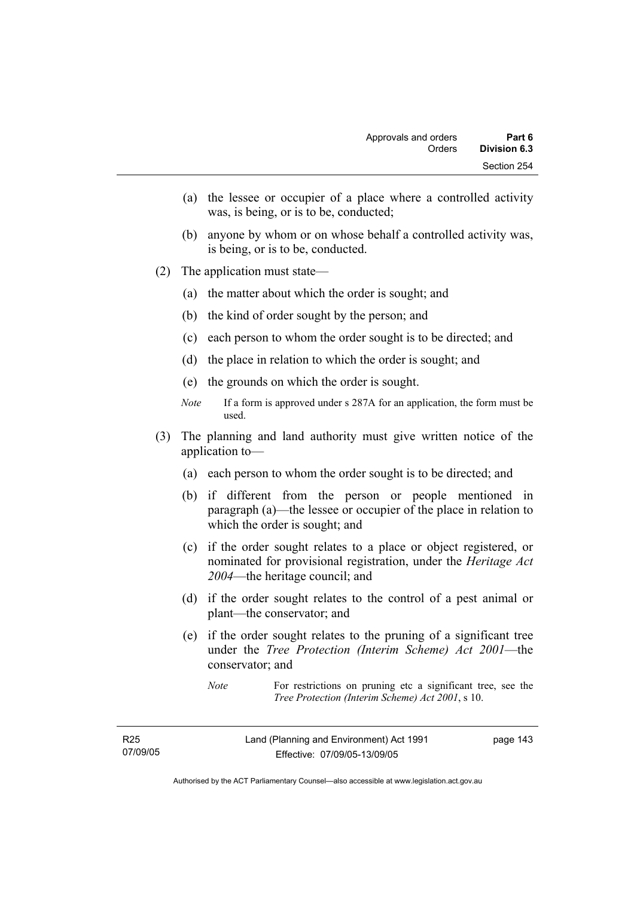(a) the lessee or occupier of a place where a controlled activity was, is being, or is to be, conducted;

(b) anyone by whom or on whose behalf a controlled activity was, is being, or is to be, conducted.

(2) The application must state—

(a) the matter about which the order is sought; and

(b) the kind of order sought by the person; and

(c) each person to whom the order sought is to be directed; and

(d) the place in relation to which the order is sought; and

(e) the grounds on which the order is sought.

*Note* If a form is approved under s 287A for an application, the form must be used.

(3) The planning and land authority must give written notice of the application to—

(a) each person to whom the order sought is to be directed; and

(b) if different from the person or people mentioned in paragraph (a)—the lessee or occupier of the place in relation to which the order is sought; and

(c) if the order sought relates to a place or object registered, or nominated for provisional registration, under the *Heritage Act 2004*—the heritage council; and

(d) if the order sought relates to the control of a pest animal or plant—the conservator; and

(e) if the order sought relates to the pruning of a significant tree under the *Tree Protection (Interim Scheme) Act 2001*—the conservator; and

*Note* For restrictions on pruning etc a significant tree, see the *Tree Protection (Interim Scheme) Act 2001*, s 10.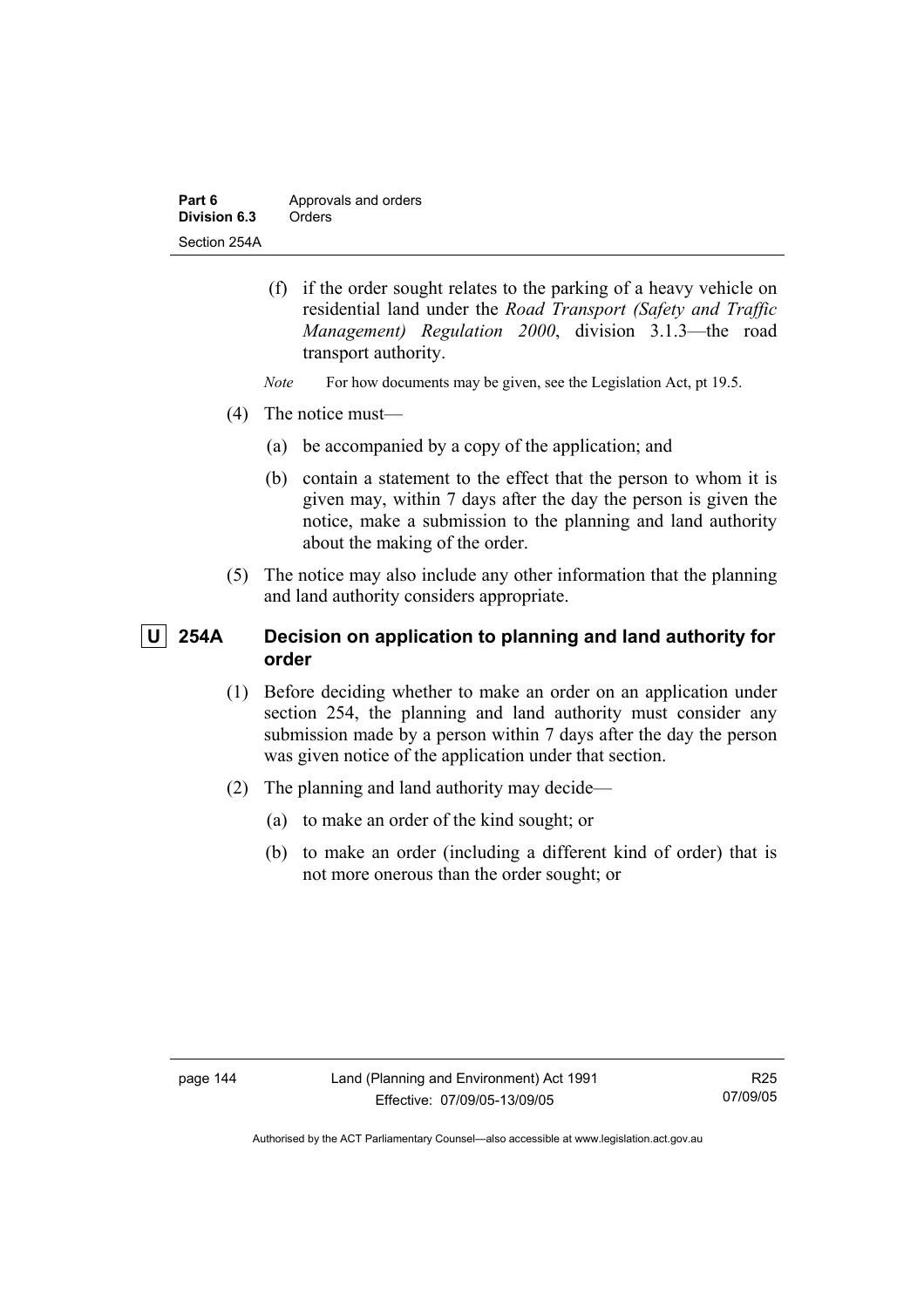(f) if the order sought relates to the parking of a heavy vehicle on residential land under the *Road Transport (Safety and Traffic Management) Regulation 2000*, division 3.1.3—the road transport authority.

*Note* For how documents may be given, see the Legislation Act, pt 19.5.

(4) The notice must—

(a) be accompanied by a copy of the application; and

(b) contain a statement to the effect that the person to whom it is given may, within 7 days after the day the person is given the notice, make a submission to the planning and land authority about the making of the order.

(5) The notice may also include any other information that the planning and land authority considers appropriate.

## U 254A Decision on application to planning and land authority for order

(1) Before deciding whether to make an order on an application under section 254, the planning and land authority must consider any submission made by a person within 7 days after the day the person was given notice of the application under that section.

(2) The planning and land authority may decide—

(a) to make an order of the kind sought; or

(b) to make an order (including a different kind of order) that is not more onerous than the order sought; or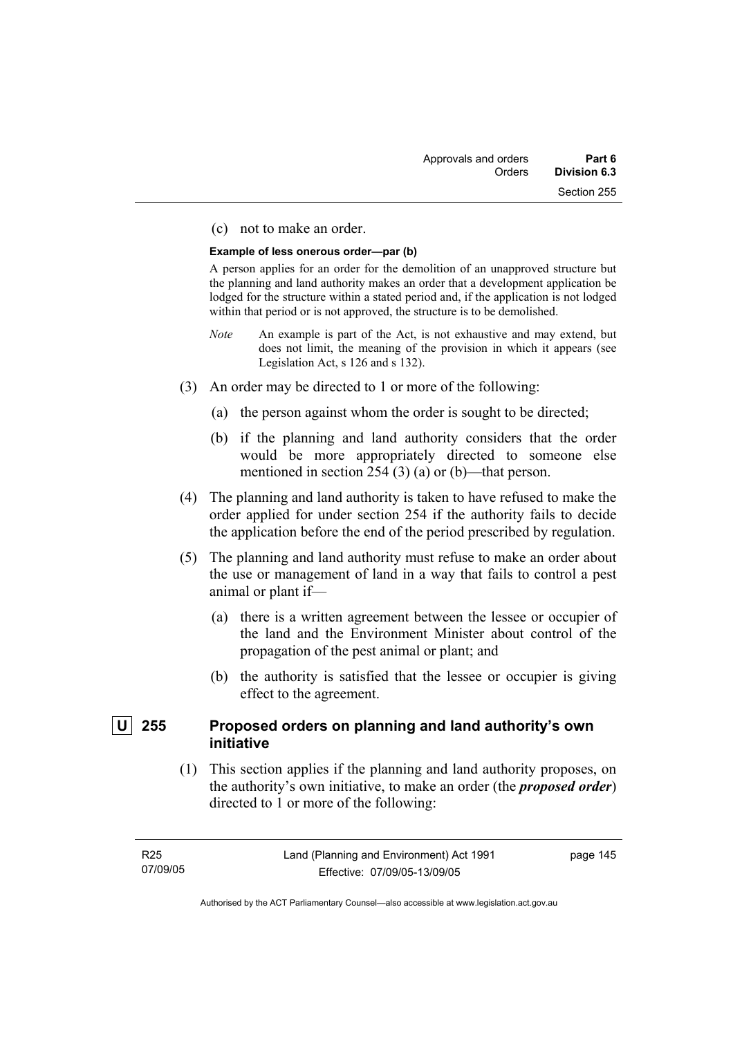(c) not to make an order.

**Example of less onerous order—par (b)**

A person applies for an order for the demolition of an unapproved structure but the planning and land authority makes an order that a development application be lodged for the structure within a stated period and, if the application is not lodged within that period or is not approved, the structure is to be demolished.

*Note* An example is part of the Act, is not exhaustive and may extend, but does not limit, the meaning of the provision in which it appears (see Legislation Act, s 126 and s 132).

(3) An order may be directed to 1 or more of the following:

(a) the person against whom the order is sought to be directed;

(b) if the planning and land authority considers that the order would be more appropriately directed to someone else mentioned in section 254 (3) (a) or (b)—that person.

(4) The planning and land authority is taken to have refused to make the order applied for under section 254 if the authority fails to decide the application before the end of the period prescribed by regulation.

(5) The planning and land authority must refuse to make an order about the use or management of land in a way that fails to control a pest animal or plant if—

(a) there is a written agreement between the lessee or occupier of the land and the Environment Minister about control of the propagation of the pest animal or plant; and

(b) the authority is satisfied that the lessee or occupier is giving effect to the agreement.

### U 255 Proposed orders on planning and land authority's own initiative

(1) This section applies if the planning and land authority proposes, on the authority's own initiative, to make an order (the ***proposed order***) directed to 1 or more of the following: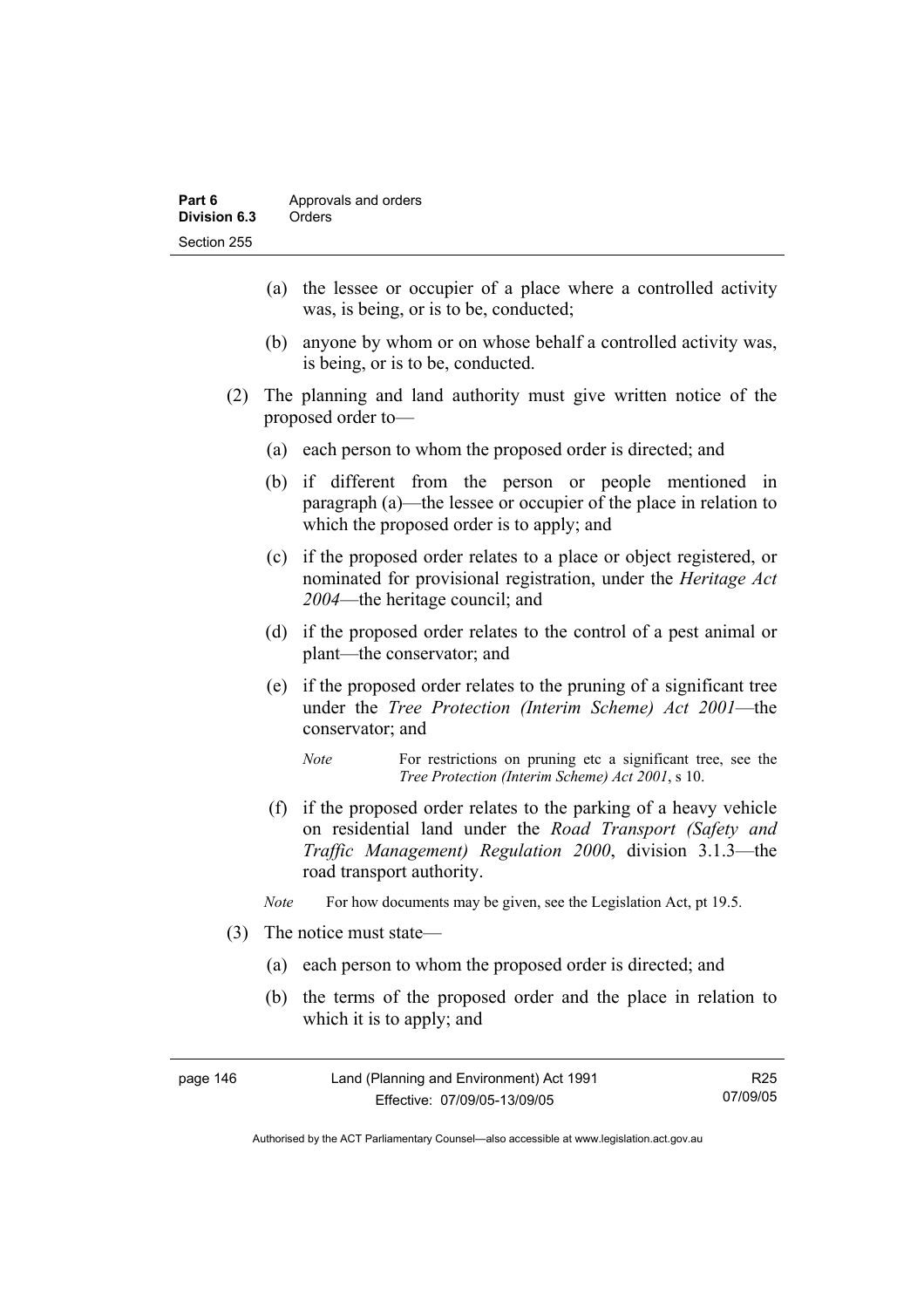(a) the lessee or occupier of a place where a controlled activity was, is being, or is to be, conducted;

(b) anyone by whom or on whose behalf a controlled activity was, is being, or is to be, conducted.

(2) The planning and land authority must give written notice of the proposed order to—

(a) each person to whom the proposed order is directed; and

(b) if different from the person or people mentioned in paragraph (a)—the lessee or occupier of the place in relation to which the proposed order is to apply; and

(c) if the proposed order relates to a place or object registered, or nominated for provisional registration, under the *Heritage Act 2004*—the heritage council; and

(d) if the proposed order relates to the control of a pest animal or plant—the conservator; and

(e) if the proposed order relates to the pruning of a significant tree under the *Tree Protection (Interim Scheme) Act 2001*—the conservator; and

*Note* For restrictions on pruning etc a significant tree, see the *Tree Protection (Interim Scheme) Act 2001*, s 10.

(f) if the proposed order relates to the parking of a heavy vehicle on residential land under the *Road Transport (Safety and Traffic Management) Regulation 2000*, division 3.1.3—the road transport authority.

*Note* For how documents may be given, see the Legislation Act, pt 19.5.

(3) The notice must state—

(a) each person to whom the proposed order is directed; and

(b) the terms of the proposed order and the place in relation to which it is to apply; and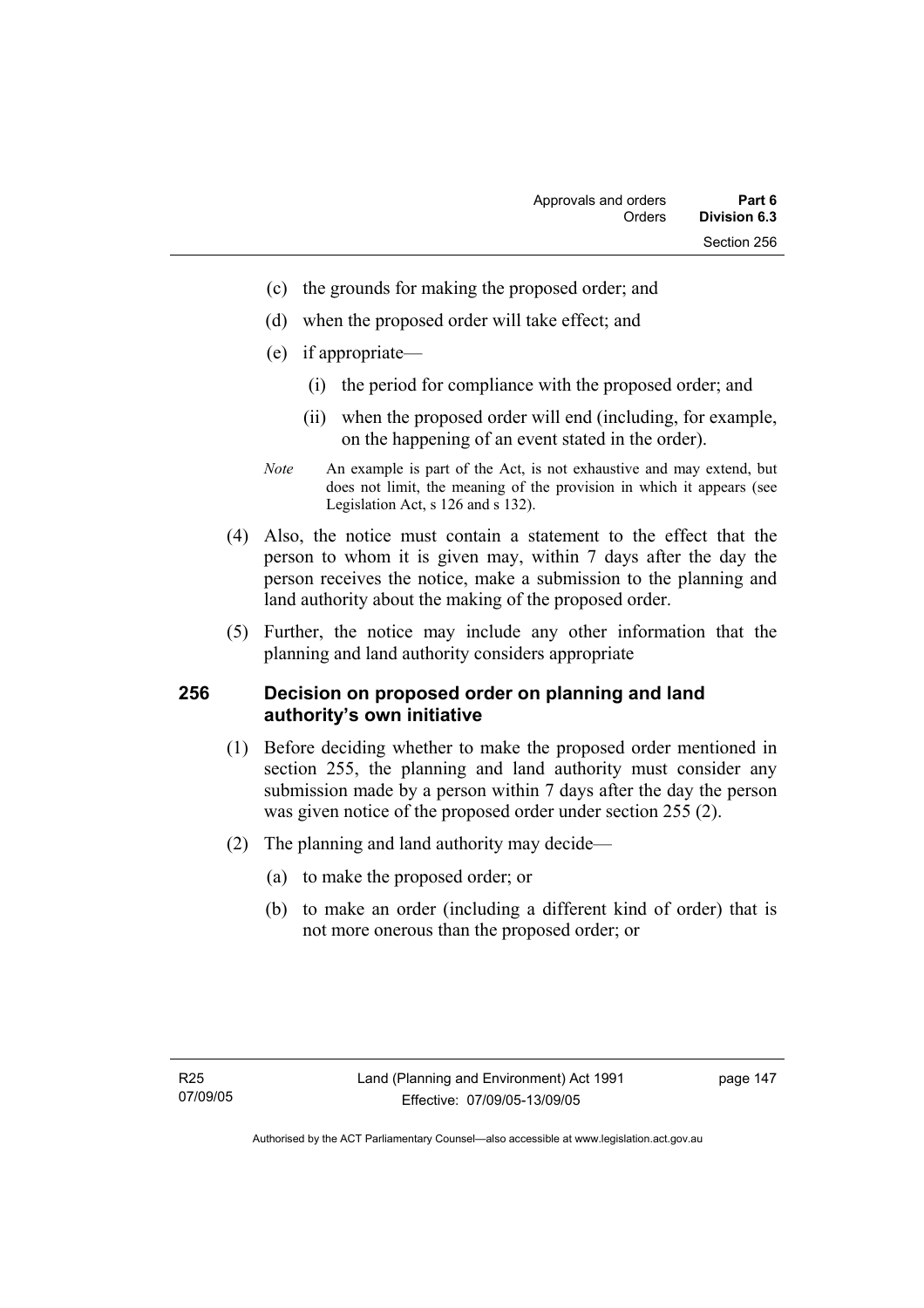(c) the grounds for making the proposed order; and

(d) when the proposed order will take effect; and

(e) if appropriate—

(i) the period for compliance with the proposed order; and

(ii) when the proposed order will end (including, for example, on the happening of an event stated in the order).

*Note* An example is part of the Act, is not exhaustive and may extend, but does not limit, the meaning of the provision in which it appears (see Legislation Act, s 126 and s 132).

(4) Also, the notice must contain a statement to the effect that the person to whom it is given may, within 7 days after the day the person receives the notice, make a submission to the planning and land authority about the making of the proposed order.

(5) Further, the notice may include any other information that the planning and land authority considers appropriate

## 256 Decision on proposed order on planning and land authority's own initiative

(1) Before deciding whether to make the proposed order mentioned in section 255, the planning and land authority must consider any submission made by a person within 7 days after the day the person was given notice of the proposed order under section 255 (2).

(2) The planning and land authority may decide—

(a) to make the proposed order; or

(b) to make an order (including a different kind of order) that is not more onerous than the proposed order; or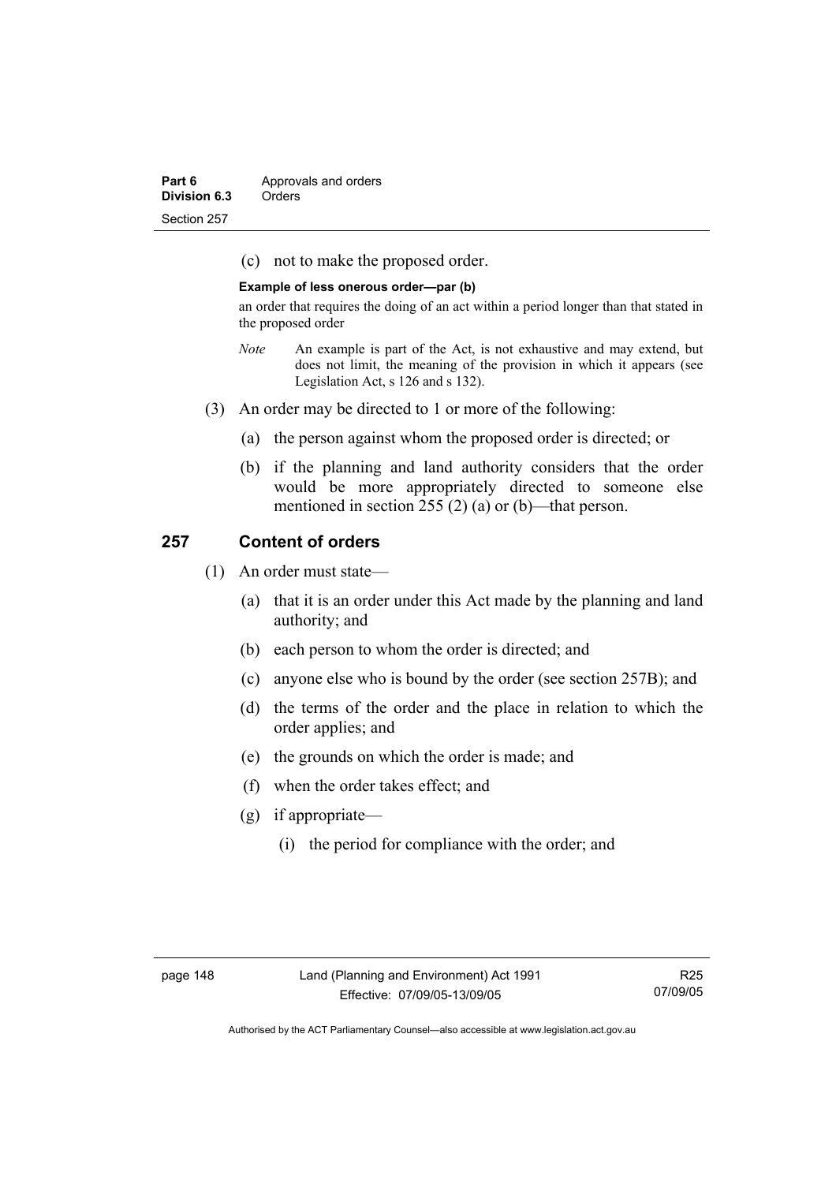(c) not to make the proposed order.

**Example of less onerous order—par (b)**

an order that requires the doing of an act within a period longer than that stated in the proposed order

*Note* An example is part of the Act, is not exhaustive and may extend, but does not limit, the meaning of the provision in which it appears (see Legislation Act, s 126 and s 132).

(3) An order may be directed to 1 or more of the following:

(a) the person against whom the proposed order is directed; or

(b) if the planning and land authority considers that the order would be more appropriately directed to someone else mentioned in section 255 (2) (a) or (b)—that person.

## 257 Content of orders

(1) An order must state—

(a) that it is an order under this Act made by the planning and land authority; and

(b) each person to whom the order is directed; and

(c) anyone else who is bound by the order (see section 257B); and

(d) the terms of the order and the place in relation to which the order applies; and

(e) the grounds on which the order is made; and

(f) when the order takes effect; and

(g) if appropriate—

(i) the period for compliance with the order; and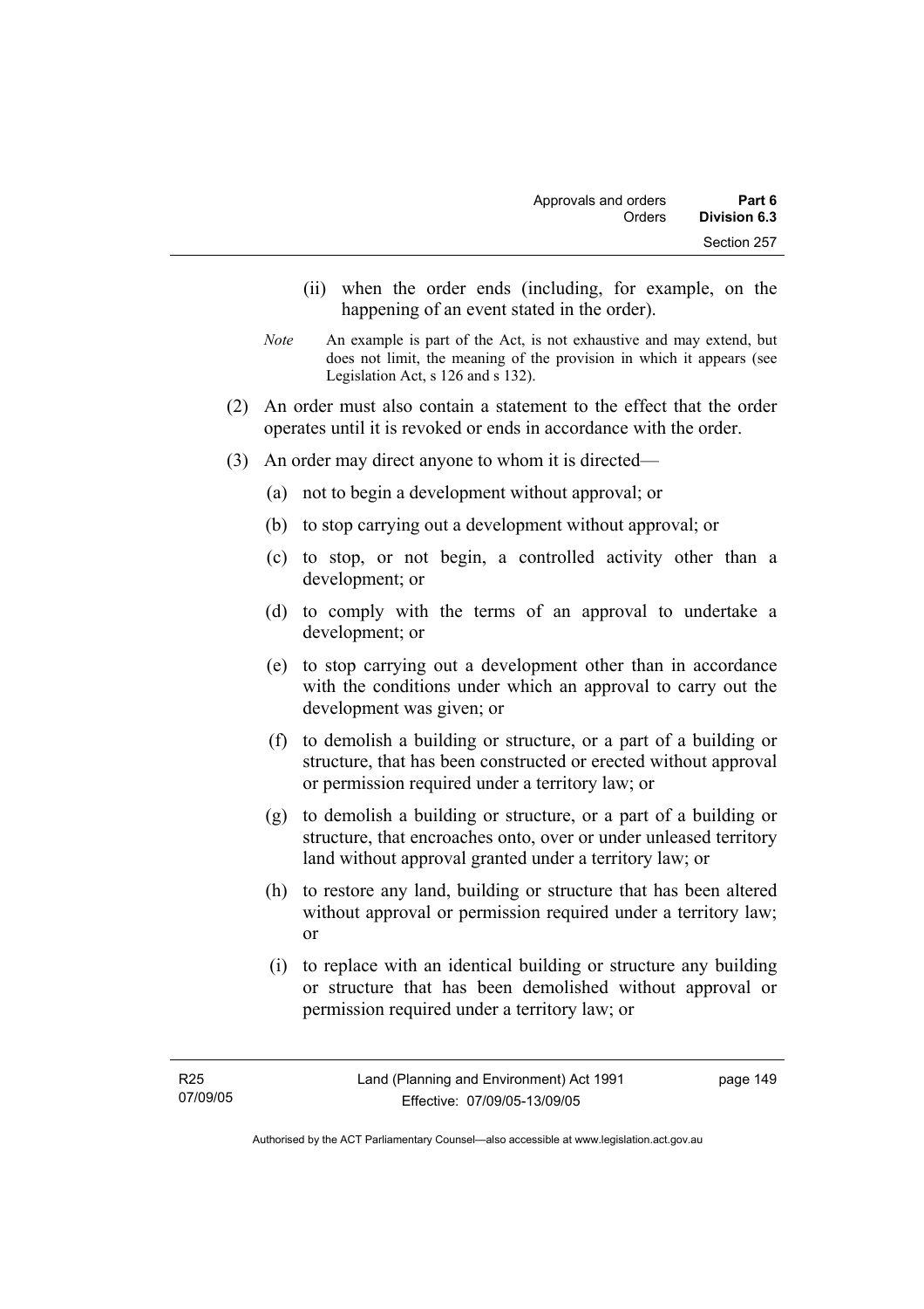(ii) when the order ends (including, for example, on the happening of an event stated in the order).

*Note* An example is part of the Act, is not exhaustive and may extend, but does not limit, the meaning of the provision in which it appears (see Legislation Act, s 126 and s 132).

(2) An order must also contain a statement to the effect that the order operates until it is revoked or ends in accordance with the order.

(3) An order may direct anyone to whom it is directed—

(a) not to begin a development without approval; or

(b) to stop carrying out a development without approval; or

(c) to stop, or not begin, a controlled activity other than a development; or

(d) to comply with the terms of an approval to undertake a development; or

(e) to stop carrying out a development other than in accordance with the conditions under which an approval to carry out the development was given; or

(f) to demolish a building or structure, or a part of a building or structure, that has been constructed or erected without approval or permission required under a territory law; or

(g) to demolish a building or structure, or a part of a building or structure, that encroaches onto, over or under unleased territory land without approval granted under a territory law; or

(h) to restore any land, building or structure that has been altered without approval or permission required under a territory law; or

(i) to replace with an identical building or structure any building or structure that has been demolished without approval or permission required under a territory law; or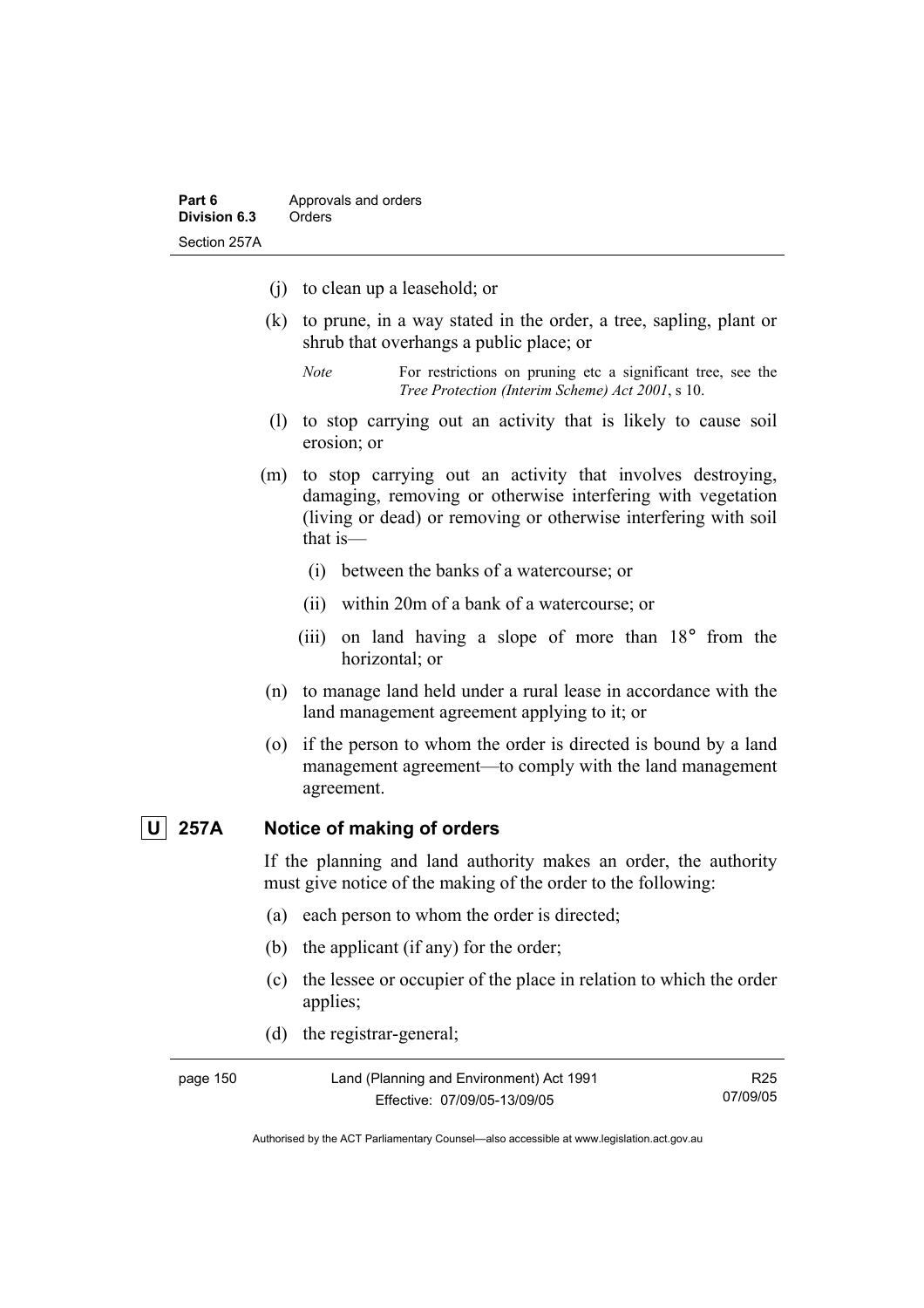(j) to clean up a leasehold; or

(k) to prune, in a way stated in the order, a tree, sapling, plant or shrub that overhangs a public place; or

*Note* For restrictions on pruning etc a significant tree, see the *Tree Protection (Interim Scheme) Act 2001*, s 10.

(l) to stop carrying out an activity that is likely to cause soil erosion; or

(m) to stop carrying out an activity that involves destroying, damaging, removing or otherwise interfering with vegetation (living or dead) or removing or otherwise interfering with soil that is—

(i) between the banks of a watercourse; or

(ii) within 20m of a bank of a watercourse; or

(iii) on land having a slope of more than 18° from the horizontal; or

(n) to manage land held under a rural lease in accordance with the land management agreement applying to it; or

(o) if the person to whom the order is directed is bound by a land management agreement—to comply with the land management agreement.

### U 257A Notice of making of orders

If the planning and land authority makes an order, the authority must give notice of the making of the order to the following:

(a) each person to whom the order is directed;

(b) the applicant (if any) for the order;

(c) the lessee or occupier of the place in relation to which the order applies;

(d) the registrar-general;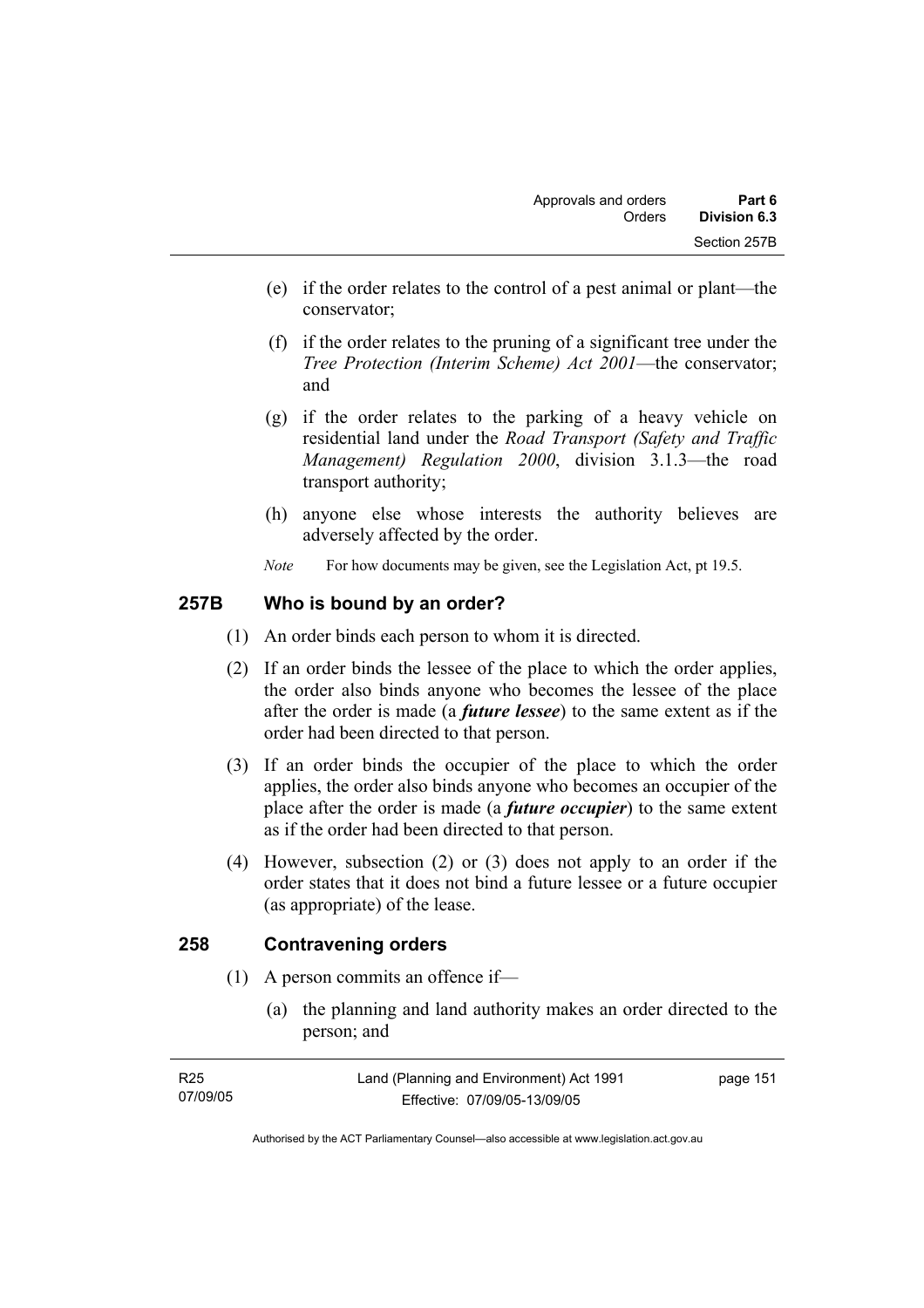(e) if the order relates to the control of a pest animal or plant—the conservator;

(f) if the order relates to the pruning of a significant tree under the *Tree Protection (Interim Scheme) Act 2001*—the conservator; and

(g) if the order relates to the parking of a heavy vehicle on residential land under the *Road Transport (Safety and Traffic Management) Regulation 2000*, division 3.1.3—the road transport authority;

(h) anyone else whose interests the authority believes are adversely affected by the order.

*Note* For how documents may be given, see the Legislation Act, pt 19.5.

## 257B Who is bound by an order?

(1) An order binds each person to whom it is directed.

(2) If an order binds the lessee of the place to which the order applies, the order also binds anyone who becomes the lessee of the place after the order is made (a ***future lessee***) to the same extent as if the order had been directed to that person.

(3) If an order binds the occupier of the place to which the order applies, the order also binds anyone who becomes an occupier of the place after the order is made (a ***future occupier***) to the same extent as if the order had been directed to that person.

(4) However, subsection (2) or (3) does not apply to an order if the order states that it does not bind a future lessee or a future occupier (as appropriate) of the lease.

## 258 Contravening orders

(1) A person commits an offence if—

(a) the planning and land authority makes an order directed to the person; and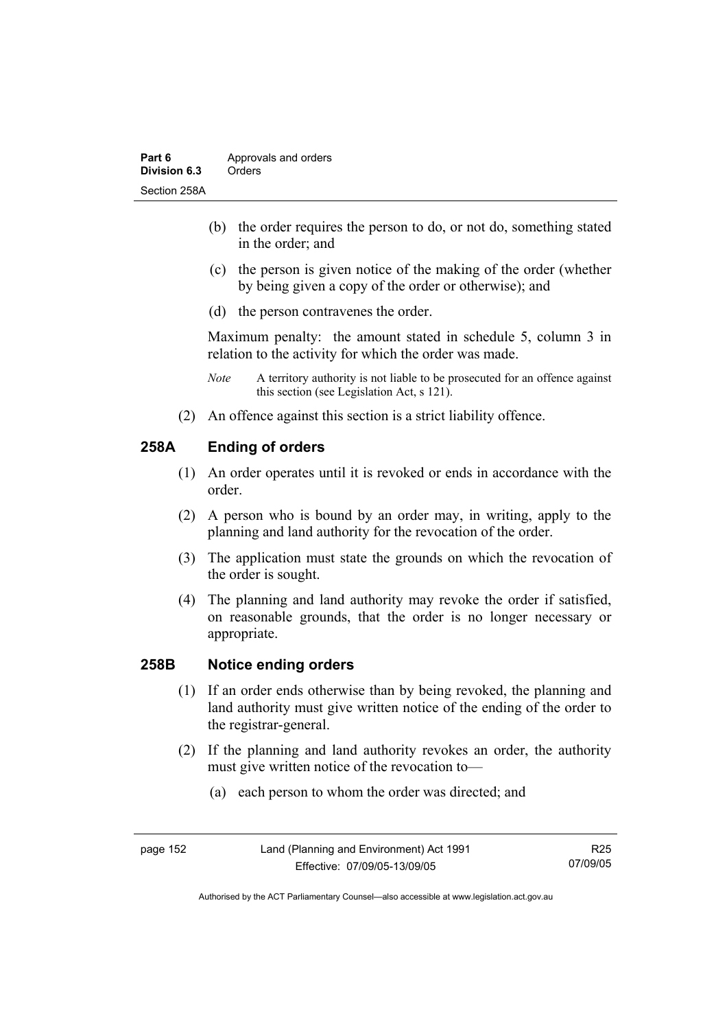(b) the order requires the person to do, or not do, something stated in the order; and

(c) the person is given notice of the making of the order (whether by being given a copy of the order or otherwise); and

(d) the person contravenes the order.

Maximum penalty: the amount stated in schedule 5, column 3 in relation to the activity for which the order was made.

*Note* A territory authority is not liable to be prosecuted for an offence against this section (see Legislation Act, s 121).

(2) An offence against this section is a strict liability offence.

## 258A Ending of orders

(1) An order operates until it is revoked or ends in accordance with the order.

(2) A person who is bound by an order may, in writing, apply to the planning and land authority for the revocation of the order.

(3) The application must state the grounds on which the revocation of the order is sought.

(4) The planning and land authority may revoke the order if satisfied, on reasonable grounds, that the order is no longer necessary or appropriate.

## 258B Notice ending orders

(1) If an order ends otherwise than by being revoked, the planning and land authority must give written notice of the ending of the order to the registrar-general.

(2) If the planning and land authority revokes an order, the authority must give written notice of the revocation to—

(a) each person to whom the order was directed; and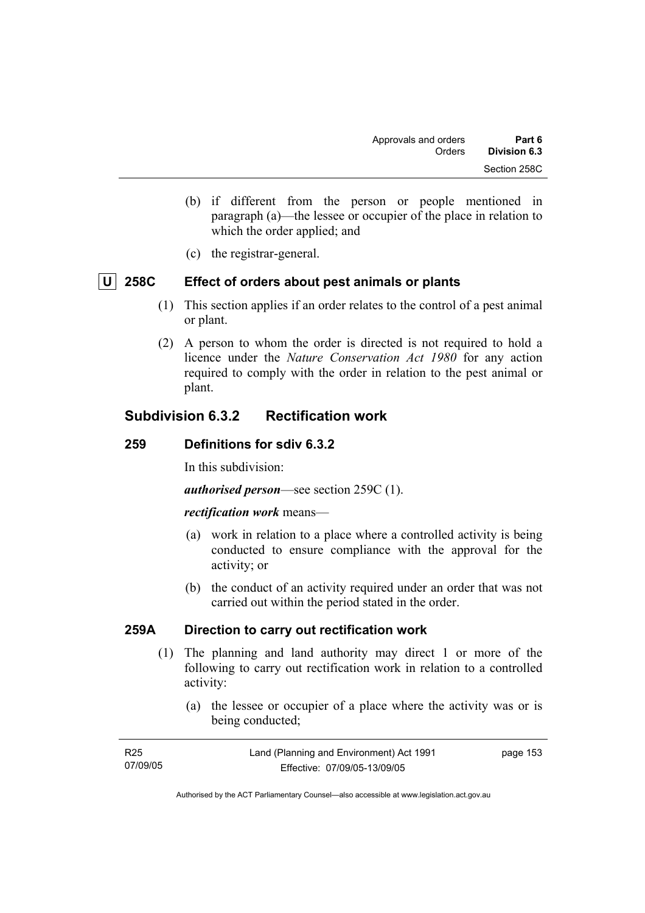(b) if different from the person or people mentioned in paragraph (a)—the lessee or occupier of the place in relation to which the order applied; and

(c) the registrar-general.

### U 258C Effect of orders about pest animals or plants

(1) This section applies if an order relates to the control of a pest animal or plant.

(2) A person to whom the order is directed is not required to hold a licence under the *Nature Conservation Act 1980* for any action required to comply with the order in relation to the pest animal or plant.

## Subdivision 6.3.2 Rectification work

### 259 Definitions for sdiv 6.3.2

In this subdivision:

***authorised person***—see section 259C (1).

***rectification work*** means—

(a) work in relation to a place where a controlled activity is being conducted to ensure compliance with the approval for the activity; or

(b) the conduct of an activity required under an order that was not carried out within the period stated in the order.

### 259A Direction to carry out rectification work

(1) The planning and land authority may direct 1 or more of the following to carry out rectification work in relation to a controlled activity:

(a) the lessee or occupier of a place where the activity was or is being conducted;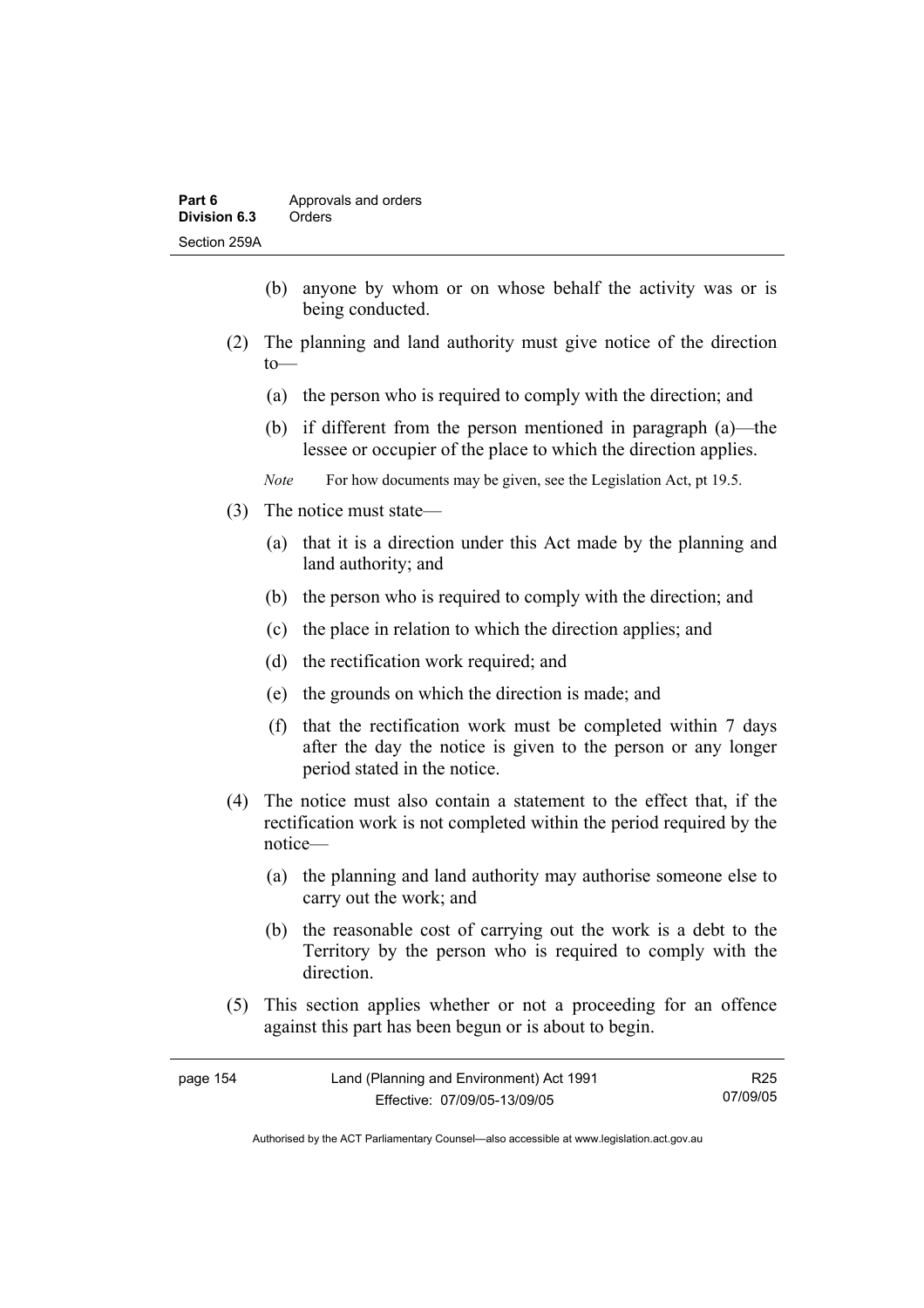(b) anyone by whom or on whose behalf the activity was or is being conducted.

(2) The planning and land authority must give notice of the direction to—

(a) the person who is required to comply with the direction; and

(b) if different from the person mentioned in paragraph (a)—the lessee or occupier of the place to which the direction applies.

*Note* For how documents may be given, see the Legislation Act, pt 19.5.

(3) The notice must state—

(a) that it is a direction under this Act made by the planning and land authority; and

(b) the person who is required to comply with the direction; and

(c) the place in relation to which the direction applies; and

(d) the rectification work required; and

(e) the grounds on which the direction is made; and

(f) that the rectification work must be completed within 7 days after the day the notice is given to the person or any longer period stated in the notice.

(4) The notice must also contain a statement to the effect that, if the rectification work is not completed within the period required by the notice—

(a) the planning and land authority may authorise someone else to carry out the work; and

(b) the reasonable cost of carrying out the work is a debt to the Territory by the person who is required to comply with the direction.

(5) This section applies whether or not a proceeding for an offence against this part has been begun or is about to begin.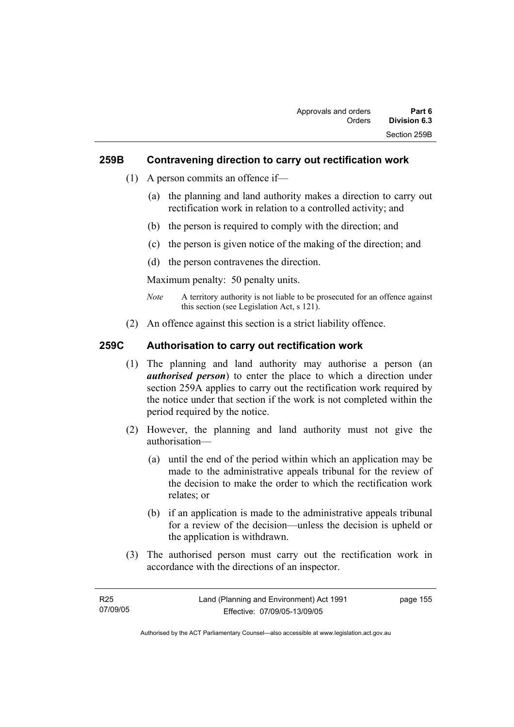### 259B Contravening direction to carry out rectification work

(1) A person commits an offence if—

(a) the planning and land authority makes a direction to carry out rectification work in relation to a controlled activity; and

(b) the person is required to comply with the direction; and

(c) the person is given notice of the making of the direction; and

(d) the person contravenes the direction.

Maximum penalty: 50 penalty units.

*Note* A territory authority is not liable to be prosecuted for an offence against this section (see Legislation Act, s 121).

(2) An offence against this section is a strict liability offence.

### 259C Authorisation to carry out rectification work

(1) The planning and land authority may authorise a person (an ***authorised person***) to enter the place to which a direction under section 259A applies to carry out the rectification work required by the notice under that section if the work is not completed within the period required by the notice.

(2) However, the planning and land authority must not give the authorisation—

(a) until the end of the period within which an application may be made to the administrative appeals tribunal for the review of the decision to make the order to which the rectification work relates; or

(b) if an application is made to the administrative appeals tribunal for a review of the decision—unless the decision is upheld or the application is withdrawn.

(3) The authorised person must carry out the rectification work in accordance with the directions of an inspector.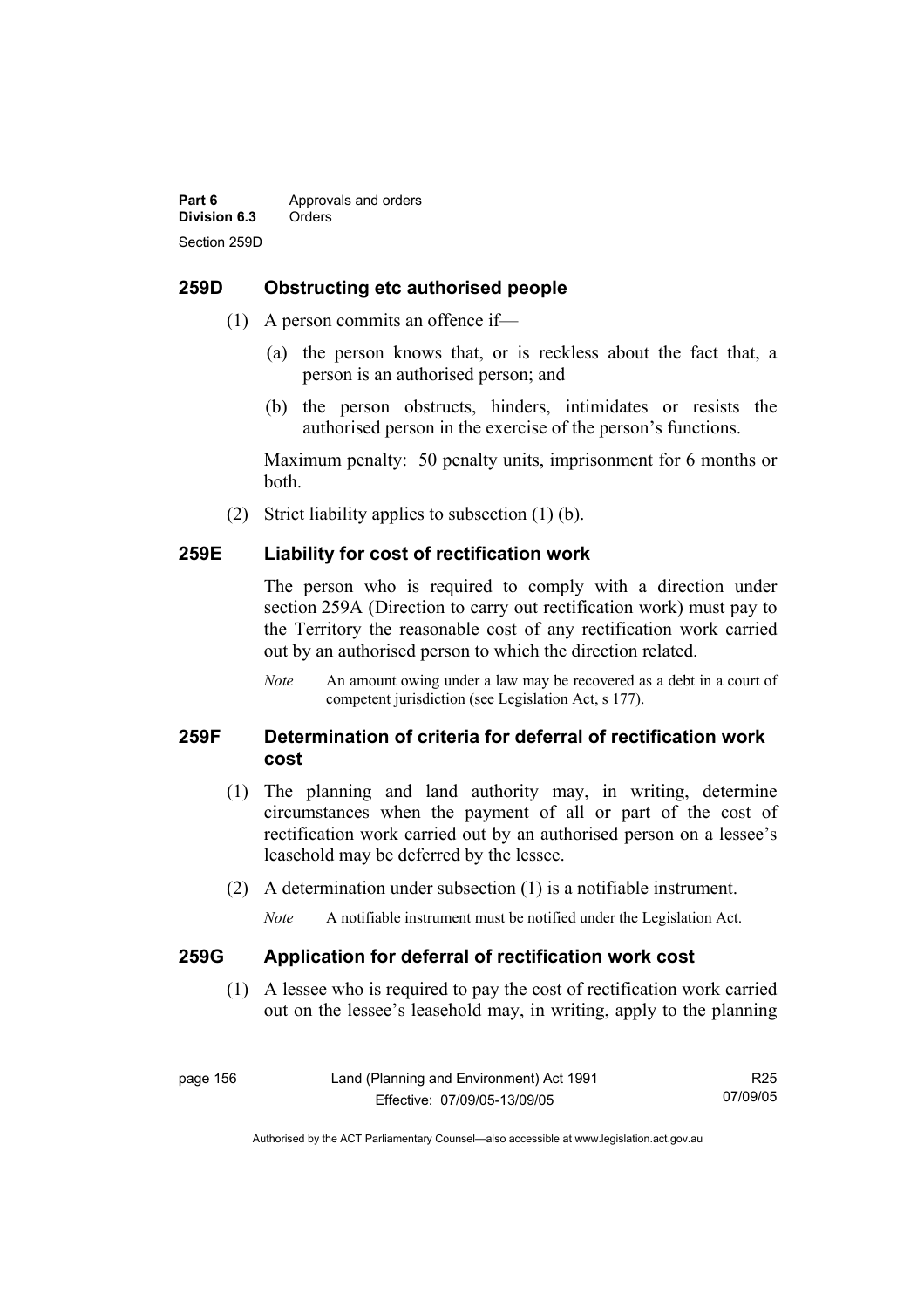## 259D Obstructing etc authorised people

(1) A person commits an offence if—

(a) the person knows that, or is reckless about the fact that, a person is an authorised person; and

(b) the person obstructs, hinders, intimidates or resists the authorised person in the exercise of the person's functions.

Maximum penalty: 50 penalty units, imprisonment for 6 months or both.

(2) Strict liability applies to subsection (1) (b).

## 259E Liability for cost of rectification work

The person who is required to comply with a direction under section 259A (Direction to carry out rectification work) must pay to the Territory the reasonable cost of any rectification work carried out by an authorised person to which the direction related.

*Note* An amount owing under a law may be recovered as a debt in a court of competent jurisdiction (see Legislation Act, s 177).

## 259F Determination of criteria for deferral of rectification work cost

(1) The planning and land authority may, in writing, determine circumstances when the payment of all or part of the cost of rectification work carried out by an authorised person on a lessee's leasehold may be deferred by the lessee.

(2) A determination under subsection (1) is a notifiable instrument.

*Note* A notifiable instrument must be notified under the Legislation Act.

## 259G Application for deferral of rectification work cost

(1) A lessee who is required to pay the cost of rectification work carried out on the lessee's leasehold may, in writing, apply to the planning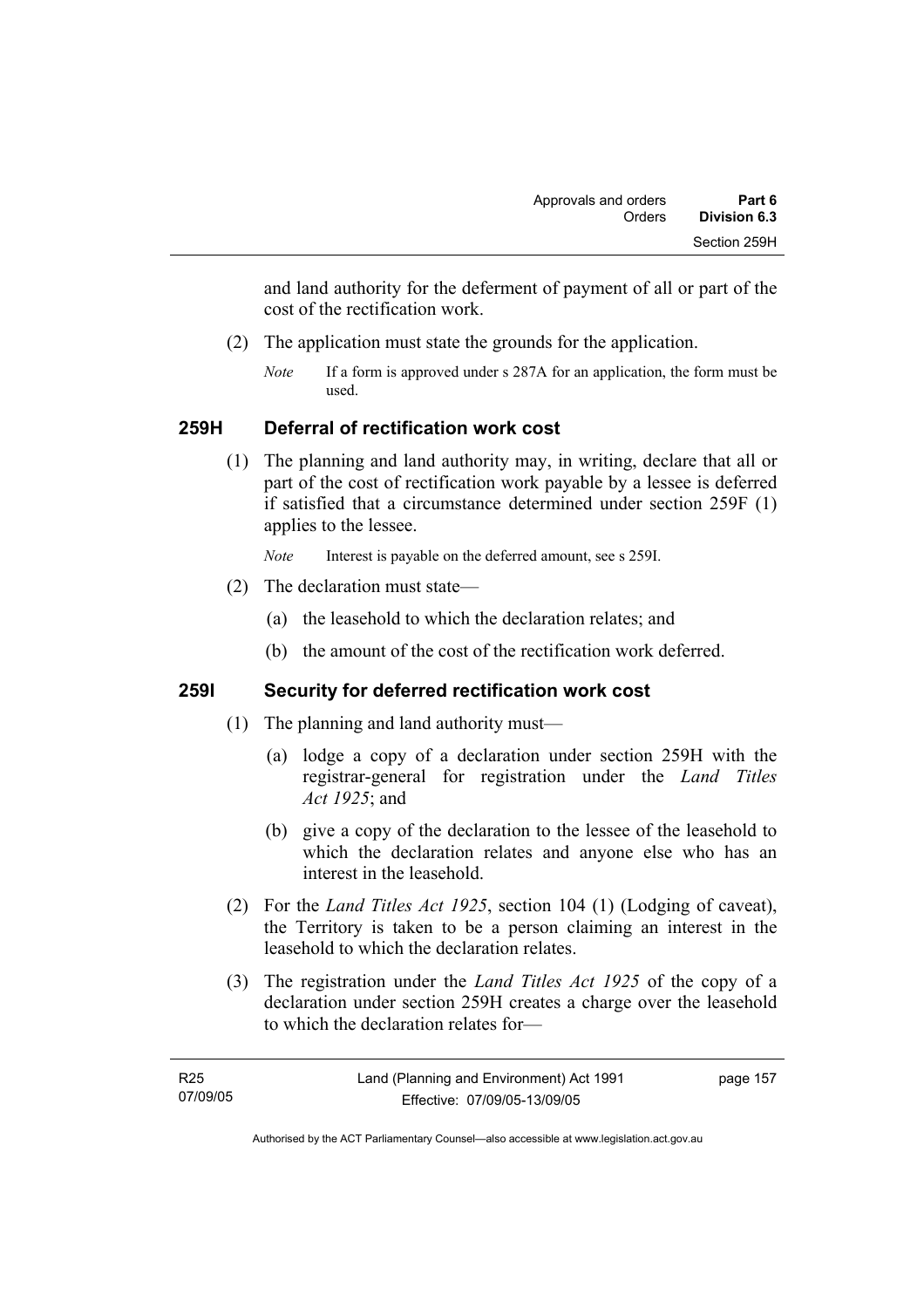and land authority for the deferment of payment of all or part of the cost of the rectification work.

(2) The application must state the grounds for the application.

*Note* If a form is approved under s 287A for an application, the form must be used.

### 259H Deferral of rectification work cost

(1) The planning and land authority may, in writing, declare that all or part of the cost of rectification work payable by a lessee is deferred if satisfied that a circumstance determined under section 259F (1) applies to the lessee.

*Note* Interest is payable on the deferred amount, see s 259I.

(2) The declaration must state—

(a) the leasehold to which the declaration relates; and

(b) the amount of the cost of the rectification work deferred.

### 259I Security for deferred rectification work cost

(1) The planning and land authority must—

(a) lodge a copy of a declaration under section 259H with the registrar-general for registration under the *Land Titles Act 1925*; and

(b) give a copy of the declaration to the lessee of the leasehold to which the declaration relates and anyone else who has an interest in the leasehold.

(2) For the *Land Titles Act 1925*, section 104 (1) (Lodging of caveat), the Territory is taken to be a person claiming an interest in the leasehold to which the declaration relates.

(3) The registration under the *Land Titles Act 1925* of the copy of a declaration under section 259H creates a charge over the leasehold to which the declaration relates for—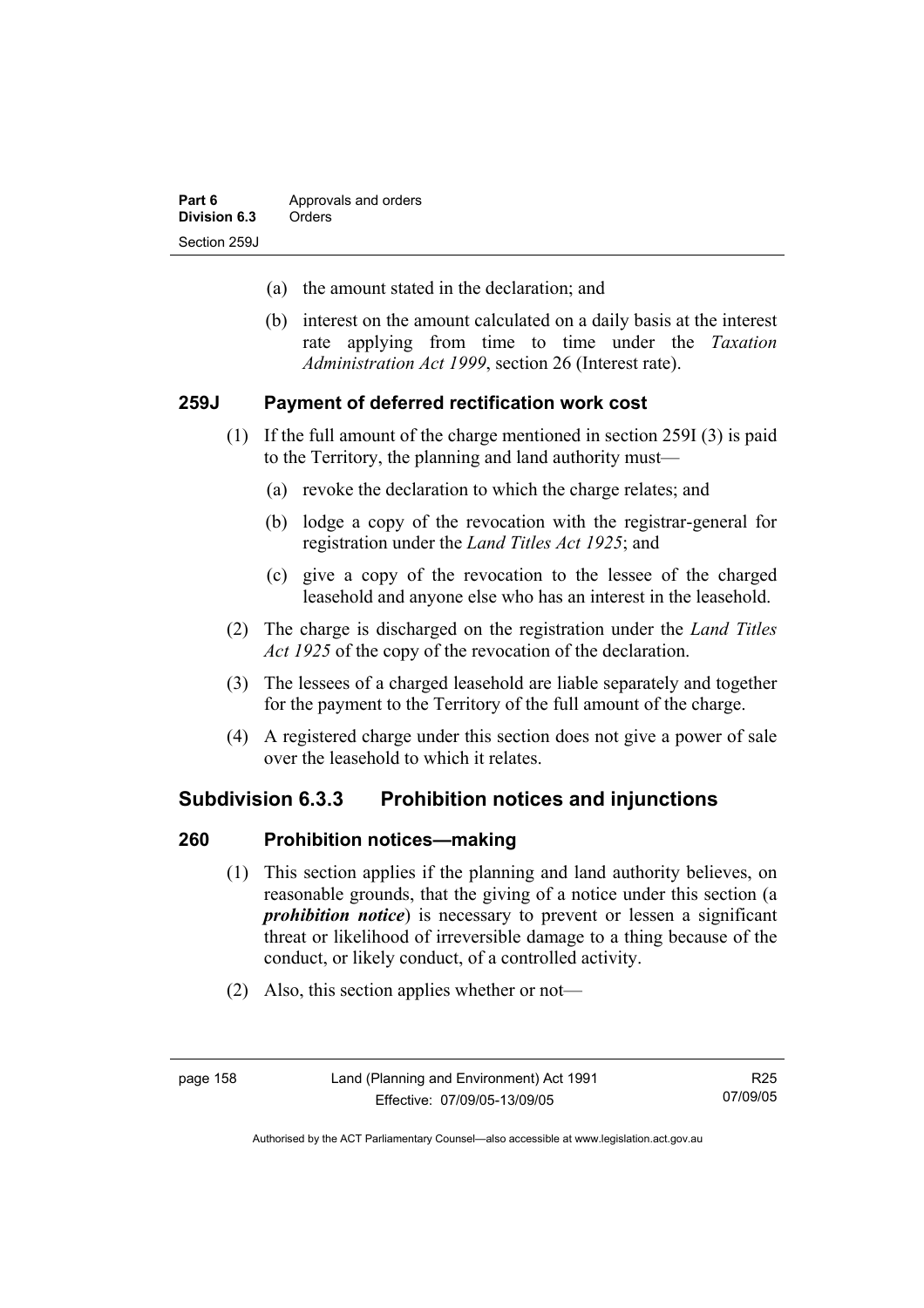(a) the amount stated in the declaration; and

(b) interest on the amount calculated on a daily basis at the interest rate applying from time to time under the *Taxation Administration Act 1999*, section 26 (Interest rate).

### 259J Payment of deferred rectification work cost

(1) If the full amount of the charge mentioned in section 259I (3) is paid to the Territory, the planning and land authority must—

(a) revoke the declaration to which the charge relates; and

(b) lodge a copy of the revocation with the registrar-general for registration under the *Land Titles Act 1925*; and

(c) give a copy of the revocation to the lessee of the charged leasehold and anyone else who has an interest in the leasehold.

(2) The charge is discharged on the registration under the *Land Titles Act 1925* of the copy of the revocation of the declaration.

(3) The lessees of a charged leasehold are liable separately and together for the payment to the Territory of the full amount of the charge.

(4) A registered charge under this section does not give a power of sale over the leasehold to which it relates.

## Subdivision 6.3.3 Prohibition notices and injunctions

### 260 Prohibition notices—making

(1) This section applies if the planning and land authority believes, on reasonable grounds, that the giving of a notice under this section (a ***prohibition notice***) is necessary to prevent or lessen a significant threat or likelihood of irreversible damage to a thing because of the conduct, or likely conduct, of a controlled activity.

(2) Also, this section applies whether or not—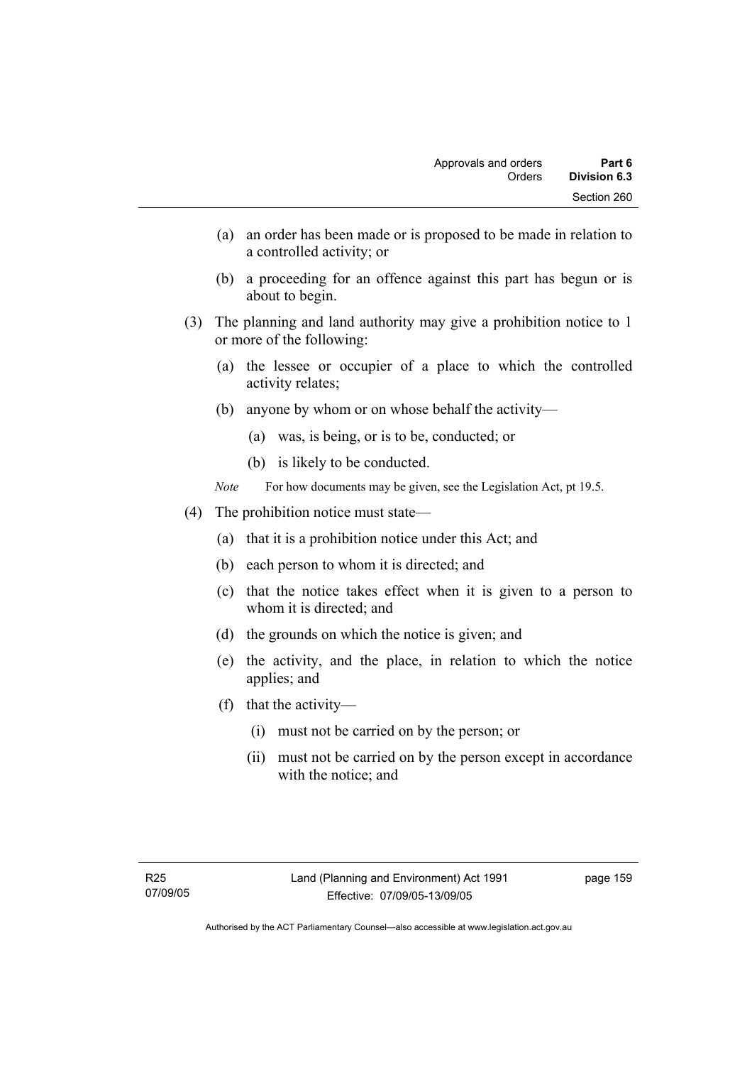(a) an order has been made or is proposed to be made in relation to a controlled activity; or

(b) a proceeding for an offence against this part has begun or is about to begin.

(3) The planning and land authority may give a prohibition notice to 1 or more of the following:

(a) the lessee or occupier of a place to which the controlled activity relates;

(b) anyone by whom or on whose behalf the activity—

(a) was, is being, or is to be, conducted; or

(b) is likely to be conducted.

*Note* For how documents may be given, see the Legislation Act, pt 19.5.

(4) The prohibition notice must state—

(a) that it is a prohibition notice under this Act; and

(b) each person to whom it is directed; and

(c) that the notice takes effect when it is given to a person to whom it is directed; and

(d) the grounds on which the notice is given; and

(e) the activity, and the place, in relation to which the notice applies; and

(f) that the activity—

(i) must not be carried on by the person; or

(ii) must not be carried on by the person except in accordance with the notice; and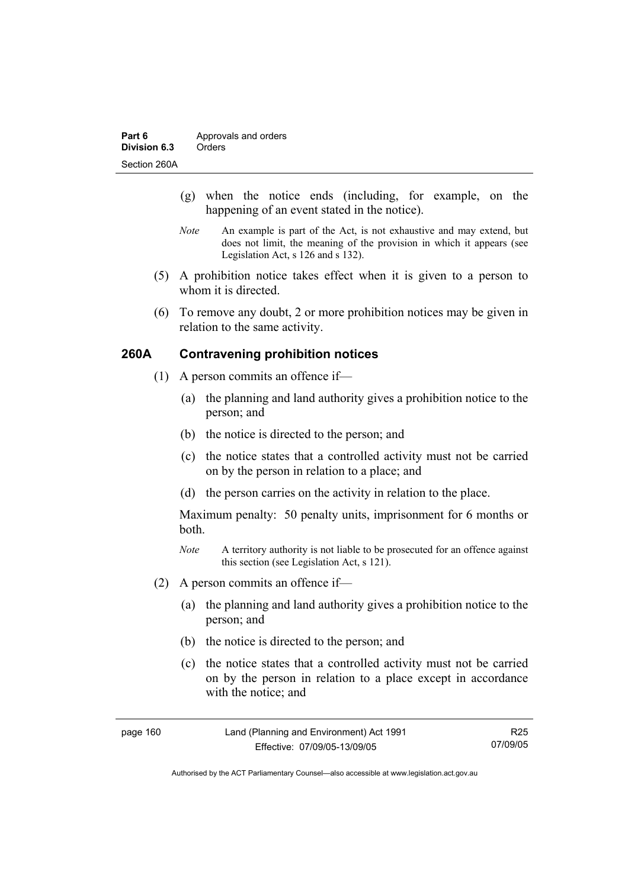(g) when the notice ends (including, for example, on the happening of an event stated in the notice).

*Note* An example is part of the Act, is not exhaustive and may extend, but does not limit, the meaning of the provision in which it appears (see Legislation Act, s 126 and s 132).

(5) A prohibition notice takes effect when it is given to a person to whom it is directed.

(6) To remove any doubt, 2 or more prohibition notices may be given in relation to the same activity.

### 260A Contravening prohibition notices

(1) A person commits an offence if—

(a) the planning and land authority gives a prohibition notice to the person; and

(b) the notice is directed to the person; and

(c) the notice states that a controlled activity must not be carried on by the person in relation to a place; and

(d) the person carries on the activity in relation to the place.

Maximum penalty: 50 penalty units, imprisonment for 6 months or both.

*Note* A territory authority is not liable to be prosecuted for an offence against this section (see Legislation Act, s 121).

(2) A person commits an offence if—

(a) the planning and land authority gives a prohibition notice to the person; and

(b) the notice is directed to the person; and

(c) the notice states that a controlled activity must not be carried on by the person in relation to a place except in accordance with the notice; and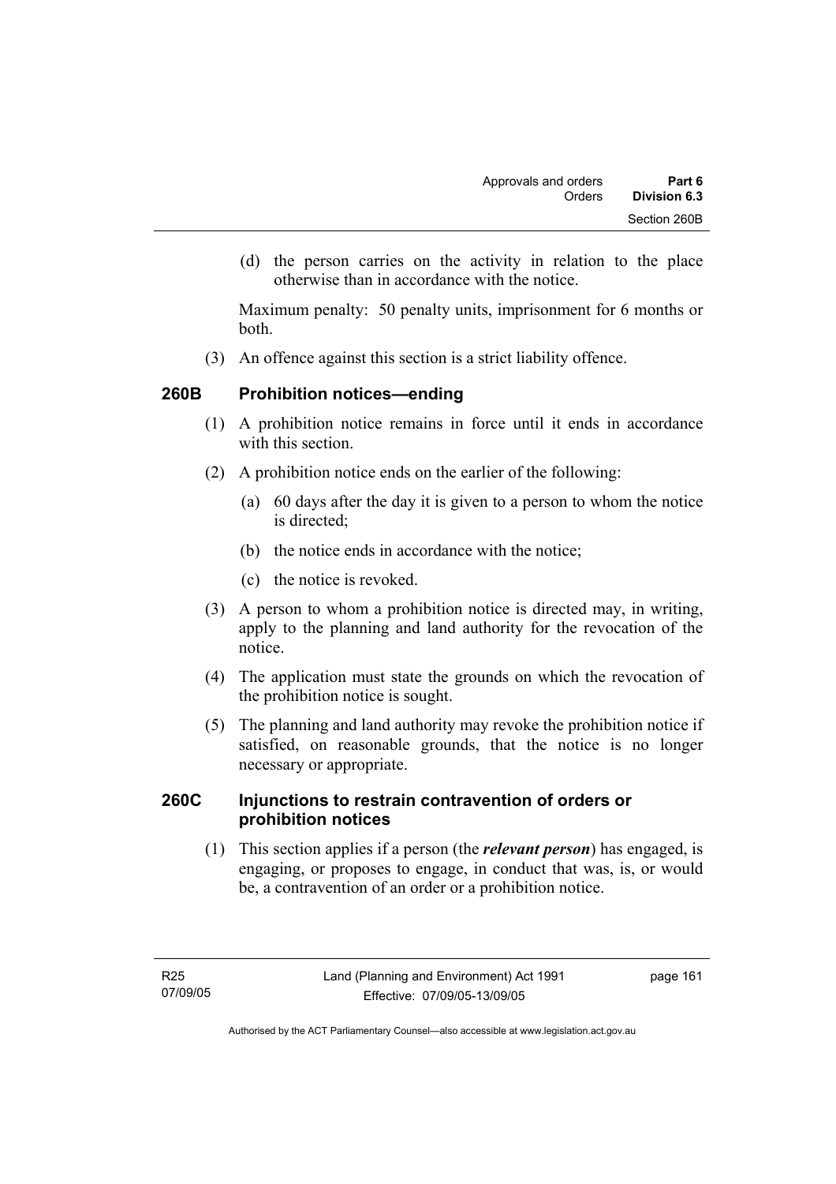(d) the person carries on the activity in relation to the place otherwise than in accordance with the notice.

Maximum penalty: 50 penalty units, imprisonment for 6 months or both.

(3) An offence against this section is a strict liability offence.

### 260B Prohibition notices—ending

(1) A prohibition notice remains in force until it ends in accordance with this section.

(2) A prohibition notice ends on the earlier of the following:

(a) 60 days after the day it is given to a person to whom the notice is directed;

(b) the notice ends in accordance with the notice;

(c) the notice is revoked.

(3) A person to whom a prohibition notice is directed may, in writing, apply to the planning and land authority for the revocation of the notice.

(4) The application must state the grounds on which the revocation of the prohibition notice is sought.

(5) The planning and land authority may revoke the prohibition notice if satisfied, on reasonable grounds, that the notice is no longer necessary or appropriate.

### 260C Injunctions to restrain contravention of orders or prohibition notices

(1) This section applies if a person (the ***relevant person***) has engaged, is engaging, or proposes to engage, in conduct that was, is, or would be, a contravention of an order or a prohibition notice.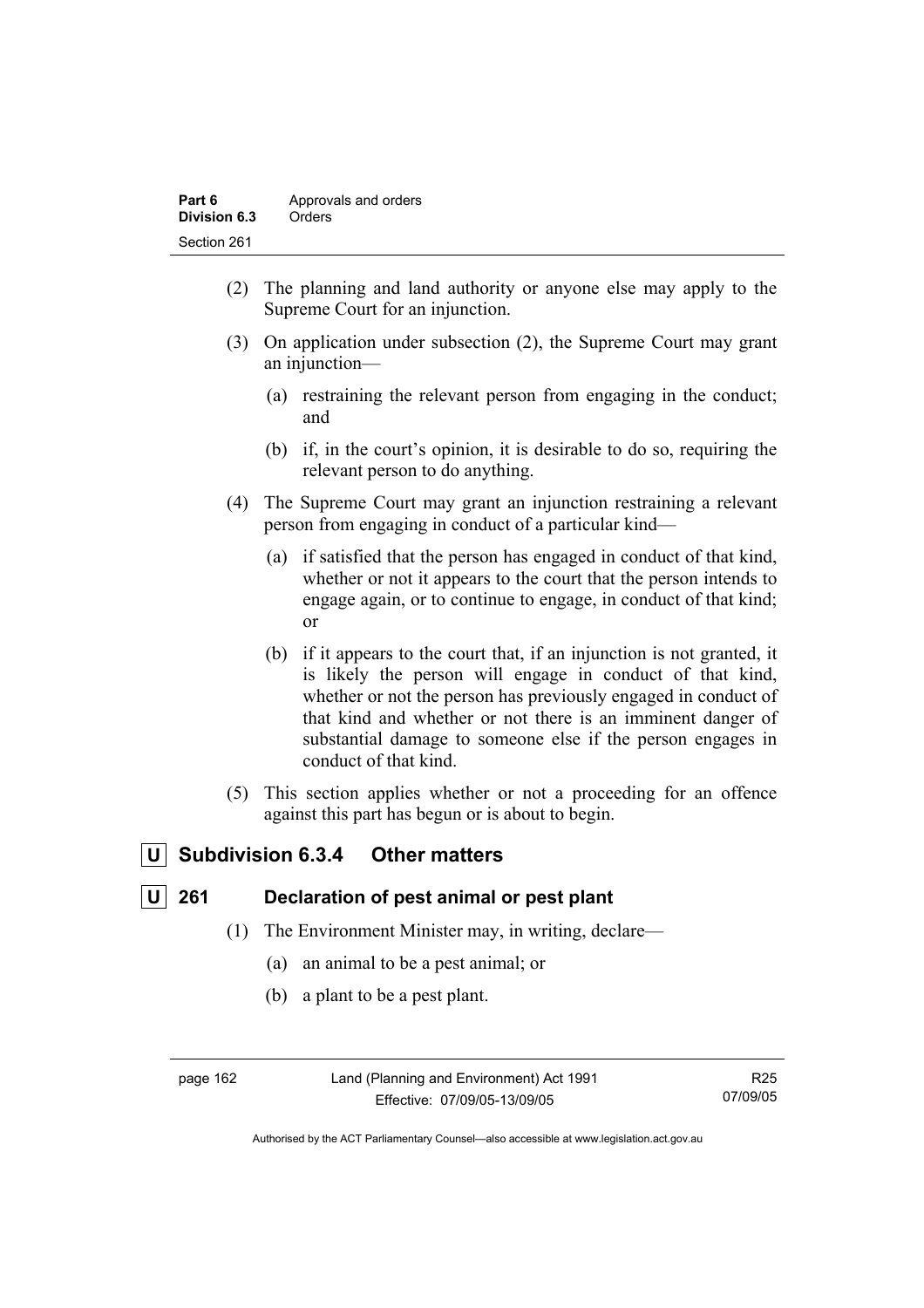(2) The planning and land authority or anyone else may apply to the Supreme Court for an injunction.

(3) On application under subsection (2), the Supreme Court may grant an injunction—

(a) restraining the relevant person from engaging in the conduct; and

(b) if, in the court's opinion, it is desirable to do so, requiring the relevant person to do anything.

(4) The Supreme Court may grant an injunction restraining a relevant person from engaging in conduct of a particular kind—

(a) if satisfied that the person has engaged in conduct of that kind, whether or not it appears to the court that the person intends to engage again, or to continue to engage, in conduct of that kind; or

(b) if it appears to the court that, if an injunction is not granted, it is likely the person will engage in conduct of that kind, whether or not the person has previously engaged in conduct of that kind and whether or not there is an imminent danger of substantial damage to someone else if the person engages in conduct of that kind.

(5) This section applies whether or not a proceeding for an offence against this part has begun or is about to begin.

## U Subdivision 6.3.4 Other matters

### U 261 Declaration of pest animal or pest plant

(1) The Environment Minister may, in writing, declare—

(a) an animal to be a pest animal; or

(b) a plant to be a pest plant.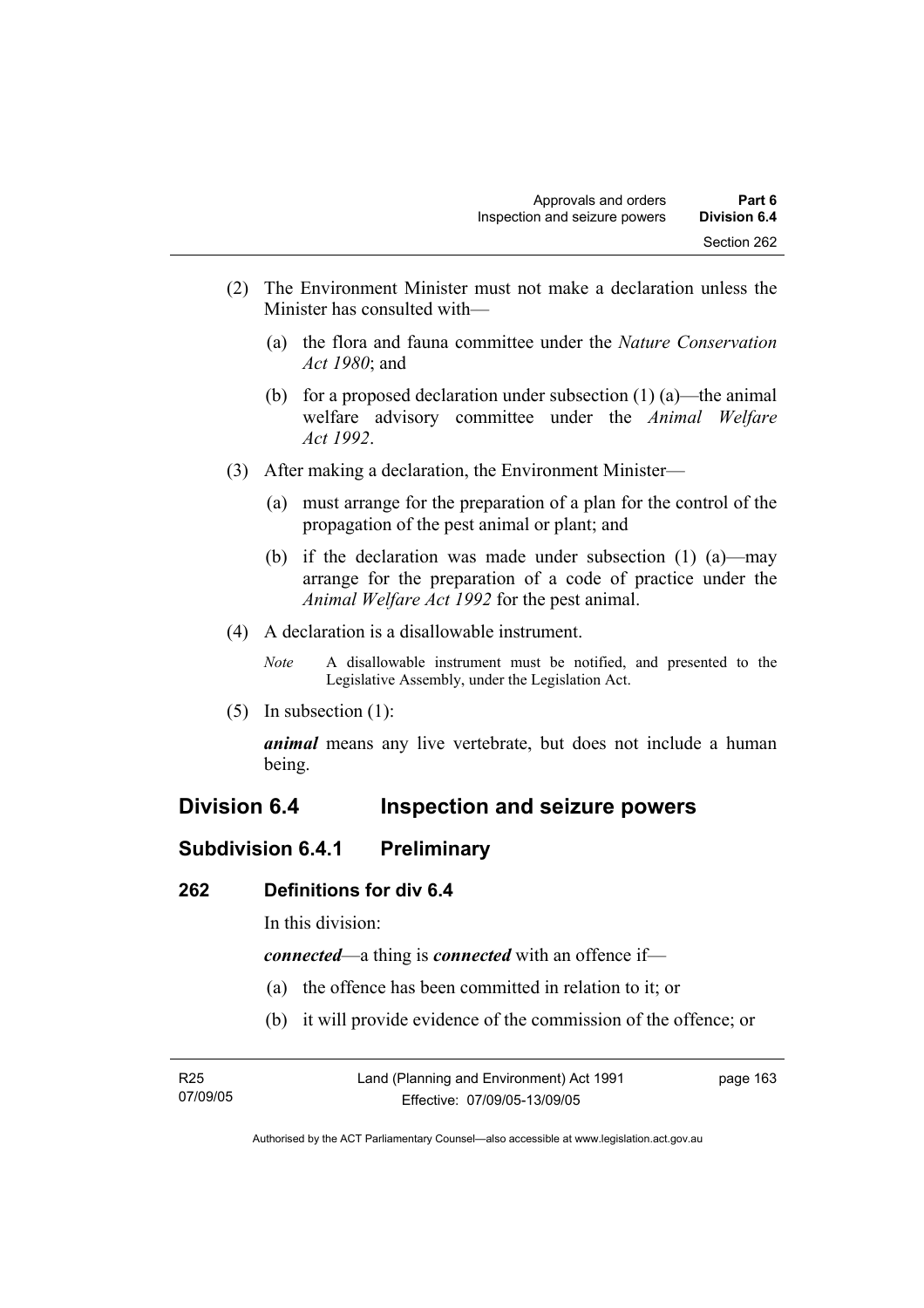(2) The Environment Minister must not make a declaration unless the Minister has consulted with—

(a) the flora and fauna committee under the *Nature Conservation Act 1980*; and

(b) for a proposed declaration under subsection (1) (a)—the animal welfare advisory committee under the *Animal Welfare Act 1992*.

(3) After making a declaration, the Environment Minister—

(a) must arrange for the preparation of a plan for the control of the propagation of the pest animal or plant; and

(b) if the declaration was made under subsection (1) (a)—may arrange for the preparation of a code of practice under the *Animal Welfare Act 1992* for the pest animal.

(4) A declaration is a disallowable instrument.

*Note* A disallowable instrument must be notified, and presented to the Legislative Assembly, under the Legislation Act.

(5) In subsection (1):

***animal*** means any live vertebrate, but does not include a human being.

## Division 6.4 Inspection and seizure powers

### Subdivision 6.4.1 Preliminary

#### 262 Definitions for div 6.4

In this division:

***connected***—a thing is ***connected*** with an offence if—

(a) the offence has been committed in relation to it; or

(b) it will provide evidence of the commission of the offence; or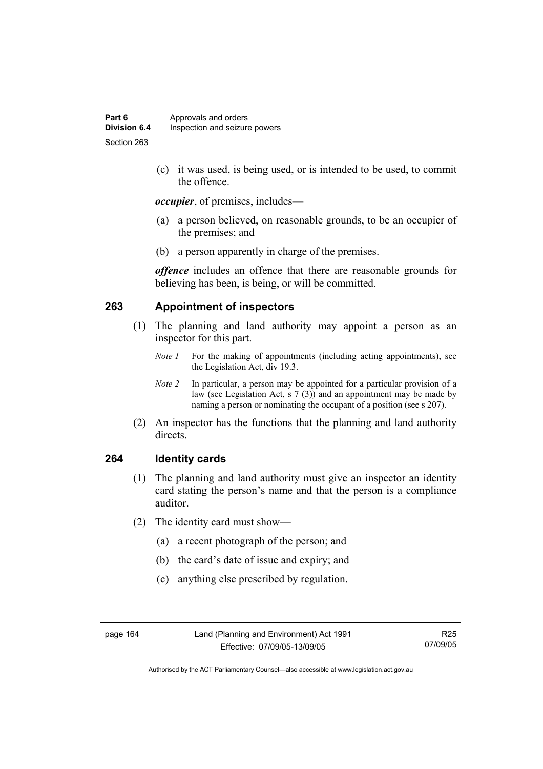(c) it was used, is being used, or is intended to be used, to commit the offence.

***occupier***, of premises, includes—

(a) a person believed, on reasonable grounds, to be an occupier of the premises; and

(b) a person apparently in charge of the premises.

***offence*** includes an offence that there are reasonable grounds for believing has been, is being, or will be committed.

### 263 Appointment of inspectors

(1) The planning and land authority may appoint a person as an inspector for this part.

*Note 1* For the making of appointments (including acting appointments), see the Legislation Act, div 19.3.

*Note 2* In particular, a person may be appointed for a particular provision of a law (see Legislation Act, s 7 (3)) and an appointment may be made by naming a person or nominating the occupant of a position (see s 207).

(2) An inspector has the functions that the planning and land authority directs.

### 264 Identity cards

(1) The planning and land authority must give an inspector an identity card stating the person's name and that the person is a compliance auditor.

(2) The identity card must show—

(a) a recent photograph of the person; and

(b) the card's date of issue and expiry; and

(c) anything else prescribed by regulation.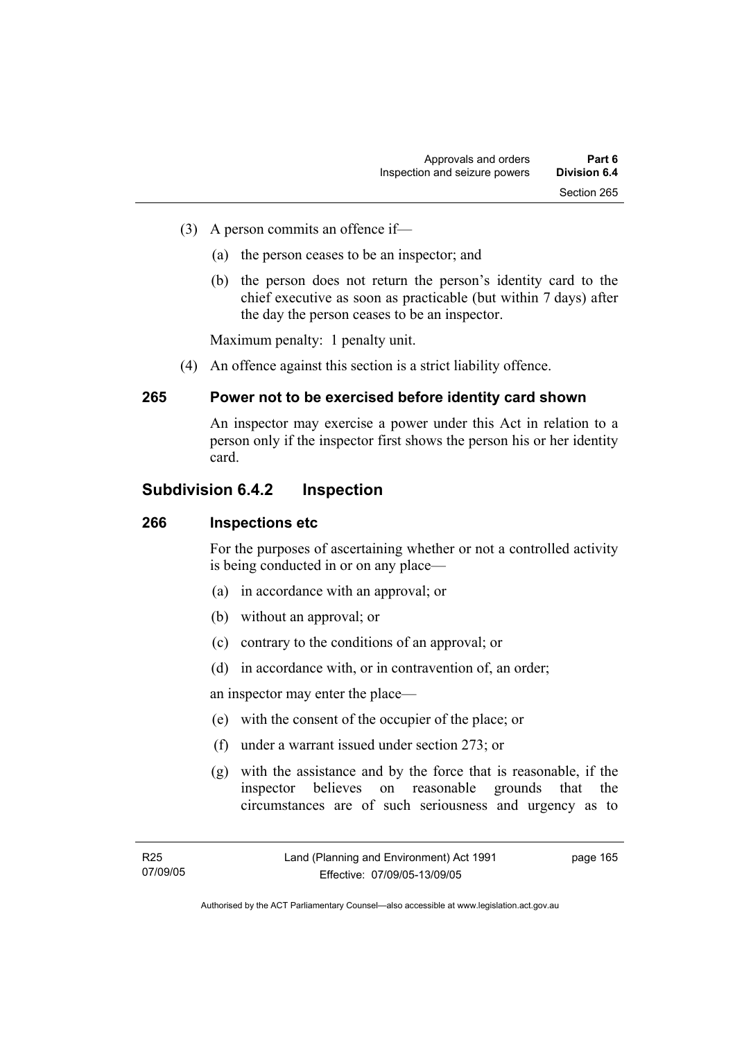(3) A person commits an offence if—

(a) the person ceases to be an inspector; and

(b) the person does not return the person's identity card to the chief executive as soon as practicable (but within 7 days) after the day the person ceases to be an inspector.

Maximum penalty: 1 penalty unit.

(4) An offence against this section is a strict liability offence.

### 265 Power not to be exercised before identity card shown

An inspector may exercise a power under this Act in relation to a person only if the inspector first shows the person his or her identity card.

## Subdivision 6.4.2 Inspection

### 266 Inspections etc

For the purposes of ascertaining whether or not a controlled activity is being conducted in or on any place—

(a) in accordance with an approval; or

(b) without an approval; or

(c) contrary to the conditions of an approval; or

(d) in accordance with, or in contravention of, an order;

an inspector may enter the place—

(e) with the consent of the occupier of the place; or

(f) under a warrant issued under section 273; or

(g) with the assistance and by the force that is reasonable, if the inspector believes on reasonable grounds that the circumstances are of such seriousness and urgency as to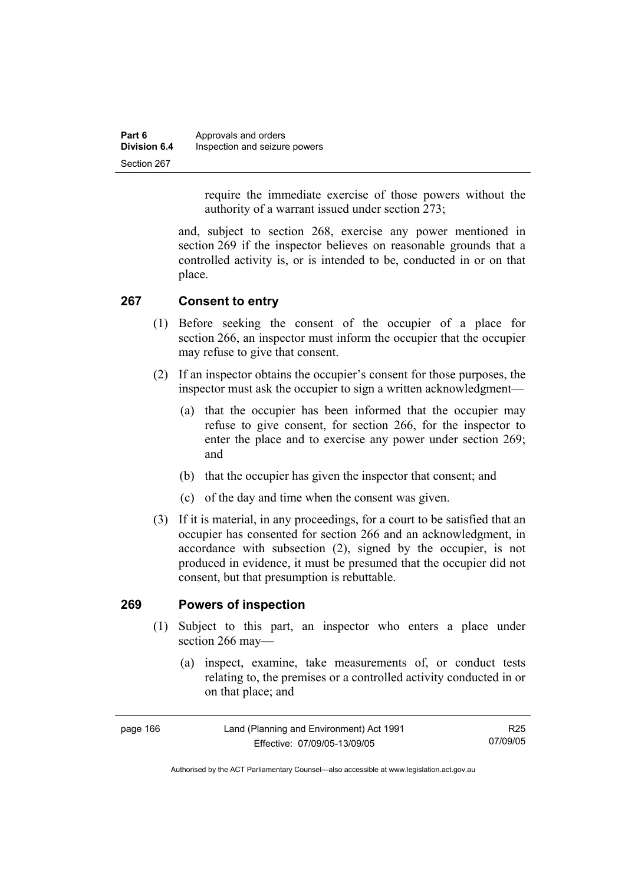require the immediate exercise of those powers without the authority of a warrant issued under section 273;

and, subject to section 268, exercise any power mentioned in section 269 if the inspector believes on reasonable grounds that a controlled activity is, or is intended to be, conducted in or on that place.

## 267 Consent to entry

(1) Before seeking the consent of the occupier of a place for section 266, an inspector must inform the occupier that the occupier may refuse to give that consent.

(2) If an inspector obtains the occupier's consent for those purposes, the inspector must ask the occupier to sign a written acknowledgment—

(a) that the occupier has been informed that the occupier may refuse to give consent, for section 266, for the inspector to enter the place and to exercise any power under section 269; and

(b) that the occupier has given the inspector that consent; and

(c) of the day and time when the consent was given.

(3) If it is material, in any proceedings, for a court to be satisfied that an occupier has consented for section 266 and an acknowledgment, in accordance with subsection (2), signed by the occupier, is not produced in evidence, it must be presumed that the occupier did not consent, but that presumption is rebuttable.

## 269 Powers of inspection

(1) Subject to this part, an inspector who enters a place under section 266 may—

(a) inspect, examine, take measurements of, or conduct tests relating to, the premises or a controlled activity conducted in or on that place; and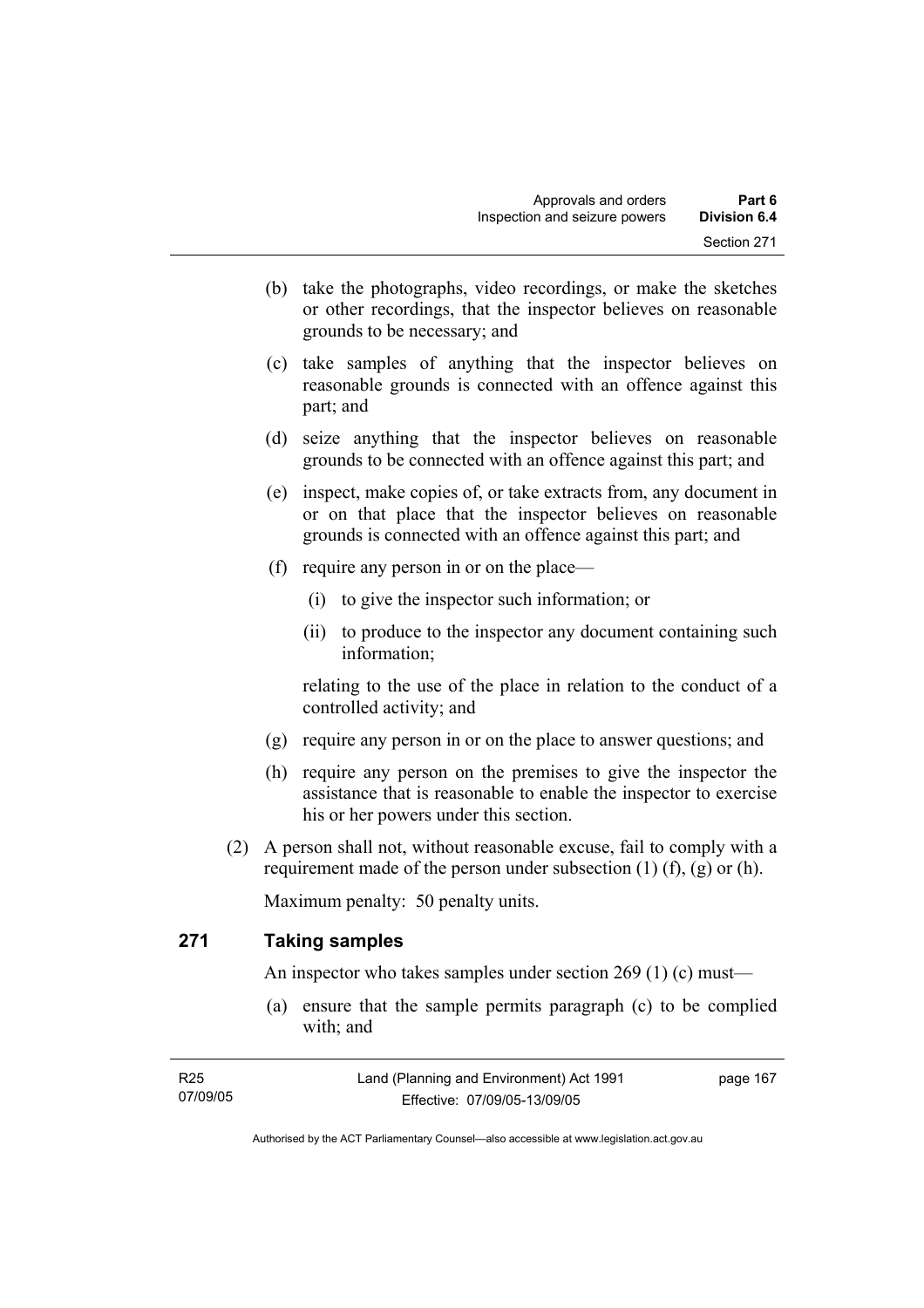(b) take the photographs, video recordings, or make the sketches or other recordings, that the inspector believes on reasonable grounds to be necessary; and

(c) take samples of anything that the inspector believes on reasonable grounds is connected with an offence against this part; and

(d) seize anything that the inspector believes on reasonable grounds to be connected with an offence against this part; and

(e) inspect, make copies of, or take extracts from, any document in or on that place that the inspector believes on reasonable grounds is connected with an offence against this part; and

(f) require any person in or on the place—

 (i) to give the inspector such information; or

 (ii) to produce to the inspector any document containing such information;

relating to the use of the place in relation to the conduct of a controlled activity; and

(g) require any person in or on the place to answer questions; and

(h) require any person on the premises to give the inspector the assistance that is reasonable to enable the inspector to exercise his or her powers under this section.

(2) A person shall not, without reasonable excuse, fail to comply with a requirement made of the person under subsection (1) (f), (g) or (h).

Maximum penalty: 50 penalty units.

## 271 Taking samples

An inspector who takes samples under section 269 (1) (c) must—

(a) ensure that the sample permits paragraph (c) to be complied with; and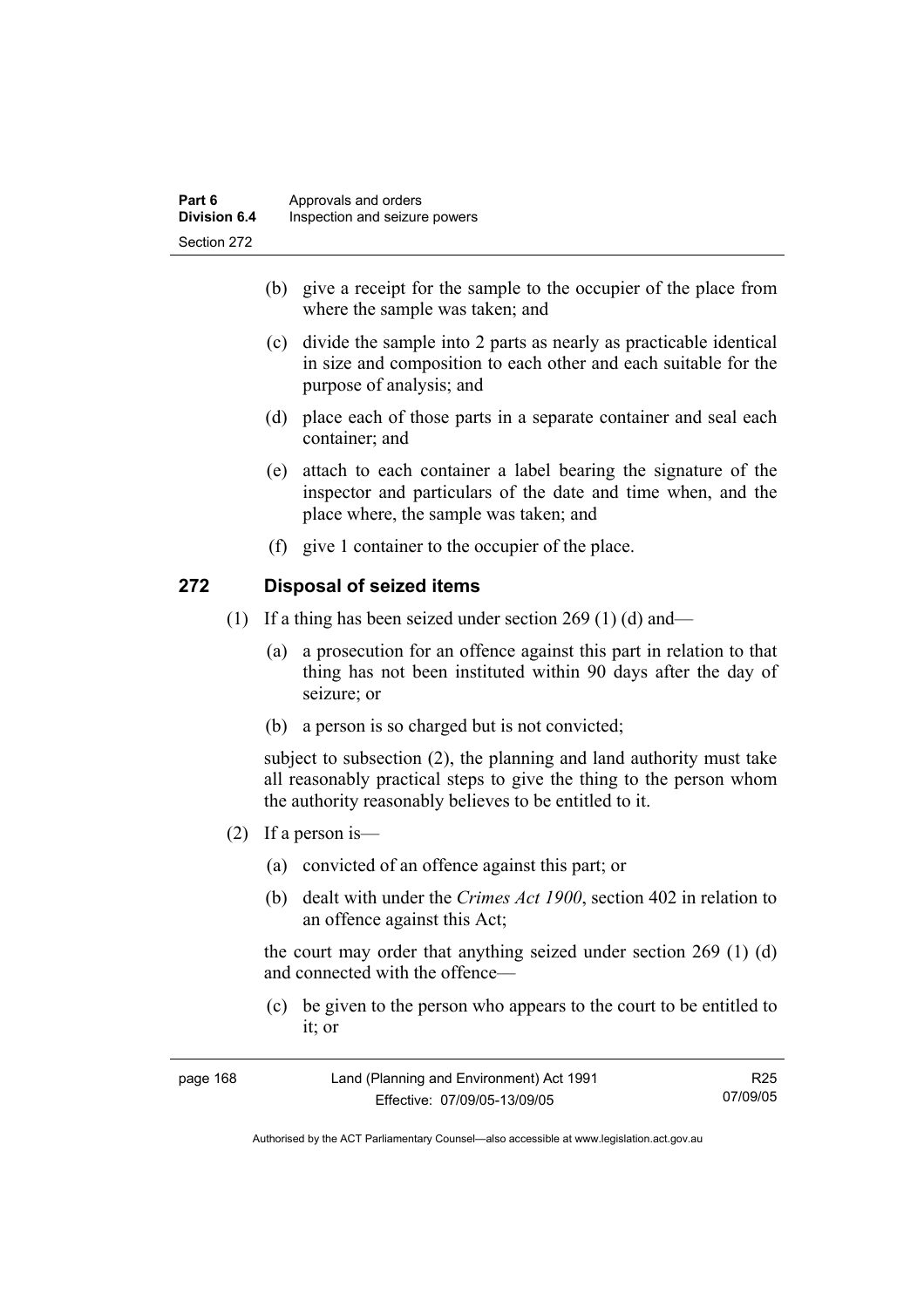(b) give a receipt for the sample to the occupier of the place from where the sample was taken; and

(c) divide the sample into 2 parts as nearly as practicable identical in size and composition to each other and each suitable for the purpose of analysis; and

(d) place each of those parts in a separate container and seal each container; and

(e) attach to each container a label bearing the signature of the inspector and particulars of the date and time when, and the place where, the sample was taken; and

(f) give 1 container to the occupier of the place.

### 272 Disposal of seized items

(1) If a thing has been seized under section 269 (1) (d) and—

(a) a prosecution for an offence against this part in relation to that thing has not been instituted within 90 days after the day of seizure; or

(b) a person is so charged but is not convicted;

subject to subsection (2), the planning and land authority must take all reasonably practical steps to give the thing to the person whom the authority reasonably believes to be entitled to it.

(2) If a person is—

(a) convicted of an offence against this part; or

(b) dealt with under the *Crimes Act 1900*, section 402 in relation to an offence against this Act;

the court may order that anything seized under section 269 (1) (d) and connected with the offence—

(c) be given to the person who appears to the court to be entitled to it; or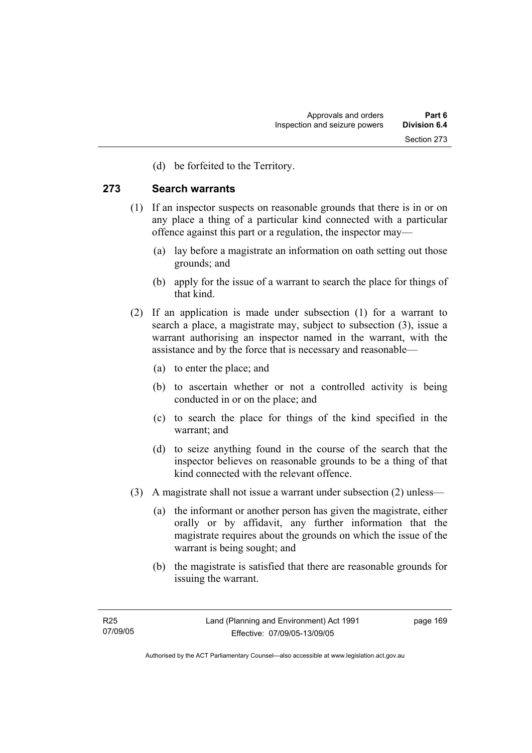(d) be forfeited to the Territory.

## 273 Search warrants

(1) If an inspector suspects on reasonable grounds that there is in or on any place a thing of a particular kind connected with a particular offence against this part or a regulation, the inspector may—

  (a) lay before a magistrate an information on oath setting out those grounds; and

  (b) apply for the issue of a warrant to search the place for things of that kind.

(2) If an application is made under subsection (1) for a warrant to search a place, a magistrate may, subject to subsection (3), issue a warrant authorising an inspector named in the warrant, with the assistance and by the force that is necessary and reasonable—

  (a) to enter the place; and

  (b) to ascertain whether or not a controlled activity is being conducted in or on the place; and

  (c) to search the place for things of the kind specified in the warrant; and

  (d) to seize anything found in the course of the search that the inspector believes on reasonable grounds to be a thing of that kind connected with the relevant offence.

(3) A magistrate shall not issue a warrant under subsection (2) unless—

  (a) the informant or another person has given the magistrate, either orally or by affidavit, any further information that the magistrate requires about the grounds on which the issue of the warrant is being sought; and

  (b) the magistrate is satisfied that there are reasonable grounds for issuing the warrant.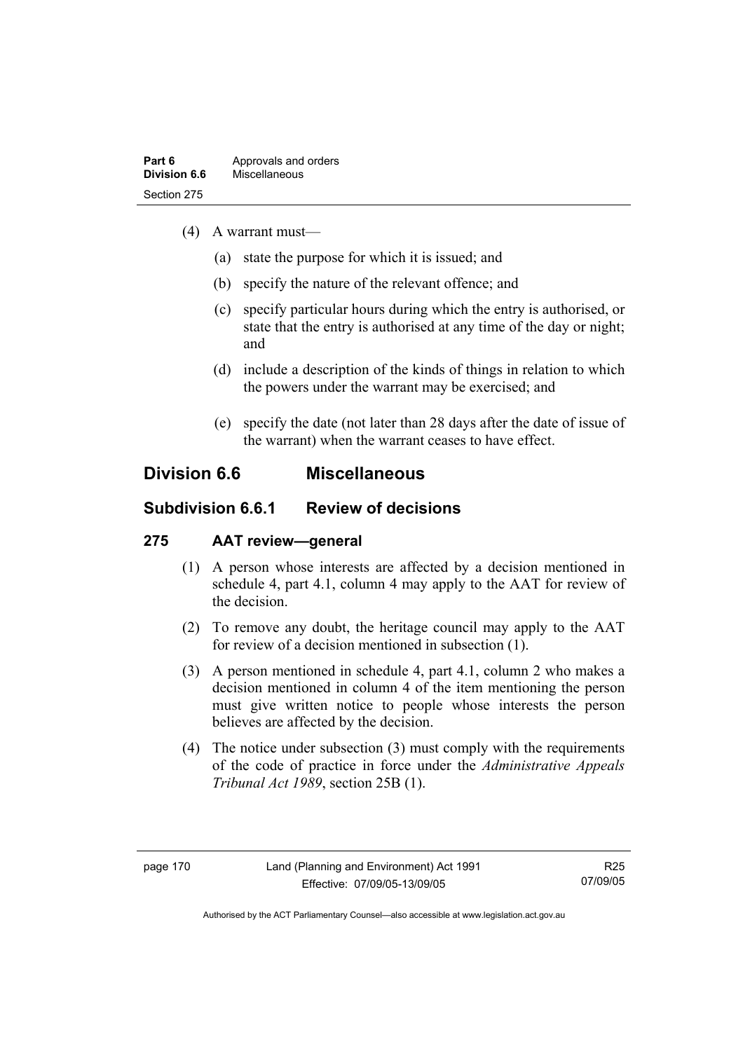(4) A warrant must—

(a) state the purpose for which it is issued; and

(b) specify the nature of the relevant offence; and

(c) specify particular hours during which the entry is authorised, or state that the entry is authorised at any time of the day or night; and

(d) include a description of the kinds of things in relation to which the powers under the warrant may be exercised; and

(e) specify the date (not later than 28 days after the date of issue of the warrant) when the warrant ceases to have effect.

## Division 6.6 Miscellaneous

### Subdivision 6.6.1 Review of decisions

#### 275 AAT review—general

(1) A person whose interests are affected by a decision mentioned in schedule 4, part 4.1, column 4 may apply to the AAT for review of the decision.

(2) To remove any doubt, the heritage council may apply to the AAT for review of a decision mentioned in subsection (1).

(3) A person mentioned in schedule 4, part 4.1, column 2 who makes a decision mentioned in column 4 of the item mentioning the person must give written notice to people whose interests the person believes are affected by the decision.

(4) The notice under subsection (3) must comply with the requirements of the code of practice in force under the *Administrative Appeals Tribunal Act 1989*, section 25B (1).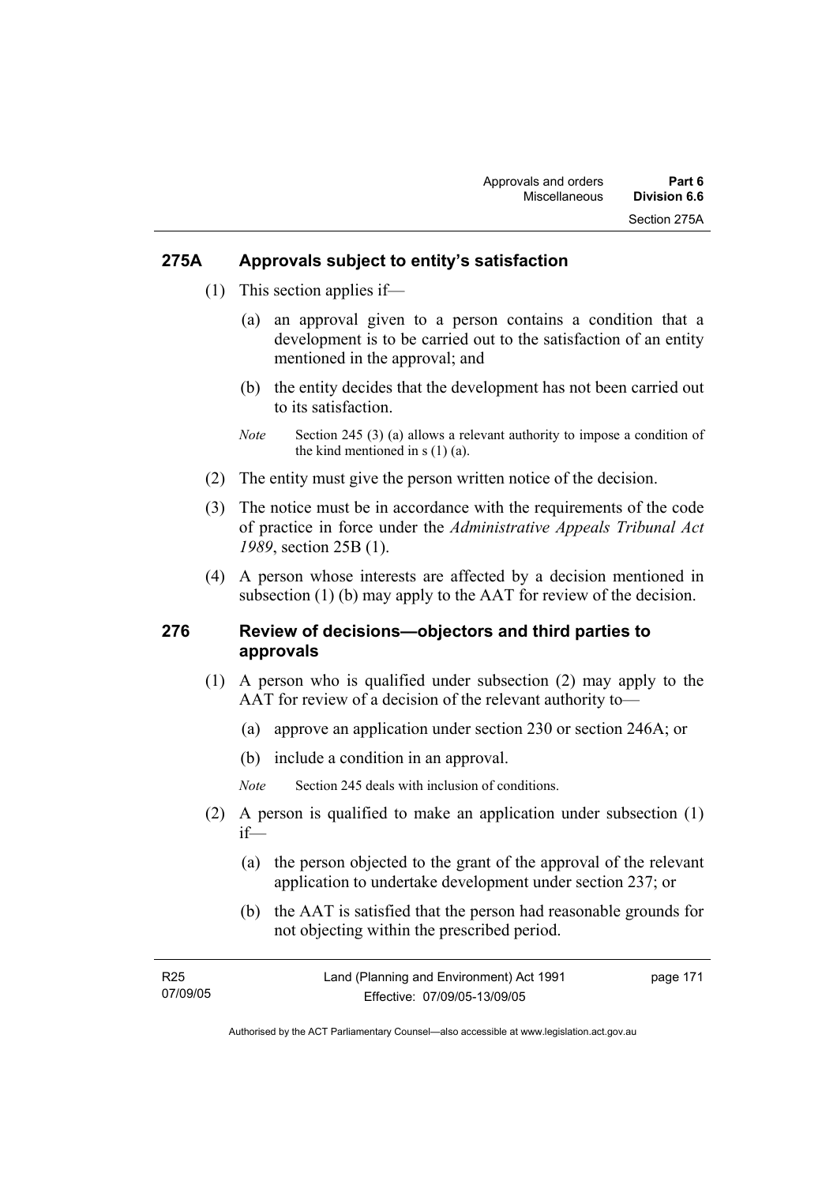## 275A Approvals subject to entity's satisfaction

(1) This section applies if—

(a) an approval given to a person contains a condition that a development is to be carried out to the satisfaction of an entity mentioned in the approval; and

(b) the entity decides that the development has not been carried out to its satisfaction.

*Note* Section 245 (3) (a) allows a relevant authority to impose a condition of the kind mentioned in s (1) (a).

(2) The entity must give the person written notice of the decision.

(3) The notice must be in accordance with the requirements of the code of practice in force under the *Administrative Appeals Tribunal Act 1989*, section 25B (1).

(4) A person whose interests are affected by a decision mentioned in subsection (1) (b) may apply to the AAT for review of the decision.

## 276 Review of decisions—objectors and third parties to approvals

(1) A person who is qualified under subsection (2) may apply to the AAT for review of a decision of the relevant authority to—

(a) approve an application under section 230 or section 246A; or

(b) include a condition in an approval.

*Note* Section 245 deals with inclusion of conditions.

(2) A person is qualified to make an application under subsection (1) if—

(a) the person objected to the grant of the approval of the relevant application to undertake development under section 237; or

(b) the AAT is satisfied that the person had reasonable grounds for not objecting within the prescribed period.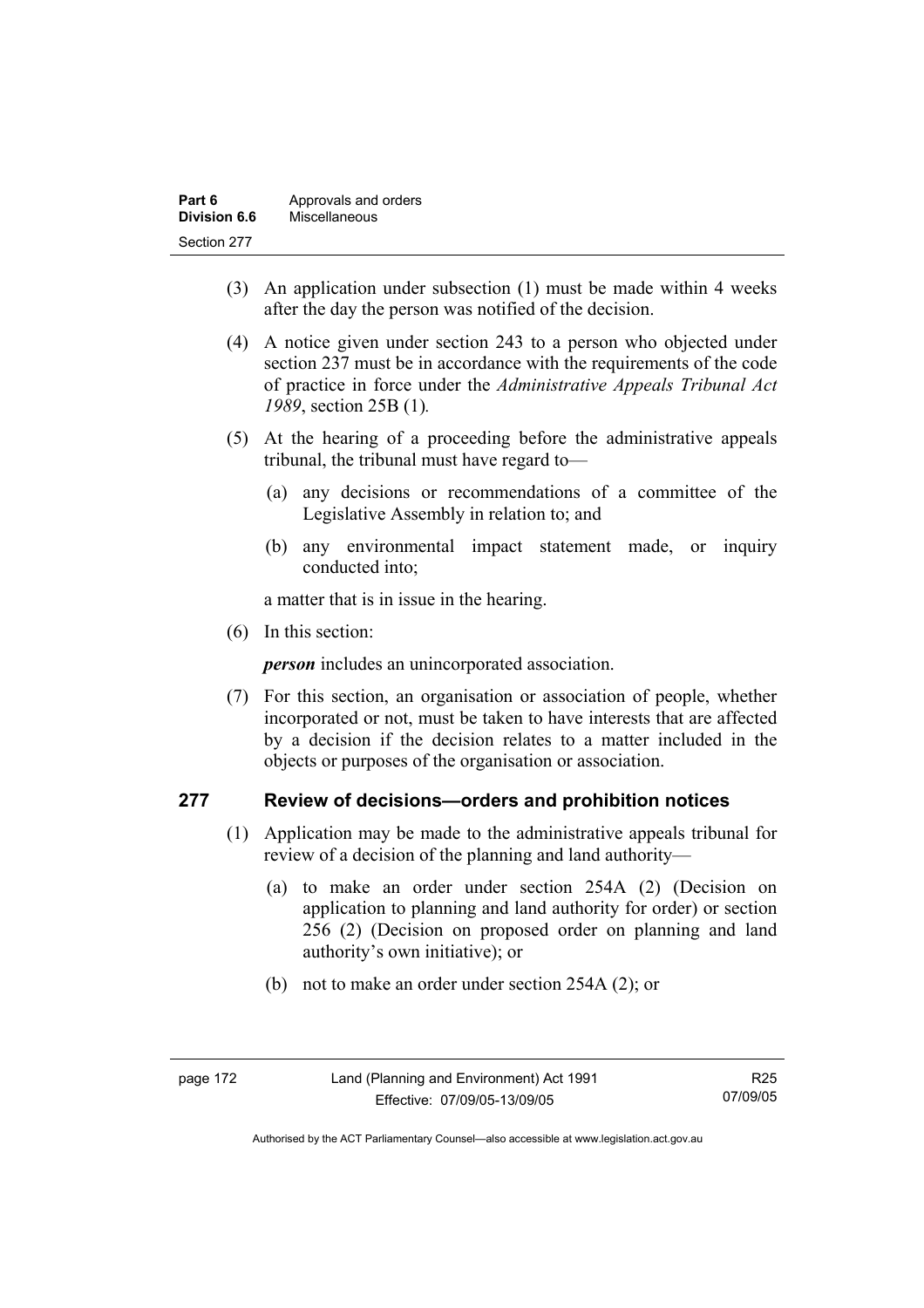(3) An application under subsection (1) must be made within 4 weeks after the day the person was notified of the decision.

(4) A notice given under section 243 to a person who objected under section 237 must be in accordance with the requirements of the code of practice in force under the *Administrative Appeals Tribunal Act 1989*, section 25B (1).

(5) At the hearing of a proceeding before the administrative appeals tribunal, the tribunal must have regard to—

(a) any decisions or recommendations of a committee of the Legislative Assembly in relation to; and

(b) any environmental impact statement made, or inquiry conducted into;

a matter that is in issue in the hearing.

(6) In this section:

***person*** includes an unincorporated association.

(7) For this section, an organisation or association of people, whether incorporated or not, must be taken to have interests that are affected by a decision if the decision relates to a matter included in the objects or purposes of the organisation or association.

## 277 Review of decisions—orders and prohibition notices

(1) Application may be made to the administrative appeals tribunal for review of a decision of the planning and land authority—

(a) to make an order under section 254A (2) (Decision on application to planning and land authority for order) or section 256 (2) (Decision on proposed order on planning and land authority's own initiative); or

(b) not to make an order under section 254A (2); or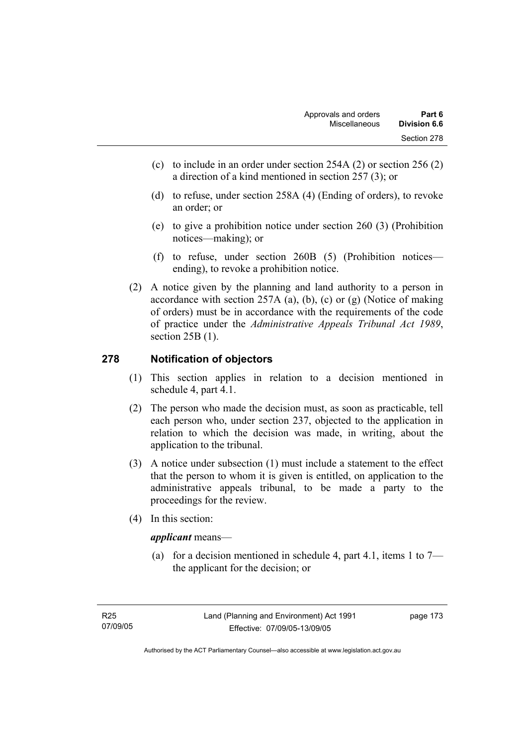(c) to include in an order under section 254A (2) or section 256 (2) a direction of a kind mentioned in section 257 (3); or

(d) to refuse, under section 258A (4) (Ending of orders), to revoke an order; or

(e) to give a prohibition notice under section 260 (3) (Prohibition notices—making); or

(f) to refuse, under section 260B (5) (Prohibition notices—ending), to revoke a prohibition notice.

(2) A notice given by the planning and land authority to a person in accordance with section 257A (a), (b), (c) or (g) (Notice of making of orders) must be in accordance with the requirements of the code of practice under the *Administrative Appeals Tribunal Act 1989*, section 25B (1).

## 278 Notification of objectors

(1) This section applies in relation to a decision mentioned in schedule 4, part 4.1.

(2) The person who made the decision must, as soon as practicable, tell each person who, under section 237, objected to the application in relation to which the decision was made, in writing, about the application to the tribunal.

(3) A notice under subsection (1) must include a statement to the effect that the person to whom it is given is entitled, on application to the administrative appeals tribunal, to be made a party to the proceedings for the review.

(4) In this section:

***applicant*** means—

(a) for a decision mentioned in schedule 4, part 4.1, items 1 to 7—the applicant for the decision; or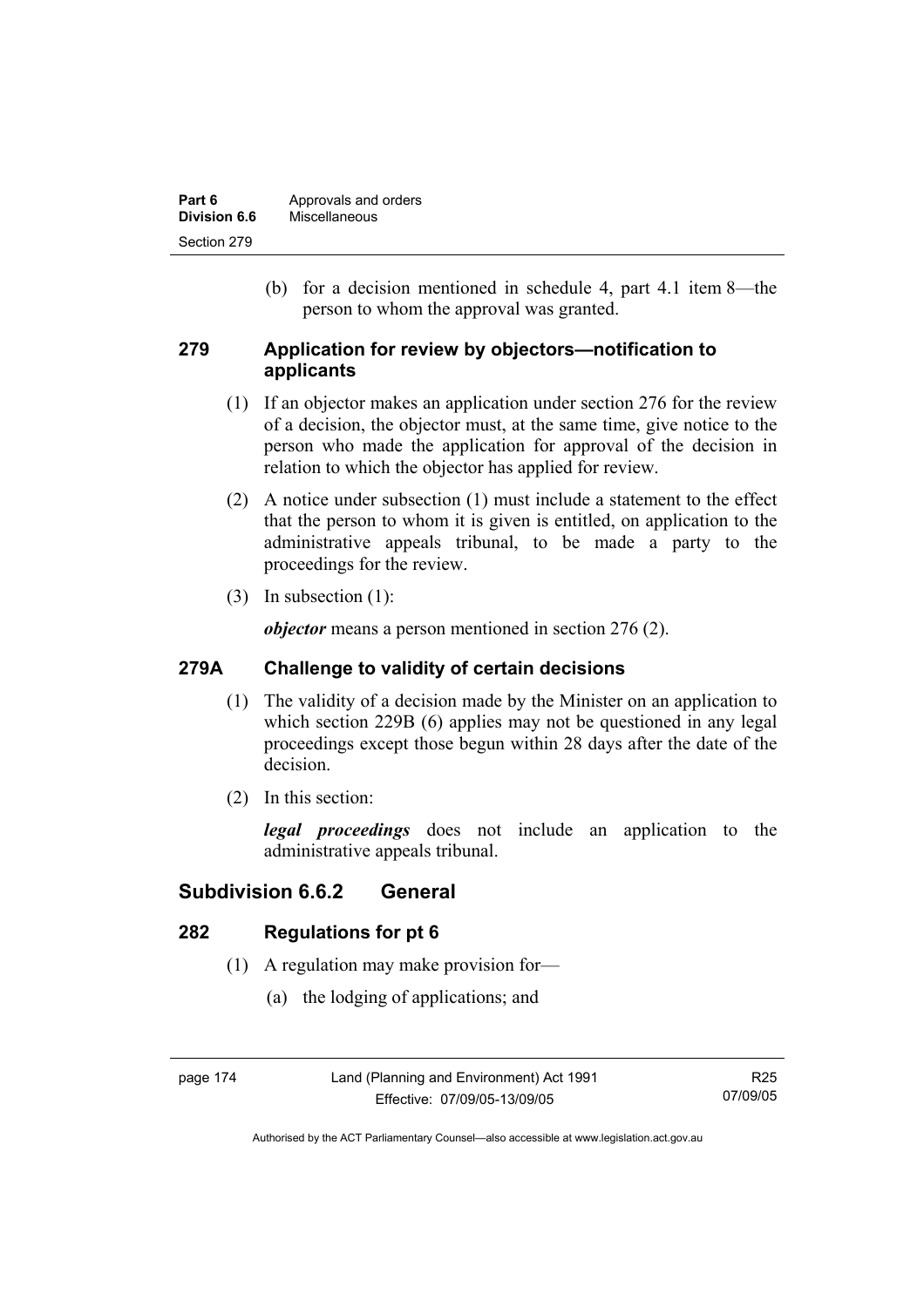(b) for a decision mentioned in schedule 4, part 4.1 item 8—the person to whom the approval was granted.

### 279 Application for review by objectors—notification to applicants

(1) If an objector makes an application under section 276 for the review of a decision, the objector must, at the same time, give notice to the person who made the application for approval of the decision in relation to which the objector has applied for review.

(2) A notice under subsection (1) must include a statement to the effect that the person to whom it is given is entitled, on application to the administrative appeals tribunal, to be made a party to the proceedings for the review.

(3) In subsection (1):

***objector*** means a person mentioned in section 276 (2).

### 279A Challenge to validity of certain decisions

(1) The validity of a decision made by the Minister on an application to which section 229B (6) applies may not be questioned in any legal proceedings except those begun within 28 days after the date of the decision.

(2) In this section:

***legal proceedings*** does not include an application to the administrative appeals tribunal.

## Subdivision 6.6.2 General

### 282 Regulations for pt 6

(1) A regulation may make provision for—

(a) the lodging of applications; and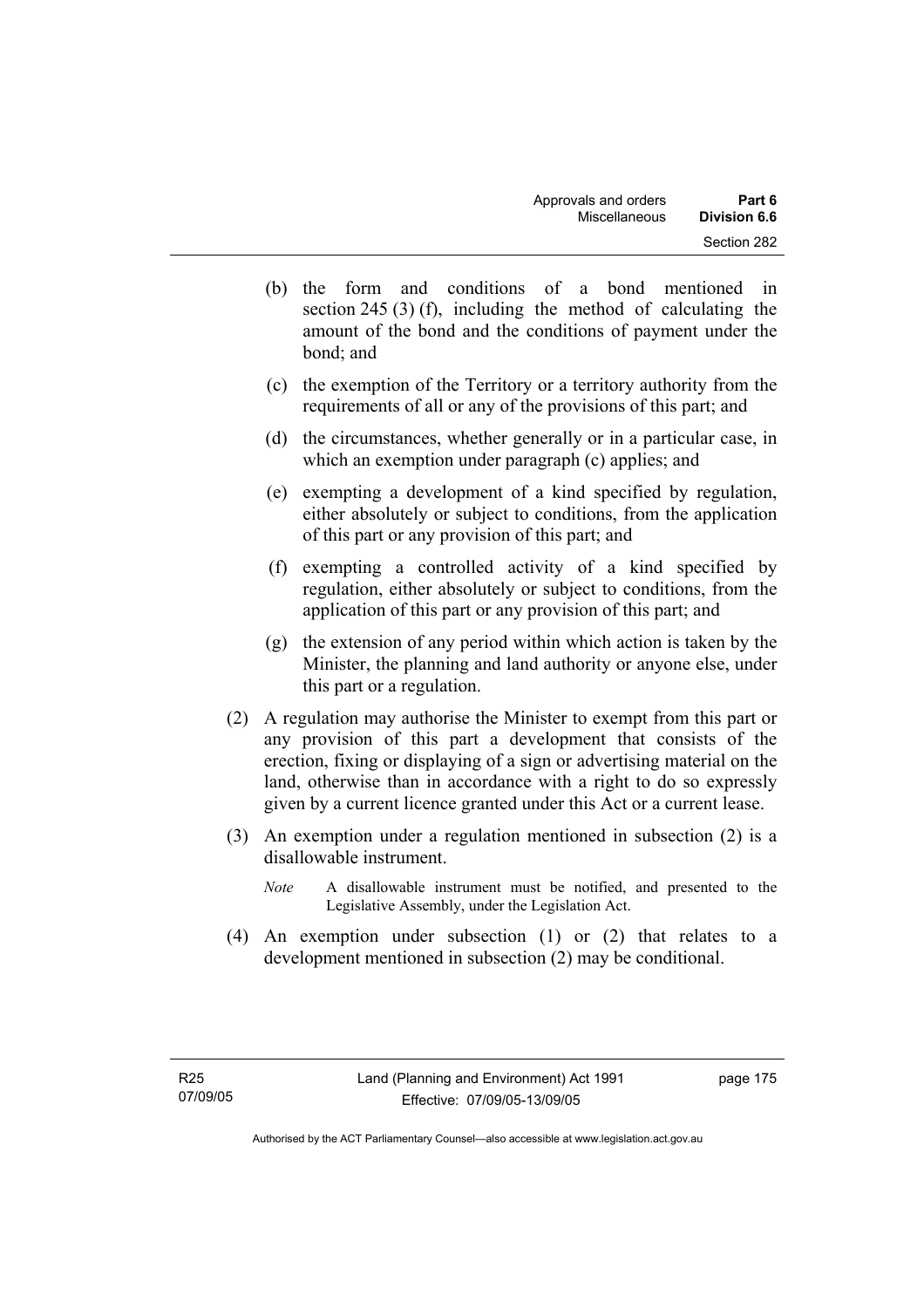(b) the form and conditions of a bond mentioned in section 245 (3) (f), including the method of calculating the amount of the bond and the conditions of payment under the bond; and

(c) the exemption of the Territory or a territory authority from the requirements of all or any of the provisions of this part; and

(d) the circumstances, whether generally or in a particular case, in which an exemption under paragraph (c) applies; and

(e) exempting a development of a kind specified by regulation, either absolutely or subject to conditions, from the application of this part or any provision of this part; and

(f) exempting a controlled activity of a kind specified by regulation, either absolutely or subject to conditions, from the application of this part or any provision of this part; and

(g) the extension of any period within which action is taken by the Minister, the planning and land authority or anyone else, under this part or a regulation.

(2) A regulation may authorise the Minister to exempt from this part or any provision of this part a development that consists of the erection, fixing or displaying of a sign or advertising material on the land, otherwise than in accordance with a right to do so expressly given by a current licence granted under this Act or a current lease.

(3) An exemption under a regulation mentioned in subsection (2) is a disallowable instrument.

*Note* A disallowable instrument must be notified, and presented to the Legislative Assembly, under the Legislation Act.

(4) An exemption under subsection (1) or (2) that relates to a development mentioned in subsection (2) may be conditional.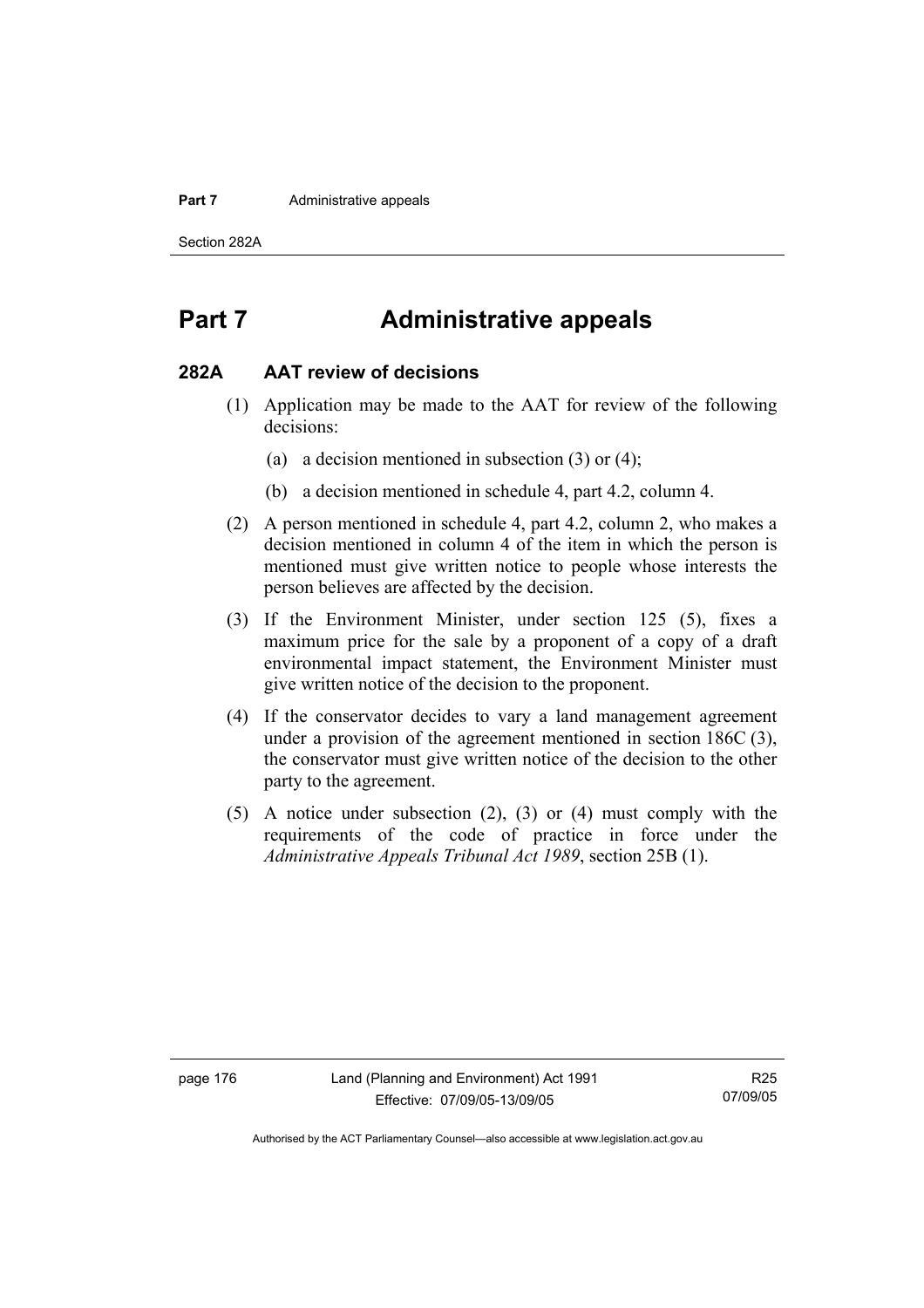# Part 7 Administrative appeals

## 282A AAT review of decisions

(1) Application may be made to the AAT for review of the following decisions:

(a) a decision mentioned in subsection (3) or (4);

(b) a decision mentioned in schedule 4, part 4.2, column 4.

(2) A person mentioned in schedule 4, part 4.2, column 2, who makes a decision mentioned in column 4 of the item in which the person is mentioned must give written notice to people whose interests the person believes are affected by the decision.

(3) If the Environment Minister, under section 125 (5), fixes a maximum price for the sale by a proponent of a copy of a draft environmental impact statement, the Environment Minister must give written notice of the decision to the proponent.

(4) If the conservator decides to vary a land management agreement under a provision of the agreement mentioned in section 186C (3), the conservator must give written notice of the decision to the other party to the agreement.

(5) A notice under subsection (2), (3) or (4) must comply with the requirements of the code of practice in force under the *Administrative Appeals Tribunal Act 1989*, section 25B (1).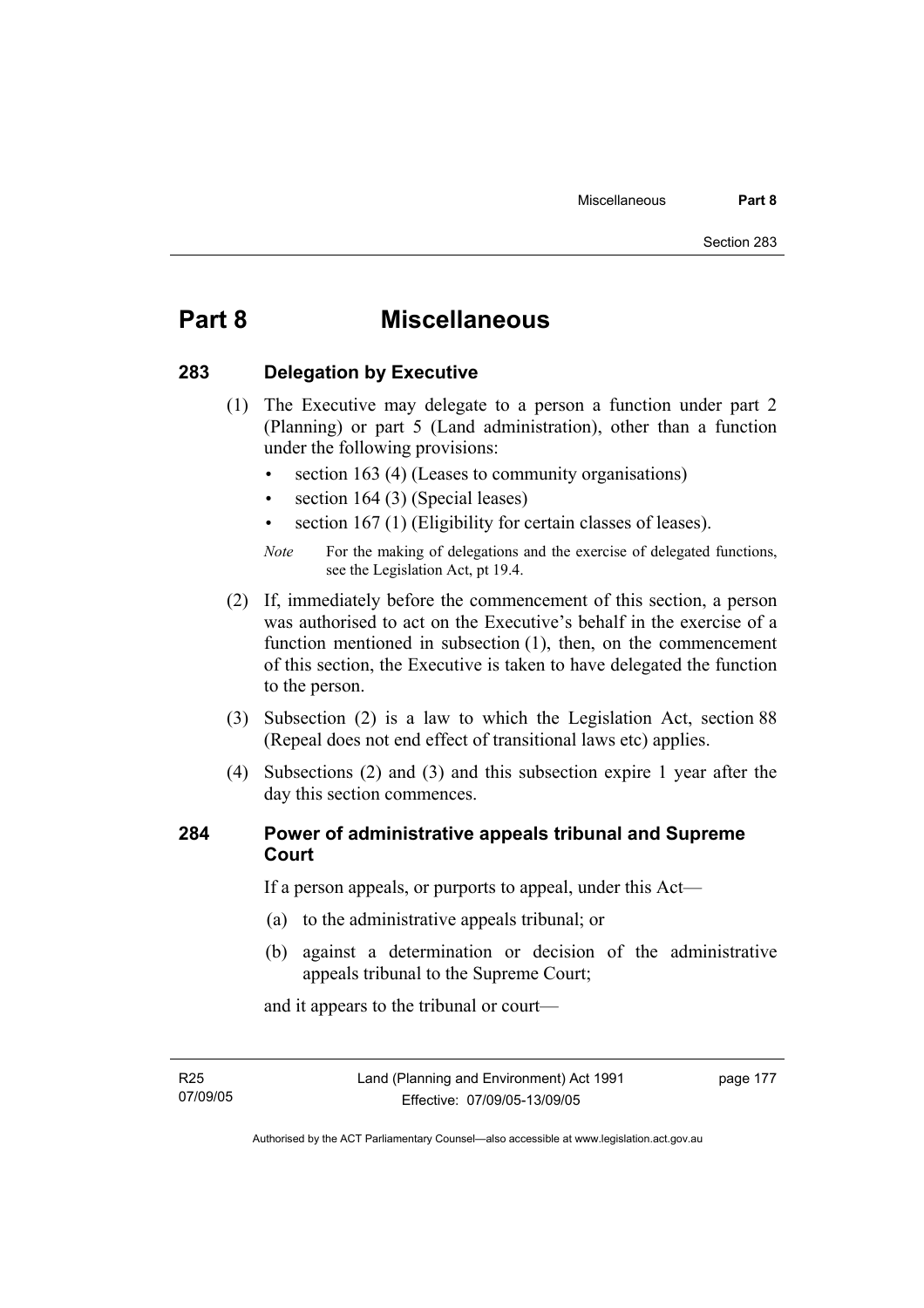# Part 8 Miscellaneous

## 283 Delegation by Executive

(1) The Executive may delegate to a person a function under part 2 (Planning) or part 5 (Land administration), other than a function under the following provisions:

- section 163 (4) (Leases to community organisations)
- section 164 (3) (Special leases)
- section 167 (1) (Eligibility for certain classes of leases).

*Note* For the making of delegations and the exercise of delegated functions, see the Legislation Act, pt 19.4.

(2) If, immediately before the commencement of this section, a person was authorised to act on the Executive's behalf in the exercise of a function mentioned in subsection (1), then, on the commencement of this section, the Executive is taken to have delegated the function to the person.

(3) Subsection (2) is a law to which the Legislation Act, section 88 (Repeal does not end effect of transitional laws etc) applies.

(4) Subsections (2) and (3) and this subsection expire 1 year after the day this section commences.

## 284 Power of administrative appeals tribunal and Supreme Court

If a person appeals, or purports to appeal, under this Act—

(a) to the administrative appeals tribunal; or

(b) against a determination or decision of the administrative appeals tribunal to the Supreme Court;

and it appears to the tribunal or court—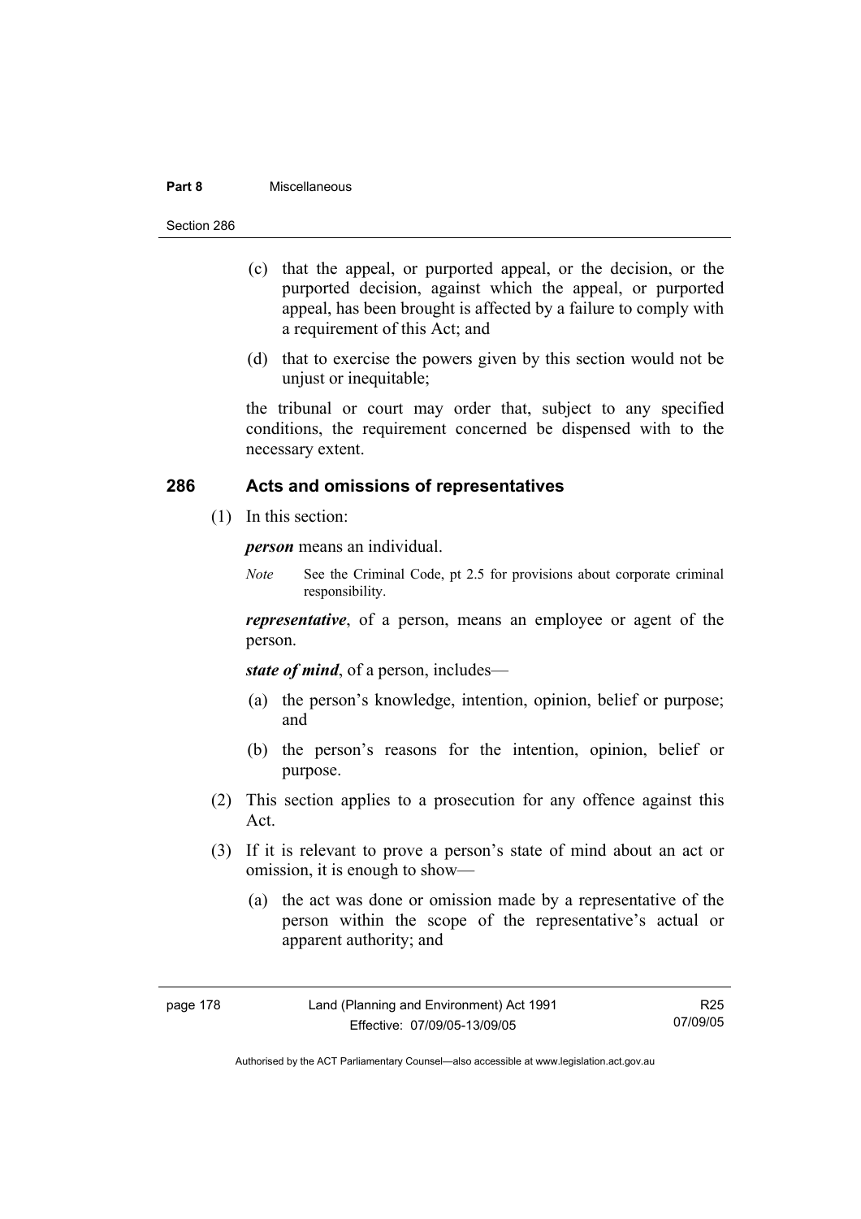(c) that the appeal, or purported appeal, or the decision, or the purported decision, against which the appeal, or purported appeal, has been brought is affected by a failure to comply with a requirement of this Act; and

(d) that to exercise the powers given by this section would not be unjust or inequitable;

the tribunal or court may order that, subject to any specified conditions, the requirement concerned be dispensed with to the necessary extent.

## 286 Acts and omissions of representatives

(1) In this section:

***person*** means an individual.

*Note* See the Criminal Code, pt 2.5 for provisions about corporate criminal responsibility.

***representative***, of a person, means an employee or agent of the person.

***state of mind***, of a person, includes—

(a) the person's knowledge, intention, opinion, belief or purpose; and

(b) the person's reasons for the intention, opinion, belief or purpose.

(2) This section applies to a prosecution for any offence against this Act.

(3) If it is relevant to prove a person's state of mind about an act or omission, it is enough to show—

(a) the act was done or omission made by a representative of the person within the scope of the representative's actual or apparent authority; and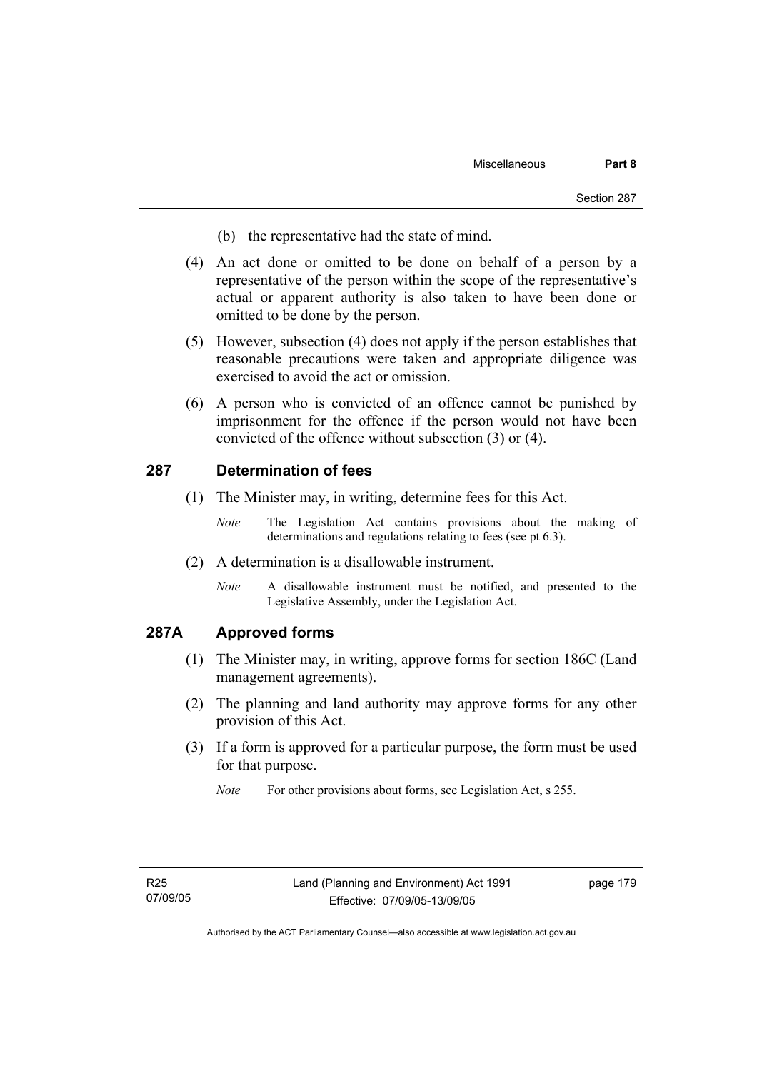(b) the representative had the state of mind.

(4) An act done or omitted to be done on behalf of a person by a representative of the person within the scope of the representative's actual or apparent authority is also taken to have been done or omitted to be done by the person.

(5) However, subsection (4) does not apply if the person establishes that reasonable precautions were taken and appropriate diligence was exercised to avoid the act or omission.

(6) A person who is convicted of an offence cannot be punished by imprisonment for the offence if the person would not have been convicted of the offence without subsection (3) or (4).

## 287 Determination of fees

(1) The Minister may, in writing, determine fees for this Act.

*Note* The Legislation Act contains provisions about the making of determinations and regulations relating to fees (see pt 6.3).

(2) A determination is a disallowable instrument.

*Note* A disallowable instrument must be notified, and presented to the Legislative Assembly, under the Legislation Act.

## 287A Approved forms

(1) The Minister may, in writing, approve forms for section 186C (Land management agreements).

(2) The planning and land authority may approve forms for any other provision of this Act.

(3) If a form is approved for a particular purpose, the form must be used for that purpose.

*Note* For other provisions about forms, see Legislation Act, s 255.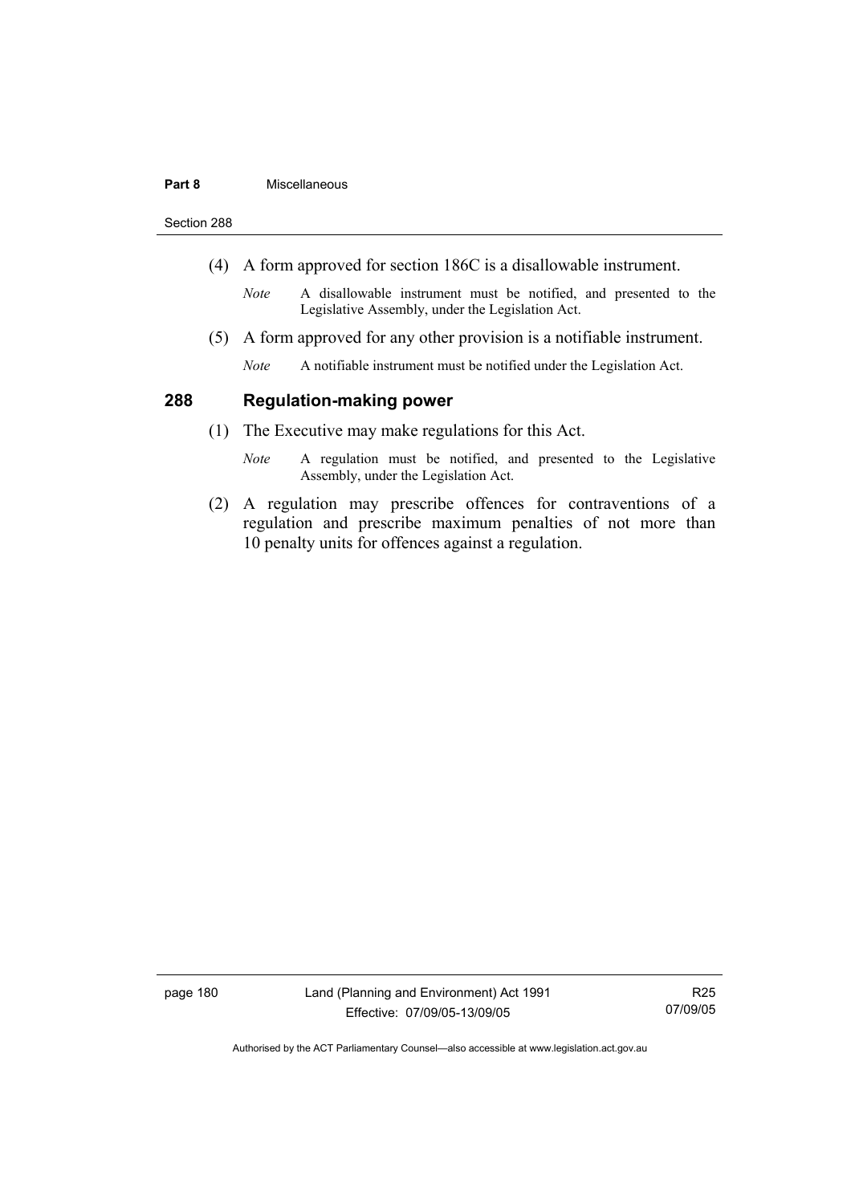(4) A form approved for section 186C is a disallowable instrument.

*Note* A disallowable instrument must be notified, and presented to the Legislative Assembly, under the Legislation Act.

(5) A form approved for any other provision is a notifiable instrument.

*Note* A notifiable instrument must be notified under the Legislation Act.

## 288 Regulation-making power

(1) The Executive may make regulations for this Act.

*Note* A regulation must be notified, and presented to the Legislative Assembly, under the Legislation Act.

(2) A regulation may prescribe offences for contraventions of a regulation and prescribe maximum penalties of not more than 10 penalty units for offences against a regulation.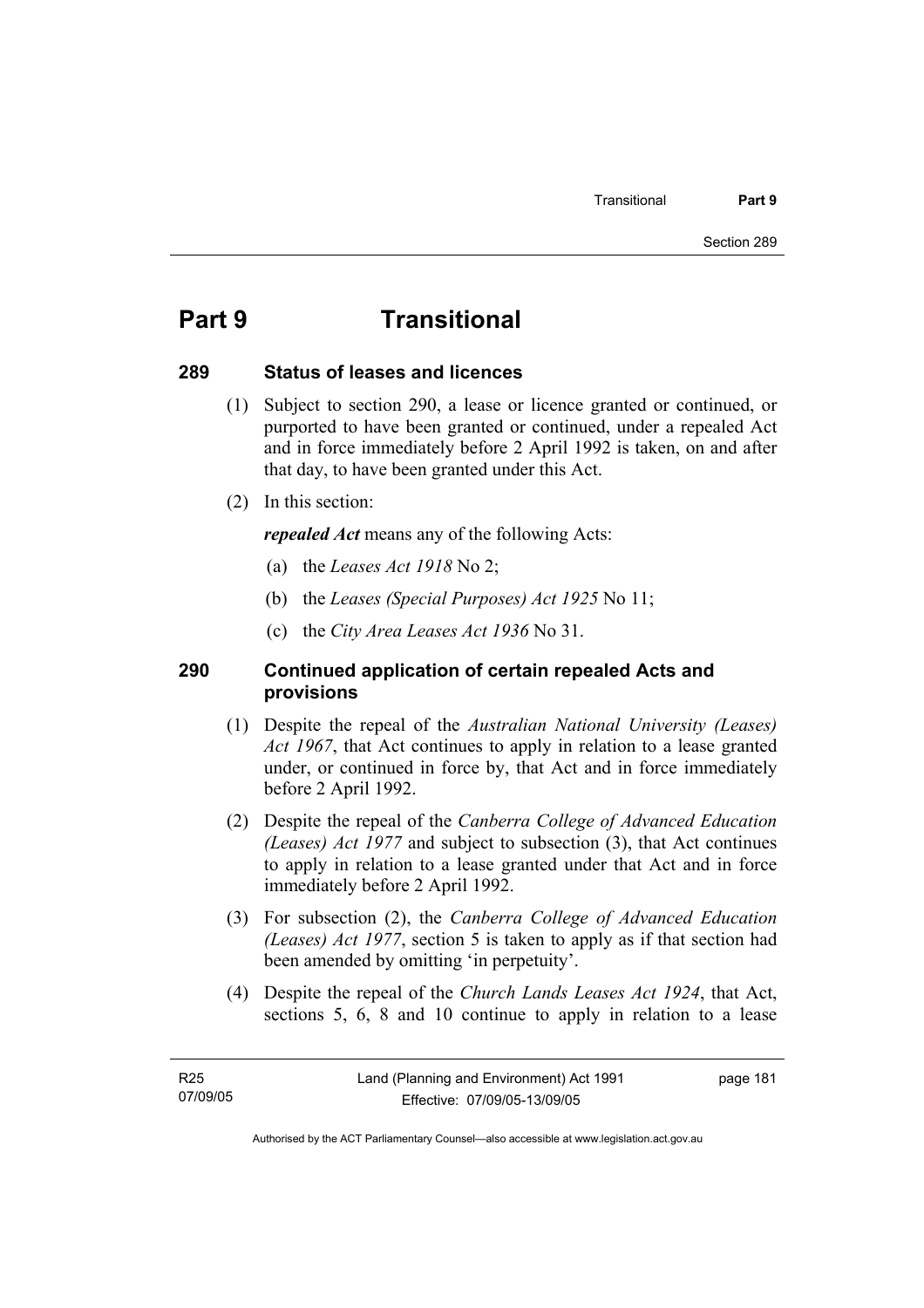# Part 9 Transitional

## 289 Status of leases and licences

(1) Subject to section 290, a lease or licence granted or continued, or purported to have been granted or continued, under a repealed Act and in force immediately before 2 April 1992 is taken, on and after that day, to have been granted under this Act.

(2) In this section:

***repealed Act*** means any of the following Acts:

(a) the *Leases Act 1918* No 2;

(b) the *Leases (Special Purposes) Act 1925* No 11;

(c) the *City Area Leases Act 1936* No 31.

## 290 Continued application of certain repealed Acts and provisions

(1) Despite the repeal of the *Australian National University (Leases) Act 1967*, that Act continues to apply in relation to a lease granted under, or continued in force by, that Act and in force immediately before 2 April 1992.

(2) Despite the repeal of the *Canberra College of Advanced Education (Leases) Act 1977* and subject to subsection (3), that Act continues to apply in relation to a lease granted under that Act and in force immediately before 2 April 1992.

(3) For subsection (2), the *Canberra College of Advanced Education (Leases) Act 1977*, section 5 is taken to apply as if that section had been amended by omitting 'in perpetuity'.

(4) Despite the repeal of the *Church Lands Leases Act 1924*, that Act, sections 5, 6, 8 and 10 continue to apply in relation to a lease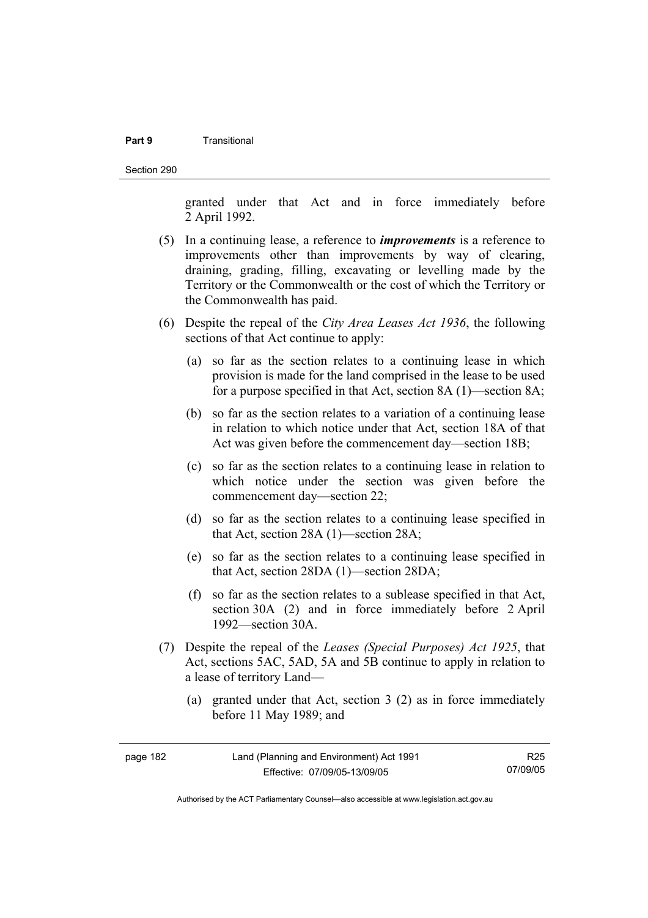granted under that Act and in force immediately before 2 April 1992.

(5) In a continuing lease, a reference to ***improvements*** is a reference to improvements other than improvements by way of clearing, draining, grading, filling, excavating or levelling made by the Territory or the Commonwealth or the cost of which the Territory or the Commonwealth has paid.

(6) Despite the repeal of the *City Area Leases Act 1936*, the following sections of that Act continue to apply:

(a) so far as the section relates to a continuing lease in which provision is made for the land comprised in the lease to be used for a purpose specified in that Act, section 8A (1)—section 8A;

(b) so far as the section relates to a variation of a continuing lease in relation to which notice under that Act, section 18A of that Act was given before the commencement day—section 18B;

(c) so far as the section relates to a continuing lease in relation to which notice under the section was given before the commencement day—section 22;

(d) so far as the section relates to a continuing lease specified in that Act, section 28A (1)—section 28A;

(e) so far as the section relates to a continuing lease specified in that Act, section 28DA (1)—section 28DA;

(f) so far as the section relates to a sublease specified in that Act, section 30A (2) and in force immediately before 2 April 1992—section 30A.

(7) Despite the repeal of the *Leases (Special Purposes) Act 1925*, that Act, sections 5AC, 5AD, 5A and 5B continue to apply in relation to a lease of territory Land—

(a) granted under that Act, section 3 (2) as in force immediately before 11 May 1989; and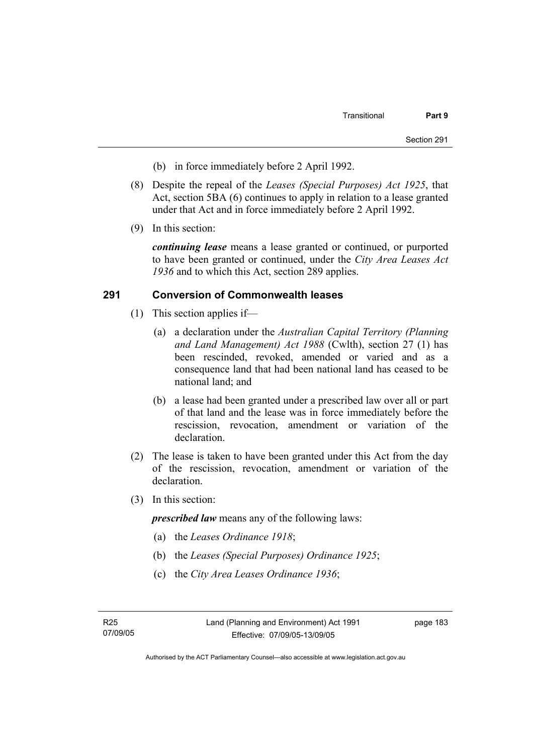(b) in force immediately before 2 April 1992.

(8) Despite the repeal of the *Leases (Special Purposes) Act 1925*, that Act, section 5BA (6) continues to apply in relation to a lease granted under that Act and in force immediately before 2 April 1992.

(9) In this section:

***continuing lease*** means a lease granted or continued, or purported to have been granted or continued, under the *City Area Leases Act 1936* and to which this Act, section 289 applies.

## 291 Conversion of Commonwealth leases

(1) This section applies if—

(a) a declaration under the *Australian Capital Territory (Planning and Land Management) Act 1988* (Cwlth), section 27 (1) has been rescinded, revoked, amended or varied and as a consequence land that had been national land has ceased to be national land; and

(b) a lease had been granted under a prescribed law over all or part of that land and the lease was in force immediately before the rescission, revocation, amendment or variation of the declaration.

(2) The lease is taken to have been granted under this Act from the day of the rescission, revocation, amendment or variation of the declaration.

(3) In this section:

***prescribed law*** means any of the following laws:

(a) the *Leases Ordinance 1918*;

(b) the *Leases (Special Purposes) Ordinance 1925*;

(c) the *City Area Leases Ordinance 1936*;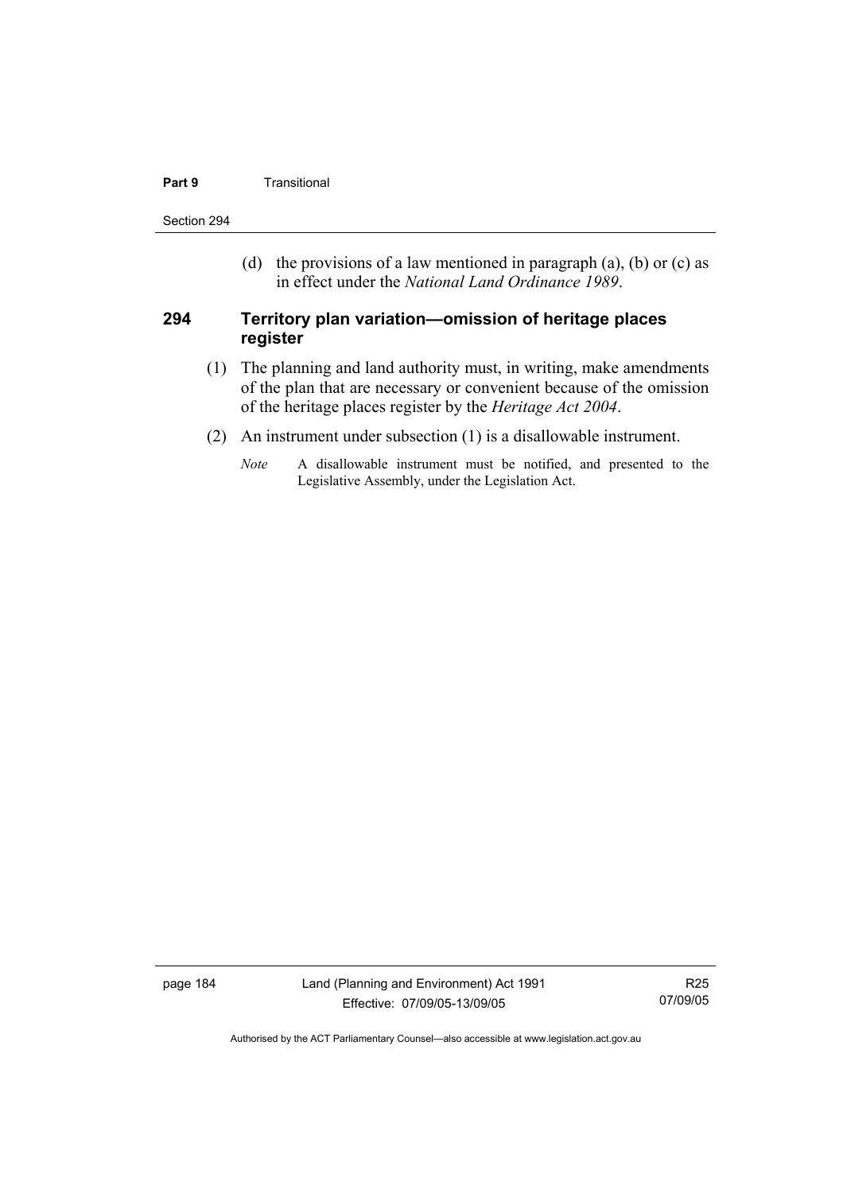(d) the provisions of a law mentioned in paragraph (a), (b) or (c) as in effect under the *National Land Ordinance 1989*.

### 294 Territory plan variation—omission of heritage places register

(1) The planning and land authority must, in writing, make amendments of the plan that are necessary or convenient because of the omission of the heritage places register by the *Heritage Act 2004*.

(2) An instrument under subsection (1) is a disallowable instrument.

*Note* A disallowable instrument must be notified, and presented to the Legislative Assembly, under the Legislation Act.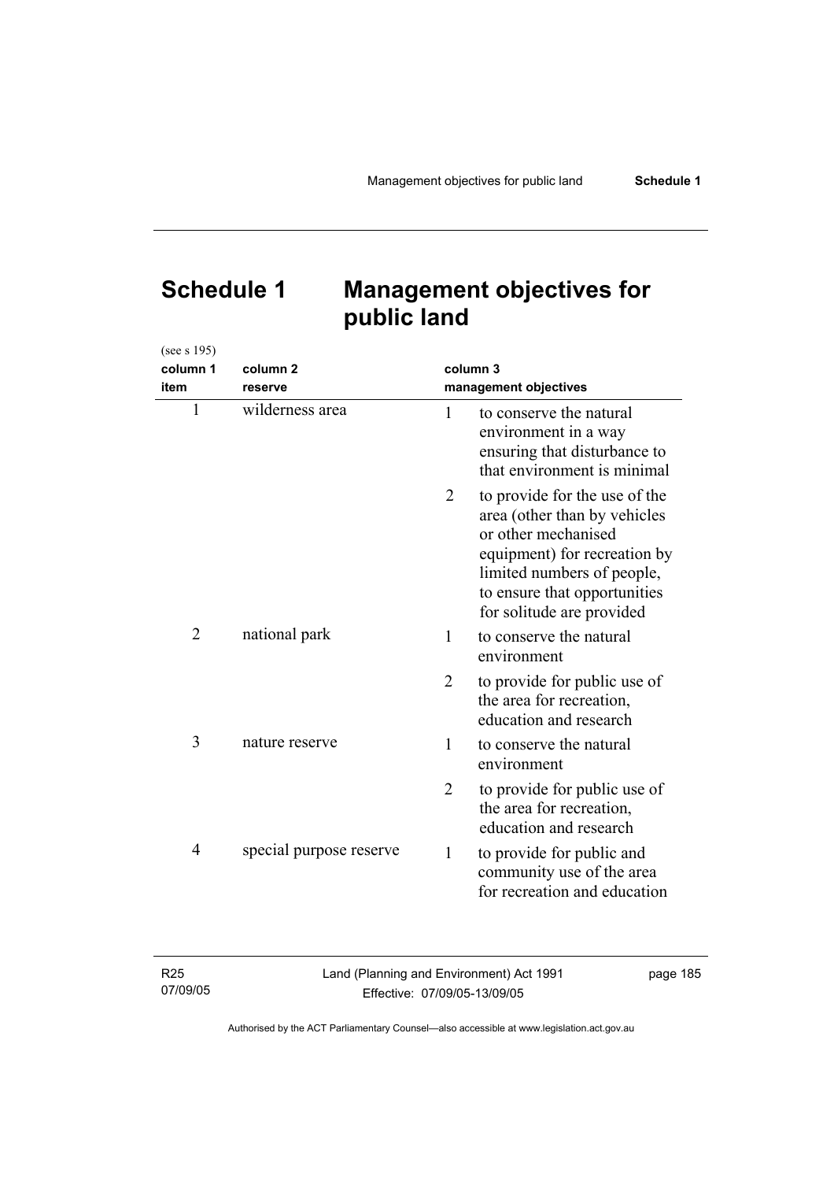# Schedule 1 Management objectives for public land

(see s 195)

| column 1<br>item | column 2<br>reserve | column 3<br>management objectives |
|---|---|---|
| 1 | wilderness area | 1 to conserve the natural environment in a way ensuring that disturbance to that environment is minimal |
| | | 2 to provide for the use of the area (other than by vehicles or other mechanised equipment) for recreation by limited numbers of people, to ensure that opportunities for solitude are provided |
| 2 | national park | 1 to conserve the natural environment |
| | | 2 to provide for public use of the area for recreation, education and research |
| 3 | nature reserve | 1 to conserve the natural environment |
| | | 2 to provide for public use of the area for recreation, education and research |
| 4 | special purpose reserve | 1 to provide for public and community use of the area for recreation and education |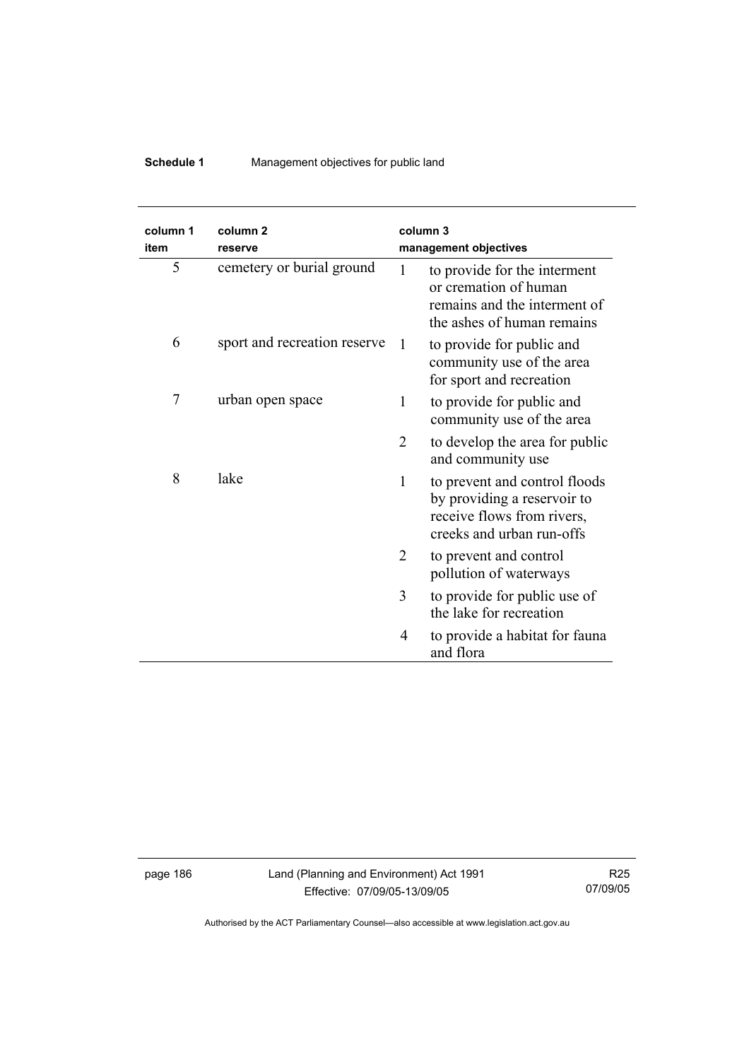| column 1 item | column 2 reserve | column 3 management objectives | |
|---|---|---|---|
| 5 | cemetery or burial ground | 1 | to provide for the interment or cremation of human remains and the interment of the ashes of human remains |
| 6 | sport and recreation reserve | 1 | to provide for public and community use of the area for sport and recreation |
| 7 | urban open space | 1 | to provide for public and community use of the area |
| | | 2 | to develop the area for public and community use |
| 8 | lake | 1 | to prevent and control floods by providing a reservoir to receive flows from rivers, creeks and urban run-offs |
| | | 2 | to prevent and control pollution of waterways |
| | | 3 | to provide for public use of the lake for recreation |
| | | 4 | to provide a habitat for fauna and flora |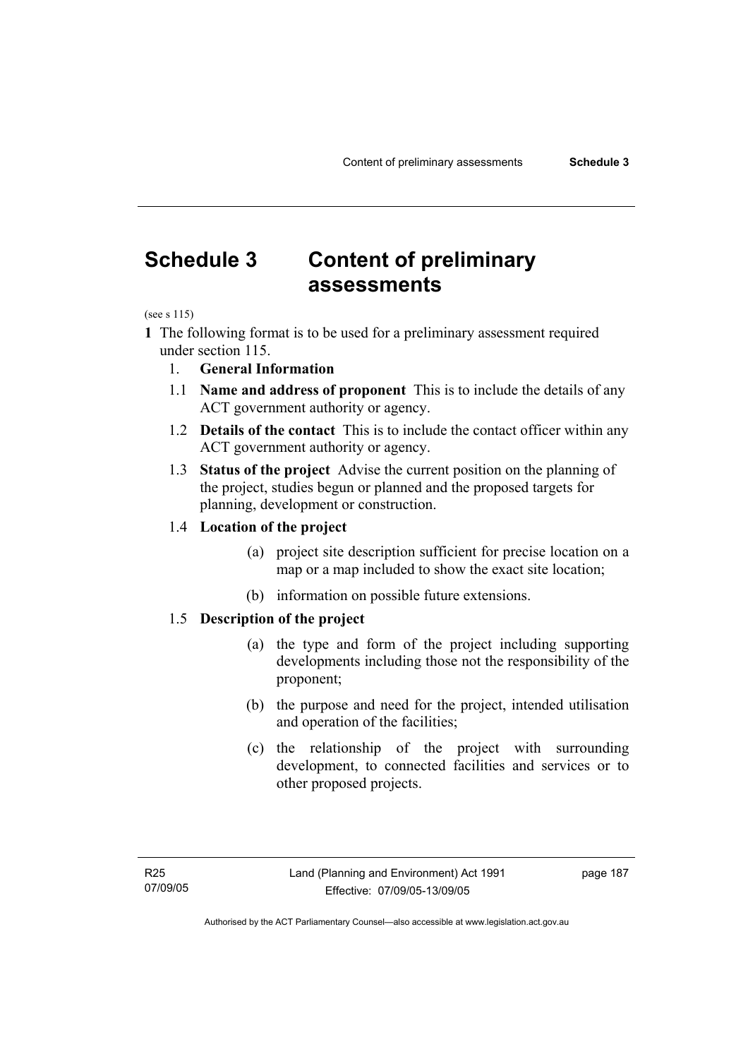# Schedule 3 Content of preliminary assessments

(see s 115)

**1** The following format is to be used for a preliminary assessment required under section 115.

1. **General Information**

1.1 **Name and address of proponent** This is to include the details of any ACT government authority or agency.

1.2 **Details of the contact** This is to include the contact officer within any ACT government authority or agency.

1.3 **Status of the project** Advise the current position on the planning of the project, studies begun or planned and the proposed targets for planning, development or construction.

1.4 **Location of the project**

(a) project site description sufficient for precise location on a map or a map included to show the exact site location;

(b) information on possible future extensions.

1.5 **Description of the project**

(a) the type and form of the project including supporting developments including those not the responsibility of the proponent;

(b) the purpose and need for the project, intended utilisation and operation of the facilities;

(c) the relationship of the project with surrounding development, to connected facilities and services or to other proposed projects.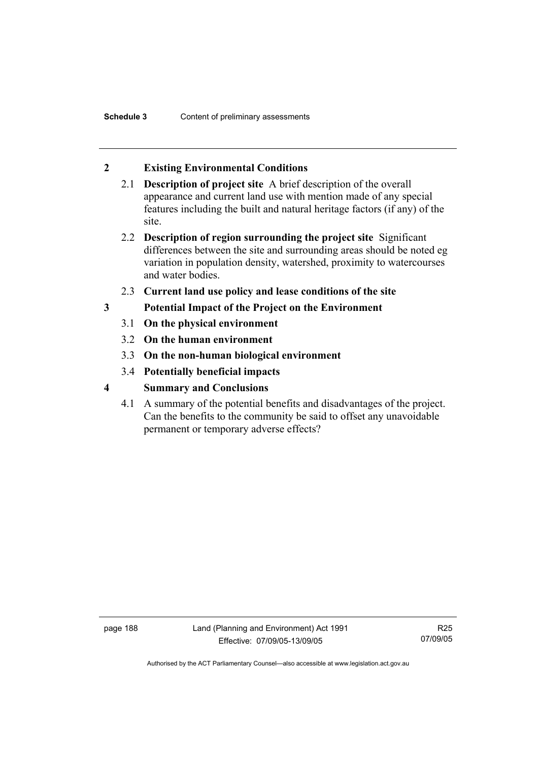## 2 Existing Environmental Conditions

2.1 **Description of project site** A brief description of the overall appearance and current land use with mention made of any special features including the built and natural heritage factors (if any) of the site.

2.2 **Description of region surrounding the project site** Significant differences between the site and surrounding areas should be noted eg variation in population density, watershed, proximity to watercourses and water bodies.

2.3 **Current land use policy and lease conditions of the site**

## 3 Potential Impact of the Project on the Environment

3.1 **On the physical environment**

3.2 **On the human environment**

3.3 **On the non-human biological environment**

3.4 **Potentially beneficial impacts**

## 4 Summary and Conclusions

4.1 A summary of the potential benefits and disadvantages of the project. Can the benefits to the community be said to offset any unavoidable permanent or temporary adverse effects?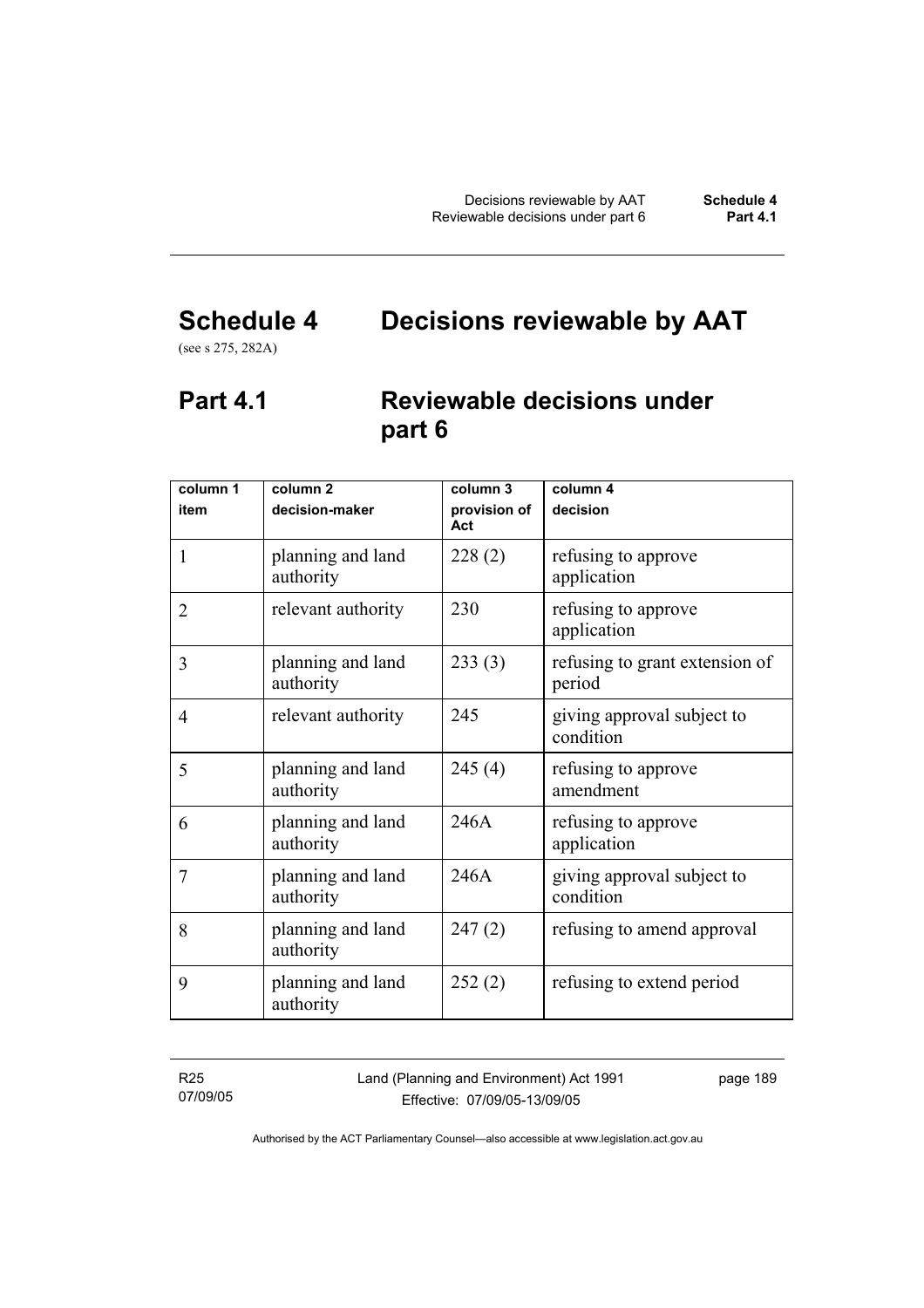# Schedule 4 Decisions reviewable by AAT

(see s 275, 282A)

## Part 4.1 Reviewable decisions under part 6

| column 1<br>item | column 2<br>decision-maker | column 3<br>provision of Act | column 4<br>decision |
|---|---|---|---|
| 1 | planning and land authority | 228 (2) | refusing to approve application |
| 2 | relevant authority | 230 | refusing to approve application |
| 3 | planning and land authority | 233 (3) | refusing to grant extension of period |
| 4 | relevant authority | 245 | giving approval subject to condition |
| 5 | planning and land authority | 245 (4) | refusing to approve amendment |
| 6 | planning and land authority | 246A | refusing to approve application |
| 7 | planning and land authority | 246A | giving approval subject to condition |
| 8 | planning and land authority | 247 (2) | refusing to amend approval |
| 9 | planning and land authority | 252 (2) | refusing to extend period |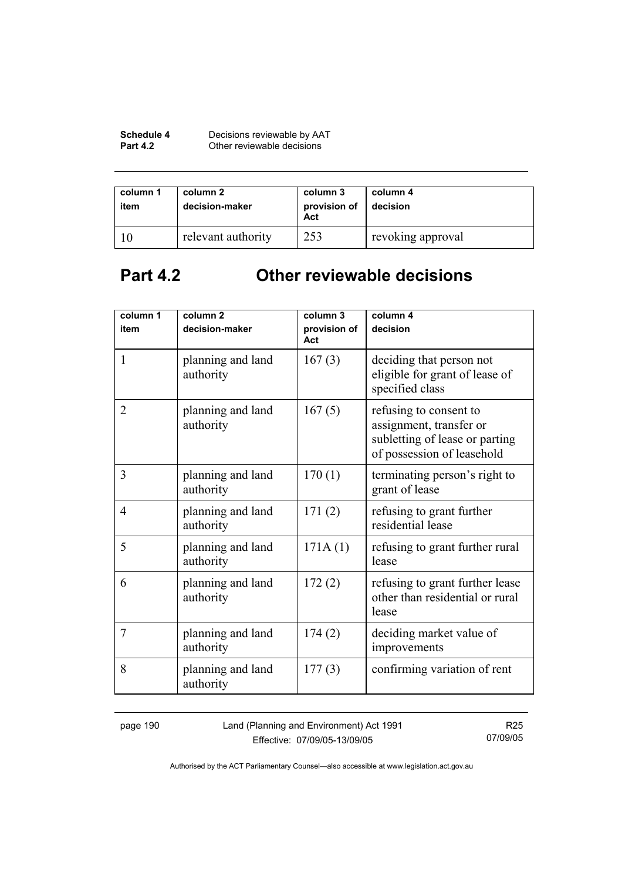| column 1 item | column 2 decision-maker | column 3 provision of Act | column 4 decision |
|---|---|---|---|
| 10 | relevant authority | 253 | revoking approval |

## Part 4.2 Other reviewable decisions

| column 1 item | column 2 decision-maker | column 3 provision of Act | column 4 decision |
|---|---|---|---|
| 1 | planning and land authority | 167 (3) | deciding that person not eligible for grant of lease of specified class |
| 2 | planning and land authority | 167 (5) | refusing to consent to assignment, transfer or subletting of lease or parting of possession of leasehold |
| 3 | planning and land authority | 170 (1) | terminating person's right to grant of lease |
| 4 | planning and land authority | 171 (2) | refusing to grant further residential lease |
| 5 | planning and land authority | 171A (1) | refusing to grant further rural lease |
| 6 | planning and land authority | 172 (2) | refusing to grant further lease other than residential or rural lease |
| 7 | planning and land authority | 174 (2) | deciding market value of improvements |
| 8 | planning and land authority | 177 (3) | confirming variation of rent |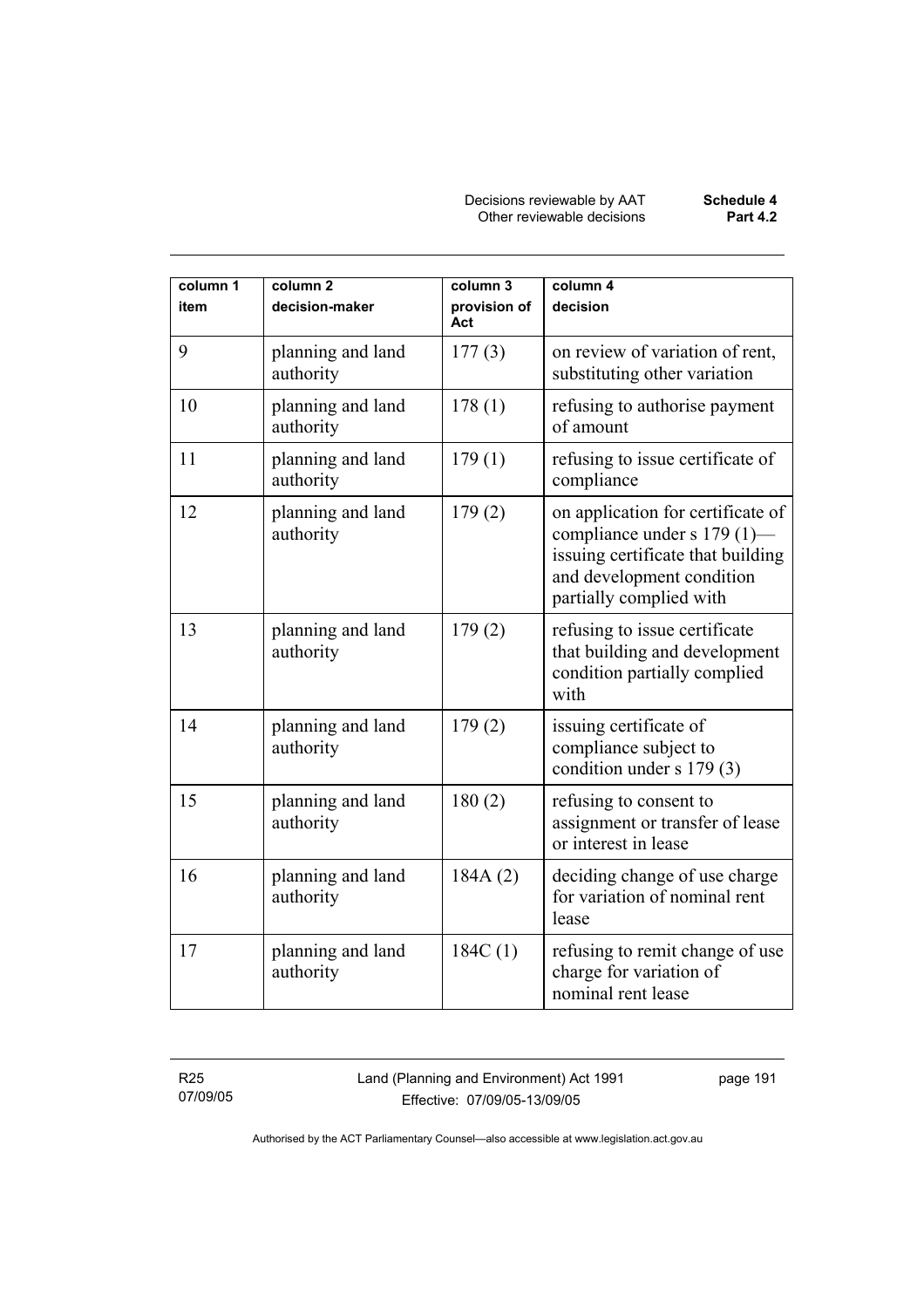| column 1 item | column 2 decision-maker | column 3 provision of Act | column 4 decision |
|---|---|---|---|
| 9 | planning and land authority | 177 (3) | on review of variation of rent, substituting other variation |
| 10 | planning and land authority | 178 (1) | refusing to authorise payment of amount |
| 11 | planning and land authority | 179 (1) | refusing to issue certificate of compliance |
| 12 | planning and land authority | 179 (2) | on application for certificate of compliance under s 179 (1)—issuing certificate that building and development condition partially complied with |
| 13 | planning and land authority | 179 (2) | refusing to issue certificate that building and development condition partially complied with |
| 14 | planning and land authority | 179 (2) | issuing certificate of compliance subject to condition under s 179 (3) |
| 15 | planning and land authority | 180 (2) | refusing to consent to assignment or transfer of lease or interest in lease |
| 16 | planning and land authority | 184A (2) | deciding change of use charge for variation of nominal rent lease |
| 17 | planning and land authority | 184C (1) | refusing to remit change of use charge for variation of nominal rent lease |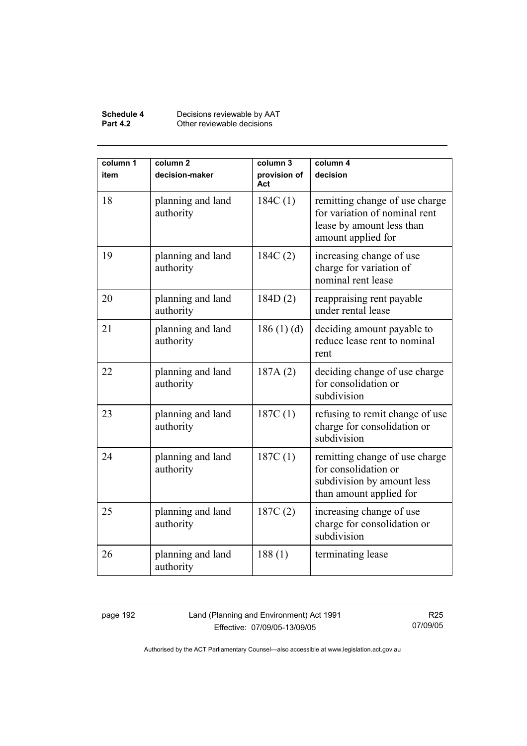| column 1 item | column 2 decision-maker | column 3 provision of Act | column 4 decision |
|---|---|---|---|
| 18 | planning and land authority | 184C (1) | remitting change of use charge for variation of nominal rent lease by amount less than amount applied for |
| 19 | planning and land authority | 184C (2) | increasing change of use charge for variation of nominal rent lease |
| 20 | planning and land authority | 184D (2) | reappraising rent payable under rental lease |
| 21 | planning and land authority | 186 (1) (d) | deciding amount payable to reduce lease rent to nominal rent |
| 22 | planning and land authority | 187A (2) | deciding change of use charge for consolidation or subdivision |
| 23 | planning and land authority | 187C (1) | refusing to remit change of use charge for consolidation or subdivision |
| 24 | planning and land authority | 187C (1) | remitting change of use charge for consolidation or subdivision by amount less than amount applied for |
| 25 | planning and land authority | 187C (2) | increasing change of use charge for consolidation or subdivision |
| 26 | planning and land authority | 188 (1) | terminating lease |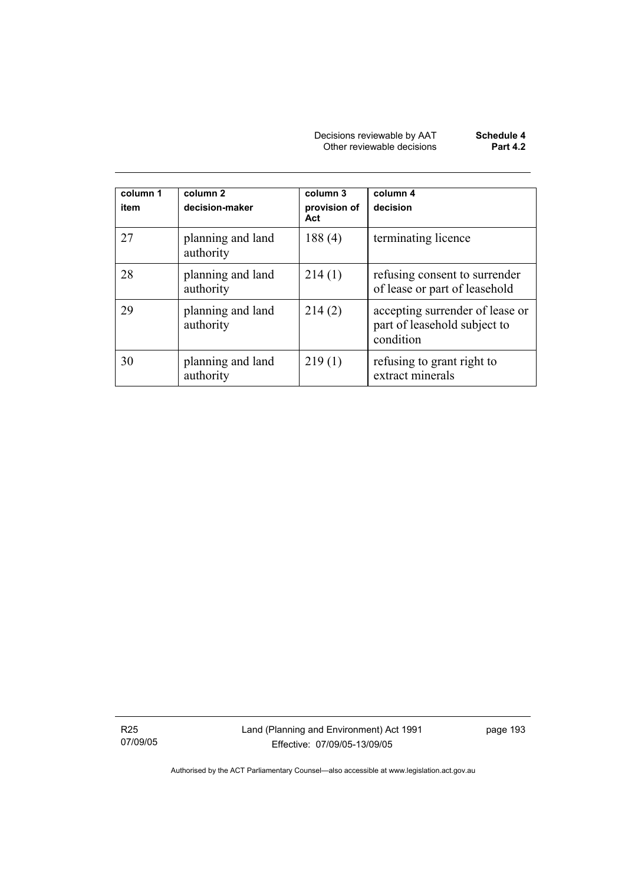| column 1 item | column 2 decision-maker | column 3 provision of Act | column 4 decision |
|---|---|---|---|
| 27 | planning and land authority | 188 (4) | terminating licence |
| 28 | planning and land authority | 214 (1) | refusing consent to surrender of lease or part of leasehold |
| 29 | planning and land authority | 214 (2) | accepting surrender of lease or part of leasehold subject to condition |
| 30 | planning and land authority | 219 (1) | refusing to grant right to extract minerals |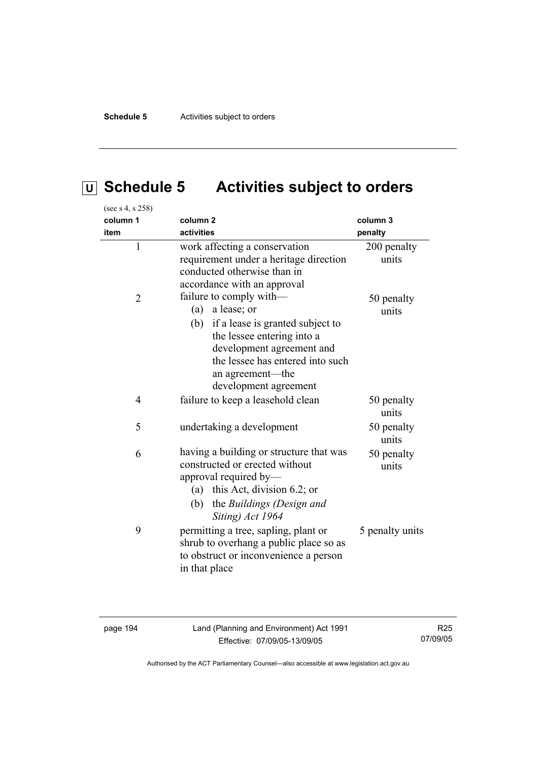# U Schedule 5 Activities subject to orders

(see s 4, s 258)

| column 1<br>item | column 2<br>activities | column 3<br>penalty |
|---|---|---|
| 1 | work affecting a conservation requirement under a heritage direction conducted otherwise than in accordance with an approval | 200 penalty units |
| 2 | failure to comply with—<br>(a) a lease; or<br>(b) if a lease is granted subject to the lessee entering into a development agreement and the lessee has entered into such an agreement—the development agreement | 50 penalty units |
| 4 | failure to keep a leasehold clean | 50 penalty units |
| 5 | undertaking a development | 50 penalty units |
| 6 | having a building or structure that was constructed or erected without approval required by—<br>(a) this Act, division 6.2; or<br>(b) the *Buildings (Design and Siting) Act 1964* | 50 penalty units |
| 9 | permitting a tree, sapling, plant or shrub to overhang a public place so as to obstruct or inconvenience a person in that place | 5 penalty units |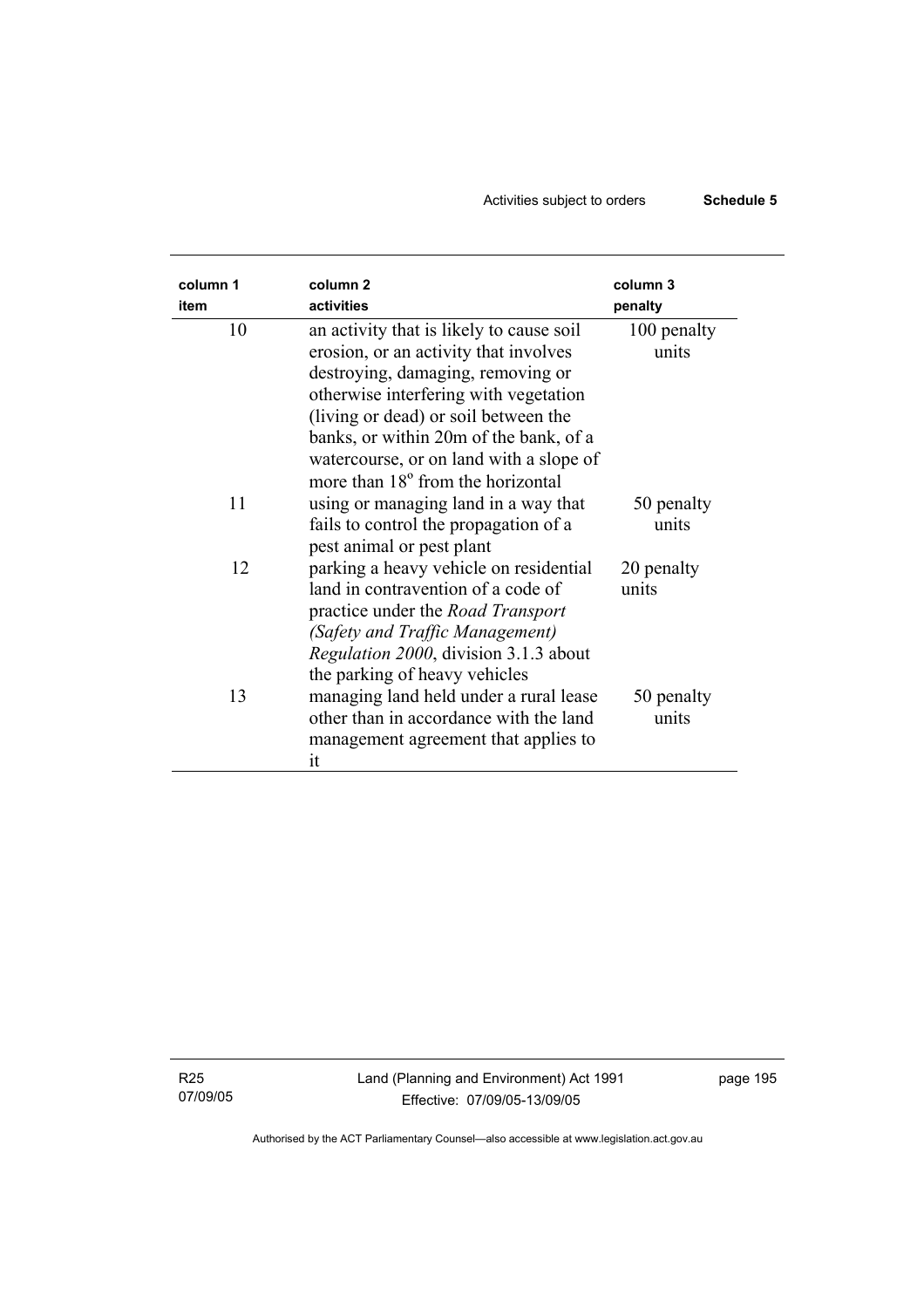| column 1 item | column 2 activities | column 3 penalty |
|---|---|---|
| 10 | an activity that is likely to cause soil erosion, or an activity that involves destroying, damaging, removing or otherwise interfering with vegetation (living or dead) or soil between the banks, or within 20m of the bank, of a watercourse, or on land with a slope of more than 18° from the horizontal | 100 penalty units |
| 11 | using or managing land in a way that fails to control the propagation of a pest animal or pest plant | 50 penalty units |
| 12 | parking a heavy vehicle on residential land in contravention of a code of practice under the *Road Transport (Safety and Traffic Management) Regulation 2000*, division 3.1.3 about the parking of heavy vehicles | 20 penalty units |
| 13 | managing land held under a rural lease other than in accordance with the land management agreement that applies to it | 50 penalty units |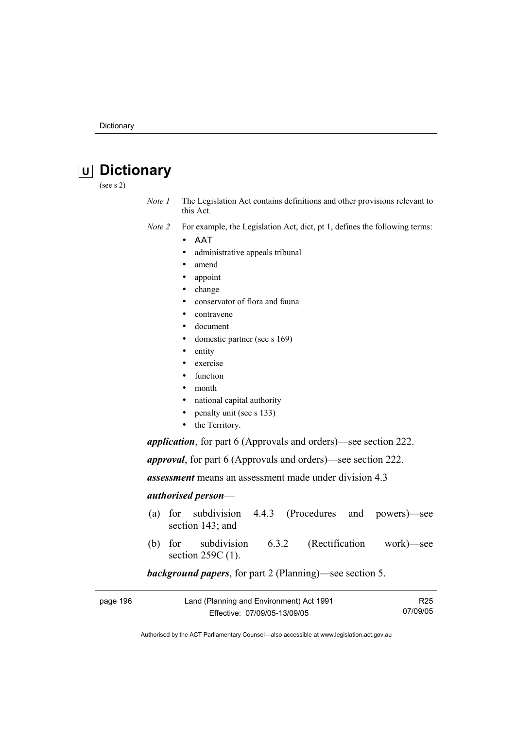# U Dictionary

(see s 2)

*Note 1* The Legislation Act contains definitions and other provisions relevant to this Act.

*Note 2* For example, the Legislation Act, dict, pt 1, defines the following terms:

- AAT
- administrative appeals tribunal
- amend
- appoint
- change
- conservator of flora and fauna
- contravene
- document
- domestic partner (see s 169)
- entity
- exercise
- function
- month
- national capital authority
- penalty unit (see s 133)
- the Territory.

***application***, for part 6 (Approvals and orders)—see section 222.

***approval***, for part 6 (Approvals and orders)—see section 222.

***assessment*** means an assessment made under division 4.3

***authorised person***—

(a) for subdivision 4.4.3 (Procedures and powers)—see section 143; and

(b) for subdivision 6.3.2 (Rectification work)—see section 259C (1).

***background papers***, for part 2 (Planning)—see section 5.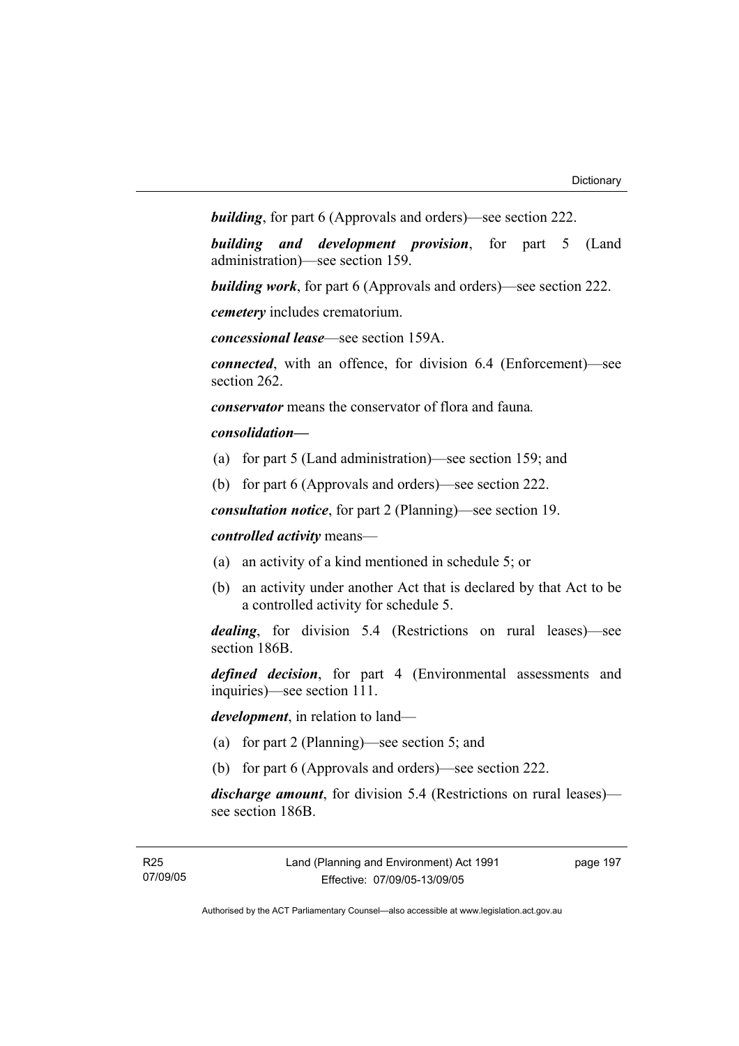***building***, for part 6 (Approvals and orders)—see section 222.

***building and development provision***, for part 5 (Land administration)—see section 159.

***building work***, for part 6 (Approvals and orders)—see section 222.

***cemetery*** includes crematorium.

***concessional lease***—see section 159A.

***connected***, with an offence, for division 6.4 (Enforcement)—see section 262.

***conservator*** means the conservator of flora and fauna*.*

***consolidation—***

(a) for part 5 (Land administration)—see section 159; and

(b) for part 6 (Approvals and orders)—see section 222.

***consultation notice***, for part 2 (Planning)—see section 19.

***controlled activity*** means—

(a) an activity of a kind mentioned in schedule 5; or

(b) an activity under another Act that is declared by that Act to be a controlled activity for schedule 5.

***dealing***, for division 5.4 (Restrictions on rural leases)—see section 186B.

***defined decision***, for part 4 (Environmental assessments and inquiries)—see section 111.

***development***, in relation to land—

(a) for part 2 (Planning)—see section 5; and

(b) for part 6 (Approvals and orders)—see section 222.

***discharge amount***, for division 5.4 (Restrictions on rural leases)—see section 186B.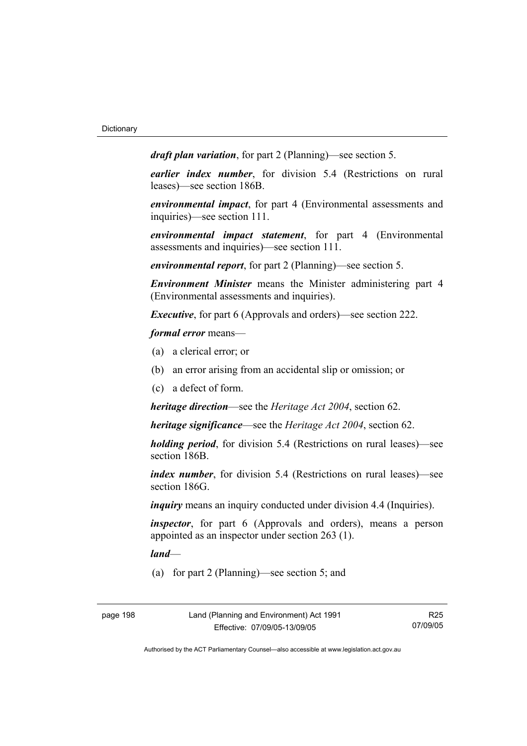***draft plan variation***, for part 2 (Planning)—see section 5.

***earlier index number***, for division 5.4 (Restrictions on rural leases)—see section 186B.

***environmental impact***, for part 4 (Environmental assessments and inquiries)—see section 111.

***environmental impact statement***, for part 4 (Environmental assessments and inquiries)—see section 111.

***environmental report***, for part 2 (Planning)—see section 5.

***Environment Minister*** means the Minister administering part 4 (Environmental assessments and inquiries).

***Executive***, for part 6 (Approvals and orders)—see section 222.

***formal error*** means—

(a) a clerical error; or

(b) an error arising from an accidental slip or omission; or

(c) a defect of form.

***heritage direction***—see the *Heritage Act 2004*, section 62.

***heritage significance***—see the *Heritage Act 2004*, section 62.

***holding period***, for division 5.4 (Restrictions on rural leases)—see section 186B.

***index number***, for division 5.4 (Restrictions on rural leases)—see section 186G.

***inquiry*** means an inquiry conducted under division 4.4 (Inquiries).

***inspector***, for part 6 (Approvals and orders), means a person appointed as an inspector under section 263 (1).

***land***—

(a) for part 2 (Planning)—see section 5; and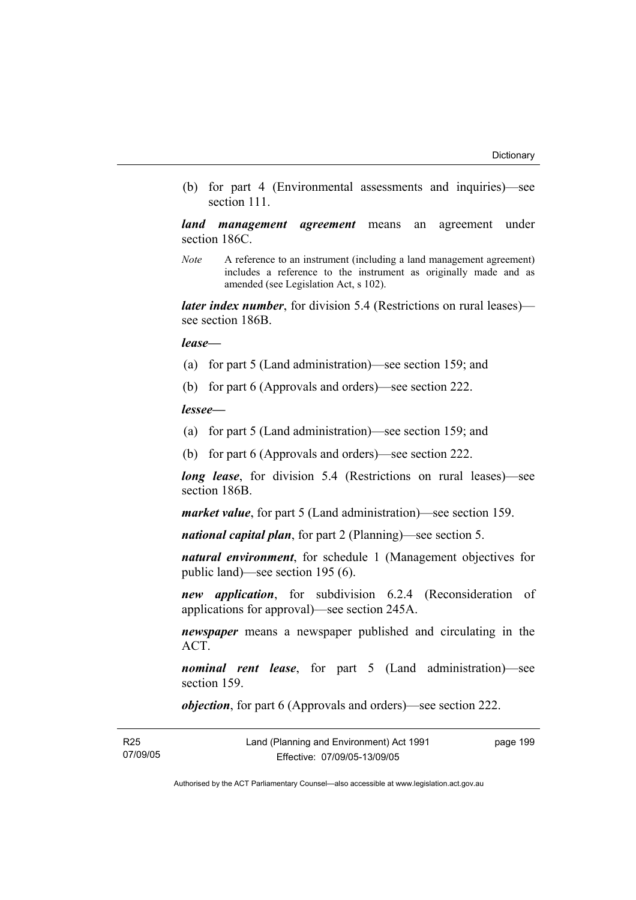(b) for part 4 (Environmental assessments and inquiries)—see section 111.

***land management agreement*** means an agreement under section 186C.

*Note* A reference to an instrument (including a land management agreement) includes a reference to the instrument as originally made and as amended (see Legislation Act, s 102).

***later index number***, for division 5.4 (Restrictions on rural leases)—see section 186B.

***lease***—

(a) for part 5 (Land administration)—see section 159; and

(b) for part 6 (Approvals and orders)—see section 222.

***lessee***—

(a) for part 5 (Land administration)—see section 159; and

(b) for part 6 (Approvals and orders)—see section 222.

***long lease***, for division 5.4 (Restrictions on rural leases)—see section 186B.

***market value***, for part 5 (Land administration)—see section 159.

***national capital plan***, for part 2 (Planning)—see section 5.

***natural environment***, for schedule 1 (Management objectives for public land)—see section 195 (6).

***new application***, for subdivision 6.2.4 (Reconsideration of applications for approval)—see section 245A.

***newspaper*** means a newspaper published and circulating in the ACT.

***nominal rent lease***, for part 5 (Land administration)—see section 159.

***objection***, for part 6 (Approvals and orders)—see section 222.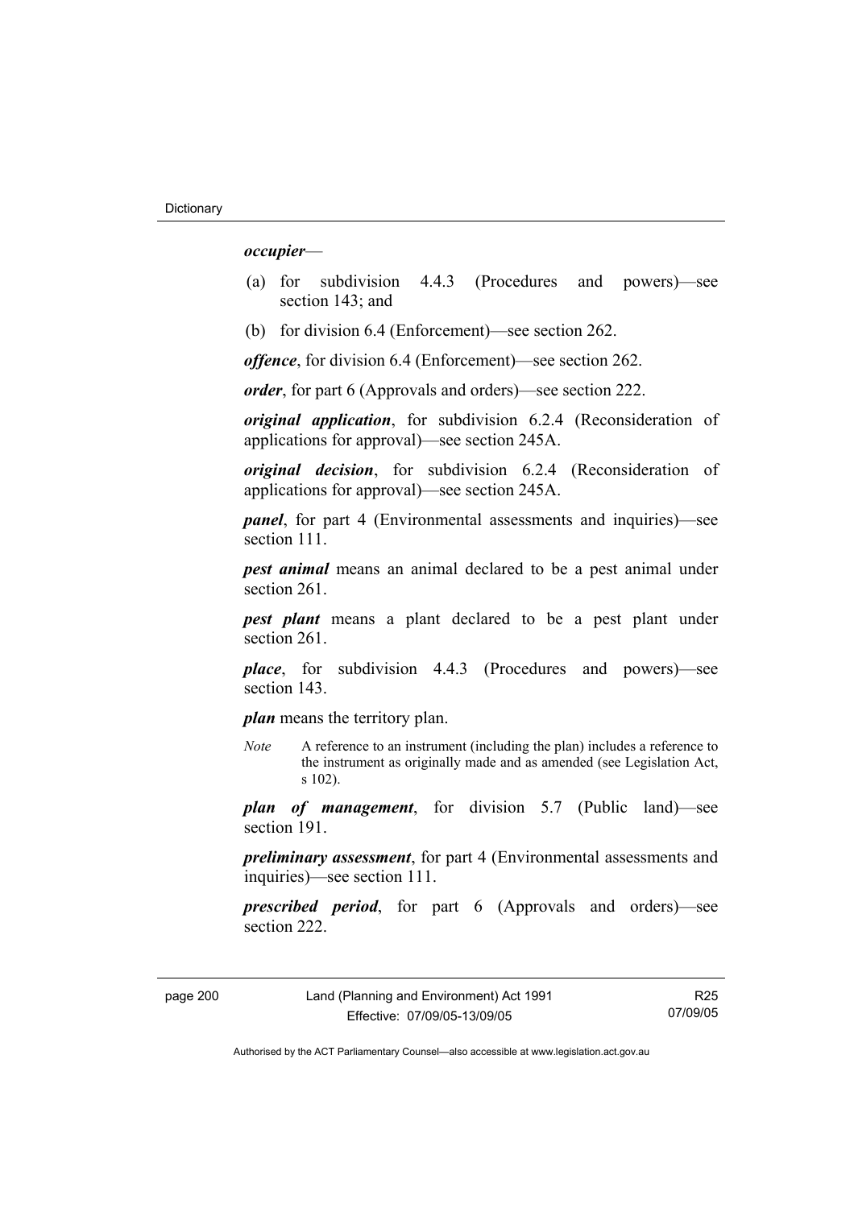***occupier***—

(a) for subdivision 4.4.3 (Procedures and powers)—see section 143; and

(b) for division 6.4 (Enforcement)—see section 262.

***offence***, for division 6.4 (Enforcement)—see section 262.

***order***, for part 6 (Approvals and orders)—see section 222.

***original application***, for subdivision 6.2.4 (Reconsideration of applications for approval)—see section 245A.

***original decision***, for subdivision 6.2.4 (Reconsideration of applications for approval)—see section 245A.

***panel***, for part 4 (Environmental assessments and inquiries)—see section 111.

***pest animal*** means an animal declared to be a pest animal under section 261.

***pest plant*** means a plant declared to be a pest plant under section 261.

***place***, for subdivision 4.4.3 (Procedures and powers)—see section 143.

***plan*** means the territory plan.

*Note* A reference to an instrument (including the plan) includes a reference to the instrument as originally made and as amended (see Legislation Act, s 102).

***plan of management***, for division 5.7 (Public land)—see section 191.

***preliminary assessment***, for part 4 (Environmental assessments and inquiries)—see section 111.

***prescribed period***, for part 6 (Approvals and orders)—see section 222.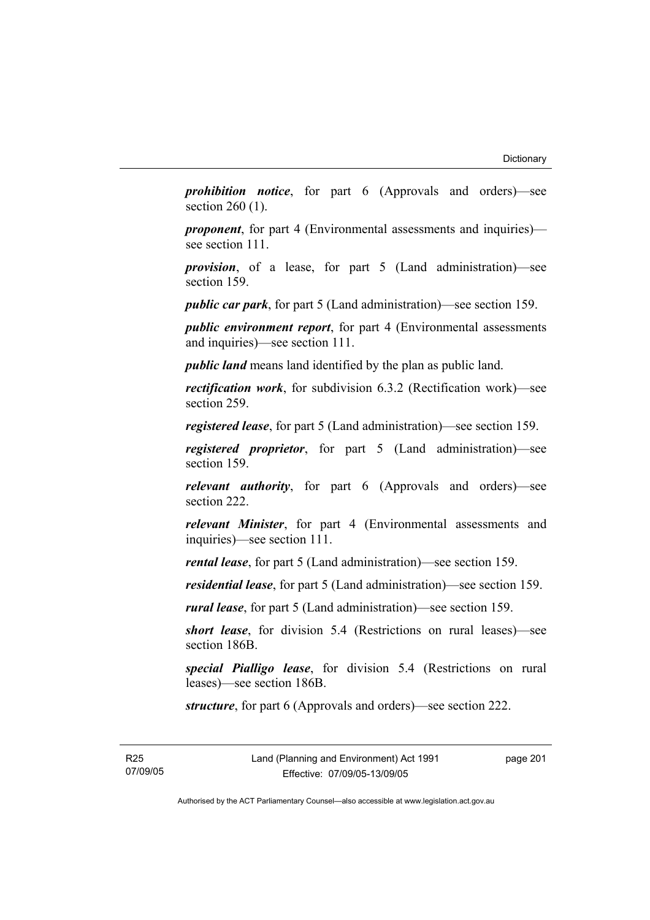***prohibition notice***, for part 6 (Approvals and orders)—see section 260 (1).

***proponent***, for part 4 (Environmental assessments and inquiries)—see section 111.

***provision***, of a lease, for part 5 (Land administration)—see section 159.

***public car park***, for part 5 (Land administration)—see section 159.

***public environment report***, for part 4 (Environmental assessments and inquiries)—see section 111.

***public land*** means land identified by the plan as public land.

***rectification work***, for subdivision 6.3.2 (Rectification work)—see section 259.

***registered lease***, for part 5 (Land administration)—see section 159.

***registered proprietor***, for part 5 (Land administration)—see section 159.

***relevant authority***, for part 6 (Approvals and orders)—see section 222.

***relevant Minister***, for part 4 (Environmental assessments and inquiries)—see section 111.

***rental lease***, for part 5 (Land administration)—see section 159.

***residential lease***, for part 5 (Land administration)—see section 159.

***rural lease***, for part 5 (Land administration)—see section 159.

***short lease***, for division 5.4 (Restrictions on rural leases)—see section 186B.

***special Pialligo lease***, for division 5.4 (Restrictions on rural leases)—see section 186B.

***structure***, for part 6 (Approvals and orders)—see section 222.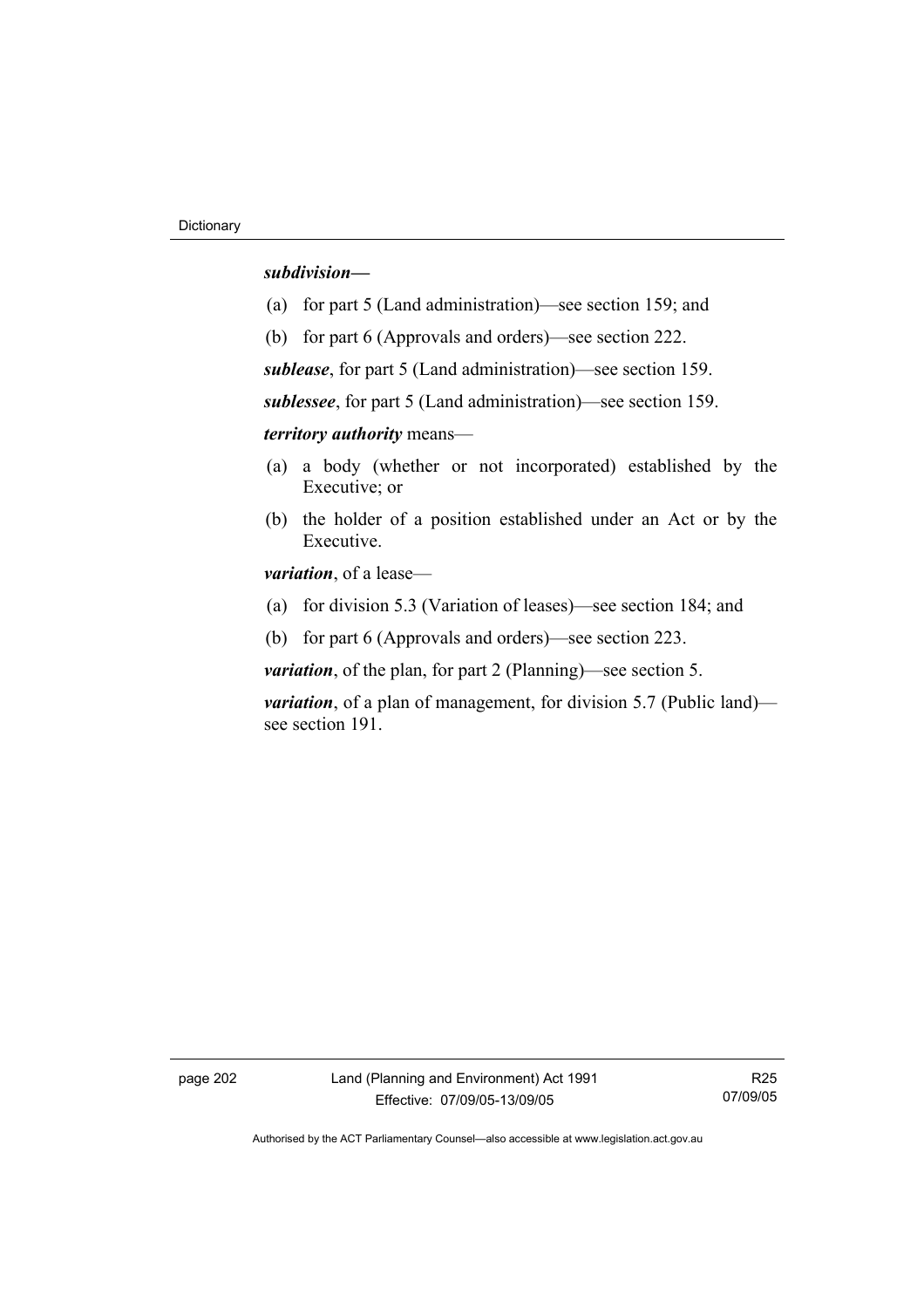***subdivision—***

(a) for part 5 (Land administration)—see section 159; and

(b) for part 6 (Approvals and orders)—see section 222.

***sublease***, for part 5 (Land administration)—see section 159.

***sublessee***, for part 5 (Land administration)—see section 159.

***territory authority*** means—

(a) a body (whether or not incorporated) established by the Executive; or

(b) the holder of a position established under an Act or by the Executive.

***variation***, of a lease—

(a) for division 5.3 (Variation of leases)—see section 184; and

(b) for part 6 (Approvals and orders)—see section 223.

***variation***, of the plan, for part 2 (Planning)—see section 5.

***variation***, of a plan of management, for division 5.7 (Public land)—see section 191.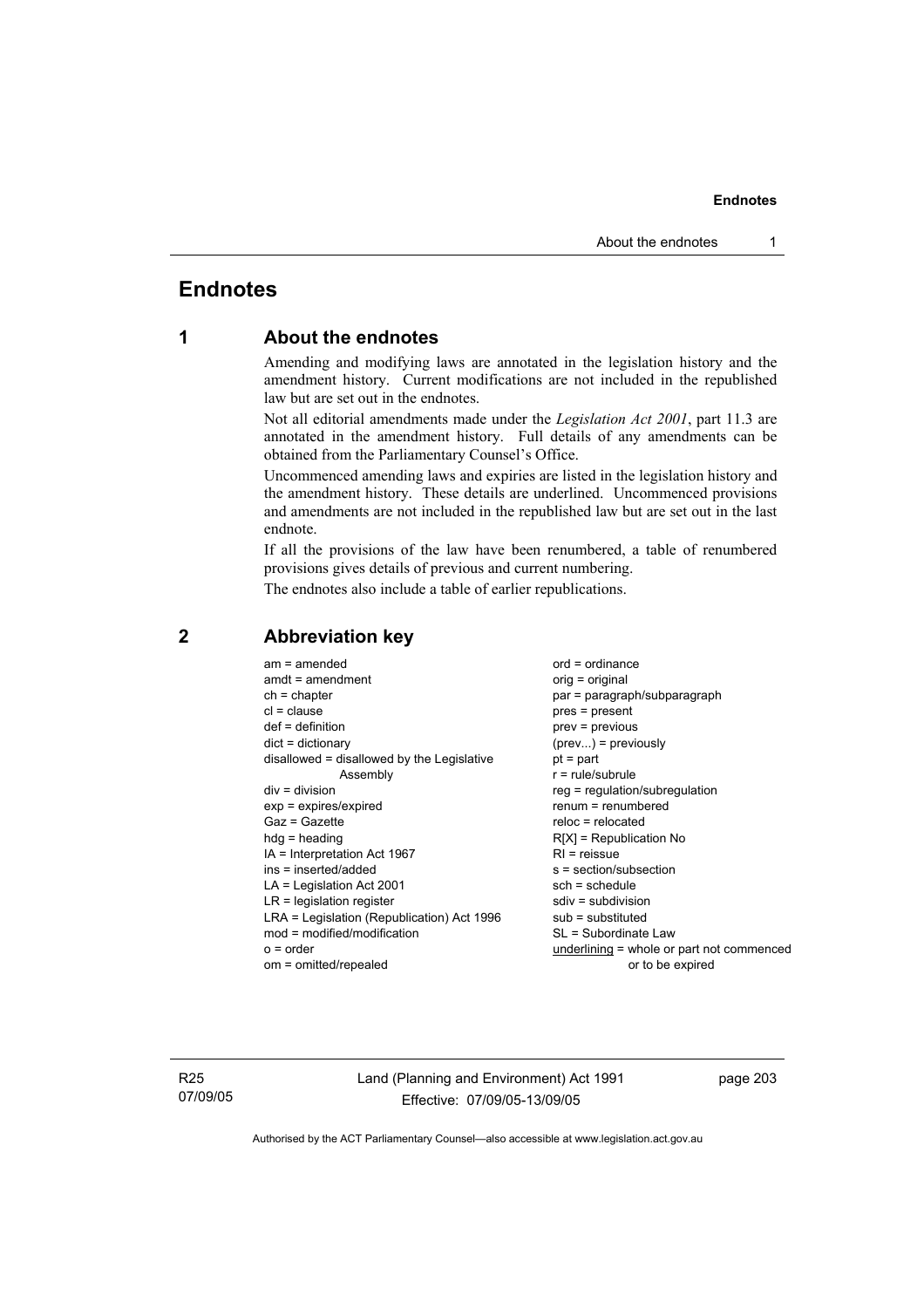# Endnotes

## 1 About the endnotes

Amending and modifying laws are annotated in the legislation history and the amendment history. Current modifications are not included in the republished law but are set out in the endnotes.

Not all editorial amendments made under the *Legislation Act 2001*, part 11.3 are annotated in the amendment history. Full details of any amendments can be obtained from the Parliamentary Counsel's Office.

Uncommenced amending laws and expiries are listed in the legislation history and the amendment history. These details are underlined. Uncommenced provisions and amendments are not included in the republished law but are set out in the last endnote.

If all the provisions of the law have been renumbered, a table of renumbered provisions gives details of previous and current numbering.

The endnotes also include a table of earlier republications.

## 2 Abbreviation key

am = amended
amdt = amendment
ch = chapter
cl = clause
def = definition
dict = dictionary
disallowed = disallowed by the Legislative Assembly
div = division
exp = expires/expired
Gaz = Gazette
hdg = heading
IA = Interpretation Act 1967
ins = inserted/added
LA = Legislation Act 2001
LR = legislation register
LRA = Legislation (Republication) Act 1996
mod = modified/modification
o = order
om = omitted/repealed
ord = ordinance
orig = original
par = paragraph/subparagraph
pres = present
prev = previous
(prev...) = previously
pt = part
r = rule/subrule
reg = regulation/subregulation
renum = renumbered
reloc = relocated
R[X] = Republication No
RI = reissue
s = section/subsection
sch = schedule
sdiv = subdivision
sub = substituted
SL = Subordinate Law
<u>underlining</u> = whole or part not commenced or to be expired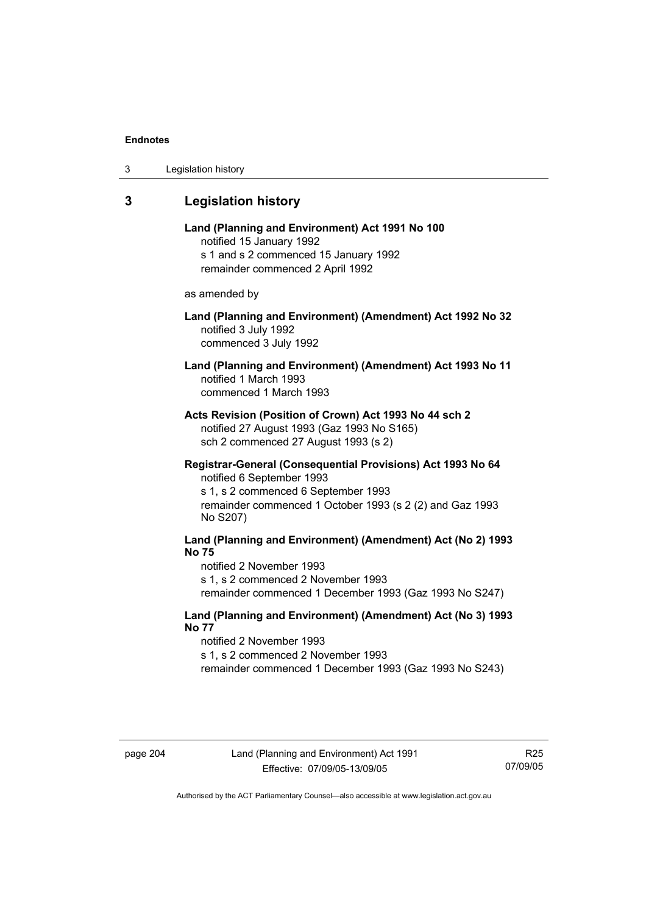## 3 Legislation history

**Land (Planning and Environment) Act 1991 No 100**
notified 15 January 1992
s 1 and s 2 commenced 15 January 1992
remainder commenced 2 April 1992

as amended by

**Land (Planning and Environment) (Amendment) Act 1992 No 32**
notified 3 July 1992
commenced 3 July 1992

**Land (Planning and Environment) (Amendment) Act 1993 No 11**
notified 1 March 1993
commenced 1 March 1993

**Acts Revision (Position of Crown) Act 1993 No 44 sch 2**
notified 27 August 1993 (Gaz 1993 No S165)
sch 2 commenced 27 August 1993 (s 2)

**Registrar-General (Consequential Provisions) Act 1993 No 64**
notified 6 September 1993
s 1, s 2 commenced 6 September 1993
remainder commenced 1 October 1993 (s 2 (2) and Gaz 1993 No S207)

**Land (Planning and Environment) (Amendment) Act (No 2) 1993 No 75**
notified 2 November 1993
s 1, s 2 commenced 2 November 1993
remainder commenced 1 December 1993 (Gaz 1993 No S247)

**Land (Planning and Environment) (Amendment) Act (No 3) 1993 No 77**
notified 2 November 1993
s 1, s 2 commenced 2 November 1993
remainder commenced 1 December 1993 (Gaz 1993 No S243)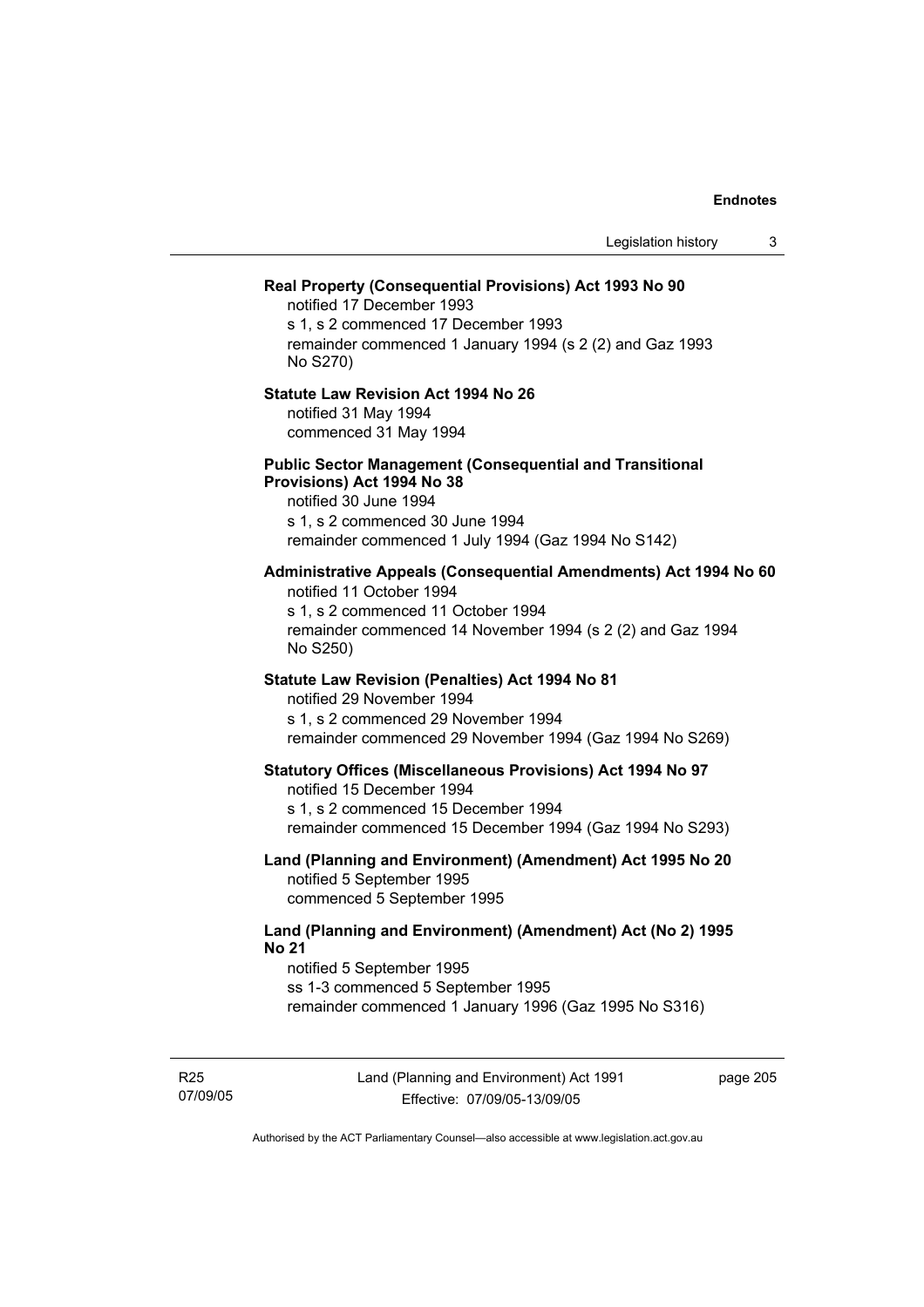**Real Property (Consequential Provisions) Act 1993 No 90**

notified 17 December 1993
s 1, s 2 commenced 17 December 1993
remainder commenced 1 January 1994 (s 2 (2) and Gaz 1993 No S270)

**Statute Law Revision Act 1994 No 26**

notified 31 May 1994
commenced 31 May 1994

**Public Sector Management (Consequential and Transitional Provisions) Act 1994 No 38**

notified 30 June 1994
s 1, s 2 commenced 30 June 1994
remainder commenced 1 July 1994 (Gaz 1994 No S142)

**Administrative Appeals (Consequential Amendments) Act 1994 No 60**

notified 11 October 1994
s 1, s 2 commenced 11 October 1994
remainder commenced 14 November 1994 (s 2 (2) and Gaz 1994 No S250)

**Statute Law Revision (Penalties) Act 1994 No 81**

notified 29 November 1994
s 1, s 2 commenced 29 November 1994
remainder commenced 29 November 1994 (Gaz 1994 No S269)

**Statutory Offices (Miscellaneous Provisions) Act 1994 No 97**

notified 15 December 1994
s 1, s 2 commenced 15 December 1994
remainder commenced 15 December 1994 (Gaz 1994 No S293)

**Land (Planning and Environment) (Amendment) Act 1995 No 20**

notified 5 September 1995
commenced 5 September 1995

**Land (Planning and Environment) (Amendment) Act (No 2) 1995 No 21**

notified 5 September 1995
ss 1-3 commenced 5 September 1995
remainder commenced 1 January 1996 (Gaz 1995 No S316)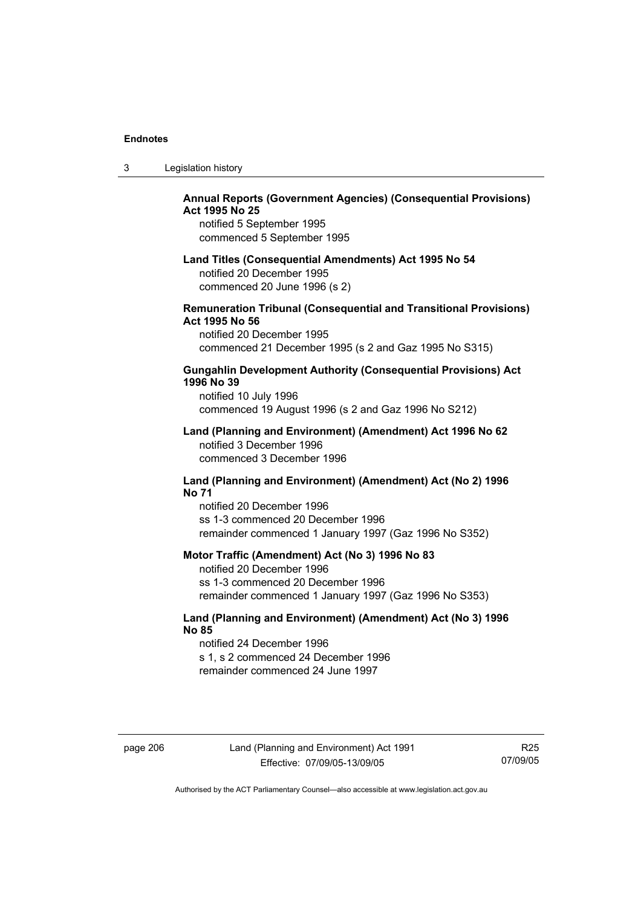**Annual Reports (Government Agencies) (Consequential Provisions) Act 1995 No 25**

notified 5 September 1995
commenced 5 September 1995

**Land Titles (Consequential Amendments) Act 1995 No 54**

notified 20 December 1995
commenced 20 June 1996 (s 2)

**Remuneration Tribunal (Consequential and Transitional Provisions) Act 1995 No 56**

notified 20 December 1995
commenced 21 December 1995 (s 2 and Gaz 1995 No S315)

**Gungahlin Development Authority (Consequential Provisions) Act 1996 No 39**

notified 10 July 1996
commenced 19 August 1996 (s 2 and Gaz 1996 No S212)

**Land (Planning and Environment) (Amendment) Act 1996 No 62**

notified 3 December 1996
commenced 3 December 1996

**Land (Planning and Environment) (Amendment) Act (No 2) 1996 No 71**

notified 20 December 1996
ss 1-3 commenced 20 December 1996
remainder commenced 1 January 1997 (Gaz 1996 No S352)

**Motor Traffic (Amendment) Act (No 3) 1996 No 83**

notified 20 December 1996
ss 1-3 commenced 20 December 1996
remainder commenced 1 January 1997 (Gaz 1996 No S353)

**Land (Planning and Environment) (Amendment) Act (No 3) 1996 No 85**

notified 24 December 1996
s 1, s 2 commenced 24 December 1996
remainder commenced 24 June 1997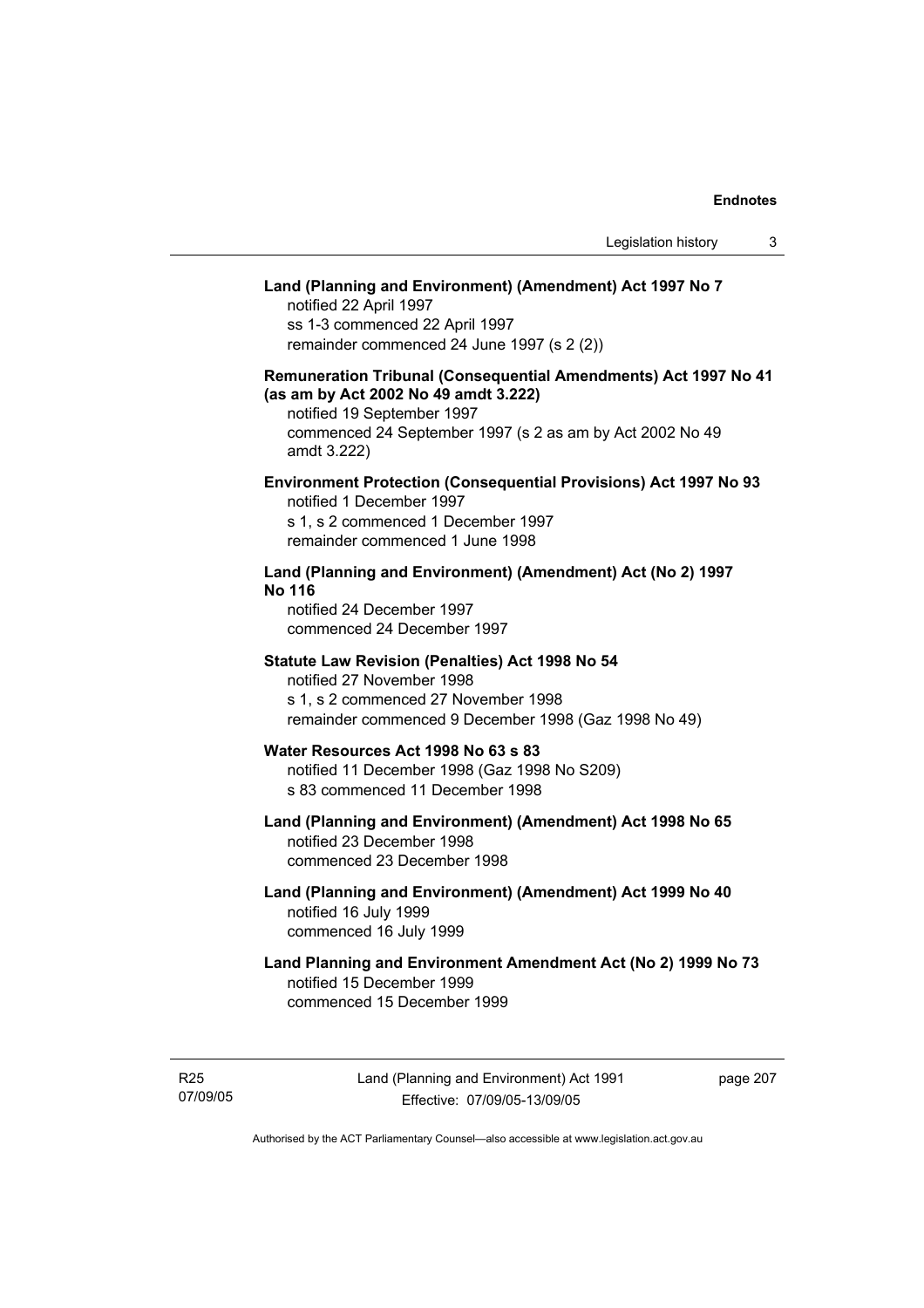**Land (Planning and Environment) (Amendment) Act 1997 No 7**
notified 22 April 1997
ss 1-3 commenced 22 April 1997
remainder commenced 24 June 1997 (s 2 (2))

**Remuneration Tribunal (Consequential Amendments) Act 1997 No 41 (as am by Act 2002 No 49 amdt 3.222)**
notified 19 September 1997
commenced 24 September 1997 (s 2 as am by Act 2002 No 49 amdt 3.222)

**Environment Protection (Consequential Provisions) Act 1997 No 93**
notified 1 December 1997
s 1, s 2 commenced 1 December 1997
remainder commenced 1 June 1998

**Land (Planning and Environment) (Amendment) Act (No 2) 1997 No 116**
notified 24 December 1997
commenced 24 December 1997

**Statute Law Revision (Penalties) Act 1998 No 54**
notified 27 November 1998
s 1, s 2 commenced 27 November 1998
remainder commenced 9 December 1998 (Gaz 1998 No 49)

**Water Resources Act 1998 No 63 s 83**
notified 11 December 1998 (Gaz 1998 No S209)
s 83 commenced 11 December 1998

**Land (Planning and Environment) (Amendment) Act 1998 No 65**
notified 23 December 1998
commenced 23 December 1998

**Land (Planning and Environment) (Amendment) Act 1999 No 40**
notified 16 July 1999
commenced 16 July 1999

**Land Planning and Environment Amendment Act (No 2) 1999 No 73**
notified 15 December 1999
commenced 15 December 1999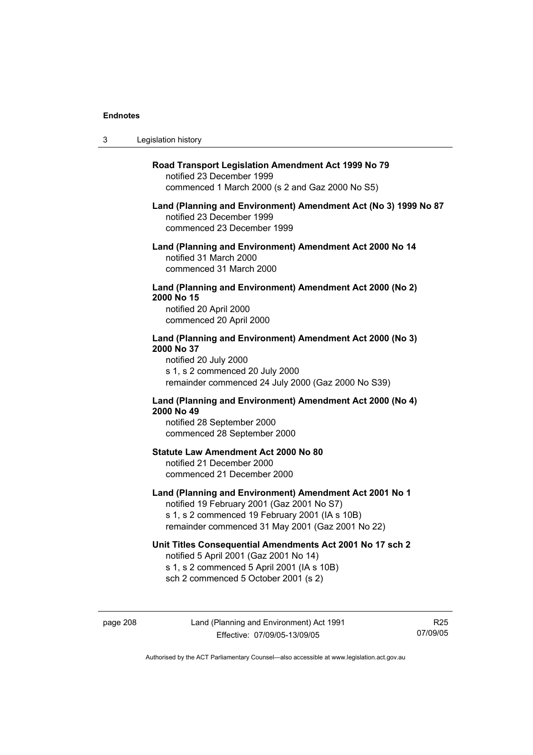**Road Transport Legislation Amendment Act 1999 No 79**
notified 23 December 1999
commenced 1 March 2000 (s 2 and Gaz 2000 No S5)

**Land (Planning and Environment) Amendment Act (No 3) 1999 No 87**
notified 23 December 1999
commenced 23 December 1999

**Land (Planning and Environment) Amendment Act 2000 No 14**
notified 31 March 2000
commenced 31 March 2000

**Land (Planning and Environment) Amendment Act 2000 (No 2) 2000 No 15**
notified 20 April 2000
commenced 20 April 2000

**Land (Planning and Environment) Amendment Act 2000 (No 3) 2000 No 37**
notified 20 July 2000
s 1, s 2 commenced 20 July 2000
remainder commenced 24 July 2000 (Gaz 2000 No S39)

**Land (Planning and Environment) Amendment Act 2000 (No 4) 2000 No 49**
notified 28 September 2000
commenced 28 September 2000

**Statute Law Amendment Act 2000 No 80**
notified 21 December 2000
commenced 21 December 2000

**Land (Planning and Environment) Amendment Act 2001 No 1**
notified 19 February 2001 (Gaz 2001 No S7)
s 1, s 2 commenced 19 February 2001 (IA s 10B)
remainder commenced 31 May 2001 (Gaz 2001 No 22)

**Unit Titles Consequential Amendments Act 2001 No 17 sch 2**
notified 5 April 2001 (Gaz 2001 No 14)
s 1, s 2 commenced 5 April 2001 (IA s 10B)
sch 2 commenced 5 October 2001 (s 2)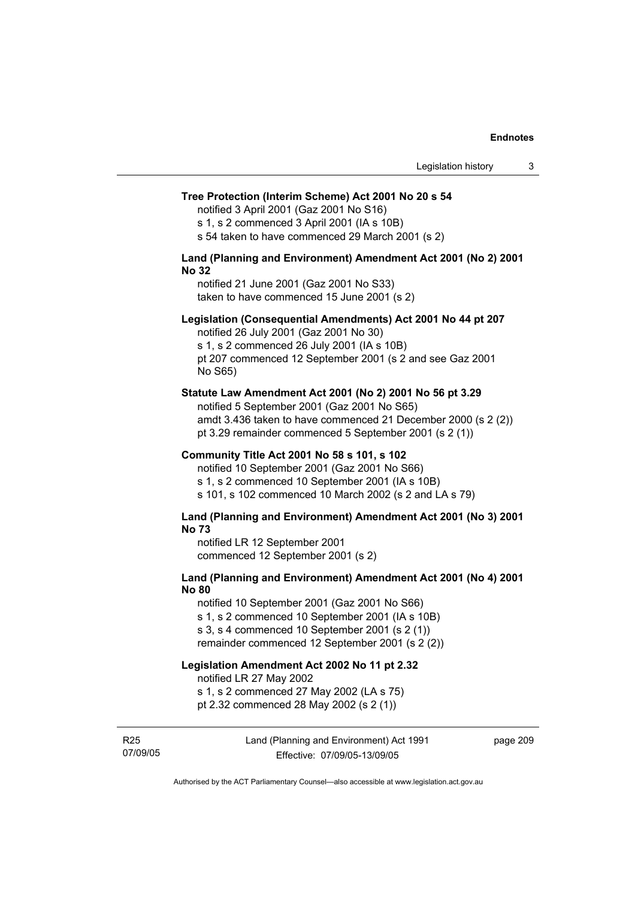**Tree Protection (Interim Scheme) Act 2001 No 20 s 54**

notified 3 April 2001 (Gaz 2001 No S16)
s 1, s 2 commenced 3 April 2001 (IA s 10B)
s 54 taken to have commenced 29 March 2001 (s 2)

**Land (Planning and Environment) Amendment Act 2001 (No 2) 2001 No 32**

notified 21 June 2001 (Gaz 2001 No S33)
taken to have commenced 15 June 2001 (s 2)

**Legislation (Consequential Amendments) Act 2001 No 44 pt 207**

notified 26 July 2001 (Gaz 2001 No 30)
s 1, s 2 commenced 26 July 2001 (IA s 10B)
pt 207 commenced 12 September 2001 (s 2 and see Gaz 2001 No S65)

**Statute Law Amendment Act 2001 (No 2) 2001 No 56 pt 3.29**

notified 5 September 2001 (Gaz 2001 No S65)
amdt 3.436 taken to have commenced 21 December 2000 (s 2 (2))
pt 3.29 remainder commenced 5 September 2001 (s 2 (1))

**Community Title Act 2001 No 58 s 101, s 102**

notified 10 September 2001 (Gaz 2001 No S66)
s 1, s 2 commenced 10 September 2001 (IA s 10B)
s 101, s 102 commenced 10 March 2002 (s 2 and LA s 79)

**Land (Planning and Environment) Amendment Act 2001 (No 3) 2001 No 73**

notified LR 12 September 2001
commenced 12 September 2001 (s 2)

**Land (Planning and Environment) Amendment Act 2001 (No 4) 2001 No 80**

notified 10 September 2001 (Gaz 2001 No S66)
s 1, s 2 commenced 10 September 2001 (IA s 10B)
s 3, s 4 commenced 10 September 2001 (s 2 (1))
remainder commenced 12 September 2001 (s 2 (2))

**Legislation Amendment Act 2002 No 11 pt 2.32**

notified LR 27 May 2002
s 1, s 2 commenced 27 May 2002 (LA s 75)
pt 2.32 commenced 28 May 2002 (s 2 (1))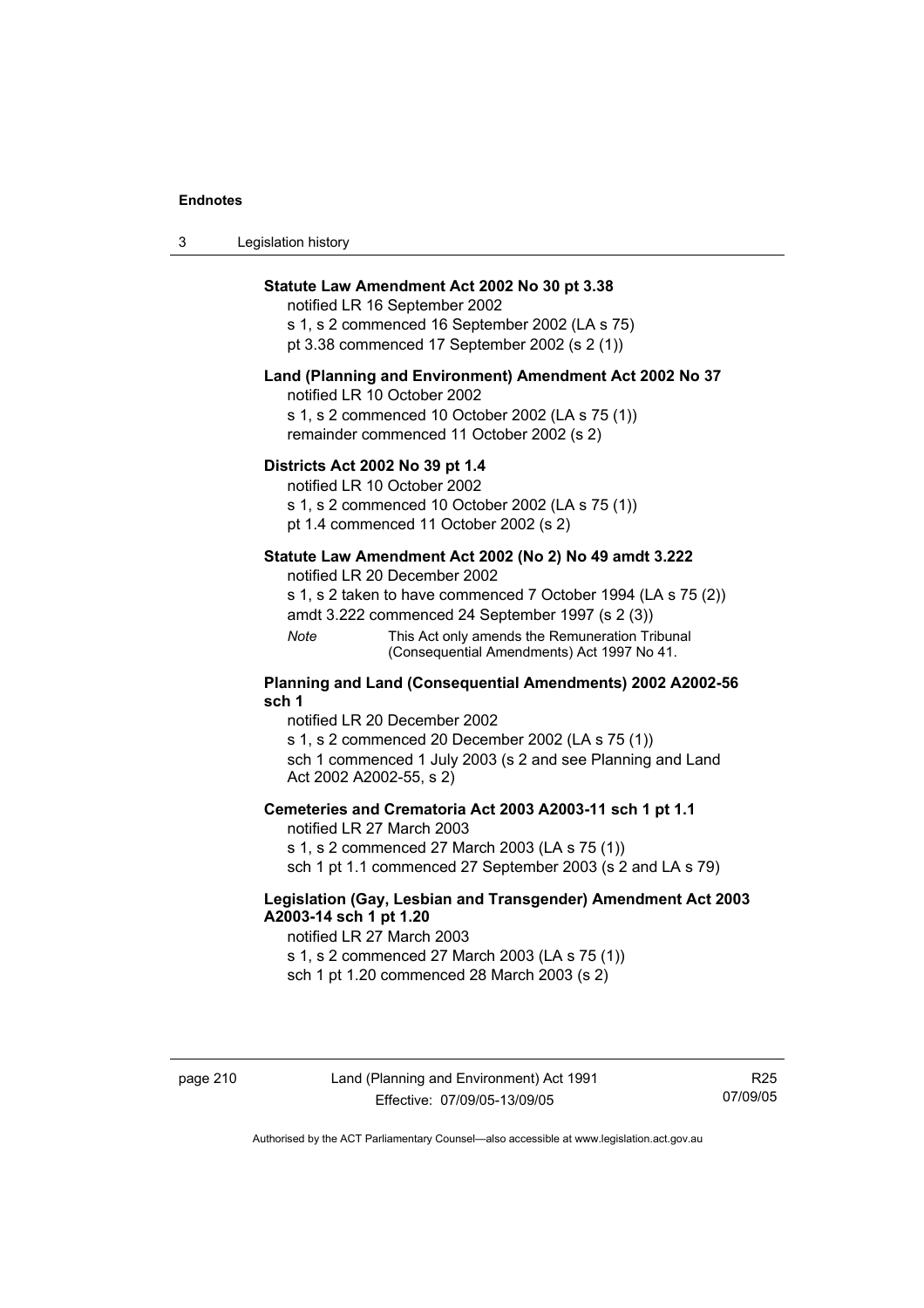**Statute Law Amendment Act 2002 No 30 pt 3.38**

notified LR 16 September 2002

s 1, s 2 commenced 16 September 2002 (LA s 75)

pt 3.38 commenced 17 September 2002 (s 2 (1))

**Land (Planning and Environment) Amendment Act 2002 No 37**

notified LR 10 October 2002

s 1, s 2 commenced 10 October 2002 (LA s 75 (1))

remainder commenced 11 October 2002 (s 2)

**Districts Act 2002 No 39 pt 1.4**

notified LR 10 October 2002

s 1, s 2 commenced 10 October 2002 (LA s 75 (1))

pt 1.4 commenced 11 October 2002 (s 2)

**Statute Law Amendment Act 2002 (No 2) No 49 amdt 3.222**

notified LR 20 December 2002

s 1, s 2 taken to have commenced 7 October 1994 (LA s 75 (2))

amdt 3.222 commenced 24 September 1997 (s 2 (3))

*Note* This Act only amends the Remuneration Tribunal (Consequential Amendments) Act 1997 No 41.

**Planning and Land (Consequential Amendments) 2002 A2002-56 sch 1**

notified LR 20 December 2002

s 1, s 2 commenced 20 December 2002 (LA s 75 (1))

sch 1 commenced 1 July 2003 (s 2 and see Planning and Land Act 2002 A2002-55, s 2)

**Cemeteries and Crematoria Act 2003 A2003-11 sch 1 pt 1.1**

notified LR 27 March 2003

s 1, s 2 commenced 27 March 2003 (LA s 75 (1))

sch 1 pt 1.1 commenced 27 September 2003 (s 2 and LA s 79)

**Legislation (Gay, Lesbian and Transgender) Amendment Act 2003 A2003-14 sch 1 pt 1.20**

notified LR 27 March 2003

s 1, s 2 commenced 27 March 2003 (LA s 75 (1))

sch 1 pt 1.20 commenced 28 March 2003 (s 2)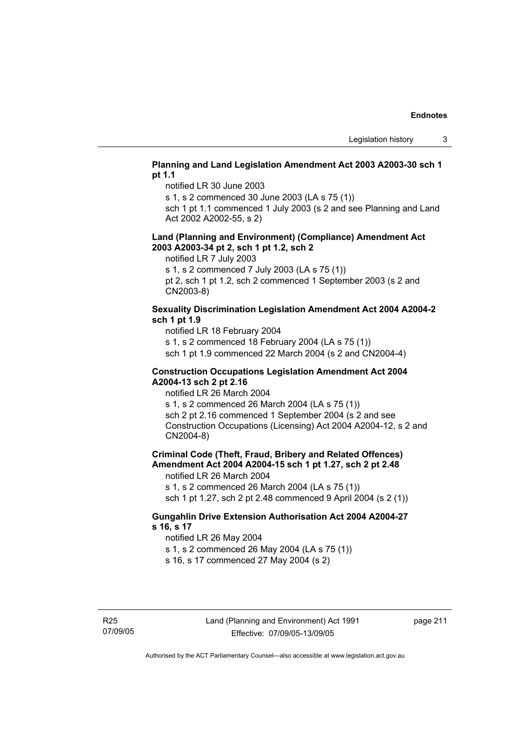**Planning and Land Legislation Amendment Act 2003 A2003-30 sch 1 pt 1.1**

notified LR 30 June 2003

s 1, s 2 commenced 30 June 2003 (LA s 75 (1))

sch 1 pt 1.1 commenced 1 July 2003 (s 2 and see Planning and Land Act 2002 A2002-55, s 2)

**Land (Planning and Environment) (Compliance) Amendment Act 2003 A2003-34 pt 2, sch 1 pt 1.2, sch 2**

notified LR 7 July 2003

s 1, s 2 commenced 7 July 2003 (LA s 75 (1))

pt 2, sch 1 pt 1.2, sch 2 commenced 1 September 2003 (s 2 and CN2003-8)

**Sexuality Discrimination Legislation Amendment Act 2004 A2004-2 sch 1 pt 1.9**

notified LR 18 February 2004

s 1, s 2 commenced 18 February 2004 (LA s 75 (1))

sch 1 pt 1.9 commenced 22 March 2004 (s 2 and CN2004-4)

**Construction Occupations Legislation Amendment Act 2004 A2004-13 sch 2 pt 2.16**

notified LR 26 March 2004

s 1, s 2 commenced 26 March 2004 (LA s 75 (1))

sch 2 pt 2.16 commenced 1 September 2004 (s 2 and see Construction Occupations (Licensing) Act 2004 A2004-12, s 2 and CN2004-8)

**Criminal Code (Theft, Fraud, Bribery and Related Offences) Amendment Act 2004 A2004-15 sch 1 pt 1.27, sch 2 pt 2.48**

notified LR 26 March 2004

s 1, s 2 commenced 26 March 2004 (LA s 75 (1))

sch 1 pt 1.27, sch 2 pt 2.48 commenced 9 April 2004 (s 2 (1))

**Gungahlin Drive Extension Authorisation Act 2004 A2004-27 s 16, s 17**

notified LR 26 May 2004

s 1, s 2 commenced 26 May 2004 (LA s 75 (1))

s 16, s 17 commenced 27 May 2004 (s 2)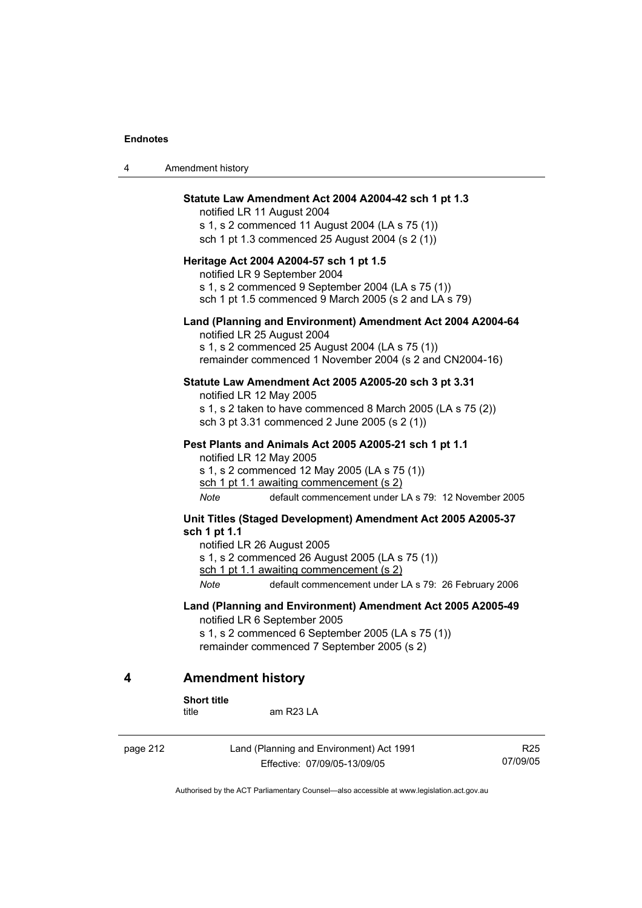**Statute Law Amendment Act 2004 A2004-42 sch 1 pt 1.3**

notified LR 11 August 2004

s 1, s 2 commenced 11 August 2004 (LA s 75 (1))

sch 1 pt 1.3 commenced 25 August 2004 (s 2 (1))

**Heritage Act 2004 A2004-57 sch 1 pt 1.5**

notified LR 9 September 2004

s 1, s 2 commenced 9 September 2004 (LA s 75 (1))

sch 1 pt 1.5 commenced 9 March 2005 (s 2 and LA s 79)

**Land (Planning and Environment) Amendment Act 2004 A2004-64**

notified LR 25 August 2004

s 1, s 2 commenced 25 August 2004 (LA s 75 (1))

remainder commenced 1 November 2004 (s 2 and CN2004-16)

**Statute Law Amendment Act 2005 A2005-20 sch 3 pt 3.31**

notified LR 12 May 2005

s 1, s 2 taken to have commenced 8 March 2005 (LA s 75 (2))

sch 3 pt 3.31 commenced 2 June 2005 (s 2 (1))

**Pest Plants and Animals Act 2005 A2005-21 sch 1 pt 1.1**

notified LR 12 May 2005

s 1, s 2 commenced 12 May 2005 (LA s 75 (1))

sch 1 pt 1.1 awaiting commencement (s 2)

*Note* default commencement under LA s 79: 12 November 2005

**Unit Titles (Staged Development) Amendment Act 2005 A2005-37 sch 1 pt 1.1**

notified LR 26 August 2005

s 1, s 2 commenced 26 August 2005 (LA s 75 (1))

sch 1 pt 1.1 awaiting commencement (s 2)

*Note* default commencement under LA s 79: 26 February 2006

**Land (Planning and Environment) Amendment Act 2005 A2005-49**

notified LR 6 September 2005

s 1, s 2 commenced 6 September 2005 (LA s 75 (1))

remainder commenced 7 September 2005 (s 2)

## 4 Amendment history

**Short title**

title am R23 LA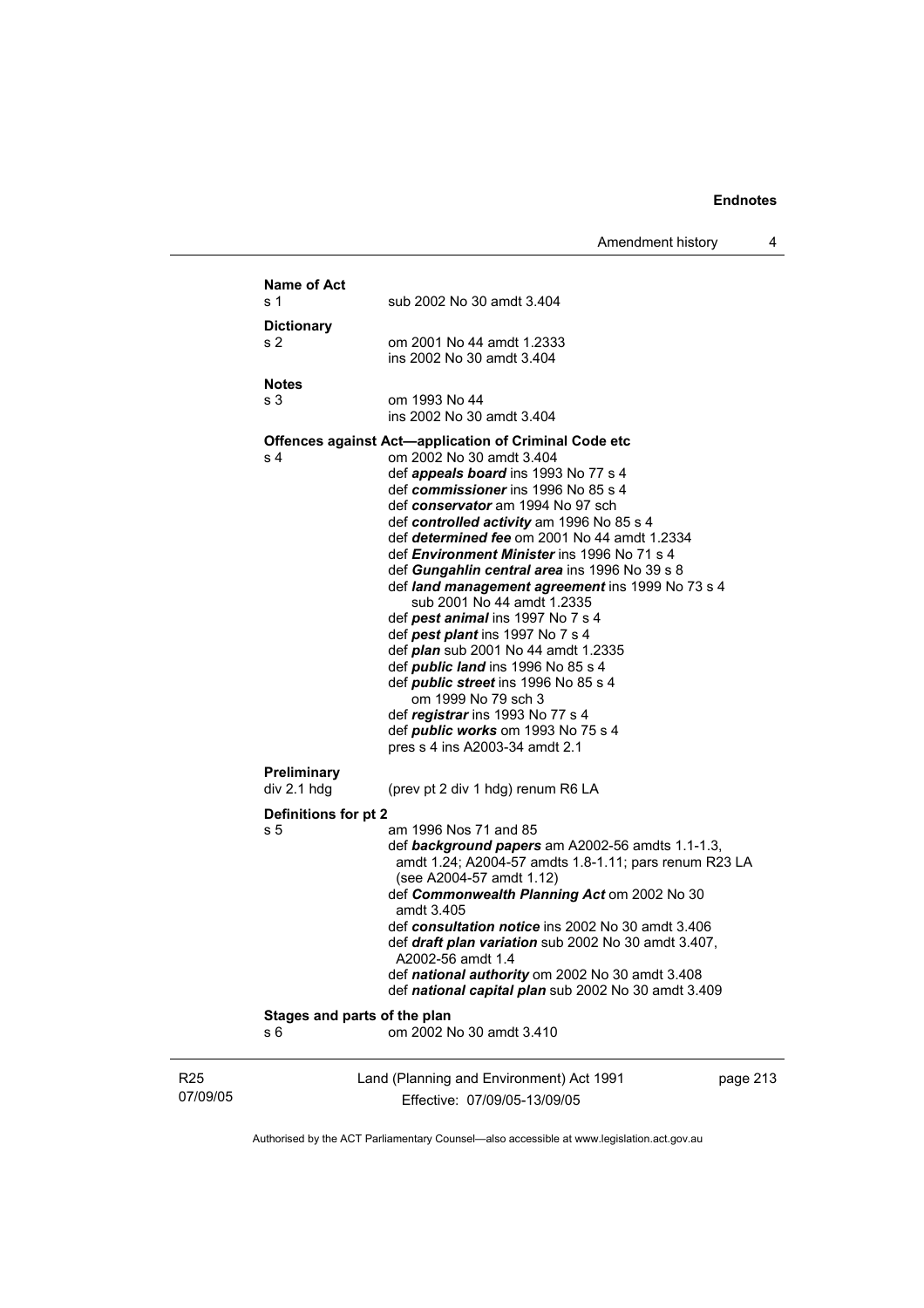**Name of Act**
s 1 sub 2002 No 30 amdt 3.404

**Dictionary**
s 2 om 2001 No 44 amdt 1.2333
ins 2002 No 30 amdt 3.404

**Notes**
s 3 om 1993 No 44
ins 2002 No 30 amdt 3.404

**Offences against Act—application of Criminal Code etc**
s 4 om 2002 No 30 amdt 3.404
def ***appeals board*** ins 1993 No 77 s 4
def ***commissioner*** ins 1996 No 85 s 4
def ***conservator*** am 1994 No 97 sch
def ***controlled activity*** am 1996 No 85 s 4
def ***determined fee*** om 2001 No 44 amdt 1.2334
def ***Environment Minister*** ins 1996 No 71 s 4
def ***Gungahlin central area*** ins 1996 No 39 s 8
def ***land management agreement*** ins 1999 No 73 s 4
sub 2001 No 44 amdt 1.2335
def ***pest animal*** ins 1997 No 7 s 4
def ***pest plant*** ins 1997 No 7 s 4
def ***plan*** sub 2001 No 44 amdt 1.2335
def ***public land*** ins 1996 No 85 s 4
def ***public street*** ins 1996 No 85 s 4
om 1999 No 79 sch 3
def ***registrar*** ins 1993 No 77 s 4
def ***public works*** om 1993 No 75 s 4
pres s 4 ins A2003-34 amdt 2.1

**Preliminary**
div 2.1 hdg (prev pt 2 div 1 hdg) renum R6 LA

**Definitions for pt 2**
s 5 am 1996 Nos 71 and 85
def ***background papers*** am A2002-56 amdts 1.1-1.3, amdt 1.24; A2004-57 amdts 1.8-1.11; pars renum R23 LA (see A2004-57 amdt 1.12)
def ***Commonwealth Planning Act*** om 2002 No 30 amdt 3.405
def ***consultation notice*** ins 2002 No 30 amdt 3.406
def ***draft plan variation*** sub 2002 No 30 amdt 3.407, A2002-56 amdt 1.4
def ***national authority*** om 2002 No 30 amdt 3.408
def ***national capital plan*** sub 2002 No 30 amdt 3.409

**Stages and parts of the plan**
s 6 om 2002 No 30 amdt 3.410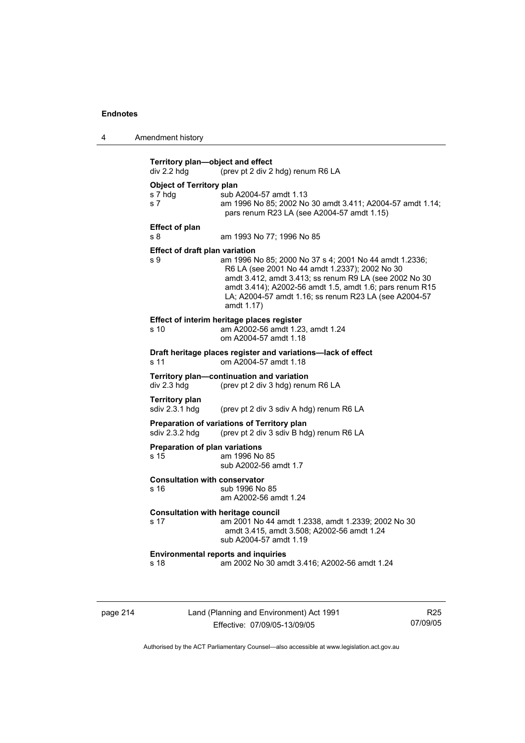**Territory plan—object and effect**
div 2.2 hdg (prev pt 2 div 2 hdg) renum R6 LA

**Object of Territory plan**
s 7 hdg sub A2004-57 amdt 1.13
s 7 am 1996 No 85; 2002 No 30 amdt 3.411; A2004-57 amdt 1.14; pars renum R23 LA (see A2004-57 amdt 1.15)

**Effect of plan**
s 8 am 1993 No 77; 1996 No 85

**Effect of draft plan variation**
s 9 am 1996 No 85; 2000 No 37 s 4; 2001 No 44 amdt 1.2336; R6 LA (see 2001 No 44 amdt 1.2337); 2002 No 30 amdt 3.412, amdt 3.413; ss renum R9 LA (see 2002 No 30 amdt 3.414); A2002-56 amdt 1.5, amdt 1.6; pars renum R15 LA; A2004-57 amdt 1.16; ss renum R23 LA (see A2004-57 amdt 1.17)

**Effect of interim heritage places register**
s 10 am A2002-56 amdt 1.23, amdt 1.24
om A2004-57 amdt 1.18

**Draft heritage places register and variations—lack of effect**
s 11 om A2004-57 amdt 1.18

**Territory plan—continuation and variation**
div 2.3 hdg (prev pt 2 div 3 hdg) renum R6 LA

**Territory plan**
sdiv 2.3.1 hdg (prev pt 2 div 3 sdiv A hdg) renum R6 LA

**Preparation of variations of Territory plan**
sdiv 2.3.2 hdg (prev pt 2 div 3 sdiv B hdg) renum R6 LA

**Preparation of plan variations**
s 15 am 1996 No 85
sub A2002-56 amdt 1.7

**Consultation with conservator**
s 16 sub 1996 No 85
am A2002-56 amdt 1.24

**Consultation with heritage council**
s 17 am 2001 No 44 amdt 1.2338, amdt 1.2339; 2002 No 30 amdt 3.415, amdt 3.508; A2002-56 amdt 1.24
sub A2004-57 amdt 1.19

**Environmental reports and inquiries**
s 18 am 2002 No 30 amdt 3.416; A2002-56 amdt 1.24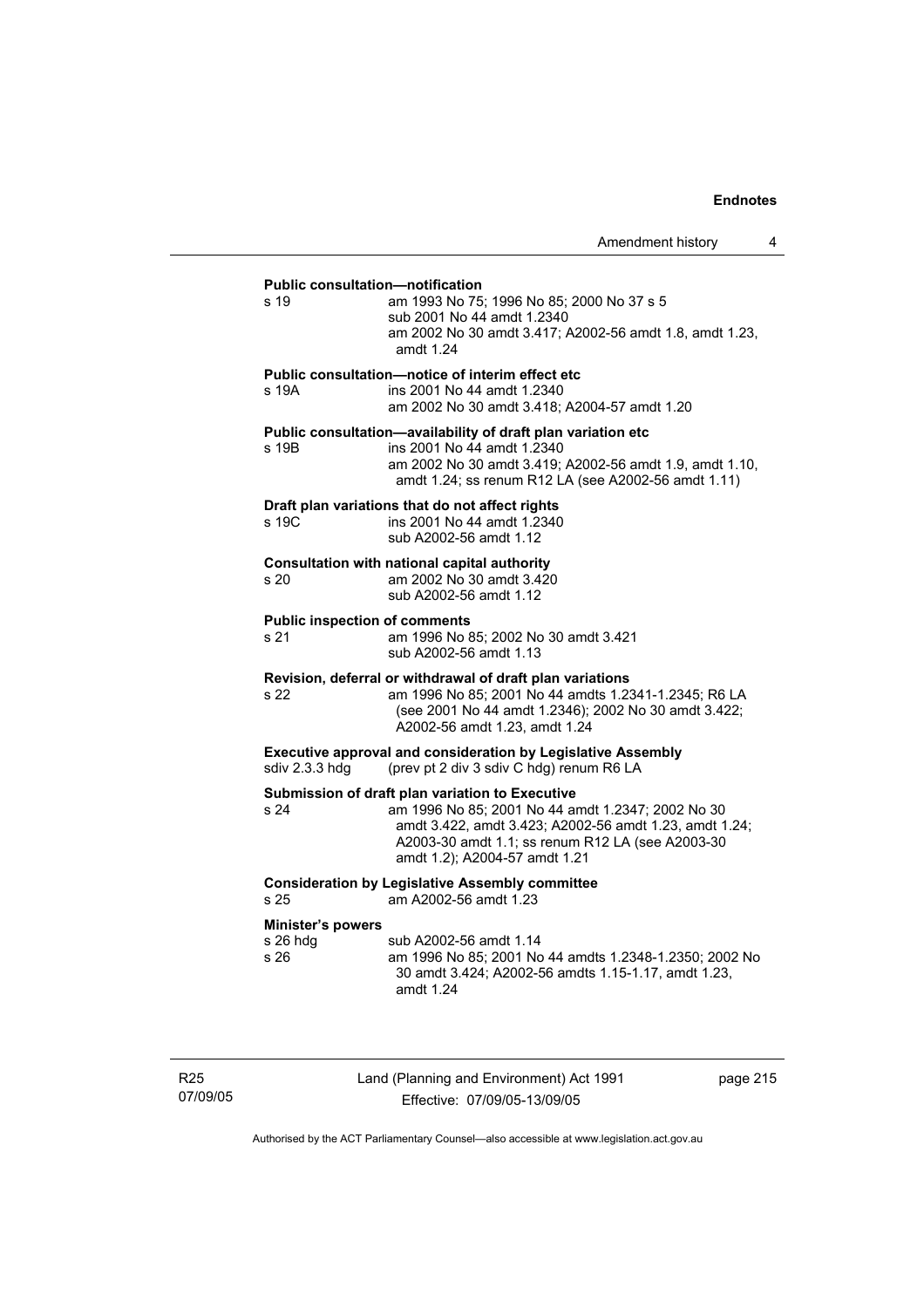**Public consultation—notification**

s 19 — am 1993 No 75; 1996 No 85; 2000 No 37 s 5
sub 2001 No 44 amdt 1.2340
am 2002 No 30 amdt 3.417; A2002-56 amdt 1.8, amdt 1.23, amdt 1.24

**Public consultation—notice of interim effect etc**

s 19A — ins 2001 No 44 amdt 1.2340
am 2002 No 30 amdt 3.418; A2004-57 amdt 1.20

**Public consultation—availability of draft plan variation etc**

s 19B — ins 2001 No 44 amdt 1.2340
am 2002 No 30 amdt 3.419; A2002-56 amdt 1.9, amdt 1.10, amdt 1.24; ss renum R12 LA (see A2002-56 amdt 1.11)

**Draft plan variations that do not affect rights**

s 19C — ins 2001 No 44 amdt 1.2340
sub A2002-56 amdt 1.12

**Consultation with national capital authority**

s 20 — am 2002 No 30 amdt 3.420
sub A2002-56 amdt 1.12

**Public inspection of comments**

s 21 — am 1996 No 85; 2002 No 30 amdt 3.421
sub A2002-56 amdt 1.13

**Revision, deferral or withdrawal of draft plan variations**

s 22 — am 1996 No 85; 2001 No 44 amdts 1.2341-1.2345; R6 LA (see 2001 No 44 amdt 1.2346); 2002 No 30 amdt 3.422; A2002-56 amdt 1.23, amdt 1.24

**Executive approval and consideration by Legislative Assembly**

sdiv 2.3.3 hdg — (prev pt 2 div 3 sdiv C hdg) renum R6 LA

**Submission of draft plan variation to Executive**

s 24 — am 1996 No 85; 2001 No 44 amdt 1.2347; 2002 No 30 amdt 3.422, amdt 3.423; A2002-56 amdt 1.23, amdt 1.24; A2003-30 amdt 1.1; ss renum R12 LA (see A2003-30 amdt 1.2); A2004-57 amdt 1.21

**Consideration by Legislative Assembly committee**

s 25 — am A2002-56 amdt 1.23

**Minister's powers**

s 26 hdg — sub A2002-56 amdt 1.14

s 26 — am 1996 No 85; 2001 No 44 amdts 1.2348-1.2350; 2002 No 30 amdt 3.424; A2002-56 amdts 1.15-1.17, amdt 1.23, amdt 1.24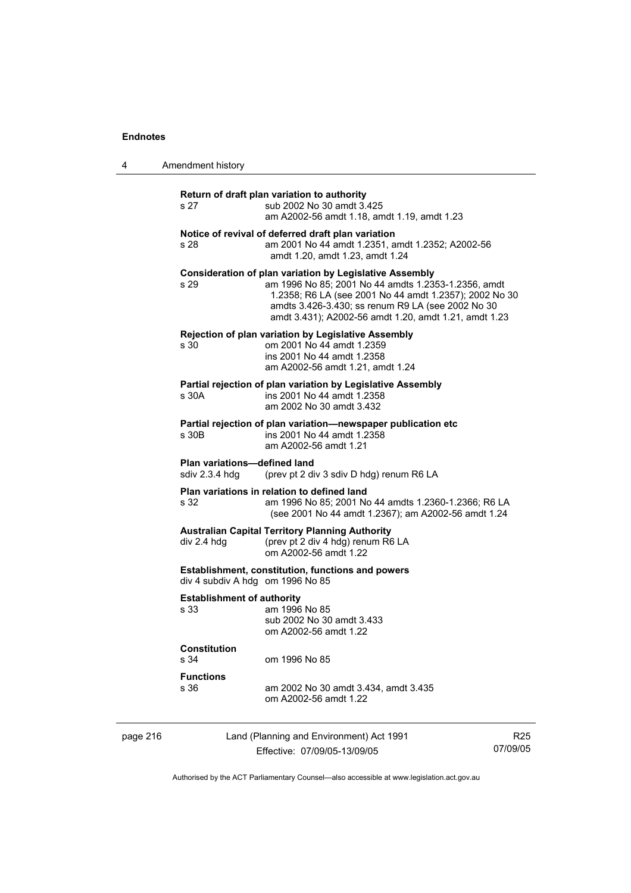**Return of draft plan variation to authority**

s 27 sub 2002 No 30 amdt 3.425
am A2002-56 amdt 1.18, amdt 1.19, amdt 1.23

**Notice of revival of deferred draft plan variation**

s 28 am 2001 No 44 amdt 1.2351, amdt 1.2352; A2002-56 amdt 1.20, amdt 1.23, amdt 1.24

**Consideration of plan variation by Legislative Assembly**

s 29 am 1996 No 85; 2001 No 44 amdts 1.2353-1.2356, amdt 1.2358; R6 LA (see 2001 No 44 amdt 1.2357); 2002 No 30 amdts 3.426-3.430; ss renum R9 LA (see 2002 No 30 amdt 3.431); A2002-56 amdt 1.20, amdt 1.21, amdt 1.23

**Rejection of plan variation by Legislative Assembly**

s 30 om 2001 No 44 amdt 1.2359
ins 2001 No 44 amdt 1.2358
am A2002-56 amdt 1.21, amdt 1.24

**Partial rejection of plan variation by Legislative Assembly**

s 30A ins 2001 No 44 amdt 1.2358
am 2002 No 30 amdt 3.432

**Partial rejection of plan variation—newspaper publication etc**

s 30B ins 2001 No 44 amdt 1.2358
am A2002-56 amdt 1.21

**Plan variations—defined land**

sdiv 2.3.4 hdg (prev pt 2 div 3 sdiv D hdg) renum R6 LA

**Plan variations in relation to defined land**

s 32 am 1996 No 85; 2001 No 44 amdts 1.2360-1.2366; R6 LA (see 2001 No 44 amdt 1.2367); am A2002-56 amdt 1.24

**Australian Capital Territory Planning Authority**

div 2.4 hdg (prev pt 2 div 4 hdg) renum R6 LA
om A2002-56 amdt 1.22

**Establishment, constitution, functions and powers**

div 4 subdiv A hdg om 1996 No 85

**Establishment of authority**

s 33 am 1996 No 85
sub 2002 No 30 amdt 3.433
om A2002-56 amdt 1.22

**Constitution**

s 34 om 1996 No 85

**Functions**

s 36 am 2002 No 30 amdt 3.434, amdt 3.435
om A2002-56 amdt 1.22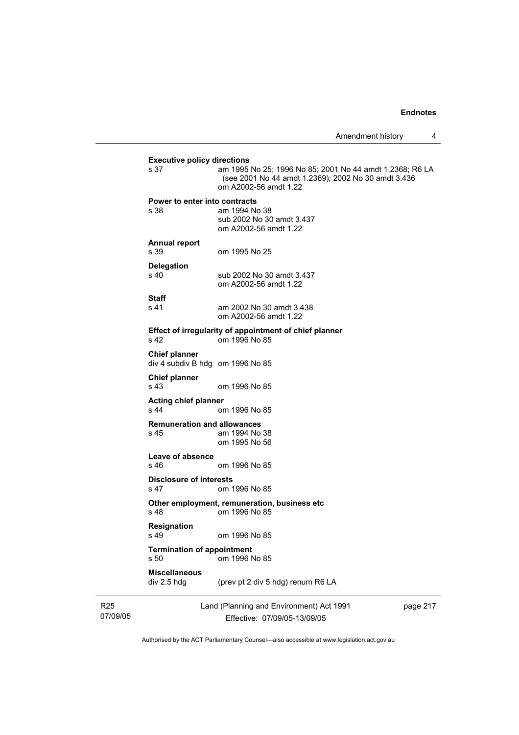**Executive policy directions**

s 37 am 1995 No 25; 1996 No 85; 2001 No 44 amdt 1.2368; R6 LA (see 2001 No 44 amdt 1.2369); 2002 No 30 amdt 3.436 om A2002-56 amdt 1.22

**Power to enter into contracts**

s 38 am 1994 No 38
sub 2002 No 30 amdt 3.437
om A2002-56 amdt 1.22

**Annual report**

s 39 om 1995 No 25

**Delegation**

s 40 sub 2002 No 30 amdt 3.437
om A2002-56 amdt 1.22

**Staff**

s 41 am 2002 No 30 amdt 3.438
om A2002-56 amdt 1.22

**Effect of irregularity of appointment of chief planner**

s 42 om 1996 No 85

**Chief planner**

div 4 subdiv B hdg om 1996 No 85

**Chief planner**

s 43 om 1996 No 85

**Acting chief planner**

s 44 om 1996 No 85

**Remuneration and allowances**

s 45 am 1994 No 38
om 1995 No 56

**Leave of absence**

s 46 om 1996 No 85

**Disclosure of interests**

s 47 om 1996 No 85

**Other employment, remuneration, business etc**

s 48 om 1996 No 85

**Resignation**

s 49 om 1996 No 85

**Termination of appointment**

s 50 om 1996 No 85

**Miscellaneous**

div 2.5 hdg (prev pt 2 div 5 hdg) renum R6 LA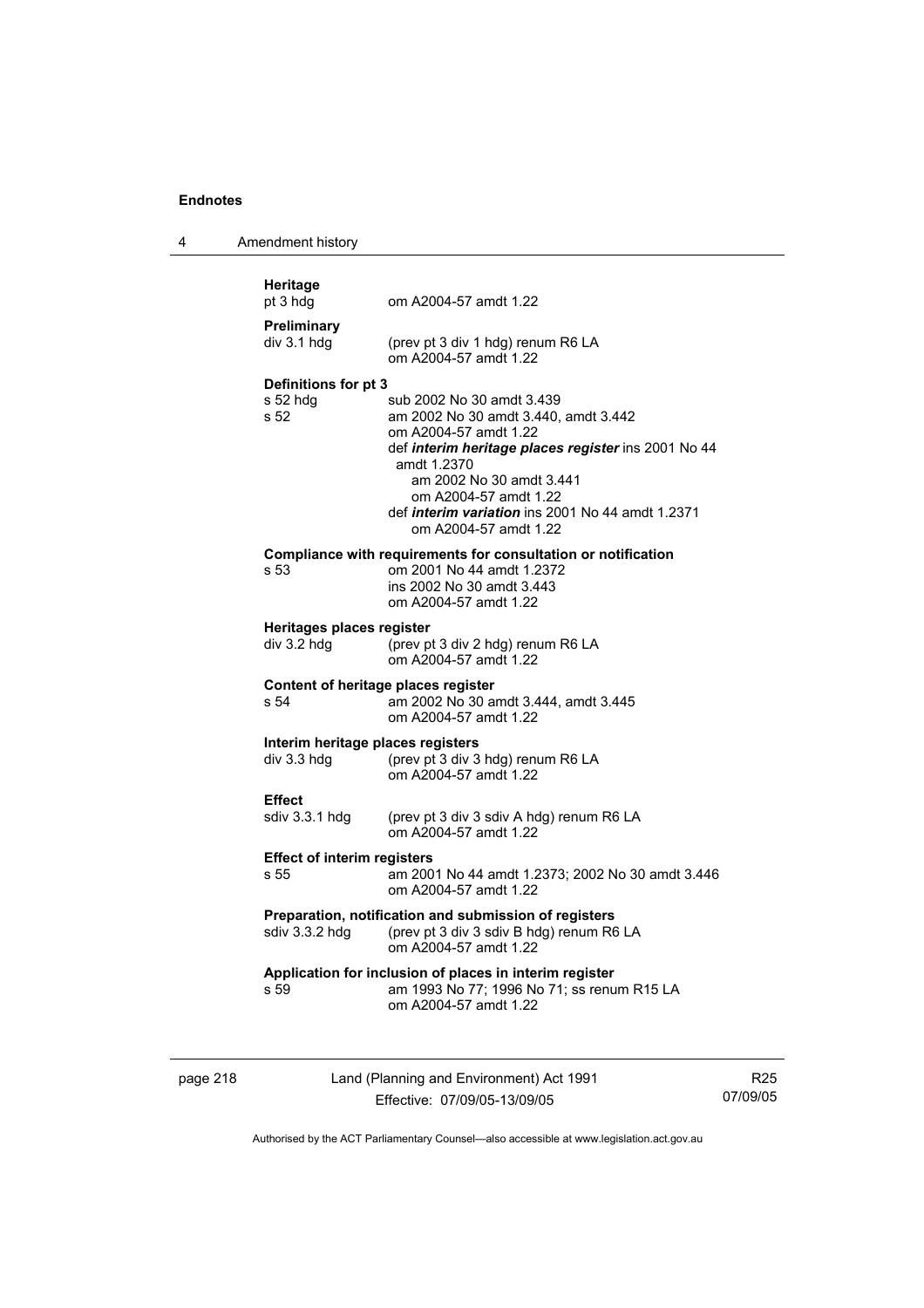**Heritage**

pt 3 hdg — om A2004-57 amdt 1.22

**Preliminary**

div 3.1 hdg — (prev pt 3 div 1 hdg) renum R6 LA
om A2004-57 amdt 1.22

**Definitions for pt 3**

s 52 hdg — sub 2002 No 30 amdt 3.439

s 52 — am 2002 No 30 amdt 3.440, amdt 3.442
om A2004-57 amdt 1.22
def ***interim heritage places register*** ins 2001 No 44 amdt 1.2370
am 2002 No 30 amdt 3.441
om A2004-57 amdt 1.22
def ***interim variation*** ins 2001 No 44 amdt 1.2371
om A2004-57 amdt 1.22

**Compliance with requirements for consultation or notification**

s 53 — om 2001 No 44 amdt 1.2372
ins 2002 No 30 amdt 3.443
om A2004-57 amdt 1.22

**Heritages places register**

div 3.2 hdg — (prev pt 3 div 2 hdg) renum R6 LA
om A2004-57 amdt 1.22

**Content of heritage places register**

s 54 — am 2002 No 30 amdt 3.444, amdt 3.445
om A2004-57 amdt 1.22

**Interim heritage places registers**

div 3.3 hdg — (prev pt 3 div 3 hdg) renum R6 LA
om A2004-57 amdt 1.22

**Effect**

sdiv 3.3.1 hdg — (prev pt 3 div 3 sdiv A hdg) renum R6 LA
om A2004-57 amdt 1.22

**Effect of interim registers**

s 55 — am 2001 No 44 amdt 1.2373; 2002 No 30 amdt 3.446
om A2004-57 amdt 1.22

**Preparation, notification and submission of registers**

sdiv 3.3.2 hdg — (prev pt 3 div 3 sdiv B hdg) renum R6 LA
om A2004-57 amdt 1.22

**Application for inclusion of places in interim register**

s 59 — am 1993 No 77; 1996 No 71; ss renum R15 LA
om A2004-57 amdt 1.22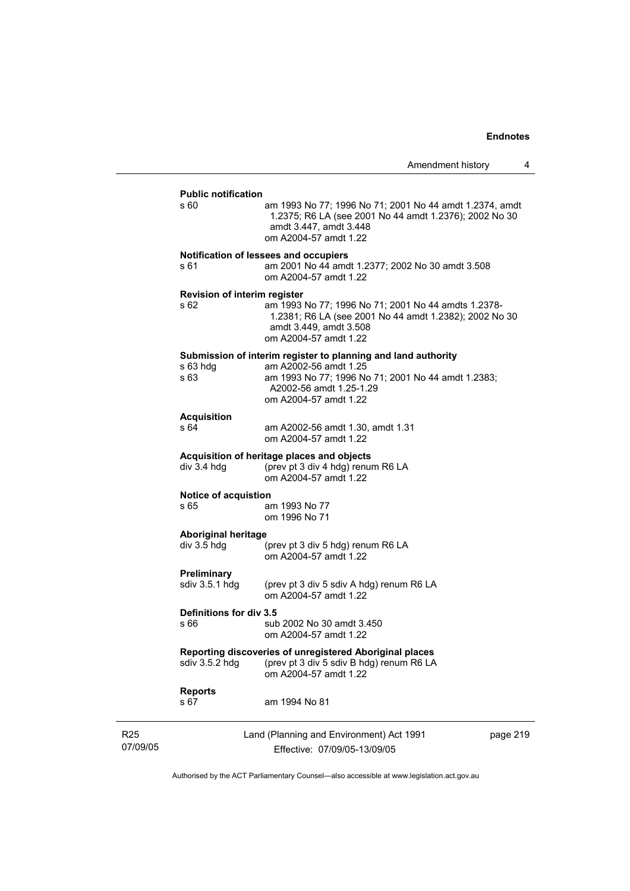**Public notification**

s 60 am 1993 No 77; 1996 No 71; 2001 No 44 amdt 1.2374, amdt 1.2375; R6 LA (see 2001 No 44 amdt 1.2376); 2002 No 30 amdt 3.447, amdt 3.448
om A2004-57 amdt 1.22

**Notification of lessees and occupiers**

s 61 am 2001 No 44 amdt 1.2377; 2002 No 30 amdt 3.508
om A2004-57 amdt 1.22

**Revision of interim register**

s 62 am 1993 No 77; 1996 No 71; 2001 No 44 amdts 1.2378-1.2381; R6 LA (see 2001 No 44 amdt 1.2382); 2002 No 30 amdt 3.449, amdt 3.508
om A2004-57 amdt 1.22

**Submission of interim register to planning and land authority**

s 63 hdg am A2002-56 amdt 1.25

s 63 am 1993 No 77; 1996 No 71; 2001 No 44 amdt 1.2383; A2002-56 amdt 1.25-1.29
om A2004-57 amdt 1.22

**Acquisition**

s 64 am A2002-56 amdt 1.30, amdt 1.31
om A2004-57 amdt 1.22

**Acquisition of heritage places and objects**

div 3.4 hdg (prev pt 3 div 4 hdg) renum R6 LA
om A2004-57 amdt 1.22

**Notice of acquistion**

s 65 am 1993 No 77
om 1996 No 71

**Aboriginal heritage**

div 3.5 hdg (prev pt 3 div 5 hdg) renum R6 LA
om A2004-57 amdt 1.22

**Preliminary**

sdiv 3.5.1 hdg (prev pt 3 div 5 sdiv A hdg) renum R6 LA
om A2004-57 amdt 1.22

**Definitions for div 3.5**

s 66 sub 2002 No 30 amdt 3.450
om A2004-57 amdt 1.22

**Reporting discoveries of unregistered Aboriginal places**

sdiv 3.5.2 hdg (prev pt 3 div 5 sdiv B hdg) renum R6 LA
om A2004-57 amdt 1.22

**Reports**

s 67 am 1994 No 81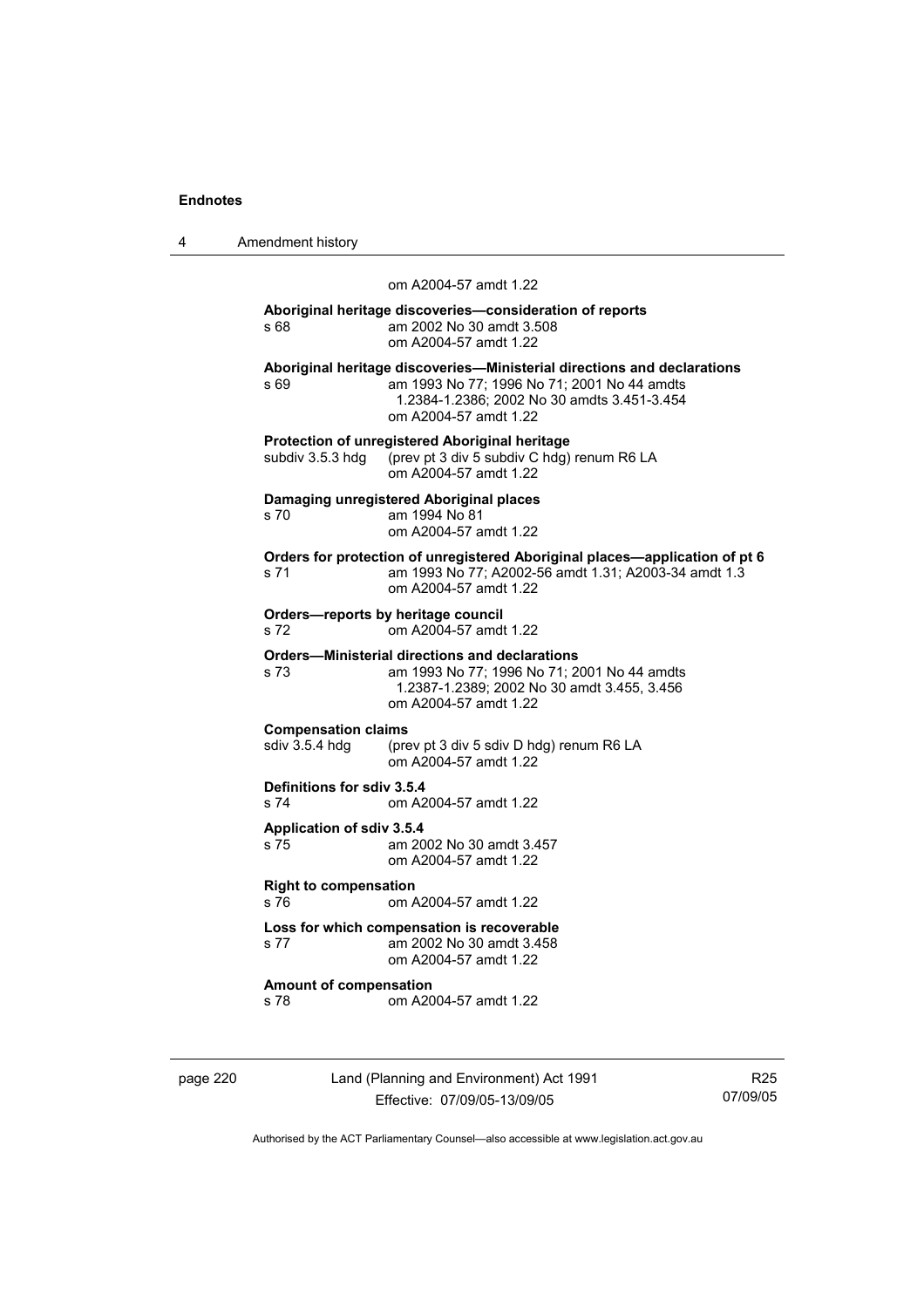om A2004-57 amdt 1.22

**Aboriginal heritage discoveries—consideration of reports**
s 68 am 2002 No 30 amdt 3.508
om A2004-57 amdt 1.22

**Aboriginal heritage discoveries—Ministerial directions and declarations**
s 69 am 1993 No 77; 1996 No 71; 2001 No 44 amdts 1.2384-1.2386; 2002 No 30 amdts 3.451-3.454
om A2004-57 amdt 1.22

**Protection of unregistered Aboriginal heritage**
subdiv 3.5.3 hdg (prev pt 3 div 5 subdiv C hdg) renum R6 LA
om A2004-57 amdt 1.22

**Damaging unregistered Aboriginal places**
s 70 am 1994 No 81
om A2004-57 amdt 1.22

**Orders for protection of unregistered Aboriginal places—application of pt 6**
s 71 am 1993 No 77; A2002-56 amdt 1.31; A2003-34 amdt 1.3
om A2004-57 amdt 1.22

**Orders—reports by heritage council**
s 72 om A2004-57 amdt 1.22

**Orders—Ministerial directions and declarations**
s 73 am 1993 No 77; 1996 No 71; 2001 No 44 amdts 1.2387-1.2389; 2002 No 30 amdt 3.455, 3.456
om A2004-57 amdt 1.22

**Compensation claims**
sdiv 3.5.4 hdg (prev pt 3 div 5 sdiv D hdg) renum R6 LA
om A2004-57 amdt 1.22

**Definitions for sdiv 3.5.4**
s 74 om A2004-57 amdt 1.22

**Application of sdiv 3.5.4**
s 75 am 2002 No 30 amdt 3.457
om A2004-57 amdt 1.22

**Right to compensation**
s 76 om A2004-57 amdt 1.22

**Loss for which compensation is recoverable**
s 77 am 2002 No 30 amdt 3.458
om A2004-57 amdt 1.22

**Amount of compensation**
s 78 om A2004-57 amdt 1.22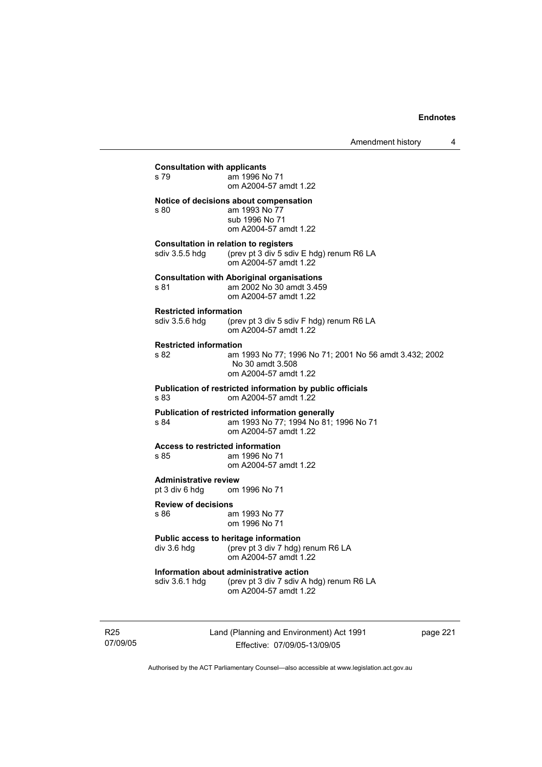**Consultation with applicants**

s 79 am 1996 No 71
om A2004-57 amdt 1.22

**Notice of decisions about compensation**

s 80 am 1993 No 77
sub 1996 No 71
om A2004-57 amdt 1.22

**Consultation in relation to registers**

sdiv 3.5.5 hdg (prev pt 3 div 5 sdiv E hdg) renum R6 LA
om A2004-57 amdt 1.22

**Consultation with Aboriginal organisations**

s 81 am 2002 No 30 amdt 3.459
om A2004-57 amdt 1.22

**Restricted information**

sdiv 3.5.6 hdg (prev pt 3 div 5 sdiv F hdg) renum R6 LA
om A2004-57 amdt 1.22

**Restricted information**

s 82 am 1993 No 77; 1996 No 71; 2001 No 56 amdt 3.432; 2002 No 30 amdt 3.508
om A2004-57 amdt 1.22

**Publication of restricted information by public officials**

s 83 om A2004-57 amdt 1.22

**Publication of restricted information generally**

s 84 am 1993 No 77; 1994 No 81; 1996 No 71
om A2004-57 amdt 1.22

**Access to restricted information**

s 85 am 1996 No 71
om A2004-57 amdt 1.22

**Administrative review**

pt 3 div 6 hdg om 1996 No 71

**Review of decisions**

s 86 am 1993 No 77
om 1996 No 71

**Public access to heritage information**

div 3.6 hdg (prev pt 3 div 7 hdg) renum R6 LA
om A2004-57 amdt 1.22

**Information about administrative action**

sdiv 3.6.1 hdg (prev pt 3 div 7 sdiv A hdg) renum R6 LA
om A2004-57 amdt 1.22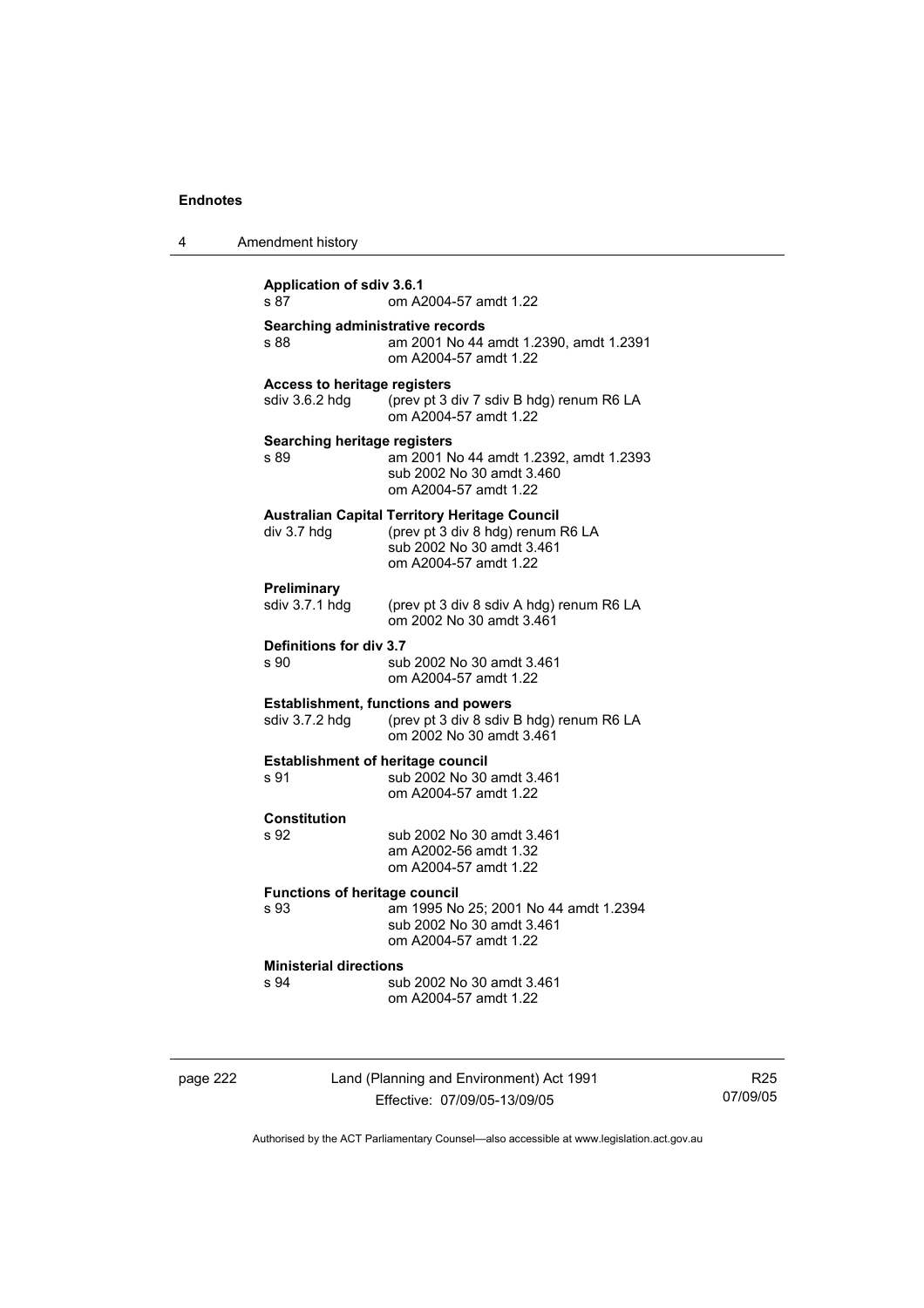**Application of sdiv 3.6.1**
s 87 om A2004-57 amdt 1.22

**Searching administrative records**
s 88 am 2001 No 44 amdt 1.2390, amdt 1.2391
om A2004-57 amdt 1.22

**Access to heritage registers**
sdiv 3.6.2 hdg (prev pt 3 div 7 sdiv B hdg) renum R6 LA
om A2004-57 amdt 1.22

**Searching heritage registers**
s 89 am 2001 No 44 amdt 1.2392, amdt 1.2393
sub 2002 No 30 amdt 3.460
om A2004-57 amdt 1.22

**Australian Capital Territory Heritage Council**
div 3.7 hdg (prev pt 3 div 8 hdg) renum R6 LA
sub 2002 No 30 amdt 3.461
om A2004-57 amdt 1.22

**Preliminary**
sdiv 3.7.1 hdg (prev pt 3 div 8 sdiv A hdg) renum R6 LA
om 2002 No 30 amdt 3.461

**Definitions for div 3.7**
s 90 sub 2002 No 30 amdt 3.461
om A2004-57 amdt 1.22

**Establishment, functions and powers**
sdiv 3.7.2 hdg (prev pt 3 div 8 sdiv B hdg) renum R6 LA
om 2002 No 30 amdt 3.461

**Establishment of heritage council**
s 91 sub 2002 No 30 amdt 3.461
om A2004-57 amdt 1.22

**Constitution**
s 92 sub 2002 No 30 amdt 3.461
am A2002-56 amdt 1.32
om A2004-57 amdt 1.22

**Functions of heritage council**
s 93 am 1995 No 25; 2001 No 44 amdt 1.2394
sub 2002 No 30 amdt 3.461
om A2004-57 amdt 1.22

**Ministerial directions**
s 94 sub 2002 No 30 amdt 3.461
om A2004-57 amdt 1.22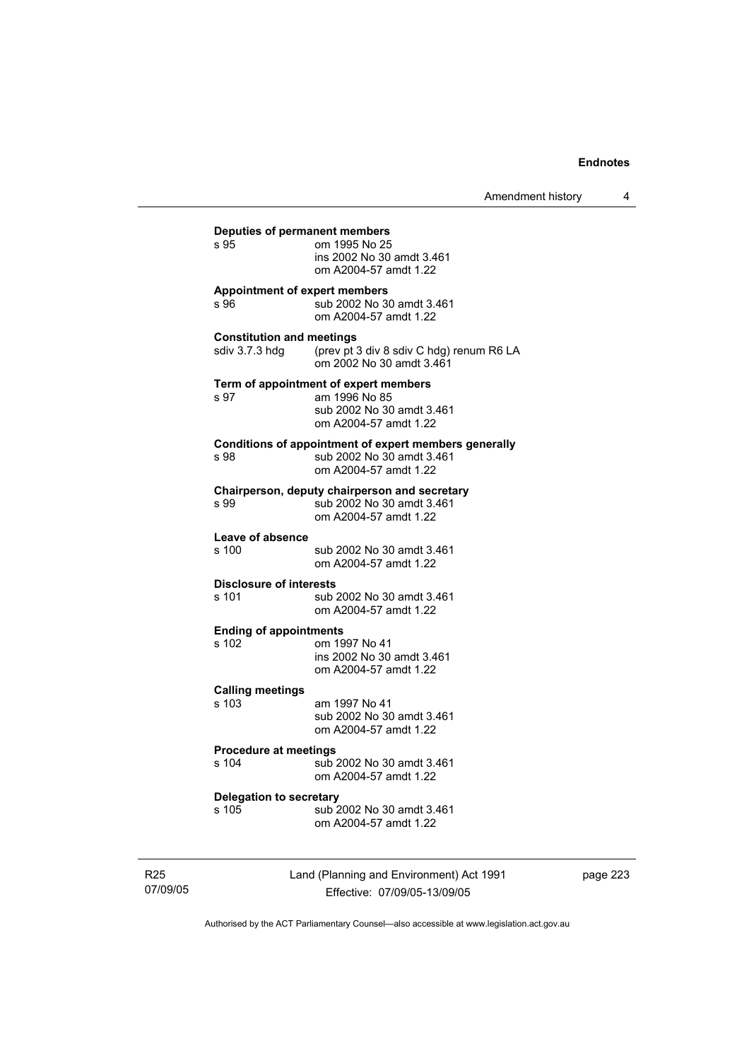**Deputies of permanent members**

s 95 om 1995 No 25
ins 2002 No 30 amdt 3.461
om A2004-57 amdt 1.22

**Appointment of expert members**

s 96 sub 2002 No 30 amdt 3.461
om A2004-57 amdt 1.22

**Constitution and meetings**

sdiv 3.7.3 hdg (prev pt 3 div 8 sdiv C hdg) renum R6 LA
om 2002 No 30 amdt 3.461

**Term of appointment of expert members**

s 97 am 1996 No 85
sub 2002 No 30 amdt 3.461
om A2004-57 amdt 1.22

**Conditions of appointment of expert members generally**

s 98 sub 2002 No 30 amdt 3.461
om A2004-57 amdt 1.22

**Chairperson, deputy chairperson and secretary**

s 99 sub 2002 No 30 amdt 3.461
om A2004-57 amdt 1.22

**Leave of absence**

s 100 sub 2002 No 30 amdt 3.461
om A2004-57 amdt 1.22

**Disclosure of interests**

s 101 sub 2002 No 30 amdt 3.461
om A2004-57 amdt 1.22

**Ending of appointments**

s 102 om 1997 No 41
ins 2002 No 30 amdt 3.461
om A2004-57 amdt 1.22

**Calling meetings**

s 103 am 1997 No 41
sub 2002 No 30 amdt 3.461
om A2004-57 amdt 1.22

**Procedure at meetings**

s 104 sub 2002 No 30 amdt 3.461
om A2004-57 amdt 1.22

**Delegation to secretary**

s 105 sub 2002 No 30 amdt 3.461
om A2004-57 amdt 1.22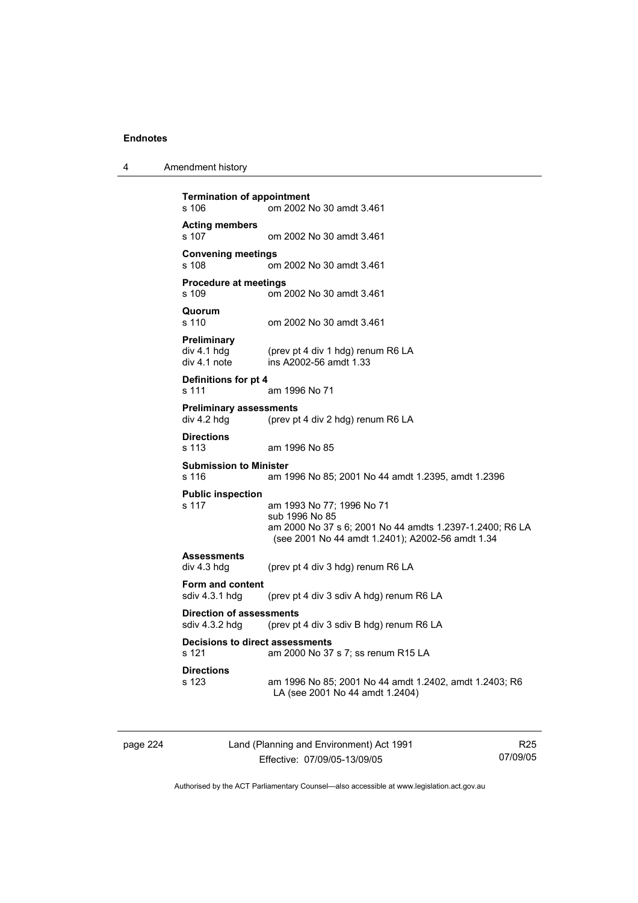**Termination of appointment**
s 106 om 2002 No 30 amdt 3.461

**Acting members**
s 107 om 2002 No 30 amdt 3.461

**Convening meetings**
s 108 om 2002 No 30 amdt 3.461

**Procedure at meetings**
s 109 om 2002 No 30 amdt 3.461

**Quorum**
s 110 om 2002 No 30 amdt 3.461

**Preliminary**
div 4.1 hdg (prev pt 4 div 1 hdg) renum R6 LA
div 4.1 note ins A2002-56 amdt 1.33

**Definitions for pt 4**
s 111 am 1996 No 71

**Preliminary assessments**
div 4.2 hdg (prev pt 4 div 2 hdg) renum R6 LA

**Directions**
s 113 am 1996 No 85

**Submission to Minister**
s 116 am 1996 No 85; 2001 No 44 amdt 1.2395, amdt 1.2396

**Public inspection**
s 117 am 1993 No 77; 1996 No 71
sub 1996 No 85
am 2000 No 37 s 6; 2001 No 44 amdts 1.2397-1.2400; R6 LA (see 2001 No 44 amdt 1.2401); A2002-56 amdt 1.34

**Assessments**
div 4.3 hdg (prev pt 4 div 3 hdg) renum R6 LA

**Form and content**
sdiv 4.3.1 hdg (prev pt 4 div 3 sdiv A hdg) renum R6 LA

**Direction of assessments**
sdiv 4.3.2 hdg (prev pt 4 div 3 sdiv B hdg) renum R6 LA

**Decisions to direct assessments**
s 121 am 2000 No 37 s 7; ss renum R15 LA

**Directions**
s 123 am 1996 No 85; 2001 No 44 amdt 1.2402, amdt 1.2403; R6 LA (see 2001 No 44 amdt 1.2404)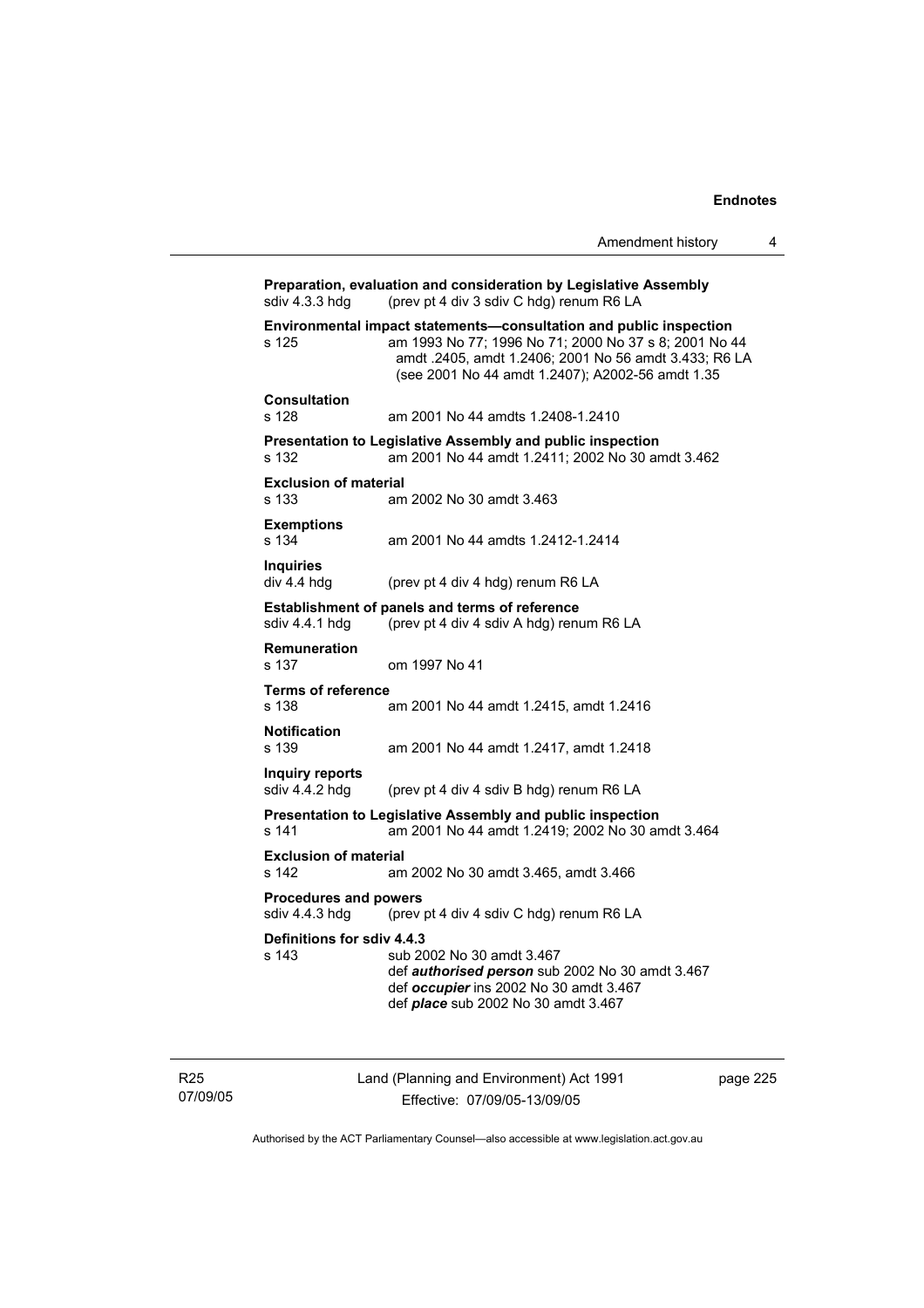**Preparation, evaluation and consideration by Legislative Assembly**
sdiv 4.3.3 hdg (prev pt 4 div 3 sdiv C hdg) renum R6 LA

**Environmental impact statements—consultation and public inspection**
s 125 am 1993 No 77; 1996 No 71; 2000 No 37 s 8; 2001 No 44 amdt .2405, amdt 1.2406; 2001 No 56 amdt 3.433; R6 LA (see 2001 No 44 amdt 1.2407); A2002-56 amdt 1.35

**Consultation**
s 128 am 2001 No 44 amdts 1.2408-1.2410

**Presentation to Legislative Assembly and public inspection**
s 132 am 2001 No 44 amdt 1.2411; 2002 No 30 amdt 3.462

**Exclusion of material**
s 133 am 2002 No 30 amdt 3.463

**Exemptions**
s 134 am 2001 No 44 amdts 1.2412-1.2414

**Inquiries**
div 4.4 hdg (prev pt 4 div 4 hdg) renum R6 LA

**Establishment of panels and terms of reference**
sdiv 4.4.1 hdg (prev pt 4 div 4 sdiv A hdg) renum R6 LA

**Remuneration**
s 137 om 1997 No 41

**Terms of reference**
s 138 am 2001 No 44 amdt 1.2415, amdt 1.2416

**Notification**
s 139 am 2001 No 44 amdt 1.2417, amdt 1.2418

**Inquiry reports**
sdiv 4.4.2 hdg (prev pt 4 div 4 sdiv B hdg) renum R6 LA

**Presentation to Legislative Assembly and public inspection**
s 141 am 2001 No 44 amdt 1.2419; 2002 No 30 amdt 3.464

**Exclusion of material**
s 142 am 2002 No 30 amdt 3.465, amdt 3.466

**Procedures and powers**
sdiv 4.4.3 hdg (prev pt 4 div 4 sdiv C hdg) renum R6 LA

**Definitions for sdiv 4.4.3**
s 143 sub 2002 No 30 amdt 3.467
def ***authorised person*** sub 2002 No 30 amdt 3.467
def ***occupier*** ins 2002 No 30 amdt 3.467
def ***place*** sub 2002 No 30 amdt 3.467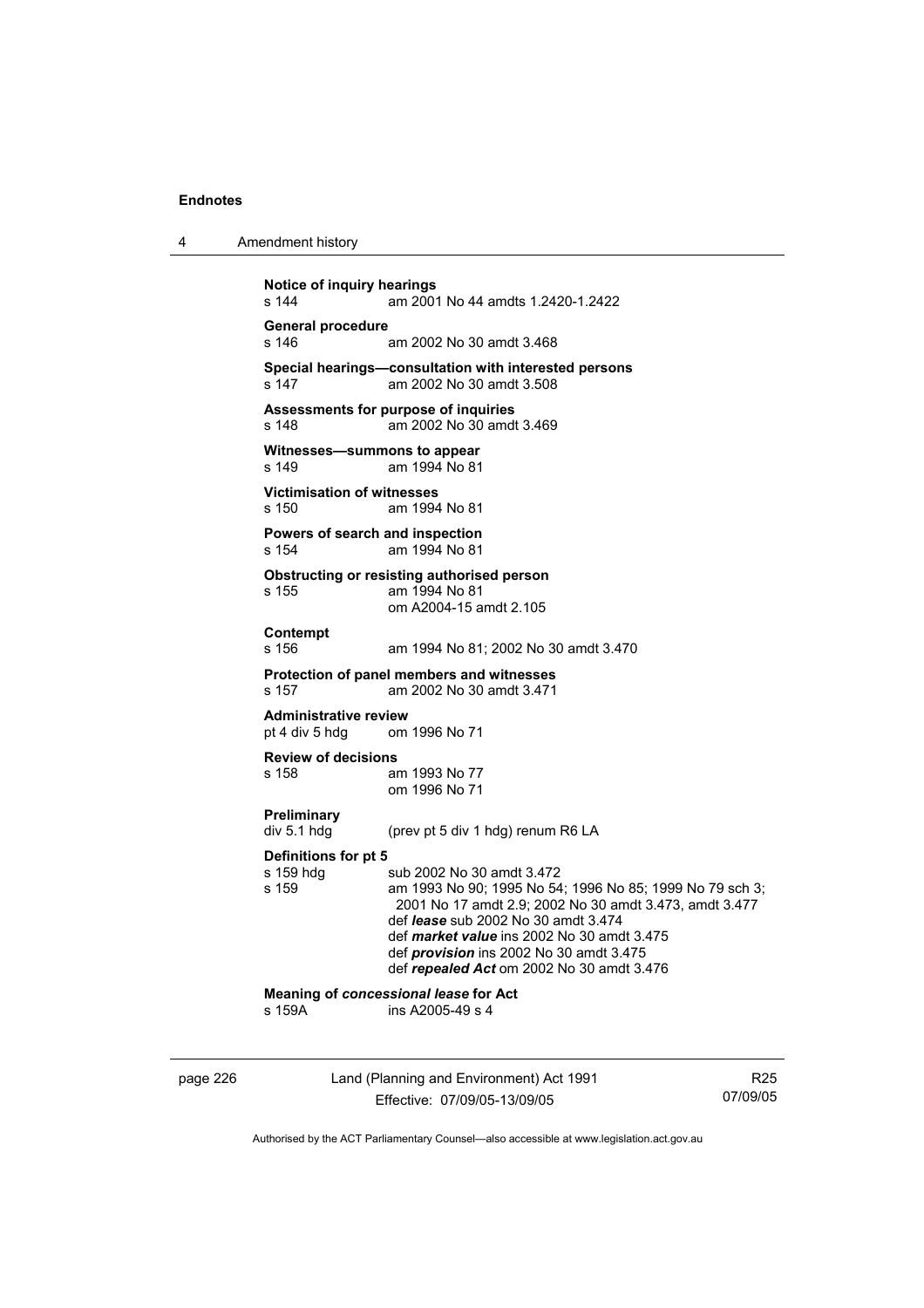**Notice of inquiry hearings**
s 144 am 2001 No 44 amdts 1.2420-1.2422

**General procedure**
s 146 am 2002 No 30 amdt 3.468

**Special hearings—consultation with interested persons**
s 147 am 2002 No 30 amdt 3.508

**Assessments for purpose of inquiries**
s 148 am 2002 No 30 amdt 3.469

**Witnesses—summons to appear**
s 149 am 1994 No 81

**Victimisation of witnesses**
s 150 am 1994 No 81

**Powers of search and inspection**
s 154 am 1994 No 81

**Obstructing or resisting authorised person**
s 155 am 1994 No 81
om A2004-15 amdt 2.105

**Contempt**
s 156 am 1994 No 81; 2002 No 30 amdt 3.470

**Protection of panel members and witnesses**
s 157 am 2002 No 30 amdt 3.471

**Administrative review**
pt 4 div 5 hdg om 1996 No 71

**Review of decisions**
s 158 am 1993 No 77
om 1996 No 71

**Preliminary**
div 5.1 hdg (prev pt 5 div 1 hdg) renum R6 LA

**Definitions for pt 5**
s 159 hdg sub 2002 No 30 amdt 3.472
s 159 am 1993 No 90; 1995 No 54; 1996 No 85; 1999 No 79 sch 3; 2001 No 17 amdt 2.9; 2002 No 30 amdt 3.473, amdt 3.477
def ***lease*** sub 2002 No 30 amdt 3.474
def ***market value*** ins 2002 No 30 amdt 3.475
def ***provision*** ins 2002 No 30 amdt 3.475
def ***repealed Act*** om 2002 No 30 amdt 3.476

**Meaning of *concessional lease* for Act**
s 159A ins A2005-49 s 4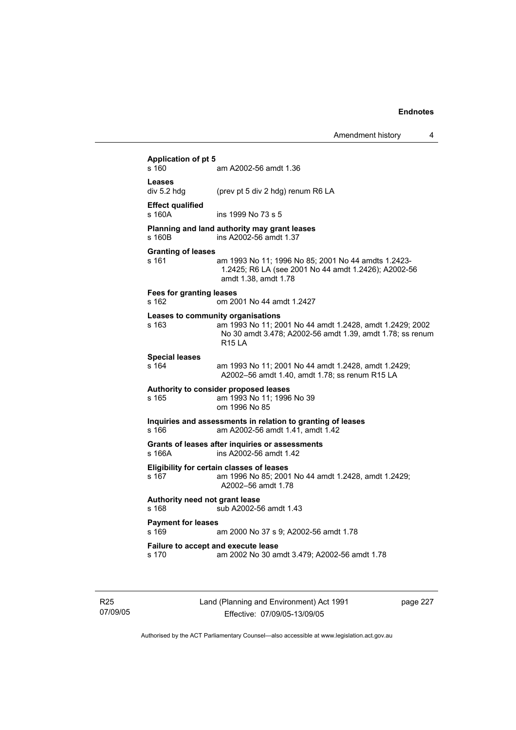**Application of pt 5**
s 160 am A2002-56 amdt 1.36

**Leases**
div 5.2 hdg (prev pt 5 div 2 hdg) renum R6 LA

**Effect qualified**
s 160A ins 1999 No 73 s 5

**Planning and land authority may grant leases**
s 160B ins A2002-56 amdt 1.37

**Granting of leases**
s 161 am 1993 No 11; 1996 No 85; 2001 No 44 amdts 1.2423-1.2425; R6 LA (see 2001 No 44 amdt 1.2426); A2002-56 amdt 1.38, amdt 1.78

**Fees for granting leases**
s 162 om 2001 No 44 amdt 1.2427

**Leases to community organisations**
s 163 am 1993 No 11; 2001 No 44 amdt 1.2428, amdt 1.2429; 2002 No 30 amdt 3.478; A2002-56 amdt 1.39, amdt 1.78; ss renum R15 LA

**Special leases**
s 164 am 1993 No 11; 2001 No 44 amdt 1.2428, amdt 1.2429; A2002–56 amdt 1.40, amdt 1.78; ss renum R15 LA

**Authority to consider proposed leases**
s 165 am 1993 No 11; 1996 No 39
om 1996 No 85

**Inquiries and assessments in relation to granting of leases**
s 166 am A2002-56 amdt 1.41, amdt 1.42

**Grants of leases after inquiries or assessments**
s 166A ins A2002-56 amdt 1.42

**Eligibility for certain classes of leases**
s 167 am 1996 No 85; 2001 No 44 amdt 1.2428, amdt 1.2429; A2002–56 amdt 1.78

**Authority need not grant lease**
s 168 sub A2002-56 amdt 1.43

**Payment for leases**
s 169 am 2000 No 37 s 9; A2002-56 amdt 1.78

**Failure to accept and execute lease**
s 170 am 2002 No 30 amdt 3.479; A2002-56 amdt 1.78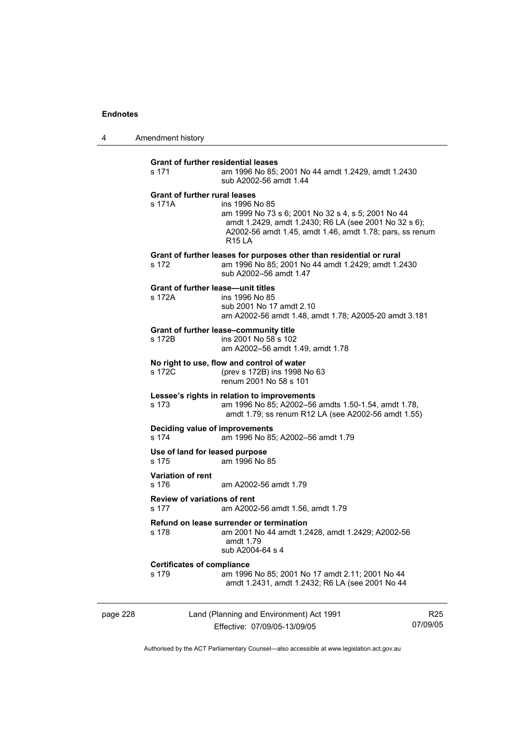**Grant of further residential leases**

s 171 am 1996 No 85; 2001 No 44 amdt 1.2429, amdt 1.2430
sub A2002-56 amdt 1.44

**Grant of further rural leases**

s 171A ins 1996 No 85
am 1999 No 73 s 6; 2001 No 32 s 4, s 5; 2001 No 44 amdt 1.2429, amdt 1.2430; R6 LA (see 2001 No 32 s 6); A2002-56 amdt 1.45, amdt 1.46, amdt 1.78; pars, ss renum R15 LA

**Grant of further leases for purposes other than residential or rural**

s 172 am 1996 No 85; 2001 No 44 amdt 1.2429; amdt 1.2430
sub A2002–56 amdt 1.47

**Grant of further lease—unit titles**

s 172A ins 1996 No 85
sub 2001 No 17 amdt 2.10
am A2002-56 amdt 1.48, amdt 1.78; A2005-20 amdt 3.181

**Grant of further lease–community title**

s 172B ins 2001 No 58 s 102
am A2002–56 amdt 1.49, amdt 1.78

**No right to use, flow and control of water**

s 172C (prev s 172B) ins 1998 No 63
renum 2001 No 58 s 101

**Lessee's rights in relation to improvements**

s 173 am 1996 No 85; A2002–56 amdts 1.50-1.54, amdt 1.78, amdt 1.79; ss renum R12 LA (see A2002-56 amdt 1.55)

**Deciding value of improvements**

s 174 am 1996 No 85; A2002–56 amdt 1.79

**Use of land for leased purpose**

s 175 am 1996 No 85

**Variation of rent**

s 176 am A2002-56 amdt 1.79

**Review of variations of rent**

s 177 am A2002-56 amdt 1.56, amdt 1.79

**Refund on lease surrender or termination**

s 178 am 2001 No 44 amdt 1.2428, amdt 1.2429; A2002-56 amdt 1.79
sub A2004-64 s 4

**Certificates of compliance**

s 179 am 1996 No 85; 2001 No 17 amdt 2.11; 2001 No 44 amdt 1.2431, amdt 1.2432; R6 LA (see 2001 No 44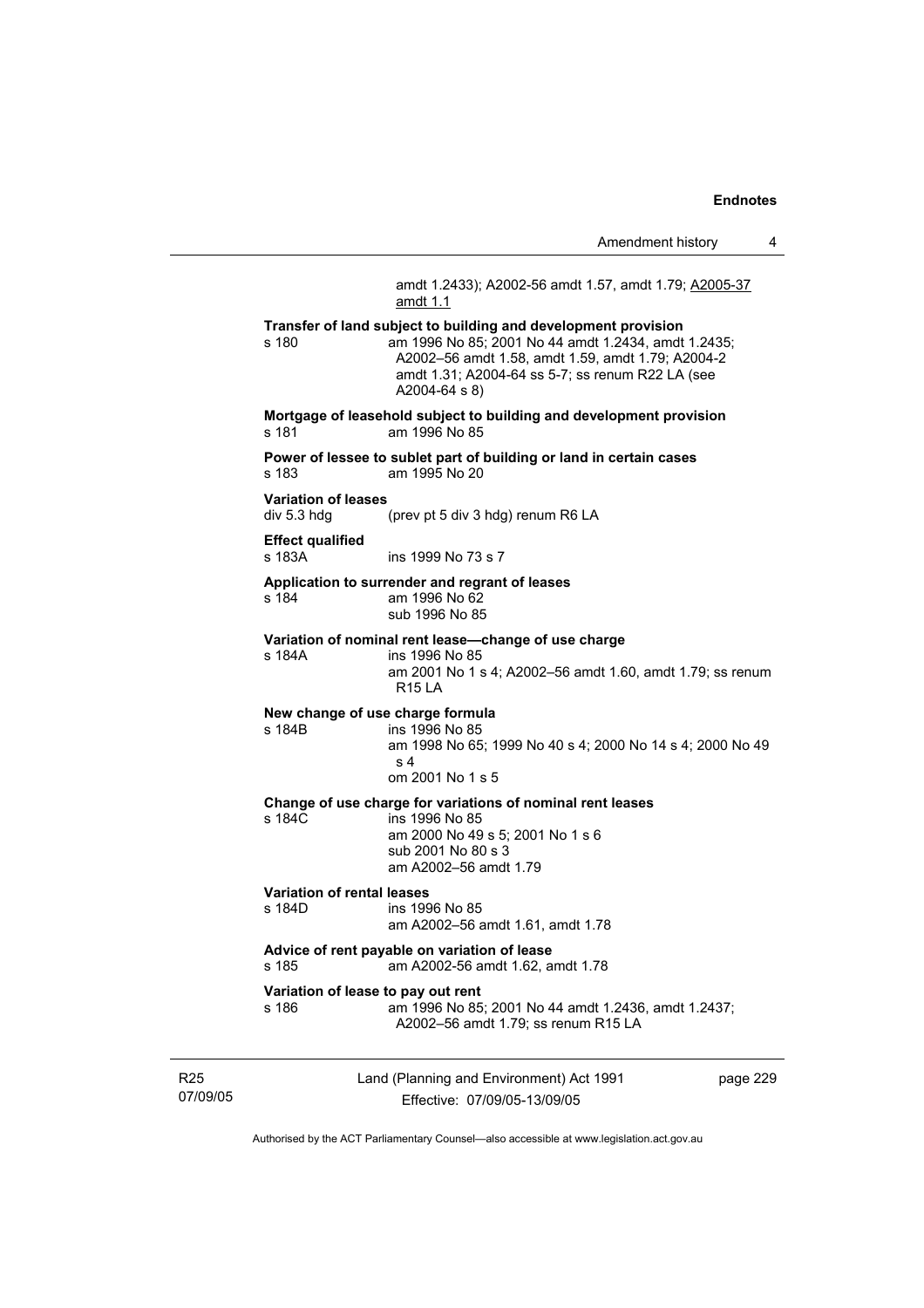amdt 1.2433); A2002-56 amdt 1.57, amdt 1.79; A2005-37 amdt 1.1

**Transfer of land subject to building and development provision**
s 180 am 1996 No 85; 2001 No 44 amdt 1.2434, amdt 1.2435; A2002–56 amdt 1.58, amdt 1.59, amdt 1.79; A2004-2 amdt 1.31; A2004-64 ss 5-7; ss renum R22 LA (see A2004-64 s 8)

**Mortgage of leasehold subject to building and development provision**
s 181 am 1996 No 85

**Power of lessee to sublet part of building or land in certain cases**
s 183 am 1995 No 20

**Variation of leases**
div 5.3 hdg (prev pt 5 div 3 hdg) renum R6 LA

**Effect qualified**
s 183A ins 1999 No 73 s 7

**Application to surrender and regrant of leases**
s 184 am 1996 No 62
sub 1996 No 85

**Variation of nominal rent lease—change of use charge**
s 184A ins 1996 No 85
am 2001 No 1 s 4; A2002–56 amdt 1.60, amdt 1.79; ss renum R15 LA

**New change of use charge formula**
s 184B ins 1996 No 85
am 1998 No 65; 1999 No 40 s 4; 2000 No 14 s 4; 2000 No 49 s 4
om 2001 No 1 s 5

**Change of use charge for variations of nominal rent leases**
s 184C ins 1996 No 85
am 2000 No 49 s 5; 2001 No 1 s 6
sub 2001 No 80 s 3
am A2002–56 amdt 1.79

**Variation of rental leases**
s 184D ins 1996 No 85
am A2002–56 amdt 1.61, amdt 1.78

**Advice of rent payable on variation of lease**
s 185 am A2002-56 amdt 1.62, amdt 1.78

**Variation of lease to pay out rent**
s 186 am 1996 No 85; 2001 No 44 amdt 1.2436, amdt 1.2437; A2002–56 amdt 1.79; ss renum R15 LA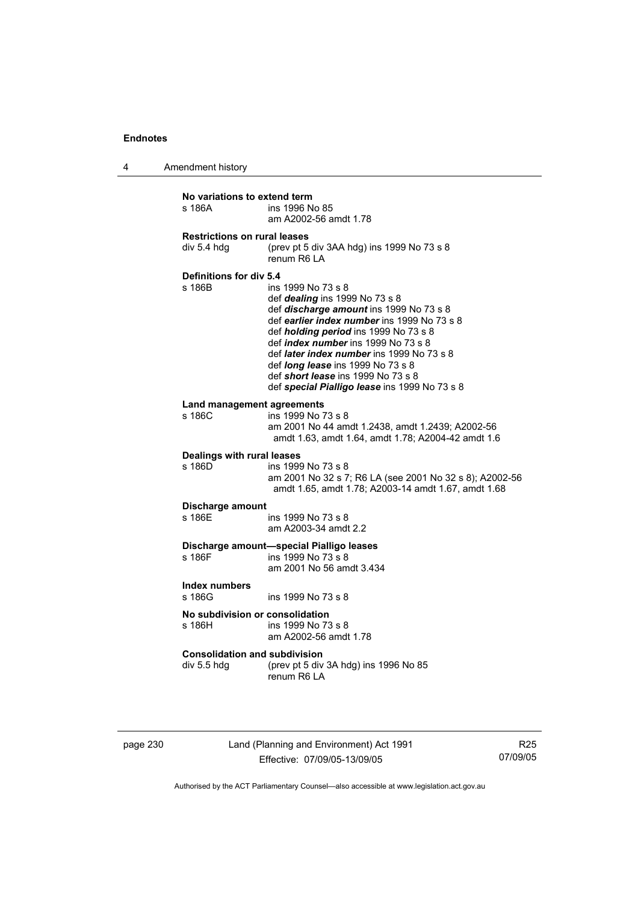**No variations to extend term**

s 186A ins 1996 No 85
am A2002-56 amdt 1.78

**Restrictions on rural leases**

div 5.4 hdg (prev pt 5 div 3AA hdg) ins 1999 No 73 s 8
renum R6 LA

**Definitions for div 5.4**

s 186B ins 1999 No 73 s 8
def ***dealing*** ins 1999 No 73 s 8
def ***discharge amount*** ins 1999 No 73 s 8
def ***earlier index number*** ins 1999 No 73 s 8
def ***holding period*** ins 1999 No 73 s 8
def ***index number*** ins 1999 No 73 s 8
def ***later index number*** ins 1999 No 73 s 8
def ***long lease*** ins 1999 No 73 s 8
def ***short lease*** ins 1999 No 73 s 8
def ***special Pialligo lease*** ins 1999 No 73 s 8

**Land management agreements**

s 186C ins 1999 No 73 s 8
am 2001 No 44 amdt 1.2438, amdt 1.2439; A2002-56 amdt 1.63, amdt 1.64, amdt 1.78; A2004-42 amdt 1.6

**Dealings with rural leases**

s 186D ins 1999 No 73 s 8
am 2001 No 32 s 7; R6 LA (see 2001 No 32 s 8); A2002-56 amdt 1.65, amdt 1.78; A2003-14 amdt 1.67, amdt 1.68

**Discharge amount**

s 186E ins 1999 No 73 s 8
am A2003-34 amdt 2.2

**Discharge amount—special Pialligo leases**

s 186F ins 1999 No 73 s 8
am 2001 No 56 amdt 3.434

**Index numbers**

s 186G ins 1999 No 73 s 8

**No subdivision or consolidation**

s 186H ins 1999 No 73 s 8
am A2002-56 amdt 1.78

**Consolidation and subdivision**

div 5.5 hdg (prev pt 5 div 3A hdg) ins 1996 No 85
renum R6 LA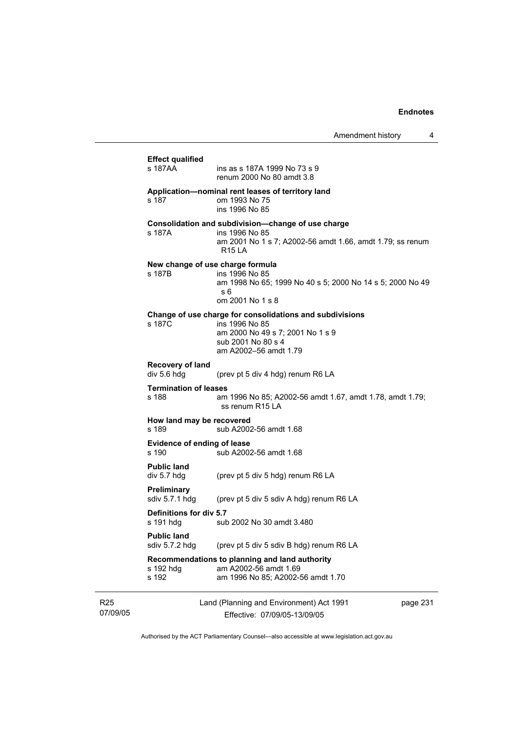**Effect qualified**
s 187AA ins as s 187A 1999 No 73 s 9
renum 2000 No 80 amdt 3.8

**Application—nominal rent leases of territory land**
s 187 om 1993 No 75
ins 1996 No 85

**Consolidation and subdivision—change of use charge**
s 187A ins 1996 No 85
am 2001 No 1 s 7; A2002-56 amdt 1.66, amdt 1.79; ss renum R15 LA

**New change of use charge formula**
s 187B ins 1996 No 85
am 1998 No 65; 1999 No 40 s 5; 2000 No 14 s 5; 2000 No 49 s 6
om 2001 No 1 s 8

**Change of use charge for consolidations and subdivisions**
s 187C ins 1996 No 85
am 2000 No 49 s 7; 2001 No 1 s 9
sub 2001 No 80 s 4
am A2002–56 amdt 1.79

**Recovery of land**
div 5.6 hdg (prev pt 5 div 4 hdg) renum R6 LA

**Termination of leases**
s 188 am 1996 No 85; A2002-56 amdt 1.67, amdt 1.78, amdt 1.79; ss renum R15 LA

**How land may be recovered**
s 189 sub A2002-56 amdt 1.68

**Evidence of ending of lease**
s 190 sub A2002-56 amdt 1.68

**Public land**
div 5.7 hdg (prev pt 5 div 5 hdg) renum R6 LA

**Preliminary**
sdiv 5.7.1 hdg (prev pt 5 div 5 sdiv A hdg) renum R6 LA

**Definitions for div 5.7**
s 191 hdg sub 2002 No 30 amdt 3.480

**Public land**
sdiv 5.7.2 hdg (prev pt 5 div 5 sdiv B hdg) renum R6 LA

**Recommendations to planning and land authority**
s 192 hdg am A2002-56 amdt 1.69
s 192 am 1996 No 85; A2002-56 amdt 1.70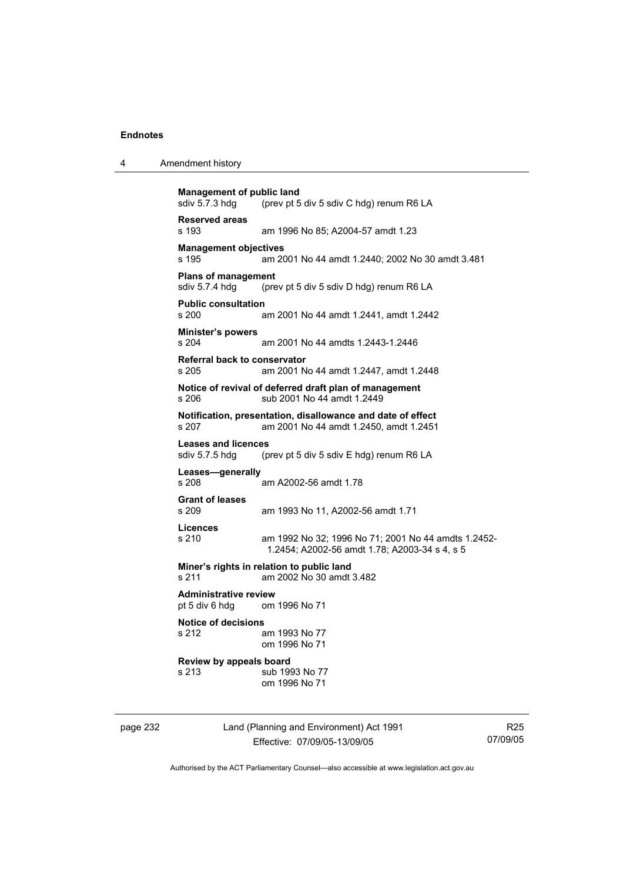**Management of public land**
sdiv 5.7.3 hdg (prev pt 5 div 5 sdiv C hdg) renum R6 LA

**Reserved areas**
s 193 am 1996 No 85; A2004-57 amdt 1.23

**Management objectives**
s 195 am 2001 No 44 amdt 1.2440; 2002 No 30 amdt 3.481

**Plans of management**
sdiv 5.7.4 hdg (prev pt 5 div 5 sdiv D hdg) renum R6 LA

**Public consultation**
s 200 am 2001 No 44 amdt 1.2441, amdt 1.2442

**Minister's powers**
s 204 am 2001 No 44 amdts 1.2443-1.2446

**Referral back to conservator**
s 205 am 2001 No 44 amdt 1.2447, amdt 1.2448

**Notice of revival of deferred draft plan of management**
s 206 sub 2001 No 44 amdt 1.2449

**Notification, presentation, disallowance and date of effect**
s 207 am 2001 No 44 amdt 1.2450, amdt 1.2451

**Leases and licences**
sdiv 5.7.5 hdg (prev pt 5 div 5 sdiv E hdg) renum R6 LA

**Leases—generally**
s 208 am A2002-56 amdt 1.78

**Grant of leases**
s 209 am 1993 No 11, A2002-56 amdt 1.71

**Licences**
s 210 am 1992 No 32; 1996 No 71; 2001 No 44 amdts 1.2452-1.2454; A2002-56 amdt 1.78; A2003-34 s 4, s 5

**Miner's rights in relation to public land**
s 211 am 2002 No 30 amdt 3.482

**Administrative review**
pt 5 div 6 hdg om 1996 No 71

**Notice of decisions**
s 212 am 1993 No 77
om 1996 No 71

**Review by appeals board**
s 213 sub 1993 No 77
om 1996 No 71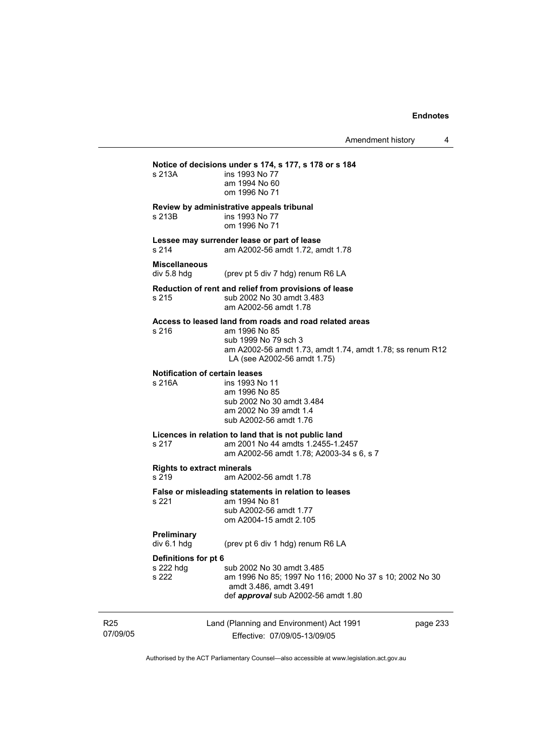**Notice of decisions under s 174, s 177, s 178 or s 184**

s 213A ins 1993 No 77
am 1994 No 60
om 1996 No 71

**Review by administrative appeals tribunal**

s 213B ins 1993 No 77
om 1996 No 71

**Lessee may surrender lease or part of lease**

s 214 am A2002-56 amdt 1.72, amdt 1.78

**Miscellaneous**

div 5.8 hdg (prev pt 5 div 7 hdg) renum R6 LA

**Reduction of rent and relief from provisions of lease**

s 215 sub 2002 No 30 amdt 3.483
am A2002-56 amdt 1.78

**Access to leased land from roads and road related areas**

s 216 am 1996 No 85
sub 1999 No 79 sch 3
am A2002-56 amdt 1.73, amdt 1.74, amdt 1.78; ss renum R12 LA (see A2002-56 amdt 1.75)

**Notification of certain leases**

s 216A ins 1993 No 11
am 1996 No 85
sub 2002 No 30 amdt 3.484
am 2002 No 39 amdt 1.4
sub A2002-56 amdt 1.76

**Licences in relation to land that is not public land**

s 217 am 2001 No 44 amdts 1.2455-1.2457
am A2002-56 amdt 1.78; A2003-34 s 6, s 7

**Rights to extract minerals**

s 219 am A2002-56 amdt 1.78

**False or misleading statements in relation to leases**

s 221 am 1994 No 81
sub A2002-56 amdt 1.77
om A2004-15 amdt 2.105

**Preliminary**

div 6.1 hdg (prev pt 6 div 1 hdg) renum R6 LA

**Definitions for pt 6**

s 222 hdg sub 2002 No 30 amdt 3.485
s 222 am 1996 No 85; 1997 No 116; 2000 No 37 s 10; 2002 No 30 amdt 3.486, amdt 3.491
def ***approval*** sub A2002-56 amdt 1.80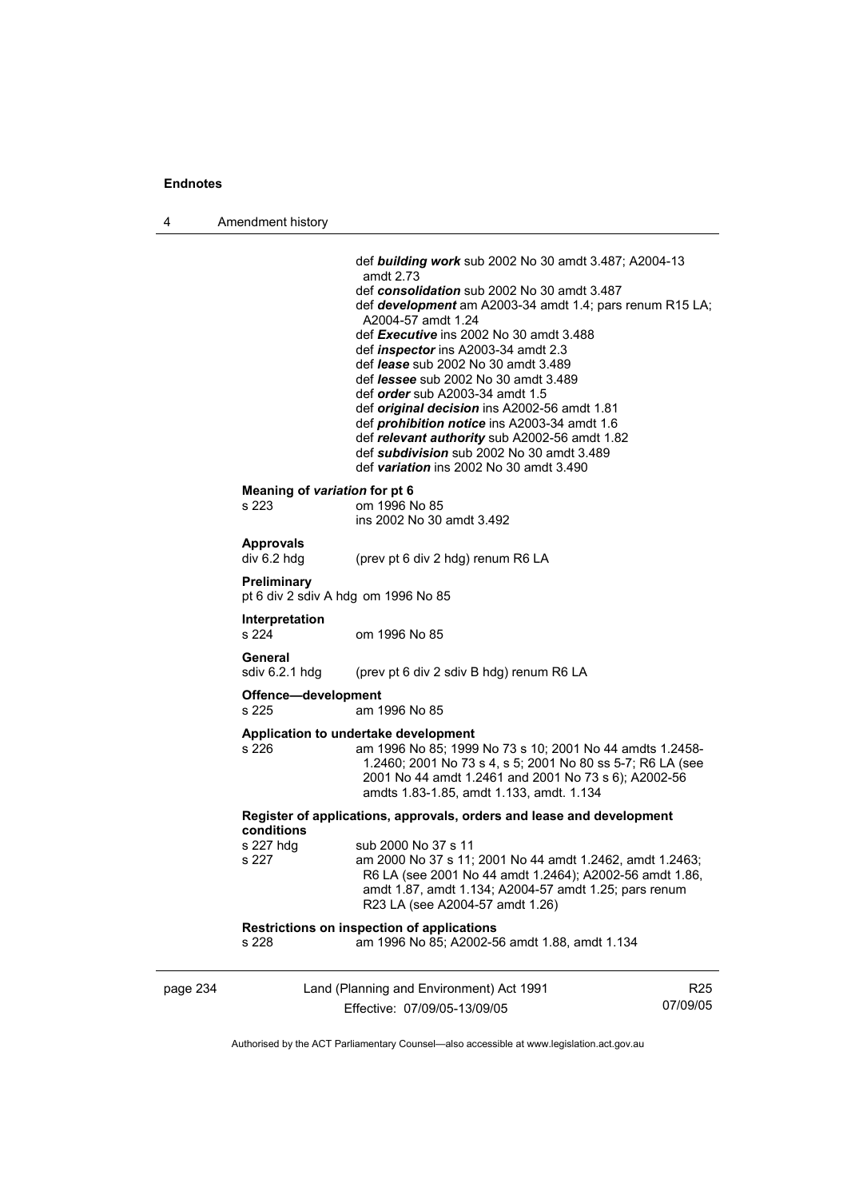def ***building work*** sub 2002 No 30 amdt 3.487; A2004-13 amdt 2.73
def ***consolidation*** sub 2002 No 30 amdt 3.487
def ***development*** am A2003-34 amdt 1.4; pars renum R15 LA; A2004-57 amdt 1.24
def ***Executive*** ins 2002 No 30 amdt 3.488
def ***inspector*** ins A2003-34 amdt 2.3
def ***lease*** sub 2002 No 30 amdt 3.489
def ***lessee*** sub 2002 No 30 amdt 3.489
def ***order*** sub A2003-34 amdt 1.5
def ***original decision*** ins A2002-56 amdt 1.81
def ***prohibition notice*** ins A2003-34 amdt 1.6
def ***relevant authority*** sub A2002-56 amdt 1.82
def ***subdivision*** sub 2002 No 30 amdt 3.489
def ***variation*** ins 2002 No 30 amdt 3.490

**Meaning of *variation* for pt 6**
s 223 om 1996 No 85
ins 2002 No 30 amdt 3.492

**Approvals**
div 6.2 hdg (prev pt 6 div 2 hdg) renum R6 LA

**Preliminary**
pt 6 div 2 sdiv A hdg om 1996 No 85

**Interpretation**
s 224 om 1996 No 85

**General**
sdiv 6.2.1 hdg (prev pt 6 div 2 sdiv B hdg) renum R6 LA

**Offence—development**
s 225 am 1996 No 85

**Application to undertake development**
s 226 am 1996 No 85; 1999 No 73 s 10; 2001 No 44 amdts 1.2458-1.2460; 2001 No 73 s 4, s 5; 2001 No 80 ss 5-7; R6 LA (see 2001 No 44 amdt 1.2461 and 2001 No 73 s 6); A2002-56 amdts 1.83-1.85, amdt 1.133, amdt. 1.134

**Register of applications, approvals, orders and lease and development conditions**
s 227 hdg sub 2000 No 37 s 11
s 227 am 2000 No 37 s 11; 2001 No 44 amdt 1.2462, amdt 1.2463; R6 LA (see 2001 No 44 amdt 1.2464); A2002-56 amdt 1.86, amdt 1.87, amdt 1.134; A2004-57 amdt 1.25; pars renum R23 LA (see A2004-57 amdt 1.26)

**Restrictions on inspection of applications**
s 228 am 1996 No 85; A2002-56 amdt 1.88, amdt 1.134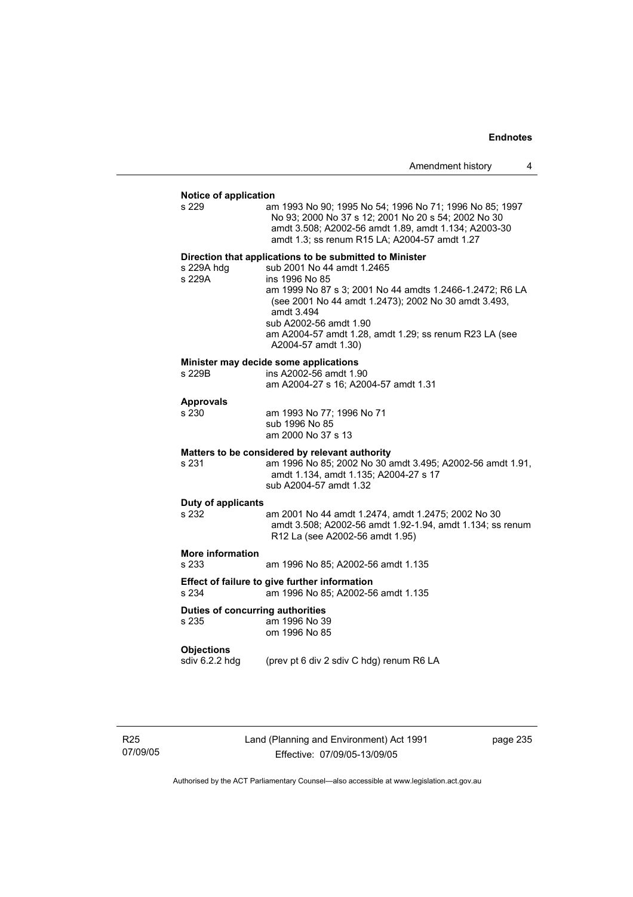**Notice of application**

s 229 — am 1993 No 90; 1995 No 54; 1996 No 71; 1996 No 85; 1997 No 93; 2000 No 37 s 12; 2001 No 20 s 54; 2002 No 30 amdt 3.508; A2002-56 amdt 1.89, amdt 1.134; A2003-30 amdt 1.3; ss renum R15 LA; A2004-57 amdt 1.27

**Direction that applications to be submitted to Minister**

s 229A hdg — sub 2001 No 44 amdt 1.2465

s 229A — ins 1996 No 85
am 1999 No 87 s 3; 2001 No 44 amdts 1.2466-1.2472; R6 LA (see 2001 No 44 amdt 1.2473); 2002 No 30 amdt 3.493, amdt 3.494
sub A2002-56 amdt 1.90
am A2004-57 amdt 1.28, amdt 1.29; ss renum R23 LA (see A2004-57 amdt 1.30)

**Minister may decide some applications**

s 229B — ins A2002-56 amdt 1.90
am A2004-27 s 16; A2004-57 amdt 1.31

**Approvals**

s 230 — am 1993 No 77; 1996 No 71
sub 1996 No 85
am 2000 No 37 s 13

**Matters to be considered by relevant authority**

s 231 — am 1996 No 85; 2002 No 30 amdt 3.495; A2002-56 amdt 1.91, amdt 1.134, amdt 1.135; A2004-27 s 17
sub A2004-57 amdt 1.32

**Duty of applicants**

s 232 — am 2001 No 44 amdt 1.2474, amdt 1.2475; 2002 No 30 amdt 3.508; A2002-56 amdt 1.92-1.94, amdt 1.134; ss renum R12 La (see A2002-56 amdt 1.95)

**More information**

s 233 — am 1996 No 85; A2002-56 amdt 1.135

**Effect of failure to give further information**

s 234 — am 1996 No 85; A2002-56 amdt 1.135

**Duties of concurring authorities**

s 235 — am 1996 No 39
om 1996 No 85

**Objections**

sdiv 6.2.2 hdg — (prev pt 6 div 2 sdiv C hdg) renum R6 LA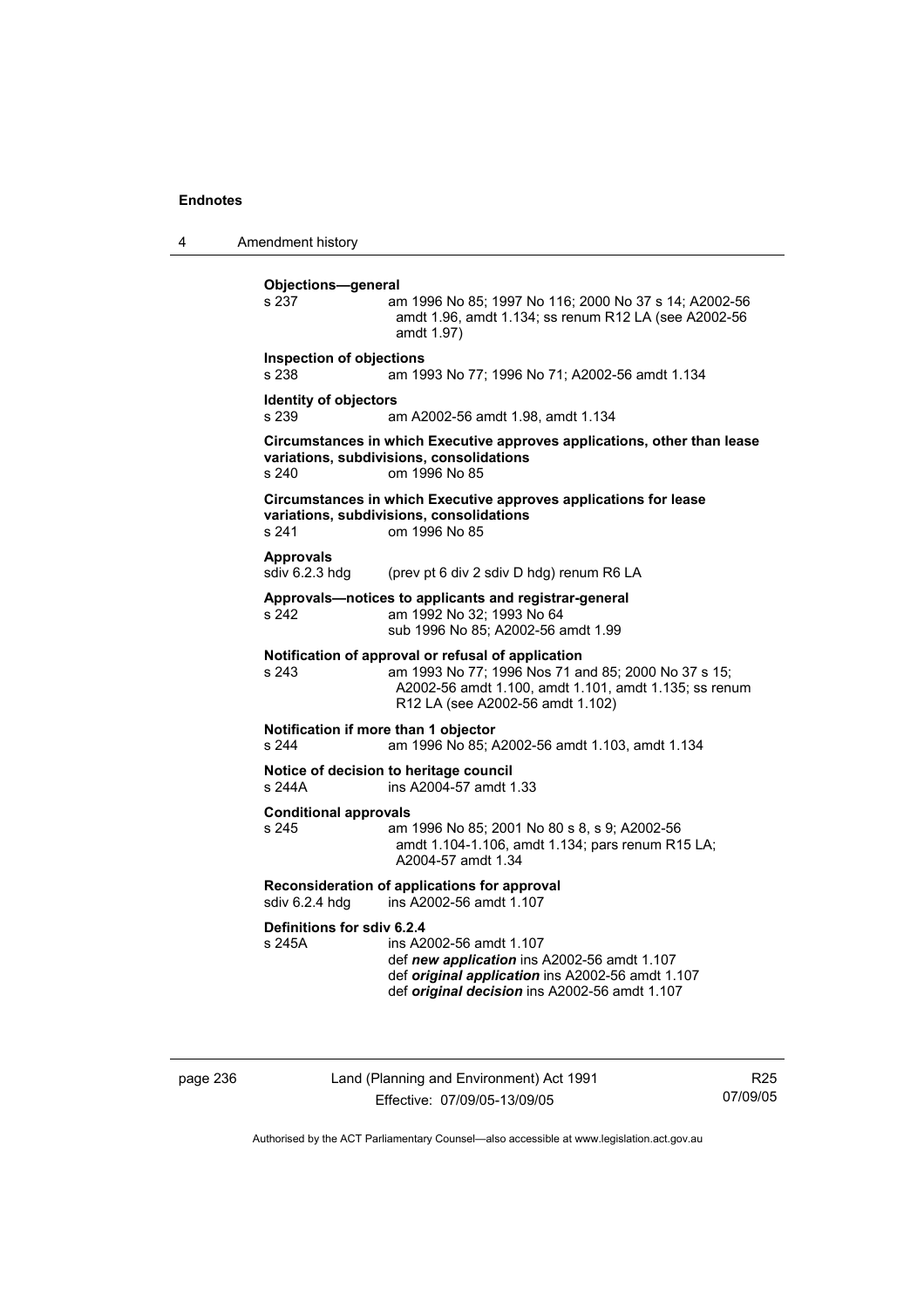**Objections—general**

s 237 am 1996 No 85; 1997 No 116; 2000 No 37 s 14; A2002-56 amdt 1.96, amdt 1.134; ss renum R12 LA (see A2002-56 amdt 1.97)

**Inspection of objections**

s 238 am 1993 No 77; 1996 No 71; A2002-56 amdt 1.134

**Identity of objectors**

s 239 am A2002-56 amdt 1.98, amdt 1.134

**Circumstances in which Executive approves applications, other than lease variations, subdivisions, consolidations**

s 240 om 1996 No 85

**Circumstances in which Executive approves applications for lease variations, subdivisions, consolidations**

s 241 om 1996 No 85

**Approvals**

sdiv 6.2.3 hdg (prev pt 6 div 2 sdiv D hdg) renum R6 LA

**Approvals—notices to applicants and registrar-general**

s 242 am 1992 No 32; 1993 No 64
sub 1996 No 85; A2002-56 amdt 1.99

**Notification of approval or refusal of application**

s 243 am 1993 No 77; 1996 Nos 71 and 85; 2000 No 37 s 15; A2002-56 amdt 1.100, amdt 1.101, amdt 1.135; ss renum R12 LA (see A2002-56 amdt 1.102)

**Notification if more than 1 objector**

s 244 am 1996 No 85; A2002-56 amdt 1.103, amdt 1.134

**Notice of decision to heritage council**

s 244A ins A2004-57 amdt 1.33

**Conditional approvals**

s 245 am 1996 No 85; 2001 No 80 s 8, s 9; A2002-56 amdt 1.104-1.106, amdt 1.134; pars renum R15 LA; A2004-57 amdt 1.34

**Reconsideration of applications for approval**

sdiv 6.2.4 hdg ins A2002-56 amdt 1.107

**Definitions for sdiv 6.2.4**

s 245A ins A2002-56 amdt 1.107
def ***new application*** ins A2002-56 amdt 1.107
def ***original application*** ins A2002-56 amdt 1.107
def ***original decision*** ins A2002-56 amdt 1.107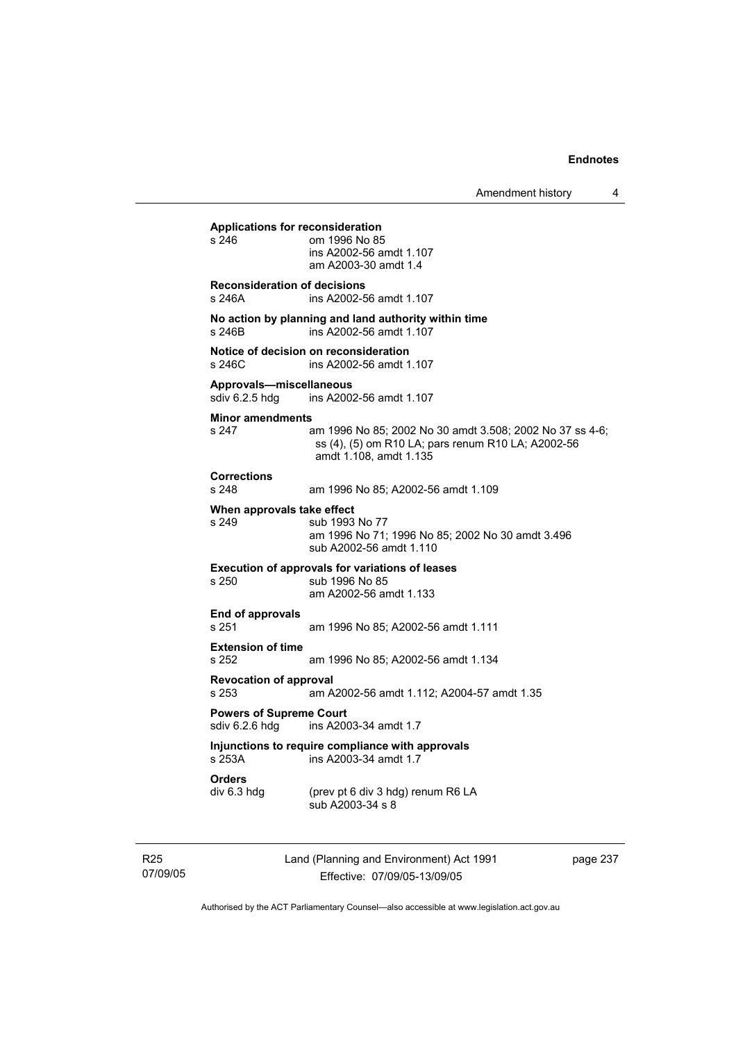**Applications for reconsideration**

s 246 om 1996 No 85
ins A2002-56 amdt 1.107
am A2003-30 amdt 1.4

**Reconsideration of decisions**

s 246A ins A2002-56 amdt 1.107

**No action by planning and land authority within time**

s 246B ins A2002-56 amdt 1.107

**Notice of decision on reconsideration**

s 246C ins A2002-56 amdt 1.107

**Approvals—miscellaneous**

sdiv 6.2.5 hdg ins A2002-56 amdt 1.107

**Minor amendments**

s 247 am 1996 No 85; 2002 No 30 amdt 3.508; 2002 No 37 ss 4-6; ss (4), (5) om R10 LA; pars renum R10 LA; A2002-56 amdt 1.108, amdt 1.135

**Corrections**

s 248 am 1996 No 85; A2002-56 amdt 1.109

**When approvals take effect**

s 249 sub 1993 No 77
am 1996 No 71; 1996 No 85; 2002 No 30 amdt 3.496
sub A2002-56 amdt 1.110

**Execution of approvals for variations of leases**

s 250 sub 1996 No 85
am A2002-56 amdt 1.133

**End of approvals**

s 251 am 1996 No 85; A2002-56 amdt 1.111

**Extension of time**

s 252 am 1996 No 85; A2002-56 amdt 1.134

**Revocation of approval**

s 253 am A2002-56 amdt 1.112; A2004-57 amdt 1.35

**Powers of Supreme Court**

sdiv 6.2.6 hdg ins A2003-34 amdt 1.7

**Injunctions to require compliance with approvals**

s 253A ins A2003-34 amdt 1.7

**Orders**

div 6.3 hdg (prev pt 6 div 3 hdg) renum R6 LA
sub A2003-34 s 8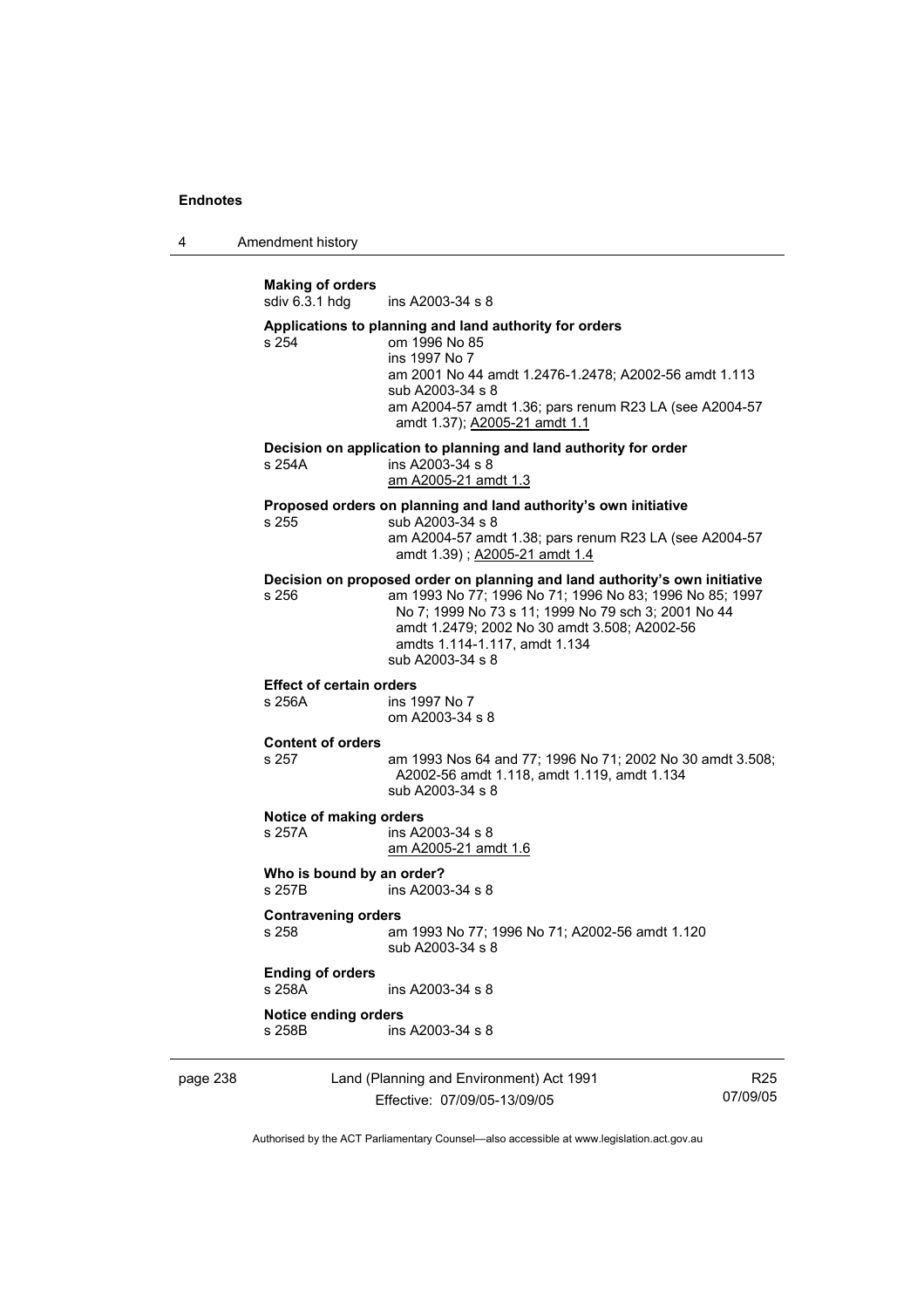**Making of orders**
sdiv 6.3.1 hdg ins A2003-34 s 8

**Applications to planning and land authority for orders**
s 254 om 1996 No 85
ins 1997 No 7
am 2001 No 44 amdt 1.2476-1.2478; A2002-56 amdt 1.113
sub A2003-34 s 8
am A2004-57 amdt 1.36; pars renum R23 LA (see A2004-57 amdt 1.37); A2005-21 amdt 1.1

**Decision on application to planning and land authority for order**
s 254A ins A2003-34 s 8
am A2005-21 amdt 1.3

**Proposed orders on planning and land authority's own initiative**
s 255 sub A2003-34 s 8
am A2004-57 amdt 1.38; pars renum R23 LA (see A2004-57 amdt 1.39) ; A2005-21 amdt 1.4

**Decision on proposed order on planning and land authority's own initiative**
s 256 am 1993 No 77; 1996 No 71; 1996 No 83; 1996 No 85; 1997 No 7; 1999 No 73 s 11; 1999 No 79 sch 3; 2001 No 44 amdt 1.2479; 2002 No 30 amdt 3.508; A2002-56 amdts 1.114-1.117, amdt 1.134
sub A2003-34 s 8

**Effect of certain orders**
s 256A ins 1997 No 7
om A2003-34 s 8

**Content of orders**
s 257 am 1993 Nos 64 and 77; 1996 No 71; 2002 No 30 amdt 3.508; A2002-56 amdt 1.118, amdt 1.119, amdt 1.134
sub A2003-34 s 8

**Notice of making orders**
s 257A ins A2003-34 s 8
am A2005-21 amdt 1.6

**Who is bound by an order?**
s 257B ins A2003-34 s 8

**Contravening orders**
s 258 am 1993 No 77; 1996 No 71; A2002-56 amdt 1.120
sub A2003-34 s 8

**Ending of orders**
s 258A ins A2003-34 s 8

**Notice ending orders**
s 258B ins A2003-34 s 8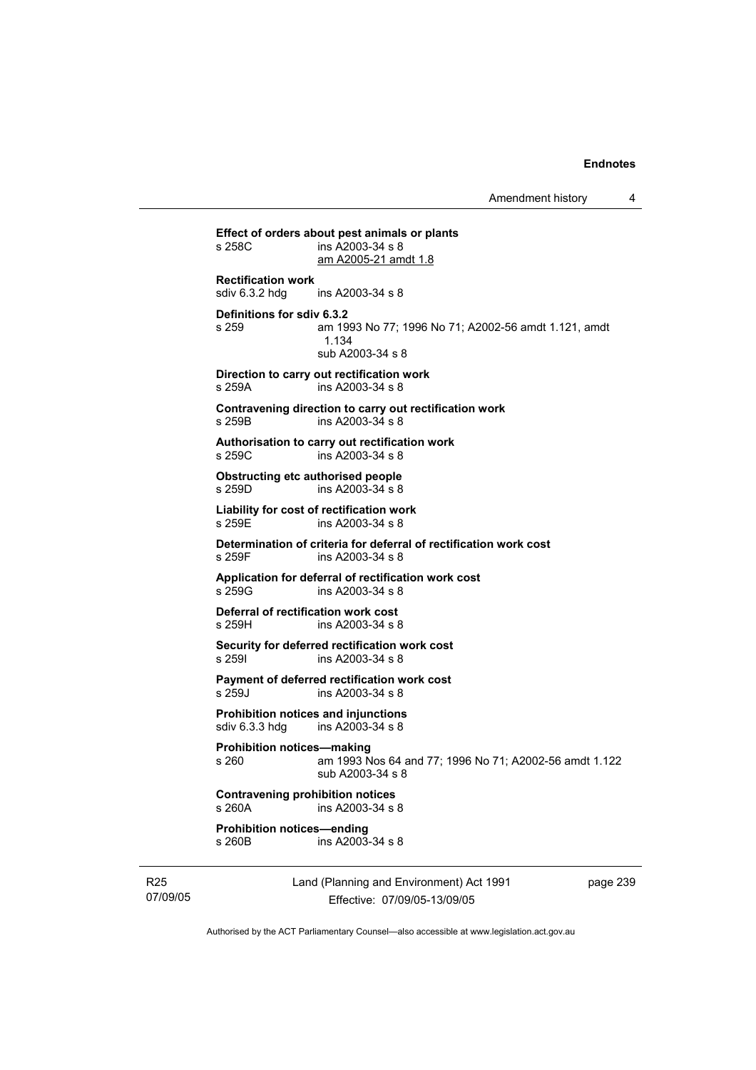**Effect of orders about pest animals or plants**
s 258C ins A2003-34 s 8
am A2005-21 amdt 1.8

**Rectification work**
sdiv 6.3.2 hdg ins A2003-34 s 8

**Definitions for sdiv 6.3.2**
s 259 am 1993 No 77; 1996 No 71; A2002-56 amdt 1.121, amdt 1.134
sub A2003-34 s 8

**Direction to carry out rectification work**
s 259A ins A2003-34 s 8

**Contravening direction to carry out rectification work**
s 259B ins A2003-34 s 8

**Authorisation to carry out rectification work**
s 259C ins A2003-34 s 8

**Obstructing etc authorised people**
s 259D ins A2003-34 s 8

**Liability for cost of rectification work**
s 259E ins A2003-34 s 8

**Determination of criteria for deferral of rectification work cost**
s 259F ins A2003-34 s 8

**Application for deferral of rectification work cost**
s 259G ins A2003-34 s 8

**Deferral of rectification work cost**
s 259H ins A2003-34 s 8

**Security for deferred rectification work cost**
s 259I ins A2003-34 s 8

**Payment of deferred rectification work cost**
s 259J ins A2003-34 s 8

**Prohibition notices and injunctions**
sdiv 6.3.3 hdg ins A2003-34 s 8

**Prohibition notices—making**
s 260 am 1993 Nos 64 and 77; 1996 No 71; A2002-56 amdt 1.122
sub A2003-34 s 8

**Contravening prohibition notices**
s 260A ins A2003-34 s 8

**Prohibition notices—ending**
s 260B ins A2003-34 s 8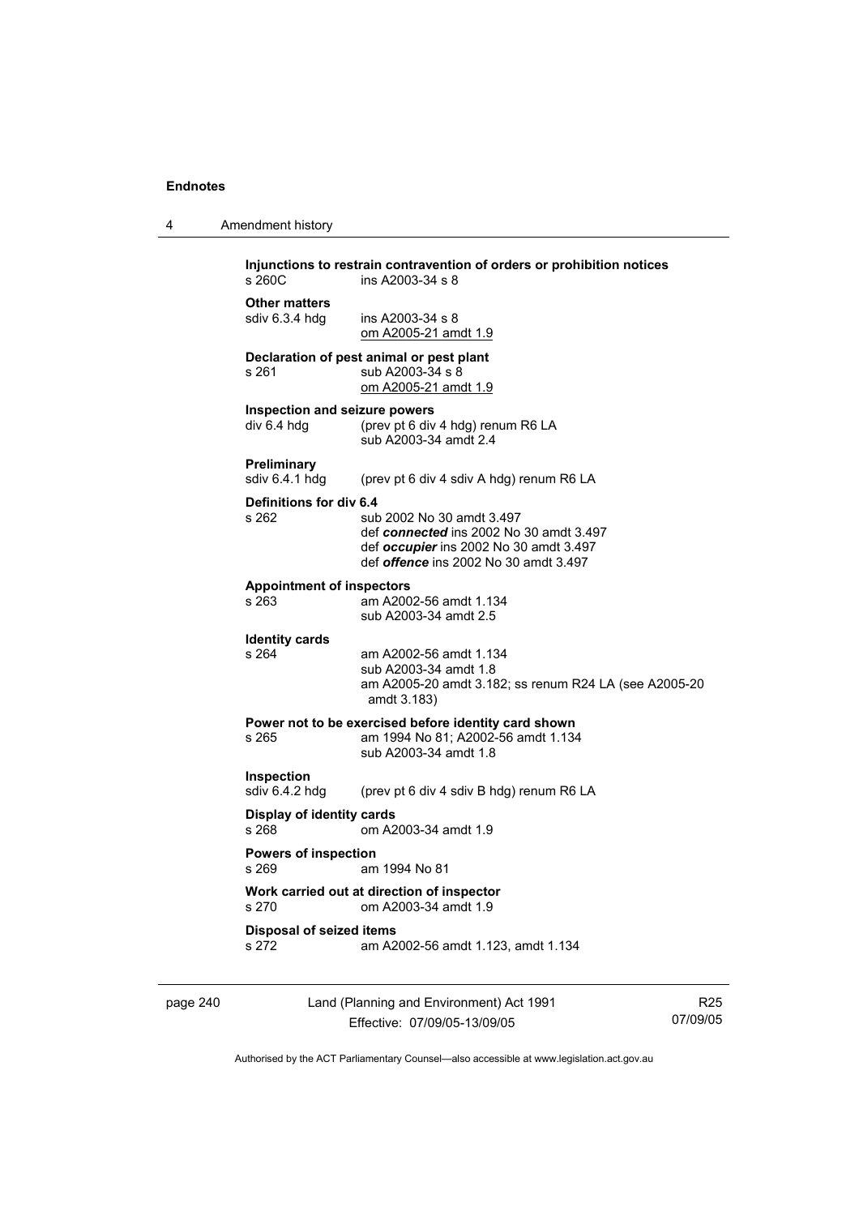**Injunctions to restrain contravention of orders or prohibition notices**
s 260C ins A2003-34 s 8

**Other matters**
sdiv 6.3.4 hdg ins A2003-34 s 8
om A2005-21 amdt 1.9

**Declaration of pest animal or pest plant**
s 261 sub A2003-34 s 8
om A2005-21 amdt 1.9

**Inspection and seizure powers**
div 6.4 hdg (prev pt 6 div 4 hdg) renum R6 LA
sub A2003-34 amdt 2.4

**Preliminary**
sdiv 6.4.1 hdg (prev pt 6 div 4 sdiv A hdg) renum R6 LA

**Definitions for div 6.4**
s 262 sub 2002 No 30 amdt 3.497
def ***connected*** ins 2002 No 30 amdt 3.497
def ***occupier*** ins 2002 No 30 amdt 3.497
def ***offence*** ins 2002 No 30 amdt 3.497

**Appointment of inspectors**
s 263 am A2002-56 amdt 1.134
sub A2003-34 amdt 2.5

**Identity cards**
s 264 am A2002-56 amdt 1.134
sub A2003-34 amdt 1.8
am A2005-20 amdt 3.182; ss renum R24 LA (see A2005-20 amdt 3.183)

**Power not to be exercised before identity card shown**
s 265 am 1994 No 81; A2002-56 amdt 1.134
sub A2003-34 amdt 1.8

**Inspection**
sdiv 6.4.2 hdg (prev pt 6 div 4 sdiv B hdg) renum R6 LA

**Display of identity cards**
s 268 om A2003-34 amdt 1.9

**Powers of inspection**
s 269 am 1994 No 81

**Work carried out at direction of inspector**
s 270 om A2003-34 amdt 1.9

**Disposal of seized items**
s 272 am A2002-56 amdt 1.123, amdt 1.134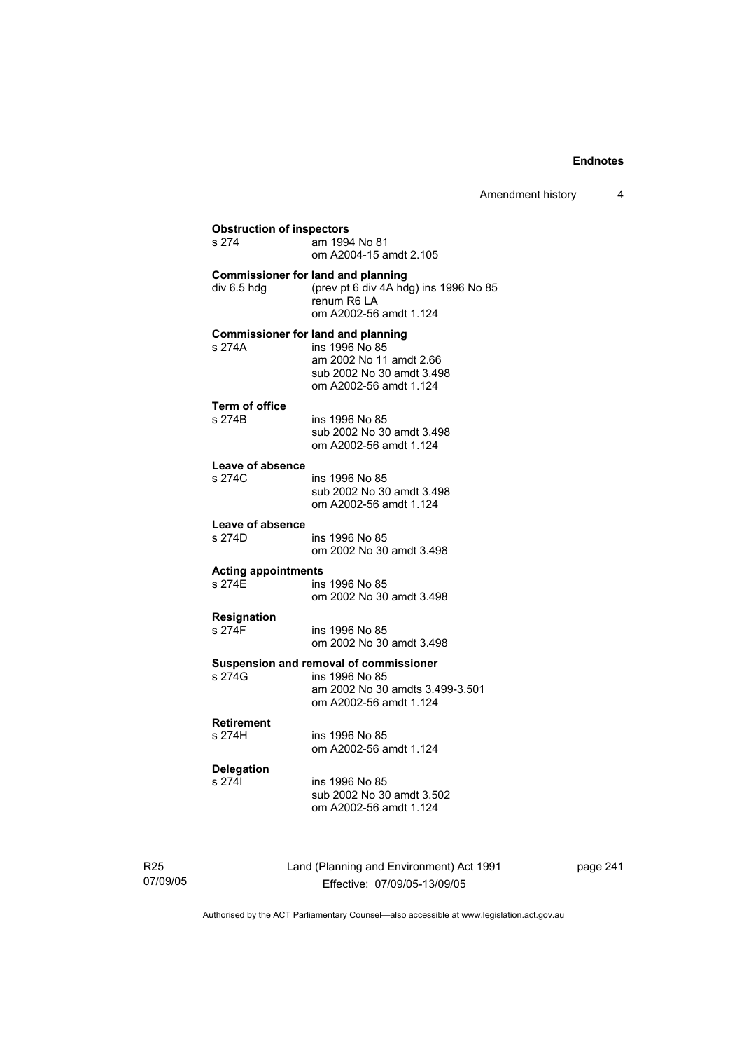**Obstruction of inspectors**
s 274 am 1994 No 81
om A2004-15 amdt 2.105

**Commissioner for land and planning**
div 6.5 hdg (prev pt 6 div 4A hdg) ins 1996 No 85
renum R6 LA
om A2002-56 amdt 1.124

**Commissioner for land and planning**
s 274A ins 1996 No 85
am 2002 No 11 amdt 2.66
sub 2002 No 30 amdt 3.498
om A2002-56 amdt 1.124

**Term of office**
s 274B ins 1996 No 85
sub 2002 No 30 amdt 3.498
om A2002-56 amdt 1.124

**Leave of absence**
s 274C ins 1996 No 85
sub 2002 No 30 amdt 3.498
om A2002-56 amdt 1.124

**Leave of absence**
s 274D ins 1996 No 85
om 2002 No 30 amdt 3.498

**Acting appointments**
s 274E ins 1996 No 85
om 2002 No 30 amdt 3.498

**Resignation**
s 274F ins 1996 No 85
om 2002 No 30 amdt 3.498

**Suspension and removal of commissioner**
s 274G ins 1996 No 85
am 2002 No 30 amdts 3.499-3.501
om A2002-56 amdt 1.124

**Retirement**
s 274H ins 1996 No 85
om A2002-56 amdt 1.124

**Delegation**
s 274I ins 1996 No 85
sub 2002 No 30 amdt 3.502
om A2002-56 amdt 1.124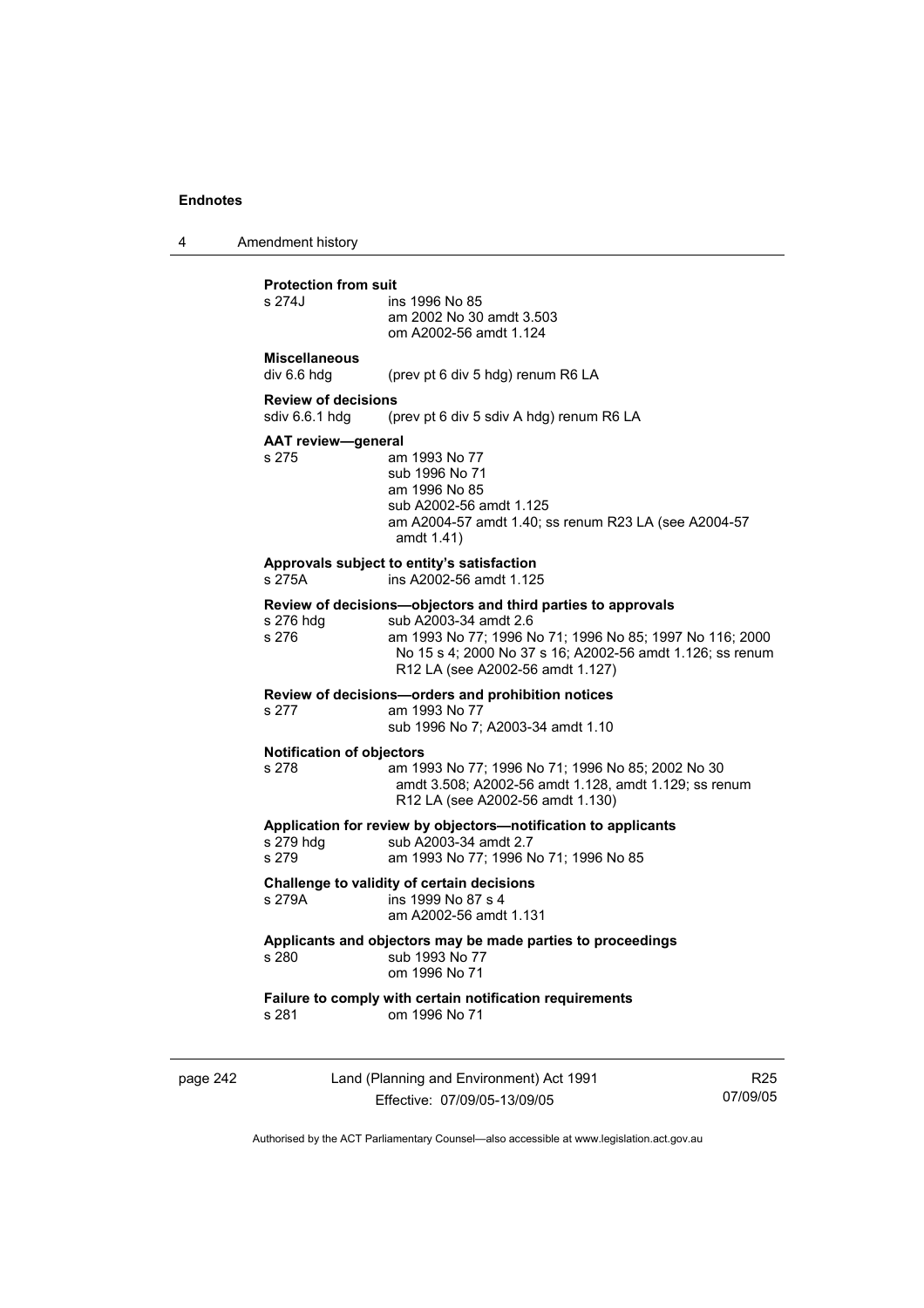**Protection from suit**

s 274J ins 1996 No 85
am 2002 No 30 amdt 3.503
om A2002-56 amdt 1.124

**Miscellaneous**

div 6.6 hdg (prev pt 6 div 5 hdg) renum R6 LA

**Review of decisions**

sdiv 6.6.1 hdg (prev pt 6 div 5 sdiv A hdg) renum R6 LA

**AAT review—general**

s 275 am 1993 No 77
sub 1996 No 71
am 1996 No 85
sub A2002-56 amdt 1.125
am A2004-57 amdt 1.40; ss renum R23 LA (see A2004-57 amdt 1.41)

**Approvals subject to entity's satisfaction**

s 275A ins A2002-56 amdt 1.125

**Review of decisions—objectors and third parties to approvals**

s 276 hdg sub A2003-34 amdt 2.6
s 276 am 1993 No 77; 1996 No 71; 1996 No 85; 1997 No 116; 2000 No 15 s 4; 2000 No 37 s 16; A2002-56 amdt 1.126; ss renum R12 LA (see A2002-56 amdt 1.127)

**Review of decisions—orders and prohibition notices**

s 277 am 1993 No 77
sub 1996 No 7; A2003-34 amdt 1.10

**Notification of objectors**

s 278 am 1993 No 77; 1996 No 71; 1996 No 85; 2002 No 30 amdt 3.508; A2002-56 amdt 1.128, amdt 1.129; ss renum R12 LA (see A2002-56 amdt 1.130)

**Application for review by objectors—notification to applicants**

s 279 hdg sub A2003-34 amdt 2.7
s 279 am 1993 No 77; 1996 No 71; 1996 No 85

**Challenge to validity of certain decisions**

s 279A ins 1999 No 87 s 4
am A2002-56 amdt 1.131

**Applicants and objectors may be made parties to proceedings**

s 280 sub 1993 No 77
om 1996 No 71

**Failure to comply with certain notification requirements**

s 281 om 1996 No 71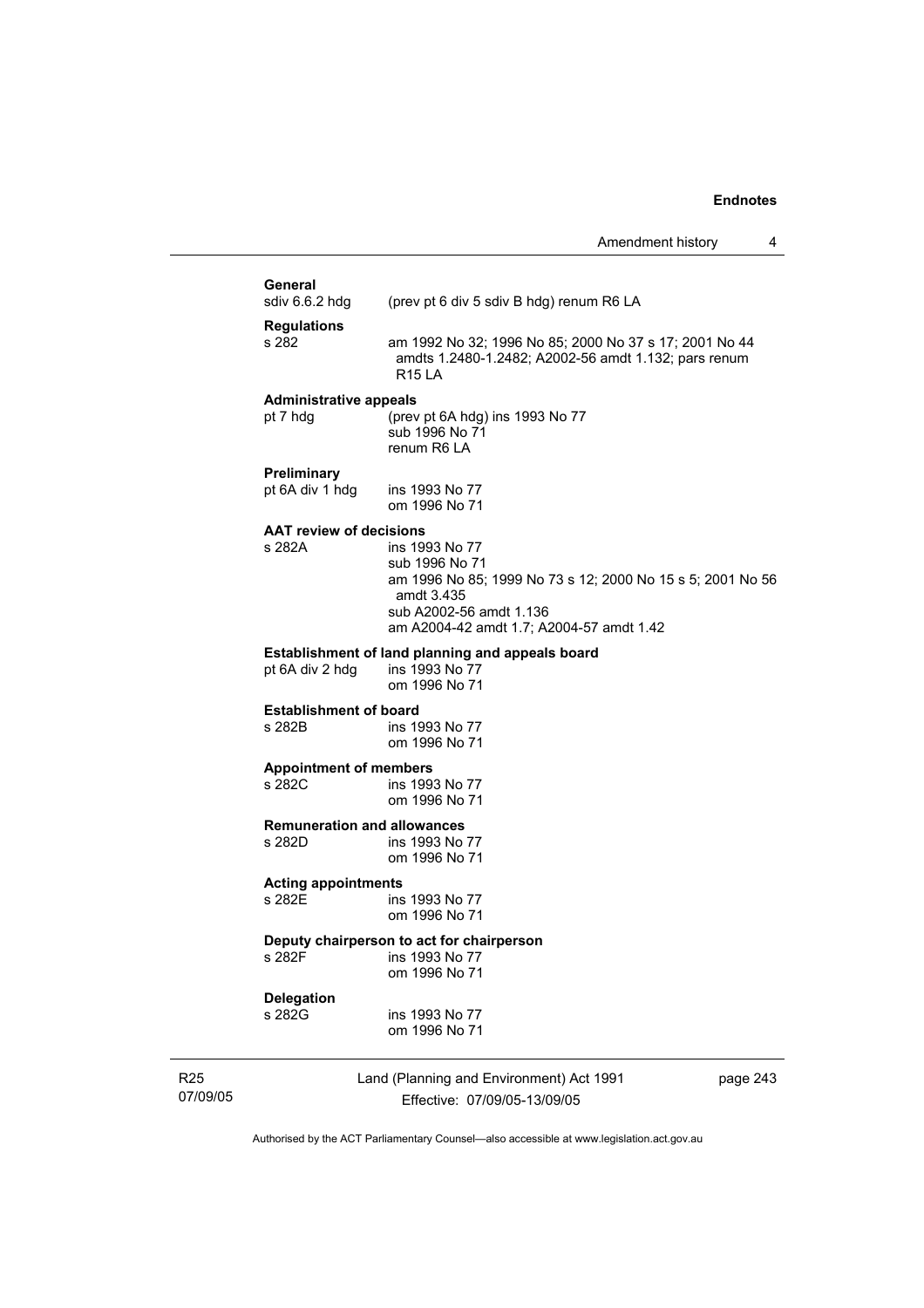**General**

sdiv 6.6.2 hdg (prev pt 6 div 5 sdiv B hdg) renum R6 LA

**Regulations**

s 282 am 1992 No 32; 1996 No 85; 2000 No 37 s 17; 2001 No 44 amdts 1.2480-1.2482; A2002-56 amdt 1.132; pars renum R15 LA

**Administrative appeals**

pt 7 hdg (prev pt 6A hdg) ins 1993 No 77
sub 1996 No 71
renum R6 LA

**Preliminary**

pt 6A div 1 hdg ins 1993 No 77
om 1996 No 71

**AAT review of decisions**

s 282A ins 1993 No 77
sub 1996 No 71
am 1996 No 85; 1999 No 73 s 12; 2000 No 15 s 5; 2001 No 56 amdt 3.435
sub A2002-56 amdt 1.136
am A2004-42 amdt 1.7; A2004-57 amdt 1.42

**Establishment of land planning and appeals board**

pt 6A div 2 hdg ins 1993 No 77
om 1996 No 71

**Establishment of board**

s 282B ins 1993 No 77
om 1996 No 71

**Appointment of members**

s 282C ins 1993 No 77
om 1996 No 71

**Remuneration and allowances**

s 282D ins 1993 No 77
om 1996 No 71

**Acting appointments**

s 282E ins 1993 No 77
om 1996 No 71

**Deputy chairperson to act for chairperson**

s 282F ins 1993 No 77
om 1996 No 71

**Delegation**

s 282G ins 1993 No 77
om 1996 No 71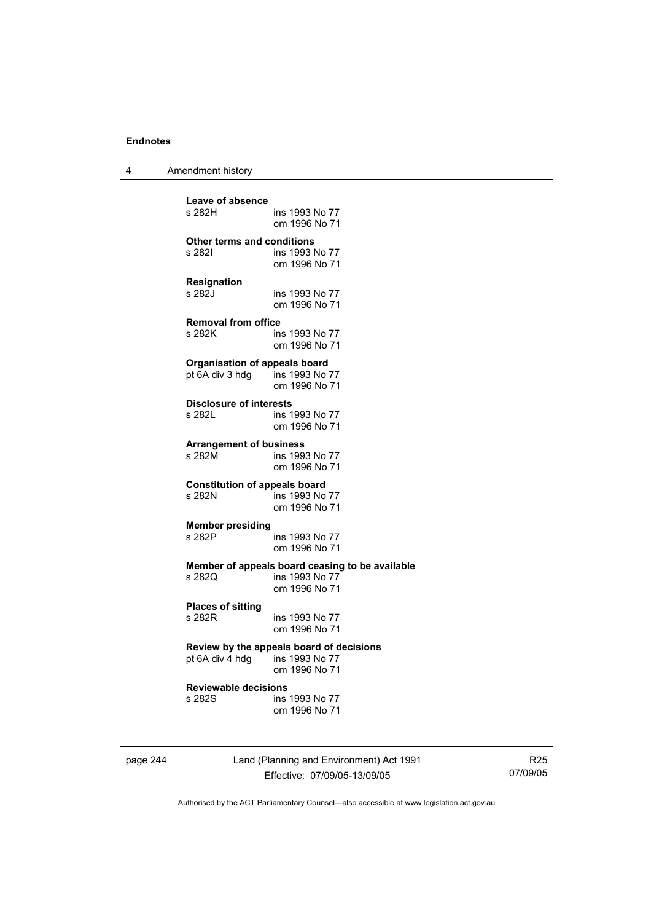**Leave of absence**
s 282H ins 1993 No 77
om 1996 No 71

**Other terms and conditions**
s 282I ins 1993 No 77
om 1996 No 71

**Resignation**
s 282J ins 1993 No 77
om 1996 No 71

**Removal from office**
s 282K ins 1993 No 77
om 1996 No 71

**Organisation of appeals board**
pt 6A div 3 hdg ins 1993 No 77
om 1996 No 71

**Disclosure of interests**
s 282L ins 1993 No 77
om 1996 No 71

**Arrangement of business**
s 282M ins 1993 No 77
om 1996 No 71

**Constitution of appeals board**
s 282N ins 1993 No 77
om 1996 No 71

**Member presiding**
s 282P ins 1993 No 77
om 1996 No 71

**Member of appeals board ceasing to be available**
s 282Q ins 1993 No 77
om 1996 No 71

**Places of sitting**
s 282R ins 1993 No 77
om 1996 No 71

**Review by the appeals board of decisions**
pt 6A div 4 hdg ins 1993 No 77
om 1996 No 71

**Reviewable decisions**
s 282S ins 1993 No 77
om 1996 No 71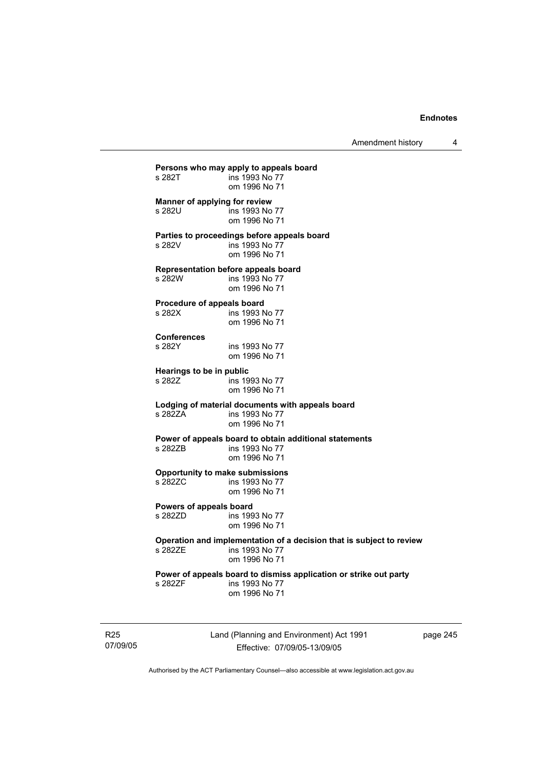**Persons who may apply to appeals board**

s 282T ins 1993 No 77
om 1996 No 71

**Manner of applying for review**

s 282U ins 1993 No 77
om 1996 No 71

**Parties to proceedings before appeals board**

s 282V ins 1993 No 77
om 1996 No 71

**Representation before appeals board**

s 282W ins 1993 No 77
om 1996 No 71

**Procedure of appeals board**

s 282X ins 1993 No 77
om 1996 No 71

**Conferences**

s 282Y ins 1993 No 77
om 1996 No 71

**Hearings to be in public**

s 282Z ins 1993 No 77
om 1996 No 71

**Lodging of material documents with appeals board**

s 282ZA ins 1993 No 77
om 1996 No 71

**Power of appeals board to obtain additional statements**

s 282ZB ins 1993 No 77
om 1996 No 71

**Opportunity to make submissions**

s 282ZC ins 1993 No 77
om 1996 No 71

**Powers of appeals board**

s 282ZD ins 1993 No 77
om 1996 No 71

**Operation and implementation of a decision that is subject to review**

s 282ZE ins 1993 No 77
om 1996 No 71

**Power of appeals board to dismiss application or strike out party**

s 282ZF ins 1993 No 77
om 1996 No 71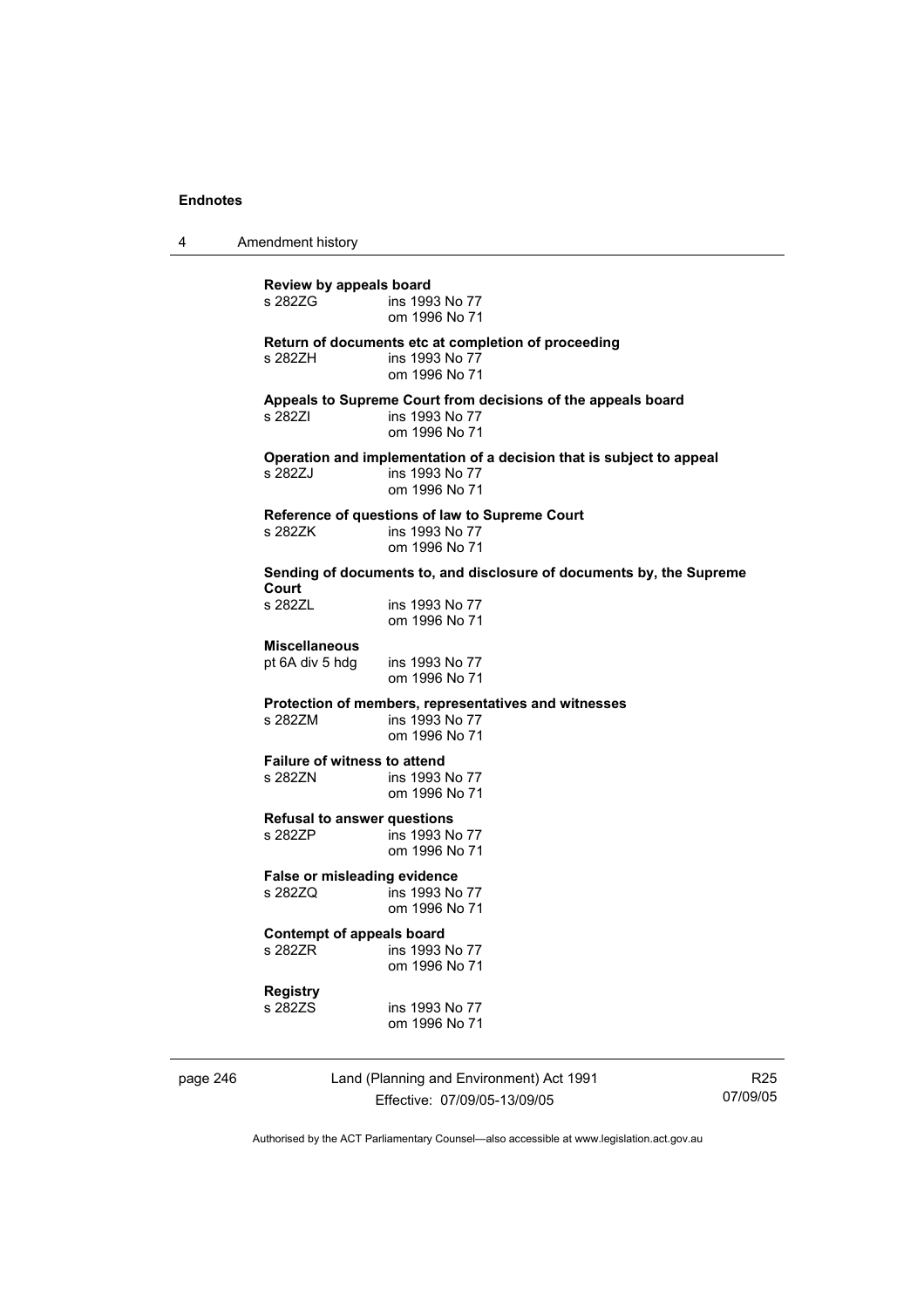**Review by appeals board**

s 282ZG ins 1993 No 77
om 1996 No 71

**Return of documents etc at completion of proceeding**

s 282ZH ins 1993 No 77
om 1996 No 71

**Appeals to Supreme Court from decisions of the appeals board**

s 282ZI ins 1993 No 77
om 1996 No 71

**Operation and implementation of a decision that is subject to appeal**

s 282ZJ ins 1993 No 77
om 1996 No 71

**Reference of questions of law to Supreme Court**

s 282ZK ins 1993 No 77
om 1996 No 71

**Sending of documents to, and disclosure of documents by, the Supreme Court**

s 282ZL ins 1993 No 77
om 1996 No 71

**Miscellaneous**

pt 6A div 5 hdg ins 1993 No 77
om 1996 No 71

**Protection of members, representatives and witnesses**

s 282ZM ins 1993 No 77
om 1996 No 71

**Failure of witness to attend**

s 282ZN ins 1993 No 77
om 1996 No 71

**Refusal to answer questions**

s 282ZP ins 1993 No 77
om 1996 No 71

**False or misleading evidence**

s 282ZQ ins 1993 No 77
om 1996 No 71

**Contempt of appeals board**

s 282ZR ins 1993 No 77
om 1996 No 71

**Registry**

s 282ZS ins 1993 No 77
om 1996 No 71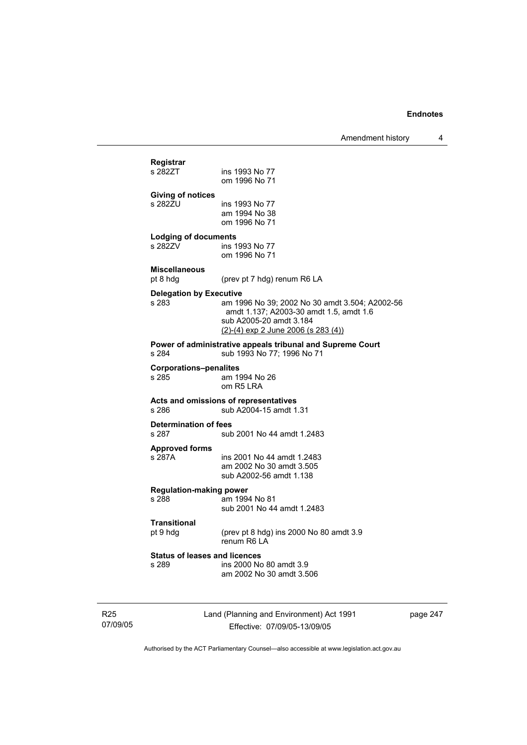**Registrar**

s 282ZT ins 1993 No 77
om 1996 No 71

**Giving of notices**

s 282ZU ins 1993 No 77
am 1994 No 38
om 1996 No 71

**Lodging of documents**

s 282ZV ins 1993 No 77
om 1996 No 71

**Miscellaneous**

pt 8 hdg (prev pt 7 hdg) renum R6 LA

**Delegation by Executive**

s 283 am 1996 No 39; 2002 No 30 amdt 3.504; A2002-56 amdt 1.137; A2003-30 amdt 1.5, amdt 1.6
sub A2005-20 amdt 3.184
(2)-(4) exp 2 June 2006 (s 283 (4))

**Power of administrative appeals tribunal and Supreme Court**

s 284 sub 1993 No 77; 1996 No 71

**Corporations–penalites**

s 285 am 1994 No 26
om R5 LRA

**Acts and omissions of representatives**

s 286 sub A2004-15 amdt 1.31

**Determination of fees**

s 287 sub 2001 No 44 amdt 1.2483

**Approved forms**

s 287A ins 2001 No 44 amdt 1.2483
am 2002 No 30 amdt 3.505
sub A2002-56 amdt 1.138

**Regulation-making power**

s 288 am 1994 No 81
sub 2001 No 44 amdt 1.2483

**Transitional**

pt 9 hdg (prev pt 8 hdg) ins 2000 No 80 amdt 3.9
renum R6 LA

**Status of leases and licences**

s 289 ins 2000 No 80 amdt 3.9
am 2002 No 30 amdt 3.506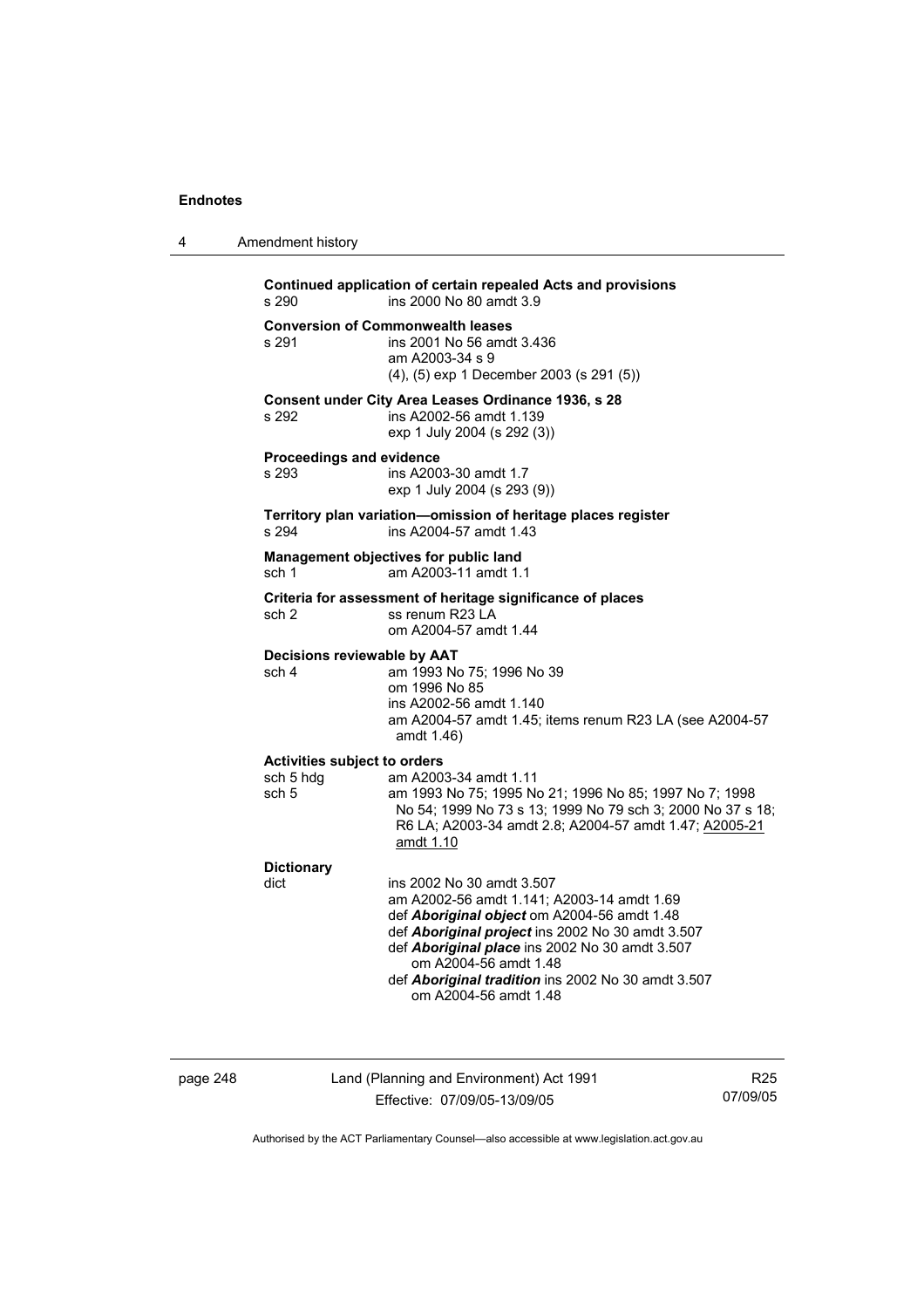**Continued application of certain repealed Acts and provisions**

s 290 ins 2000 No 80 amdt 3.9

**Conversion of Commonwealth leases**

s 291 ins 2001 No 56 amdt 3.436
am A2003-34 s 9
(4), (5) exp 1 December 2003 (s 291 (5))

**Consent under City Area Leases Ordinance 1936, s 28**

s 292 ins A2002-56 amdt 1.139
exp 1 July 2004 (s 292 (3))

**Proceedings and evidence**

s 293 ins A2003-30 amdt 1.7
exp 1 July 2004 (s 293 (9))

**Territory plan variation—omission of heritage places register**

s 294 ins A2004-57 amdt 1.43

**Management objectives for public land**

sch 1 am A2003-11 amdt 1.1

**Criteria for assessment of heritage significance of places**

sch 2 ss renum R23 LA
om A2004-57 amdt 1.44

**Decisions reviewable by AAT**

sch 4 am 1993 No 75; 1996 No 39
om 1996 No 85
ins A2002-56 amdt 1.140
am A2004-57 amdt 1.45; items renum R23 LA (see A2004-57 amdt 1.46)

**Activities subject to orders**

sch 5 hdg am A2003-34 amdt 1.11

sch 5 am 1993 No 75; 1995 No 21; 1996 No 85; 1997 No 7; 1998 No 54; 1999 No 73 s 13; 1999 No 79 sch 3; 2000 No 37 s 18; R6 LA; A2003-34 amdt 2.8; A2004-57 amdt 1.47; A2005-21 amdt 1.10

**Dictionary**

dict ins 2002 No 30 amdt 3.507
am A2002-56 amdt 1.141; A2003-14 amdt 1.69
def ***Aboriginal object*** om A2004-56 amdt 1.48
def ***Aboriginal project*** ins 2002 No 30 amdt 3.507
def ***Aboriginal place*** ins 2002 No 30 amdt 3.507
om A2004-56 amdt 1.48
def ***Aboriginal tradition*** ins 2002 No 30 amdt 3.507
om A2004-56 amdt 1.48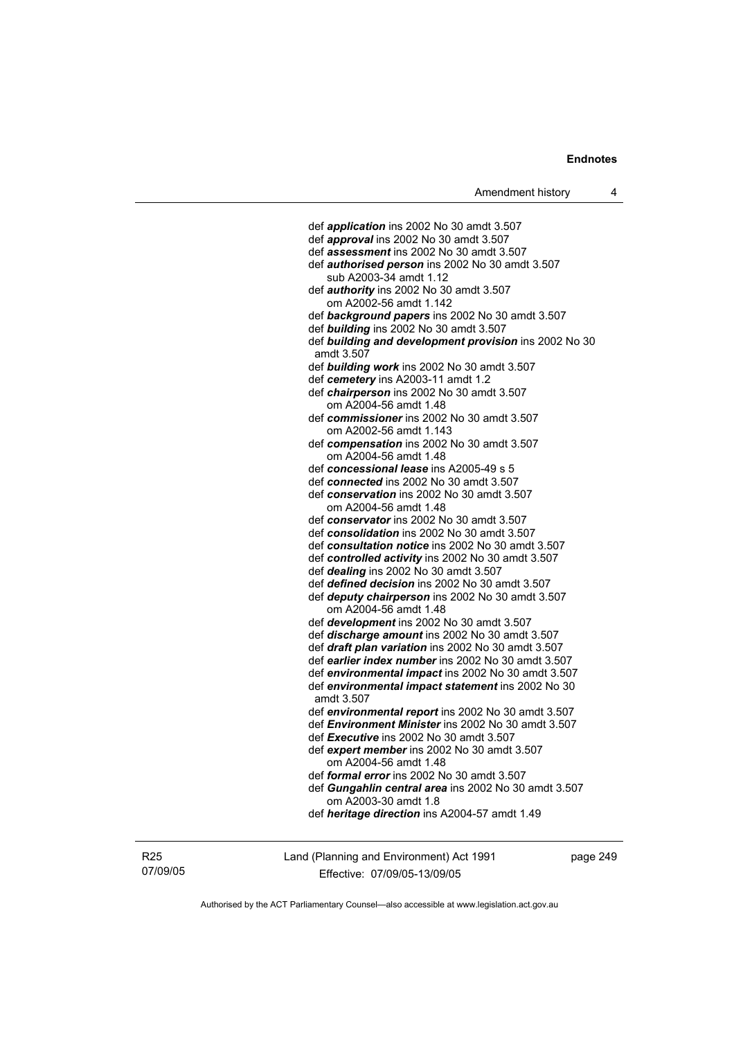def ***application*** ins 2002 No 30 amdt 3.507
def ***approval*** ins 2002 No 30 amdt 3.507
def ***assessment*** ins 2002 No 30 amdt 3.507
def ***authorised person*** ins 2002 No 30 amdt 3.507
    sub A2003-34 amdt 1.12
def ***authority*** ins 2002 No 30 amdt 3.507
    om A2002-56 amdt 1.142
def ***background papers*** ins 2002 No 30 amdt 3.507
def ***building*** ins 2002 No 30 amdt 3.507
def ***building and development provision*** ins 2002 No 30 amdt 3.507
def ***building work*** ins 2002 No 30 amdt 3.507
def ***cemetery*** ins A2003-11 amdt 1.2
def ***chairperson*** ins 2002 No 30 amdt 3.507
    om A2004-56 amdt 1.48
def ***commissioner*** ins 2002 No 30 amdt 3.507
    om A2002-56 amdt 1.143
def ***compensation*** ins 2002 No 30 amdt 3.507
    om A2004-56 amdt 1.48
def ***concessional lease*** ins A2005-49 s 5
def ***connected*** ins 2002 No 30 amdt 3.507
def ***conservation*** ins 2002 No 30 amdt 3.507
    om A2004-56 amdt 1.48
def ***conservator*** ins 2002 No 30 amdt 3.507
def ***consolidation*** ins 2002 No 30 amdt 3.507
def ***consultation notice*** ins 2002 No 30 amdt 3.507
def ***controlled activity*** ins 2002 No 30 amdt 3.507
def ***dealing*** ins 2002 No 30 amdt 3.507
def ***defined decision*** ins 2002 No 30 amdt 3.507
def ***deputy chairperson*** ins 2002 No 30 amdt 3.507
    om A2004-56 amdt 1.48
def ***development*** ins 2002 No 30 amdt 3.507
def ***discharge amount*** ins 2002 No 30 amdt 3.507
def ***draft plan variation*** ins 2002 No 30 amdt 3.507
def ***earlier index number*** ins 2002 No 30 amdt 3.507
def ***environmental impact*** ins 2002 No 30 amdt 3.507
def ***environmental impact statement*** ins 2002 No 30 amdt 3.507
def ***environmental report*** ins 2002 No 30 amdt 3.507
def ***Environment Minister*** ins 2002 No 30 amdt 3.507
def ***Executive*** ins 2002 No 30 amdt 3.507
def ***expert member*** ins 2002 No 30 amdt 3.507
    om A2004-56 amdt 1.48
def ***formal error*** ins 2002 No 30 amdt 3.507
def ***Gungahlin central area*** ins 2002 No 30 amdt 3.507
    om A2003-30 amdt 1.8
def ***heritage direction*** ins A2004-57 amdt 1.49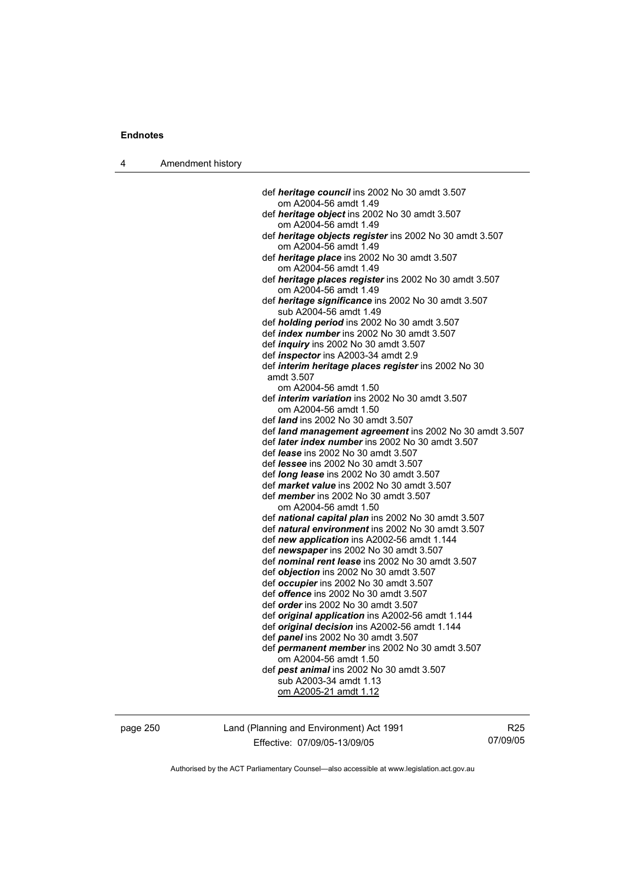def ***heritage council*** ins 2002 No 30 amdt 3.507
om A2004-56 amdt 1.49

def ***heritage object*** ins 2002 No 30 amdt 3.507
om A2004-56 amdt 1.49

def ***heritage objects register*** ins 2002 No 30 amdt 3.507
om A2004-56 amdt 1.49

def ***heritage place*** ins 2002 No 30 amdt 3.507
om A2004-56 amdt 1.49

def ***heritage places register*** ins 2002 No 30 amdt 3.507
om A2004-56 amdt 1.49

def ***heritage significance*** ins 2002 No 30 amdt 3.507
sub A2004-56 amdt 1.49

def ***holding period*** ins 2002 No 30 amdt 3.507

def ***index number*** ins 2002 No 30 amdt 3.507

def ***inquiry*** ins 2002 No 30 amdt 3.507

def ***inspector*** ins A2003-34 amdt 2.9

def ***interim heritage places register*** ins 2002 No 30 amdt 3.507
om A2004-56 amdt 1.50

def ***interim variation*** ins 2002 No 30 amdt 3.507
om A2004-56 amdt 1.50

def ***land*** ins 2002 No 30 amdt 3.507

def ***land management agreement*** ins 2002 No 30 amdt 3.507

def ***later index number*** ins 2002 No 30 amdt 3.507

def ***lease*** ins 2002 No 30 amdt 3.507

def ***lessee*** ins 2002 No 30 amdt 3.507

def ***long lease*** ins 2002 No 30 amdt 3.507

def ***market value*** ins 2002 No 30 amdt 3.507

def ***member*** ins 2002 No 30 amdt 3.507
om A2004-56 amdt 1.50

def ***national capital plan*** ins 2002 No 30 amdt 3.507

def ***natural environment*** ins 2002 No 30 amdt 3.507

def ***new application*** ins A2002-56 amdt 1.144

def ***newspaper*** ins 2002 No 30 amdt 3.507

def ***nominal rent lease*** ins 2002 No 30 amdt 3.507

def ***objection*** ins 2002 No 30 amdt 3.507

def ***occupier*** ins 2002 No 30 amdt 3.507

def ***offence*** ins 2002 No 30 amdt 3.507

def ***order*** ins 2002 No 30 amdt 3.507

def ***original application*** ins A2002-56 amdt 1.144

def ***original decision*** ins A2002-56 amdt 1.144

def ***panel*** ins 2002 No 30 amdt 3.507

def ***permanent member*** ins 2002 No 30 amdt 3.507
om A2004-56 amdt 1.50

def ***pest animal*** ins 2002 No 30 amdt 3.507
sub A2003-34 amdt 1.13
om A2005-21 amdt 1.12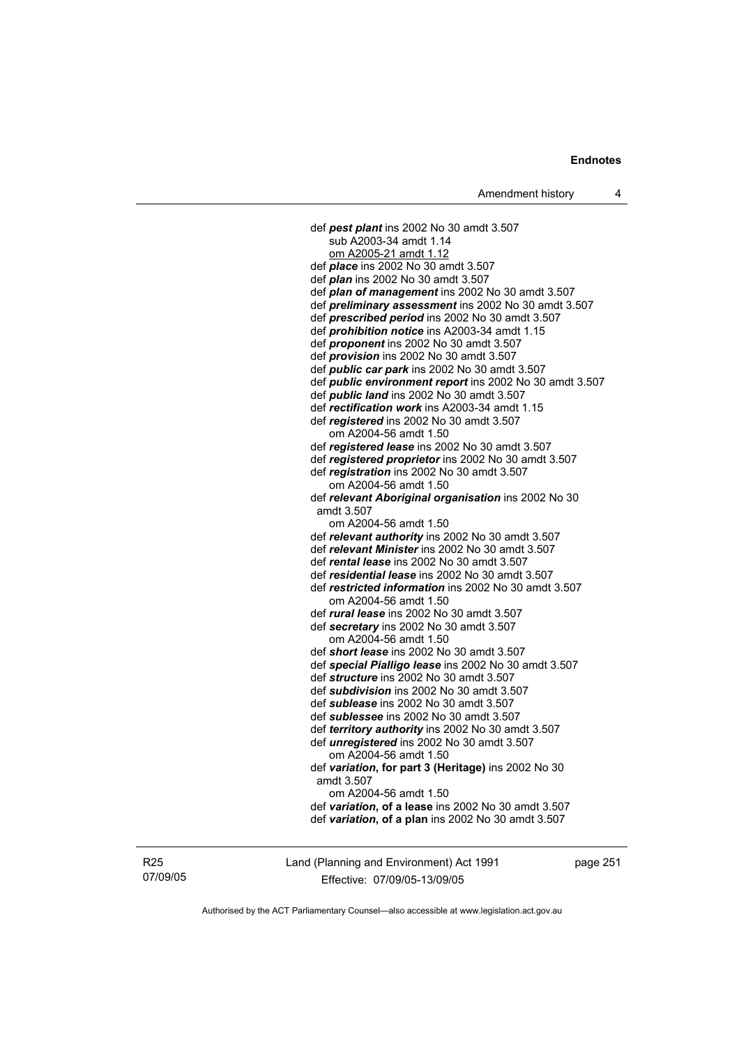def ***pest plant*** ins 2002 No 30 amdt 3.507
sub A2003-34 amdt 1.14
om A2005-21 amdt 1.12
def ***place*** ins 2002 No 30 amdt 3.507
def ***plan*** ins 2002 No 30 amdt 3.507
def ***plan of management*** ins 2002 No 30 amdt 3.507
def ***preliminary assessment*** ins 2002 No 30 amdt 3.507
def ***prescribed period*** ins 2002 No 30 amdt 3.507
def ***prohibition notice*** ins A2003-34 amdt 1.15
def ***proponent*** ins 2002 No 30 amdt 3.507
def ***provision*** ins 2002 No 30 amdt 3.507
def ***public car park*** ins 2002 No 30 amdt 3.507
def ***public environment report*** ins 2002 No 30 amdt 3.507
def ***public land*** ins 2002 No 30 amdt 3.507
def ***rectification work*** ins A2003-34 amdt 1.15
def ***registered*** ins 2002 No 30 amdt 3.507
om A2004-56 amdt 1.50
def ***registered lease*** ins 2002 No 30 amdt 3.507
def ***registered proprietor*** ins 2002 No 30 amdt 3.507
def ***registration*** ins 2002 No 30 amdt 3.507
om A2004-56 amdt 1.50
def ***relevant Aboriginal organisation*** ins 2002 No 30 amdt 3.507
om A2004-56 amdt 1.50
def ***relevant authority*** ins 2002 No 30 amdt 3.507
def ***relevant Minister*** ins 2002 No 30 amdt 3.507
def ***rental lease*** ins 2002 No 30 amdt 3.507
def ***residential lease*** ins 2002 No 30 amdt 3.507
def ***restricted information*** ins 2002 No 30 amdt 3.507
om A2004-56 amdt 1.50
def ***rural lease*** ins 2002 No 30 amdt 3.507
def ***secretary*** ins 2002 No 30 amdt 3.507
om A2004-56 amdt 1.50
def ***short lease*** ins 2002 No 30 amdt 3.507
def ***special Pialligo lease*** ins 2002 No 30 amdt 3.507
def ***structure*** ins 2002 No 30 amdt 3.507
def ***subdivision*** ins 2002 No 30 amdt 3.507
def ***sublease*** ins 2002 No 30 amdt 3.507
def ***sublessee*** ins 2002 No 30 amdt 3.507
def ***territory authority*** ins 2002 No 30 amdt 3.507
def ***unregistered*** ins 2002 No 30 amdt 3.507
om A2004-56 amdt 1.50
def ***variation*****, for part 3 (Heritage)** ins 2002 No 30 amdt 3.507
om A2004-56 amdt 1.50
def ***variation*****, of a lease** ins 2002 No 30 amdt 3.507
def ***variation*****, of a plan** ins 2002 No 30 amdt 3.507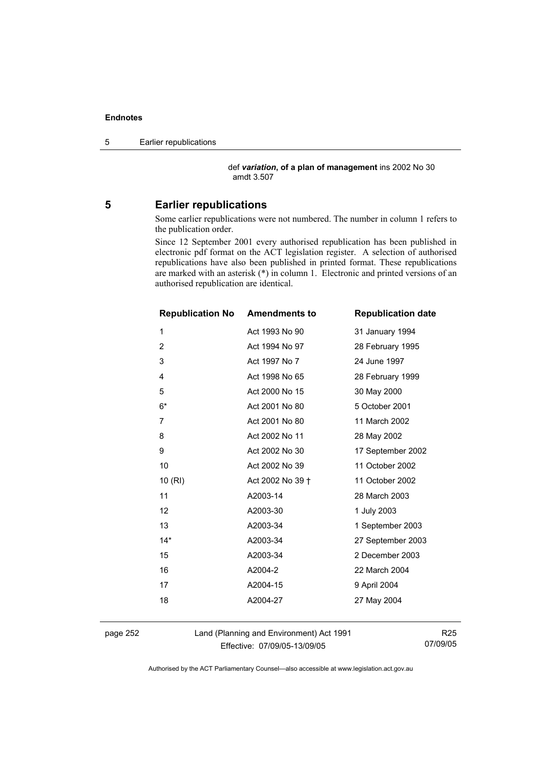def ***variation*****, of a plan of management** ins 2002 No 30 amdt 3.507

## 5 Earlier republications

Some earlier republications were not numbered. The number in column 1 refers to the publication order.

Since 12 September 2001 every authorised republication has been published in electronic pdf format on the ACT legislation register. A selection of authorised republications have also been published in printed format. These republications are marked with an asterisk (*) in column 1. Electronic and printed versions of an authorised republication are identical.

| Republication No | Amendments to | Republication date |
|---|---|---|
| 1 | Act 1993 No 90 | 31 January 1994 |
| 2 | Act 1994 No 97 | 28 February 1995 |
| 3 | Act 1997 No 7 | 24 June 1997 |
| 4 | Act 1998 No 65 | 28 February 1999 |
| 5 | Act 2000 No 15 | 30 May 2000 |
| 6* | Act 2001 No 80 | 5 October 2001 |
| 7 | Act 2001 No 80 | 11 March 2002 |
| 8 | Act 2002 No 11 | 28 May 2002 |
| 9 | Act 2002 No 30 | 17 September 2002 |
| 10 | Act 2002 No 39 | 11 October 2002 |
| 10 (RI) | Act 2002 No 39 † | 11 October 2002 |
| 11 | A2003-14 | 28 March 2003 |
| 12 | A2003-30 | 1 July 2003 |
| 13 | A2003-34 | 1 September 2003 |
| 14* | A2003-34 | 27 September 2003 |
| 15 | A2003-34 | 2 December 2003 |
| 16 | A2004-2 | 22 March 2004 |
| 17 | A2004-15 | 9 April 2004 |
| 18 | A2004-27 | 27 May 2004 |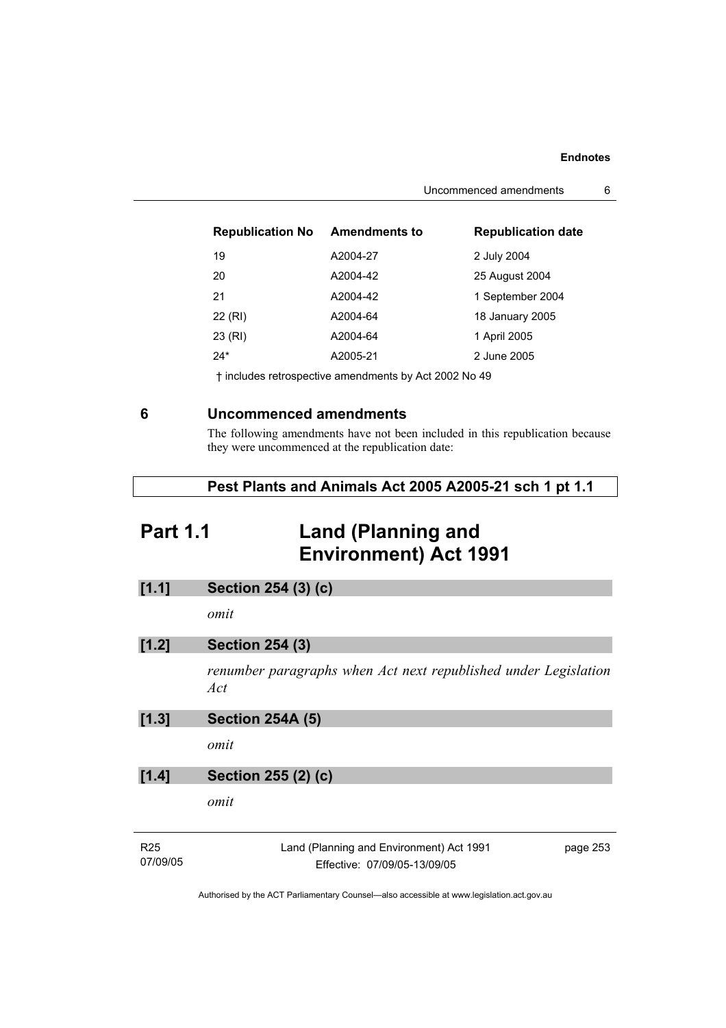| Republication No | Amendments to | Republication date |
| --- | --- | --- |
| 19 | A2004-27 | 2 July 2004 |
| 20 | A2004-42 | 25 August 2004 |
| 21 | A2004-42 | 1 September 2004 |
| 22 (RI) | A2004-64 | 18 January 2005 |
| 23 (RI) | A2004-64 | 1 April 2005 |
| 24* | A2005-21 | 2 June 2005 |

† includes retrospective amendments by Act 2002 No 49

## 6 Uncommenced amendments

The following amendments have not been included in this republication because they were uncommenced at the republication date:

**Pest Plants and Animals Act 2005 A2005-21 sch 1 pt 1.1**

# Part 1.1 Land (Planning and Environment) Act 1991

**[1.1] Section 254 (3) (c)**

*omit*

**[1.2] Section 254 (3)**

*renumber paragraphs when Act next republished under Legislation Act*

**[1.3] Section 254A (5)**

*omit*

**[1.4] Section 255 (2) (c)**

*omit*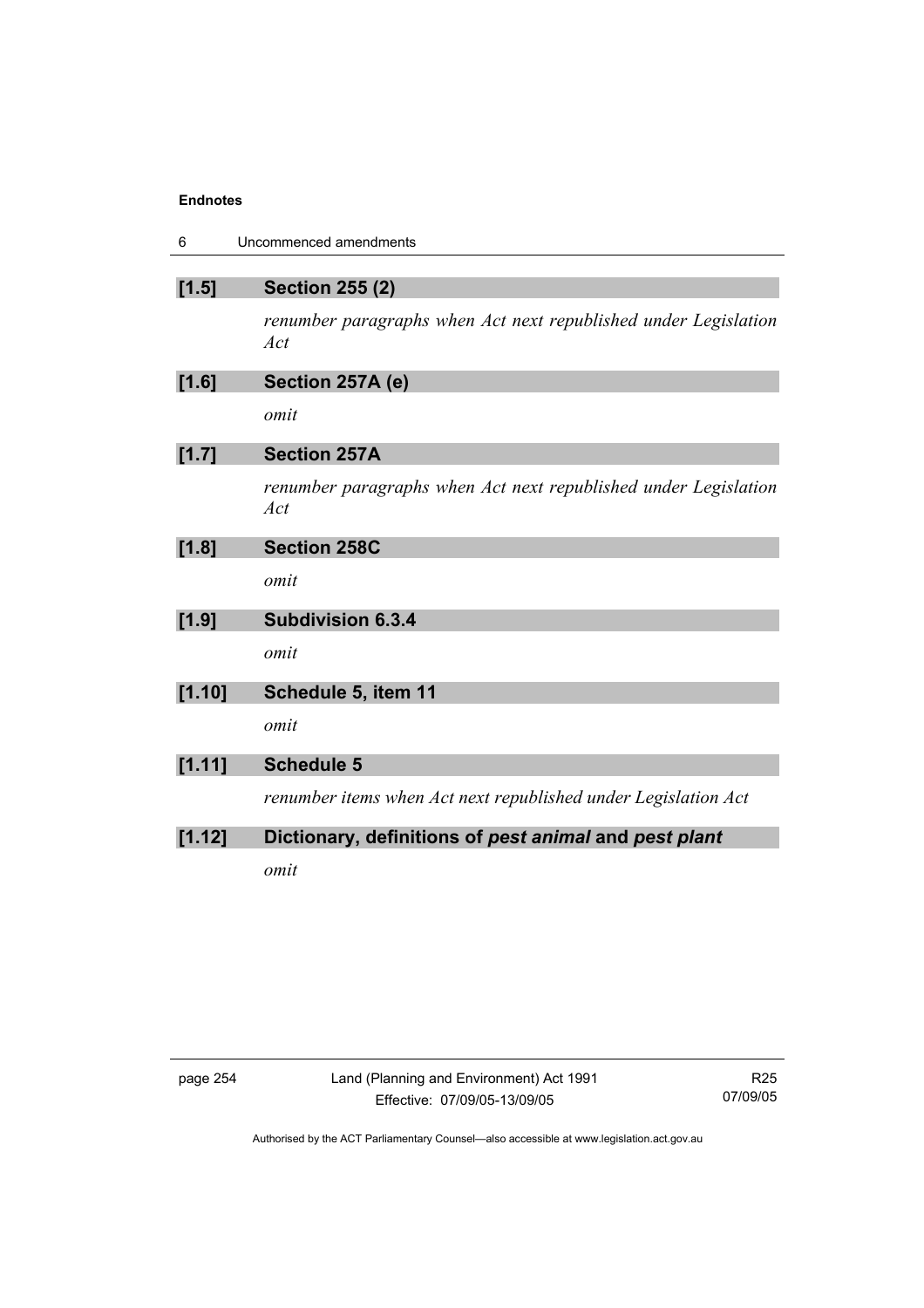**[1.5] Section 255 (2)**

*renumber paragraphs when Act next republished under Legislation Act*

**[1.6] Section 257A (e)**

*omit*

**[1.7] Section 257A**

*renumber paragraphs when Act next republished under Legislation Act*

**[1.8] Section 258C**

*omit*

**[1.9] Subdivision 6.3.4**

*omit*

**[1.10] Schedule 5, item 11**

*omit*

**[1.11] Schedule 5**

*renumber items when Act next republished under Legislation Act*

**[1.12] Dictionary, definitions of *pest animal* and *pest plant***

*omit*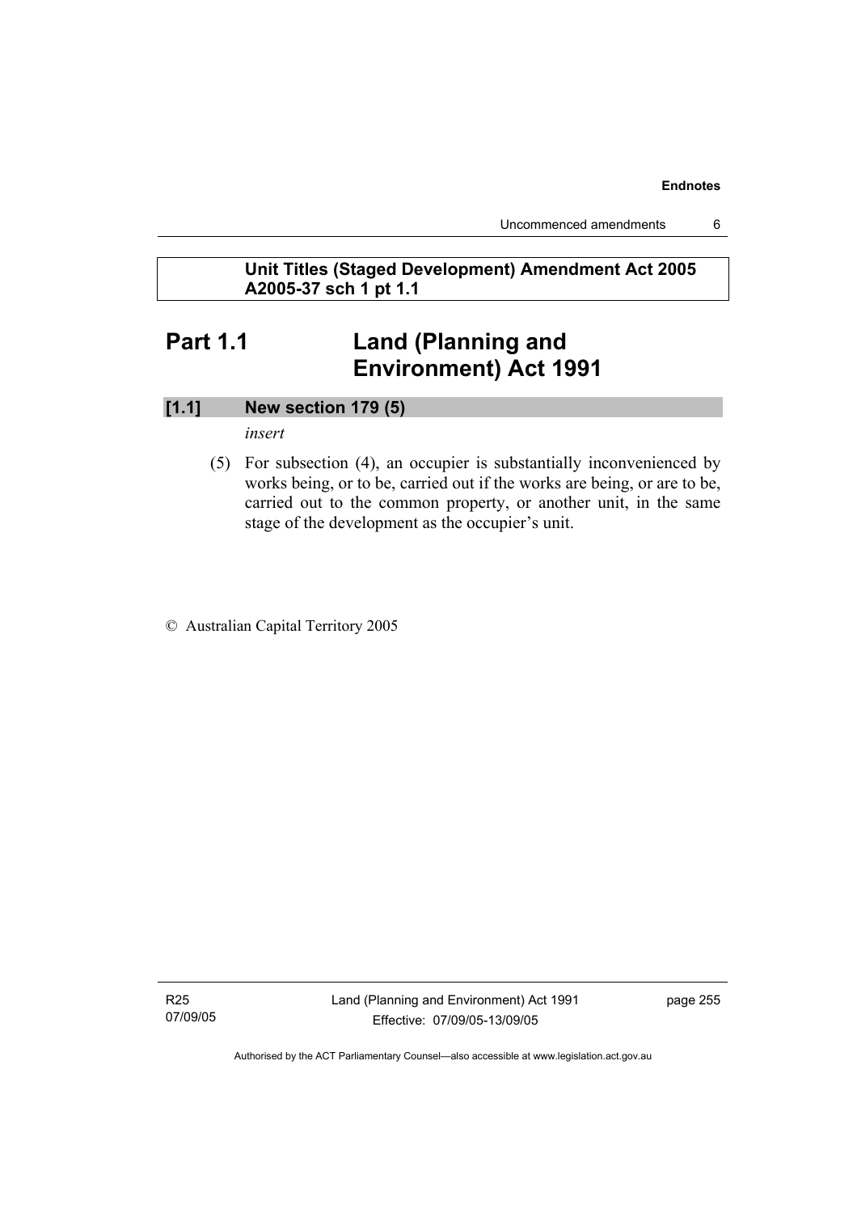**Unit Titles (Staged Development) Amendment Act 2005 A2005-37 sch 1 pt 1.1**

# Part 1.1 Land (Planning and Environment) Act 1991

## [1.1] New section 179 (5)

*insert*

(5) For subsection (4), an occupier is substantially inconvenienced by works being, or to be, carried out if the works are being, or are to be, carried out to the common property, or another unit, in the same stage of the development as the occupier's unit.

© Australian Capital Territory 2005